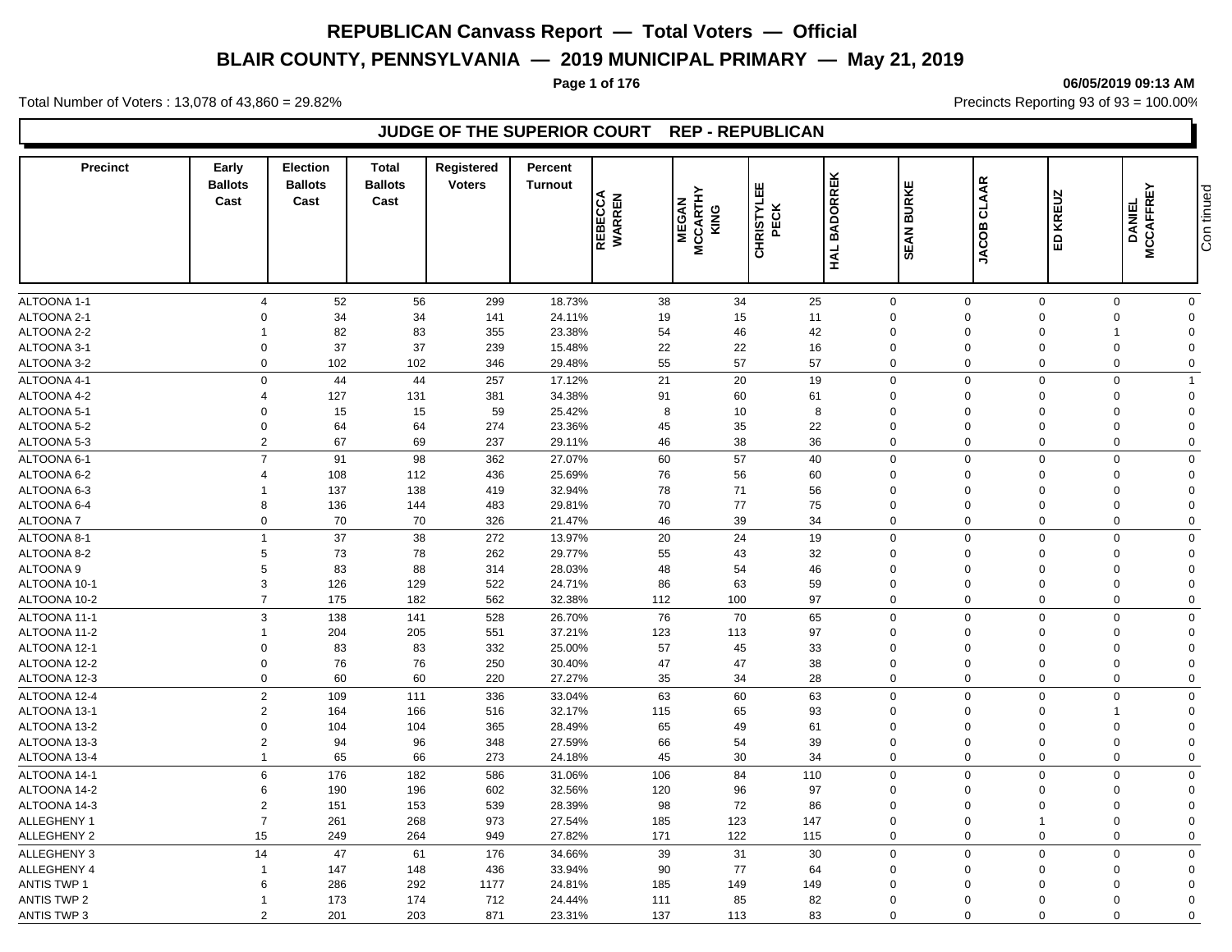# REPUBLICAN Canvass Report — Total Voters — Official

## BLAIR COUNTY, PENNSYLVANIA — 2019 MUNICIPAL PRIMARY — May 21, 2019

06/05/2019 09:13 AM

Total Number of Voters : 13,078 of 43,860 = 29.82%

Precincts Reporting 93 of 93 = 100.00%

### JUDGE OF THE SUPERIOR COURT REP - REPUBLICAN

| Precinct | Early Ballots Cast | Election Ballots Cast | Total Ballots Cast | Registered Voters | Percent Turnout | REBECCA WARREN | MEGAN MCCARTHY KING | CHRISTYLEE PECK | HAL BADORREK | SEAN BURKE | JACOB CLAAR | ED KREUZ | DANIEL MCCAFFREY | Continued |
|---|---|---|---|---|---|---|---|---|---|---|---|---|---|---|
| ALTOONA 1-1 | 4 | 52 | 56 | 299 | 18.73% | 38 | 34 | 25 | 0 | 0 | 0 | 0 | 0 | |
| ALTOONA 2-1 | 0 | 34 | 34 | 141 | 24.11% | 19 | 15 | 11 | 0 | 0 | 0 | 0 | 0 | |
| ALTOONA 2-2 | 1 | 82 | 83 | 355 | 23.38% | 54 | 46 | 42 | 0 | 0 | 0 | 1 | 0 | |
| ALTOONA 3-1 | 0 | 37 | 37 | 239 | 15.48% | 22 | 22 | 16 | 0 | 0 | 0 | 0 | 0 | |
| ALTOONA 3-2 | 0 | 102 | 102 | 346 | 29.48% | 55 | 57 | 57 | 0 | 0 | 0 | 0 | 0 | |
| ALTOONA 4-1 | 0 | 44 | 44 | 257 | 17.12% | 21 | 20 | 19 | 0 | 0 | 0 | 0 | 1 | |
| ALTOONA 4-2 | 4 | 127 | 131 | 381 | 34.38% | 91 | 60 | 61 | 0 | 0 | 0 | 0 | 0 | |
| ALTOONA 5-1 | 0 | 15 | 15 | 59 | 25.42% | 8 | 10 | 8 | 0 | 0 | 0 | 0 | 0 | |
| ALTOONA 5-2 | 0 | 64 | 64 | 274 | 23.36% | 45 | 35 | 22 | 0 | 0 | 0 | 0 | 0 | |
| ALTOONA 5-3 | 2 | 67 | 69 | 237 | 29.11% | 46 | 38 | 36 | 0 | 0 | 0 | 0 | 0 | |
| ALTOONA 6-1 | 7 | 91 | 98 | 362 | 27.07% | 60 | 57 | 40 | 0 | 0 | 0 | 0 | 0 | |
| ALTOONA 6-2 | 4 | 108 | 112 | 436 | 25.69% | 76 | 56 | 60 | 0 | 0 | 0 | 0 | 0 | |
| ALTOONA 6-3 | 1 | 137 | 138 | 419 | 32.94% | 78 | 71 | 56 | 0 | 0 | 0 | 0 | 0 | |
| ALTOONA 6-4 | 8 | 136 | 144 | 483 | 29.81% | 70 | 77 | 75 | 0 | 0 | 0 | 0 | 0 | |
| ALTOONA 7 | 0 | 70 | 70 | 326 | 21.47% | 46 | 39 | 34 | 0 | 0 | 0 | 0 | 0 | |
| ALTOONA 8-1 | 1 | 37 | 38 | 272 | 13.97% | 20 | 24 | 19 | 0 | 0 | 0 | 0 | 0 | |
| ALTOONA 8-2 | 5 | 73 | 78 | 262 | 29.77% | 55 | 43 | 32 | 0 | 0 | 0 | 0 | 0 | |
| ALTOONA 9 | 5 | 83 | 88 | 314 | 28.03% | 48 | 54 | 46 | 0 | 0 | 0 | 0 | 0 | |
| ALTOONA 10-1 | 3 | 126 | 129 | 522 | 24.71% | 86 | 63 | 59 | 0 | 0 | 0 | 0 | 0 | |
| ALTOONA 10-2 | 7 | 175 | 182 | 562 | 32.38% | 112 | 100 | 97 | 0 | 0 | 0 | 0 | 0 | |
| ALTOONA 11-1 | 3 | 138 | 141 | 528 | 26.70% | 76 | 70 | 65 | 0 | 0 | 0 | 0 | 0 | |
| ALTOONA 11-2 | 1 | 204 | 205 | 551 | 37.21% | 123 | 113 | 97 | 0 | 0 | 0 | 0 | 0 | |
| ALTOONA 12-1 | 0 | 83 | 83 | 332 | 25.00% | 57 | 45 | 33 | 0 | 0 | 0 | 0 | 0 | |
| ALTOONA 12-2 | 0 | 76 | 76 | 250 | 30.40% | 47 | 47 | 38 | 0 | 0 | 0 | 0 | 0 | |
| ALTOONA 12-3 | 0 | 60 | 60 | 220 | 27.27% | 35 | 34 | 28 | 0 | 0 | 0 | 0 | 0 | |
| ALTOONA 12-4 | 2 | 109 | 111 | 336 | 33.04% | 63 | 60 | 63 | 0 | 0 | 0 | 0 | 0 | |
| ALTOONA 13-1 | 2 | 164 | 166 | 516 | 32.17% | 115 | 65 | 93 | 0 | 0 | 0 | 1 | 0 | |
| ALTOONA 13-2 | 0 | 104 | 104 | 365 | 28.49% | 65 | 49 | 61 | 0 | 0 | 0 | 0 | 0 | |
| ALTOONA 13-3 | 2 | 94 | 96 | 348 | 27.59% | 66 | 54 | 39 | 0 | 0 | 0 | 0 | 0 | |
| ALTOONA 13-4 | 1 | 65 | 66 | 273 | 24.18% | 45 | 30 | 34 | 0 | 0 | 0 | 0 | 0 | |
| ALTOONA 14-1 | 6 | 176 | 182 | 586 | 31.06% | 106 | 84 | 110 | 0 | 0 | 0 | 0 | 0 | |
| ALTOONA 14-2 | 6 | 190 | 196 | 602 | 32.56% | 120 | 96 | 97 | 0 | 0 | 0 | 0 | 0 | |
| ALTOONA 14-3 | 2 | 151 | 153 | 539 | 28.39% | 98 | 72 | 86 | 0 | 0 | 0 | 0 | 0 | |
| ALLEGHENY 1 | 7 | 261 | 268 | 973 | 27.54% | 185 | 123 | 147 | 0 | 0 | 1 | 0 | 0 | |
| ALLEGHENY 2 | 15 | 249 | 264 | 949 | 27.82% | 171 | 122 | 115 | 0 | 0 | 0 | 0 | 0 | |
| ALLEGHENY 3 | 14 | 47 | 61 | 176 | 34.66% | 39 | 31 | 30 | 0 | 0 | 0 | 0 | 0 | |
| ALLEGHENY 4 | 1 | 147 | 148 | 436 | 33.94% | 90 | 77 | 64 | 0 | 0 | 0 | 0 | 0 | |
| ANTIS TWP 1 | 6 | 286 | 292 | 1177 | 24.81% | 185 | 149 | 149 | 0 | 0 | 0 | 0 | 0 | |
| ANTIS TWP 2 | 1 | 173 | 174 | 712 | 24.44% | 111 | 85 | 82 | 0 | 0 | 0 | 0 | 0 | |
| ANTIS TWP 3 | 2 | 201 | 203 | 871 | 23.31% | 137 | 113 | 83 | 0 | 0 | 0 | 0 | 0 | |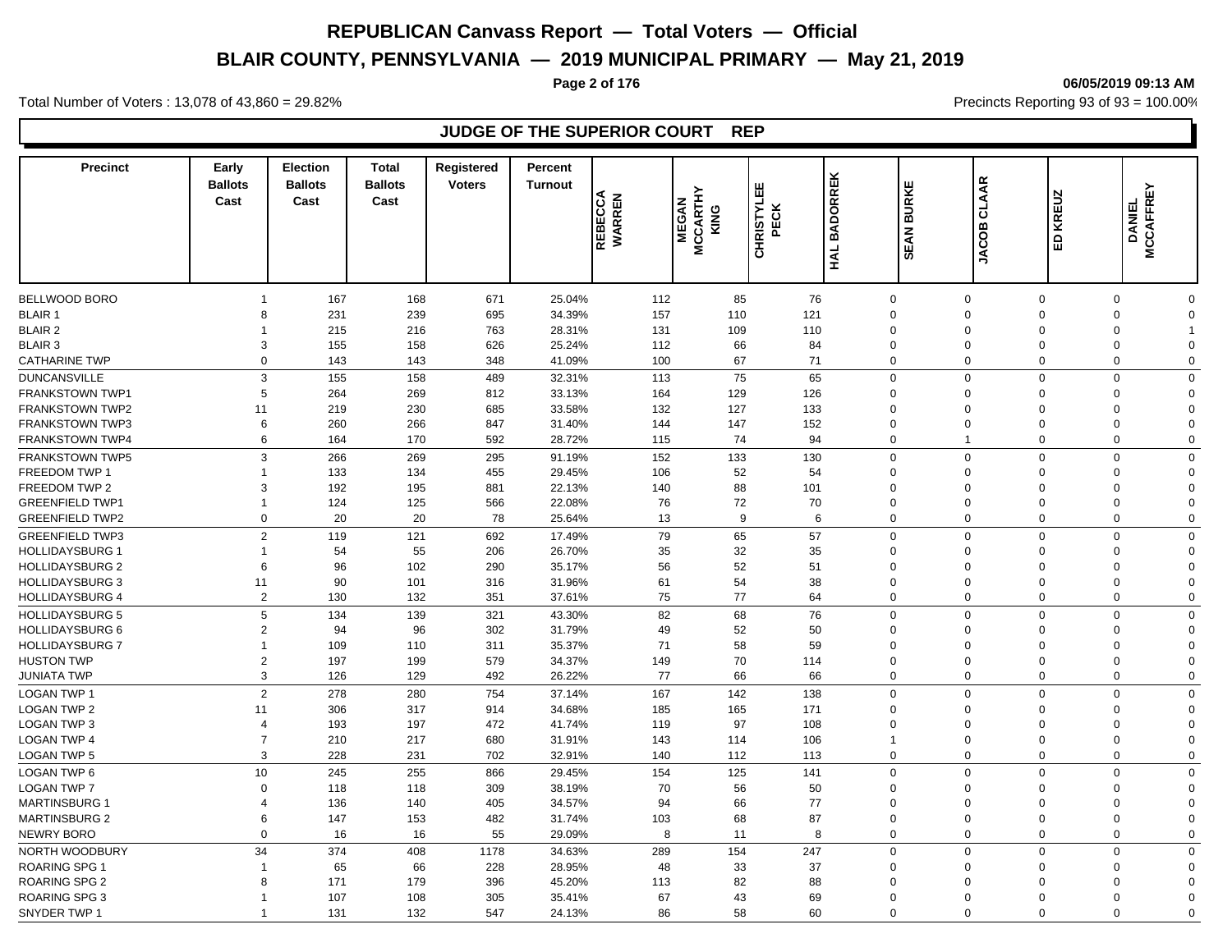# REPUBLICAN Canvass Report — Total Voters — Official

## BLAIR COUNTY, PENNSYLVANIA — 2019 MUNICIPAL PRIMARY — May 21, 2019

06/05/2019 09:13 AM

Total Number of Voters : 13,078 of 43,860 = 29.82%

Precincts Reporting 93 of 93 = 100.00%

### JUDGE OF THE SUPERIOR COURT REP

| Precinct | Early Ballots Cast | Election Ballots Cast | Total Ballots Cast | Registered Voters | Percent Turnout | REBECCA WARREN | MEGAN MCCARTHY KING | CHRISTYLEE PECK | HAL BADORREK | SEAN BURKE | JACOB CLAAR | ED KREUZ | DANIEL MCCAFFREY |
|---|---|---|---|---|---|---|---|---|---|---|---|---|---|
| BELLWOOD BORO | 1 | 167 | 168 | 671 | 25.04% | 112 | 85 | 76 | 0 | 0 | 0 | 0 | 0 |
| BLAIR 1 | 8 | 231 | 239 | 695 | 34.39% | 157 | 110 | 121 | 0 | 0 | 0 | 0 | 0 |
| BLAIR 2 | 1 | 215 | 216 | 763 | 28.31% | 131 | 109 | 110 | 0 | 0 | 0 | 0 | 1 |
| BLAIR 3 | 3 | 155 | 158 | 626 | 25.24% | 112 | 66 | 84 | 0 | 0 | 0 | 0 | 0 |
| CATHARINE TWP | 0 | 143 | 143 | 348 | 41.09% | 100 | 67 | 71 | 0 | 0 | 0 | 0 | 0 |
| DUNCANSVILLE | 3 | 155 | 158 | 489 | 32.31% | 113 | 75 | 65 | 0 | 0 | 0 | 0 | 0 |
| FRANKSTOWN TWP1 | 5 | 264 | 269 | 812 | 33.13% | 164 | 129 | 126 | 0 | 0 | 0 | 0 | 0 |
| FRANKSTOWN TWP2 | 11 | 219 | 230 | 685 | 33.58% | 132 | 127 | 133 | 0 | 0 | 0 | 0 | 0 |
| FRANKSTOWN TWP3 | 6 | 260 | 266 | 847 | 31.40% | 144 | 147 | 152 | 0 | 0 | 0 | 0 | 0 |
| FRANKSTOWN TWP4 | 6 | 164 | 170 | 592 | 28.72% | 115 | 74 | 94 | 0 | 1 | 0 | 0 | 0 |
| FRANKSTOWN TWP5 | 3 | 266 | 269 | 295 | 91.19% | 152 | 133 | 130 | 0 | 0 | 0 | 0 | 0 |
| FREEDOM TWP 1 | 1 | 133 | 134 | 455 | 29.45% | 106 | 52 | 54 | 0 | 0 | 0 | 0 | 0 |
| FREEDOM TWP 2 | 3 | 192 | 195 | 881 | 22.13% | 140 | 88 | 101 | 0 | 0 | 0 | 0 | 0 |
| GREENFIELD TWP1 | 1 | 124 | 125 | 566 | 22.08% | 76 | 72 | 70 | 0 | 0 | 0 | 0 | 0 |
| GREENFIELD TWP2 | 0 | 20 | 20 | 78 | 25.64% | 13 | 9 | 6 | 0 | 0 | 0 | 0 | 0 |
| GREENFIELD TWP3 | 2 | 119 | 121 | 692 | 17.49% | 79 | 65 | 57 | 0 | 0 | 0 | 0 | 0 |
| HOLLIDAYSBURG 1 | 1 | 54 | 55 | 206 | 26.70% | 35 | 32 | 35 | 0 | 0 | 0 | 0 | 0 |
| HOLLIDAYSBURG 2 | 6 | 96 | 102 | 290 | 35.17% | 56 | 52 | 51 | 0 | 0 | 0 | 0 | 0 |
| HOLLIDAYSBURG 3 | 11 | 90 | 101 | 316 | 31.96% | 61 | 54 | 38 | 0 | 0 | 0 | 0 | 0 |
| HOLLIDAYSBURG 4 | 2 | 130 | 132 | 351 | 37.61% | 75 | 77 | 64 | 0 | 0 | 0 | 0 | 0 |
| HOLLIDAYSBURG 5 | 5 | 134 | 139 | 321 | 43.30% | 82 | 68 | 76 | 0 | 0 | 0 | 0 | 0 |
| HOLLIDAYSBURG 6 | 2 | 94 | 96 | 302 | 31.79% | 49 | 52 | 50 | 0 | 0 | 0 | 0 | 0 |
| HOLLIDAYSBURG 7 | 1 | 109 | 110 | 311 | 35.37% | 71 | 58 | 59 | 0 | 0 | 0 | 0 | 0 |
| HUSTON TWP | 2 | 197 | 199 | 579 | 34.37% | 149 | 70 | 114 | 0 | 0 | 0 | 0 | 0 |
| JUNIATA TWP | 3 | 126 | 129 | 492 | 26.22% | 77 | 66 | 66 | 0 | 0 | 0 | 0 | 0 |
| LOGAN TWP 1 | 2 | 278 | 280 | 754 | 37.14% | 167 | 142 | 138 | 0 | 0 | 0 | 0 | 0 |
| LOGAN TWP 2 | 11 | 306 | 317 | 914 | 34.68% | 185 | 165 | 171 | 0 | 0 | 0 | 0 | 0 |
| LOGAN TWP 3 | 4 | 193 | 197 | 472 | 41.74% | 119 | 97 | 108 | 0 | 0 | 0 | 0 | 0 |
| LOGAN TWP 4 | 7 | 210 | 217 | 680 | 31.91% | 143 | 114 | 106 | 1 | 0 | 0 | 0 | 0 |
| LOGAN TWP 5 | 3 | 228 | 231 | 702 | 32.91% | 140 | 112 | 113 | 0 | 0 | 0 | 0 | 0 |
| LOGAN TWP 6 | 10 | 245 | 255 | 866 | 29.45% | 154 | 125 | 141 | 0 | 0 | 0 | 0 | 0 |
| LOGAN TWP 7 | 0 | 118 | 118 | 309 | 38.19% | 70 | 56 | 50 | 0 | 0 | 0 | 0 | 0 |
| MARTINSBURG 1 | 4 | 136 | 140 | 405 | 34.57% | 94 | 66 | 77 | 0 | 0 | 0 | 0 | 0 |
| MARTINSBURG 2 | 6 | 147 | 153 | 482 | 31.74% | 103 | 68 | 87 | 0 | 0 | 0 | 0 | 0 |
| NEWRY BORO | 0 | 16 | 16 | 55 | 29.09% | 8 | 11 | 8 | 0 | 0 | 0 | 0 | 0 |
| NORTH WOODBURY | 34 | 374 | 408 | 1178 | 34.63% | 289 | 154 | 247 | 0 | 0 | 0 | 0 | 0 |
| ROARING SPG 1 | 1 | 65 | 66 | 228 | 28.95% | 48 | 33 | 37 | 0 | 0 | 0 | 0 | 0 |
| ROARING SPG 2 | 8 | 171 | 179 | 396 | 45.20% | 113 | 82 | 88 | 0 | 0 | 0 | 0 | 0 |
| ROARING SPG 3 | 1 | 107 | 108 | 305 | 35.41% | 67 | 43 | 69 | 0 | 0 | 0 | 0 | 0 |
| SNYDER TWP 1 | 1 | 131 | 132 | 547 | 24.13% | 86 | 58 | 60 | 0 | 0 | 0 | 0 | 0 |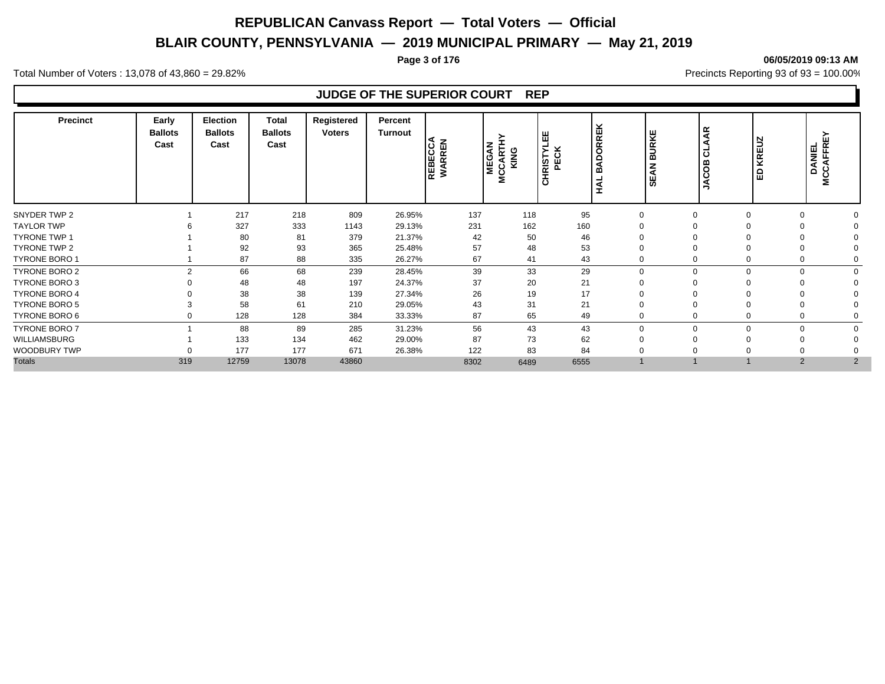# REPUBLICAN Canvass Report — Total Voters — Official

## BLAIR COUNTY, PENNSYLVANIA — 2019 MUNICIPAL PRIMARY — May 21, 2019

**06/05/2019 09:13 AM**

Total Number of Voters : 13,078 of 43,860 = 29.82%

Precincts Reporting 93 of 93 = 100.00%

### JUDGE OF THE SUPERIOR COURT REP

| Precinct | Early Ballots Cast | Election Ballots Cast | Total Ballots Cast | Registered Voters | Percent Turnout | REBECCA WARREN | MEGAN MCCARTHY KING | CHRISTYLEE PECK | HAL BADORREK | SEAN BURKE | JACOB CLAAR | ED KREUZ | DANIEL MCCAFFREY |
|---|---|---|---|---|---|---|---|---|---|---|---|---|---|
| SNYDER TWP 2 | 1 | 217 | 218 | 809 | 26.95% | 137 | 118 | 95 | 0 | 0 | 0 | 0 | 0 |
| TAYLOR TWP | 6 | 327 | 333 | 1143 | 29.13% | 231 | 162 | 160 | 0 | 0 | 0 | 0 | 0 |
| TYRONE TWP 1 | 1 | 80 | 81 | 379 | 21.37% | 42 | 50 | 46 | 0 | 0 | 0 | 0 | 0 |
| TYRONE TWP 2 | 1 | 92 | 93 | 365 | 25.48% | 57 | 48 | 53 | 0 | 0 | 0 | 0 | 0 |
| TYRONE BORO 1 | 1 | 87 | 88 | 335 | 26.27% | 67 | 41 | 43 | 0 | 0 | 0 | 0 | 0 |
| TYRONE BORO 2 | 2 | 66 | 68 | 239 | 28.45% | 39 | 33 | 29 | 0 | 0 | 0 | 0 | 0 |
| TYRONE BORO 3 | 0 | 48 | 48 | 197 | 24.37% | 37 | 20 | 21 | 0 | 0 | 0 | 0 | 0 |
| TYRONE BORO 4 | 0 | 38 | 38 | 139 | 27.34% | 26 | 19 | 17 | 0 | 0 | 0 | 0 | 0 |
| TYRONE BORO 5 | 3 | 58 | 61 | 210 | 29.05% | 43 | 31 | 21 | 0 | 0 | 0 | 0 | 0 |
| TYRONE BORO 6 | 0 | 128 | 128 | 384 | 33.33% | 87 | 65 | 49 | 0 | 0 | 0 | 0 | 0 |
| TYRONE BORO 7 | 1 | 88 | 89 | 285 | 31.23% | 56 | 43 | 43 | 0 | 0 | 0 | 0 | 0 |
| WILLIAMSBURG | 1 | 133 | 134 | 462 | 29.00% | 87 | 73 | 62 | 0 | 0 | 0 | 0 | 0 |
| WOODBURY TWP | 0 | 177 | 177 | 671 | 26.38% | 122 | 83 | 84 | 0 | 0 | 0 | 0 | 0 |
| Totals | 319 | 12759 | 13078 | 43860 | | 8302 | 6489 | 6555 | 1 | 1 | 1 | 2 | 2 |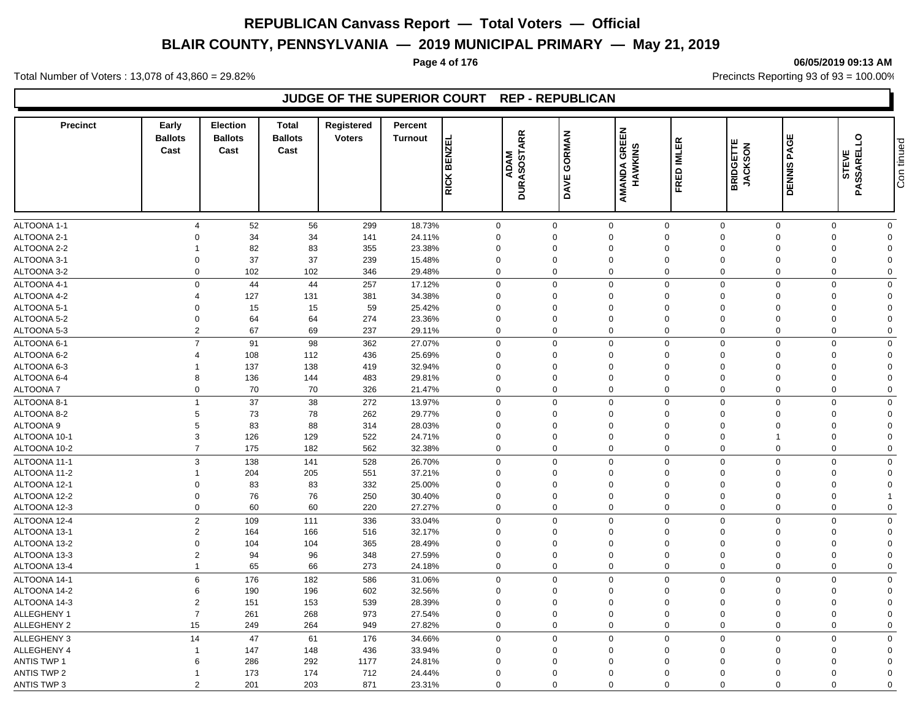# REPUBLICAN Canvass Report — Total Voters — Official

## BLAIR COUNTY, PENNSYLVANIA — 2019 MUNICIPAL PRIMARY — May 21, 2019

06/05/2019 09:13 AM

Total Number of Voters : 13,078 of 43,860 = 29.82%

Precincts Reporting 93 of 93 = 100.00%

### JUDGE OF THE SUPERIOR COURT REP - REPUBLICAN

| Precinct | Early Ballots Cast | Election Ballots Cast | Total Ballots Cast | Registered Voters | Percent Turnout | RICK BENZEL | ADAM DURASOSTARR | DAVE GORMAN | AMANDA GREEN HAWKINS | FRED IMLER | BRIDGETTE JACKSON | DENNIS PAGE | STEVE PASSARELLO |
|---|---|---|---|---|---|---|---|---|---|---|---|---|---|
| ALTOONA 1-1 | 4 | 52 | 56 | 299 | 18.73% | 0 | 0 | 0 | 0 | 0 | 0 | 0 | 0 |
| ALTOONA 2-1 | 0 | 34 | 34 | 141 | 24.11% | 0 | 0 | 0 | 0 | 0 | 0 | 0 | 0 |
| ALTOONA 2-2 | 1 | 82 | 83 | 355 | 23.38% | 0 | 0 | 0 | 0 | 0 | 0 | 0 | 0 |
| ALTOONA 3-1 | 0 | 37 | 37 | 239 | 15.48% | 0 | 0 | 0 | 0 | 0 | 0 | 0 | 0 |
| ALTOONA 3-2 | 0 | 102 | 102 | 346 | 29.48% | 0 | 0 | 0 | 0 | 0 | 0 | 0 | 0 |
| ALTOONA 4-1 | 0 | 44 | 44 | 257 | 17.12% | 0 | 0 | 0 | 0 | 0 | 0 | 0 | 0 |
| ALTOONA 4-2 | 4 | 127 | 131 | 381 | 34.38% | 0 | 0 | 0 | 0 | 0 | 0 | 0 | 0 |
| ALTOONA 5-1 | 0 | 15 | 15 | 59 | 25.42% | 0 | 0 | 0 | 0 | 0 | 0 | 0 | 0 |
| ALTOONA 5-2 | 0 | 64 | 64 | 274 | 23.36% | 0 | 0 | 0 | 0 | 0 | 0 | 0 | 0 |
| ALTOONA 5-3 | 2 | 67 | 69 | 237 | 29.11% | 0 | 0 | 0 | 0 | 0 | 0 | 0 | 0 |
| ALTOONA 6-1 | 7 | 91 | 98 | 362 | 27.07% | 0 | 0 | 0 | 0 | 0 | 0 | 0 | 0 |
| ALTOONA 6-2 | 4 | 108 | 112 | 436 | 25.69% | 0 | 0 | 0 | 0 | 0 | 0 | 0 | 0 |
| ALTOONA 6-3 | 1 | 137 | 138 | 419 | 32.94% | 0 | 0 | 0 | 0 | 0 | 0 | 0 | 0 |
| ALTOONA 6-4 | 8 | 136 | 144 | 483 | 29.81% | 0 | 0 | 0 | 0 | 0 | 0 | 0 | 0 |
| ALTOONA 7 | 0 | 70 | 70 | 326 | 21.47% | 0 | 0 | 0 | 0 | 0 | 0 | 0 | 0 |
| ALTOONA 8-1 | 1 | 37 | 38 | 272 | 13.97% | 0 | 0 | 0 | 0 | 0 | 0 | 0 | 0 |
| ALTOONA 8-2 | 5 | 73 | 78 | 262 | 29.77% | 0 | 0 | 0 | 0 | 0 | 0 | 0 | 0 |
| ALTOONA 9 | 5 | 83 | 88 | 314 | 28.03% | 0 | 0 | 0 | 0 | 0 | 0 | 0 | 0 |
| ALTOONA 10-1 | 3 | 126 | 129 | 522 | 24.71% | 0 | 0 | 0 | 0 | 0 | 1 | 0 | 0 |
| ALTOONA 10-2 | 7 | 175 | 182 | 562 | 32.38% | 0 | 0 | 0 | 0 | 0 | 0 | 0 | 0 |
| ALTOONA 11-1 | 3 | 138 | 141 | 528 | 26.70% | 0 | 0 | 0 | 0 | 0 | 0 | 0 | 0 |
| ALTOONA 11-2 | 1 | 204 | 205 | 551 | 37.21% | 0 | 0 | 0 | 0 | 0 | 0 | 0 | 0 |
| ALTOONA 12-1 | 0 | 83 | 83 | 332 | 25.00% | 0 | 0 | 0 | 0 | 0 | 0 | 0 | 0 |
| ALTOONA 12-2 | 0 | 76 | 76 | 250 | 30.40% | 0 | 0 | 0 | 0 | 0 | 0 | 0 | 1 |
| ALTOONA 12-3 | 0 | 60 | 60 | 220 | 27.27% | 0 | 0 | 0 | 0 | 0 | 0 | 0 | 0 |
| ALTOONA 12-4 | 2 | 109 | 111 | 336 | 33.04% | 0 | 0 | 0 | 0 | 0 | 0 | 0 | 0 |
| ALTOONA 13-1 | 2 | 164 | 166 | 516 | 32.17% | 0 | 0 | 0 | 0 | 0 | 0 | 0 | 0 |
| ALTOONA 13-2 | 0 | 104 | 104 | 365 | 28.49% | 0 | 0 | 0 | 0 | 0 | 0 | 0 | 0 |
| ALTOONA 13-3 | 2 | 94 | 96 | 348 | 27.59% | 0 | 0 | 0 | 0 | 0 | 0 | 0 | 0 |
| ALTOONA 13-4 | 1 | 65 | 66 | 273 | 24.18% | 0 | 0 | 0 | 0 | 0 | 0 | 0 | 0 |
| ALTOONA 14-1 | 6 | 176 | 182 | 586 | 31.06% | 0 | 0 | 0 | 0 | 0 | 0 | 0 | 0 |
| ALTOONA 14-2 | 6 | 190 | 196 | 602 | 32.56% | 0 | 0 | 0 | 0 | 0 | 0 | 0 | 0 |
| ALTOONA 14-3 | 2 | 151 | 153 | 539 | 28.39% | 0 | 0 | 0 | 0 | 0 | 0 | 0 | 0 |
| ALLEGHENY 1 | 7 | 261 | 268 | 973 | 27.54% | 0 | 0 | 0 | 0 | 0 | 0 | 0 | 0 |
| ALLEGHENY 2 | 15 | 249 | 264 | 949 | 27.82% | 0 | 0 | 0 | 0 | 0 | 0 | 0 | 0 |
| ALLEGHENY 3 | 14 | 47 | 61 | 176 | 34.66% | 0 | 0 | 0 | 0 | 0 | 0 | 0 | 0 |
| ALLEGHENY 4 | 1 | 147 | 148 | 436 | 33.94% | 0 | 0 | 0 | 0 | 0 | 0 | 0 | 0 |
| ANTIS TWP 1 | 6 | 286 | 292 | 1177 | 24.81% | 0 | 0 | 0 | 0 | 0 | 0 | 0 | 0 |
| ANTIS TWP 2 | 1 | 173 | 174 | 712 | 24.44% | 0 | 0 | 0 | 0 | 0 | 0 | 0 | 0 |
| ANTIS TWP 3 | 2 | 201 | 203 | 871 | 23.31% | 0 | 0 | 0 | 0 | 0 | 0 | 0 | 0 |

Continued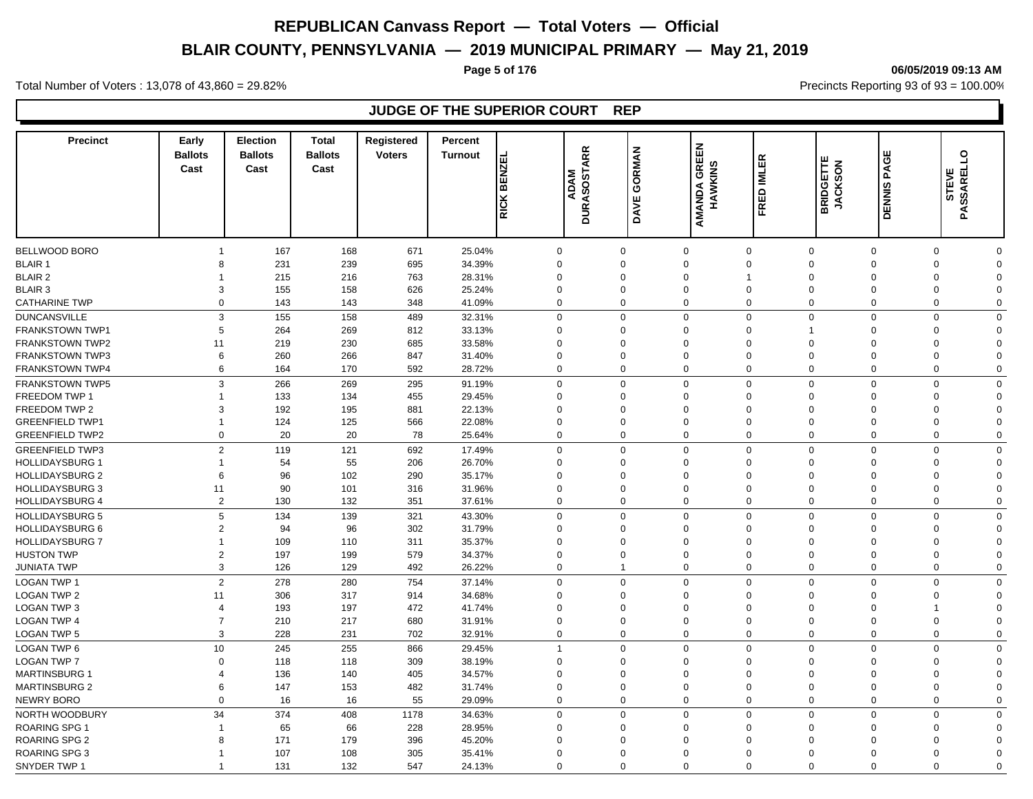# REPUBLICAN Canvass Report — Total Voters — Official

## BLAIR COUNTY, PENNSYLVANIA — 2019 MUNICIPAL PRIMARY — May 21, 2019

06/05/2019 09:13 AM

Total Number of Voters : 13,078 of 43,860 = 29.82%

Precincts Reporting 93 of 93 = 100.00%

### JUDGE OF THE SUPERIOR COURT REP

| Precinct | Early Ballots Cast | Election Ballots Cast | Total Ballots Cast | Registered Voters | Percent Turnout | RICK BENZEL | ADAM DURASOSTARR | DAVE GORMAN | AMANDA GREEN HAWKINS | FRED IMLER | BRIDGETTE JACKSON | DENNIS PAGE | STEVE PASSARELLO |
|---|---|---|---|---|---|---|---|---|---|---|---|---|---|
| BELLWOOD BORO | 1 | 167 | 168 | 671 | 25.04% | 0 | 0 | 0 | 0 | 0 | 0 | 0 | 0 |
| BLAIR 1 | 8 | 231 | 239 | 695 | 34.39% | 0 | 0 | 0 | 0 | 0 | 0 | 0 | 0 |
| BLAIR 2 | 1 | 215 | 216 | 763 | 28.31% | 0 | 0 | 0 | 1 | 0 | 0 | 0 | 0 |
| BLAIR 3 | 3 | 155 | 158 | 626 | 25.24% | 0 | 0 | 0 | 0 | 0 | 0 | 0 | 0 |
| CATHARINE TWP | 0 | 143 | 143 | 348 | 41.09% | 0 | 0 | 0 | 0 | 0 | 0 | 0 | 0 |
| DUNCANSVILLE | 3 | 155 | 158 | 489 | 32.31% | 0 | 0 | 0 | 0 | 0 | 0 | 0 | 0 |
| FRANKSTOWN TWP1 | 5 | 264 | 269 | 812 | 33.13% | 0 | 0 | 0 | 0 | 1 | 0 | 0 | 0 |
| FRANKSTOWN TWP2 | 11 | 219 | 230 | 685 | 33.58% | 0 | 0 | 0 | 0 | 0 | 0 | 0 | 0 |
| FRANKSTOWN TWP3 | 6 | 260 | 266 | 847 | 31.40% | 0 | 0 | 0 | 0 | 0 | 0 | 0 | 0 |
| FRANKSTOWN TWP4 | 6 | 164 | 170 | 592 | 28.72% | 0 | 0 | 0 | 0 | 0 | 0 | 0 | 0 |
| FRANKSTOWN TWP5 | 3 | 266 | 269 | 295 | 91.19% | 0 | 0 | 0 | 0 | 0 | 0 | 0 | 0 |
| FREEDOM TWP 1 | 1 | 133 | 134 | 455 | 29.45% | 0 | 0 | 0 | 0 | 0 | 0 | 0 | 0 |
| FREEDOM TWP 2 | 3 | 192 | 195 | 881 | 22.13% | 0 | 0 | 0 | 0 | 0 | 0 | 0 | 0 |
| GREENFIELD TWP1 | 1 | 124 | 125 | 566 | 22.08% | 0 | 0 | 0 | 0 | 0 | 0 | 0 | 0 |
| GREENFIELD TWP2 | 0 | 20 | 20 | 78 | 25.64% | 0 | 0 | 0 | 0 | 0 | 0 | 0 | 0 |
| GREENFIELD TWP3 | 2 | 119 | 121 | 692 | 17.49% | 0 | 0 | 0 | 0 | 0 | 0 | 0 | 0 |
| HOLLIDAYSBURG 1 | 1 | 54 | 55 | 206 | 26.70% | 0 | 0 | 0 | 0 | 0 | 0 | 0 | 0 |
| HOLLIDAYSBURG 2 | 6 | 96 | 102 | 290 | 35.17% | 0 | 0 | 0 | 0 | 0 | 0 | 0 | 0 |
| HOLLIDAYSBURG 3 | 11 | 90 | 101 | 316 | 31.96% | 0 | 0 | 0 | 0 | 0 | 0 | 0 | 0 |
| HOLLIDAYSBURG 4 | 2 | 130 | 132 | 351 | 37.61% | 0 | 0 | 0 | 0 | 0 | 0 | 0 | 0 |
| HOLLIDAYSBURG 5 | 5 | 134 | 139 | 321 | 43.30% | 0 | 0 | 0 | 0 | 0 | 0 | 0 | 0 |
| HOLLIDAYSBURG 6 | 2 | 94 | 96 | 302 | 31.79% | 0 | 0 | 0 | 0 | 0 | 0 | 0 | 0 |
| HOLLIDAYSBURG 7 | 1 | 109 | 110 | 311 | 35.37% | 0 | 0 | 0 | 0 | 0 | 0 | 0 | 0 |
| HUSTON TWP | 2 | 197 | 199 | 579 | 34.37% | 0 | 0 | 0 | 0 | 0 | 0 | 0 | 0 |
| JUNIATA TWP | 3 | 126 | 129 | 492 | 26.22% | 0 | 1 | 0 | 0 | 0 | 0 | 0 | 0 |
| LOGAN TWP 1 | 2 | 278 | 280 | 754 | 37.14% | 0 | 0 | 0 | 0 | 0 | 0 | 0 | 0 |
| LOGAN TWP 2 | 11 | 306 | 317 | 914 | 34.68% | 0 | 0 | 0 | 0 | 0 | 0 | 0 | 0 |
| LOGAN TWP 3 | 4 | 193 | 197 | 472 | 41.74% | 0 | 0 | 0 | 0 | 0 | 0 | 1 | 0 |
| LOGAN TWP 4 | 7 | 210 | 217 | 680 | 31.91% | 0 | 0 | 0 | 0 | 0 | 0 | 0 | 0 |
| LOGAN TWP 5 | 3 | 228 | 231 | 702 | 32.91% | 0 | 0 | 0 | 0 | 0 | 0 | 0 | 0 |
| LOGAN TWP 6 | 10 | 245 | 255 | 866 | 29.45% | 1 | 0 | 0 | 0 | 0 | 0 | 0 | 0 |
| LOGAN TWP 7 | 0 | 118 | 118 | 309 | 38.19% | 0 | 0 | 0 | 0 | 0 | 0 | 0 | 0 |
| MARTINSBURG 1 | 4 | 136 | 140 | 405 | 34.57% | 0 | 0 | 0 | 0 | 0 | 0 | 0 | 0 |
| MARTINSBURG 2 | 6 | 147 | 153 | 482 | 31.74% | 0 | 0 | 0 | 0 | 0 | 0 | 0 | 0 |
| NEWRY BORO | 0 | 16 | 16 | 55 | 29.09% | 0 | 0 | 0 | 0 | 0 | 0 | 0 | 0 |
| NORTH WOODBURY | 34 | 374 | 408 | 1178 | 34.63% | 0 | 0 | 0 | 0 | 0 | 0 | 0 | 0 |
| ROARING SPG 1 | 1 | 65 | 66 | 228 | 28.95% | 0 | 0 | 0 | 0 | 0 | 0 | 0 | 0 |
| ROARING SPG 2 | 8 | 171 | 179 | 396 | 45.20% | 0 | 0 | 0 | 0 | 0 | 0 | 0 | 0 |
| ROARING SPG 3 | 1 | 107 | 108 | 305 | 35.41% | 0 | 0 | 0 | 0 | 0 | 0 | 0 | 0 |
| SNYDER TWP 1 | 1 | 131 | 132 | 547 | 24.13% | 0 | 0 | 0 | 0 | 0 | 0 | 0 | 0 |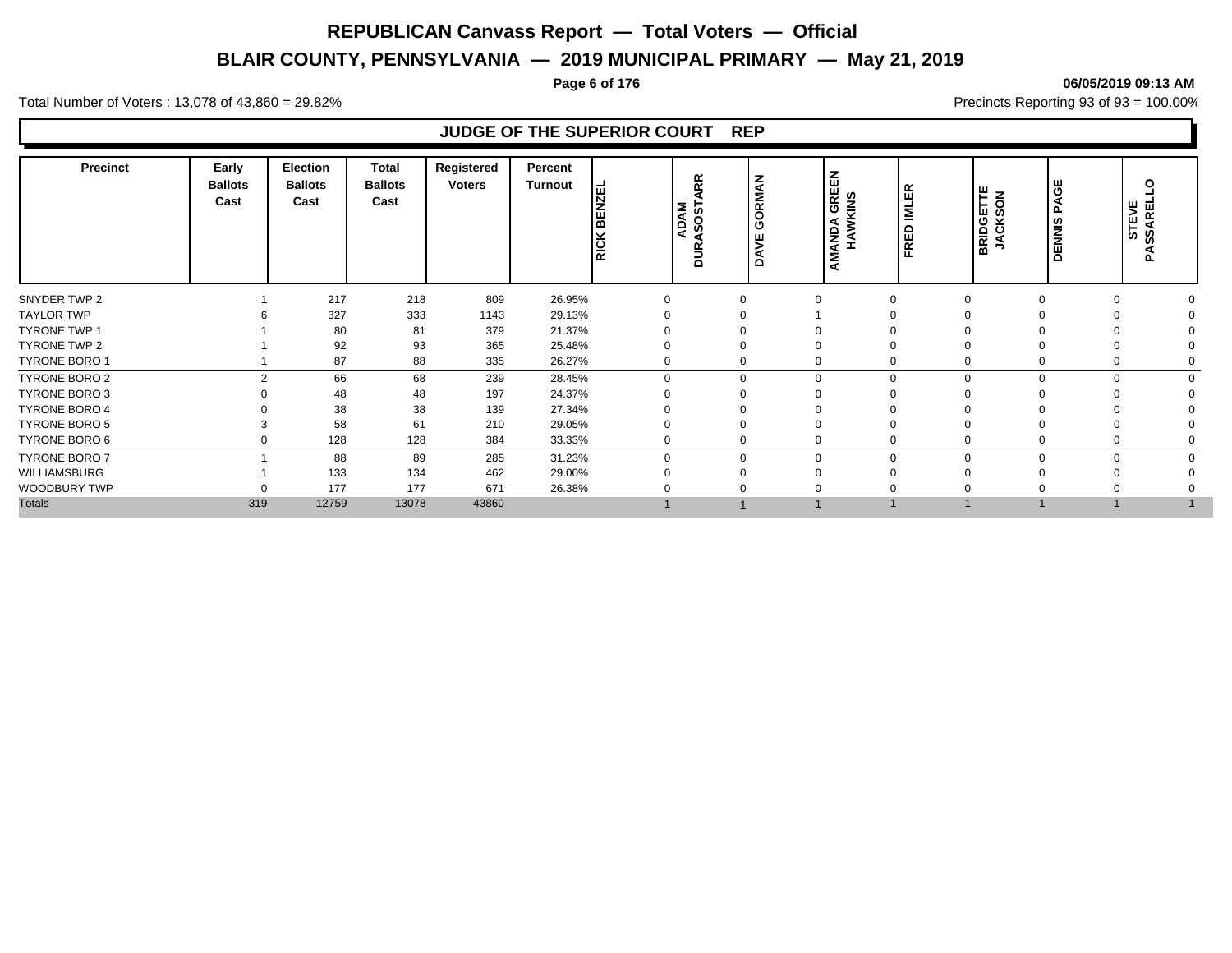# REPUBLICAN Canvass Report — Total Voters — Official

## BLAIR COUNTY, PENNSYLVANIA — 2019 MUNICIPAL PRIMARY — May 21, 2019

06/05/2019 09:13 AM

Total Number of Voters : 13,078 of 43,860 = 29.82%

Precincts Reporting 93 of 93 = 100.00%

### JUDGE OF THE SUPERIOR COURT REP

| Precinct | Early Ballots Cast | Election Ballots Cast | Total Ballots Cast | Registered Voters | Percent Turnout | RICK BENZEL | ADAM DURASOSTARR | DAVE GORMAN | AMANDA GREEN HAWKINS | FRED IMLER | BRIDGETTE JACKSON | DENNIS PAGE | STEVE PASSARELLO |
|---|---|---|---|---|---|---|---|---|---|---|---|---|---|
| SNYDER TWP 2 | 1 | 217 | 218 | 809 | 26.95% | 0 | 0 | 0 | 0 | 0 | 0 | 0 | 0 |
| TAYLOR TWP | 6 | 327 | 333 | 1143 | 29.13% | 0 | 0 | 1 | 0 | 0 | 0 | 0 | 0 |
| TYRONE TWP 1 | 1 | 80 | 81 | 379 | 21.37% | 0 | 0 | 0 | 0 | 0 | 0 | 0 | 0 |
| TYRONE TWP 2 | 1 | 92 | 93 | 365 | 25.48% | 0 | 0 | 0 | 0 | 0 | 0 | 0 | 0 |
| TYRONE BORO 1 | 1 | 87 | 88 | 335 | 26.27% | 0 | 0 | 0 | 0 | 0 | 0 | 0 | 0 |
| TYRONE BORO 2 | 2 | 66 | 68 | 239 | 28.45% | 0 | 0 | 0 | 0 | 0 | 0 | 0 | 0 |
| TYRONE BORO 3 | 0 | 48 | 48 | 197 | 24.37% | 0 | 0 | 0 | 0 | 0 | 0 | 0 | 0 |
| TYRONE BORO 4 | 0 | 38 | 38 | 139 | 27.34% | 0 | 0 | 0 | 0 | 0 | 0 | 0 | 0 |
| TYRONE BORO 5 | 3 | 58 | 61 | 210 | 29.05% | 0 | 0 | 0 | 0 | 0 | 0 | 0 | 0 |
| TYRONE BORO 6 | 0 | 128 | 128 | 384 | 33.33% | 0 | 0 | 0 | 0 | 0 | 0 | 0 | 0 |
| TYRONE BORO 7 | 1 | 88 | 89 | 285 | 31.23% | 0 | 0 | 0 | 0 | 0 | 0 | 0 | 0 |
| WILLIAMSBURG | 1 | 133 | 134 | 462 | 29.00% | 0 | 0 | 0 | 0 | 0 | 0 | 0 | 0 |
| WOODBURY TWP | 0 | 177 | 177 | 671 | 26.38% | 0 | 0 | 0 | 0 | 0 | 0 | 0 | 0 |
| Totals | 319 | 12759 | 13078 | 43860 | | 1 | 1 | 1 | 1 | 1 | 1 | 1 | 1 |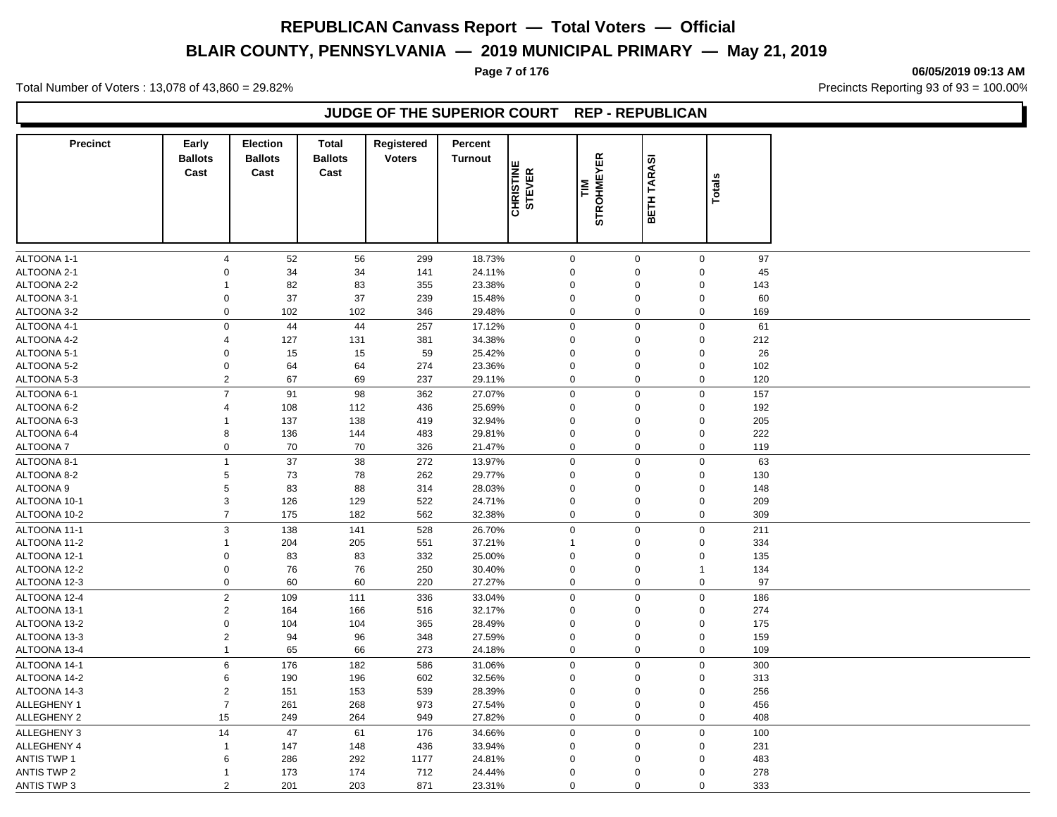# REPUBLICAN Canvass Report — Total Voters — Official

## BLAIR COUNTY, PENNSYLVANIA — 2019 MUNICIPAL PRIMARY — May 21, 2019

Total Number of Voters : 13,078 of 43,860 = 29.82%

Precincts Reporting 93 of 93 = 100.00%

### JUDGE OF THE SUPERIOR COURT REP - REPUBLICAN

| Precinct | Early Ballots Cast | Election Ballots Cast | Total Ballots Cast | Registered Voters | Percent Turnout | CHRISTINE STEVER | TIM STROHMEYER | BETH TARASI | Totals |
|---|---|---|---|---|---|---|---|---|---|
| ALTOONA 1-1 | 4 | 52 | 56 | 299 | 18.73% | 0 | 0 | 0 | 97 |
| ALTOONA 2-1 | 0 | 34 | 34 | 141 | 24.11% | 0 | 0 | 0 | 45 |
| ALTOONA 2-2 | 1 | 82 | 83 | 355 | 23.38% | 0 | 0 | 0 | 143 |
| ALTOONA 3-1 | 0 | 37 | 37 | 239 | 15.48% | 0 | 0 | 0 | 60 |
| ALTOONA 3-2 | 0 | 102 | 102 | 346 | 29.48% | 0 | 0 | 0 | 169 |
| ALTOONA 4-1 | 0 | 44 | 44 | 257 | 17.12% | 0 | 0 | 0 | 61 |
| ALTOONA 4-2 | 4 | 127 | 131 | 381 | 34.38% | 0 | 0 | 0 | 212 |
| ALTOONA 5-1 | 0 | 15 | 15 | 59 | 25.42% | 0 | 0 | 0 | 26 |
| ALTOONA 5-2 | 0 | 64 | 64 | 274 | 23.36% | 0 | 0 | 0 | 102 |
| ALTOONA 5-3 | 2 | 67 | 69 | 237 | 29.11% | 0 | 0 | 0 | 120 |
| ALTOONA 6-1 | 7 | 91 | 98 | 362 | 27.07% | 0 | 0 | 0 | 157 |
| ALTOONA 6-2 | 4 | 108 | 112 | 436 | 25.69% | 0 | 0 | 0 | 192 |
| ALTOONA 6-3 | 1 | 137 | 138 | 419 | 32.94% | 0 | 0 | 0 | 205 |
| ALTOONA 6-4 | 8 | 136 | 144 | 483 | 29.81% | 0 | 0 | 0 | 222 |
| ALTOONA 7 | 0 | 70 | 70 | 326 | 21.47% | 0 | 0 | 0 | 119 |
| ALTOONA 8-1 | 1 | 37 | 38 | 272 | 13.97% | 0 | 0 | 0 | 63 |
| ALTOONA 8-2 | 5 | 73 | 78 | 262 | 29.77% | 0 | 0 | 0 | 130 |
| ALTOONA 9 | 5 | 83 | 88 | 314 | 28.03% | 0 | 0 | 0 | 148 |
| ALTOONA 10-1 | 3 | 126 | 129 | 522 | 24.71% | 0 | 0 | 0 | 209 |
| ALTOONA 10-2 | 7 | 175 | 182 | 562 | 32.38% | 0 | 0 | 0 | 309 |
| ALTOONA 11-1 | 3 | 138 | 141 | 528 | 26.70% | 0 | 0 | 0 | 211 |
| ALTOONA 11-2 | 1 | 204 | 205 | 551 | 37.21% | 1 | 0 | 0 | 334 |
| ALTOONA 12-1 | 0 | 83 | 83 | 332 | 25.00% | 0 | 0 | 0 | 135 |
| ALTOONA 12-2 | 0 | 76 | 76 | 250 | 30.40% | 0 | 0 | 1 | 134 |
| ALTOONA 12-3 | 0 | 60 | 60 | 220 | 27.27% | 0 | 0 | 0 | 97 |
| ALTOONA 12-4 | 2 | 109 | 111 | 336 | 33.04% | 0 | 0 | 0 | 186 |
| ALTOONA 13-1 | 2 | 164 | 166 | 516 | 32.17% | 0 | 0 | 0 | 274 |
| ALTOONA 13-2 | 0 | 104 | 104 | 365 | 28.49% | 0 | 0 | 0 | 175 |
| ALTOONA 13-3 | 2 | 94 | 96 | 348 | 27.59% | 0 | 0 | 0 | 159 |
| ALTOONA 13-4 | 1 | 65 | 66 | 273 | 24.18% | 0 | 0 | 0 | 109 |
| ALTOONA 14-1 | 6 | 176 | 182 | 586 | 31.06% | 0 | 0 | 0 | 300 |
| ALTOONA 14-2 | 6 | 190 | 196 | 602 | 32.56% | 0 | 0 | 0 | 313 |
| ALTOONA 14-3 | 2 | 151 | 153 | 539 | 28.39% | 0 | 0 | 0 | 256 |
| ALLEGHENY 1 | 7 | 261 | 268 | 973 | 27.54% | 0 | 0 | 0 | 456 |
| ALLEGHENY 2 | 15 | 249 | 264 | 949 | 27.82% | 0 | 0 | 0 | 408 |
| ALLEGHENY 3 | 14 | 47 | 61 | 176 | 34.66% | 0 | 0 | 0 | 100 |
| ALLEGHENY 4 | 1 | 147 | 148 | 436 | 33.94% | 0 | 0 | 0 | 231 |
| ANTIS TWP 1 | 6 | 286 | 292 | 1177 | 24.81% | 0 | 0 | 0 | 483 |
| ANTIS TWP 2 | 1 | 173 | 174 | 712 | 24.44% | 0 | 0 | 0 | 278 |
| ANTIS TWP 3 | 2 | 201 | 203 | 871 | 23.31% | 0 | 0 | 0 | 333 |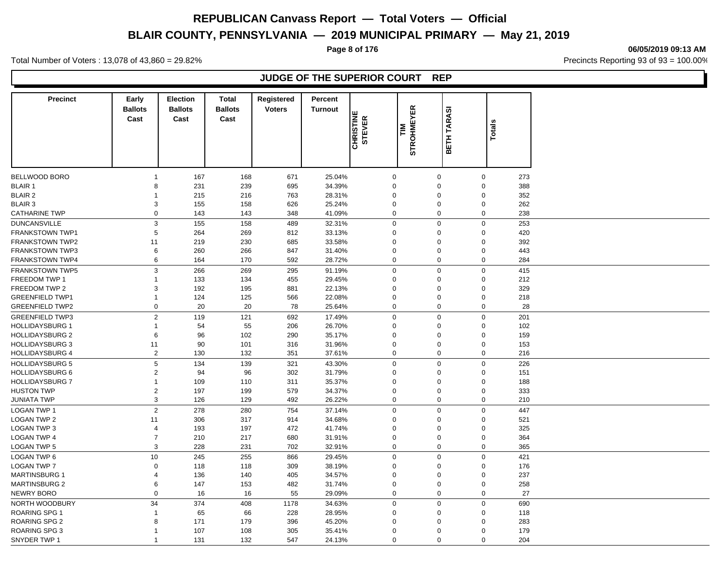# REPUBLICAN Canvass Report — Total Voters — Official

## BLAIR COUNTY, PENNSYLVANIA — 2019 MUNICIPAL PRIMARY — May 21, 2019

06/05/2019 09:13 AM

Total Number of Voters : 13,078 of 43,860 = 29.82%

Precincts Reporting 93 of 93 = 100.00%

### JUDGE OF THE SUPERIOR COURT REP

| Precinct | Early Ballots Cast | Election Ballots Cast | Total Ballots Cast | Registered Voters | Percent Turnout | CHRISTINE STEVER | TIM STROHMEYER | BETH TARASI | Totals |
|---|---|---|---|---|---|---|---|---|---|
| BELLWOOD BORO | 1 | 167 | 168 | 671 | 25.04% | 0 | 0 | 0 | 273 |
| BLAIR 1 | 8 | 231 | 239 | 695 | 34.39% | 0 | 0 | 0 | 388 |
| BLAIR 2 | 1 | 215 | 216 | 763 | 28.31% | 0 | 0 | 0 | 352 |
| BLAIR 3 | 3 | 155 | 158 | 626 | 25.24% | 0 | 0 | 0 | 262 |
| CATHARINE TWP | 0 | 143 | 143 | 348 | 41.09% | 0 | 0 | 0 | 238 |
| DUNCANSVILLE | 3 | 155 | 158 | 489 | 32.31% | 0 | 0 | 0 | 253 |
| FRANKSTOWN TWP1 | 5 | 264 | 269 | 812 | 33.13% | 0 | 0 | 0 | 420 |
| FRANKSTOWN TWP2 | 11 | 219 | 230 | 685 | 33.58% | 0 | 0 | 0 | 392 |
| FRANKSTOWN TWP3 | 6 | 260 | 266 | 847 | 31.40% | 0 | 0 | 0 | 443 |
| FRANKSTOWN TWP4 | 6 | 164 | 170 | 592 | 28.72% | 0 | 0 | 0 | 284 |
| FRANKSTOWN TWP5 | 3 | 266 | 269 | 295 | 91.19% | 0 | 0 | 0 | 415 |
| FREEDOM TWP 1 | 1 | 133 | 134 | 455 | 29.45% | 0 | 0 | 0 | 212 |
| FREEDOM TWP 2 | 3 | 192 | 195 | 881 | 22.13% | 0 | 0 | 0 | 329 |
| GREENFIELD TWP1 | 1 | 124 | 125 | 566 | 22.08% | 0 | 0 | 0 | 218 |
| GREENFIELD TWP2 | 0 | 20 | 20 | 78 | 25.64% | 0 | 0 | 0 | 28 |
| GREENFIELD TWP3 | 2 | 119 | 121 | 692 | 17.49% | 0 | 0 | 0 | 201 |
| HOLLIDAYSBURG 1 | 1 | 54 | 55 | 206 | 26.70% | 0 | 0 | 0 | 102 |
| HOLLIDAYSBURG 2 | 6 | 96 | 102 | 290 | 35.17% | 0 | 0 | 0 | 159 |
| HOLLIDAYSBURG 3 | 11 | 90 | 101 | 316 | 31.96% | 0 | 0 | 0 | 153 |
| HOLLIDAYSBURG 4 | 2 | 130 | 132 | 351 | 37.61% | 0 | 0 | 0 | 216 |
| HOLLIDAYSBURG 5 | 5 | 134 | 139 | 321 | 43.30% | 0 | 0 | 0 | 226 |
| HOLLIDAYSBURG 6 | 2 | 94 | 96 | 302 | 31.79% | 0 | 0 | 0 | 151 |
| HOLLIDAYSBURG 7 | 1 | 109 | 110 | 311 | 35.37% | 0 | 0 | 0 | 188 |
| HUSTON TWP | 2 | 197 | 199 | 579 | 34.37% | 0 | 0 | 0 | 333 |
| JUNIATA TWP | 3 | 126 | 129 | 492 | 26.22% | 0 | 0 | 0 | 210 |
| LOGAN TWP 1 | 2 | 278 | 280 | 754 | 37.14% | 0 | 0 | 0 | 447 |
| LOGAN TWP 2 | 11 | 306 | 317 | 914 | 34.68% | 0 | 0 | 0 | 521 |
| LOGAN TWP 3 | 4 | 193 | 197 | 472 | 41.74% | 0 | 0 | 0 | 325 |
| LOGAN TWP 4 | 7 | 210 | 217 | 680 | 31.91% | 0 | 0 | 0 | 364 |
| LOGAN TWP 5 | 3 | 228 | 231 | 702 | 32.91% | 0 | 0 | 0 | 365 |
| LOGAN TWP 6 | 10 | 245 | 255 | 866 | 29.45% | 0 | 0 | 0 | 421 |
| LOGAN TWP 7 | 0 | 118 | 118 | 309 | 38.19% | 0 | 0 | 0 | 176 |
| MARTINSBURG 1 | 4 | 136 | 140 | 405 | 34.57% | 0 | 0 | 0 | 237 |
| MARTINSBURG 2 | 6 | 147 | 153 | 482 | 31.74% | 0 | 0 | 0 | 258 |
| NEWRY BORO | 0 | 16 | 16 | 55 | 29.09% | 0 | 0 | 0 | 27 |
| NORTH WOODBURY | 34 | 374 | 408 | 1178 | 34.63% | 0 | 0 | 0 | 690 |
| ROARING SPG 1 | 1 | 65 | 66 | 228 | 28.95% | 0 | 0 | 0 | 118 |
| ROARING SPG 2 | 8 | 171 | 179 | 396 | 45.20% | 0 | 0 | 0 | 283 |
| ROARING SPG 3 | 1 | 107 | 108 | 305 | 35.41% | 0 | 0 | 0 | 179 |
| SNYDER TWP 1 | 1 | 131 | 132 | 547 | 24.13% | 0 | 0 | 0 | 204 |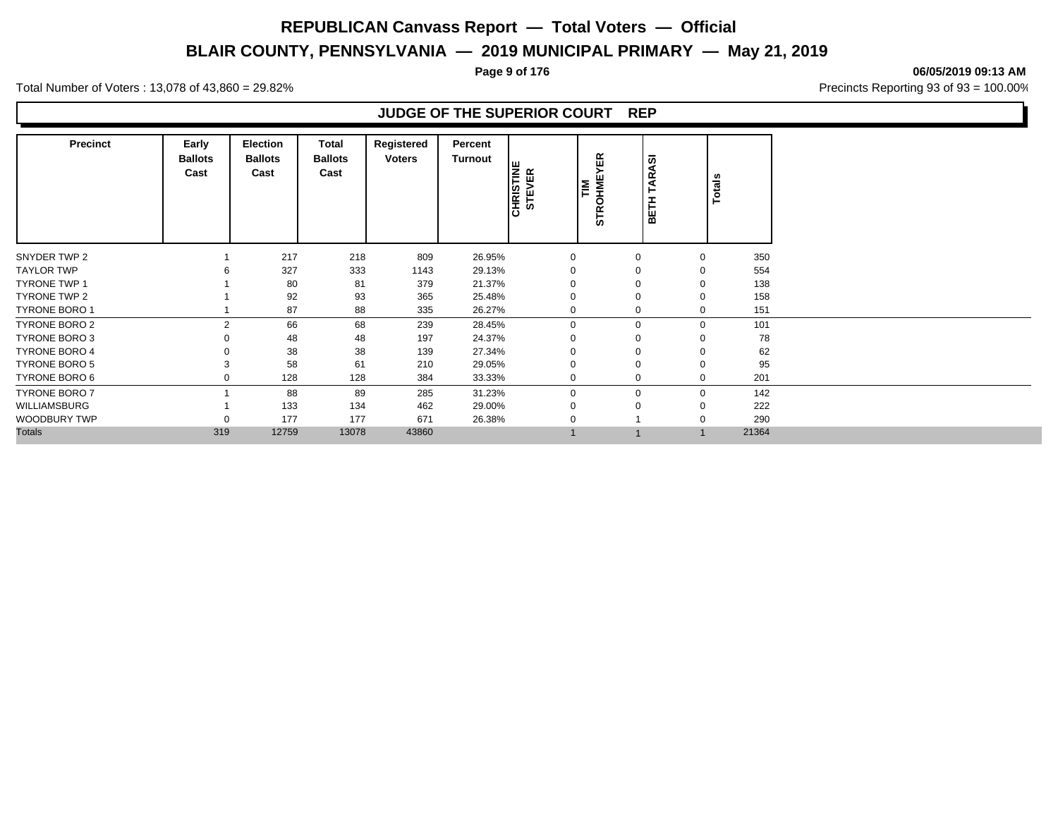# REPUBLICAN Canvass Report — Total Voters — Official

## BLAIR COUNTY, PENNSYLVANIA — 2019 MUNICIPAL PRIMARY — May 21, 2019

**06/05/2019 09:13 AM**

Total Number of Voters : 13,078 of 43,860 = 29.82%

Precincts Reporting 93 of 93 = 100.00%

### JUDGE OF THE SUPERIOR COURT REP

| Precinct | Early Ballots Cast | Election Ballots Cast | Total Ballots Cast | Registered Voters | Percent Turnout | CHRISTINE STEVER | TIM STROHMEYER | BETH TARASI | Totals |
|---|---|---|---|---|---|---|---|---|---|
| SNYDER TWP 2 | 1 | 217 | 218 | 809 | 26.95% | 0 | 0 | 0 | 350 |
| TAYLOR TWP | 6 | 327 | 333 | 1143 | 29.13% | 0 | 0 | 0 | 554 |
| TYRONE TWP 1 | 1 | 80 | 81 | 379 | 21.37% | 0 | 0 | 0 | 138 |
| TYRONE TWP 2 | 1 | 92 | 93 | 365 | 25.48% | 0 | 0 | 0 | 158 |
| TYRONE BORO 1 | 1 | 87 | 88 | 335 | 26.27% | 0 | 0 | 0 | 151 |
| TYRONE BORO 2 | 2 | 66 | 68 | 239 | 28.45% | 0 | 0 | 0 | 101 |
| TYRONE BORO 3 | 0 | 48 | 48 | 197 | 24.37% | 0 | 0 | 0 | 78 |
| TYRONE BORO 4 | 0 | 38 | 38 | 139 | 27.34% | 0 | 0 | 0 | 62 |
| TYRONE BORO 5 | 3 | 58 | 61 | 210 | 29.05% | 0 | 0 | 0 | 95 |
| TYRONE BORO 6 | 0 | 128 | 128 | 384 | 33.33% | 0 | 0 | 0 | 201 |
| TYRONE BORO 7 | 1 | 88 | 89 | 285 | 31.23% | 0 | 0 | 0 | 142 |
| WILLIAMSBURG | 1 | 133 | 134 | 462 | 29.00% | 0 | 0 | 0 | 222 |
| WOODBURY TWP | 0 | 177 | 177 | 671 | 26.38% | 0 | 1 | 0 | 290 |
| Totals | 319 | 12759 | 13078 | 43860 | | 1 | 1 | 1 | 21364 |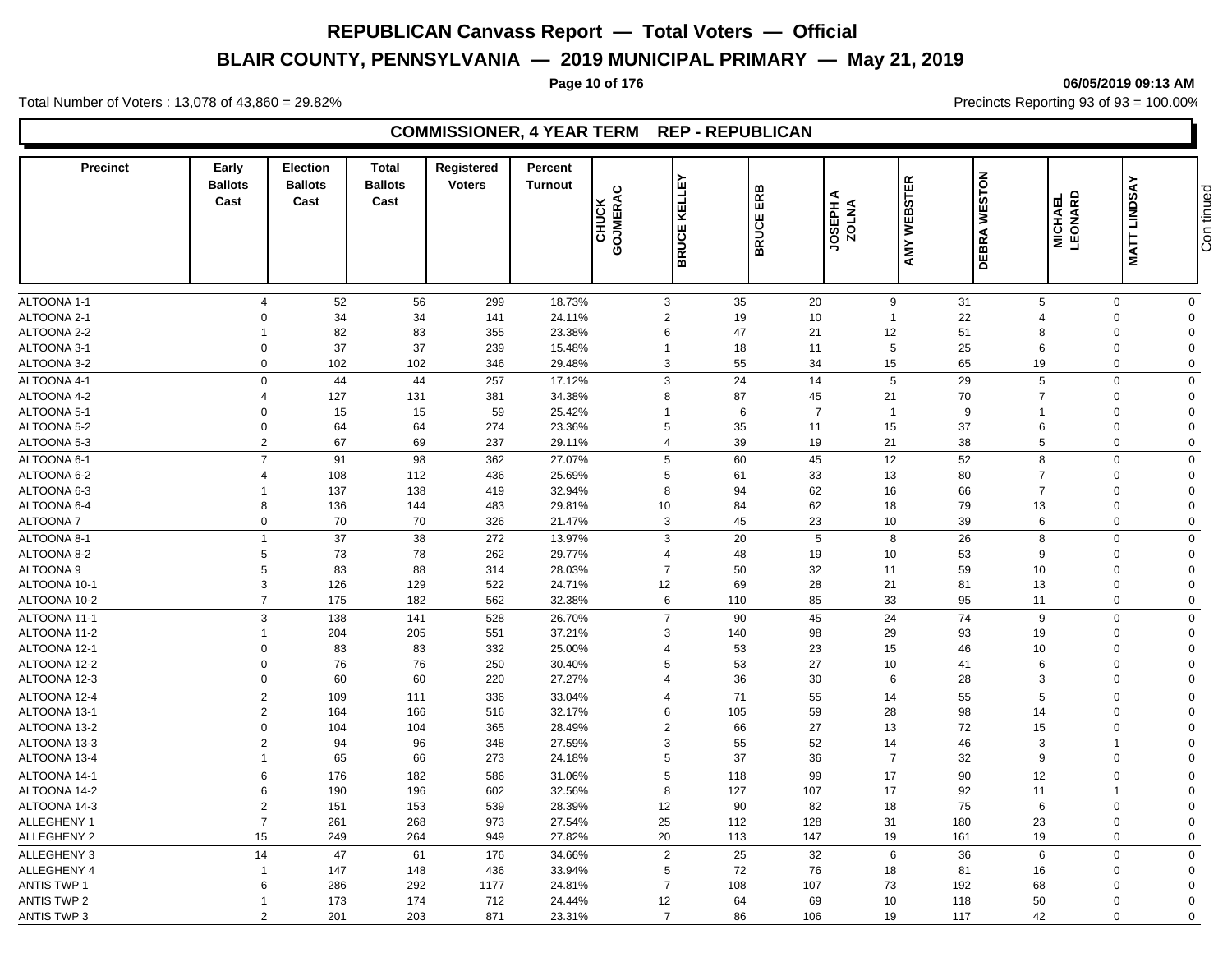# REPUBLICAN Canvass Report — Total Voters — Official

## BLAIR COUNTY, PENNSYLVANIA — 2019 MUNICIPAL PRIMARY — May 21, 2019

06/05/2019 09:13 AM

Total Number of Voters : 13,078 of 43,860 = 29.82%

Precincts Reporting 93 of 93 = 100.00%

### COMMISSIONER, 4 YEAR TERM REP - REPUBLICAN

| Precinct | Early Ballots Cast | Election Ballots Cast | Total Ballots Cast | Registered Voters | Percent Turnout | CHUCK GOJMERAC | BRUCE KELLEY | BRUCE ERB | JOSEPH A ZOLNA | AMY WEBSTER | DEBRA WESTON | MICHAEL LEONARD | MATT LINDSAY | Continued |
|---|---|---|---|---|---|---|---|---|---|---|---|---|---|---|
| ALTOONA 1-1 | 4 | 52 | 56 | 299 | 18.73% | 3 | 35 | 20 | 9 | 31 | 5 | 0 | 0 | |
| ALTOONA 2-1 | 0 | 34 | 34 | 141 | 24.11% | 2 | 19 | 10 | 1 | 22 | 4 | 0 | 0 | |
| ALTOONA 2-2 | 1 | 82 | 83 | 355 | 23.38% | 6 | 47 | 21 | 12 | 51 | 8 | 0 | 0 | |
| ALTOONA 3-1 | 0 | 37 | 37 | 239 | 15.48% | 1 | 18 | 11 | 5 | 25 | 6 | 0 | 0 | |
| ALTOONA 3-2 | 0 | 102 | 102 | 346 | 29.48% | 3 | 55 | 34 | 15 | 65 | 19 | 0 | 0 | |
| ALTOONA 4-1 | 0 | 44 | 44 | 257 | 17.12% | 3 | 24 | 14 | 5 | 29 | 5 | 0 | 0 | |
| ALTOONA 4-2 | 4 | 127 | 131 | 381 | 34.38% | 8 | 87 | 45 | 21 | 70 | 7 | 0 | 0 | |
| ALTOONA 5-1 | 0 | 15 | 15 | 59 | 25.42% | 1 | 6 | 7 | 1 | 9 | 1 | 0 | 0 | |
| ALTOONA 5-2 | 0 | 64 | 64 | 274 | 23.36% | 5 | 35 | 11 | 15 | 37 | 6 | 0 | 0 | |
| ALTOONA 5-3 | 2 | 67 | 69 | 237 | 29.11% | 4 | 39 | 19 | 21 | 38 | 5 | 0 | 0 | |
| ALTOONA 6-1 | 7 | 91 | 98 | 362 | 27.07% | 5 | 60 | 45 | 12 | 52 | 8 | 0 | 0 | |
| ALTOONA 6-2 | 4 | 108 | 112 | 436 | 25.69% | 5 | 61 | 33 | 13 | 80 | 7 | 0 | 0 | |
| ALTOONA 6-3 | 1 | 137 | 138 | 419 | 32.94% | 8 | 94 | 62 | 16 | 66 | 7 | 0 | 0 | |
| ALTOONA 6-4 | 8 | 136 | 144 | 483 | 29.81% | 10 | 84 | 62 | 18 | 79 | 13 | 0 | 0 | |
| ALTOONA 7 | 0 | 70 | 70 | 326 | 21.47% | 3 | 45 | 23 | 10 | 39 | 6 | 0 | 0 | |
| ALTOONA 8-1 | 1 | 37 | 38 | 272 | 13.97% | 3 | 20 | 5 | 8 | 26 | 8 | 0 | 0 | |
| ALTOONA 8-2 | 5 | 73 | 78 | 262 | 29.77% | 4 | 48 | 19 | 10 | 53 | 9 | 0 | 0 | |
| ALTOONA 9 | 5 | 83 | 88 | 314 | 28.03% | 7 | 50 | 32 | 11 | 59 | 10 | 0 | 0 | |
| ALTOONA 10-1 | 3 | 126 | 129 | 522 | 24.71% | 12 | 69 | 28 | 21 | 81 | 13 | 0 | 0 | |
| ALTOONA 10-2 | 7 | 175 | 182 | 562 | 32.38% | 6 | 110 | 85 | 33 | 95 | 11 | 0 | 0 | |
| ALTOONA 11-1 | 3 | 138 | 141 | 528 | 26.70% | 7 | 90 | 45 | 24 | 74 | 9 | 0 | 0 | |
| ALTOONA 11-2 | 1 | 204 | 205 | 551 | 37.21% | 3 | 140 | 98 | 29 | 93 | 19 | 0 | 0 | |
| ALTOONA 12-1 | 0 | 83 | 83 | 332 | 25.00% | 4 | 53 | 23 | 15 | 46 | 10 | 0 | 0 | |
| ALTOONA 12-2 | 0 | 76 | 76 | 250 | 30.40% | 5 | 53 | 27 | 10 | 41 | 6 | 0 | 0 | |
| ALTOONA 12-3 | 0 | 60 | 60 | 220 | 27.27% | 4 | 36 | 30 | 6 | 28 | 3 | 0 | 0 | |
| ALTOONA 12-4 | 2 | 109 | 111 | 336 | 33.04% | 4 | 71 | 55 | 14 | 55 | 5 | 0 | 0 | |
| ALTOONA 13-1 | 2 | 164 | 166 | 516 | 32.17% | 6 | 105 | 59 | 28 | 98 | 14 | 0 | 0 | |
| ALTOONA 13-2 | 0 | 104 | 104 | 365 | 28.49% | 2 | 66 | 27 | 13 | 72 | 15 | 0 | 0 | |
| ALTOONA 13-3 | 2 | 94 | 96 | 348 | 27.59% | 3 | 55 | 52 | 14 | 46 | 3 | 1 | 0 | |
| ALTOONA 13-4 | 1 | 65 | 66 | 273 | 24.18% | 5 | 37 | 36 | 7 | 32 | 9 | 0 | 0 | |
| ALTOONA 14-1 | 6 | 176 | 182 | 586 | 31.06% | 5 | 118 | 99 | 17 | 90 | 12 | 0 | 0 | |
| ALTOONA 14-2 | 6 | 190 | 196 | 602 | 32.56% | 8 | 127 | 107 | 17 | 92 | 11 | 1 | 0 | |
| ALTOONA 14-3 | 2 | 151 | 153 | 539 | 28.39% | 12 | 90 | 82 | 18 | 75 | 6 | 0 | 0 | |
| ALLEGHENY 1 | 7 | 261 | 268 | 973 | 27.54% | 25 | 112 | 128 | 31 | 180 | 23 | 0 | 0 | |
| ALLEGHENY 2 | 15 | 249 | 264 | 949 | 27.82% | 20 | 113 | 147 | 19 | 161 | 19 | 0 | 0 | |
| ALLEGHENY 3 | 14 | 47 | 61 | 176 | 34.66% | 2 | 25 | 32 | 6 | 36 | 6 | 0 | 0 | |
| ALLEGHENY 4 | 1 | 147 | 148 | 436 | 33.94% | 5 | 72 | 76 | 18 | 81 | 16 | 0 | 0 | |
| ANTIS TWP 1 | 6 | 286 | 292 | 1177 | 24.81% | 7 | 108 | 107 | 73 | 192 | 68 | 0 | 0 | |
| ANTIS TWP 2 | 1 | 173 | 174 | 712 | 24.44% | 12 | 64 | 69 | 10 | 118 | 50 | 0 | 0 | |
| ANTIS TWP 3 | 2 | 201 | 203 | 871 | 23.31% | 7 | 86 | 106 | 19 | 117 | 42 | 0 | 0 | |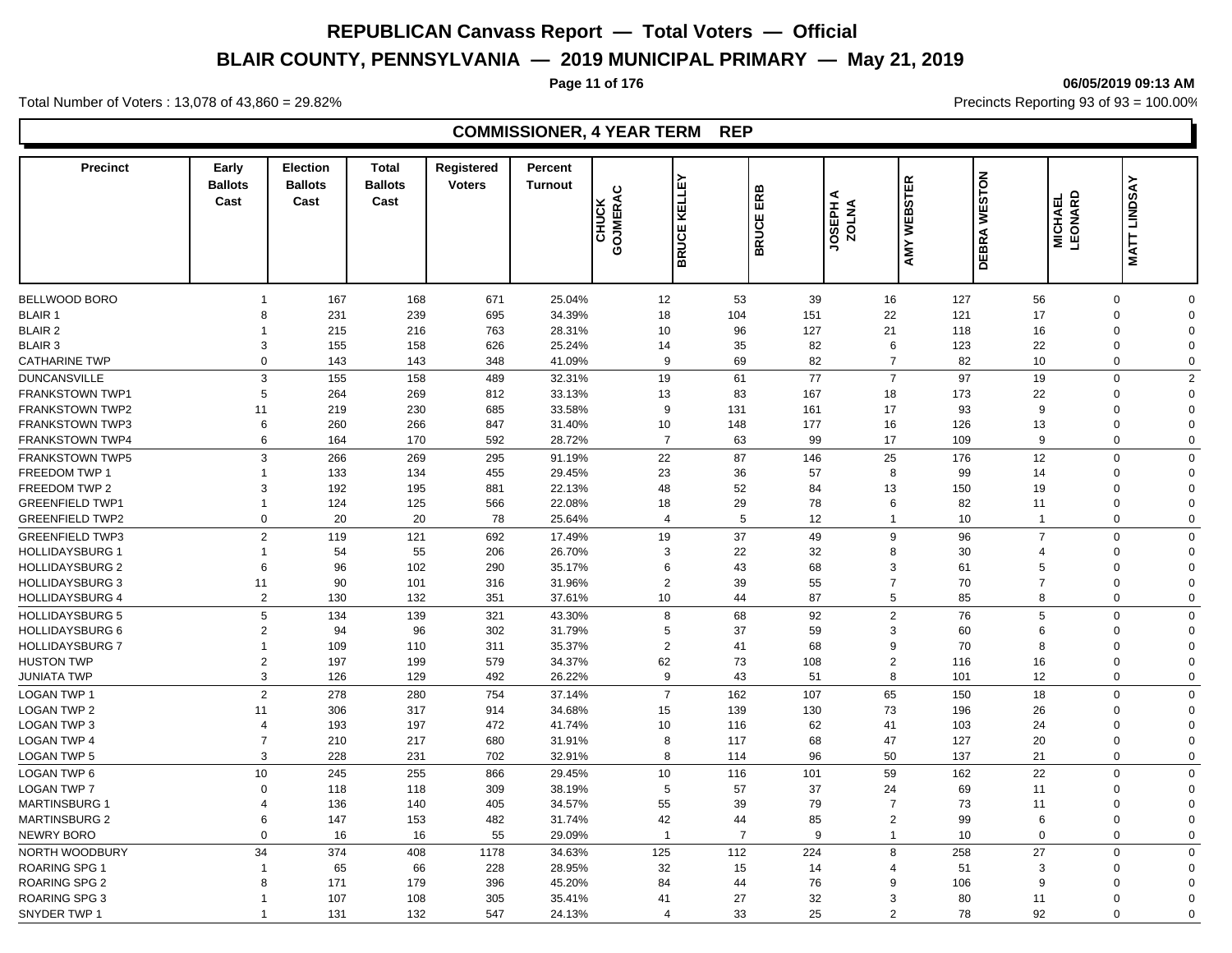# REPUBLICAN Canvass Report — Total Voters — Official

## BLAIR COUNTY, PENNSYLVANIA — 2019 MUNICIPAL PRIMARY — May 21, 2019

06/05/2019 09:13 AM

Total Number of Voters : 13,078 of 43,860 = 29.82%

Precincts Reporting 93 of 93 = 100.00%

### COMMISSIONER, 4 YEAR TERM REP

| Precinct | Early Ballots Cast | Election Ballots Cast | Total Ballots Cast | Registered Voters | Percent Turnout | CHUCK GOJMERAC | BRUCE KELLEY | BRUCE ERB | JOSEPH A ZOLNA | AMY WEBSTER | DEBRA WESTON | MICHAEL LEONARD | MATT LINDSAY |
|---|---|---|---|---|---|---|---|---|---|---|---|---|---|
| BELLWOOD BORO | 1 | 167 | 168 | 671 | 25.04% | 12 | 53 | 39 | 16 | 127 | 56 | 0 | 0 |
| BLAIR 1 | 8 | 231 | 239 | 695 | 34.39% | 18 | 104 | 151 | 22 | 121 | 17 | 0 | 0 |
| BLAIR 2 | 1 | 215 | 216 | 763 | 28.31% | 10 | 96 | 127 | 21 | 118 | 16 | 0 | 0 |
| BLAIR 3 | 3 | 155 | 158 | 626 | 25.24% | 14 | 35 | 82 | 6 | 123 | 22 | 0 | 0 |
| CATHARINE TWP | 0 | 143 | 143 | 348 | 41.09% | 9 | 69 | 82 | 7 | 82 | 10 | 0 | 0 |
| DUNCANSVILLE | 3 | 155 | 158 | 489 | 32.31% | 19 | 61 | 77 | 7 | 97 | 19 | 0 | 2 |
| FRANKSTOWN TWP1 | 5 | 264 | 269 | 812 | 33.13% | 13 | 83 | 167 | 18 | 173 | 22 | 0 | 0 |
| FRANKSTOWN TWP2 | 11 | 219 | 230 | 685 | 33.58% | 9 | 131 | 161 | 17 | 93 | 9 | 0 | 0 |
| FRANKSTOWN TWP3 | 6 | 260 | 266 | 847 | 31.40% | 10 | 148 | 177 | 16 | 126 | 13 | 0 | 0 |
| FRANKSTOWN TWP4 | 6 | 164 | 170 | 592 | 28.72% | 7 | 63 | 99 | 17 | 109 | 9 | 0 | 0 |
| FRANKSTOWN TWP5 | 3 | 266 | 269 | 295 | 91.19% | 22 | 87 | 146 | 25 | 176 | 12 | 0 | 0 |
| FREEDOM TWP 1 | 1 | 133 | 134 | 455 | 29.45% | 23 | 36 | 57 | 8 | 99 | 14 | 0 | 0 |
| FREEDOM TWP 2 | 3 | 192 | 195 | 881 | 22.13% | 48 | 52 | 84 | 13 | 150 | 19 | 0 | 0 |
| GREENFIELD TWP1 | 1 | 124 | 125 | 566 | 22.08% | 18 | 29 | 78 | 6 | 82 | 11 | 0 | 0 |
| GREENFIELD TWP2 | 0 | 20 | 20 | 78 | 25.64% | 4 | 5 | 12 | 1 | 10 | 1 | 0 | 0 |
| GREENFIELD TWP3 | 2 | 119 | 121 | 692 | 17.49% | 19 | 37 | 49 | 9 | 96 | 7 | 0 | 0 |
| HOLLIDAYSBURG 1 | 1 | 54 | 55 | 206 | 26.70% | 3 | 22 | 32 | 8 | 30 | 4 | 0 | 0 |
| HOLLIDAYSBURG 2 | 6 | 96 | 102 | 290 | 35.17% | 6 | 43 | 68 | 3 | 61 | 5 | 0 | 0 |
| HOLLIDAYSBURG 3 | 11 | 90 | 101 | 316 | 31.96% | 2 | 39 | 55 | 7 | 70 | 7 | 0 | 0 |
| HOLLIDAYSBURG 4 | 2 | 130 | 132 | 351 | 37.61% | 10 | 44 | 87 | 5 | 85 | 8 | 0 | 0 |
| HOLLIDAYSBURG 5 | 5 | 134 | 139 | 321 | 43.30% | 8 | 68 | 92 | 2 | 76 | 5 | 0 | 0 |
| HOLLIDAYSBURG 6 | 2 | 94 | 96 | 302 | 31.79% | 5 | 37 | 59 | 3 | 60 | 6 | 0 | 0 |
| HOLLIDAYSBURG 7 | 1 | 109 | 110 | 311 | 35.37% | 2 | 41 | 68 | 9 | 70 | 8 | 0 | 0 |
| HUSTON TWP | 2 | 197 | 199 | 579 | 34.37% | 62 | 73 | 108 | 2 | 116 | 16 | 0 | 0 |
| JUNIATA TWP | 3 | 126 | 129 | 492 | 26.22% | 9 | 43 | 51 | 8 | 101 | 12 | 0 | 0 |
| LOGAN TWP 1 | 2 | 278 | 280 | 754 | 37.14% | 7 | 162 | 107 | 65 | 150 | 18 | 0 | 0 |
| LOGAN TWP 2 | 11 | 306 | 317 | 914 | 34.68% | 15 | 139 | 130 | 73 | 196 | 26 | 0 | 0 |
| LOGAN TWP 3 | 4 | 193 | 197 | 472 | 41.74% | 10 | 116 | 62 | 41 | 103 | 24 | 0 | 0 |
| LOGAN TWP 4 | 7 | 210 | 217 | 680 | 31.91% | 8 | 117 | 68 | 47 | 127 | 20 | 0 | 0 |
| LOGAN TWP 5 | 3 | 228 | 231 | 702 | 32.91% | 8 | 114 | 96 | 50 | 137 | 21 | 0 | 0 |
| LOGAN TWP 6 | 10 | 245 | 255 | 866 | 29.45% | 10 | 116 | 101 | 59 | 162 | 22 | 0 | 0 |
| LOGAN TWP 7 | 0 | 118 | 118 | 309 | 38.19% | 5 | 57 | 37 | 24 | 69 | 11 | 0 | 0 |
| MARTINSBURG 1 | 4 | 136 | 140 | 405 | 34.57% | 55 | 39 | 79 | 7 | 73 | 11 | 0 | 0 |
| MARTINSBURG 2 | 6 | 147 | 153 | 482 | 31.74% | 42 | 44 | 85 | 2 | 99 | 6 | 0 | 0 |
| NEWRY BORO | 0 | 16 | 16 | 55 | 29.09% | 1 | 7 | 9 | 1 | 10 | 0 | 0 | 0 |
| NORTH WOODBURY | 34 | 374 | 408 | 1178 | 34.63% | 125 | 112 | 224 | 8 | 258 | 27 | 0 | 0 |
| ROARING SPG 1 | 1 | 65 | 66 | 228 | 28.95% | 32 | 15 | 14 | 4 | 51 | 3 | 0 | 0 |
| ROARING SPG 2 | 8 | 171 | 179 | 396 | 45.20% | 84 | 44 | 76 | 9 | 106 | 9 | 0 | 0 |
| ROARING SPG 3 | 1 | 107 | 108 | 305 | 35.41% | 41 | 27 | 32 | 3 | 80 | 11 | 0 | 0 |
| SNYDER TWP 1 | 1 | 131 | 132 | 547 | 24.13% | 4 | 33 | 25 | 2 | 78 | 92 | 0 | 0 |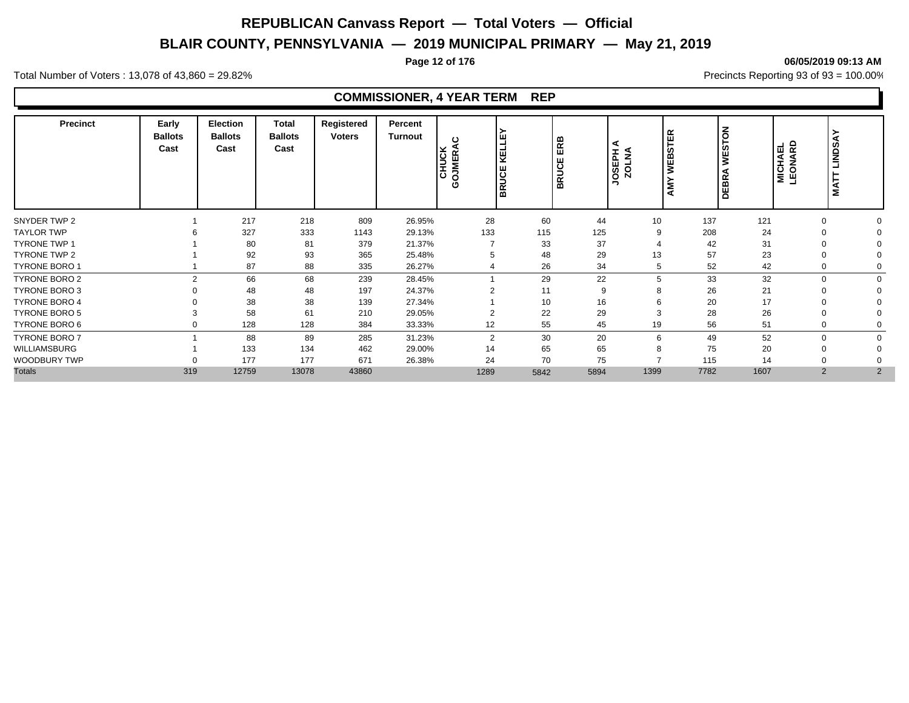# REPUBLICAN Canvass Report — Total Voters — Official

## BLAIR COUNTY, PENNSYLVANIA — 2019 MUNICIPAL PRIMARY — May 21, 2019

06/05/2019 09:13 AM

Total Number of Voters : 13,078 of 43,860 = 29.82%

Precincts Reporting 93 of 93 = 100.00%

### COMMISSIONER, 4 YEAR TERM REP

| Precinct | Early Ballots Cast | Election Ballots Cast | Total Ballots Cast | Registered Voters | Percent Turnout | CHUCK GOJMERAC | BRUCE KELLEY | BRUCE ERB | JOSEPH A ZOLNA | AMY WEBSTER | DEBRA WESTON | MICHAEL LEONARD | MATT LINDSAY |
|---|---|---|---|---|---|---|---|---|---|---|---|---|---|
| SNYDER TWP 2 | 1 | 217 | 218 | 809 | 26.95% | 28 | 60 | 44 | 10 | 137 | 121 | 0 | 0 |
| TAYLOR TWP | 6 | 327 | 333 | 1143 | 29.13% | 133 | 115 | 125 | 9 | 208 | 24 | 0 | 0 |
| TYRONE TWP 1 | 1 | 80 | 81 | 379 | 21.37% | 7 | 33 | 37 | 4 | 42 | 31 | 0 | 0 |
| TYRONE TWP 2 | 1 | 92 | 93 | 365 | 25.48% | 5 | 48 | 29 | 13 | 57 | 23 | 0 | 0 |
| TYRONE BORO 1 | 1 | 87 | 88 | 335 | 26.27% | 4 | 26 | 34 | 5 | 52 | 42 | 0 | 0 |
| TYRONE BORO 2 | 2 | 66 | 68 | 239 | 28.45% | 1 | 29 | 22 | 5 | 33 | 32 | 0 | 0 |
| TYRONE BORO 3 | 0 | 48 | 48 | 197 | 24.37% | 2 | 11 | 9 | 8 | 26 | 21 | 0 | 0 |
| TYRONE BORO 4 | 0 | 38 | 38 | 139 | 27.34% | 1 | 10 | 16 | 6 | 20 | 17 | 0 | 0 |
| TYRONE BORO 5 | 3 | 58 | 61 | 210 | 29.05% | 2 | 22 | 29 | 3 | 28 | 26 | 0 | 0 |
| TYRONE BORO 6 | 0 | 128 | 128 | 384 | 33.33% | 12 | 55 | 45 | 19 | 56 | 51 | 0 | 0 |
| TYRONE BORO 7 | 1 | 88 | 89 | 285 | 31.23% | 2 | 30 | 20 | 6 | 49 | 52 | 0 | 0 |
| WILLIAMSBURG | 1 | 133 | 134 | 462 | 29.00% | 14 | 65 | 65 | 8 | 75 | 20 | 0 | 0 |
| WOODBURY TWP | 0 | 177 | 177 | 671 | 26.38% | 24 | 70 | 75 | 7 | 115 | 14 | 0 | 0 |
| Totals | 319 | 12759 | 13078 | 43860 | | 1289 | 5842 | 5894 | 1399 | 7782 | 1607 | 2 | 2 |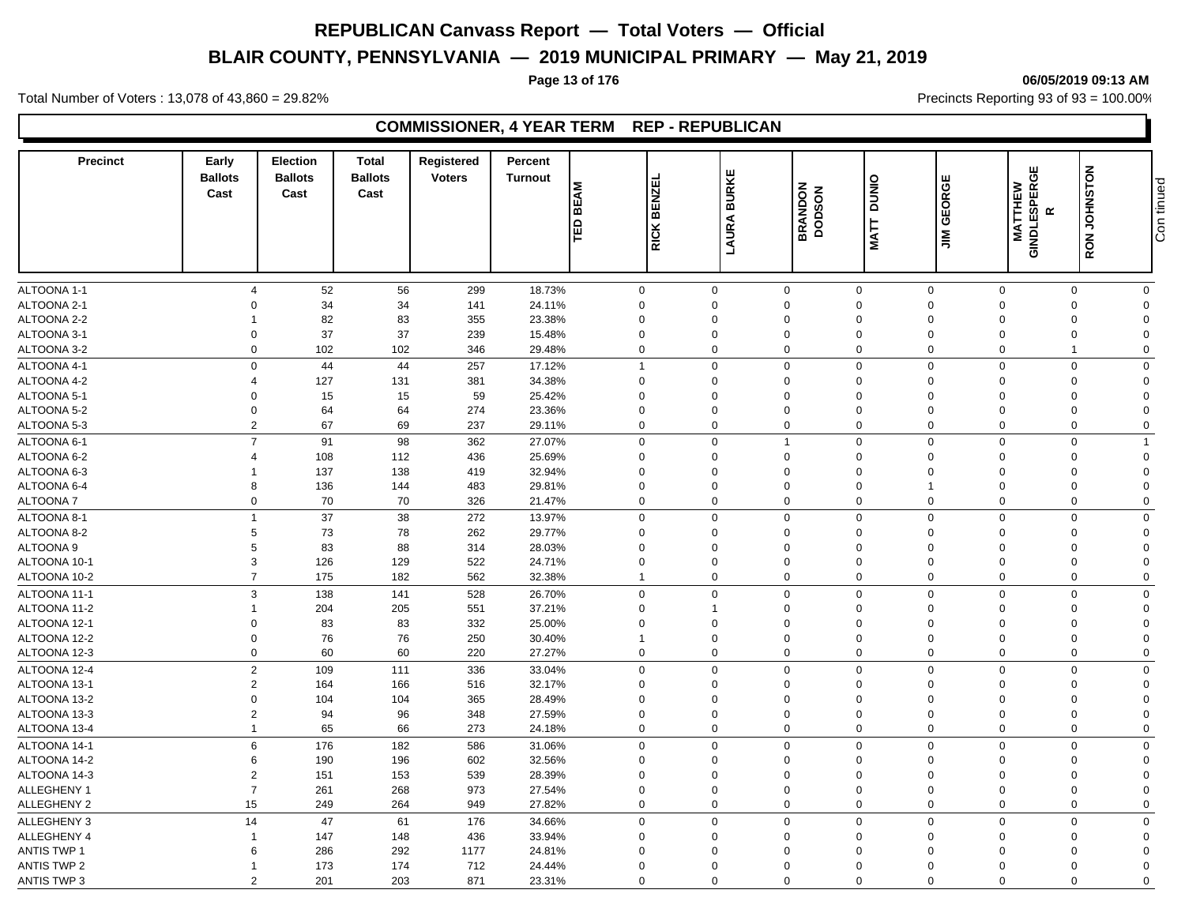# REPUBLICAN Canvass Report — Total Voters — Official

## BLAIR COUNTY, PENNSYLVANIA — 2019 MUNICIPAL PRIMARY — May 21, 2019

06/05/2019 09:13 AM

Total Number of Voters : 13,078 of 43,860 = 29.82%

Precincts Reporting 93 of 93 = 100.00%

### COMMISSIONER, 4 YEAR TERM REP - REPUBLICAN

| Precinct | Early Ballots Cast | Election Ballots Cast | Total Ballots Cast | Registered Voters | Percent Turnout | TED BEAM | RICK BENZEL | LAURA BURKE | BRANDON DODSON | MATT DUNIO | JIM GEORGE | MATTHEW GINDLESPERGER | RON JOHNSTON | Continued |
|---|---|---|---|---|---|---|---|---|---|---|---|---|---|---|
| ALTOONA 1-1 | 4 | 52 | 56 | 299 | 18.73% | 0 | 0 | 0 | 0 | 0 | 0 | 0 | 0 | |
| ALTOONA 2-1 | 0 | 34 | 34 | 141 | 24.11% | 0 | 0 | 0 | 0 | 0 | 0 | 0 | 0 | |
| ALTOONA 2-2 | 1 | 82 | 83 | 355 | 23.38% | 0 | 0 | 0 | 0 | 0 | 0 | 0 | 0 | |
| ALTOONA 3-1 | 0 | 37 | 37 | 239 | 15.48% | 0 | 0 | 0 | 0 | 0 | 0 | 0 | 0 | |
| ALTOONA 3-2 | 0 | 102 | 102 | 346 | 29.48% | 0 | 0 | 0 | 0 | 0 | 0 | 1 | 0 | |
| ALTOONA 4-1 | 0 | 44 | 44 | 257 | 17.12% | 1 | 0 | 0 | 0 | 0 | 0 | 0 | 0 | |
| ALTOONA 4-2 | 4 | 127 | 131 | 381 | 34.38% | 0 | 0 | 0 | 0 | 0 | 0 | 0 | 0 | |
| ALTOONA 5-1 | 0 | 15 | 15 | 59 | 25.42% | 0 | 0 | 0 | 0 | 0 | 0 | 0 | 0 | |
| ALTOONA 5-2 | 0 | 64 | 64 | 274 | 23.36% | 0 | 0 | 0 | 0 | 0 | 0 | 0 | 0 | |
| ALTOONA 5-3 | 2 | 67 | 69 | 237 | 29.11% | 0 | 0 | 0 | 0 | 0 | 0 | 0 | 0 | |
| ALTOONA 6-1 | 7 | 91 | 98 | 362 | 27.07% | 0 | 0 | 1 | 0 | 0 | 0 | 0 | 1 | |
| ALTOONA 6-2 | 4 | 108 | 112 | 436 | 25.69% | 0 | 0 | 0 | 0 | 0 | 0 | 0 | 0 | |
| ALTOONA 6-3 | 1 | 137 | 138 | 419 | 32.94% | 0 | 0 | 0 | 0 | 0 | 0 | 0 | 0 | |
| ALTOONA 6-4 | 8 | 136 | 144 | 483 | 29.81% | 0 | 0 | 0 | 0 | 1 | 0 | 0 | 0 | |
| ALTOONA 7 | 0 | 70 | 70 | 326 | 21.47% | 0 | 0 | 0 | 0 | 0 | 0 | 0 | 0 | |
| ALTOONA 8-1 | 1 | 37 | 38 | 272 | 13.97% | 0 | 0 | 0 | 0 | 0 | 0 | 0 | 0 | |
| ALTOONA 8-2 | 5 | 73 | 78 | 262 | 29.77% | 0 | 0 | 0 | 0 | 0 | 0 | 0 | 0 | |
| ALTOONA 9 | 5 | 83 | 88 | 314 | 28.03% | 0 | 0 | 0 | 0 | 0 | 0 | 0 | 0 | |
| ALTOONA 10-1 | 3 | 126 | 129 | 522 | 24.71% | 0 | 0 | 0 | 0 | 0 | 0 | 0 | 0 | |
| ALTOONA 10-2 | 7 | 175 | 182 | 562 | 32.38% | 1 | 0 | 0 | 0 | 0 | 0 | 0 | 0 | |
| ALTOONA 11-1 | 3 | 138 | 141 | 528 | 26.70% | 0 | 0 | 0 | 0 | 0 | 0 | 0 | 0 | |
| ALTOONA 11-2 | 1 | 204 | 205 | 551 | 37.21% | 0 | 1 | 0 | 0 | 0 | 0 | 0 | 0 | |
| ALTOONA 12-1 | 0 | 83 | 83 | 332 | 25.00% | 0 | 0 | 0 | 0 | 0 | 0 | 0 | 0 | |
| ALTOONA 12-2 | 0 | 76 | 76 | 250 | 30.40% | 1 | 0 | 0 | 0 | 0 | 0 | 0 | 0 | |
| ALTOONA 12-3 | 0 | 60 | 60 | 220 | 27.27% | 0 | 0 | 0 | 0 | 0 | 0 | 0 | 0 | |
| ALTOONA 12-4 | 2 | 109 | 111 | 336 | 33.04% | 0 | 0 | 0 | 0 | 0 | 0 | 0 | 0 | |
| ALTOONA 13-1 | 2 | 164 | 166 | 516 | 32.17% | 0 | 0 | 0 | 0 | 0 | 0 | 0 | 0 | |
| ALTOONA 13-2 | 0 | 104 | 104 | 365 | 28.49% | 0 | 0 | 0 | 0 | 0 | 0 | 0 | 0 | |
| ALTOONA 13-3 | 2 | 94 | 96 | 348 | 27.59% | 0 | 0 | 0 | 0 | 0 | 0 | 0 | 0 | |
| ALTOONA 13-4 | 1 | 65 | 66 | 273 | 24.18% | 0 | 0 | 0 | 0 | 0 | 0 | 0 | 0 | |
| ALTOONA 14-1 | 6 | 176 | 182 | 586 | 31.06% | 0 | 0 | 0 | 0 | 0 | 0 | 0 | 0 | |
| ALTOONA 14-2 | 6 | 190 | 196 | 602 | 32.56% | 0 | 0 | 0 | 0 | 0 | 0 | 0 | 0 | |
| ALTOONA 14-3 | 2 | 151 | 153 | 539 | 28.39% | 0 | 0 | 0 | 0 | 0 | 0 | 0 | 0 | |
| ALLEGHENY 1 | 7 | 261 | 268 | 973 | 27.54% | 0 | 0 | 0 | 0 | 0 | 0 | 0 | 0 | |
| ALLEGHENY 2 | 15 | 249 | 264 | 949 | 27.82% | 0 | 0 | 0 | 0 | 0 | 0 | 0 | 0 | |
| ALLEGHENY 3 | 14 | 47 | 61 | 176 | 34.66% | 0 | 0 | 0 | 0 | 0 | 0 | 0 | 0 | |
| ALLEGHENY 4 | 1 | 147 | 148 | 436 | 33.94% | 0 | 0 | 0 | 0 | 0 | 0 | 0 | 0 | |
| ANTIS TWP 1 | 6 | 286 | 292 | 1177 | 24.81% | 0 | 0 | 0 | 0 | 0 | 0 | 0 | 0 | |
| ANTIS TWP 2 | 1 | 173 | 174 | 712 | 24.44% | 0 | 0 | 0 | 0 | 0 | 0 | 0 | 0 | |
| ANTIS TWP 3 | 2 | 201 | 203 | 871 | 23.31% | 0 | 0 | 0 | 0 | 0 | 0 | 0 | 0 | |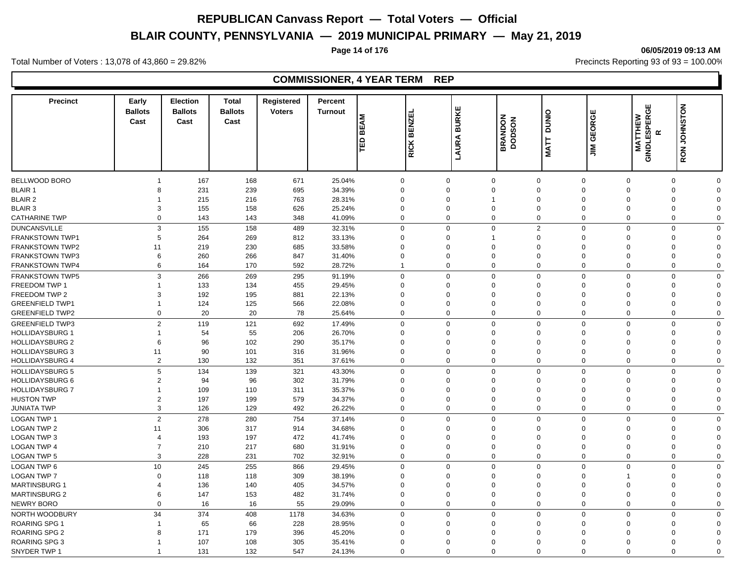# REPUBLICAN Canvass Report — Total Voters — Official

## BLAIR COUNTY, PENNSYLVANIA — 2019 MUNICIPAL PRIMARY — May 21, 2019

06/05/2019 09:13 AM

Total Number of Voters : 13,078 of 43,860 = 29.82%

Precincts Reporting 93 of 93 = 100.00%

### COMMISSIONER, 4 YEAR TERM REP

| Precinct | Early Ballots Cast | Election Ballots Cast | Total Ballots Cast | Registered Voters | Percent Turnout | TED BEAM | RICK BENZEL | LAURA BURKE | BRANDON DODSON | MATT DUNIO | JIM GEORGE | MATTHEW GINDLESPERGER | RON JOHNSTON |
|---|---|---|---|---|---|---|---|---|---|---|---|---|---|
| BELLWOOD BORO | 1 | 167 | 168 | 671 | 25.04% | 0 | 0 | 0 | 0 | 0 | 0 | 0 | 0 |
| BLAIR 1 | 8 | 231 | 239 | 695 | 34.39% | 0 | 0 | 0 | 0 | 0 | 0 | 0 | 0 |
| BLAIR 2 | 1 | 215 | 216 | 763 | 28.31% | 0 | 0 | 1 | 0 | 0 | 0 | 0 | 0 |
| BLAIR 3 | 3 | 155 | 158 | 626 | 25.24% | 0 | 0 | 0 | 0 | 0 | 0 | 0 | 0 |
| CATHARINE TWP | 0 | 143 | 143 | 348 | 41.09% | 0 | 0 | 0 | 0 | 0 | 0 | 0 | 0 |
| DUNCANSVILLE | 3 | 155 | 158 | 489 | 32.31% | 0 | 0 | 0 | 2 | 0 | 0 | 0 | 0 |
| FRANKSTOWN TWP1 | 5 | 264 | 269 | 812 | 33.13% | 0 | 0 | 1 | 0 | 0 | 0 | 0 | 0 |
| FRANKSTOWN TWP2 | 11 | 219 | 230 | 685 | 33.58% | 0 | 0 | 0 | 0 | 0 | 0 | 0 | 0 |
| FRANKSTOWN TWP3 | 6 | 260 | 266 | 847 | 31.40% | 0 | 0 | 0 | 0 | 0 | 0 | 0 | 0 |
| FRANKSTOWN TWP4 | 6 | 164 | 170 | 592 | 28.72% | 1 | 0 | 0 | 0 | 0 | 0 | 0 | 0 |
| FRANKSTOWN TWP5 | 3 | 266 | 269 | 295 | 91.19% | 0 | 0 | 0 | 0 | 0 | 0 | 0 | 0 |
| FREEDOM TWP 1 | 1 | 133 | 134 | 455 | 29.45% | 0 | 0 | 0 | 0 | 0 | 0 | 0 | 0 |
| FREEDOM TWP 2 | 3 | 192 | 195 | 881 | 22.13% | 0 | 0 | 0 | 0 | 0 | 0 | 0 | 0 |
| GREENFIELD TWP1 | 1 | 124 | 125 | 566 | 22.08% | 0 | 0 | 0 | 0 | 0 | 0 | 0 | 0 |
| GREENFIELD TWP2 | 0 | 20 | 20 | 78 | 25.64% | 0 | 0 | 0 | 0 | 0 | 0 | 0 | 0 |
| GREENFIELD TWP3 | 2 | 119 | 121 | 692 | 17.49% | 0 | 0 | 0 | 0 | 0 | 0 | 0 | 0 |
| HOLLIDAYSBURG 1 | 1 | 54 | 55 | 206 | 26.70% | 0 | 0 | 0 | 0 | 0 | 0 | 0 | 0 |
| HOLLIDAYSBURG 2 | 6 | 96 | 102 | 290 | 35.17% | 0 | 0 | 0 | 0 | 0 | 0 | 0 | 0 |
| HOLLIDAYSBURG 3 | 11 | 90 | 101 | 316 | 31.96% | 0 | 0 | 0 | 0 | 0 | 0 | 0 | 0 |
| HOLLIDAYSBURG 4 | 2 | 130 | 132 | 351 | 37.61% | 0 | 0 | 0 | 0 | 0 | 0 | 0 | 0 |
| HOLLIDAYSBURG 5 | 5 | 134 | 139 | 321 | 43.30% | 0 | 0 | 0 | 0 | 0 | 0 | 0 | 0 |
| HOLLIDAYSBURG 6 | 2 | 94 | 96 | 302 | 31.79% | 0 | 0 | 0 | 0 | 0 | 0 | 0 | 0 |
| HOLLIDAYSBURG 7 | 1 | 109 | 110 | 311 | 35.37% | 0 | 0 | 0 | 0 | 0 | 0 | 0 | 0 |
| HUSTON TWP | 2 | 197 | 199 | 579 | 34.37% | 0 | 0 | 0 | 0 | 0 | 0 | 0 | 0 |
| JUNIATA TWP | 3 | 126 | 129 | 492 | 26.22% | 0 | 0 | 0 | 0 | 0 | 0 | 0 | 0 |
| LOGAN TWP 1 | 2 | 278 | 280 | 754 | 37.14% | 0 | 0 | 0 | 0 | 0 | 0 | 0 | 0 |
| LOGAN TWP 2 | 11 | 306 | 317 | 914 | 34.68% | 0 | 0 | 0 | 0 | 0 | 0 | 0 | 0 |
| LOGAN TWP 3 | 4 | 193 | 197 | 472 | 41.74% | 0 | 0 | 0 | 0 | 0 | 0 | 0 | 0 |
| LOGAN TWP 4 | 7 | 210 | 217 | 680 | 31.91% | 0 | 0 | 0 | 0 | 0 | 0 | 0 | 0 |
| LOGAN TWP 5 | 3 | 228 | 231 | 702 | 32.91% | 0 | 0 | 0 | 0 | 0 | 0 | 0 | 0 |
| LOGAN TWP 6 | 10 | 245 | 255 | 866 | 29.45% | 0 | 0 | 0 | 0 | 0 | 0 | 0 | 0 |
| LOGAN TWP 7 | 0 | 118 | 118 | 309 | 38.19% | 0 | 0 | 0 | 0 | 0 | 1 | 0 | 0 |
| MARTINSBURG 1 | 4 | 136 | 140 | 405 | 34.57% | 0 | 0 | 0 | 0 | 0 | 0 | 0 | 0 |
| MARTINSBURG 2 | 6 | 147 | 153 | 482 | 31.74% | 0 | 0 | 0 | 0 | 0 | 0 | 0 | 0 |
| NEWRY BORO | 0 | 16 | 16 | 55 | 29.09% | 0 | 0 | 0 | 0 | 0 | 0 | 0 | 0 |
| NORTH WOODBURY | 34 | 374 | 408 | 1178 | 34.63% | 0 | 0 | 0 | 0 | 0 | 0 | 0 | 0 |
| ROARING SPG 1 | 1 | 65 | 66 | 228 | 28.95% | 0 | 0 | 0 | 0 | 0 | 0 | 0 | 0 |
| ROARING SPG 2 | 8 | 171 | 179 | 396 | 45.20% | 0 | 0 | 0 | 0 | 0 | 0 | 0 | 0 |
| ROARING SPG 3 | 1 | 107 | 108 | 305 | 35.41% | 0 | 0 | 0 | 0 | 0 | 0 | 0 | 0 |
| SNYDER TWP 1 | 1 | 131 | 132 | 547 | 24.13% | 0 | 0 | 0 | 0 | 0 | 0 | 0 | 0 |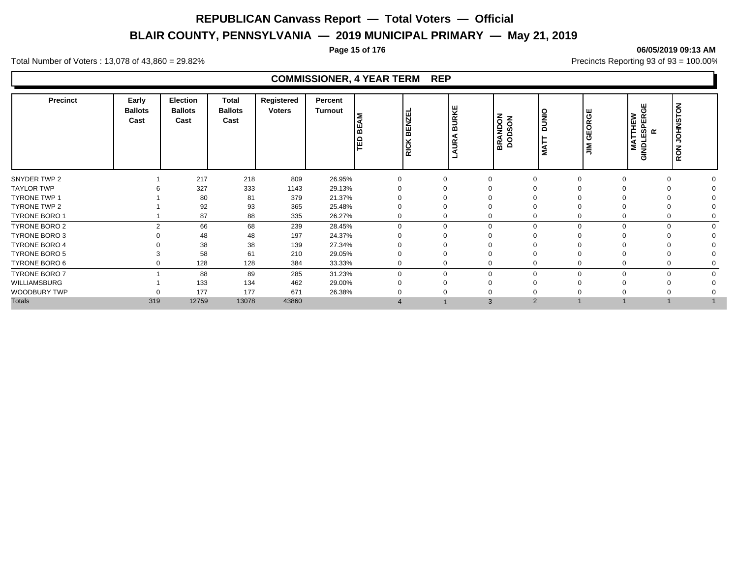# REPUBLICAN Canvass Report — Total Voters — Official

## BLAIR COUNTY, PENNSYLVANIA — 2019 MUNICIPAL PRIMARY — May 21, 2019

06/05/2019 09:13 AM

Total Number of Voters : 13,078 of 43,860 = 29.82%

Precincts Reporting 93 of 93 = 100.00%

### COMMISSIONER, 4 YEAR TERM REP

| Precinct | Early Ballots Cast | Election Ballots Cast | Total Ballots Cast | Registered Voters | Percent Turnout | TED BEAM | RICK BENZEL | LAURA BURKE | BRANDON DODSON | MATT DUNIO | JIM GEORGE | MATTHEW GINDLESPERGER | RON JOHNSTON |
|---|---|---|---|---|---|---|---|---|---|---|---|---|---|
| SNYDER TWP 2 | 1 | 217 | 218 | 809 | 26.95% | 0 | 0 | 0 | 0 | 0 | 0 | 0 | 0 |
| TAYLOR TWP | 6 | 327 | 333 | 1143 | 29.13% | 0 | 0 | 0 | 0 | 0 | 0 | 0 | 0 |
| TYRONE TWP 1 | 1 | 80 | 81 | 379 | 21.37% | 0 | 0 | 0 | 0 | 0 | 0 | 0 | 0 |
| TYRONE TWP 2 | 1 | 92 | 93 | 365 | 25.48% | 0 | 0 | 0 | 0 | 0 | 0 | 0 | 0 |
| TYRONE BORO 1 | 1 | 87 | 88 | 335 | 26.27% | 0 | 0 | 0 | 0 | 0 | 0 | 0 | 0 |
| TYRONE BORO 2 | 2 | 66 | 68 | 239 | 28.45% | 0 | 0 | 0 | 0 | 0 | 0 | 0 | 0 |
| TYRONE BORO 3 | 0 | 48 | 48 | 197 | 24.37% | 0 | 0 | 0 | 0 | 0 | 0 | 0 | 0 |
| TYRONE BORO 4 | 0 | 38 | 38 | 139 | 27.34% | 0 | 0 | 0 | 0 | 0 | 0 | 0 | 0 |
| TYRONE BORO 5 | 3 | 58 | 61 | 210 | 29.05% | 0 | 0 | 0 | 0 | 0 | 0 | 0 | 0 |
| TYRONE BORO 6 | 0 | 128 | 128 | 384 | 33.33% | 0 | 0 | 0 | 0 | 0 | 0 | 0 | 0 |
| TYRONE BORO 7 | 1 | 88 | 89 | 285 | 31.23% | 0 | 0 | 0 | 0 | 0 | 0 | 0 | 0 |
| WILLIAMSBURG | 1 | 133 | 134 | 462 | 29.00% | 0 | 0 | 0 | 0 | 0 | 0 | 0 | 0 |
| WOODBURY TWP | 0 | 177 | 177 | 671 | 26.38% | 0 | 0 | 0 | 0 | 0 | 0 | 0 | 0 |
| Totals | 319 | 12759 | 13078 | 43860 | | 4 | 1 | 3 | 2 | 1 | 1 | 1 | 1 |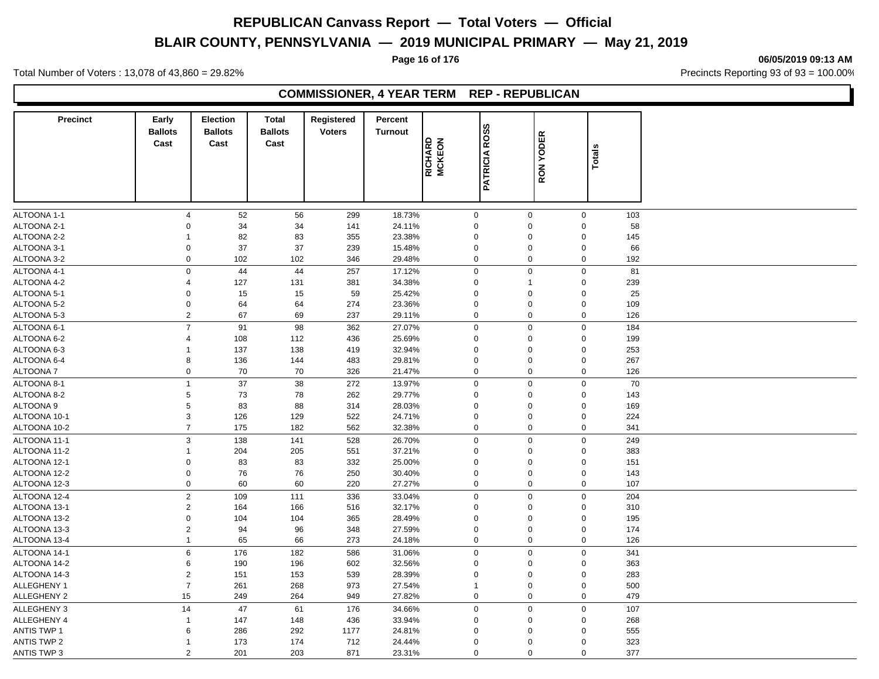# REPUBLICAN Canvass Report — Total Voters — Official

# BLAIR COUNTY, PENNSYLVANIA — 2019 MUNICIPAL PRIMARY — May 21, 2019

06/05/2019 09:13 AM

Total Number of Voters : 13,078 of 43,860 = 29.82%

Precincts Reporting 93 of 93 = 100.00%

## COMMISSIONER, 4 YEAR TERM REP - REPUBLICAN

| Precinct | Early Ballots Cast | Election Ballots Cast | Total Ballots Cast | Registered Voters | Percent Turnout | RICHARD MCKEON | PATRICIA ROSS | RON YODER | Totals |
|---|---|---|---|---|---|---|---|---|---|
| ALTOONA 1-1 | 4 | 52 | 56 | 299 | 18.73% | 0 | 0 | 0 | 103 |
| ALTOONA 2-1 | 0 | 34 | 34 | 141 | 24.11% | 0 | 0 | 0 | 58 |
| ALTOONA 2-2 | 1 | 82 | 83 | 355 | 23.38% | 0 | 0 | 0 | 145 |
| ALTOONA 3-1 | 0 | 37 | 37 | 239 | 15.48% | 0 | 0 | 0 | 66 |
| ALTOONA 3-2 | 0 | 102 | 102 | 346 | 29.48% | 0 | 0 | 0 | 192 |
| ALTOONA 4-1 | 0 | 44 | 44 | 257 | 17.12% | 0 | 0 | 0 | 81 |
| ALTOONA 4-2 | 4 | 127 | 131 | 381 | 34.38% | 0 | 1 | 0 | 239 |
| ALTOONA 5-1 | 0 | 15 | 15 | 59 | 25.42% | 0 | 0 | 0 | 25 |
| ALTOONA 5-2 | 0 | 64 | 64 | 274 | 23.36% | 0 | 0 | 0 | 109 |
| ALTOONA 5-3 | 2 | 67 | 69 | 237 | 29.11% | 0 | 0 | 0 | 126 |
| ALTOONA 6-1 | 7 | 91 | 98 | 362 | 27.07% | 0 | 0 | 0 | 184 |
| ALTOONA 6-2 | 4 | 108 | 112 | 436 | 25.69% | 0 | 0 | 0 | 199 |
| ALTOONA 6-3 | 1 | 137 | 138 | 419 | 32.94% | 0 | 0 | 0 | 253 |
| ALTOONA 6-4 | 8 | 136 | 144 | 483 | 29.81% | 0 | 0 | 0 | 267 |
| ALTOONA 7 | 0 | 70 | 70 | 326 | 21.47% | 0 | 0 | 0 | 126 |
| ALTOONA 8-1 | 1 | 37 | 38 | 272 | 13.97% | 0 | 0 | 0 | 70 |
| ALTOONA 8-2 | 5 | 73 | 78 | 262 | 29.77% | 0 | 0 | 0 | 143 |
| ALTOONA 9 | 5 | 83 | 88 | 314 | 28.03% | 0 | 0 | 0 | 169 |
| ALTOONA 10-1 | 3 | 126 | 129 | 522 | 24.71% | 0 | 0 | 0 | 224 |
| ALTOONA 10-2 | 7 | 175 | 182 | 562 | 32.38% | 0 | 0 | 0 | 341 |
| ALTOONA 11-1 | 3 | 138 | 141 | 528 | 26.70% | 0 | 0 | 0 | 249 |
| ALTOONA 11-2 | 1 | 204 | 205 | 551 | 37.21% | 0 | 0 | 0 | 383 |
| ALTOONA 12-1 | 0 | 83 | 83 | 332 | 25.00% | 0 | 0 | 0 | 151 |
| ALTOONA 12-2 | 0 | 76 | 76 | 250 | 30.40% | 0 | 0 | 0 | 143 |
| ALTOONA 12-3 | 0 | 60 | 60 | 220 | 27.27% | 0 | 0 | 0 | 107 |
| ALTOONA 12-4 | 2 | 109 | 111 | 336 | 33.04% | 0 | 0 | 0 | 204 |
| ALTOONA 13-1 | 2 | 164 | 166 | 516 | 32.17% | 0 | 0 | 0 | 310 |
| ALTOONA 13-2 | 0 | 104 | 104 | 365 | 28.49% | 0 | 0 | 0 | 195 |
| ALTOONA 13-3 | 2 | 94 | 96 | 348 | 27.59% | 0 | 0 | 0 | 174 |
| ALTOONA 13-4 | 1 | 65 | 66 | 273 | 24.18% | 0 | 0 | 0 | 126 |
| ALTOONA 14-1 | 6 | 176 | 182 | 586 | 31.06% | 0 | 0 | 0 | 341 |
| ALTOONA 14-2 | 6 | 190 | 196 | 602 | 32.56% | 0 | 0 | 0 | 363 |
| ALTOONA 14-3 | 2 | 151 | 153 | 539 | 28.39% | 0 | 0 | 0 | 283 |
| ALLEGHENY 1 | 7 | 261 | 268 | 973 | 27.54% | 1 | 0 | 0 | 500 |
| ALLEGHENY 2 | 15 | 249 | 264 | 949 | 27.82% | 0 | 0 | 0 | 479 |
| ALLEGHENY 3 | 14 | 47 | 61 | 176 | 34.66% | 0 | 0 | 0 | 107 |
| ALLEGHENY 4 | 1 | 147 | 148 | 436 | 33.94% | 0 | 0 | 0 | 268 |
| ANTIS TWP 1 | 6 | 286 | 292 | 1177 | 24.81% | 0 | 0 | 0 | 555 |
| ANTIS TWP 2 | 1 | 173 | 174 | 712 | 24.44% | 0 | 0 | 0 | 323 |
| ANTIS TWP 3 | 2 | 201 | 203 | 871 | 23.31% | 0 | 0 | 0 | 377 |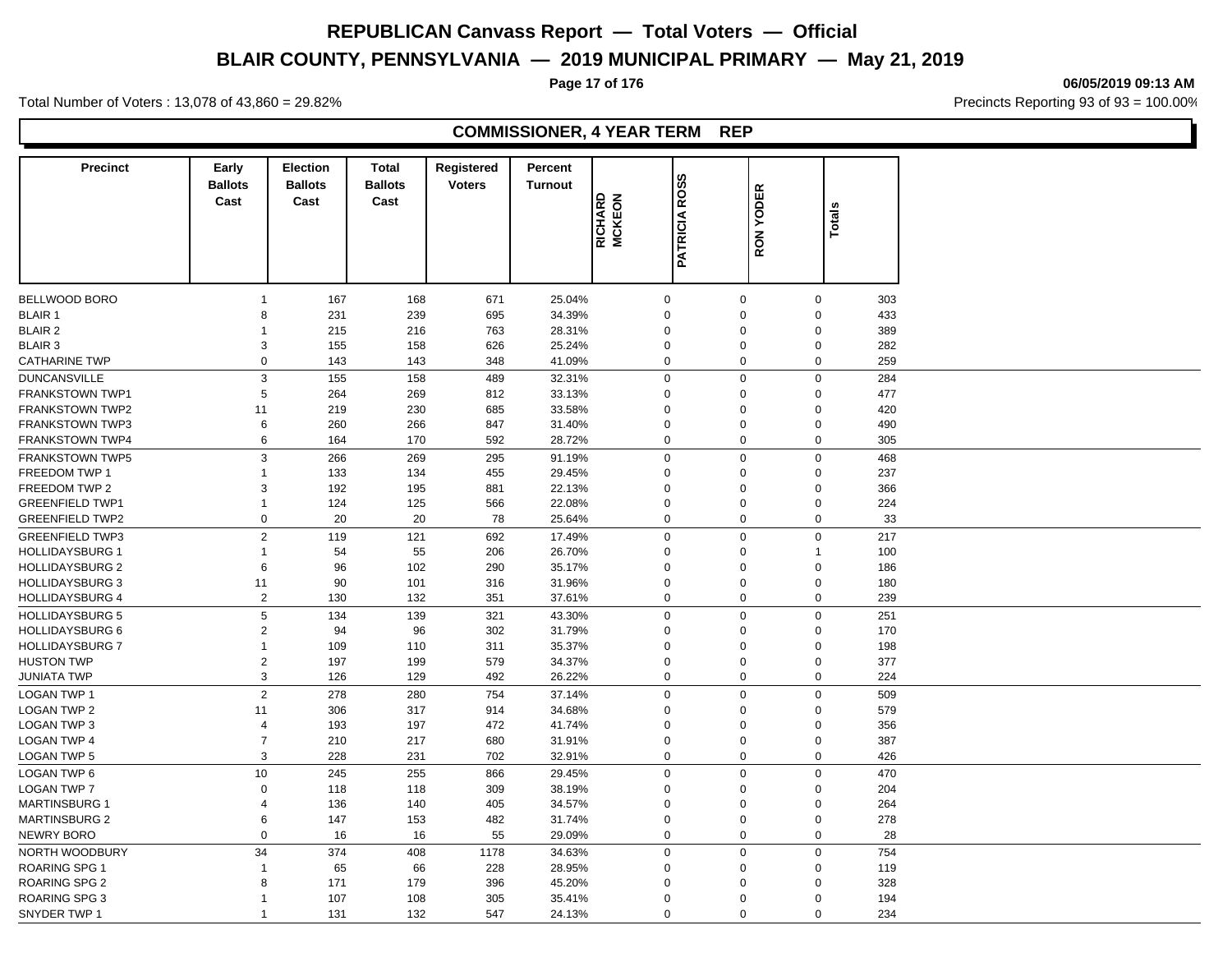# REPUBLICAN Canvass Report — Total Voters — Official

## BLAIR COUNTY, PENNSYLVANIA — 2019 MUNICIPAL PRIMARY — May 21, 2019

06/05/2019 09:13 AM

Total Number of Voters : 13,078 of 43,860 = 29.82%

Precincts Reporting 93 of 93 = 100.00%

### COMMISSIONER, 4 YEAR TERM REP

| Precinct | Early Ballots Cast | Election Ballots Cast | Total Ballots Cast | Registered Voters | Percent Turnout | RICHARD MCKEON | PATRICIA ROSS | RON YODER | Totals |
|---|---|---|---|---|---|---|---|---|---|
| BELLWOOD BORO | 1 | 167 | 168 | 671 | 25.04% | 0 | 0 | 0 | 303 |
| BLAIR 1 | 8 | 231 | 239 | 695 | 34.39% | 0 | 0 | 0 | 433 |
| BLAIR 2 | 1 | 215 | 216 | 763 | 28.31% | 0 | 0 | 0 | 389 |
| BLAIR 3 | 3 | 155 | 158 | 626 | 25.24% | 0 | 0 | 0 | 282 |
| CATHARINE TWP | 0 | 143 | 143 | 348 | 41.09% | 0 | 0 | 0 | 259 |
| DUNCANSVILLE | 3 | 155 | 158 | 489 | 32.31% | 0 | 0 | 0 | 284 |
| FRANKSTOWN TWP1 | 5 | 264 | 269 | 812 | 33.13% | 0 | 0 | 0 | 477 |
| FRANKSTOWN TWP2 | 11 | 219 | 230 | 685 | 33.58% | 0 | 0 | 0 | 420 |
| FRANKSTOWN TWP3 | 6 | 260 | 266 | 847 | 31.40% | 0 | 0 | 0 | 490 |
| FRANKSTOWN TWP4 | 6 | 164 | 170 | 592 | 28.72% | 0 | 0 | 0 | 305 |
| FRANKSTOWN TWP5 | 3 | 266 | 269 | 295 | 91.19% | 0 | 0 | 0 | 468 |
| FREEDOM TWP 1 | 1 | 133 | 134 | 455 | 29.45% | 0 | 0 | 0 | 237 |
| FREEDOM TWP 2 | 3 | 192 | 195 | 881 | 22.13% | 0 | 0 | 0 | 366 |
| GREENFIELD TWP1 | 1 | 124 | 125 | 566 | 22.08% | 0 | 0 | 0 | 224 |
| GREENFIELD TWP2 | 0 | 20 | 20 | 78 | 25.64% | 0 | 0 | 0 | 33 |
| GREENFIELD TWP3 | 2 | 119 | 121 | 692 | 17.49% | 0 | 0 | 0 | 217 |
| HOLLIDAYSBURG 1 | 1 | 54 | 55 | 206 | 26.70% | 0 | 0 | 1 | 100 |
| HOLLIDAYSBURG 2 | 6 | 96 | 102 | 290 | 35.17% | 0 | 0 | 0 | 186 |
| HOLLIDAYSBURG 3 | 11 | 90 | 101 | 316 | 31.96% | 0 | 0 | 0 | 180 |
| HOLLIDAYSBURG 4 | 2 | 130 | 132 | 351 | 37.61% | 0 | 0 | 0 | 239 |
| HOLLIDAYSBURG 5 | 5 | 134 | 139 | 321 | 43.30% | 0 | 0 | 0 | 251 |
| HOLLIDAYSBURG 6 | 2 | 94 | 96 | 302 | 31.79% | 0 | 0 | 0 | 170 |
| HOLLIDAYSBURG 7 | 1 | 109 | 110 | 311 | 35.37% | 0 | 0 | 0 | 198 |
| HUSTON TWP | 2 | 197 | 199 | 579 | 34.37% | 0 | 0 | 0 | 377 |
| JUNIATA TWP | 3 | 126 | 129 | 492 | 26.22% | 0 | 0 | 0 | 224 |
| LOGAN TWP 1 | 2 | 278 | 280 | 754 | 37.14% | 0 | 0 | 0 | 509 |
| LOGAN TWP 2 | 11 | 306 | 317 | 914 | 34.68% | 0 | 0 | 0 | 579 |
| LOGAN TWP 3 | 4 | 193 | 197 | 472 | 41.74% | 0 | 0 | 0 | 356 |
| LOGAN TWP 4 | 7 | 210 | 217 | 680 | 31.91% | 0 | 0 | 0 | 387 |
| LOGAN TWP 5 | 3 | 228 | 231 | 702 | 32.91% | 0 | 0 | 0 | 426 |
| LOGAN TWP 6 | 10 | 245 | 255 | 866 | 29.45% | 0 | 0 | 0 | 470 |
| LOGAN TWP 7 | 0 | 118 | 118 | 309 | 38.19% | 0 | 0 | 0 | 204 |
| MARTINSBURG 1 | 4 | 136 | 140 | 405 | 34.57% | 0 | 0 | 0 | 264 |
| MARTINSBURG 2 | 6 | 147 | 153 | 482 | 31.74% | 0 | 0 | 0 | 278 |
| NEWRY BORO | 0 | 16 | 16 | 55 | 29.09% | 0 | 0 | 0 | 28 |
| NORTH WOODBURY | 34 | 374 | 408 | 1178 | 34.63% | 0 | 0 | 0 | 754 |
| ROARING SPG 1 | 1 | 65 | 66 | 228 | 28.95% | 0 | 0 | 0 | 119 |
| ROARING SPG 2 | 8 | 171 | 179 | 396 | 45.20% | 0 | 0 | 0 | 328 |
| ROARING SPG 3 | 1 | 107 | 108 | 305 | 35.41% | 0 | 0 | 0 | 194 |
| SNYDER TWP 1 | 1 | 131 | 132 | 547 | 24.13% | 0 | 0 | 0 | 234 |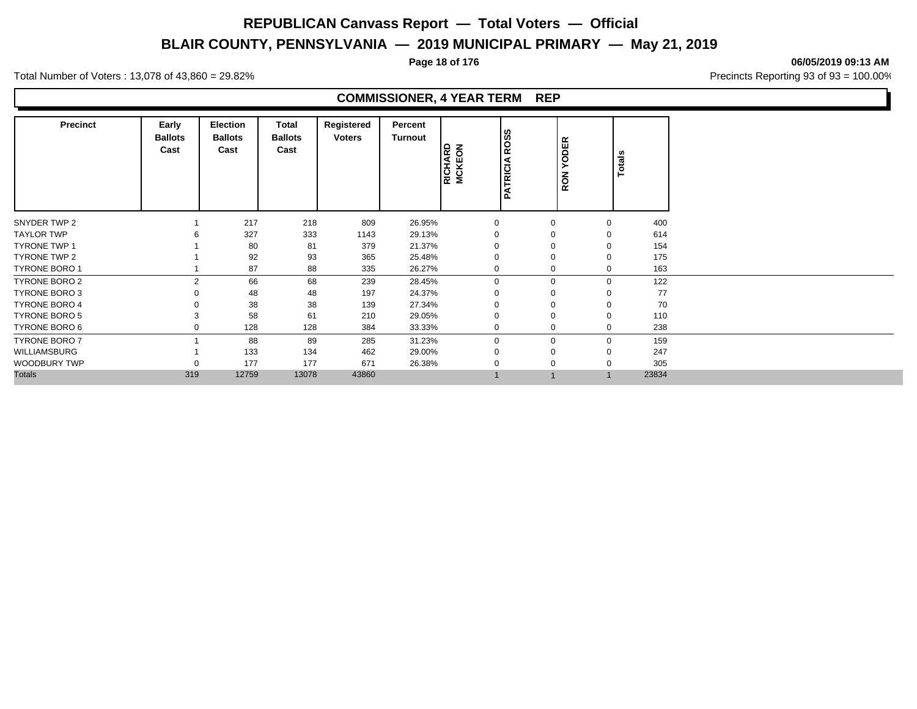# REPUBLICAN Canvass Report — Total Voters — Official

## BLAIR COUNTY, PENNSYLVANIA — 2019 MUNICIPAL PRIMARY — May 21, 2019

06/05/2019 09:13 AM

Total Number of Voters : 13,078 of 43,860 = 29.82%

Precincts Reporting 93 of 93 = 100.00%

### COMMISSIONER, 4 YEAR TERM REP

| Precinct | Early Ballots Cast | Election Ballots Cast | Total Ballots Cast | Registered Voters | Percent Turnout | RICHARD MCKEON | PATRICIA ROSS | RON YODER | Totals |
|---|---|---|---|---|---|---|---|---|---|
| SNYDER TWP 2 | 1 | 217 | 218 | 809 | 26.95% | 0 | 0 | 0 | 400 |
| TAYLOR TWP | 6 | 327 | 333 | 1143 | 29.13% | 0 | 0 | 0 | 614 |
| TYRONE TWP 1 | 1 | 80 | 81 | 379 | 21.37% | 0 | 0 | 0 | 154 |
| TYRONE TWP 2 | 1 | 92 | 93 | 365 | 25.48% | 0 | 0 | 0 | 175 |
| TYRONE BORO 1 | 1 | 87 | 88 | 335 | 26.27% | 0 | 0 | 0 | 163 |
| TYRONE BORO 2 | 2 | 66 | 68 | 239 | 28.45% | 0 | 0 | 0 | 122 |
| TYRONE BORO 3 | 0 | 48 | 48 | 197 | 24.37% | 0 | 0 | 0 | 77 |
| TYRONE BORO 4 | 0 | 38 | 38 | 139 | 27.34% | 0 | 0 | 0 | 70 |
| TYRONE BORO 5 | 3 | 58 | 61 | 210 | 29.05% | 0 | 0 | 0 | 110 |
| TYRONE BORO 6 | 0 | 128 | 128 | 384 | 33.33% | 0 | 0 | 0 | 238 |
| TYRONE BORO 7 | 1 | 88 | 89 | 285 | 31.23% | 0 | 0 | 0 | 159 |
| WILLIAMSBURG | 1 | 133 | 134 | 462 | 29.00% | 0 | 0 | 0 | 247 |
| WOODBURY TWP | 0 | 177 | 177 | 671 | 26.38% | 0 | 0 | 0 | 305 |
| Totals | 319 | 12759 | 13078 | 43860 | | 1 | 1 | 1 | 23834 |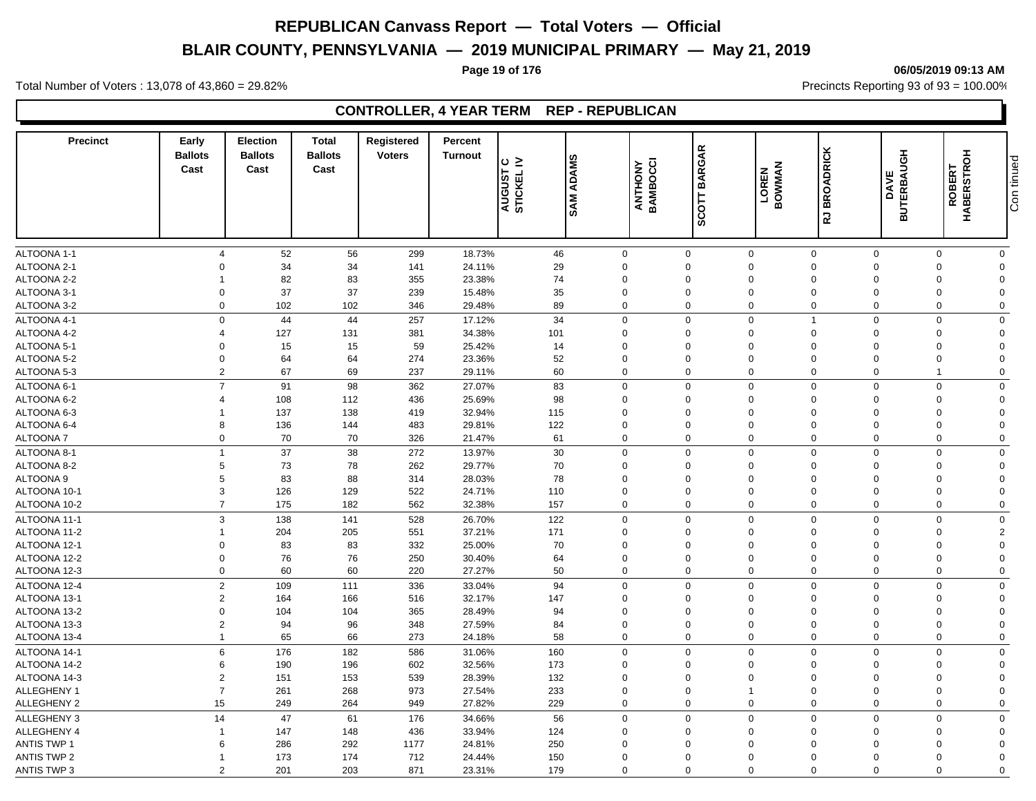# REPUBLICAN Canvass Report — Total Voters — Official

## BLAIR COUNTY, PENNSYLVANIA — 2019 MUNICIPAL PRIMARY — May 21, 2019

06/05/2019 09:13 AM

Total Number of Voters : 13,078 of 43,860 = 29.82%

Precincts Reporting 93 of 93 = 100.00%

### CONTROLLER, 4 YEAR TERM REP - REPUBLICAN

| Precinct | Early Ballots Cast | Election Ballots Cast | Total Ballots Cast | Registered Voters | Percent Turnout | AUGUST C STICKEL IV | SAM ADAMS | ANTHONY BAMBOCCI | SCOTT BARGAR | LOREN BOWMAN | RJ BROADRICK | DAVE BUTERBAUGH | ROBERT HABERSTROH | Continued |
|---|---|---|---|---|---|---|---|---|---|---|---|---|---|---|
| ALTOONA 1-1 | 4 | 52 | 56 | 299 | 18.73% | 46 | 0 | 0 | 0 | 0 | 0 | 0 | 0 | |
| ALTOONA 2-1 | 0 | 34 | 34 | 141 | 24.11% | 29 | 0 | 0 | 0 | 0 | 0 | 0 | 0 | |
| ALTOONA 2-2 | 1 | 82 | 83 | 355 | 23.38% | 74 | 0 | 0 | 0 | 0 | 0 | 0 | 0 | |
| ALTOONA 3-1 | 0 | 37 | 37 | 239 | 15.48% | 35 | 0 | 0 | 0 | 0 | 0 | 0 | 0 | |
| ALTOONA 3-2 | 0 | 102 | 102 | 346 | 29.48% | 89 | 0 | 0 | 0 | 0 | 0 | 0 | 0 | |
| ALTOONA 4-1 | 0 | 44 | 44 | 257 | 17.12% | 34 | 0 | 0 | 0 | 1 | 0 | 0 | 0 | |
| ALTOONA 4-2 | 4 | 127 | 131 | 381 | 34.38% | 101 | 0 | 0 | 0 | 0 | 0 | 0 | 0 | |
| ALTOONA 5-1 | 0 | 15 | 15 | 59 | 25.42% | 14 | 0 | 0 | 0 | 0 | 0 | 0 | 0 | |
| ALTOONA 5-2 | 0 | 64 | 64 | 274 | 23.36% | 52 | 0 | 0 | 0 | 0 | 0 | 0 | 0 | |
| ALTOONA 5-3 | 2 | 67 | 69 | 237 | 29.11% | 60 | 0 | 0 | 0 | 0 | 0 | 1 | 0 | |
| ALTOONA 6-1 | 7 | 91 | 98 | 362 | 27.07% | 83 | 0 | 0 | 0 | 0 | 0 | 0 | 0 | |
| ALTOONA 6-2 | 4 | 108 | 112 | 436 | 25.69% | 98 | 0 | 0 | 0 | 0 | 0 | 0 | 0 | |
| ALTOONA 6-3 | 1 | 137 | 138 | 419 | 32.94% | 115 | 0 | 0 | 0 | 0 | 0 | 0 | 0 | |
| ALTOONA 6-4 | 8 | 136 | 144 | 483 | 29.81% | 122 | 0 | 0 | 0 | 0 | 0 | 0 | 0 | |
| ALTOONA 7 | 0 | 70 | 70 | 326 | 21.47% | 61 | 0 | 0 | 0 | 0 | 0 | 0 | 0 | |
| ALTOONA 8-1 | 1 | 37 | 38 | 272 | 13.97% | 30 | 0 | 0 | 0 | 0 | 0 | 0 | 0 | |
| ALTOONA 8-2 | 5 | 73 | 78 | 262 | 29.77% | 70 | 0 | 0 | 0 | 0 | 0 | 0 | 0 | |
| ALTOONA 9 | 5 | 83 | 88 | 314 | 28.03% | 78 | 0 | 0 | 0 | 0 | 0 | 0 | 0 | |
| ALTOONA 10-1 | 3 | 126 | 129 | 522 | 24.71% | 110 | 0 | 0 | 0 | 0 | 0 | 0 | 0 | |
| ALTOONA 10-2 | 7 | 175 | 182 | 562 | 32.38% | 157 | 0 | 0 | 0 | 0 | 0 | 0 | 0 | |
| ALTOONA 11-1 | 3 | 138 | 141 | 528 | 26.70% | 122 | 0 | 0 | 0 | 0 | 0 | 0 | 0 | |
| ALTOONA 11-2 | 1 | 204 | 205 | 551 | 37.21% | 171 | 0 | 0 | 0 | 0 | 0 | 0 | 2 | |
| ALTOONA 12-1 | 0 | 83 | 83 | 332 | 25.00% | 70 | 0 | 0 | 0 | 0 | 0 | 0 | 0 | |
| ALTOONA 12-2 | 0 | 76 | 76 | 250 | 30.40% | 64 | 0 | 0 | 0 | 0 | 0 | 0 | 0 | |
| ALTOONA 12-3 | 0 | 60 | 60 | 220 | 27.27% | 50 | 0 | 0 | 0 | 0 | 0 | 0 | 0 | |
| ALTOONA 12-4 | 2 | 109 | 111 | 336 | 33.04% | 94 | 0 | 0 | 0 | 0 | 0 | 0 | 0 | |
| ALTOONA 13-1 | 2 | 164 | 166 | 516 | 32.17% | 147 | 0 | 0 | 0 | 0 | 0 | 0 | 0 | |
| ALTOONA 13-2 | 0 | 104 | 104 | 365 | 28.49% | 94 | 0 | 0 | 0 | 0 | 0 | 0 | 0 | |
| ALTOONA 13-3 | 2 | 94 | 96 | 348 | 27.59% | 84 | 0 | 0 | 0 | 0 | 0 | 0 | 0 | |
| ALTOONA 13-4 | 1 | 65 | 66 | 273 | 24.18% | 58 | 0 | 0 | 0 | 0 | 0 | 0 | 0 | |
| ALTOONA 14-1 | 6 | 176 | 182 | 586 | 31.06% | 160 | 0 | 0 | 0 | 0 | 0 | 0 | 0 | |
| ALTOONA 14-2 | 6 | 190 | 196 | 602 | 32.56% | 173 | 0 | 0 | 0 | 0 | 0 | 0 | 0 | |
| ALTOONA 14-3 | 2 | 151 | 153 | 539 | 28.39% | 132 | 0 | 0 | 0 | 0 | 0 | 0 | 0 | |
| ALLEGHENY 1 | 7 | 261 | 268 | 973 | 27.54% | 233 | 0 | 0 | 1 | 0 | 0 | 0 | 0 | |
| ALLEGHENY 2 | 15 | 249 | 264 | 949 | 27.82% | 229 | 0 | 0 | 0 | 0 | 0 | 0 | 0 | |
| ALLEGHENY 3 | 14 | 47 | 61 | 176 | 34.66% | 56 | 0 | 0 | 0 | 0 | 0 | 0 | 0 | |
| ALLEGHENY 4 | 1 | 147 | 148 | 436 | 33.94% | 124 | 0 | 0 | 0 | 0 | 0 | 0 | 0 | |
| ANTIS TWP 1 | 6 | 286 | 292 | 1177 | 24.81% | 250 | 0 | 0 | 0 | 0 | 0 | 0 | 0 | |
| ANTIS TWP 2 | 1 | 173 | 174 | 712 | 24.44% | 150 | 0 | 0 | 0 | 0 | 0 | 0 | 0 | |
| ANTIS TWP 3 | 2 | 201 | 203 | 871 | 23.31% | 179 | 0 | 0 | 0 | 0 | 0 | 0 | 0 | |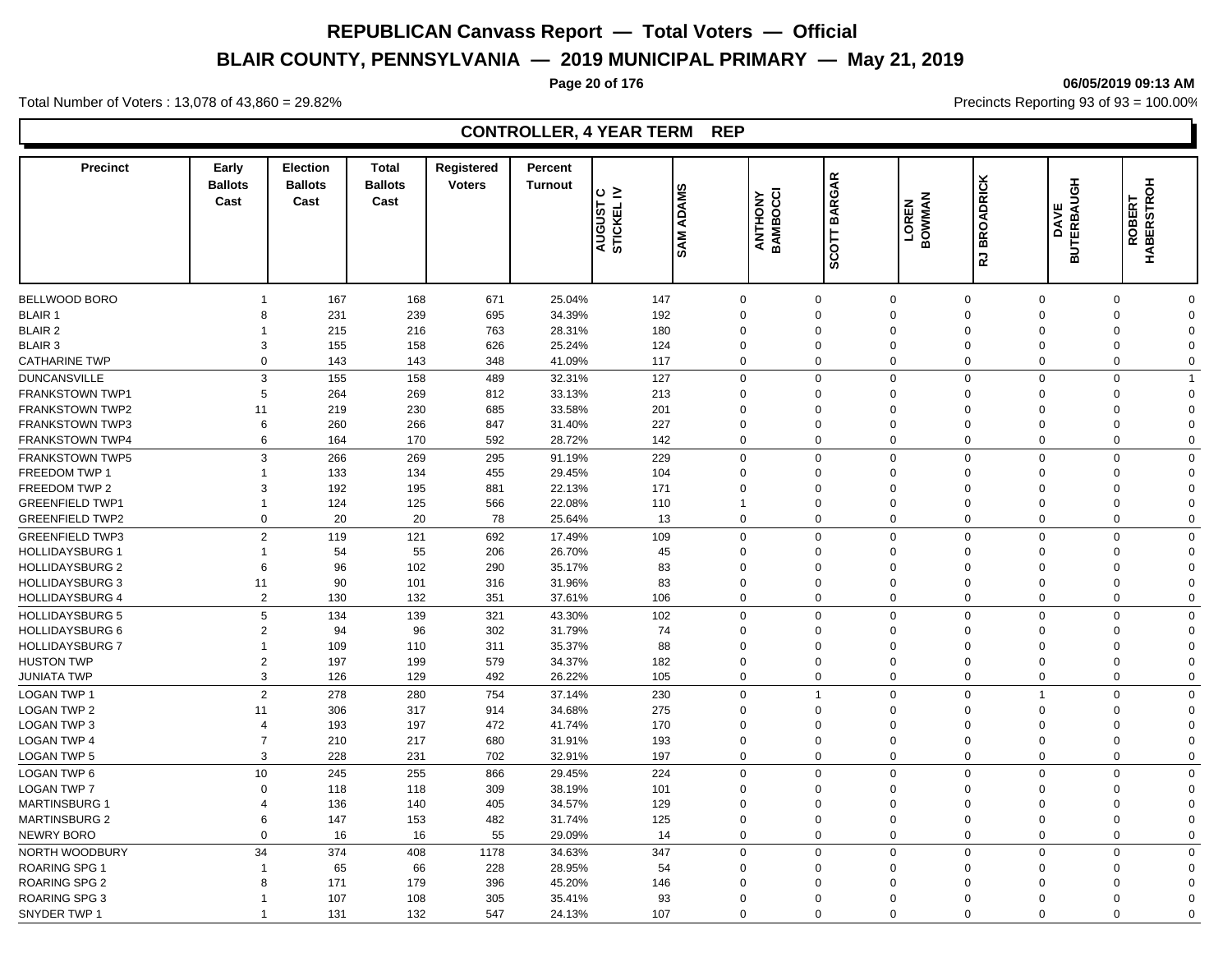# REPUBLICAN Canvass Report — Total Voters — Official

## BLAIR COUNTY, PENNSYLVANIA — 2019 MUNICIPAL PRIMARY — May 21, 2019

06/05/2019 09:13 AM

Total Number of Voters : 13,078 of 43,860 = 29.82%

Precincts Reporting 93 of 93 = 100.00%

### CONTROLLER, 4 YEAR TERM REP

| Precinct | Early Ballots Cast | Election Ballots Cast | Total Ballots Cast | Registered Voters | Percent Turnout | AUGUST C STICKEL IV | SAM ADAMS | ANTHONY BAMBOCCI | SCOTT BARGAR | LOREN BOWMAN | RJ BROADRICK | DAVE BUTERBAUGH | ROBERT HABERSTROH |
|---|---|---|---|---|---|---|---|---|---|---|---|---|---|
| BELLWOOD BORO | 1 | 167 | 168 | 671 | 25.04% | 147 | 0 | 0 | 0 | 0 | 0 | 0 | 0 |
| BLAIR 1 | 8 | 231 | 239 | 695 | 34.39% | 192 | 0 | 0 | 0 | 0 | 0 | 0 | 0 |
| BLAIR 2 | 1 | 215 | 216 | 763 | 28.31% | 180 | 0 | 0 | 0 | 0 | 0 | 0 | 0 |
| BLAIR 3 | 3 | 155 | 158 | 626 | 25.24% | 124 | 0 | 0 | 0 | 0 | 0 | 0 | 0 |
| CATHARINE TWP | 0 | 143 | 143 | 348 | 41.09% | 117 | 0 | 0 | 0 | 0 | 0 | 0 | 0 |
| DUNCANSVILLE | 3 | 155 | 158 | 489 | 32.31% | 127 | 0 | 0 | 0 | 0 | 0 | 0 | 1 |
| FRANKSTOWN TWP1 | 5 | 264 | 269 | 812 | 33.13% | 213 | 0 | 0 | 0 | 0 | 0 | 0 | 0 |
| FRANKSTOWN TWP2 | 11 | 219 | 230 | 685 | 33.58% | 201 | 0 | 0 | 0 | 0 | 0 | 0 | 0 |
| FRANKSTOWN TWP3 | 6 | 260 | 266 | 847 | 31.40% | 227 | 0 | 0 | 0 | 0 | 0 | 0 | 0 |
| FRANKSTOWN TWP4 | 6 | 164 | 170 | 592 | 28.72% | 142 | 0 | 0 | 0 | 0 | 0 | 0 | 0 |
| FRANKSTOWN TWP5 | 3 | 266 | 269 | 295 | 91.19% | 229 | 0 | 0 | 0 | 0 | 0 | 0 | 0 |
| FREEDOM TWP 1 | 1 | 133 | 134 | 455 | 29.45% | 104 | 0 | 0 | 0 | 0 | 0 | 0 | 0 |
| FREEDOM TWP 2 | 3 | 192 | 195 | 881 | 22.13% | 171 | 0 | 0 | 0 | 0 | 0 | 0 | 0 |
| GREENFIELD TWP1 | 1 | 124 | 125 | 566 | 22.08% | 110 | 1 | 0 | 0 | 0 | 0 | 0 | 0 |
| GREENFIELD TWP2 | 0 | 20 | 20 | 78 | 25.64% | 13 | 0 | 0 | 0 | 0 | 0 | 0 | 0 |
| GREENFIELD TWP3 | 2 | 119 | 121 | 692 | 17.49% | 109 | 0 | 0 | 0 | 0 | 0 | 0 | 0 |
| HOLLIDAYSBURG 1 | 1 | 54 | 55 | 206 | 26.70% | 45 | 0 | 0 | 0 | 0 | 0 | 0 | 0 |
| HOLLIDAYSBURG 2 | 6 | 96 | 102 | 290 | 35.17% | 83 | 0 | 0 | 0 | 0 | 0 | 0 | 0 |
| HOLLIDAYSBURG 3 | 11 | 90 | 101 | 316 | 31.96% | 83 | 0 | 0 | 0 | 0 | 0 | 0 | 0 |
| HOLLIDAYSBURG 4 | 2 | 130 | 132 | 351 | 37.61% | 106 | 0 | 0 | 0 | 0 | 0 | 0 | 0 |
| HOLLIDAYSBURG 5 | 5 | 134 | 139 | 321 | 43.30% | 102 | 0 | 0 | 0 | 0 | 0 | 0 | 0 |
| HOLLIDAYSBURG 6 | 2 | 94 | 96 | 302 | 31.79% | 74 | 0 | 0 | 0 | 0 | 0 | 0 | 0 |
| HOLLIDAYSBURG 7 | 1 | 109 | 110 | 311 | 35.37% | 88 | 0 | 0 | 0 | 0 | 0 | 0 | 0 |
| HUSTON TWP | 2 | 197 | 199 | 579 | 34.37% | 182 | 0 | 0 | 0 | 0 | 0 | 0 | 0 |
| JUNIATA TWP | 3 | 126 | 129 | 492 | 26.22% | 105 | 0 | 0 | 0 | 0 | 0 | 0 | 0 |
| LOGAN TWP 1 | 2 | 278 | 280 | 754 | 37.14% | 230 | 0 | 1 | 0 | 0 | 1 | 0 | 0 |
| LOGAN TWP 2 | 11 | 306 | 317 | 914 | 34.68% | 275 | 0 | 0 | 0 | 0 | 0 | 0 | 0 |
| LOGAN TWP 3 | 4 | 193 | 197 | 472 | 41.74% | 170 | 0 | 0 | 0 | 0 | 0 | 0 | 0 |
| LOGAN TWP 4 | 7 | 210 | 217 | 680 | 31.91% | 193 | 0 | 0 | 0 | 0 | 0 | 0 | 0 |
| LOGAN TWP 5 | 3 | 228 | 231 | 702 | 32.91% | 197 | 0 | 0 | 0 | 0 | 0 | 0 | 0 |
| LOGAN TWP 6 | 10 | 245 | 255 | 866 | 29.45% | 224 | 0 | 0 | 0 | 0 | 0 | 0 | 0 |
| LOGAN TWP 7 | 0 | 118 | 118 | 309 | 38.19% | 101 | 0 | 0 | 0 | 0 | 0 | 0 | 0 |
| MARTINSBURG 1 | 4 | 136 | 140 | 405 | 34.57% | 129 | 0 | 0 | 0 | 0 | 0 | 0 | 0 |
| MARTINSBURG 2 | 6 | 147 | 153 | 482 | 31.74% | 125 | 0 | 0 | 0 | 0 | 0 | 0 | 0 |
| NEWRY BORO | 0 | 16 | 16 | 55 | 29.09% | 14 | 0 | 0 | 0 | 0 | 0 | 0 | 0 |
| NORTH WOODBURY | 34 | 374 | 408 | 1178 | 34.63% | 347 | 0 | 0 | 0 | 0 | 0 | 0 | 0 |
| ROARING SPG 1 | 1 | 65 | 66 | 228 | 28.95% | 54 | 0 | 0 | 0 | 0 | 0 | 0 | 0 |
| ROARING SPG 2 | 8 | 171 | 179 | 396 | 45.20% | 146 | 0 | 0 | 0 | 0 | 0 | 0 | 0 |
| ROARING SPG 3 | 1 | 107 | 108 | 305 | 35.41% | 93 | 0 | 0 | 0 | 0 | 0 | 0 | 0 |
| SNYDER TWP 1 | 1 | 131 | 132 | 547 | 24.13% | 107 | 0 | 0 | 0 | 0 | 0 | 0 | 0 |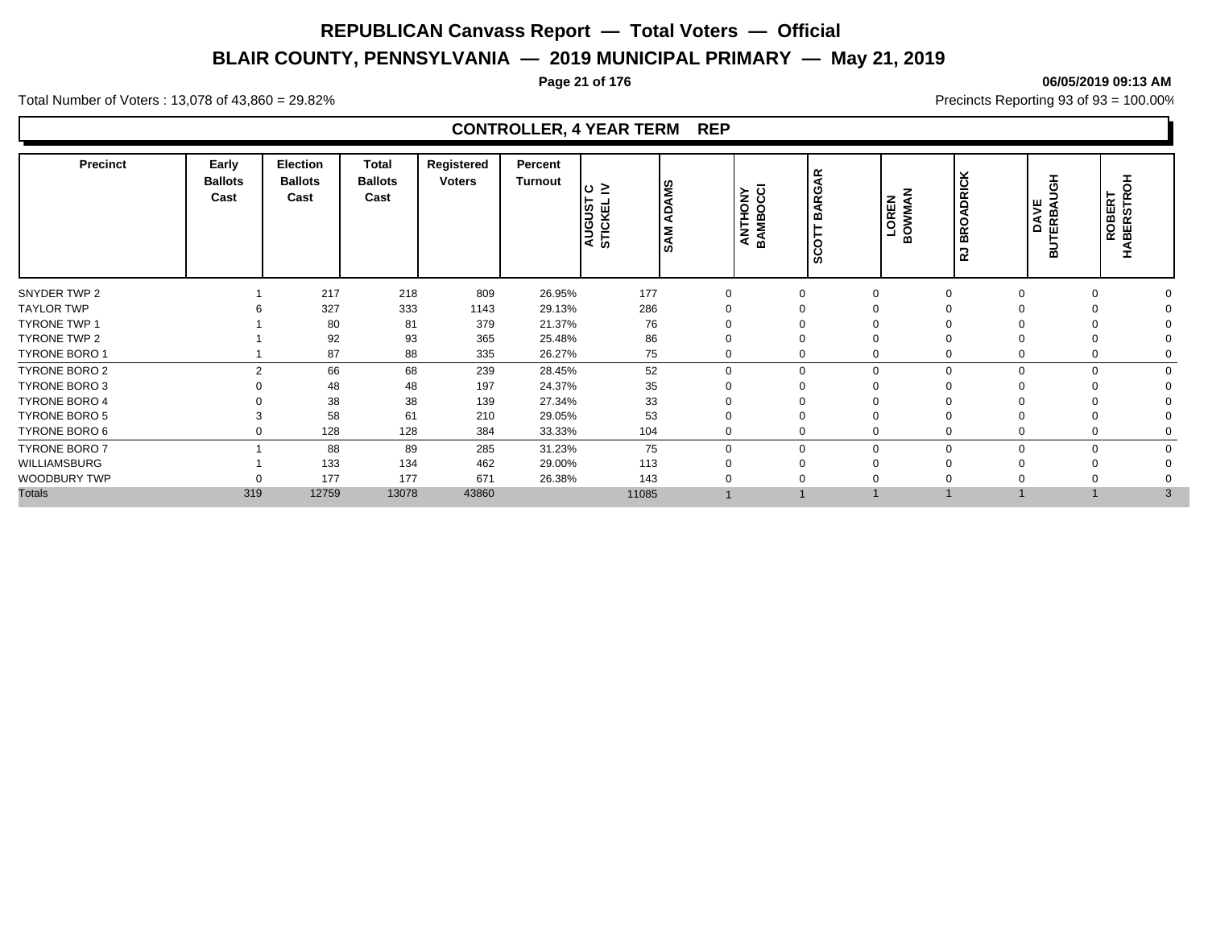# REPUBLICAN Canvass Report — Total Voters — Official

## BLAIR COUNTY, PENNSYLVANIA — 2019 MUNICIPAL PRIMARY — May 21, 2019

06/05/2019 09:13 AM

Total Number of Voters : 13,078 of 43,860 = 29.82%

Precincts Reporting 93 of 93 = 100.00%

### CONTROLLER, 4 YEAR TERM REP

| Precinct | Early Ballots Cast | Election Ballots Cast | Total Ballots Cast | Registered Voters | Percent Turnout | AUGUST C STICKEL IV | SAM ADAMS | ANTHONY BAMBOCCI | SCOTT BARGAR | LOREN BOWMAN | RJ BROADRICK | DAVE BUTERBAUGH | ROBERT HABERSTROH |
|---|---|---|---|---|---|---|---|---|---|---|---|---|---|
| SNYDER TWP 2 | 1 | 217 | 218 | 809 | 26.95% | 177 | 0 | 0 | 0 | 0 | 0 | 0 | 0 |
| TAYLOR TWP | 6 | 327 | 333 | 1143 | 29.13% | 286 | 0 | 0 | 0 | 0 | 0 | 0 | 0 |
| TYRONE TWP 1 | 1 | 80 | 81 | 379 | 21.37% | 76 | 0 | 0 | 0 | 0 | 0 | 0 | 0 |
| TYRONE TWP 2 | 1 | 92 | 93 | 365 | 25.48% | 86 | 0 | 0 | 0 | 0 | 0 | 0 | 0 |
| TYRONE BORO 1 | 1 | 87 | 88 | 335 | 26.27% | 75 | 0 | 0 | 0 | 0 | 0 | 0 | 0 |
| TYRONE BORO 2 | 2 | 66 | 68 | 239 | 28.45% | 52 | 0 | 0 | 0 | 0 | 0 | 0 | 0 |
| TYRONE BORO 3 | 0 | 48 | 48 | 197 | 24.37% | 35 | 0 | 0 | 0 | 0 | 0 | 0 | 0 |
| TYRONE BORO 4 | 0 | 38 | 38 | 139 | 27.34% | 33 | 0 | 0 | 0 | 0 | 0 | 0 | 0 |
| TYRONE BORO 5 | 3 | 58 | 61 | 210 | 29.05% | 53 | 0 | 0 | 0 | 0 | 0 | 0 | 0 |
| TYRONE BORO 6 | 0 | 128 | 128 | 384 | 33.33% | 104 | 0 | 0 | 0 | 0 | 0 | 0 | 0 |
| TYRONE BORO 7 | 1 | 88 | 89 | 285 | 31.23% | 75 | 0 | 0 | 0 | 0 | 0 | 0 | 0 |
| WILLIAMSBURG | 1 | 133 | 134 | 462 | 29.00% | 113 | 0 | 0 | 0 | 0 | 0 | 0 | 0 |
| WOODBURY TWP | 0 | 177 | 177 | 671 | 26.38% | 143 | 0 | 0 | 0 | 0 | 0 | 0 | 0 |
| Totals | 319 | 12759 | 13078 | 43860 | | 11085 | 1 | 1 | 1 | 1 | 1 | 1 | 3 |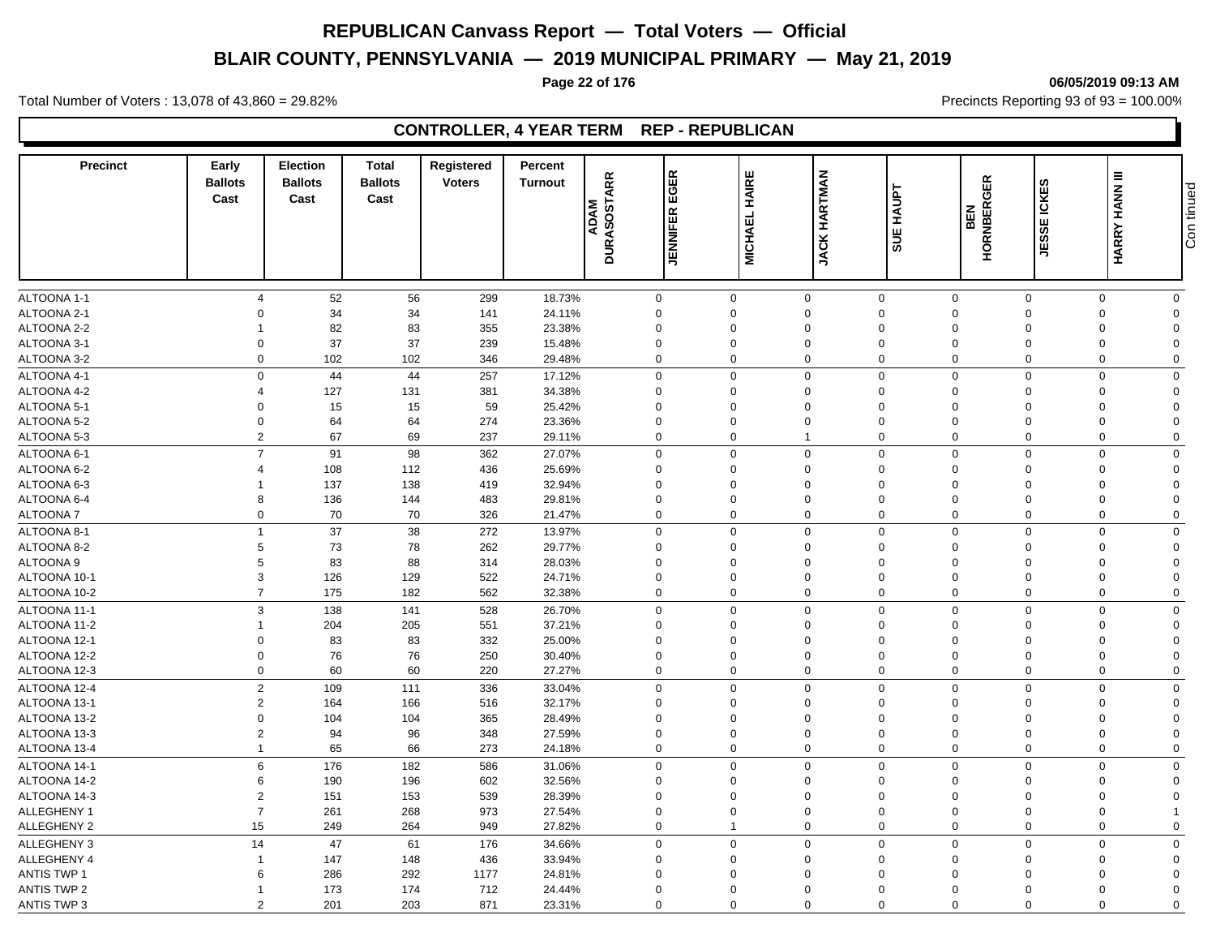# REPUBLICAN Canvass Report — Total Voters — Official

## BLAIR COUNTY, PENNSYLVANIA — 2019 MUNICIPAL PRIMARY — May 21, 2019

Total Number of Voters : 13,078 of 43,860 = 29.82%

06/05/2019 09:13 AM

Precincts Reporting 93 of 93 = 100.00%

### CONTROLLER, 4 YEAR TERM REP - REPUBLICAN

| Precinct | Early Ballots Cast | Election Ballots Cast | Total Ballots Cast | Registered Voters | Percent Turnout | ADAM DURASOSTARR | JENNIFER EGER | MICHAEL HAIRE | JACK HARTMAN | SUE HAUPT | BEN HORNBERGER | JESSE ICKES | HARRY HANN III | Continued |
|---|---|---|---|---|---|---|---|---|---|---|---|---|---|---|
| ALTOONA 1-1 | 4 | 52 | 56 | 299 | 18.73% | 0 | 0 | 0 | 0 | 0 | 0 | 0 | 0 | |
| ALTOONA 2-1 | 0 | 34 | 34 | 141 | 24.11% | 0 | 0 | 0 | 0 | 0 | 0 | 0 | 0 | |
| ALTOONA 2-2 | 1 | 82 | 83 | 355 | 23.38% | 0 | 0 | 0 | 0 | 0 | 0 | 0 | 0 | |
| ALTOONA 3-1 | 0 | 37 | 37 | 239 | 15.48% | 0 | 0 | 0 | 0 | 0 | 0 | 0 | 0 | |
| ALTOONA 3-2 | 0 | 102 | 102 | 346 | 29.48% | 0 | 0 | 0 | 0 | 0 | 0 | 0 | 0 | |
| ALTOONA 4-1 | 0 | 44 | 44 | 257 | 17.12% | 0 | 0 | 0 | 0 | 0 | 0 | 0 | 0 | |
| ALTOONA 4-2 | 4 | 127 | 131 | 381 | 34.38% | 0 | 0 | 0 | 0 | 0 | 0 | 0 | 0 | |
| ALTOONA 5-1 | 0 | 15 | 15 | 59 | 25.42% | 0 | 0 | 0 | 0 | 0 | 0 | 0 | 0 | |
| ALTOONA 5-2 | 0 | 64 | 64 | 274 | 23.36% | 0 | 0 | 0 | 0 | 0 | 0 | 0 | 0 | |
| ALTOONA 5-3 | 2 | 67 | 69 | 237 | 29.11% | 0 | 0 | 1 | 0 | 0 | 0 | 0 | 0 | |
| ALTOONA 6-1 | 7 | 91 | 98 | 362 | 27.07% | 0 | 0 | 0 | 0 | 0 | 0 | 0 | 0 | |
| ALTOONA 6-2 | 4 | 108 | 112 | 436 | 25.69% | 0 | 0 | 0 | 0 | 0 | 0 | 0 | 0 | |
| ALTOONA 6-3 | 1 | 137 | 138 | 419 | 32.94% | 0 | 0 | 0 | 0 | 0 | 0 | 0 | 0 | |
| ALTOONA 6-4 | 8 | 136 | 144 | 483 | 29.81% | 0 | 0 | 0 | 0 | 0 | 0 | 0 | 0 | |
| ALTOONA 7 | 0 | 70 | 70 | 326 | 21.47% | 0 | 0 | 0 | 0 | 0 | 0 | 0 | 0 | |
| ALTOONA 8-1 | 1 | 37 | 38 | 272 | 13.97% | 0 | 0 | 0 | 0 | 0 | 0 | 0 | 0 | |
| ALTOONA 8-2 | 5 | 73 | 78 | 262 | 29.77% | 0 | 0 | 0 | 0 | 0 | 0 | 0 | 0 | |
| ALTOONA 9 | 5 | 83 | 88 | 314 | 28.03% | 0 | 0 | 0 | 0 | 0 | 0 | 0 | 0 | |
| ALTOONA 10-1 | 3 | 126 | 129 | 522 | 24.71% | 0 | 0 | 0 | 0 | 0 | 0 | 0 | 0 | |
| ALTOONA 10-2 | 7 | 175 | 182 | 562 | 32.38% | 0 | 0 | 0 | 0 | 0 | 0 | 0 | 0 | |
| ALTOONA 11-1 | 3 | 138 | 141 | 528 | 26.70% | 0 | 0 | 0 | 0 | 0 | 0 | 0 | 0 | |
| ALTOONA 11-2 | 1 | 204 | 205 | 551 | 37.21% | 0 | 0 | 0 | 0 | 0 | 0 | 0 | 0 | |
| ALTOONA 12-1 | 0 | 83 | 83 | 332 | 25.00% | 0 | 0 | 0 | 0 | 0 | 0 | 0 | 0 | |
| ALTOONA 12-2 | 0 | 76 | 76 | 250 | 30.40% | 0 | 0 | 0 | 0 | 0 | 0 | 0 | 0 | |
| ALTOONA 12-3 | 0 | 60 | 60 | 220 | 27.27% | 0 | 0 | 0 | 0 | 0 | 0 | 0 | 0 | |
| ALTOONA 12-4 | 2 | 109 | 111 | 336 | 33.04% | 0 | 0 | 0 | 0 | 0 | 0 | 0 | 0 | |
| ALTOONA 13-1 | 2 | 164 | 166 | 516 | 32.17% | 0 | 0 | 0 | 0 | 0 | 0 | 0 | 0 | |
| ALTOONA 13-2 | 0 | 104 | 104 | 365 | 28.49% | 0 | 0 | 0 | 0 | 0 | 0 | 0 | 0 | |
| ALTOONA 13-3 | 2 | 94 | 96 | 348 | 27.59% | 0 | 0 | 0 | 0 | 0 | 0 | 0 | 0 | |
| ALTOONA 13-4 | 1 | 65 | 66 | 273 | 24.18% | 0 | 0 | 0 | 0 | 0 | 0 | 0 | 0 | |
| ALTOONA 14-1 | 6 | 176 | 182 | 586 | 31.06% | 0 | 0 | 0 | 0 | 0 | 0 | 0 | 0 | |
| ALTOONA 14-2 | 6 | 190 | 196 | 602 | 32.56% | 0 | 0 | 0 | 0 | 0 | 0 | 0 | 0 | |
| ALTOONA 14-3 | 2 | 151 | 153 | 539 | 28.39% | 0 | 0 | 0 | 0 | 0 | 0 | 0 | 0 | |
| ALLEGHENY 1 | 7 | 261 | 268 | 973 | 27.54% | 0 | 0 | 0 | 0 | 0 | 0 | 0 | 1 | |
| ALLEGHENY 2 | 15 | 249 | 264 | 949 | 27.82% | 0 | 1 | 0 | 0 | 0 | 0 | 0 | 0 | |
| ALLEGHENY 3 | 14 | 47 | 61 | 176 | 34.66% | 0 | 0 | 0 | 0 | 0 | 0 | 0 | 0 | |
| ALLEGHENY 4 | 1 | 147 | 148 | 436 | 33.94% | 0 | 0 | 0 | 0 | 0 | 0 | 0 | 0 | |
| ANTIS TWP 1 | 6 | 286 | 292 | 1177 | 24.81% | 0 | 0 | 0 | 0 | 0 | 0 | 0 | 0 | |
| ANTIS TWP 2 | 1 | 173 | 174 | 712 | 24.44% | 0 | 0 | 0 | 0 | 0 | 0 | 0 | 0 | |
| ANTIS TWP 3 | 2 | 201 | 203 | 871 | 23.31% | 0 | 0 | 0 | 0 | 0 | 0 | 0 | 0 | |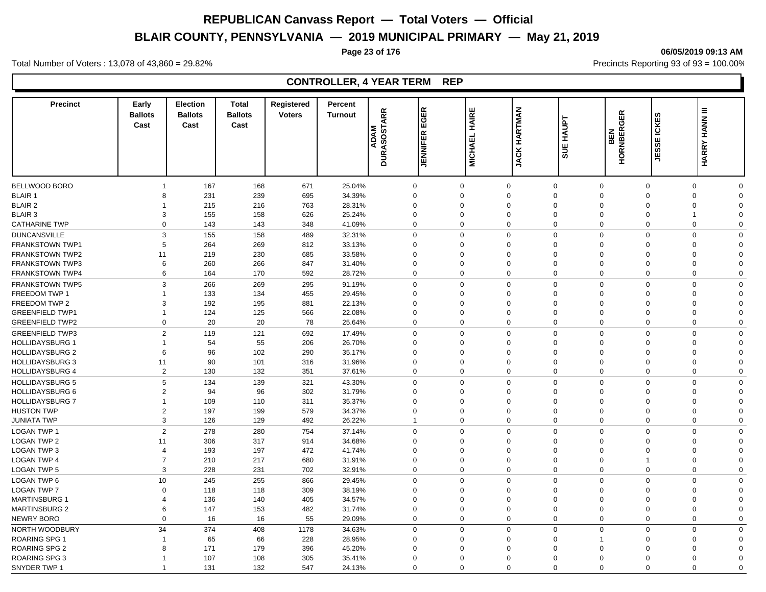# REPUBLICAN Canvass Report — Total Voters — Official

# BLAIR COUNTY, PENNSYLVANIA — 2019 MUNICIPAL PRIMARY — May 21, 2019

Total Number of Voters : 13,078 of 43,860 = 29.82%

Precincts Reporting 93 of 93 = 100.00%

## CONTROLLER, 4 YEAR TERM REP

| Precinct | Early Ballots Cast | Election Ballots Cast | Total Ballots Cast | Registered Voters | Percent Turnout | ADAM DURASOSTARR | JENNIFER EGER | MICHAEL HAIRE | JACK HARTMAN | SUE HAUPT | BEN HORNBERGER | JESSE ICKES | HARRY HANN III |
|---|---|---|---|---|---|---|---|---|---|---|---|---|---|
| BELLWOOD BORO | 1 | 167 | 168 | 671 | 25.04% | 0 | 0 | 0 | 0 | 0 | 0 | 0 | 0 |
| BLAIR 1 | 8 | 231 | 239 | 695 | 34.39% | 0 | 0 | 0 | 0 | 0 | 0 | 0 | 0 |
| BLAIR 2 | 1 | 215 | 216 | 763 | 28.31% | 0 | 0 | 0 | 0 | 0 | 0 | 0 | 0 |
| BLAIR 3 | 3 | 155 | 158 | 626 | 25.24% | 0 | 0 | 0 | 0 | 0 | 0 | 1 | 0 |
| CATHARINE TWP | 0 | 143 | 143 | 348 | 41.09% | 0 | 0 | 0 | 0 | 0 | 0 | 0 | 0 |
| DUNCANSVILLE | 3 | 155 | 158 | 489 | 32.31% | 0 | 0 | 0 | 0 | 0 | 0 | 0 | 0 |
| FRANKSTOWN TWP1 | 5 | 264 | 269 | 812 | 33.13% | 0 | 0 | 0 | 0 | 0 | 0 | 0 | 0 |
| FRANKSTOWN TWP2 | 11 | 219 | 230 | 685 | 33.58% | 0 | 0 | 0 | 0 | 0 | 0 | 0 | 0 |
| FRANKSTOWN TWP3 | 6 | 260 | 266 | 847 | 31.40% | 0 | 0 | 0 | 0 | 0 | 0 | 0 | 0 |
| FRANKSTOWN TWP4 | 6 | 164 | 170 | 592 | 28.72% | 0 | 0 | 0 | 0 | 0 | 0 | 0 | 0 |
| FRANKSTOWN TWP5 | 3 | 266 | 269 | 295 | 91.19% | 0 | 0 | 0 | 0 | 0 | 0 | 0 | 0 |
| FREEDOM TWP 1 | 1 | 133 | 134 | 455 | 29.45% | 0 | 0 | 0 | 0 | 0 | 0 | 0 | 0 |
| FREEDOM TWP 2 | 3 | 192 | 195 | 881 | 22.13% | 0 | 0 | 0 | 0 | 0 | 0 | 0 | 0 |
| GREENFIELD TWP1 | 1 | 124 | 125 | 566 | 22.08% | 0 | 0 | 0 | 0 | 0 | 0 | 0 | 0 |
| GREENFIELD TWP2 | 0 | 20 | 20 | 78 | 25.64% | 0 | 0 | 0 | 0 | 0 | 0 | 0 | 0 |
| GREENFIELD TWP3 | 2 | 119 | 121 | 692 | 17.49% | 0 | 0 | 0 | 0 | 0 | 0 | 0 | 0 |
| HOLLIDAYSBURG 1 | 1 | 54 | 55 | 206 | 26.70% | 0 | 0 | 0 | 0 | 0 | 0 | 0 | 0 |
| HOLLIDAYSBURG 2 | 6 | 96 | 102 | 290 | 35.17% | 0 | 0 | 0 | 0 | 0 | 0 | 0 | 0 |
| HOLLIDAYSBURG 3 | 11 | 90 | 101 | 316 | 31.96% | 0 | 0 | 0 | 0 | 0 | 0 | 0 | 0 |
| HOLLIDAYSBURG 4 | 2 | 130 | 132 | 351 | 37.61% | 0 | 0 | 0 | 0 | 0 | 0 | 0 | 0 |
| HOLLIDAYSBURG 5 | 5 | 134 | 139 | 321 | 43.30% | 0 | 0 | 0 | 0 | 0 | 0 | 0 | 0 |
| HOLLIDAYSBURG 6 | 2 | 94 | 96 | 302 | 31.79% | 0 | 0 | 0 | 0 | 0 | 0 | 0 | 0 |
| HOLLIDAYSBURG 7 | 1 | 109 | 110 | 311 | 35.37% | 0 | 0 | 0 | 0 | 0 | 0 | 0 | 0 |
| HUSTON TWP | 2 | 197 | 199 | 579 | 34.37% | 0 | 0 | 0 | 0 | 0 | 0 | 0 | 0 |
| JUNIATA TWP | 3 | 126 | 129 | 492 | 26.22% | 1 | 0 | 0 | 0 | 0 | 0 | 0 | 0 |
| LOGAN TWP 1 | 2 | 278 | 280 | 754 | 37.14% | 0 | 0 | 0 | 0 | 0 | 0 | 0 | 0 |
| LOGAN TWP 2 | 11 | 306 | 317 | 914 | 34.68% | 0 | 0 | 0 | 0 | 0 | 0 | 0 | 0 |
| LOGAN TWP 3 | 4 | 193 | 197 | 472 | 41.74% | 0 | 0 | 0 | 0 | 0 | 0 | 0 | 0 |
| LOGAN TWP 4 | 7 | 210 | 217 | 680 | 31.91% | 0 | 0 | 0 | 0 | 0 | 1 | 0 | 0 |
| LOGAN TWP 5 | 3 | 228 | 231 | 702 | 32.91% | 0 | 0 | 0 | 0 | 0 | 0 | 0 | 0 |
| LOGAN TWP 6 | 10 | 245 | 255 | 866 | 29.45% | 0 | 0 | 0 | 0 | 0 | 0 | 0 | 0 |
| LOGAN TWP 7 | 0 | 118 | 118 | 309 | 38.19% | 0 | 0 | 0 | 0 | 0 | 0 | 0 | 0 |
| MARTINSBURG 1 | 4 | 136 | 140 | 405 | 34.57% | 0 | 0 | 0 | 0 | 0 | 0 | 0 | 0 |
| MARTINSBURG 2 | 6 | 147 | 153 | 482 | 31.74% | 0 | 0 | 0 | 0 | 0 | 0 | 0 | 0 |
| NEWRY BORO | 0 | 16 | 16 | 55 | 29.09% | 0 | 0 | 0 | 0 | 0 | 0 | 0 | 0 |
| NORTH WOODBURY | 34 | 374 | 408 | 1178 | 34.63% | 0 | 0 | 0 | 0 | 0 | 0 | 0 | 0 |
| ROARING SPG 1 | 1 | 65 | 66 | 228 | 28.95% | 0 | 0 | 0 | 0 | 1 | 0 | 0 | 0 |
| ROARING SPG 2 | 8 | 171 | 179 | 396 | 45.20% | 0 | 0 | 0 | 0 | 0 | 0 | 0 | 0 |
| ROARING SPG 3 | 1 | 107 | 108 | 305 | 35.41% | 0 | 0 | 0 | 0 | 0 | 0 | 0 | 0 |
| SNYDER TWP 1 | 1 | 131 | 132 | 547 | 24.13% | 0 | 0 | 0 | 0 | 0 | 0 | 0 | 0 |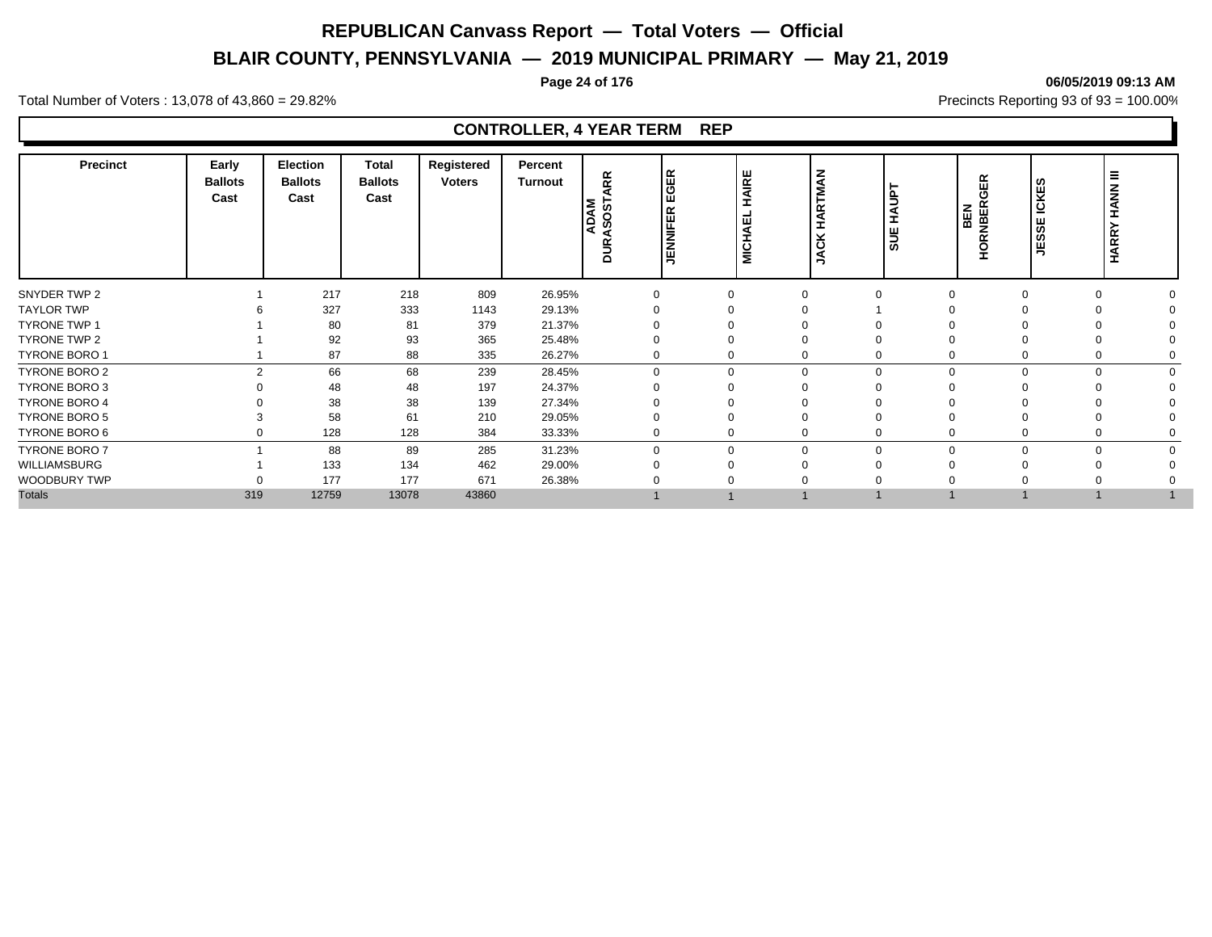# REPUBLICAN Canvass Report — Total Voters — Official

## BLAIR COUNTY, PENNSYLVANIA — 2019 MUNICIPAL PRIMARY — May 21, 2019

06/05/2019 09:13 AM

Total Number of Voters : 13,078 of 43,860 = 29.82%

Precincts Reporting 93 of 93 = 100.00%

### CONTROLLER, 4 YEAR TERM REP

| Precinct | Early Ballots Cast | Election Ballots Cast | Total Ballots Cast | Registered Voters | Percent Turnout | ADAM DURASOSTARR | JENNIFER EGER | MICHAEL HAIRE | JACK HARTMAN | SUE HAUPT | BEN HORNBERGER | JESSE ICKES | HARRY HANN III |
|---|---|---|---|---|---|---|---|---|---|---|---|---|---|
| SNYDER TWP 2 | 1 | 217 | 218 | 809 | 26.95% | 0 | 0 | 0 | 0 | 0 | 0 | 0 | 0 |
| TAYLOR TWP | 6 | 327 | 333 | 1143 | 29.13% | 0 | 0 | 0 | 1 | 0 | 0 | 0 | 0 |
| TYRONE TWP 1 | 1 | 80 | 81 | 379 | 21.37% | 0 | 0 | 0 | 0 | 0 | 0 | 0 | 0 |
| TYRONE TWP 2 | 1 | 92 | 93 | 365 | 25.48% | 0 | 0 | 0 | 0 | 0 | 0 | 0 | 0 |
| TYRONE BORO 1 | 1 | 87 | 88 | 335 | 26.27% | 0 | 0 | 0 | 0 | 0 | 0 | 0 | 0 |
| TYRONE BORO 2 | 2 | 66 | 68 | 239 | 28.45% | 0 | 0 | 0 | 0 | 0 | 0 | 0 | 0 |
| TYRONE BORO 3 | 0 | 48 | 48 | 197 | 24.37% | 0 | 0 | 0 | 0 | 0 | 0 | 0 | 0 |
| TYRONE BORO 4 | 0 | 38 | 38 | 139 | 27.34% | 0 | 0 | 0 | 0 | 0 | 0 | 0 | 0 |
| TYRONE BORO 5 | 3 | 58 | 61 | 210 | 29.05% | 0 | 0 | 0 | 0 | 0 | 0 | 0 | 0 |
| TYRONE BORO 6 | 0 | 128 | 128 | 384 | 33.33% | 0 | 0 | 0 | 0 | 0 | 0 | 0 | 0 |
| TYRONE BORO 7 | 1 | 88 | 89 | 285 | 31.23% | 0 | 0 | 0 | 0 | 0 | 0 | 0 | 0 |
| WILLIAMSBURG | 1 | 133 | 134 | 462 | 29.00% | 0 | 0 | 0 | 0 | 0 | 0 | 0 | 0 |
| WOODBURY TWP | 0 | 177 | 177 | 671 | 26.38% | 0 | 0 | 0 | 0 | 0 | 0 | 0 | 0 |
| Totals | 319 | 12759 | 13078 | 43860 | | 1 | 1 | 1 | 1 | 1 | 1 | 1 | 1 |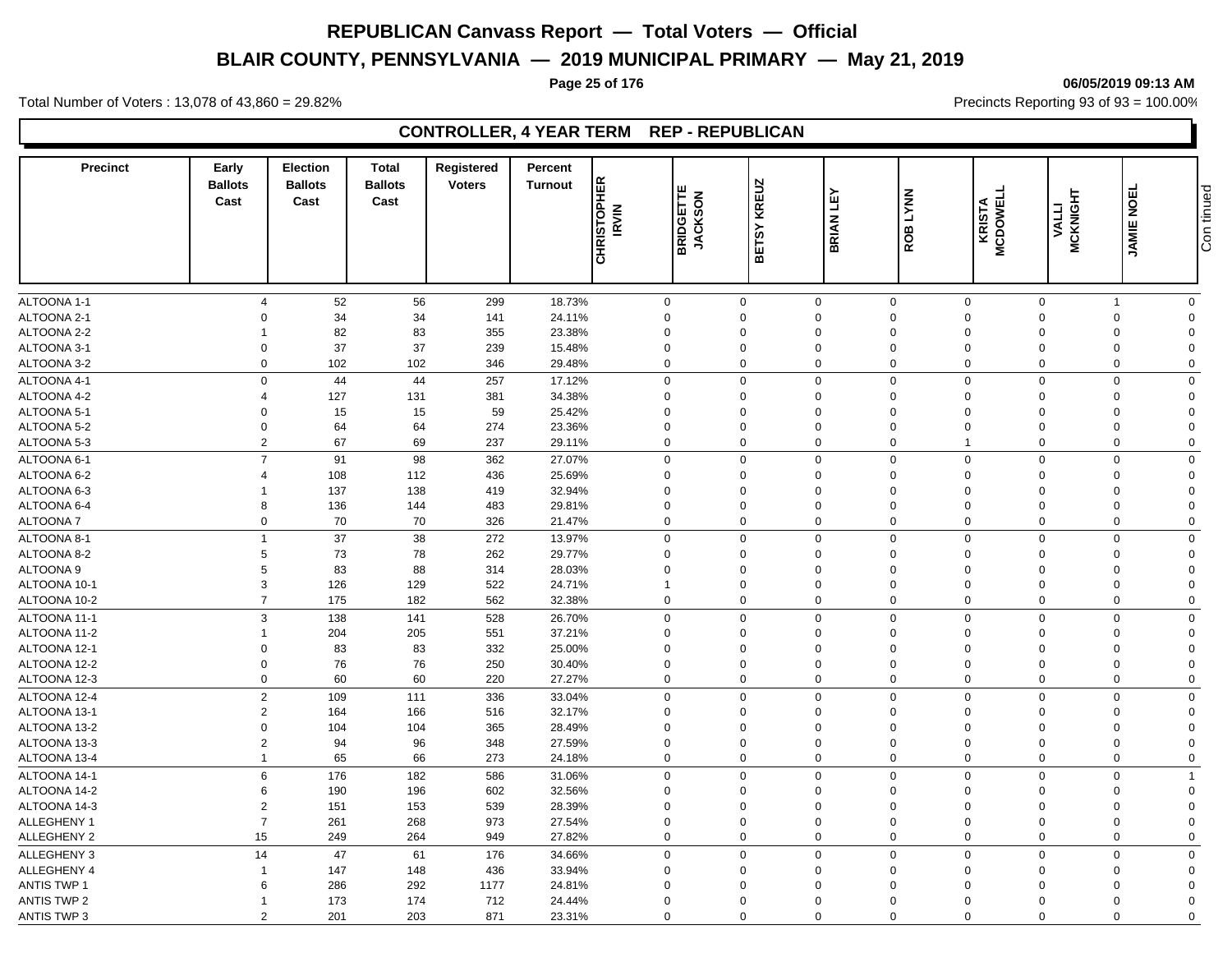# REPUBLICAN Canvass Report — Total Voters — Official

## BLAIR COUNTY, PENNSYLVANIA — 2019 MUNICIPAL PRIMARY — May 21, 2019

Total Number of Voters : 13,078 of 43,860 = 29.82%

Precincts Reporting 93 of 93 = 100.00%

### CONTROLLER, 4 YEAR TERM REP - REPUBLICAN

| Precinct | Early Ballots Cast | Election Ballots Cast | Total Ballots Cast | Registered Voters | Percent Turnout | CHRISTOPHER IRVIN | BRIDGETTE JACKSON | BETSY KREUZ | BRIAN LEY | ROB LYNN | KRISTA MCDOWELL | VALLI MCKNIGHT | JAMIE NOEL | Continued |
|---|---|---|---|---|---|---|---|---|---|---|---|---|---|---|
| ALTOONA 1-1 | 4 | 52 | 56 | 299 | 18.73% | 0 | 0 | 0 | 0 | 0 | 0 | 1 | 0 | |
| ALTOONA 2-1 | 0 | 34 | 34 | 141 | 24.11% | 0 | 0 | 0 | 0 | 0 | 0 | 0 | 0 | |
| ALTOONA 2-2 | 1 | 82 | 83 | 355 | 23.38% | 0 | 0 | 0 | 0 | 0 | 0 | 0 | 0 | |
| ALTOONA 3-1 | 0 | 37 | 37 | 239 | 15.48% | 0 | 0 | 0 | 0 | 0 | 0 | 0 | 0 | |
| ALTOONA 3-2 | 0 | 102 | 102 | 346 | 29.48% | 0 | 0 | 0 | 0 | 0 | 0 | 0 | 0 | |
| ALTOONA 4-1 | 0 | 44 | 44 | 257 | 17.12% | 0 | 0 | 0 | 0 | 0 | 0 | 0 | 0 | |
| ALTOONA 4-2 | 4 | 127 | 131 | 381 | 34.38% | 0 | 0 | 0 | 0 | 0 | 0 | 0 | 0 | |
| ALTOONA 5-1 | 0 | 15 | 15 | 59 | 25.42% | 0 | 0 | 0 | 0 | 0 | 0 | 0 | 0 | |
| ALTOONA 5-2 | 0 | 64 | 64 | 274 | 23.36% | 0 | 0 | 0 | 0 | 0 | 0 | 0 | 0 | |
| ALTOONA 5-3 | 2 | 67 | 69 | 237 | 29.11% | 0 | 0 | 0 | 0 | 1 | 0 | 0 | 0 | |
| ALTOONA 6-1 | 7 | 91 | 98 | 362 | 27.07% | 0 | 0 | 0 | 0 | 0 | 0 | 0 | 0 | |
| ALTOONA 6-2 | 4 | 108 | 112 | 436 | 25.69% | 0 | 0 | 0 | 0 | 0 | 0 | 0 | 0 | |
| ALTOONA 6-3 | 1 | 137 | 138 | 419 | 32.94% | 0 | 0 | 0 | 0 | 0 | 0 | 0 | 0 | |
| ALTOONA 6-4 | 8 | 136 | 144 | 483 | 29.81% | 0 | 0 | 0 | 0 | 0 | 0 | 0 | 0 | |
| ALTOONA 7 | 0 | 70 | 70 | 326 | 21.47% | 0 | 0 | 0 | 0 | 0 | 0 | 0 | 0 | |
| ALTOONA 8-1 | 1 | 37 | 38 | 272 | 13.97% | 0 | 0 | 0 | 0 | 0 | 0 | 0 | 0 | |
| ALTOONA 8-2 | 5 | 73 | 78 | 262 | 29.77% | 0 | 0 | 0 | 0 | 0 | 0 | 0 | 0 | |
| ALTOONA 9 | 5 | 83 | 88 | 314 | 28.03% | 0 | 0 | 0 | 0 | 0 | 0 | 0 | 0 | |
| ALTOONA 10-1 | 3 | 126 | 129 | 522 | 24.71% | 1 | 0 | 0 | 0 | 0 | 0 | 0 | 0 | |
| ALTOONA 10-2 | 7 | 175 | 182 | 562 | 32.38% | 0 | 0 | 0 | 0 | 0 | 0 | 0 | 0 | |
| ALTOONA 11-1 | 3 | 138 | 141 | 528 | 26.70% | 0 | 0 | 0 | 0 | 0 | 0 | 0 | 0 | |
| ALTOONA 11-2 | 1 | 204 | 205 | 551 | 37.21% | 0 | 0 | 0 | 0 | 0 | 0 | 0 | 0 | |
| ALTOONA 12-1 | 0 | 83 | 83 | 332 | 25.00% | 0 | 0 | 0 | 0 | 0 | 0 | 0 | 0 | |
| ALTOONA 12-2 | 0 | 76 | 76 | 250 | 30.40% | 0 | 0 | 0 | 0 | 0 | 0 | 0 | 0 | |
| ALTOONA 12-3 | 0 | 60 | 60 | 220 | 27.27% | 0 | 0 | 0 | 0 | 0 | 0 | 0 | 0 | |
| ALTOONA 12-4 | 2 | 109 | 111 | 336 | 33.04% | 0 | 0 | 0 | 0 | 0 | 0 | 0 | 0 | |
| ALTOONA 13-1 | 2 | 164 | 166 | 516 | 32.17% | 0 | 0 | 0 | 0 | 0 | 0 | 0 | 0 | |
| ALTOONA 13-2 | 0 | 104 | 104 | 365 | 28.49% | 0 | 0 | 0 | 0 | 0 | 0 | 0 | 0 | |
| ALTOONA 13-3 | 2 | 94 | 96 | 348 | 27.59% | 0 | 0 | 0 | 0 | 0 | 0 | 0 | 0 | |
| ALTOONA 13-4 | 1 | 65 | 66 | 273 | 24.18% | 0 | 0 | 0 | 0 | 0 | 0 | 0 | 0 | |
| ALTOONA 14-1 | 6 | 176 | 182 | 586 | 31.06% | 0 | 0 | 0 | 0 | 0 | 0 | 0 | 1 | |
| ALTOONA 14-2 | 6 | 190 | 196 | 602 | 32.56% | 0 | 0 | 0 | 0 | 0 | 0 | 0 | 0 | |
| ALTOONA 14-3 | 2 | 151 | 153 | 539 | 28.39% | 0 | 0 | 0 | 0 | 0 | 0 | 0 | 0 | |
| ALLEGHENY 1 | 7 | 261 | 268 | 973 | 27.54% | 0 | 0 | 0 | 0 | 0 | 0 | 0 | 0 | |
| ALLEGHENY 2 | 15 | 249 | 264 | 949 | 27.82% | 0 | 0 | 0 | 0 | 0 | 0 | 0 | 0 | |
| ALLEGHENY 3 | 14 | 47 | 61 | 176 | 34.66% | 0 | 0 | 0 | 0 | 0 | 0 | 0 | 0 | |
| ALLEGHENY 4 | 1 | 147 | 148 | 436 | 33.94% | 0 | 0 | 0 | 0 | 0 | 0 | 0 | 0 | |
| ANTIS TWP 1 | 6 | 286 | 292 | 1177 | 24.81% | 0 | 0 | 0 | 0 | 0 | 0 | 0 | 0 | |
| ANTIS TWP 2 | 1 | 173 | 174 | 712 | 24.44% | 0 | 0 | 0 | 0 | 0 | 0 | 0 | 0 | |
| ANTIS TWP 3 | 2 | 201 | 203 | 871 | 23.31% | 0 | 0 | 0 | 0 | 0 | 0 | 0 | 0 | |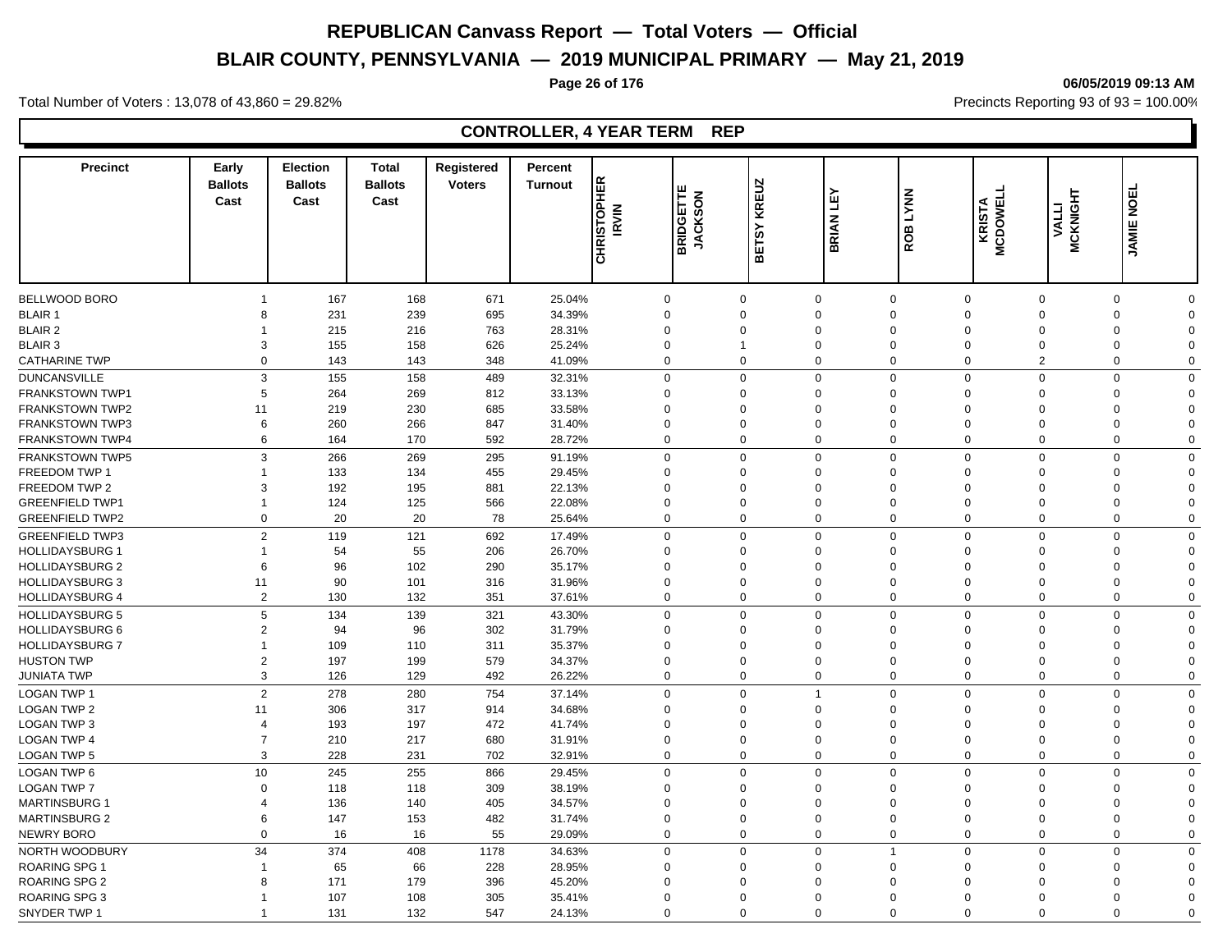# REPUBLICAN Canvass Report — Total Voters — Official

## BLAIR COUNTY, PENNSYLVANIA — 2019 MUNICIPAL PRIMARY — May 21, 2019

06/05/2019 09:13 AM

Total Number of Voters : 13,078 of 43,860 = 29.82%

Precincts Reporting 93 of 93 = 100.00%

### CONTROLLER, 4 YEAR TERM REP

| Precinct | Early Ballots Cast | Election Ballots Cast | Total Ballots Cast | Registered Voters | Percent Turnout | CHRISTOPHER IRVIN | BRIDGETTE JACKSON | BETSY KREUZ | BRIAN LEY | ROB LYNN | KRISTA MCDOWELL | VALLI MCKNIGHT | JAMIE NOEL |
|---|---|---|---|---|---|---|---|---|---|---|---|---|---|
| BELLWOOD BORO | 1 | 167 | 168 | 671 | 25.04% | 0 | 0 | 0 | 0 | 0 | 0 | 0 | 0 |
| BLAIR 1 | 8 | 231 | 239 | 695 | 34.39% | 0 | 0 | 0 | 0 | 0 | 0 | 0 | 0 |
| BLAIR 2 | 1 | 215 | 216 | 763 | 28.31% | 0 | 0 | 0 | 0 | 0 | 0 | 0 | 0 |
| BLAIR 3 | 3 | 155 | 158 | 626 | 25.24% | 0 | 1 | 0 | 0 | 0 | 0 | 0 | 0 |
| CATHARINE TWP | 0 | 143 | 143 | 348 | 41.09% | 0 | 0 | 0 | 0 | 0 | 2 | 0 | 0 |
| DUNCANSVILLE | 3 | 155 | 158 | 489 | 32.31% | 0 | 0 | 0 | 0 | 0 | 0 | 0 | 0 |
| FRANKSTOWN TWP1 | 5 | 264 | 269 | 812 | 33.13% | 0 | 0 | 0 | 0 | 0 | 0 | 0 | 0 |
| FRANKSTOWN TWP2 | 11 | 219 | 230 | 685 | 33.58% | 0 | 0 | 0 | 0 | 0 | 0 | 0 | 0 |
| FRANKSTOWN TWP3 | 6 | 260 | 266 | 847 | 31.40% | 0 | 0 | 0 | 0 | 0 | 0 | 0 | 0 |
| FRANKSTOWN TWP4 | 6 | 164 | 170 | 592 | 28.72% | 0 | 0 | 0 | 0 | 0 | 0 | 0 | 0 |
| FRANKSTOWN TWP5 | 3 | 266 | 269 | 295 | 91.19% | 0 | 0 | 0 | 0 | 0 | 0 | 0 | 0 |
| FREEDOM TWP 1 | 1 | 133 | 134 | 455 | 29.45% | 0 | 0 | 0 | 0 | 0 | 0 | 0 | 0 |
| FREEDOM TWP 2 | 3 | 192 | 195 | 881 | 22.13% | 0 | 0 | 0 | 0 | 0 | 0 | 0 | 0 |
| GREENFIELD TWP1 | 1 | 124 | 125 | 566 | 22.08% | 0 | 0 | 0 | 0 | 0 | 0 | 0 | 0 |
| GREENFIELD TWP2 | 0 | 20 | 20 | 78 | 25.64% | 0 | 0 | 0 | 0 | 0 | 0 | 0 | 0 |
| GREENFIELD TWP3 | 2 | 119 | 121 | 692 | 17.49% | 0 | 0 | 0 | 0 | 0 | 0 | 0 | 0 |
| HOLLIDAYSBURG 1 | 1 | 54 | 55 | 206 | 26.70% | 0 | 0 | 0 | 0 | 0 | 0 | 0 | 0 |
| HOLLIDAYSBURG 2 | 6 | 96 | 102 | 290 | 35.17% | 0 | 0 | 0 | 0 | 0 | 0 | 0 | 0 |
| HOLLIDAYSBURG 3 | 11 | 90 | 101 | 316 | 31.96% | 0 | 0 | 0 | 0 | 0 | 0 | 0 | 0 |
| HOLLIDAYSBURG 4 | 2 | 130 | 132 | 351 | 37.61% | 0 | 0 | 0 | 0 | 0 | 0 | 0 | 0 |
| HOLLIDAYSBURG 5 | 5 | 134 | 139 | 321 | 43.30% | 0 | 0 | 0 | 0 | 0 | 0 | 0 | 0 |
| HOLLIDAYSBURG 6 | 2 | 94 | 96 | 302 | 31.79% | 0 | 0 | 0 | 0 | 0 | 0 | 0 | 0 |
| HOLLIDAYSBURG 7 | 1 | 109 | 110 | 311 | 35.37% | 0 | 0 | 0 | 0 | 0 | 0 | 0 | 0 |
| HUSTON TWP | 2 | 197 | 199 | 579 | 34.37% | 0 | 0 | 0 | 0 | 0 | 0 | 0 | 0 |
| JUNIATA TWP | 3 | 126 | 129 | 492 | 26.22% | 0 | 0 | 0 | 0 | 0 | 0 | 0 | 0 |
| LOGAN TWP 1 | 2 | 278 | 280 | 754 | 37.14% | 0 | 0 | 1 | 0 | 0 | 0 | 0 | 0 |
| LOGAN TWP 2 | 11 | 306 | 317 | 914 | 34.68% | 0 | 0 | 0 | 0 | 0 | 0 | 0 | 0 |
| LOGAN TWP 3 | 4 | 193 | 197 | 472 | 41.74% | 0 | 0 | 0 | 0 | 0 | 0 | 0 | 0 |
| LOGAN TWP 4 | 7 | 210 | 217 | 680 | 31.91% | 0 | 0 | 0 | 0 | 0 | 0 | 0 | 0 |
| LOGAN TWP 5 | 3 | 228 | 231 | 702 | 32.91% | 0 | 0 | 0 | 0 | 0 | 0 | 0 | 0 |
| LOGAN TWP 6 | 10 | 245 | 255 | 866 | 29.45% | 0 | 0 | 0 | 0 | 0 | 0 | 0 | 0 |
| LOGAN TWP 7 | 0 | 118 | 118 | 309 | 38.19% | 0 | 0 | 0 | 0 | 0 | 0 | 0 | 0 |
| MARTINSBURG 1 | 4 | 136 | 140 | 405 | 34.57% | 0 | 0 | 0 | 0 | 0 | 0 | 0 | 0 |
| MARTINSBURG 2 | 6 | 147 | 153 | 482 | 31.74% | 0 | 0 | 0 | 0 | 0 | 0 | 0 | 0 |
| NEWRY BORO | 0 | 16 | 16 | 55 | 29.09% | 0 | 0 | 0 | 0 | 0 | 0 | 0 | 0 |
| NORTH WOODBURY | 34 | 374 | 408 | 1178 | 34.63% | 0 | 0 | 0 | 1 | 0 | 0 | 0 | 0 |
| ROARING SPG 1 | 1 | 65 | 66 | 228 | 28.95% | 0 | 0 | 0 | 0 | 0 | 0 | 0 | 0 |
| ROARING SPG 2 | 8 | 171 | 179 | 396 | 45.20% | 0 | 0 | 0 | 0 | 0 | 0 | 0 | 0 |
| ROARING SPG 3 | 1 | 107 | 108 | 305 | 35.41% | 0 | 0 | 0 | 0 | 0 | 0 | 0 | 0 |
| SNYDER TWP 1 | 1 | 131 | 132 | 547 | 24.13% | 0 | 0 | 0 | 0 | 0 | 0 | 0 | 0 |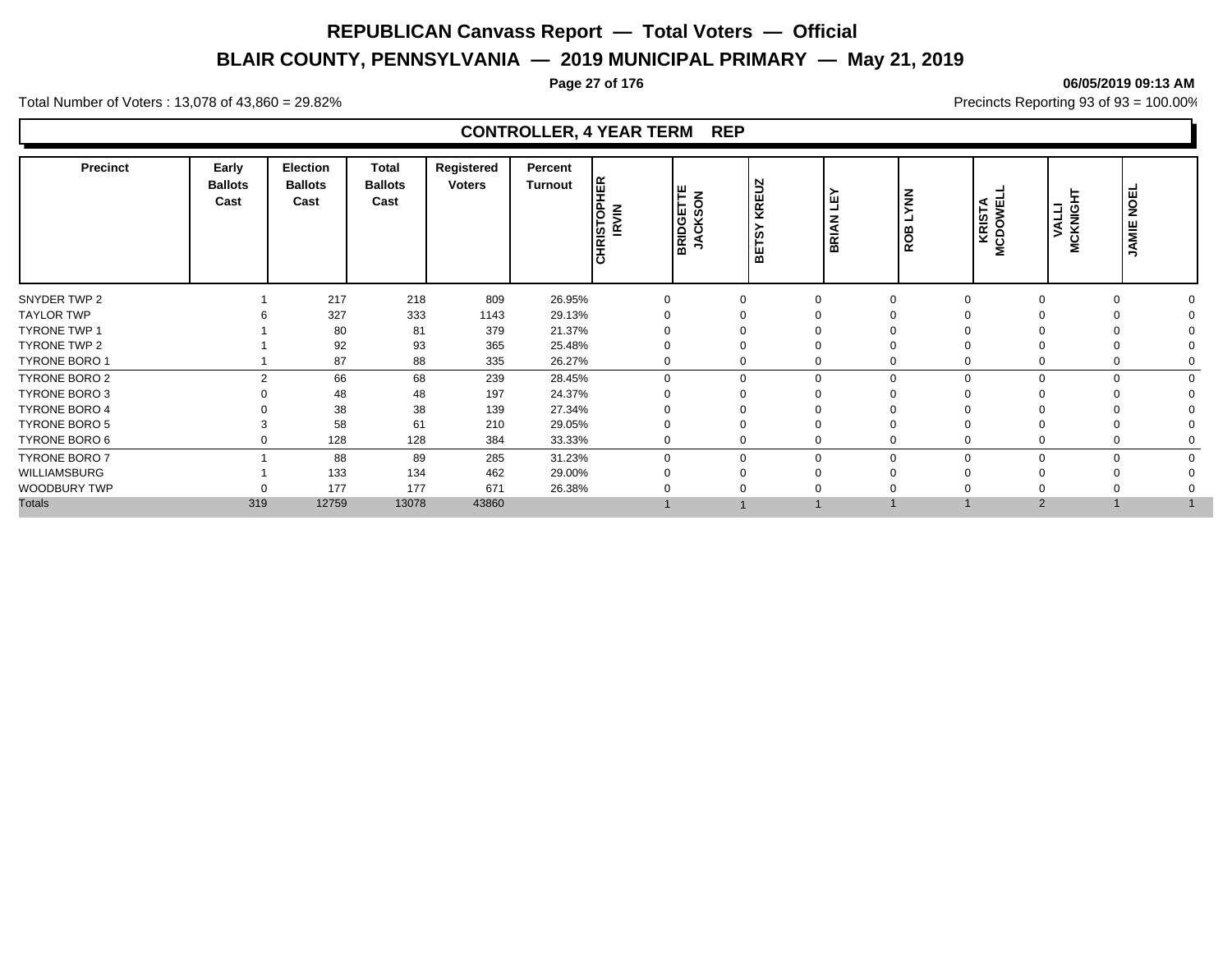# REPUBLICAN Canvass Report — Total Voters — Official

## BLAIR COUNTY, PENNSYLVANIA — 2019 MUNICIPAL PRIMARY — May 21, 2019

06/05/2019 09:13 AM

Total Number of Voters : 13,078 of 43,860 = 29.82%

Precincts Reporting 93 of 93 = 100.00%

### CONTROLLER, 4 YEAR TERM REP

| Precinct | Early Ballots Cast | Election Ballots Cast | Total Ballots Cast | Registered Voters | Percent Turnout | CHRISTOPHER IRVIN | BRIDGETTE JACKSON | BETSY KREUZ | BRIAN LEY | ROB LYNN | KRISTA MCDOWELL | VALLI MCKNIGHT | JAMIE NOEL |
|---|---|---|---|---|---|---|---|---|---|---|---|---|---|
| SNYDER TWP 2 | 1 | 217 | 218 | 809 | 26.95% | 0 | 0 | 0 | 0 | 0 | 0 | 0 | 0 |
| TAYLOR TWP | 6 | 327 | 333 | 1143 | 29.13% | 0 | 0 | 0 | 0 | 0 | 0 | 0 | 0 |
| TYRONE TWP 1 | 1 | 80 | 81 | 379 | 21.37% | 0 | 0 | 0 | 0 | 0 | 0 | 0 | 0 |
| TYRONE TWP 2 | 1 | 92 | 93 | 365 | 25.48% | 0 | 0 | 0 | 0 | 0 | 0 | 0 | 0 |
| TYRONE BORO 1 | 1 | 87 | 88 | 335 | 26.27% | 0 | 0 | 0 | 0 | 0 | 0 | 0 | 0 |
| TYRONE BORO 2 | 2 | 66 | 68 | 239 | 28.45% | 0 | 0 | 0 | 0 | 0 | 0 | 0 | 0 |
| TYRONE BORO 3 | 0 | 48 | 48 | 197 | 24.37% | 0 | 0 | 0 | 0 | 0 | 0 | 0 | 0 |
| TYRONE BORO 4 | 0 | 38 | 38 | 139 | 27.34% | 0 | 0 | 0 | 0 | 0 | 0 | 0 | 0 |
| TYRONE BORO 5 | 3 | 58 | 61 | 210 | 29.05% | 0 | 0 | 0 | 0 | 0 | 0 | 0 | 0 |
| TYRONE BORO 6 | 0 | 128 | 128 | 384 | 33.33% | 0 | 0 | 0 | 0 | 0 | 0 | 0 | 0 |
| TYRONE BORO 7 | 1 | 88 | 89 | 285 | 31.23% | 0 | 0 | 0 | 0 | 0 | 0 | 0 | 0 |
| WILLIAMSBURG | 1 | 133 | 134 | 462 | 29.00% | 0 | 0 | 0 | 0 | 0 | 0 | 0 | 0 |
| WOODBURY TWP | 0 | 177 | 177 | 671 | 26.38% | 0 | 0 | 0 | 0 | 0 | 0 | 0 | 0 |
| Totals | 319 | 12759 | 13078 | 43860 | | 1 | 1 | 1 | 1 | 1 | 2 | 1 | 1 |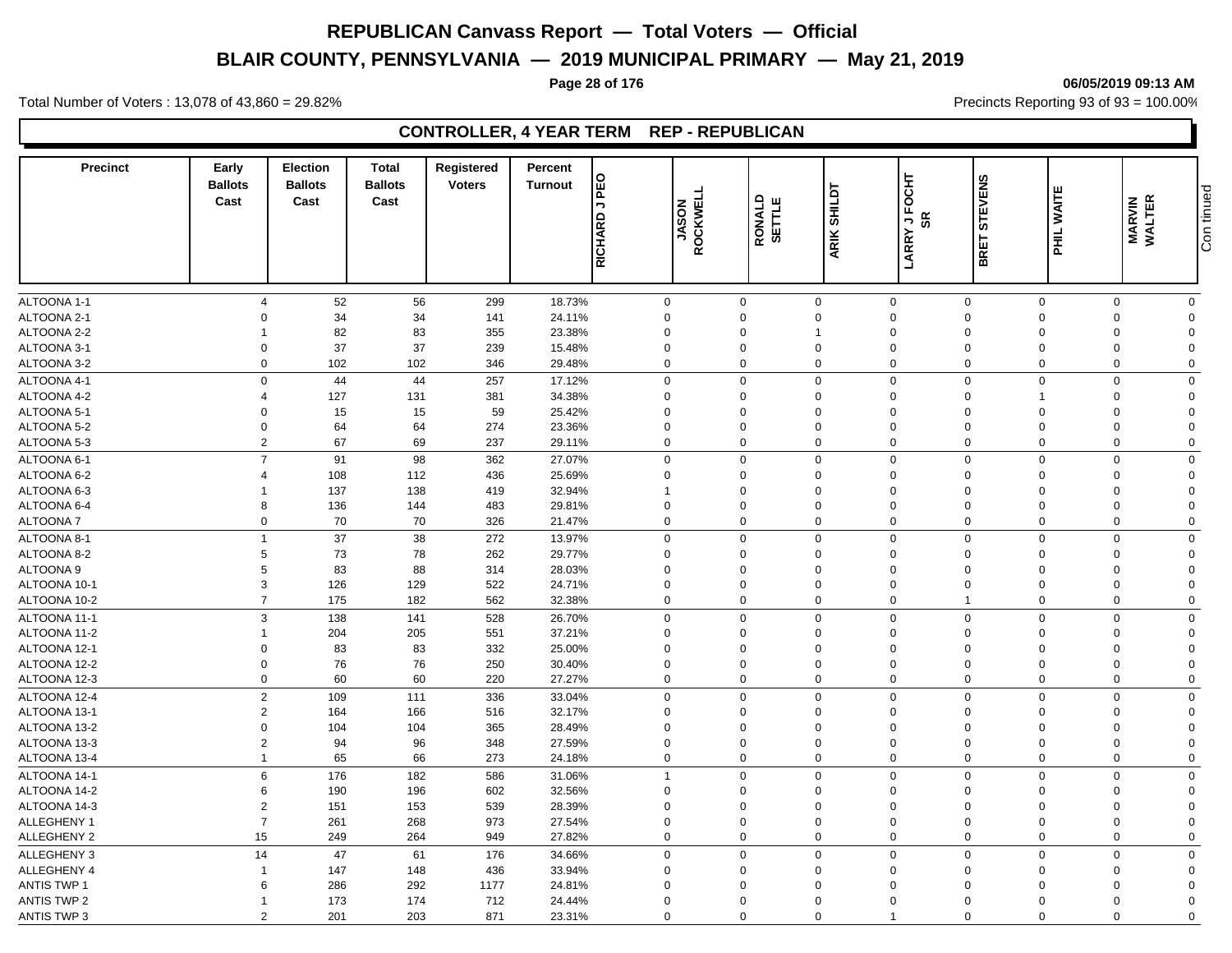# REPUBLICAN Canvass Report — Total Voters — Official

## BLAIR COUNTY, PENNSYLVANIA — 2019 MUNICIPAL PRIMARY — May 21, 2019

06/05/2019 09:13 AM

Total Number of Voters : 13,078 of 43,860 = 29.82%

Precincts Reporting 93 of 93 = 100.00%

### CONTROLLER, 4 YEAR TERM REP - REPUBLICAN

| Precinct | Early Ballots Cast | Election Ballots Cast | Total Ballots Cast | Registered Voters | Percent Turnout | RICHARD J PEO | JASON ROCKWELL | RONALD SETTLE | ARIK SHILDT | LARRY J FOCHT SR | BRET STEVENS | PHIL WAITE | MARVIN WALTER | Continued |
|---|---|---|---|---|---|---|---|---|---|---|---|---|---|---|
| ALTOONA 1-1 | 4 | 52 | 56 | 299 | 18.73% | 0 | 0 | 0 | 0 | 0 | 0 | 0 | 0 | |
| ALTOONA 2-1 | 0 | 34 | 34 | 141 | 24.11% | 0 | 0 | 0 | 0 | 0 | 0 | 0 | 0 | |
| ALTOONA 2-2 | 1 | 82 | 83 | 355 | 23.38% | 0 | 0 | 1 | 0 | 0 | 0 | 0 | 0 | |
| ALTOONA 3-1 | 0 | 37 | 37 | 239 | 15.48% | 0 | 0 | 0 | 0 | 0 | 0 | 0 | 0 | |
| ALTOONA 3-2 | 0 | 102 | 102 | 346 | 29.48% | 0 | 0 | 0 | 0 | 0 | 0 | 0 | 0 | |
| ALTOONA 4-1 | 0 | 44 | 44 | 257 | 17.12% | 0 | 0 | 0 | 0 | 0 | 0 | 0 | 0 | |
| ALTOONA 4-2 | 4 | 127 | 131 | 381 | 34.38% | 0 | 0 | 0 | 0 | 0 | 1 | 0 | 0 | |
| ALTOONA 5-1 | 0 | 15 | 15 | 59 | 25.42% | 0 | 0 | 0 | 0 | 0 | 0 | 0 | 0 | |
| ALTOONA 5-2 | 0 | 64 | 64 | 274 | 23.36% | 0 | 0 | 0 | 0 | 0 | 0 | 0 | 0 | |
| ALTOONA 5-3 | 2 | 67 | 69 | 237 | 29.11% | 0 | 0 | 0 | 0 | 0 | 0 | 0 | 0 | |
| ALTOONA 6-1 | 7 | 91 | 98 | 362 | 27.07% | 0 | 0 | 0 | 0 | 0 | 0 | 0 | 0 | |
| ALTOONA 6-2 | 4 | 108 | 112 | 436 | 25.69% | 0 | 0 | 0 | 0 | 0 | 0 | 0 | 0 | |
| ALTOONA 6-3 | 1 | 137 | 138 | 419 | 32.94% | 1 | 0 | 0 | 0 | 0 | 0 | 0 | 0 | |
| ALTOONA 6-4 | 8 | 136 | 144 | 483 | 29.81% | 0 | 0 | 0 | 0 | 0 | 0 | 0 | 0 | |
| ALTOONA 7 | 0 | 70 | 70 | 326 | 21.47% | 0 | 0 | 0 | 0 | 0 | 0 | 0 | 0 | |
| ALTOONA 8-1 | 1 | 37 | 38 | 272 | 13.97% | 0 | 0 | 0 | 0 | 0 | 0 | 0 | 0 | |
| ALTOONA 8-2 | 5 | 73 | 78 | 262 | 29.77% | 0 | 0 | 0 | 0 | 0 | 0 | 0 | 0 | |
| ALTOONA 9 | 5 | 83 | 88 | 314 | 28.03% | 0 | 0 | 0 | 0 | 0 | 0 | 0 | 0 | |
| ALTOONA 10-1 | 3 | 126 | 129 | 522 | 24.71% | 0 | 0 | 0 | 0 | 0 | 0 | 0 | 0 | |
| ALTOONA 10-2 | 7 | 175 | 182 | 562 | 32.38% | 0 | 0 | 0 | 0 | 1 | 0 | 0 | 0 | |
| ALTOONA 11-1 | 3 | 138 | 141 | 528 | 26.70% | 0 | 0 | 0 | 0 | 0 | 0 | 0 | 0 | |
| ALTOONA 11-2 | 1 | 204 | 205 | 551 | 37.21% | 0 | 0 | 0 | 0 | 0 | 0 | 0 | 0 | |
| ALTOONA 12-1 | 0 | 83 | 83 | 332 | 25.00% | 0 | 0 | 0 | 0 | 0 | 0 | 0 | 0 | |
| ALTOONA 12-2 | 0 | 76 | 76 | 250 | 30.40% | 0 | 0 | 0 | 0 | 0 | 0 | 0 | 0 | |
| ALTOONA 12-3 | 0 | 60 | 60 | 220 | 27.27% | 0 | 0 | 0 | 0 | 0 | 0 | 0 | 0 | |
| ALTOONA 12-4 | 2 | 109 | 111 | 336 | 33.04% | 0 | 0 | 0 | 0 | 0 | 0 | 0 | 0 | |
| ALTOONA 13-1 | 2 | 164 | 166 | 516 | 32.17% | 0 | 0 | 0 | 0 | 0 | 0 | 0 | 0 | |
| ALTOONA 13-2 | 0 | 104 | 104 | 365 | 28.49% | 0 | 0 | 0 | 0 | 0 | 0 | 0 | 0 | |
| ALTOONA 13-3 | 2 | 94 | 96 | 348 | 27.59% | 0 | 0 | 0 | 0 | 0 | 0 | 0 | 0 | |
| ALTOONA 13-4 | 1 | 65 | 66 | 273 | 24.18% | 0 | 0 | 0 | 0 | 0 | 0 | 0 | 0 | |
| ALTOONA 14-1 | 6 | 176 | 182 | 586 | 31.06% | 1 | 0 | 0 | 0 | 0 | 0 | 0 | 0 | |
| ALTOONA 14-2 | 6 | 190 | 196 | 602 | 32.56% | 0 | 0 | 0 | 0 | 0 | 0 | 0 | 0 | |
| ALTOONA 14-3 | 2 | 151 | 153 | 539 | 28.39% | 0 | 0 | 0 | 0 | 0 | 0 | 0 | 0 | |
| ALLEGHENY 1 | 7 | 261 | 268 | 973 | 27.54% | 0 | 0 | 0 | 0 | 0 | 0 | 0 | 0 | |
| ALLEGHENY 2 | 15 | 249 | 264 | 949 | 27.82% | 0 | 0 | 0 | 0 | 0 | 0 | 0 | 0 | |
| ALLEGHENY 3 | 14 | 47 | 61 | 176 | 34.66% | 0 | 0 | 0 | 0 | 0 | 0 | 0 | 0 | |
| ALLEGHENY 4 | 1 | 147 | 148 | 436 | 33.94% | 0 | 0 | 0 | 0 | 0 | 0 | 0 | 0 | |
| ANTIS TWP 1 | 6 | 286 | 292 | 1177 | 24.81% | 0 | 0 | 0 | 0 | 0 | 0 | 0 | 0 | |
| ANTIS TWP 2 | 1 | 173 | 174 | 712 | 24.44% | 0 | 0 | 0 | 0 | 0 | 0 | 0 | 0 | |
| ANTIS TWP 3 | 2 | 201 | 203 | 871 | 23.31% | 0 | 0 | 0 | 1 | 0 | 0 | 0 | 0 | |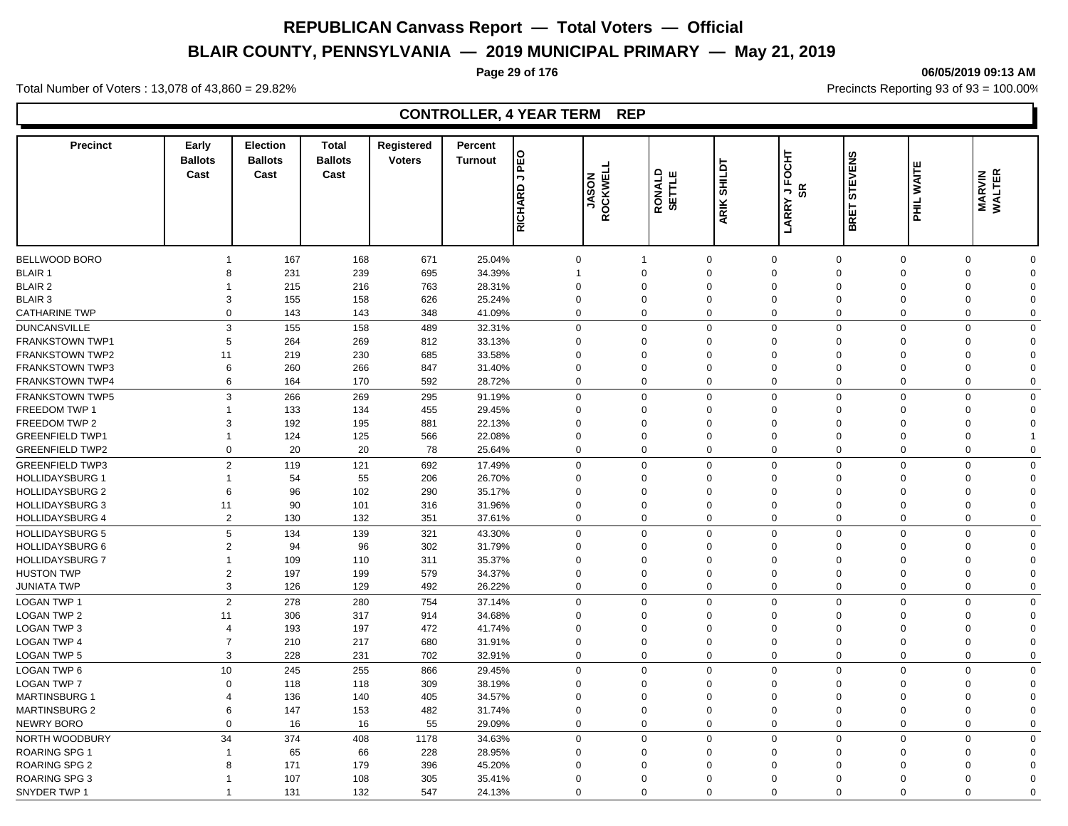# REPUBLICAN Canvass Report — Total Voters — Official

## BLAIR COUNTY, PENNSYLVANIA — 2019 MUNICIPAL PRIMARY — May 21, 2019

06/05/2019 09:13 AM

Total Number of Voters : 13,078 of 43,860 = 29.82%

Precincts Reporting 93 of 93 = 100.00%

### CONTROLLER, 4 YEAR TERM REP

| Precinct | Early Ballots Cast | Election Ballots Cast | Total Ballots Cast | Registered Voters | Percent Turnout | RICHARD J PEO | JASON ROCKWELL | RONALD SETTLE | ARIK SHILDT | LARRY J FOCHT SR | BRET STEVENS | PHIL WAITE | MARVIN WALTER |
|---|---|---|---|---|---|---|---|---|---|---|---|---|---|
| BELLWOOD BORO | 1 | 167 | 168 | 671 | 25.04% | 0 | 1 | 0 | 0 | 0 | 0 | 0 | 0 |
| BLAIR 1 | 8 | 231 | 239 | 695 | 34.39% | 1 | 0 | 0 | 0 | 0 | 0 | 0 | 0 |
| BLAIR 2 | 1 | 215 | 216 | 763 | 28.31% | 0 | 0 | 0 | 0 | 0 | 0 | 0 | 0 |
| BLAIR 3 | 3 | 155 | 158 | 626 | 25.24% | 0 | 0 | 0 | 0 | 0 | 0 | 0 | 0 |
| CATHARINE TWP | 0 | 143 | 143 | 348 | 41.09% | 0 | 0 | 0 | 0 | 0 | 0 | 0 | 0 |
| DUNCANSVILLE | 3 | 155 | 158 | 489 | 32.31% | 0 | 0 | 0 | 0 | 0 | 0 | 0 | 0 |
| FRANKSTOWN TWP1 | 5 | 264 | 269 | 812 | 33.13% | 0 | 0 | 0 | 0 | 0 | 0 | 0 | 0 |
| FRANKSTOWN TWP2 | 11 | 219 | 230 | 685 | 33.58% | 0 | 0 | 0 | 0 | 0 | 0 | 0 | 0 |
| FRANKSTOWN TWP3 | 6 | 260 | 266 | 847 | 31.40% | 0 | 0 | 0 | 0 | 0 | 0 | 0 | 0 |
| FRANKSTOWN TWP4 | 6 | 164 | 170 | 592 | 28.72% | 0 | 0 | 0 | 0 | 0 | 0 | 0 | 0 |
| FRANKSTOWN TWP5 | 3 | 266 | 269 | 295 | 91.19% | 0 | 0 | 0 | 0 | 0 | 0 | 0 | 0 |
| FREEDOM TWP 1 | 1 | 133 | 134 | 455 | 29.45% | 0 | 0 | 0 | 0 | 0 | 0 | 0 | 0 |
| FREEDOM TWP 2 | 3 | 192 | 195 | 881 | 22.13% | 0 | 0 | 0 | 0 | 0 | 0 | 0 | 0 |
| GREENFIELD TWP1 | 1 | 124 | 125 | 566 | 22.08% | 0 | 0 | 0 | 0 | 0 | 0 | 0 | 1 |
| GREENFIELD TWP2 | 0 | 20 | 20 | 78 | 25.64% | 0 | 0 | 0 | 0 | 0 | 0 | 0 | 0 |
| GREENFIELD TWP3 | 2 | 119 | 121 | 692 | 17.49% | 0 | 0 | 0 | 0 | 0 | 0 | 0 | 0 |
| HOLLIDAYSBURG 1 | 1 | 54 | 55 | 206 | 26.70% | 0 | 0 | 0 | 0 | 0 | 0 | 0 | 0 |
| HOLLIDAYSBURG 2 | 6 | 96 | 102 | 290 | 35.17% | 0 | 0 | 0 | 0 | 0 | 0 | 0 | 0 |
| HOLLIDAYSBURG 3 | 11 | 90 | 101 | 316 | 31.96% | 0 | 0 | 0 | 0 | 0 | 0 | 0 | 0 |
| HOLLIDAYSBURG 4 | 2 | 130 | 132 | 351 | 37.61% | 0 | 0 | 0 | 0 | 0 | 0 | 0 | 0 |
| HOLLIDAYSBURG 5 | 5 | 134 | 139 | 321 | 43.30% | 0 | 0 | 0 | 0 | 0 | 0 | 0 | 0 |
| HOLLIDAYSBURG 6 | 2 | 94 | 96 | 302 | 31.79% | 0 | 0 | 0 | 0 | 0 | 0 | 0 | 0 |
| HOLLIDAYSBURG 7 | 1 | 109 | 110 | 311 | 35.37% | 0 | 0 | 0 | 0 | 0 | 0 | 0 | 0 |
| HUSTON TWP | 2 | 197 | 199 | 579 | 34.37% | 0 | 0 | 0 | 0 | 0 | 0 | 0 | 0 |
| JUNIATA TWP | 3 | 126 | 129 | 492 | 26.22% | 0 | 0 | 0 | 0 | 0 | 0 | 0 | 0 |
| LOGAN TWP 1 | 2 | 278 | 280 | 754 | 37.14% | 0 | 0 | 0 | 0 | 0 | 0 | 0 | 0 |
| LOGAN TWP 2 | 11 | 306 | 317 | 914 | 34.68% | 0 | 0 | 0 | 0 | 0 | 0 | 0 | 0 |
| LOGAN TWP 3 | 4 | 193 | 197 | 472 | 41.74% | 0 | 0 | 0 | 0 | 0 | 0 | 0 | 0 |
| LOGAN TWP 4 | 7 | 210 | 217 | 680 | 31.91% | 0 | 0 | 0 | 0 | 0 | 0 | 0 | 0 |
| LOGAN TWP 5 | 3 | 228 | 231 | 702 | 32.91% | 0 | 0 | 0 | 0 | 0 | 0 | 0 | 0 |
| LOGAN TWP 6 | 10 | 245 | 255 | 866 | 29.45% | 0 | 0 | 0 | 0 | 0 | 0 | 0 | 0 |
| LOGAN TWP 7 | 0 | 118 | 118 | 309 | 38.19% | 0 | 0 | 0 | 0 | 0 | 0 | 0 | 0 |
| MARTINSBURG 1 | 4 | 136 | 140 | 405 | 34.57% | 0 | 0 | 0 | 0 | 0 | 0 | 0 | 0 |
| MARTINSBURG 2 | 6 | 147 | 153 | 482 | 31.74% | 0 | 0 | 0 | 0 | 0 | 0 | 0 | 0 |
| NEWRY BORO | 0 | 16 | 16 | 55 | 29.09% | 0 | 0 | 0 | 0 | 0 | 0 | 0 | 0 |
| NORTH WOODBURY | 34 | 374 | 408 | 1178 | 34.63% | 0 | 0 | 0 | 0 | 0 | 0 | 0 | 0 |
| ROARING SPG 1 | 1 | 65 | 66 | 228 | 28.95% | 0 | 0 | 0 | 0 | 0 | 0 | 0 | 0 |
| ROARING SPG 2 | 8 | 171 | 179 | 396 | 45.20% | 0 | 0 | 0 | 0 | 0 | 0 | 0 | 0 |
| ROARING SPG 3 | 1 | 107 | 108 | 305 | 35.41% | 0 | 0 | 0 | 0 | 0 | 0 | 0 | 0 |
| SNYDER TWP 1 | 1 | 131 | 132 | 547 | 24.13% | 0 | 0 | 0 | 0 | 0 | 0 | 0 | 0 |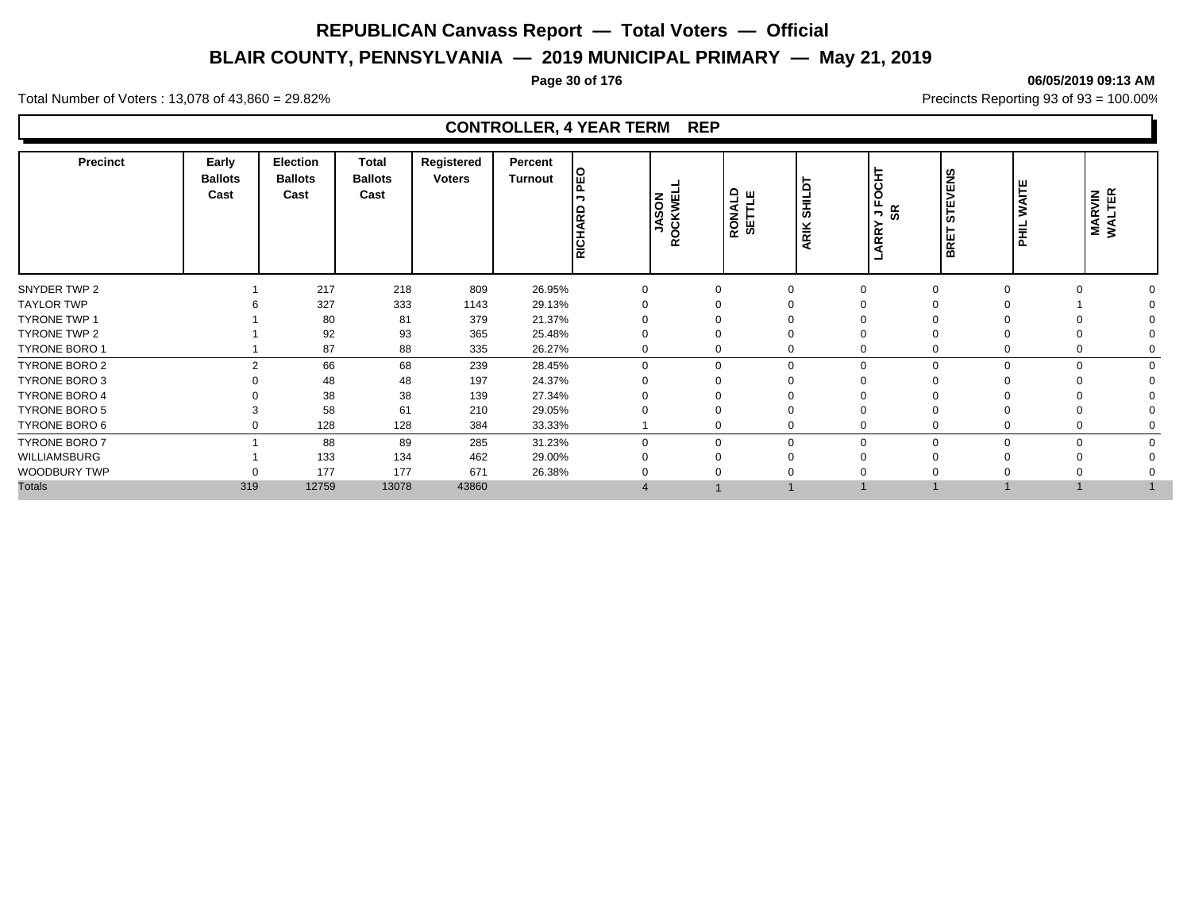# REPUBLICAN Canvass Report — Total Voters — Official

## BLAIR COUNTY, PENNSYLVANIA — 2019 MUNICIPAL PRIMARY — May 21, 2019

**06/05/2019 09:13 AM**

Total Number of Voters : 13,078 of 43,860 = 29.82%

Precincts Reporting 93 of 93 = 100.00%

### CONTROLLER, 4 YEAR TERM REP

| Precinct | Early Ballots Cast | Election Ballots Cast | Total Ballots Cast | Registered Voters | Percent Turnout | RICHARD J PEO | JASON ROCKWELL | RONALD SETTLE | ARIK SHILDT | LARRY J FOCHT SR | BRET STEVENS | PHIL WAITE | MARVIN WALTER |
|---|---|---|---|---|---|---|---|---|---|---|---|---|---|
| SNYDER TWP 2 | 1 | 217 | 218 | 809 | 26.95% | 0 | 0 | 0 | 0 | 0 | 0 | 0 | 0 |
| TAYLOR TWP | 6 | 327 | 333 | 1143 | 29.13% | 0 | 0 | 0 | 0 | 0 | 0 | 1 | 0 |
| TYRONE TWP 1 | 1 | 80 | 81 | 379 | 21.37% | 0 | 0 | 0 | 0 | 0 | 0 | 0 | 0 |
| TYRONE TWP 2 | 1 | 92 | 93 | 365 | 25.48% | 0 | 0 | 0 | 0 | 0 | 0 | 0 | 0 |
| TYRONE BORO 1 | 1 | 87 | 88 | 335 | 26.27% | 0 | 0 | 0 | 0 | 0 | 0 | 0 | 0 |
| TYRONE BORO 2 | 2 | 66 | 68 | 239 | 28.45% | 0 | 0 | 0 | 0 | 0 | 0 | 0 | 0 |
| TYRONE BORO 3 | 0 | 48 | 48 | 197 | 24.37% | 0 | 0 | 0 | 0 | 0 | 0 | 0 | 0 |
| TYRONE BORO 4 | 0 | 38 | 38 | 139 | 27.34% | 0 | 0 | 0 | 0 | 0 | 0 | 0 | 0 |
| TYRONE BORO 5 | 3 | 58 | 61 | 210 | 29.05% | 0 | 0 | 0 | 0 | 0 | 0 | 0 | 0 |
| TYRONE BORO 6 | 0 | 128 | 128 | 384 | 33.33% | 1 | 0 | 0 | 0 | 0 | 0 | 0 | 0 |
| TYRONE BORO 7 | 1 | 88 | 89 | 285 | 31.23% | 0 | 0 | 0 | 0 | 0 | 0 | 0 | 0 |
| WILLIAMSBURG | 1 | 133 | 134 | 462 | 29.00% | 0 | 0 | 0 | 0 | 0 | 0 | 0 | 0 |
| WOODBURY TWP | 0 | 177 | 177 | 671 | 26.38% | 0 | 0 | 0 | 0 | 0 | 0 | 0 | 0 |
| Totals | 319 | 12759 | 13078 | 43860 | | 4 | 1 | 1 | 1 | 1 | 1 | 1 | 1 |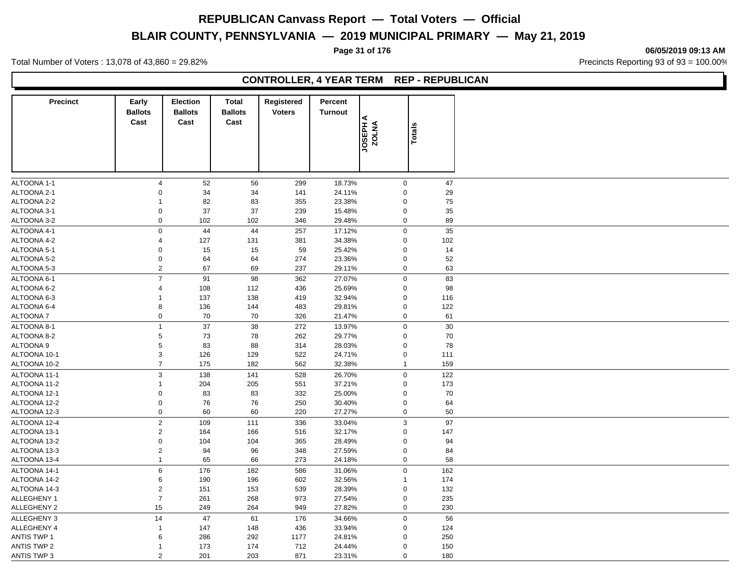# REPUBLICAN Canvass Report — Total Voters — Official

## BLAIR COUNTY, PENNSYLVANIA — 2019 MUNICIPAL PRIMARY — May 21, 2019

06/05/2019 09:13 AM

Total Number of Voters : 13,078 of 43,860 = 29.82%

Precincts Reporting 93 of 93 = 100.00%

### CONTROLLER, 4 YEAR TERM REP - REPUBLICAN

| Precinct | Early Ballots Cast | Election Ballots Cast | Total Ballots Cast | Registered Voters | Percent Turnout | JOSEPH A ZOLNA | Totals |
|---|---|---|---|---|---|---|---|
| ALTOONA 1-1 | 4 | 52 | 56 | 299 | 18.73% | 0 | 47 |
| ALTOONA 2-1 | 0 | 34 | 34 | 141 | 24.11% | 0 | 29 |
| ALTOONA 2-2 | 1 | 82 | 83 | 355 | 23.38% | 0 | 75 |
| ALTOONA 3-1 | 0 | 37 | 37 | 239 | 15.48% | 0 | 35 |
| ALTOONA 3-2 | 0 | 102 | 102 | 346 | 29.48% | 0 | 89 |
| ALTOONA 4-1 | 0 | 44 | 44 | 257 | 17.12% | 0 | 35 |
| ALTOONA 4-2 | 4 | 127 | 131 | 381 | 34.38% | 0 | 102 |
| ALTOONA 5-1 | 0 | 15 | 15 | 59 | 25.42% | 0 | 14 |
| ALTOONA 5-2 | 0 | 64 | 64 | 274 | 23.36% | 0 | 52 |
| ALTOONA 5-3 | 2 | 67 | 69 | 237 | 29.11% | 0 | 63 |
| ALTOONA 6-1 | 7 | 91 | 98 | 362 | 27.07% | 0 | 83 |
| ALTOONA 6-2 | 4 | 108 | 112 | 436 | 25.69% | 0 | 98 |
| ALTOONA 6-3 | 1 | 137 | 138 | 419 | 32.94% | 0 | 116 |
| ALTOONA 6-4 | 8 | 136 | 144 | 483 | 29.81% | 0 | 122 |
| ALTOONA 7 | 0 | 70 | 70 | 326 | 21.47% | 0 | 61 |
| ALTOONA 8-1 | 1 | 37 | 38 | 272 | 13.97% | 0 | 30 |
| ALTOONA 8-2 | 5 | 73 | 78 | 262 | 29.77% | 0 | 70 |
| ALTOONA 9 | 5 | 83 | 88 | 314 | 28.03% | 0 | 78 |
| ALTOONA 10-1 | 3 | 126 | 129 | 522 | 24.71% | 0 | 111 |
| ALTOONA 10-2 | 7 | 175 | 182 | 562 | 32.38% | 1 | 159 |
| ALTOONA 11-1 | 3 | 138 | 141 | 528 | 26.70% | 0 | 122 |
| ALTOONA 11-2 | 1 | 204 | 205 | 551 | 37.21% | 0 | 173 |
| ALTOONA 12-1 | 0 | 83 | 83 | 332 | 25.00% | 0 | 70 |
| ALTOONA 12-2 | 0 | 76 | 76 | 250 | 30.40% | 0 | 64 |
| ALTOONA 12-3 | 0 | 60 | 60 | 220 | 27.27% | 0 | 50 |
| ALTOONA 12-4 | 2 | 109 | 111 | 336 | 33.04% | 3 | 97 |
| ALTOONA 13-1 | 2 | 164 | 166 | 516 | 32.17% | 0 | 147 |
| ALTOONA 13-2 | 0 | 104 | 104 | 365 | 28.49% | 0 | 94 |
| ALTOONA 13-3 | 2 | 94 | 96 | 348 | 27.59% | 0 | 84 |
| ALTOONA 13-4 | 1 | 65 | 66 | 273 | 24.18% | 0 | 58 |
| ALTOONA 14-1 | 6 | 176 | 182 | 586 | 31.06% | 0 | 162 |
| ALTOONA 14-2 | 6 | 190 | 196 | 602 | 32.56% | 1 | 174 |
| ALTOONA 14-3 | 2 | 151 | 153 | 539 | 28.39% | 0 | 132 |
| ALLEGHENY 1 | 7 | 261 | 268 | 973 | 27.54% | 0 | 235 |
| ALLEGHENY 2 | 15 | 249 | 264 | 949 | 27.82% | 0 | 230 |
| ALLEGHENY 3 | 14 | 47 | 61 | 176 | 34.66% | 0 | 56 |
| ALLEGHENY 4 | 1 | 147 | 148 | 436 | 33.94% | 0 | 124 |
| ANTIS TWP 1 | 6 | 286 | 292 | 1177 | 24.81% | 0 | 250 |
| ANTIS TWP 2 | 1 | 173 | 174 | 712 | 24.44% | 0 | 150 |
| ANTIS TWP 3 | 2 | 201 | 203 | 871 | 23.31% | 0 | 180 |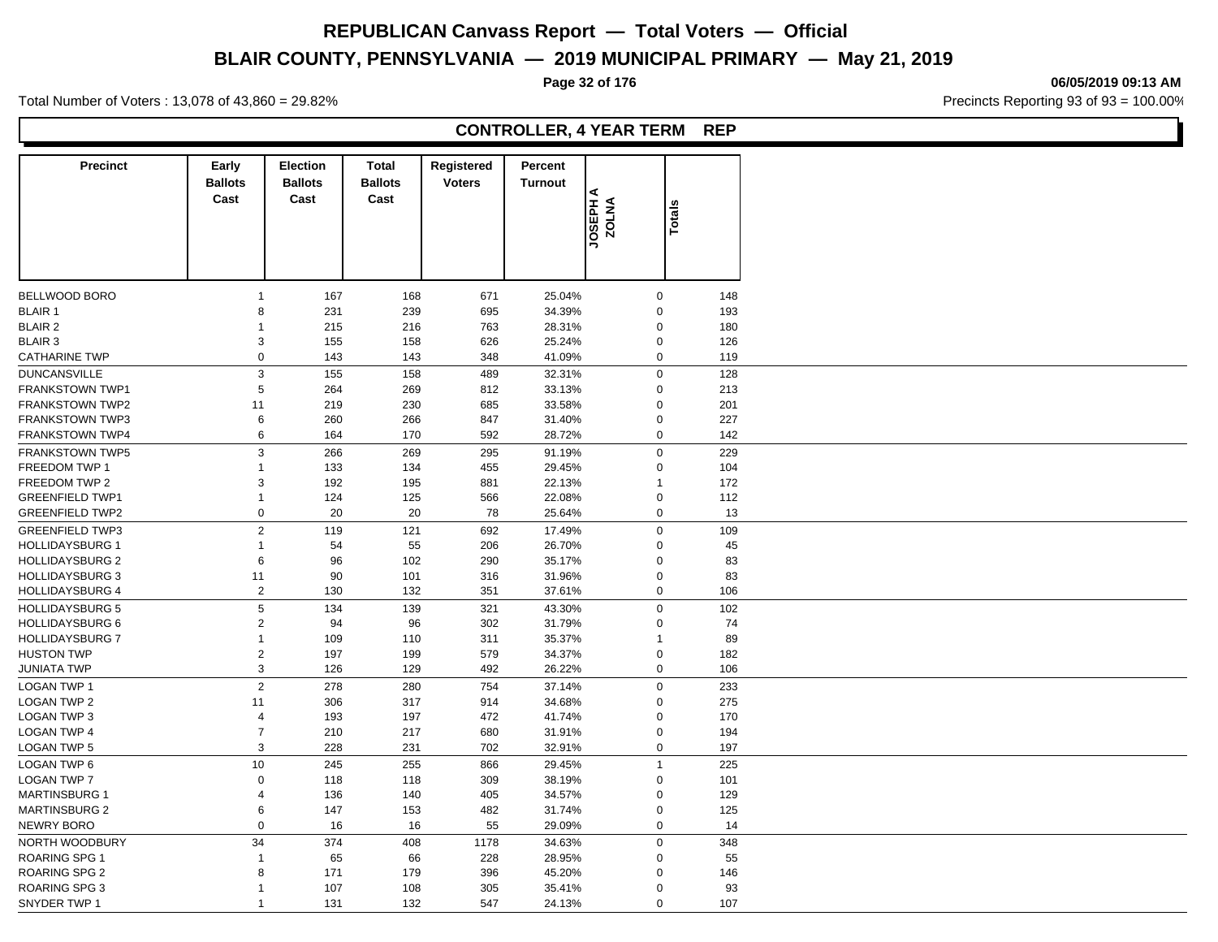# REPUBLICAN Canvass Report — Total Voters — Official

## BLAIR COUNTY, PENNSYLVANIA — 2019 MUNICIPAL PRIMARY — May 21, 2019

06/05/2019 09:13 AM

Total Number of Voters : 13,078 of 43,860 = 29.82%

Precincts Reporting 93 of 93 = 100.00%

### CONTROLLER, 4 YEAR TERM REP

| Precinct | Early Ballots Cast | Election Ballots Cast | Total Ballots Cast | Registered Voters | Percent Turnout | JOSEPH A ZOLNA | Totals |
|---|---|---|---|---|---|---|---|
| BELLWOOD BORO | 1 | 167 | 168 | 671 | 25.04% | 0 | 148 |
| BLAIR 1 | 8 | 231 | 239 | 695 | 34.39% | 0 | 193 |
| BLAIR 2 | 1 | 215 | 216 | 763 | 28.31% | 0 | 180 |
| BLAIR 3 | 3 | 155 | 158 | 626 | 25.24% | 0 | 126 |
| CATHARINE TWP | 0 | 143 | 143 | 348 | 41.09% | 0 | 119 |
| DUNCANSVILLE | 3 | 155 | 158 | 489 | 32.31% | 0 | 128 |
| FRANKSTOWN TWP1 | 5 | 264 | 269 | 812 | 33.13% | 0 | 213 |
| FRANKSTOWN TWP2 | 11 | 219 | 230 | 685 | 33.58% | 0 | 201 |
| FRANKSTOWN TWP3 | 6 | 260 | 266 | 847 | 31.40% | 0 | 227 |
| FRANKSTOWN TWP4 | 6 | 164 | 170 | 592 | 28.72% | 0 | 142 |
| FRANKSTOWN TWP5 | 3 | 266 | 269 | 295 | 91.19% | 0 | 229 |
| FREEDOM TWP 1 | 1 | 133 | 134 | 455 | 29.45% | 0 | 104 |
| FREEDOM TWP 2 | 3 | 192 | 195 | 881 | 22.13% | 1 | 172 |
| GREENFIELD TWP1 | 1 | 124 | 125 | 566 | 22.08% | 0 | 112 |
| GREENFIELD TWP2 | 0 | 20 | 20 | 78 | 25.64% | 0 | 13 |
| GREENFIELD TWP3 | 2 | 119 | 121 | 692 | 17.49% | 0 | 109 |
| HOLLIDAYSBURG 1 | 1 | 54 | 55 | 206 | 26.70% | 0 | 45 |
| HOLLIDAYSBURG 2 | 6 | 96 | 102 | 290 | 35.17% | 0 | 83 |
| HOLLIDAYSBURG 3 | 11 | 90 | 101 | 316 | 31.96% | 0 | 83 |
| HOLLIDAYSBURG 4 | 2 | 130 | 132 | 351 | 37.61% | 0 | 106 |
| HOLLIDAYSBURG 5 | 5 | 134 | 139 | 321 | 43.30% | 0 | 102 |
| HOLLIDAYSBURG 6 | 2 | 94 | 96 | 302 | 31.79% | 0 | 74 |
| HOLLIDAYSBURG 7 | 1 | 109 | 110 | 311 | 35.37% | 1 | 89 |
| HUSTON TWP | 2 | 197 | 199 | 579 | 34.37% | 0 | 182 |
| JUNIATA TWP | 3 | 126 | 129 | 492 | 26.22% | 0 | 106 |
| LOGAN TWP 1 | 2 | 278 | 280 | 754 | 37.14% | 0 | 233 |
| LOGAN TWP 2 | 11 | 306 | 317 | 914 | 34.68% | 0 | 275 |
| LOGAN TWP 3 | 4 | 193 | 197 | 472 | 41.74% | 0 | 170 |
| LOGAN TWP 4 | 7 | 210 | 217 | 680 | 31.91% | 0 | 194 |
| LOGAN TWP 5 | 3 | 228 | 231 | 702 | 32.91% | 0 | 197 |
| LOGAN TWP 6 | 10 | 245 | 255 | 866 | 29.45% | 1 | 225 |
| LOGAN TWP 7 | 0 | 118 | 118 | 309 | 38.19% | 0 | 101 |
| MARTINSBURG 1 | 4 | 136 | 140 | 405 | 34.57% | 0 | 129 |
| MARTINSBURG 2 | 6 | 147 | 153 | 482 | 31.74% | 0 | 125 |
| NEWRY BORO | 0 | 16 | 16 | 55 | 29.09% | 0 | 14 |
| NORTH WOODBURY | 34 | 374 | 408 | 1178 | 34.63% | 0 | 348 |
| ROARING SPG 1 | 1 | 65 | 66 | 228 | 28.95% | 0 | 55 |
| ROARING SPG 2 | 8 | 171 | 179 | 396 | 45.20% | 0 | 146 |
| ROARING SPG 3 | 1 | 107 | 108 | 305 | 35.41% | 0 | 93 |
| SNYDER TWP 1 | 1 | 131 | 132 | 547 | 24.13% | 0 | 107 |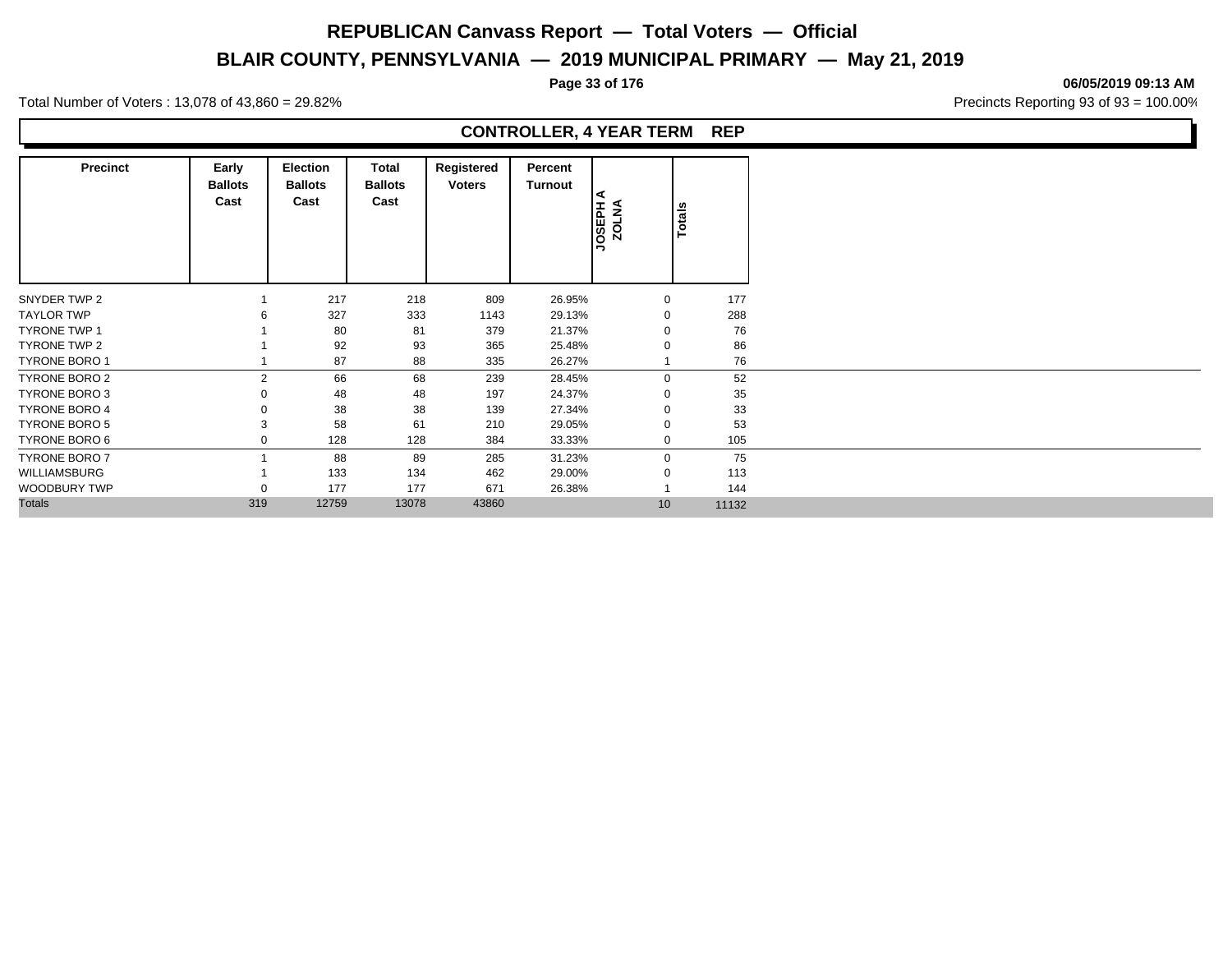# REPUBLICAN Canvass Report — Total Voters — Official

## BLAIR COUNTY, PENNSYLVANIA — 2019 MUNICIPAL PRIMARY — May 21, 2019

**06/05/2019 09:13 AM**

Total Number of Voters : 13,078 of 43,860 = 29.82%

Precincts Reporting 93 of 93 = 100.00%

### CONTROLLER, 4 YEAR TERM REP

| Precinct | Early Ballots Cast | Election Ballots Cast | Total Ballots Cast | Registered Voters | Percent Turnout | JOSEPH A ZOLNA | Totals |
|---|---|---|---|---|---|---|---|
| SNYDER TWP 2 | 1 | 217 | 218 | 809 | 26.95% | 0 | 177 |
| TAYLOR TWP | 6 | 327 | 333 | 1143 | 29.13% | 0 | 288 |
| TYRONE TWP 1 | 1 | 80 | 81 | 379 | 21.37% | 0 | 76 |
| TYRONE TWP 2 | 1 | 92 | 93 | 365 | 25.48% | 0 | 86 |
| TYRONE BORO 1 | 1 | 87 | 88 | 335 | 26.27% | 1 | 76 |
| TYRONE BORO 2 | 2 | 66 | 68 | 239 | 28.45% | 0 | 52 |
| TYRONE BORO 3 | 0 | 48 | 48 | 197 | 24.37% | 0 | 35 |
| TYRONE BORO 4 | 0 | 38 | 38 | 139 | 27.34% | 0 | 33 |
| TYRONE BORO 5 | 3 | 58 | 61 | 210 | 29.05% | 0 | 53 |
| TYRONE BORO 6 | 0 | 128 | 128 | 384 | 33.33% | 0 | 105 |
| TYRONE BORO 7 | 1 | 88 | 89 | 285 | 31.23% | 0 | 75 |
| WILLIAMSBURG | 1 | 133 | 134 | 462 | 29.00% | 0 | 113 |
| WOODBURY TWP | 0 | 177 | 177 | 671 | 26.38% | 1 | 144 |
| Totals | 319 | 12759 | 13078 | 43860 | | 10 | 11132 |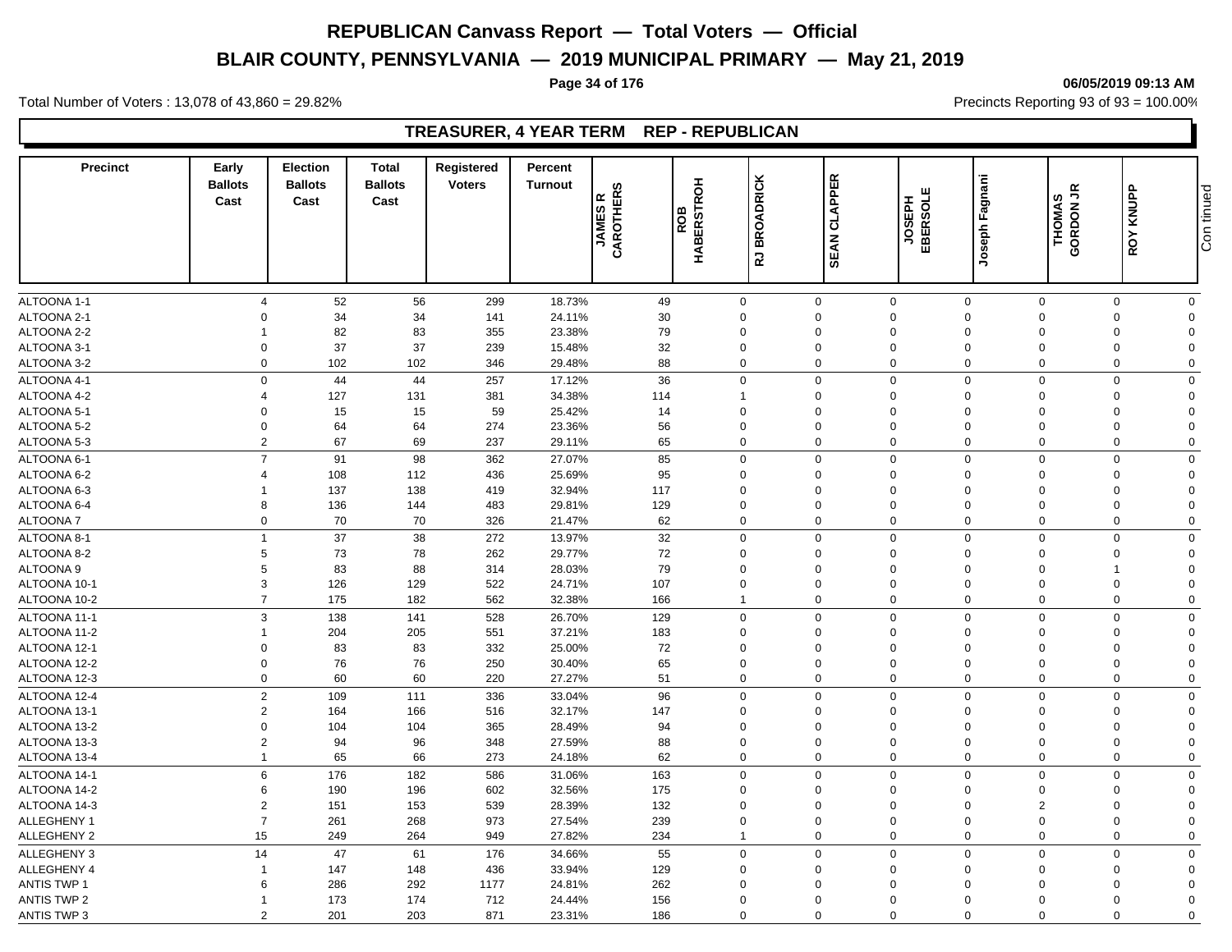# REPUBLICAN Canvass Report — Total Voters — Official

## BLAIR COUNTY, PENNSYLVANIA — 2019 MUNICIPAL PRIMARY — May 21, 2019

06/05/2019 09:13 AM

Total Number of Voters : 13,078 of 43,860 = 29.82%

Precincts Reporting 93 of 93 = 100.00%

### TREASURER, 4 YEAR TERM REP - REPUBLICAN

| Precinct | Early Ballots Cast | Election Ballots Cast | Total Ballots Cast | Registered Voters | Percent Turnout | JAMES R CAROTHERS | ROB HABERSTROH | RJ BROADRICK | SEAN CLAPPER | JOSEPH EBERSOLE | Joseph Fagnani | THOMAS GORDON JR | ROY KNUPP | Continued |
|---|---|---|---|---|---|---|---|---|---|---|---|---|---|---|
| ALTOONA 1-1 | 4 | 52 | 56 | 299 | 18.73% | 49 | 0 | 0 | 0 | 0 | 0 | 0 | 0 | |
| ALTOONA 2-1 | 0 | 34 | 34 | 141 | 24.11% | 30 | 0 | 0 | 0 | 0 | 0 | 0 | 0 | |
| ALTOONA 2-2 | 1 | 82 | 83 | 355 | 23.38% | 79 | 0 | 0 | 0 | 0 | 0 | 0 | 0 | |
| ALTOONA 3-1 | 0 | 37 | 37 | 239 | 15.48% | 32 | 0 | 0 | 0 | 0 | 0 | 0 | 0 | |
| ALTOONA 3-2 | 0 | 102 | 102 | 346 | 29.48% | 88 | 0 | 0 | 0 | 0 | 0 | 0 | 0 | |
| ALTOONA 4-1 | 0 | 44 | 44 | 257 | 17.12% | 36 | 0 | 0 | 0 | 0 | 0 | 0 | 0 | |
| ALTOONA 4-2 | 4 | 127 | 131 | 381 | 34.38% | 114 | 1 | 0 | 0 | 0 | 0 | 0 | 0 | |
| ALTOONA 5-1 | 0 | 15 | 15 | 59 | 25.42% | 14 | 0 | 0 | 0 | 0 | 0 | 0 | 0 | |
| ALTOONA 5-2 | 0 | 64 | 64 | 274 | 23.36% | 56 | 0 | 0 | 0 | 0 | 0 | 0 | 0 | |
| ALTOONA 5-3 | 2 | 67 | 69 | 237 | 29.11% | 65 | 0 | 0 | 0 | 0 | 0 | 0 | 0 | |
| ALTOONA 6-1 | 7 | 91 | 98 | 362 | 27.07% | 85 | 0 | 0 | 0 | 0 | 0 | 0 | 0 | |
| ALTOONA 6-2 | 4 | 108 | 112 | 436 | 25.69% | 95 | 0 | 0 | 0 | 0 | 0 | 0 | 0 | |
| ALTOONA 6-3 | 1 | 137 | 138 | 419 | 32.94% | 117 | 0 | 0 | 0 | 0 | 0 | 0 | 0 | |
| ALTOONA 6-4 | 8 | 136 | 144 | 483 | 29.81% | 129 | 0 | 0 | 0 | 0 | 0 | 0 | 0 | |
| ALTOONA 7 | 0 | 70 | 70 | 326 | 21.47% | 62 | 0 | 0 | 0 | 0 | 0 | 0 | 0 | |
| ALTOONA 8-1 | 1 | 37 | 38 | 272 | 13.97% | 32 | 0 | 0 | 0 | 0 | 0 | 0 | 0 | |
| ALTOONA 8-2 | 5 | 73 | 78 | 262 | 29.77% | 72 | 0 | 0 | 0 | 0 | 0 | 0 | 0 | |
| ALTOONA 9 | 5 | 83 | 88 | 314 | 28.03% | 79 | 0 | 0 | 0 | 0 | 0 | 1 | 0 | |
| ALTOONA 10-1 | 3 | 126 | 129 | 522 | 24.71% | 107 | 0 | 0 | 0 | 0 | 0 | 0 | 0 | |
| ALTOONA 10-2 | 7 | 175 | 182 | 562 | 32.38% | 166 | 1 | 0 | 0 | 0 | 0 | 0 | 0 | |
| ALTOONA 11-1 | 3 | 138 | 141 | 528 | 26.70% | 129 | 0 | 0 | 0 | 0 | 0 | 0 | 0 | |
| ALTOONA 11-2 | 1 | 204 | 205 | 551 | 37.21% | 183 | 0 | 0 | 0 | 0 | 0 | 0 | 0 | |
| ALTOONA 12-1 | 0 | 83 | 83 | 332 | 25.00% | 72 | 0 | 0 | 0 | 0 | 0 | 0 | 0 | |
| ALTOONA 12-2 | 0 | 76 | 76 | 250 | 30.40% | 65 | 0 | 0 | 0 | 0 | 0 | 0 | 0 | |
| ALTOONA 12-3 | 0 | 60 | 60 | 220 | 27.27% | 51 | 0 | 0 | 0 | 0 | 0 | 0 | 0 | |
| ALTOONA 12-4 | 2 | 109 | 111 | 336 | 33.04% | 96 | 0 | 0 | 0 | 0 | 0 | 0 | 0 | |
| ALTOONA 13-1 | 2 | 164 | 166 | 516 | 32.17% | 147 | 0 | 0 | 0 | 0 | 0 | 0 | 0 | |
| ALTOONA 13-2 | 0 | 104 | 104 | 365 | 28.49% | 94 | 0 | 0 | 0 | 0 | 0 | 0 | 0 | |
| ALTOONA 13-3 | 2 | 94 | 96 | 348 | 27.59% | 88 | 0 | 0 | 0 | 0 | 0 | 0 | 0 | |
| ALTOONA 13-4 | 1 | 65 | 66 | 273 | 24.18% | 62 | 0 | 0 | 0 | 0 | 0 | 0 | 0 | |
| ALTOONA 14-1 | 6 | 176 | 182 | 586 | 31.06% | 163 | 0 | 0 | 0 | 0 | 0 | 0 | 0 | |
| ALTOONA 14-2 | 6 | 190 | 196 | 602 | 32.56% | 175 | 0 | 0 | 0 | 0 | 0 | 0 | 0 | |
| ALTOONA 14-3 | 2 | 151 | 153 | 539 | 28.39% | 132 | 0 | 0 | 0 | 0 | 2 | 0 | 0 | |
| ALLEGHENY 1 | 7 | 261 | 268 | 973 | 27.54% | 239 | 0 | 0 | 0 | 0 | 0 | 0 | 0 | |
| ALLEGHENY 2 | 15 | 249 | 264 | 949 | 27.82% | 234 | 1 | 0 | 0 | 0 | 0 | 0 | 0 | |
| ALLEGHENY 3 | 14 | 47 | 61 | 176 | 34.66% | 55 | 0 | 0 | 0 | 0 | 0 | 0 | 0 | |
| ALLEGHENY 4 | 1 | 147 | 148 | 436 | 33.94% | 129 | 0 | 0 | 0 | 0 | 0 | 0 | 0 | |
| ANTIS TWP 1 | 6 | 286 | 292 | 1177 | 24.81% | 262 | 0 | 0 | 0 | 0 | 0 | 0 | 0 | |
| ANTIS TWP 2 | 1 | 173 | 174 | 712 | 24.44% | 156 | 0 | 0 | 0 | 0 | 0 | 0 | 0 | |
| ANTIS TWP 3 | 2 | 201 | 203 | 871 | 23.31% | 186 | 0 | 0 | 0 | 0 | 0 | 0 | 0 | |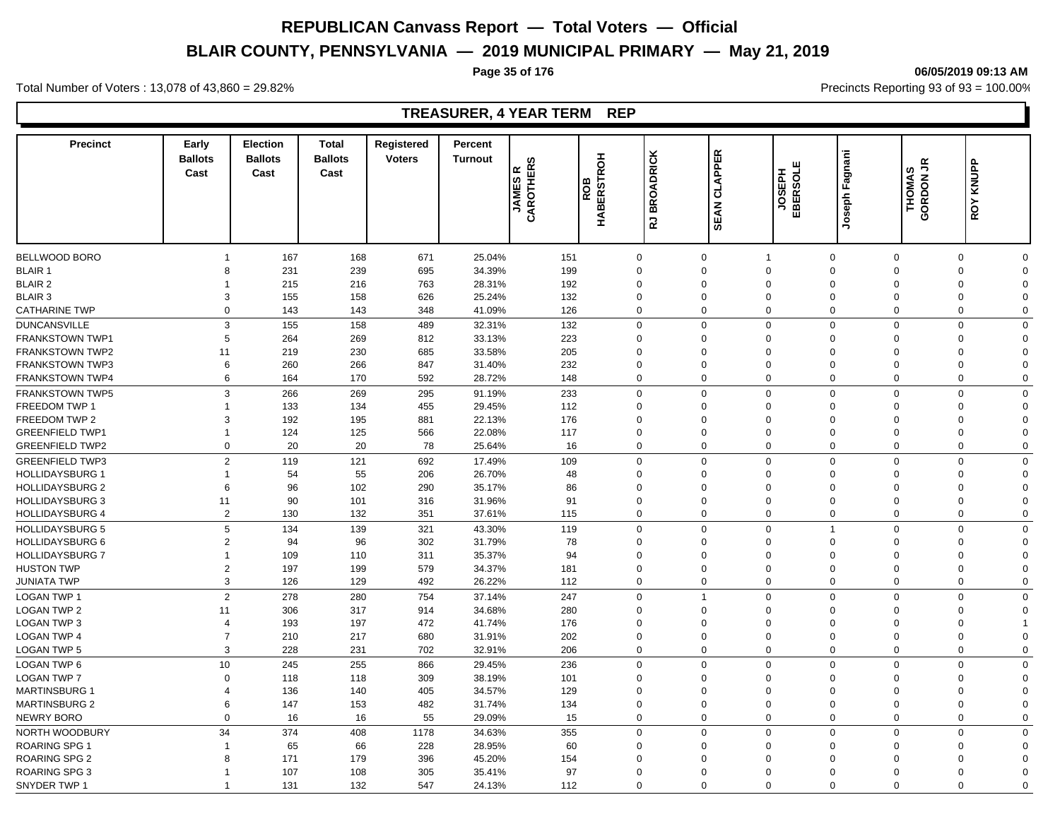# TREASURER, 4 YEAR TERM REP

| Precinct | Early Ballots Cast | Election Ballots Cast | Total Ballots Cast | Registered Voters | Percent Turnout | JAMES R CAROTHERS | ROB HABERSTROH | RJ BROADRICK | SEAN CLAPPER | JOSEPH EBERSOLE | Joseph Fagnani | THOMAS GORDON JR | ROY KNUPP |
|---|---|---|---|---|---|---|---|---|---|---|---|---|---|
| BELLWOOD BORO | 1 | 167 | 168 | 671 | 25.04% | 151 | 0 | 0 | 1 | 0 | 0 | 0 | 0 |
| BLAIR 1 | 8 | 231 | 239 | 695 | 34.39% | 199 | 0 | 0 | 0 | 0 | 0 | 0 | 0 |
| BLAIR 2 | 1 | 215 | 216 | 763 | 28.31% | 192 | 0 | 0 | 0 | 0 | 0 | 0 | 0 |
| BLAIR 3 | 3 | 155 | 158 | 626 | 25.24% | 132 | 0 | 0 | 0 | 0 | 0 | 0 | 0 |
| CATHARINE TWP | 0 | 143 | 143 | 348 | 41.09% | 126 | 0 | 0 | 0 | 0 | 0 | 0 | 0 |
| DUNCANSVILLE | 3 | 155 | 158 | 489 | 32.31% | 132 | 0 | 0 | 0 | 0 | 0 | 0 | 0 |
| FRANKSTOWN TWP1 | 5 | 264 | 269 | 812 | 33.13% | 223 | 0 | 0 | 0 | 0 | 0 | 0 | 0 |
| FRANKSTOWN TWP2 | 11 | 219 | 230 | 685 | 33.58% | 205 | 0 | 0 | 0 | 0 | 0 | 0 | 0 |
| FRANKSTOWN TWP3 | 6 | 260 | 266 | 847 | 31.40% | 232 | 0 | 0 | 0 | 0 | 0 | 0 | 0 |
| FRANKSTOWN TWP4 | 6 | 164 | 170 | 592 | 28.72% | 148 | 0 | 0 | 0 | 0 | 0 | 0 | 0 |
| FRANKSTOWN TWP5 | 3 | 266 | 269 | 295 | 91.19% | 233 | 0 | 0 | 0 | 0 | 0 | 0 | 0 |
| FREEDOM TWP 1 | 1 | 133 | 134 | 455 | 29.45% | 112 | 0 | 0 | 0 | 0 | 0 | 0 | 0 |
| FREEDOM TWP 2 | 3 | 192 | 195 | 881 | 22.13% | 176 | 0 | 0 | 0 | 0 | 0 | 0 | 0 |
| GREENFIELD TWP1 | 1 | 124 | 125 | 566 | 22.08% | 117 | 0 | 0 | 0 | 0 | 0 | 0 | 0 |
| GREENFIELD TWP2 | 0 | 20 | 20 | 78 | 25.64% | 16 | 0 | 0 | 0 | 0 | 0 | 0 | 0 |
| GREENFIELD TWP3 | 2 | 119 | 121 | 692 | 17.49% | 109 | 0 | 0 | 0 | 0 | 0 | 0 | 0 |
| HOLLIDAYSBURG 1 | 1 | 54 | 55 | 206 | 26.70% | 48 | 0 | 0 | 0 | 0 | 0 | 0 | 0 |
| HOLLIDAYSBURG 2 | 6 | 96 | 102 | 290 | 35.17% | 86 | 0 | 0 | 0 | 0 | 0 | 0 | 0 |
| HOLLIDAYSBURG 3 | 11 | 90 | 101 | 316 | 31.96% | 91 | 0 | 0 | 0 | 0 | 0 | 0 | 0 |
| HOLLIDAYSBURG 4 | 2 | 130 | 132 | 351 | 37.61% | 115 | 0 | 0 | 0 | 0 | 0 | 0 | 0 |
| HOLLIDAYSBURG 5 | 5 | 134 | 139 | 321 | 43.30% | 119 | 0 | 0 | 0 | 1 | 0 | 0 | 0 |
| HOLLIDAYSBURG 6 | 2 | 94 | 96 | 302 | 31.79% | 78 | 0 | 0 | 0 | 0 | 0 | 0 | 0 |
| HOLLIDAYSBURG 7 | 1 | 109 | 110 | 311 | 35.37% | 94 | 0 | 0 | 0 | 0 | 0 | 0 | 0 |
| HUSTON TWP | 2 | 197 | 199 | 579 | 34.37% | 181 | 0 | 0 | 0 | 0 | 0 | 0 | 0 |
| JUNIATA TWP | 3 | 126 | 129 | 492 | 26.22% | 112 | 0 | 0 | 0 | 0 | 0 | 0 | 0 |
| LOGAN TWP 1 | 2 | 278 | 280 | 754 | 37.14% | 247 | 0 | 1 | 0 | 0 | 0 | 0 | 0 |
| LOGAN TWP 2 | 11 | 306 | 317 | 914 | 34.68% | 280 | 0 | 0 | 0 | 0 | 0 | 0 | 0 |
| LOGAN TWP 3 | 4 | 193 | 197 | 472 | 41.74% | 176 | 0 | 0 | 0 | 0 | 0 | 0 | 1 |
| LOGAN TWP 4 | 7 | 210 | 217 | 680 | 31.91% | 202 | 0 | 0 | 0 | 0 | 0 | 0 | 0 |
| LOGAN TWP 5 | 3 | 228 | 231 | 702 | 32.91% | 206 | 0 | 0 | 0 | 0 | 0 | 0 | 0 |
| LOGAN TWP 6 | 10 | 245 | 255 | 866 | 29.45% | 236 | 0 | 0 | 0 | 0 | 0 | 0 | 0 |
| LOGAN TWP 7 | 0 | 118 | 118 | 309 | 38.19% | 101 | 0 | 0 | 0 | 0 | 0 | 0 | 0 |
| MARTINSBURG 1 | 4 | 136 | 140 | 405 | 34.57% | 129 | 0 | 0 | 0 | 0 | 0 | 0 | 0 |
| MARTINSBURG 2 | 6 | 147 | 153 | 482 | 31.74% | 134 | 0 | 0 | 0 | 0 | 0 | 0 | 0 |
| NEWRY BORO | 0 | 16 | 16 | 55 | 29.09% | 15 | 0 | 0 | 0 | 0 | 0 | 0 | 0 |
| NORTH WOODBURY | 34 | 374 | 408 | 1178 | 34.63% | 355 | 0 | 0 | 0 | 0 | 0 | 0 | 0 |
| ROARING SPG 1 | 1 | 65 | 66 | 228 | 28.95% | 60 | 0 | 0 | 0 | 0 | 0 | 0 | 0 |
| ROARING SPG 2 | 8 | 171 | 179 | 396 | 45.20% | 154 | 0 | 0 | 0 | 0 | 0 | 0 | 0 |
| ROARING SPG 3 | 1 | 107 | 108 | 305 | 35.41% | 97 | 0 | 0 | 0 | 0 | 0 | 0 | 0 |
| SNYDER TWP 1 | 1 | 131 | 132 | 547 | 24.13% | 112 | 0 | 0 | 0 | 0 | 0 | 0 | 0 |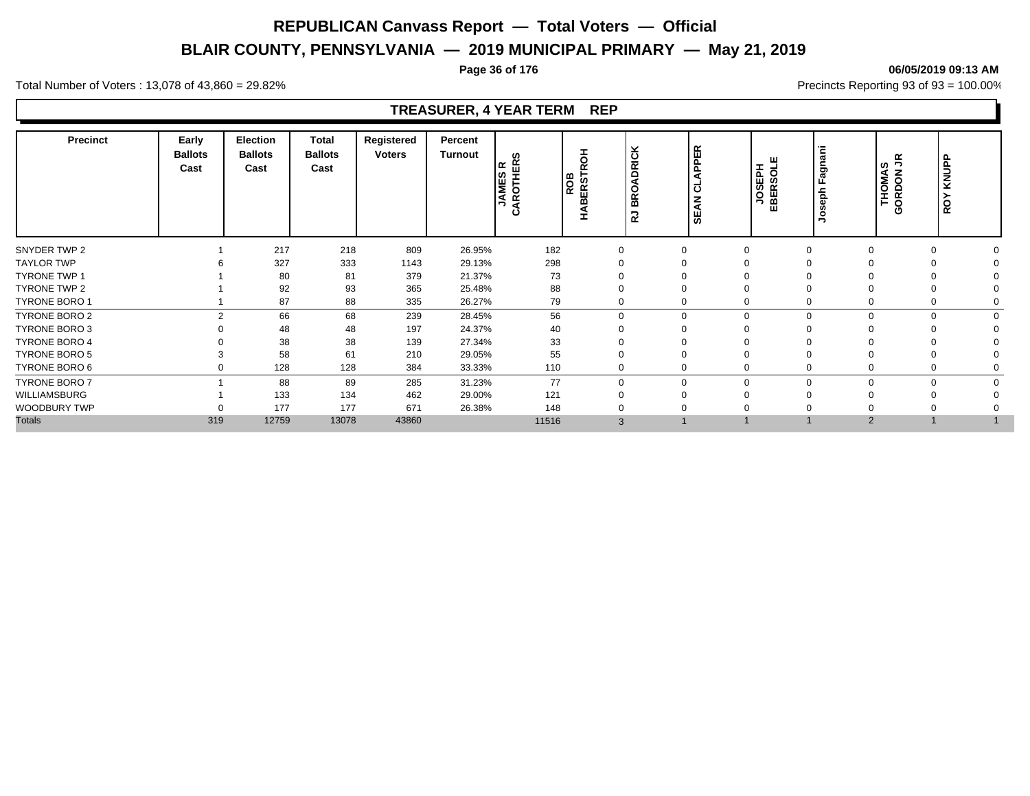# REPUBLICAN Canvass Report — Total Voters — Official

## BLAIR COUNTY, PENNSYLVANIA — 2019 MUNICIPAL PRIMARY — May 21, 2019

06/05/2019 09:13 AM

Total Number of Voters : 13,078 of 43,860 = 29.82%

Precincts Reporting 93 of 93 = 100.00%

### TREASURER, 4 YEAR TERM REP

| Precinct | Early Ballots Cast | Election Ballots Cast | Total Ballots Cast | Registered Voters | Percent Turnout | JAMES R CAROTHERS | ROB HABERSTROH | RJ BROADRICK | SEAN CLAPPER | JOSEPH EBERSOLE | Joseph Fagnani | THOMAS GORDON JR | ROY KNUPP |
|---|---|---|---|---|---|---|---|---|---|---|---|---|---|
| SNYDER TWP 2 | 1 | 217 | 218 | 809 | 26.95% | 182 | 0 | 0 | 0 | 0 | 0 | 0 | 0 |
| TAYLOR TWP | 6 | 327 | 333 | 1143 | 29.13% | 298 | 0 | 0 | 0 | 0 | 0 | 0 | 0 |
| TYRONE TWP 1 | 1 | 80 | 81 | 379 | 21.37% | 73 | 0 | 0 | 0 | 0 | 0 | 0 | 0 |
| TYRONE TWP 2 | 1 | 92 | 93 | 365 | 25.48% | 88 | 0 | 0 | 0 | 0 | 0 | 0 | 0 |
| TYRONE BORO 1 | 1 | 87 | 88 | 335 | 26.27% | 79 | 0 | 0 | 0 | 0 | 0 | 0 | 0 |
| TYRONE BORO 2 | 2 | 66 | 68 | 239 | 28.45% | 56 | 0 | 0 | 0 | 0 | 0 | 0 | 0 |
| TYRONE BORO 3 | 0 | 48 | 48 | 197 | 24.37% | 40 | 0 | 0 | 0 | 0 | 0 | 0 | 0 |
| TYRONE BORO 4 | 0 | 38 | 38 | 139 | 27.34% | 33 | 0 | 0 | 0 | 0 | 0 | 0 | 0 |
| TYRONE BORO 5 | 3 | 58 | 61 | 210 | 29.05% | 55 | 0 | 0 | 0 | 0 | 0 | 0 | 0 |
| TYRONE BORO 6 | 0 | 128 | 128 | 384 | 33.33% | 110 | 0 | 0 | 0 | 0 | 0 | 0 | 0 |
| TYRONE BORO 7 | 1 | 88 | 89 | 285 | 31.23% | 77 | 0 | 0 | 0 | 0 | 0 | 0 | 0 |
| WILLIAMSBURG | 1 | 133 | 134 | 462 | 29.00% | 121 | 0 | 0 | 0 | 0 | 0 | 0 | 0 |
| WOODBURY TWP | 0 | 177 | 177 | 671 | 26.38% | 148 | 0 | 0 | 0 | 0 | 0 | 0 | 0 |
| Totals | 319 | 12759 | 13078 | 43860 | | 11516 | 3 | 1 | 1 | 1 | 2 | 1 | 1 |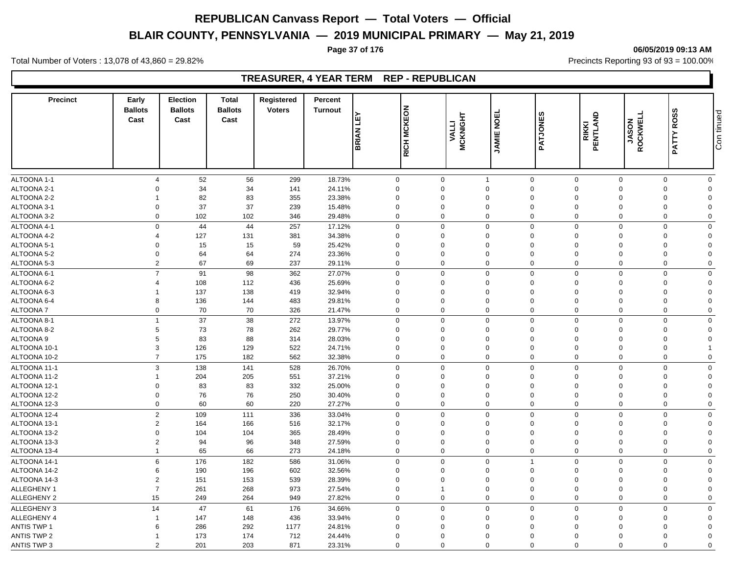# REPUBLICAN Canvass Report — Total Voters — Official

## BLAIR COUNTY, PENNSYLVANIA — 2019 MUNICIPAL PRIMARY — May 21, 2019

06/05/2019 09:13 AM

Total Number of Voters : 13,078 of 43,860 = 29.82%

Precincts Reporting 93 of 93 = 100.00%

### TREASURER, 4 YEAR TERM REP - REPUBLICAN

| Precinct | Early Ballots Cast | Election Ballots Cast | Total Ballots Cast | Registered Voters | Percent Turnout | BRIAN LEY | RICH MCKEON | VALLI MCKNIGHT | JAMIE NOEL | PATJONES | RIKKI PENTLAND | JASON ROCKWELL | PATTY ROSS | Continued |
|---|---|---|---|---|---|---|---|---|---|---|---|---|---|---|
| ALTOONA 1-1 | 4 | 52 | 56 | 299 | 18.73% | 0 | 0 | 1 | 0 | 0 | 0 | 0 | 0 | |
| ALTOONA 2-1 | 0 | 34 | 34 | 141 | 24.11% | 0 | 0 | 0 | 0 | 0 | 0 | 0 | 0 | |
| ALTOONA 2-2 | 1 | 82 | 83 | 355 | 23.38% | 0 | 0 | 0 | 0 | 0 | 0 | 0 | 0 | |
| ALTOONA 3-1 | 0 | 37 | 37 | 239 | 15.48% | 0 | 0 | 0 | 0 | 0 | 0 | 0 | 0 | |
| ALTOONA 3-2 | 0 | 102 | 102 | 346 | 29.48% | 0 | 0 | 0 | 0 | 0 | 0 | 0 | 0 | |
| ALTOONA 4-1 | 0 | 44 | 44 | 257 | 17.12% | 0 | 0 | 0 | 0 | 0 | 0 | 0 | 0 | |
| ALTOONA 4-2 | 4 | 127 | 131 | 381 | 34.38% | 0 | 0 | 0 | 0 | 0 | 0 | 0 | 0 | |
| ALTOONA 5-1 | 0 | 15 | 15 | 59 | 25.42% | 0 | 0 | 0 | 0 | 0 | 0 | 0 | 0 | |
| ALTOONA 5-2 | 0 | 64 | 64 | 274 | 23.36% | 0 | 0 | 0 | 0 | 0 | 0 | 0 | 0 | |
| ALTOONA 5-3 | 2 | 67 | 69 | 237 | 29.11% | 0 | 0 | 0 | 0 | 0 | 0 | 0 | 0 | |
| ALTOONA 6-1 | 7 | 91 | 98 | 362 | 27.07% | 0 | 0 | 0 | 0 | 0 | 0 | 0 | 0 | |
| ALTOONA 6-2 | 4 | 108 | 112 | 436 | 25.69% | 0 | 0 | 0 | 0 | 0 | 0 | 0 | 0 | |
| ALTOONA 6-3 | 1 | 137 | 138 | 419 | 32.94% | 0 | 0 | 0 | 0 | 0 | 0 | 0 | 0 | |
| ALTOONA 6-4 | 8 | 136 | 144 | 483 | 29.81% | 0 | 0 | 0 | 0 | 0 | 0 | 0 | 0 | |
| ALTOONA 7 | 0 | 70 | 70 | 326 | 21.47% | 0 | 0 | 0 | 0 | 0 | 0 | 0 | 0 | |
| ALTOONA 8-1 | 1 | 37 | 38 | 272 | 13.97% | 0 | 0 | 0 | 0 | 0 | 0 | 0 | 0 | |
| ALTOONA 8-2 | 5 | 73 | 78 | 262 | 29.77% | 0 | 0 | 0 | 0 | 0 | 0 | 0 | 0 | |
| ALTOONA 9 | 5 | 83 | 88 | 314 | 28.03% | 0 | 0 | 0 | 0 | 0 | 0 | 0 | 0 | |
| ALTOONA 10-1 | 3 | 126 | 129 | 522 | 24.71% | 0 | 0 | 0 | 0 | 0 | 0 | 0 | 1 | |
| ALTOONA 10-2 | 7 | 175 | 182 | 562 | 32.38% | 0 | 0 | 0 | 0 | 0 | 0 | 0 | 0 | |
| ALTOONA 11-1 | 3 | 138 | 141 | 528 | 26.70% | 0 | 0 | 0 | 0 | 0 | 0 | 0 | 0 | |
| ALTOONA 11-2 | 1 | 204 | 205 | 551 | 37.21% | 0 | 0 | 0 | 0 | 0 | 0 | 0 | 0 | |
| ALTOONA 12-1 | 0 | 83 | 83 | 332 | 25.00% | 0 | 0 | 0 | 0 | 0 | 0 | 0 | 0 | |
| ALTOONA 12-2 | 0 | 76 | 76 | 250 | 30.40% | 0 | 0 | 0 | 0 | 0 | 0 | 0 | 0 | |
| ALTOONA 12-3 | 0 | 60 | 60 | 220 | 27.27% | 0 | 0 | 0 | 0 | 0 | 0 | 0 | 0 | |
| ALTOONA 12-4 | 2 | 109 | 111 | 336 | 33.04% | 0 | 0 | 0 | 0 | 0 | 0 | 0 | 0 | |
| ALTOONA 13-1 | 2 | 164 | 166 | 516 | 32.17% | 0 | 0 | 0 | 0 | 0 | 0 | 0 | 0 | |
| ALTOONA 13-2 | 0 | 104 | 104 | 365 | 28.49% | 0 | 0 | 0 | 0 | 0 | 0 | 0 | 0 | |
| ALTOONA 13-3 | 2 | 94 | 96 | 348 | 27.59% | 0 | 0 | 0 | 0 | 0 | 0 | 0 | 0 | |
| ALTOONA 13-4 | 1 | 65 | 66 | 273 | 24.18% | 0 | 0 | 0 | 0 | 0 | 0 | 0 | 0 | |
| ALTOONA 14-1 | 6 | 176 | 182 | 586 | 31.06% | 0 | 0 | 0 | 1 | 0 | 0 | 0 | 0 | |
| ALTOONA 14-2 | 6 | 190 | 196 | 602 | 32.56% | 0 | 0 | 0 | 0 | 0 | 0 | 0 | 0 | |
| ALTOONA 14-3 | 2 | 151 | 153 | 539 | 28.39% | 0 | 0 | 0 | 0 | 0 | 0 | 0 | 0 | |
| ALLEGHENY 1 | 7 | 261 | 268 | 973 | 27.54% | 0 | 1 | 0 | 0 | 0 | 0 | 0 | 0 | |
| ALLEGHENY 2 | 15 | 249 | 264 | 949 | 27.82% | 0 | 0 | 0 | 0 | 0 | 0 | 0 | 0 | |
| ALLEGHENY 3 | 14 | 47 | 61 | 176 | 34.66% | 0 | 0 | 0 | 0 | 0 | 0 | 0 | 0 | |
| ALLEGHENY 4 | 1 | 147 | 148 | 436 | 33.94% | 0 | 0 | 0 | 0 | 0 | 0 | 0 | 0 | |
| ANTIS TWP 1 | 6 | 286 | 292 | 1177 | 24.81% | 0 | 0 | 0 | 0 | 0 | 0 | 0 | 0 | |
| ANTIS TWP 2 | 1 | 173 | 174 | 712 | 24.44% | 0 | 0 | 0 | 0 | 0 | 0 | 0 | 0 | |
| ANTIS TWP 3 | 2 | 201 | 203 | 871 | 23.31% | 0 | 0 | 0 | 0 | 0 | 0 | 0 | 0 | |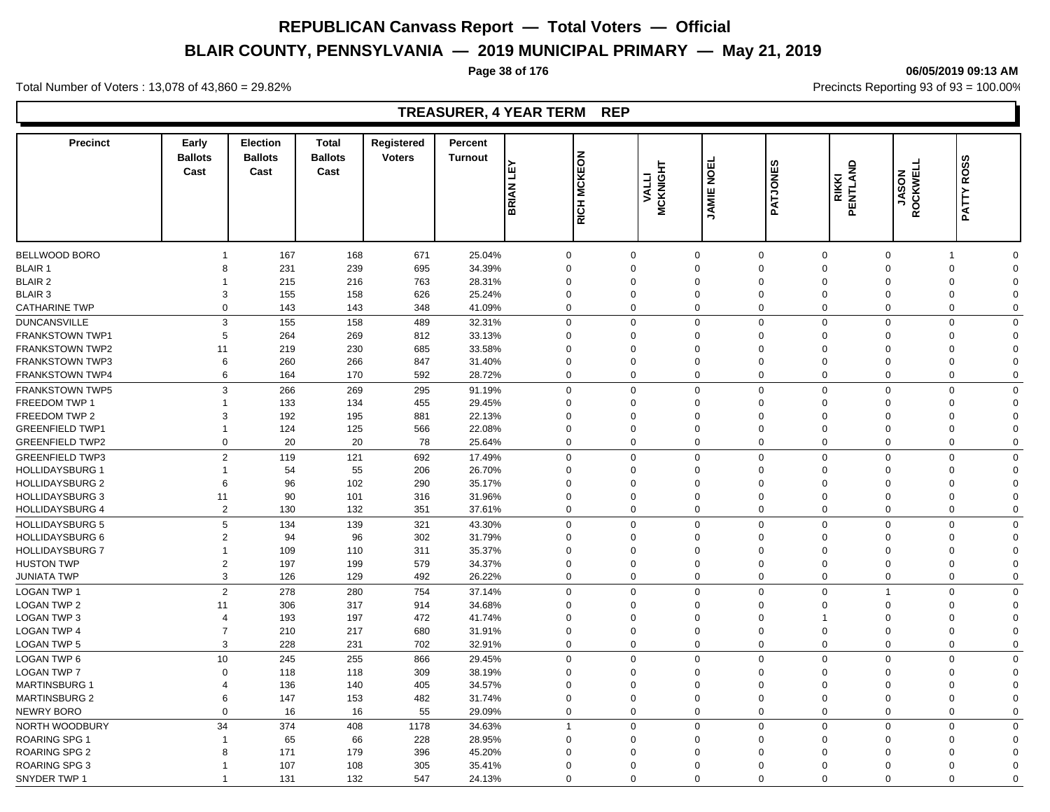# REPUBLICAN Canvass Report — Total Voters — Official

## BLAIR COUNTY, PENNSYLVANIA — 2019 MUNICIPAL PRIMARY — May 21, 2019

06/05/2019 09:13 AM

Total Number of Voters : 13,078 of 43,860 = 29.82%

Precincts Reporting 93 of 93 = 100.00%

### TREASURER, 4 YEAR TERM REP

| Precinct | Early Ballots Cast | Election Ballots Cast | Total Ballots Cast | Registered Voters | Percent Turnout | BRIAN LEY | RICH MCKEON | VALLI MCKNIGHT | JAMIE NOEL | PATJONES | RIKKI PENTLAND | JASON ROCKWELL | PATTY ROSS |
|---|---|---|---|---|---|---|---|---|---|---|---|---|---|
| BELLWOOD BORO | 1 | 167 | 168 | 671 | 25.04% | 0 | 0 | 0 | 0 | 0 | 0 | 1 | 0 |
| BLAIR 1 | 8 | 231 | 239 | 695 | 34.39% | 0 | 0 | 0 | 0 | 0 | 0 | 0 | 0 |
| BLAIR 2 | 1 | 215 | 216 | 763 | 28.31% | 0 | 0 | 0 | 0 | 0 | 0 | 0 | 0 |
| BLAIR 3 | 3 | 155 | 158 | 626 | 25.24% | 0 | 0 | 0 | 0 | 0 | 0 | 0 | 0 |
| CATHARINE TWP | 0 | 143 | 143 | 348 | 41.09% | 0 | 0 | 0 | 0 | 0 | 0 | 0 | 0 |
| DUNCANSVILLE | 3 | 155 | 158 | 489 | 32.31% | 0 | 0 | 0 | 0 | 0 | 0 | 0 | 0 |
| FRANKSTOWN TWP1 | 5 | 264 | 269 | 812 | 33.13% | 0 | 0 | 0 | 0 | 0 | 0 | 0 | 0 |
| FRANKSTOWN TWP2 | 11 | 219 | 230 | 685 | 33.58% | 0 | 0 | 0 | 0 | 0 | 0 | 0 | 0 |
| FRANKSTOWN TWP3 | 6 | 260 | 266 | 847 | 31.40% | 0 | 0 | 0 | 0 | 0 | 0 | 0 | 0 |
| FRANKSTOWN TWP4 | 6 | 164 | 170 | 592 | 28.72% | 0 | 0 | 0 | 0 | 0 | 0 | 0 | 0 |
| FRANKSTOWN TWP5 | 3 | 266 | 269 | 295 | 91.19% | 0 | 0 | 0 | 0 | 0 | 0 | 0 | 0 |
| FREEDOM TWP 1 | 1 | 133 | 134 | 455 | 29.45% | 0 | 0 | 0 | 0 | 0 | 0 | 0 | 0 |
| FREEDOM TWP 2 | 3 | 192 | 195 | 881 | 22.13% | 0 | 0 | 0 | 0 | 0 | 0 | 0 | 0 |
| GREENFIELD TWP1 | 1 | 124 | 125 | 566 | 22.08% | 0 | 0 | 0 | 0 | 0 | 0 | 0 | 0 |
| GREENFIELD TWP2 | 0 | 20 | 20 | 78 | 25.64% | 0 | 0 | 0 | 0 | 0 | 0 | 0 | 0 |
| GREENFIELD TWP3 | 2 | 119 | 121 | 692 | 17.49% | 0 | 0 | 0 | 0 | 0 | 0 | 0 | 0 |
| HOLLIDAYSBURG 1 | 1 | 54 | 55 | 206 | 26.70% | 0 | 0 | 0 | 0 | 0 | 0 | 0 | 0 |
| HOLLIDAYSBURG 2 | 6 | 96 | 102 | 290 | 35.17% | 0 | 0 | 0 | 0 | 0 | 0 | 0 | 0 |
| HOLLIDAYSBURG 3 | 11 | 90 | 101 | 316 | 31.96% | 0 | 0 | 0 | 0 | 0 | 0 | 0 | 0 |
| HOLLIDAYSBURG 4 | 2 | 130 | 132 | 351 | 37.61% | 0 | 0 | 0 | 0 | 0 | 0 | 0 | 0 |
| HOLLIDAYSBURG 5 | 5 | 134 | 139 | 321 | 43.30% | 0 | 0 | 0 | 0 | 0 | 0 | 0 | 0 |
| HOLLIDAYSBURG 6 | 2 | 94 | 96 | 302 | 31.79% | 0 | 0 | 0 | 0 | 0 | 0 | 0 | 0 |
| HOLLIDAYSBURG 7 | 1 | 109 | 110 | 311 | 35.37% | 0 | 0 | 0 | 0 | 0 | 0 | 0 | 0 |
| HUSTON TWP | 2 | 197 | 199 | 579 | 34.37% | 0 | 0 | 0 | 0 | 0 | 0 | 0 | 0 |
| JUNIATA TWP | 3 | 126 | 129 | 492 | 26.22% | 0 | 0 | 0 | 0 | 0 | 0 | 0 | 0 |
| LOGAN TWP 1 | 2 | 278 | 280 | 754 | 37.14% | 0 | 0 | 0 | 0 | 0 | 1 | 0 | 0 |
| LOGAN TWP 2 | 11 | 306 | 317 | 914 | 34.68% | 0 | 0 | 0 | 0 | 0 | 0 | 0 | 0 |
| LOGAN TWP 3 | 4 | 193 | 197 | 472 | 41.74% | 0 | 0 | 0 | 0 | 1 | 0 | 0 | 0 |
| LOGAN TWP 4 | 7 | 210 | 217 | 680 | 31.91% | 0 | 0 | 0 | 0 | 0 | 0 | 0 | 0 |
| LOGAN TWP 5 | 3 | 228 | 231 | 702 | 32.91% | 0 | 0 | 0 | 0 | 0 | 0 | 0 | 0 |
| LOGAN TWP 6 | 10 | 245 | 255 | 866 | 29.45% | 0 | 0 | 0 | 0 | 0 | 0 | 0 | 0 |
| LOGAN TWP 7 | 0 | 118 | 118 | 309 | 38.19% | 0 | 0 | 0 | 0 | 0 | 0 | 0 | 0 |
| MARTINSBURG 1 | 4 | 136 | 140 | 405 | 34.57% | 0 | 0 | 0 | 0 | 0 | 0 | 0 | 0 |
| MARTINSBURG 2 | 6 | 147 | 153 | 482 | 31.74% | 0 | 0 | 0 | 0 | 0 | 0 | 0 | 0 |
| NEWRY BORO | 0 | 16 | 16 | 55 | 29.09% | 0 | 0 | 0 | 0 | 0 | 0 | 0 | 0 |
| NORTH WOODBURY | 34 | 374 | 408 | 1178 | 34.63% | 1 | 0 | 0 | 0 | 0 | 0 | 0 | 0 |
| ROARING SPG 1 | 1 | 65 | 66 | 228 | 28.95% | 0 | 0 | 0 | 0 | 0 | 0 | 0 | 0 |
| ROARING SPG 2 | 8 | 171 | 179 | 396 | 45.20% | 0 | 0 | 0 | 0 | 0 | 0 | 0 | 0 |
| ROARING SPG 3 | 1 | 107 | 108 | 305 | 35.41% | 0 | 0 | 0 | 0 | 0 | 0 | 0 | 0 |
| SNYDER TWP 1 | 1 | 131 | 132 | 547 | 24.13% | 0 | 0 | 0 | 0 | 0 | 0 | 0 | 0 |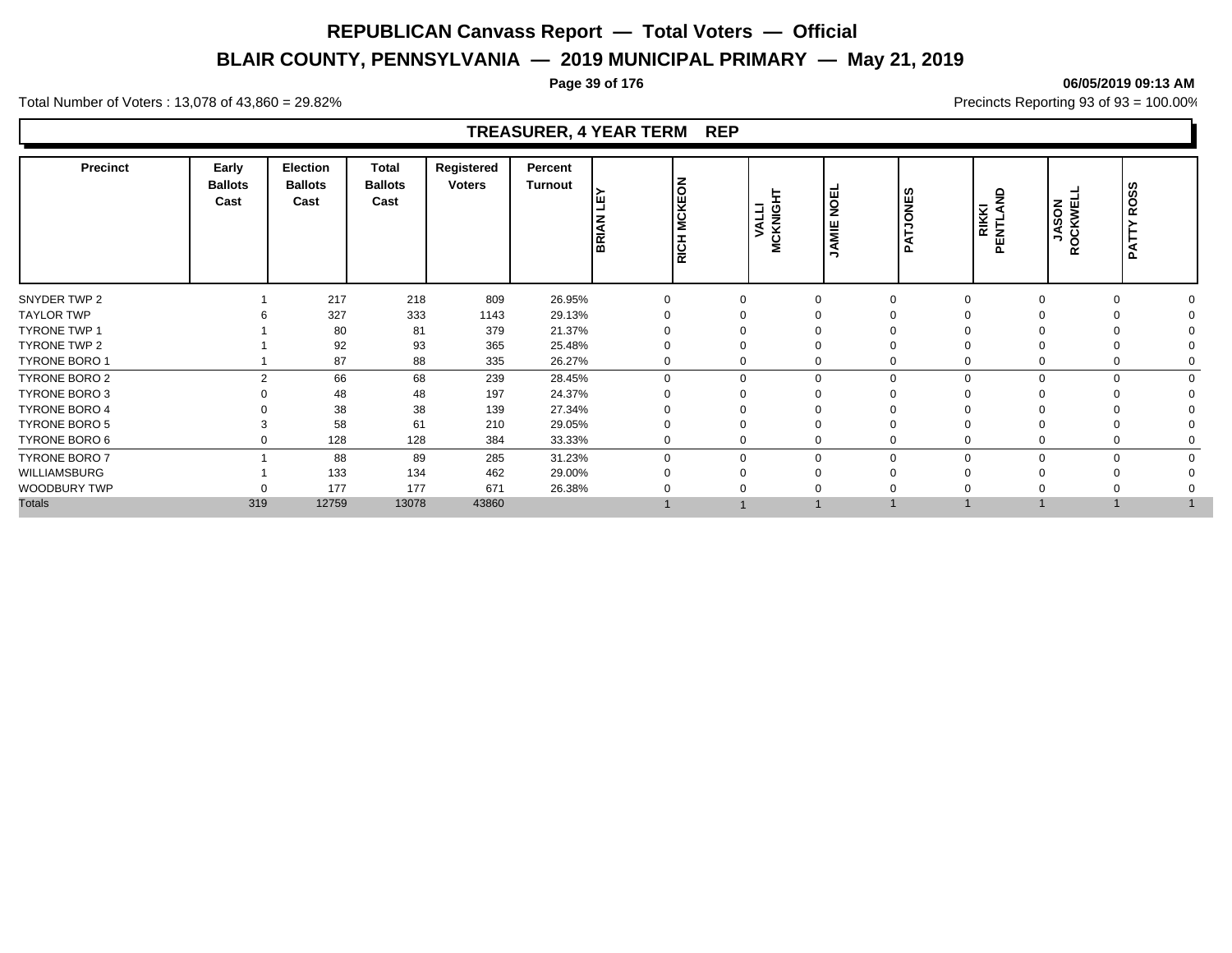# REPUBLICAN Canvass Report — Total Voters — Official

## BLAIR COUNTY, PENNSYLVANIA — 2019 MUNICIPAL PRIMARY — May 21, 2019

06/05/2019 09:13 AM

Total Number of Voters : 13,078 of 43,860 = 29.82%

Precincts Reporting 93 of 93 = 100.00%

### TREASURER, 4 YEAR TERM REP

| Precinct | Early Ballots Cast | Election Ballots Cast | Total Ballots Cast | Registered Voters | Percent Turnout | BRIAN LEY | RICH MCKEON | VALLI MCKNIGHT | JAMIE NOEL | PATJONES | RIKKI PENTLAND | JASON ROCKWELL | PATTY ROSS |
|---|---|---|---|---|---|---|---|---|---|---|---|---|---|
| SNYDER TWP 2 | 1 | 217 | 218 | 809 | 26.95% | 0 | 0 | 0 | 0 | 0 | 0 | 0 | 0 |
| TAYLOR TWP | 6 | 327 | 333 | 1143 | 29.13% | 0 | 0 | 0 | 0 | 0 | 0 | 0 | 0 |
| TYRONE TWP 1 | 1 | 80 | 81 | 379 | 21.37% | 0 | 0 | 0 | 0 | 0 | 0 | 0 | 0 |
| TYRONE TWP 2 | 1 | 92 | 93 | 365 | 25.48% | 0 | 0 | 0 | 0 | 0 | 0 | 0 | 0 |
| TYRONE BORO 1 | 1 | 87 | 88 | 335 | 26.27% | 0 | 0 | 0 | 0 | 0 | 0 | 0 | 0 |
| TYRONE BORO 2 | 2 | 66 | 68 | 239 | 28.45% | 0 | 0 | 0 | 0 | 0 | 0 | 0 | 0 |
| TYRONE BORO 3 | 0 | 48 | 48 | 197 | 24.37% | 0 | 0 | 0 | 0 | 0 | 0 | 0 | 0 |
| TYRONE BORO 4 | 0 | 38 | 38 | 139 | 27.34% | 0 | 0 | 0 | 0 | 0 | 0 | 0 | 0 |
| TYRONE BORO 5 | 3 | 58 | 61 | 210 | 29.05% | 0 | 0 | 0 | 0 | 0 | 0 | 0 | 0 |
| TYRONE BORO 6 | 0 | 128 | 128 | 384 | 33.33% | 0 | 0 | 0 | 0 | 0 | 0 | 0 | 0 |
| TYRONE BORO 7 | 1 | 88 | 89 | 285 | 31.23% | 0 | 0 | 0 | 0 | 0 | 0 | 0 | 0 |
| WILLIAMSBURG | 1 | 133 | 134 | 462 | 29.00% | 0 | 0 | 0 | 0 | 0 | 0 | 0 | 0 |
| WOODBURY TWP | 0 | 177 | 177 | 671 | 26.38% | 0 | 0 | 0 | 0 | 0 | 0 | 0 | 0 |
| Totals | 319 | 12759 | 13078 | 43860 | | 1 | 1 | 1 | 1 | 1 | 1 | 1 | 1 |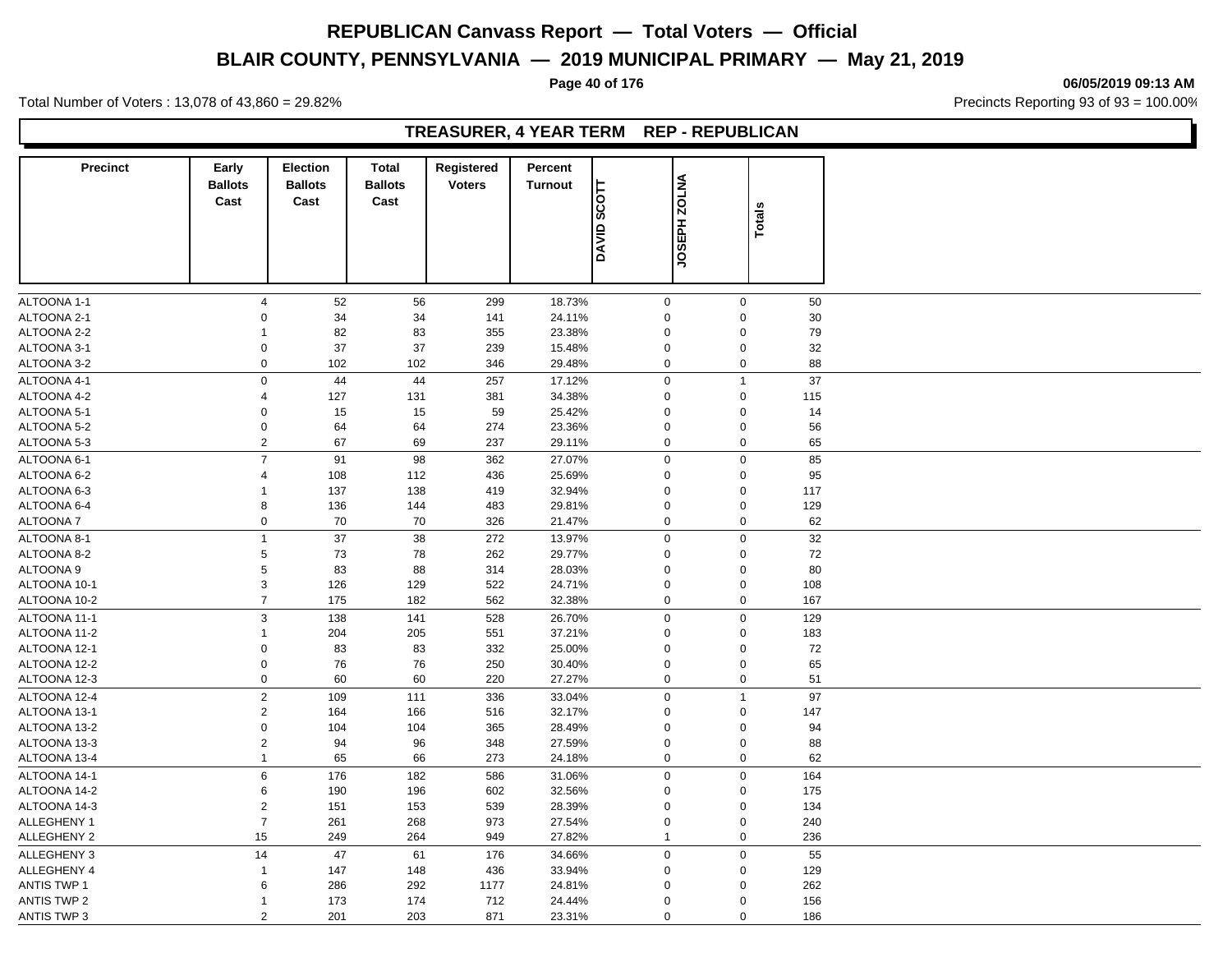# REPUBLICAN Canvass Report — Total Voters — Official

## BLAIR COUNTY, PENNSYLVANIA — 2019 MUNICIPAL PRIMARY — May 21, 2019

Total Number of Voters : 13,078 of 43,860 = 29.82%

Precincts Reporting 93 of 93 = 100.00%

### TREASURER, 4 YEAR TERM REP - REPUBLICAN

| Precinct | Early Ballots Cast | Election Ballots Cast | Total Ballots Cast | Registered Voters | Percent Turnout | DAVID SCOTT | JOSEPH ZOLNA | Totals |
|---|---|---|---|---|---|---|---|---|
| ALTOONA 1-1 | 4 | 52 | 56 | 299 | 18.73% | 0 | 0 | 50 |
| ALTOONA 2-1 | 0 | 34 | 34 | 141 | 24.11% | 0 | 0 | 30 |
| ALTOONA 2-2 | 1 | 82 | 83 | 355 | 23.38% | 0 | 0 | 79 |
| ALTOONA 3-1 | 0 | 37 | 37 | 239 | 15.48% | 0 | 0 | 32 |
| ALTOONA 3-2 | 0 | 102 | 102 | 346 | 29.48% | 0 | 0 | 88 |
| ALTOONA 4-1 | 0 | 44 | 44 | 257 | 17.12% | 0 | 1 | 37 |
| ALTOONA 4-2 | 4 | 127 | 131 | 381 | 34.38% | 0 | 0 | 115 |
| ALTOONA 5-1 | 0 | 15 | 15 | 59 | 25.42% | 0 | 0 | 14 |
| ALTOONA 5-2 | 0 | 64 | 64 | 274 | 23.36% | 0 | 0 | 56 |
| ALTOONA 5-3 | 2 | 67 | 69 | 237 | 29.11% | 0 | 0 | 65 |
| ALTOONA 6-1 | 7 | 91 | 98 | 362 | 27.07% | 0 | 0 | 85 |
| ALTOONA 6-2 | 4 | 108 | 112 | 436 | 25.69% | 0 | 0 | 95 |
| ALTOONA 6-3 | 1 | 137 | 138 | 419 | 32.94% | 0 | 0 | 117 |
| ALTOONA 6-4 | 8 | 136 | 144 | 483 | 29.81% | 0 | 0 | 129 |
| ALTOONA 7 | 0 | 70 | 70 | 326 | 21.47% | 0 | 0 | 62 |
| ALTOONA 8-1 | 1 | 37 | 38 | 272 | 13.97% | 0 | 0 | 32 |
| ALTOONA 8-2 | 5 | 73 | 78 | 262 | 29.77% | 0 | 0 | 72 |
| ALTOONA 9 | 5 | 83 | 88 | 314 | 28.03% | 0 | 0 | 80 |
| ALTOONA 10-1 | 3 | 126 | 129 | 522 | 24.71% | 0 | 0 | 108 |
| ALTOONA 10-2 | 7 | 175 | 182 | 562 | 32.38% | 0 | 0 | 167 |
| ALTOONA 11-1 | 3 | 138 | 141 | 528 | 26.70% | 0 | 0 | 129 |
| ALTOONA 11-2 | 1 | 204 | 205 | 551 | 37.21% | 0 | 0 | 183 |
| ALTOONA 12-1 | 0 | 83 | 83 | 332 | 25.00% | 0 | 0 | 72 |
| ALTOONA 12-2 | 0 | 76 | 76 | 250 | 30.40% | 0 | 0 | 65 |
| ALTOONA 12-3 | 0 | 60 | 60 | 220 | 27.27% | 0 | 0 | 51 |
| ALTOONA 12-4 | 2 | 109 | 111 | 336 | 33.04% | 0 | 1 | 97 |
| ALTOONA 13-1 | 2 | 164 | 166 | 516 | 32.17% | 0 | 0 | 147 |
| ALTOONA 13-2 | 0 | 104 | 104 | 365 | 28.49% | 0 | 0 | 94 |
| ALTOONA 13-3 | 2 | 94 | 96 | 348 | 27.59% | 0 | 0 | 88 |
| ALTOONA 13-4 | 1 | 65 | 66 | 273 | 24.18% | 0 | 0 | 62 |
| ALTOONA 14-1 | 6 | 176 | 182 | 586 | 31.06% | 0 | 0 | 164 |
| ALTOONA 14-2 | 6 | 190 | 196 | 602 | 32.56% | 0 | 0 | 175 |
| ALTOONA 14-3 | 2 | 151 | 153 | 539 | 28.39% | 0 | 0 | 134 |
| ALLEGHENY 1 | 7 | 261 | 268 | 973 | 27.54% | 0 | 0 | 240 |
| ALLEGHENY 2 | 15 | 249 | 264 | 949 | 27.82% | 1 | 0 | 236 |
| ALLEGHENY 3 | 14 | 47 | 61 | 176 | 34.66% | 0 | 0 | 55 |
| ALLEGHENY 4 | 1 | 147 | 148 | 436 | 33.94% | 0 | 0 | 129 |
| ANTIS TWP 1 | 6 | 286 | 292 | 1177 | 24.81% | 0 | 0 | 262 |
| ANTIS TWP 2 | 1 | 173 | 174 | 712 | 24.44% | 0 | 0 | 156 |
| ANTIS TWP 3 | 2 | 201 | 203 | 871 | 23.31% | 0 | 0 | 186 |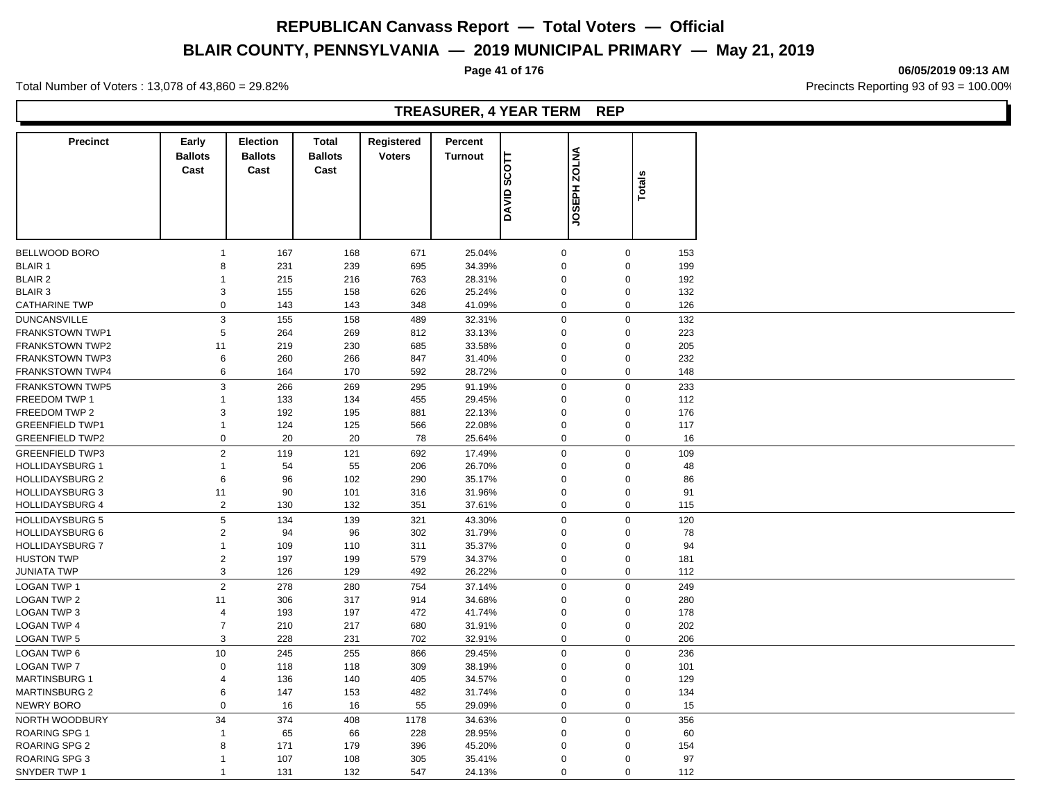# REPUBLICAN Canvass Report — Total Voters — Official

## BLAIR COUNTY, PENNSYLVANIA — 2019 MUNICIPAL PRIMARY — May 21, 2019

06/05/2019 09:13 AM

Total Number of Voters : 13,078 of 43,860 = 29.82%

Precincts Reporting 93 of 93 = 100.00%

### TREASURER, 4 YEAR TERM REP

| Precinct | Early Ballots Cast | Election Ballots Cast | Total Ballots Cast | Registered Voters | Percent Turnout | DAVID SCOTT | JOSEPH ZOLNA | Totals |
|---|---|---|---|---|---|---|---|---|
| BELLWOOD BORO | 1 | 167 | 168 | 671 | 25.04% | 0 | 0 | 153 |
| BLAIR 1 | 8 | 231 | 239 | 695 | 34.39% | 0 | 0 | 199 |
| BLAIR 2 | 1 | 215 | 216 | 763 | 28.31% | 0 | 0 | 192 |
| BLAIR 3 | 3 | 155 | 158 | 626 | 25.24% | 0 | 0 | 132 |
| CATHARINE TWP | 0 | 143 | 143 | 348 | 41.09% | 0 | 0 | 126 |
| DUNCANSVILLE | 3 | 155 | 158 | 489 | 32.31% | 0 | 0 | 132 |
| FRANKSTOWN TWP1 | 5 | 264 | 269 | 812 | 33.13% | 0 | 0 | 223 |
| FRANKSTOWN TWP2 | 11 | 219 | 230 | 685 | 33.58% | 0 | 0 | 205 |
| FRANKSTOWN TWP3 | 6 | 260 | 266 | 847 | 31.40% | 0 | 0 | 232 |
| FRANKSTOWN TWP4 | 6 | 164 | 170 | 592 | 28.72% | 0 | 0 | 148 |
| FRANKSTOWN TWP5 | 3 | 266 | 269 | 295 | 91.19% | 0 | 0 | 233 |
| FREEDOM TWP 1 | 1 | 133 | 134 | 455 | 29.45% | 0 | 0 | 112 |
| FREEDOM TWP 2 | 3 | 192 | 195 | 881 | 22.13% | 0 | 0 | 176 |
| GREENFIELD TWP1 | 1 | 124 | 125 | 566 | 22.08% | 0 | 0 | 117 |
| GREENFIELD TWP2 | 0 | 20 | 20 | 78 | 25.64% | 0 | 0 | 16 |
| GREENFIELD TWP3 | 2 | 119 | 121 | 692 | 17.49% | 0 | 0 | 109 |
| HOLLIDAYSBURG 1 | 1 | 54 | 55 | 206 | 26.70% | 0 | 0 | 48 |
| HOLLIDAYSBURG 2 | 6 | 96 | 102 | 290 | 35.17% | 0 | 0 | 86 |
| HOLLIDAYSBURG 3 | 11 | 90 | 101 | 316 | 31.96% | 0 | 0 | 91 |
| HOLLIDAYSBURG 4 | 2 | 130 | 132 | 351 | 37.61% | 0 | 0 | 115 |
| HOLLIDAYSBURG 5 | 5 | 134 | 139 | 321 | 43.30% | 0 | 0 | 120 |
| HOLLIDAYSBURG 6 | 2 | 94 | 96 | 302 | 31.79% | 0 | 0 | 78 |
| HOLLIDAYSBURG 7 | 1 | 109 | 110 | 311 | 35.37% | 0 | 0 | 94 |
| HUSTON TWP | 2 | 197 | 199 | 579 | 34.37% | 0 | 0 | 181 |
| JUNIATA TWP | 3 | 126 | 129 | 492 | 26.22% | 0 | 0 | 112 |
| LOGAN TWP 1 | 2 | 278 | 280 | 754 | 37.14% | 0 | 0 | 249 |
| LOGAN TWP 2 | 11 | 306 | 317 | 914 | 34.68% | 0 | 0 | 280 |
| LOGAN TWP 3 | 4 | 193 | 197 | 472 | 41.74% | 0 | 0 | 178 |
| LOGAN TWP 4 | 7 | 210 | 217 | 680 | 31.91% | 0 | 0 | 202 |
| LOGAN TWP 5 | 3 | 228 | 231 | 702 | 32.91% | 0 | 0 | 206 |
| LOGAN TWP 6 | 10 | 245 | 255 | 866 | 29.45% | 0 | 0 | 236 |
| LOGAN TWP 7 | 0 | 118 | 118 | 309 | 38.19% | 0 | 0 | 101 |
| MARTINSBURG 1 | 4 | 136 | 140 | 405 | 34.57% | 0 | 0 | 129 |
| MARTINSBURG 2 | 6 | 147 | 153 | 482 | 31.74% | 0 | 0 | 134 |
| NEWRY BORO | 0 | 16 | 16 | 55 | 29.09% | 0 | 0 | 15 |
| NORTH WOODBURY | 34 | 374 | 408 | 1178 | 34.63% | 0 | 0 | 356 |
| ROARING SPG 1 | 1 | 65 | 66 | 228 | 28.95% | 0 | 0 | 60 |
| ROARING SPG 2 | 8 | 171 | 179 | 396 | 45.20% | 0 | 0 | 154 |
| ROARING SPG 3 | 1 | 107 | 108 | 305 | 35.41% | 0 | 0 | 97 |
| SNYDER TWP 1 | 1 | 131 | 132 | 547 | 24.13% | 0 | 0 | 112 |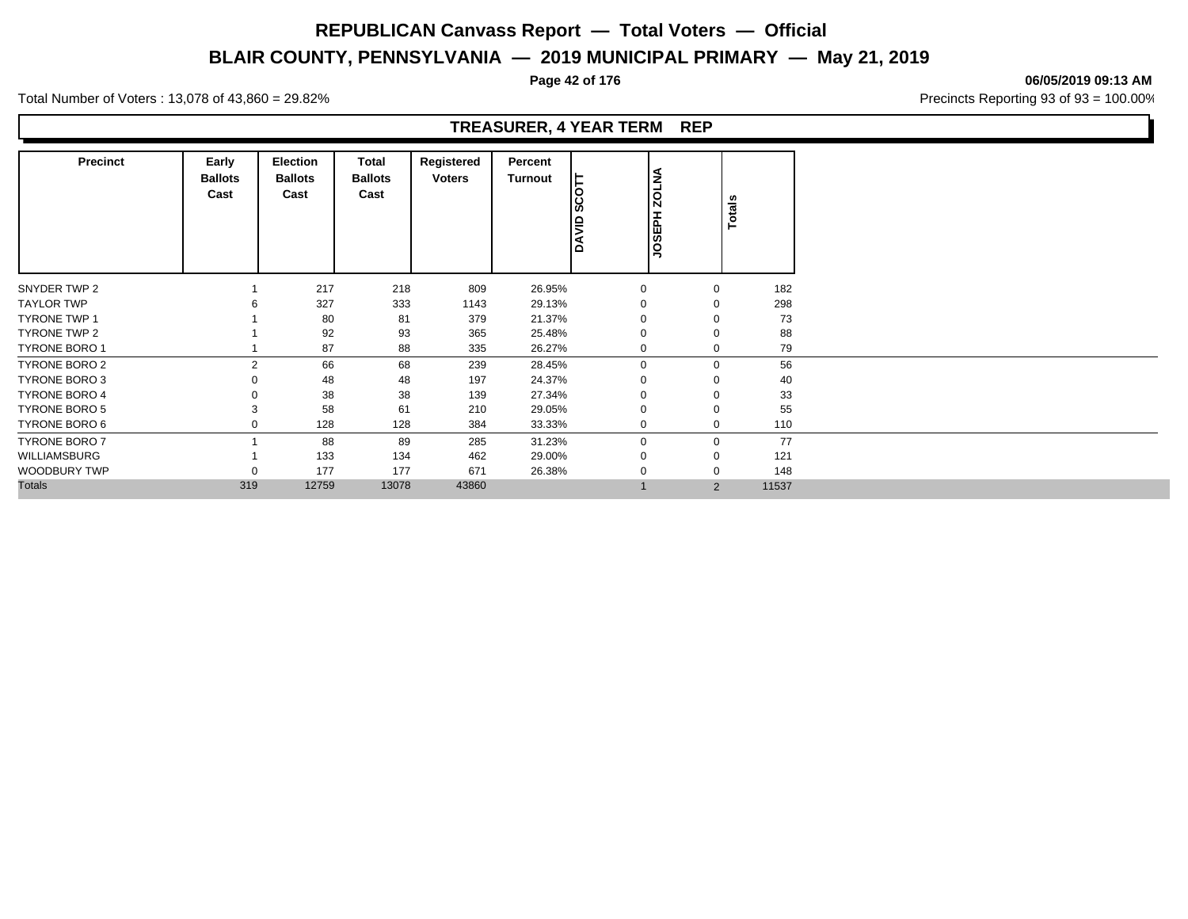# REPUBLICAN Canvass Report — Total Voters — Official

## BLAIR COUNTY, PENNSYLVANIA — 2019 MUNICIPAL PRIMARY — May 21, 2019

06/05/2019 09:13 AM

Total Number of Voters : 13,078 of 43,860 = 29.82%

Precincts Reporting 93 of 93 = 100.00%

### TREASURER, 4 YEAR TERM REP

| Precinct | Early Ballots Cast | Election Ballots Cast | Total Ballots Cast | Registered Voters | Percent Turnout | DAVID SCOTT | JOSEPH ZOLNA | Totals |
|---|---|---|---|---|---|---|---|---|
| SNYDER TWP 2 | 1 | 217 | 218 | 809 | 26.95% | 0 | 0 | 182 |
| TAYLOR TWP | 6 | 327 | 333 | 1143 | 29.13% | 0 | 0 | 298 |
| TYRONE TWP 1 | 1 | 80 | 81 | 379 | 21.37% | 0 | 0 | 73 |
| TYRONE TWP 2 | 1 | 92 | 93 | 365 | 25.48% | 0 | 0 | 88 |
| TYRONE BORO 1 | 1 | 87 | 88 | 335 | 26.27% | 0 | 0 | 79 |
| TYRONE BORO 2 | 2 | 66 | 68 | 239 | 28.45% | 0 | 0 | 56 |
| TYRONE BORO 3 | 0 | 48 | 48 | 197 | 24.37% | 0 | 0 | 40 |
| TYRONE BORO 4 | 0 | 38 | 38 | 139 | 27.34% | 0 | 0 | 33 |
| TYRONE BORO 5 | 3 | 58 | 61 | 210 | 29.05% | 0 | 0 | 55 |
| TYRONE BORO 6 | 0 | 128 | 128 | 384 | 33.33% | 0 | 0 | 110 |
| TYRONE BORO 7 | 1 | 88 | 89 | 285 | 31.23% | 0 | 0 | 77 |
| WILLIAMSBURG | 1 | 133 | 134 | 462 | 29.00% | 0 | 0 | 121 |
| WOODBURY TWP | 0 | 177 | 177 | 671 | 26.38% | 0 | 0 | 148 |
| Totals | 319 | 12759 | 13078 | 43860 | | 1 | 2 | 11537 |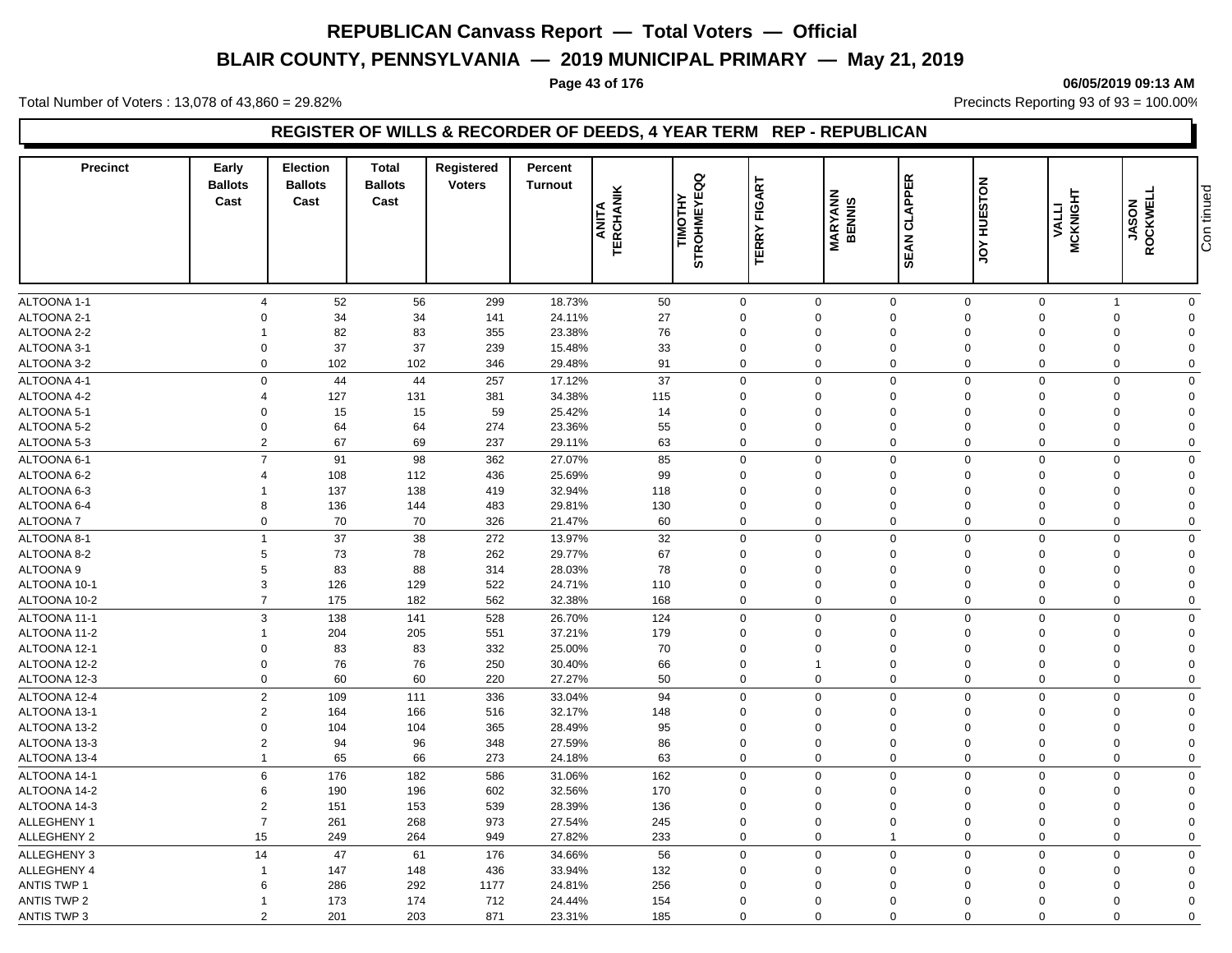# REPUBLICAN Canvass Report — Total Voters — Official

## BLAIR COUNTY, PENNSYLVANIA — 2019 MUNICIPAL PRIMARY — May 21, 2019

06/05/2019 09:13 AM

Total Number of Voters : 13,078 of 43,860 = 29.82%

Precincts Reporting 93 of 93 = 100.00%

### REGISTER OF WILLS & RECORDER OF DEEDS, 4 YEAR TERM REP - REPUBLICAN

| Precinct | Early Ballots Cast | Election Ballots Cast | Total Ballots Cast | Registered Voters | Percent Turnout | ANITA TERCHANIK | TIMOTHY STROHMEYEQQ | TERRY FIGART | MARYANN BENNIS | SEAN CLAPPER | JOY HUESTON | VALLI MCKNIGHT | JASON ROCKWELL | Continued |
|---|---|---|---|---|---|---|---|---|---|---|---|---|---|---|
| ALTOONA 1-1 | 4 | 52 | 56 | 299 | 18.73% | 50 | 0 | 0 | 0 | 0 | 0 | 1 | 0 | |
| ALTOONA 2-1 | 0 | 34 | 34 | 141 | 24.11% | 27 | 0 | 0 | 0 | 0 | 0 | 0 | 0 | |
| ALTOONA 2-2 | 1 | 82 | 83 | 355 | 23.38% | 76 | 0 | 0 | 0 | 0 | 0 | 0 | 0 | |
| ALTOONA 3-1 | 0 | 37 | 37 | 239 | 15.48% | 33 | 0 | 0 | 0 | 0 | 0 | 0 | 0 | |
| ALTOONA 3-2 | 0 | 102 | 102 | 346 | 29.48% | 91 | 0 | 0 | 0 | 0 | 0 | 0 | 0 | |
| ALTOONA 4-1 | 0 | 44 | 44 | 257 | 17.12% | 37 | 0 | 0 | 0 | 0 | 0 | 0 | 0 | |
| ALTOONA 4-2 | 4 | 127 | 131 | 381 | 34.38% | 115 | 0 | 0 | 0 | 0 | 0 | 0 | 0 | |
| ALTOONA 5-1 | 0 | 15 | 15 | 59 | 25.42% | 14 | 0 | 0 | 0 | 0 | 0 | 0 | 0 | |
| ALTOONA 5-2 | 0 | 64 | 64 | 274 | 23.36% | 55 | 0 | 0 | 0 | 0 | 0 | 0 | 0 | |
| ALTOONA 5-3 | 2 | 67 | 69 | 237 | 29.11% | 63 | 0 | 0 | 0 | 0 | 0 | 0 | 0 | |
| ALTOONA 6-1 | 7 | 91 | 98 | 362 | 27.07% | 85 | 0 | 0 | 0 | 0 | 0 | 0 | 0 | |
| ALTOONA 6-2 | 4 | 108 | 112 | 436 | 25.69% | 99 | 0 | 0 | 0 | 0 | 0 | 0 | 0 | |
| ALTOONA 6-3 | 1 | 137 | 138 | 419 | 32.94% | 118 | 0 | 0 | 0 | 0 | 0 | 0 | 0 | |
| ALTOONA 6-4 | 8 | 136 | 144 | 483 | 29.81% | 130 | 0 | 0 | 0 | 0 | 0 | 0 | 0 | |
| ALTOONA 7 | 0 | 70 | 70 | 326 | 21.47% | 60 | 0 | 0 | 0 | 0 | 0 | 0 | 0 | |
| ALTOONA 8-1 | 1 | 37 | 38 | 272 | 13.97% | 32 | 0 | 0 | 0 | 0 | 0 | 0 | 0 | |
| ALTOONA 8-2 | 5 | 73 | 78 | 262 | 29.77% | 67 | 0 | 0 | 0 | 0 | 0 | 0 | 0 | |
| ALTOONA 9 | 5 | 83 | 88 | 314 | 28.03% | 78 | 0 | 0 | 0 | 0 | 0 | 0 | 0 | |
| ALTOONA 10-1 | 3 | 126 | 129 | 522 | 24.71% | 110 | 0 | 0 | 0 | 0 | 0 | 0 | 0 | |
| ALTOONA 10-2 | 7 | 175 | 182 | 562 | 32.38% | 168 | 0 | 0 | 0 | 0 | 0 | 0 | 0 | |
| ALTOONA 11-1 | 3 | 138 | 141 | 528 | 26.70% | 124 | 0 | 0 | 0 | 0 | 0 | 0 | 0 | |
| ALTOONA 11-2 | 1 | 204 | 205 | 551 | 37.21% | 179 | 0 | 0 | 0 | 0 | 0 | 0 | 0 | |
| ALTOONA 12-1 | 0 | 83 | 83 | 332 | 25.00% | 70 | 0 | 0 | 0 | 0 | 0 | 0 | 0 | |
| ALTOONA 12-2 | 0 | 76 | 76 | 250 | 30.40% | 66 | 0 | 1 | 0 | 0 | 0 | 0 | 0 | |
| ALTOONA 12-3 | 0 | 60 | 60 | 220 | 27.27% | 50 | 0 | 0 | 0 | 0 | 0 | 0 | 0 | |
| ALTOONA 12-4 | 2 | 109 | 111 | 336 | 33.04% | 94 | 0 | 0 | 0 | 0 | 0 | 0 | 0 | |
| ALTOONA 13-1 | 2 | 164 | 166 | 516 | 32.17% | 148 | 0 | 0 | 0 | 0 | 0 | 0 | 0 | |
| ALTOONA 13-2 | 0 | 104 | 104 | 365 | 28.49% | 95 | 0 | 0 | 0 | 0 | 0 | 0 | 0 | |
| ALTOONA 13-3 | 2 | 94 | 96 | 348 | 27.59% | 86 | 0 | 0 | 0 | 0 | 0 | 0 | 0 | |
| ALTOONA 13-4 | 1 | 65 | 66 | 273 | 24.18% | 63 | 0 | 0 | 0 | 0 | 0 | 0 | 0 | |
| ALTOONA 14-1 | 6 | 176 | 182 | 586 | 31.06% | 162 | 0 | 0 | 0 | 0 | 0 | 0 | 0 | |
| ALTOONA 14-2 | 6 | 190 | 196 | 602 | 32.56% | 170 | 0 | 0 | 0 | 0 | 0 | 0 | 0 | |
| ALTOONA 14-3 | 2 | 151 | 153 | 539 | 28.39% | 136 | 0 | 0 | 0 | 0 | 0 | 0 | 0 | |
| ALLEGHENY 1 | 7 | 261 | 268 | 973 | 27.54% | 245 | 0 | 0 | 0 | 0 | 0 | 0 | 0 | |
| ALLEGHENY 2 | 15 | 249 | 264 | 949 | 27.82% | 233 | 0 | 0 | 1 | 0 | 0 | 0 | 0 | |
| ALLEGHENY 3 | 14 | 47 | 61 | 176 | 34.66% | 56 | 0 | 0 | 0 | 0 | 0 | 0 | 0 | |
| ALLEGHENY 4 | 1 | 147 | 148 | 436 | 33.94% | 132 | 0 | 0 | 0 | 0 | 0 | 0 | 0 | |
| ANTIS TWP 1 | 6 | 286 | 292 | 1177 | 24.81% | 256 | 0 | 0 | 0 | 0 | 0 | 0 | 0 | |
| ANTIS TWP 2 | 1 | 173 | 174 | 712 | 24.44% | 154 | 0 | 0 | 0 | 0 | 0 | 0 | 0 | |
| ANTIS TWP 3 | 2 | 201 | 203 | 871 | 23.31% | 185 | 0 | 0 | 0 | 0 | 0 | 0 | 0 | |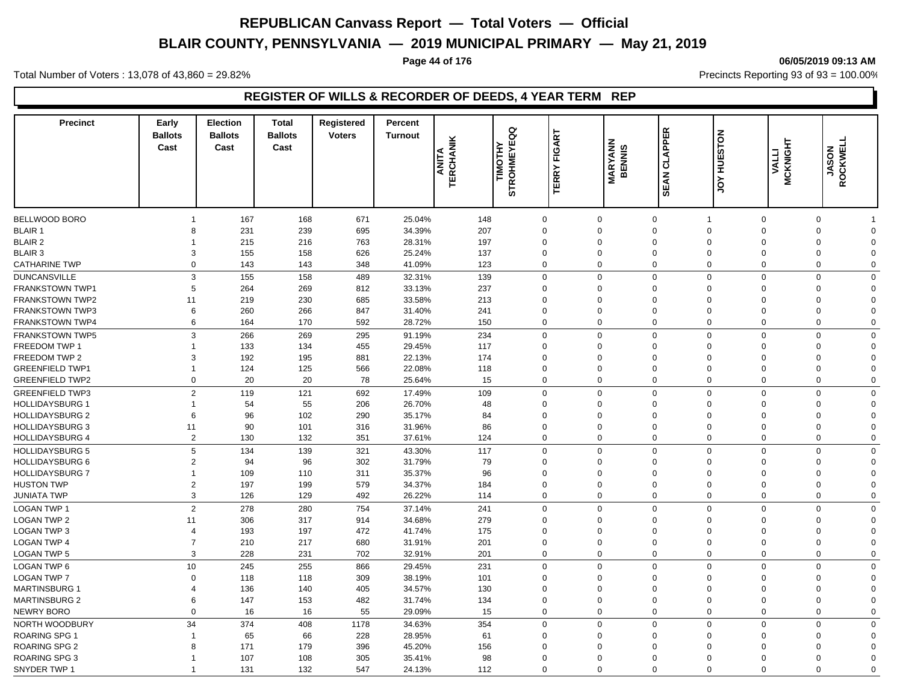# REPUBLICAN Canvass Report — Total Voters — Official

## BLAIR COUNTY, PENNSYLVANIA — 2019 MUNICIPAL PRIMARY — May 21, 2019

06/05/2019 09:13 AM

Total Number of Voters : 13,078 of 43,860 = 29.82%

Precincts Reporting 93 of 93 = 100.00%

### REGISTER OF WILLS & RECORDER OF DEEDS, 4 YEAR TERM REP

| Precinct | Early Ballots Cast | Election Ballots Cast | Total Ballots Cast | Registered Voters | Percent Turnout | ANITA TERCHANIK | TIMOTHY STROHMEYEQQ | TERRY FIGART | MARYANN BENNIS | SEAN CLAPPER | JOY HUESTON | VALLI MCKNIGHT | JASON ROCKWELL |
|---|---|---|---|---|---|---|---|---|---|---|---|---|---|
| BELLWOOD BORO | 1 | 167 | 168 | 671 | 25.04% | 148 | 0 | 0 | 0 | 1 | 0 | 0 | 1 |
| BLAIR 1 | 8 | 231 | 239 | 695 | 34.39% | 207 | 0 | 0 | 0 | 0 | 0 | 0 | 0 |
| BLAIR 2 | 1 | 215 | 216 | 763 | 28.31% | 197 | 0 | 0 | 0 | 0 | 0 | 0 | 0 |
| BLAIR 3 | 3 | 155 | 158 | 626 | 25.24% | 137 | 0 | 0 | 0 | 0 | 0 | 0 | 0 |
| CATHARINE TWP | 0 | 143 | 143 | 348 | 41.09% | 123 | 0 | 0 | 0 | 0 | 0 | 0 | 0 |
| DUNCANSVILLE | 3 | 155 | 158 | 489 | 32.31% | 139 | 0 | 0 | 0 | 0 | 0 | 0 | 0 |
| FRANKSTOWN TWP1 | 5 | 264 | 269 | 812 | 33.13% | 237 | 0 | 0 | 0 | 0 | 0 | 0 | 0 |
| FRANKSTOWN TWP2 | 11 | 219 | 230 | 685 | 33.58% | 213 | 0 | 0 | 0 | 0 | 0 | 0 | 0 |
| FRANKSTOWN TWP3 | 6 | 260 | 266 | 847 | 31.40% | 241 | 0 | 0 | 0 | 0 | 0 | 0 | 0 |
| FRANKSTOWN TWP4 | 6 | 164 | 170 | 592 | 28.72% | 150 | 0 | 0 | 0 | 0 | 0 | 0 | 0 |
| FRANKSTOWN TWP5 | 3 | 266 | 269 | 295 | 91.19% | 234 | 0 | 0 | 0 | 0 | 0 | 0 | 0 |
| FREEDOM TWP 1 | 1 | 133 | 134 | 455 | 29.45% | 117 | 0 | 0 | 0 | 0 | 0 | 0 | 0 |
| FREEDOM TWP 2 | 3 | 192 | 195 | 881 | 22.13% | 174 | 0 | 0 | 0 | 0 | 0 | 0 | 0 |
| GREENFIELD TWP1 | 1 | 124 | 125 | 566 | 22.08% | 118 | 0 | 0 | 0 | 0 | 0 | 0 | 0 |
| GREENFIELD TWP2 | 0 | 20 | 20 | 78 | 25.64% | 15 | 0 | 0 | 0 | 0 | 0 | 0 | 0 |
| GREENFIELD TWP3 | 2 | 119 | 121 | 692 | 17.49% | 109 | 0 | 0 | 0 | 0 | 0 | 0 | 0 |
| HOLLIDAYSBURG 1 | 1 | 54 | 55 | 206 | 26.70% | 48 | 0 | 0 | 0 | 0 | 0 | 0 | 0 |
| HOLLIDAYSBURG 2 | 6 | 96 | 102 | 290 | 35.17% | 84 | 0 | 0 | 0 | 0 | 0 | 0 | 0 |
| HOLLIDAYSBURG 3 | 11 | 90 | 101 | 316 | 31.96% | 86 | 0 | 0 | 0 | 0 | 0 | 0 | 0 |
| HOLLIDAYSBURG 4 | 2 | 130 | 132 | 351 | 37.61% | 124 | 0 | 0 | 0 | 0 | 0 | 0 | 0 |
| HOLLIDAYSBURG 5 | 5 | 134 | 139 | 321 | 43.30% | 117 | 0 | 0 | 0 | 0 | 0 | 0 | 0 |
| HOLLIDAYSBURG 6 | 2 | 94 | 96 | 302 | 31.79% | 79 | 0 | 0 | 0 | 0 | 0 | 0 | 0 |
| HOLLIDAYSBURG 7 | 1 | 109 | 110 | 311 | 35.37% | 96 | 0 | 0 | 0 | 0 | 0 | 0 | 0 |
| HUSTON TWP | 2 | 197 | 199 | 579 | 34.37% | 184 | 0 | 0 | 0 | 0 | 0 | 0 | 0 |
| JUNIATA TWP | 3 | 126 | 129 | 492 | 26.22% | 114 | 0 | 0 | 0 | 0 | 0 | 0 | 0 |
| LOGAN TWP 1 | 2 | 278 | 280 | 754 | 37.14% | 241 | 0 | 0 | 0 | 0 | 0 | 0 | 0 |
| LOGAN TWP 2 | 11 | 306 | 317 | 914 | 34.68% | 279 | 0 | 0 | 0 | 0 | 0 | 0 | 0 |
| LOGAN TWP 3 | 4 | 193 | 197 | 472 | 41.74% | 175 | 0 | 0 | 0 | 0 | 0 | 0 | 0 |
| LOGAN TWP 4 | 7 | 210 | 217 | 680 | 31.91% | 201 | 0 | 0 | 0 | 0 | 0 | 0 | 0 |
| LOGAN TWP 5 | 3 | 228 | 231 | 702 | 32.91% | 201 | 0 | 0 | 0 | 0 | 0 | 0 | 0 |
| LOGAN TWP 6 | 10 | 245 | 255 | 866 | 29.45% | 231 | 0 | 0 | 0 | 0 | 0 | 0 | 0 |
| LOGAN TWP 7 | 0 | 118 | 118 | 309 | 38.19% | 101 | 0 | 0 | 0 | 0 | 0 | 0 | 0 |
| MARTINSBURG 1 | 4 | 136 | 140 | 405 | 34.57% | 130 | 0 | 0 | 0 | 0 | 0 | 0 | 0 |
| MARTINSBURG 2 | 6 | 147 | 153 | 482 | 31.74% | 134 | 0 | 0 | 0 | 0 | 0 | 0 | 0 |
| NEWRY BORO | 0 | 16 | 16 | 55 | 29.09% | 15 | 0 | 0 | 0 | 0 | 0 | 0 | 0 |
| NORTH WOODBURY | 34 | 374 | 408 | 1178 | 34.63% | 354 | 0 | 0 | 0 | 0 | 0 | 0 | 0 |
| ROARING SPG 1 | 1 | 65 | 66 | 228 | 28.95% | 61 | 0 | 0 | 0 | 0 | 0 | 0 | 0 |
| ROARING SPG 2 | 8 | 171 | 179 | 396 | 45.20% | 156 | 0 | 0 | 0 | 0 | 0 | 0 | 0 |
| ROARING SPG 3 | 1 | 107 | 108 | 305 | 35.41% | 98 | 0 | 0 | 0 | 0 | 0 | 0 | 0 |
| SNYDER TWP 1 | 1 | 131 | 132 | 547 | 24.13% | 112 | 0 | 0 | 0 | 0 | 0 | 0 | 0 |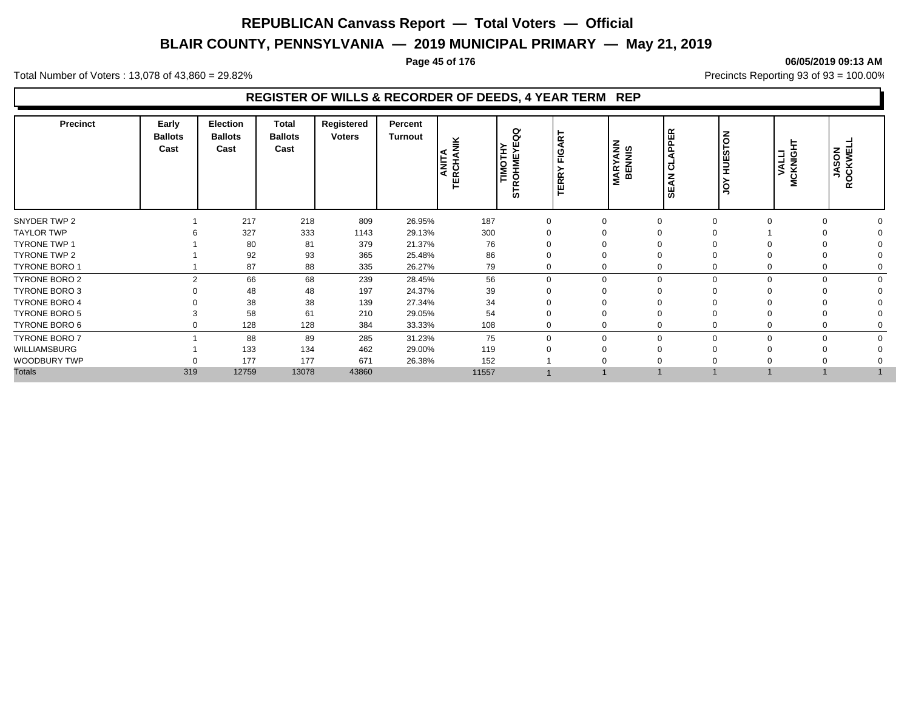# REPUBLICAN Canvass Report — Total Voters — Official

## BLAIR COUNTY, PENNSYLVANIA — 2019 MUNICIPAL PRIMARY — May 21, 2019

06/05/2019 09:13 AM

Total Number of Voters : 13,078 of 43,860 = 29.82%

Precincts Reporting 93 of 93 = 100.00%

### REGISTER OF WILLS & RECORDER OF DEEDS, 4 YEAR TERM REP

| Precinct | Early Ballots Cast | Election Ballots Cast | Total Ballots Cast | Registered Voters | Percent Turnout | ANITA TERCHANIK | TIMOTHY STROHMEYEQQ | TERRY FIGART | MARYANN BENNIS | SEAN CLAPPER | JOY HUESTON | VALLI MCKNIGHT | JASON ROCKWELL |
|---|---|---|---|---|---|---|---|---|---|---|---|---|---|
| SNYDER TWP 2 | 1 | 217 | 218 | 809 | 26.95% | 187 | 0 | 0 | 0 | 0 | 0 | 0 | 0 |
| TAYLOR TWP | 6 | 327 | 333 | 1143 | 29.13% | 300 | 0 | 0 | 0 | 0 | 1 | 0 | 0 |
| TYRONE TWP 1 | 1 | 80 | 81 | 379 | 21.37% | 76 | 0 | 0 | 0 | 0 | 0 | 0 | 0 |
| TYRONE TWP 2 | 1 | 92 | 93 | 365 | 25.48% | 86 | 0 | 0 | 0 | 0 | 0 | 0 | 0 |
| TYRONE BORO 1 | 1 | 87 | 88 | 335 | 26.27% | 79 | 0 | 0 | 0 | 0 | 0 | 0 | 0 |
| TYRONE BORO 2 | 2 | 66 | 68 | 239 | 28.45% | 56 | 0 | 0 | 0 | 0 | 0 | 0 | 0 |
| TYRONE BORO 3 | 0 | 48 | 48 | 197 | 24.37% | 39 | 0 | 0 | 0 | 0 | 0 | 0 | 0 |
| TYRONE BORO 4 | 0 | 38 | 38 | 139 | 27.34% | 34 | 0 | 0 | 0 | 0 | 0 | 0 | 0 |
| TYRONE BORO 5 | 3 | 58 | 61 | 210 | 29.05% | 54 | 0 | 0 | 0 | 0 | 0 | 0 | 0 |
| TYRONE BORO 6 | 0 | 128 | 128 | 384 | 33.33% | 108 | 0 | 0 | 0 | 0 | 0 | 0 | 0 |
| TYRONE BORO 7 | 1 | 88 | 89 | 285 | 31.23% | 75 | 0 | 0 | 0 | 0 | 0 | 0 | 0 |
| WILLIAMSBURG | 1 | 133 | 134 | 462 | 29.00% | 119 | 0 | 0 | 0 | 0 | 0 | 0 | 0 |
| WOODBURY TWP | 0 | 177 | 177 | 671 | 26.38% | 152 | 1 | 0 | 0 | 0 | 0 | 0 | 0 |
| Totals | 319 | 12759 | 13078 | 43860 | | 11557 | 1 | 1 | 1 | 1 | 1 | 1 | 1 |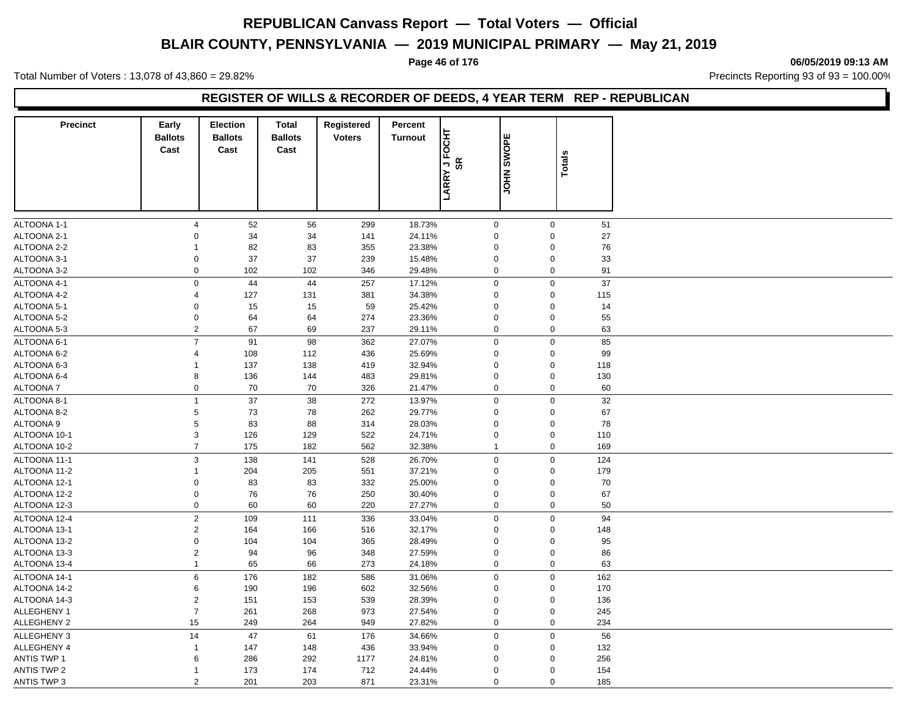# REPUBLICAN Canvass Report — Total Voters — Official

## BLAIR COUNTY, PENNSYLVANIA — 2019 MUNICIPAL PRIMARY — May 21, 2019

06/05/2019 09:13 AM

Total Number of Voters : 13,078 of 43,860 = 29.82%

Precincts Reporting 93 of 93 = 100.00%

### REGISTER OF WILLS & RECORDER OF DEEDS, 4 YEAR TERM REP - REPUBLICAN

| Precinct | Early Ballots Cast | Election Ballots Cast | Total Ballots Cast | Registered Voters | Percent Turnout | LARRY J FOCHT SR | JOHN SWOPE | Totals |
|---|---|---|---|---|---|---|---|---|
| ALTOONA 1-1 | 4 | 52 | 56 | 299 | 18.73% | 0 | 0 | 51 |
| ALTOONA 2-1 | 0 | 34 | 34 | 141 | 24.11% | 0 | 0 | 27 |
| ALTOONA 2-2 | 1 | 82 | 83 | 355 | 23.38% | 0 | 0 | 76 |
| ALTOONA 3-1 | 0 | 37 | 37 | 239 | 15.48% | 0 | 0 | 33 |
| ALTOONA 3-2 | 0 | 102 | 102 | 346 | 29.48% | 0 | 0 | 91 |
| ALTOONA 4-1 | 0 | 44 | 44 | 257 | 17.12% | 0 | 0 | 37 |
| ALTOONA 4-2 | 4 | 127 | 131 | 381 | 34.38% | 0 | 0 | 115 |
| ALTOONA 5-1 | 0 | 15 | 15 | 59 | 25.42% | 0 | 0 | 14 |
| ALTOONA 5-2 | 0 | 64 | 64 | 274 | 23.36% | 0 | 0 | 55 |
| ALTOONA 5-3 | 2 | 67 | 69 | 237 | 29.11% | 0 | 0 | 63 |
| ALTOONA 6-1 | 7 | 91 | 98 | 362 | 27.07% | 0 | 0 | 85 |
| ALTOONA 6-2 | 4 | 108 | 112 | 436 | 25.69% | 0 | 0 | 99 |
| ALTOONA 6-3 | 1 | 137 | 138 | 419 | 32.94% | 0 | 0 | 118 |
| ALTOONA 6-4 | 8 | 136 | 144 | 483 | 29.81% | 0 | 0 | 130 |
| ALTOONA 7 | 0 | 70 | 70 | 326 | 21.47% | 0 | 0 | 60 |
| ALTOONA 8-1 | 1 | 37 | 38 | 272 | 13.97% | 0 | 0 | 32 |
| ALTOONA 8-2 | 5 | 73 | 78 | 262 | 29.77% | 0 | 0 | 67 |
| ALTOONA 9 | 5 | 83 | 88 | 314 | 28.03% | 0 | 0 | 78 |
| ALTOONA 10-1 | 3 | 126 | 129 | 522 | 24.71% | 0 | 0 | 110 |
| ALTOONA 10-2 | 7 | 175 | 182 | 562 | 32.38% | 1 | 0 | 169 |
| ALTOONA 11-1 | 3 | 138 | 141 | 528 | 26.70% | 0 | 0 | 124 |
| ALTOONA 11-2 | 1 | 204 | 205 | 551 | 37.21% | 0 | 0 | 179 |
| ALTOONA 12-1 | 0 | 83 | 83 | 332 | 25.00% | 0 | 0 | 70 |
| ALTOONA 12-2 | 0 | 76 | 76 | 250 | 30.40% | 0 | 0 | 67 |
| ALTOONA 12-3 | 0 | 60 | 60 | 220 | 27.27% | 0 | 0 | 50 |
| ALTOONA 12-4 | 2 | 109 | 111 | 336 | 33.04% | 0 | 0 | 94 |
| ALTOONA 13-1 | 2 | 164 | 166 | 516 | 32.17% | 0 | 0 | 148 |
| ALTOONA 13-2 | 0 | 104 | 104 | 365 | 28.49% | 0 | 0 | 95 |
| ALTOONA 13-3 | 2 | 94 | 96 | 348 | 27.59% | 0 | 0 | 86 |
| ALTOONA 13-4 | 1 | 65 | 66 | 273 | 24.18% | 0 | 0 | 63 |
| ALTOONA 14-1 | 6 | 176 | 182 | 586 | 31.06% | 0 | 0 | 162 |
| ALTOONA 14-2 | 6 | 190 | 196 | 602 | 32.56% | 0 | 0 | 170 |
| ALTOONA 14-3 | 2 | 151 | 153 | 539 | 28.39% | 0 | 0 | 136 |
| ALLEGHENY 1 | 7 | 261 | 268 | 973 | 27.54% | 0 | 0 | 245 |
| ALLEGHENY 2 | 15 | 249 | 264 | 949 | 27.82% | 0 | 0 | 234 |
| ALLEGHENY 3 | 14 | 47 | 61 | 176 | 34.66% | 0 | 0 | 56 |
| ALLEGHENY 4 | 1 | 147 | 148 | 436 | 33.94% | 0 | 0 | 132 |
| ANTIS TWP 1 | 6 | 286 | 292 | 1177 | 24.81% | 0 | 0 | 256 |
| ANTIS TWP 2 | 1 | 173 | 174 | 712 | 24.44% | 0 | 0 | 154 |
| ANTIS TWP 3 | 2 | 201 | 203 | 871 | 23.31% | 0 | 0 | 185 |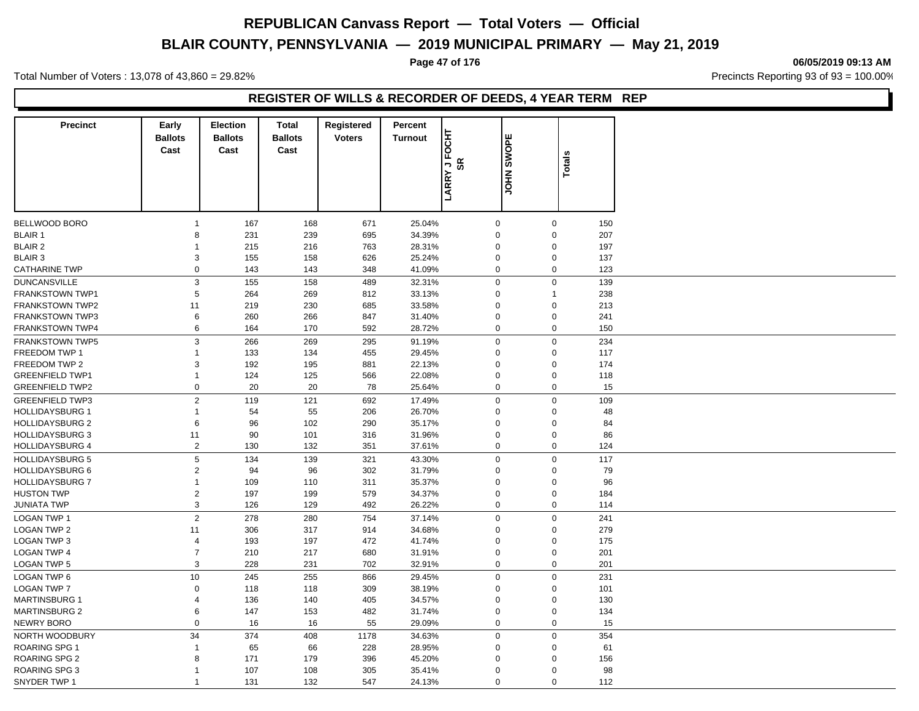# REPUBLICAN Canvass Report — Total Voters — Official

## BLAIR COUNTY, PENNSYLVANIA — 2019 MUNICIPAL PRIMARY — May 21, 2019

06/05/2019 09:13 AM

Total Number of Voters : 13,078 of 43,860 = 29.82%

Precincts Reporting 93 of 93 = 100.00%

### REGISTER OF WILLS & RECORDER OF DEEDS, 4 YEAR TERM REP

| Precinct | Early Ballots Cast | Election Ballots Cast | Total Ballots Cast | Registered Voters | Percent Turnout | LARRY J FOCHT SR | JOHN SWOPE | Totals |
|---|---|---|---|---|---|---|---|---|
| BELLWOOD BORO | 1 | 167 | 168 | 671 | 25.04% | 0 | 0 | 150 |
| BLAIR 1 | 8 | 231 | 239 | 695 | 34.39% | 0 | 0 | 207 |
| BLAIR 2 | 1 | 215 | 216 | 763 | 28.31% | 0 | 0 | 197 |
| BLAIR 3 | 3 | 155 | 158 | 626 | 25.24% | 0 | 0 | 137 |
| CATHARINE TWP | 0 | 143 | 143 | 348 | 41.09% | 0 | 0 | 123 |
| DUNCANSVILLE | 3 | 155 | 158 | 489 | 32.31% | 0 | 0 | 139 |
| FRANKSTOWN TWP1 | 5 | 264 | 269 | 812 | 33.13% | 0 | 1 | 238 |
| FRANKSTOWN TWP2 | 11 | 219 | 230 | 685 | 33.58% | 0 | 0 | 213 |
| FRANKSTOWN TWP3 | 6 | 260 | 266 | 847 | 31.40% | 0 | 0 | 241 |
| FRANKSTOWN TWP4 | 6 | 164 | 170 | 592 | 28.72% | 0 | 0 | 150 |
| FRANKSTOWN TWP5 | 3 | 266 | 269 | 295 | 91.19% | 0 | 0 | 234 |
| FREEDOM TWP 1 | 1 | 133 | 134 | 455 | 29.45% | 0 | 0 | 117 |
| FREEDOM TWP 2 | 3 | 192 | 195 | 881 | 22.13% | 0 | 0 | 174 |
| GREENFIELD TWP1 | 1 | 124 | 125 | 566 | 22.08% | 0 | 0 | 118 |
| GREENFIELD TWP2 | 0 | 20 | 20 | 78 | 25.64% | 0 | 0 | 15 |
| GREENFIELD TWP3 | 2 | 119 | 121 | 692 | 17.49% | 0 | 0 | 109 |
| HOLLIDAYSBURG 1 | 1 | 54 | 55 | 206 | 26.70% | 0 | 0 | 48 |
| HOLLIDAYSBURG 2 | 6 | 96 | 102 | 290 | 35.17% | 0 | 0 | 84 |
| HOLLIDAYSBURG 3 | 11 | 90 | 101 | 316 | 31.96% | 0 | 0 | 86 |
| HOLLIDAYSBURG 4 | 2 | 130 | 132 | 351 | 37.61% | 0 | 0 | 124 |
| HOLLIDAYSBURG 5 | 5 | 134 | 139 | 321 | 43.30% | 0 | 0 | 117 |
| HOLLIDAYSBURG 6 | 2 | 94 | 96 | 302 | 31.79% | 0 | 0 | 79 |
| HOLLIDAYSBURG 7 | 1 | 109 | 110 | 311 | 35.37% | 0 | 0 | 96 |
| HUSTON TWP | 2 | 197 | 199 | 579 | 34.37% | 0 | 0 | 184 |
| JUNIATA TWP | 3 | 126 | 129 | 492 | 26.22% | 0 | 0 | 114 |
| LOGAN TWP 1 | 2 | 278 | 280 | 754 | 37.14% | 0 | 0 | 241 |
| LOGAN TWP 2 | 11 | 306 | 317 | 914 | 34.68% | 0 | 0 | 279 |
| LOGAN TWP 3 | 4 | 193 | 197 | 472 | 41.74% | 0 | 0 | 175 |
| LOGAN TWP 4 | 7 | 210 | 217 | 680 | 31.91% | 0 | 0 | 201 |
| LOGAN TWP 5 | 3 | 228 | 231 | 702 | 32.91% | 0 | 0 | 201 |
| LOGAN TWP 6 | 10 | 245 | 255 | 866 | 29.45% | 0 | 0 | 231 |
| LOGAN TWP 7 | 0 | 118 | 118 | 309 | 38.19% | 0 | 0 | 101 |
| MARTINSBURG 1 | 4 | 136 | 140 | 405 | 34.57% | 0 | 0 | 130 |
| MARTINSBURG 2 | 6 | 147 | 153 | 482 | 31.74% | 0 | 0 | 134 |
| NEWRY BORO | 0 | 16 | 16 | 55 | 29.09% | 0 | 0 | 15 |
| NORTH WOODBURY | 34 | 374 | 408 | 1178 | 34.63% | 0 | 0 | 354 |
| ROARING SPG 1 | 1 | 65 | 66 | 228 | 28.95% | 0 | 0 | 61 |
| ROARING SPG 2 | 8 | 171 | 179 | 396 | 45.20% | 0 | 0 | 156 |
| ROARING SPG 3 | 1 | 107 | 108 | 305 | 35.41% | 0 | 0 | 98 |
| SNYDER TWP 1 | 1 | 131 | 132 | 547 | 24.13% | 0 | 0 | 112 |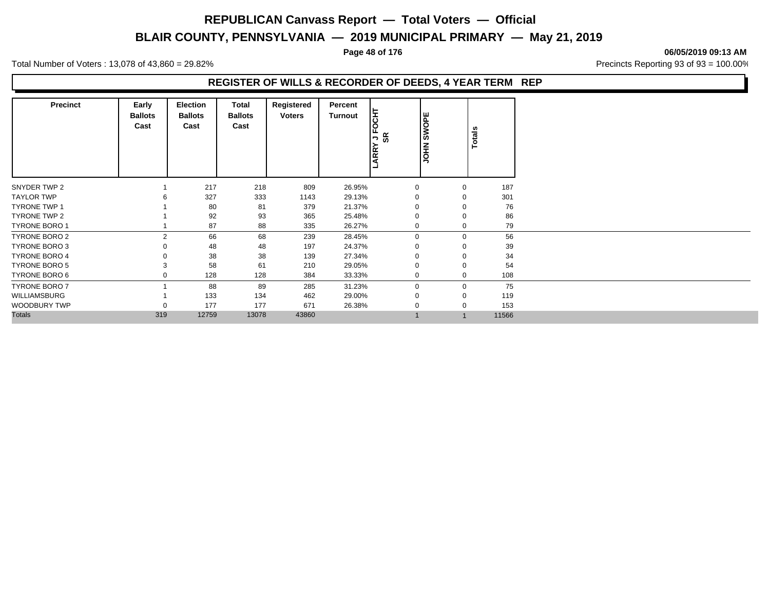# REPUBLICAN Canvass Report — Total Voters — Official

## BLAIR COUNTY, PENNSYLVANIA — 2019 MUNICIPAL PRIMARY — May 21, 2019

**06/05/2019 09:13 AM**

Total Number of Voters : 13,078 of 43,860 = 29.82%

Precincts Reporting 93 of 93 = 100.00%

### REGISTER OF WILLS & RECORDER OF DEEDS, 4 YEAR TERM REP

| Precinct | Early Ballots Cast | Election Ballots Cast | Total Ballots Cast | Registered Voters | Percent Turnout | LARRY J FOCHT SR | JOHN SWOPE | Totals |
|---|---|---|---|---|---|---|---|---|
| SNYDER TWP 2 | 1 | 217 | 218 | 809 | 26.95% | 0 | 0 | 187 |
| TAYLOR TWP | 6 | 327 | 333 | 1143 | 29.13% | 0 | 0 | 301 |
| TYRONE TWP 1 | 1 | 80 | 81 | 379 | 21.37% | 0 | 0 | 76 |
| TYRONE TWP 2 | 1 | 92 | 93 | 365 | 25.48% | 0 | 0 | 86 |
| TYRONE BORO 1 | 1 | 87 | 88 | 335 | 26.27% | 0 | 0 | 79 |
| TYRONE BORO 2 | 2 | 66 | 68 | 239 | 28.45% | 0 | 0 | 56 |
| TYRONE BORO 3 | 0 | 48 | 48 | 197 | 24.37% | 0 | 0 | 39 |
| TYRONE BORO 4 | 0 | 38 | 38 | 139 | 27.34% | 0 | 0 | 34 |
| TYRONE BORO 5 | 3 | 58 | 61 | 210 | 29.05% | 0 | 0 | 54 |
| TYRONE BORO 6 | 0 | 128 | 128 | 384 | 33.33% | 0 | 0 | 108 |
| TYRONE BORO 7 | 1 | 88 | 89 | 285 | 31.23% | 0 | 0 | 75 |
| WILLIAMSBURG | 1 | 133 | 134 | 462 | 29.00% | 0 | 0 | 119 |
| WOODBURY TWP | 0 | 177 | 177 | 671 | 26.38% | 0 | 0 | 153 |
| Totals | 319 | 12759 | 13078 | 43860 | | 1 | 1 | 11566 |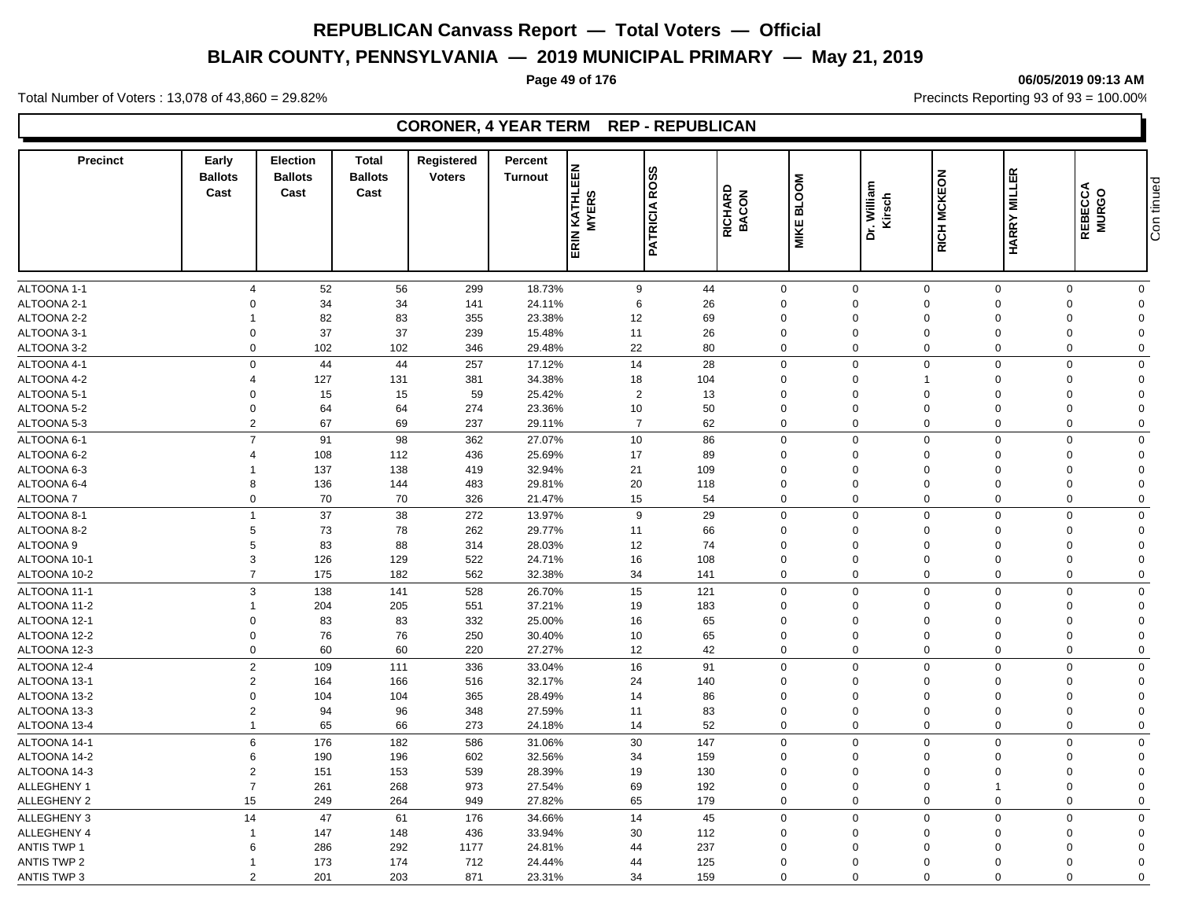# REPUBLICAN Canvass Report — Total Voters — Official

## BLAIR COUNTY, PENNSYLVANIA — 2019 MUNICIPAL PRIMARY — May 21, 2019

06/05/2019 09:13 AM

Total Number of Voters : 13,078 of 43,860 = 29.82%

Precincts Reporting 93 of 93 = 100.00%

### CORONER, 4 YEAR TERM REP - REPUBLICAN

| Precinct | Early Ballots Cast | Election Ballots Cast | Total Ballots Cast | Registered Voters | Percent Turnout | ERIN KATHLEEN MYERS | PATRICIA ROSS | RICHARD BACON | MIKE BLOOM | Dr. William Kirsch | RICH MCKEON | HARRY MILLER | REBECCA MURGO |
|---|---|---|---|---|---|---|---|---|---|---|---|---|---|
| ALTOONA 1-1 | 4 | 52 | 56 | 299 | 18.73% | 9 | 44 | 0 | 0 | 0 | 0 | 0 | 0 |
| ALTOONA 2-1 | 0 | 34 | 34 | 141 | 24.11% | 6 | 26 | 0 | 0 | 0 | 0 | 0 | 0 |
| ALTOONA 2-2 | 1 | 82 | 83 | 355 | 23.38% | 12 | 69 | 0 | 0 | 0 | 0 | 0 | 0 |
| ALTOONA 3-1 | 0 | 37 | 37 | 239 | 15.48% | 11 | 26 | 0 | 0 | 0 | 0 | 0 | 0 |
| ALTOONA 3-2 | 0 | 102 | 102 | 346 | 29.48% | 22 | 80 | 0 | 0 | 0 | 0 | 0 | 0 |
| ALTOONA 4-1 | 0 | 44 | 44 | 257 | 17.12% | 14 | 28 | 0 | 0 | 0 | 0 | 0 | 0 |
| ALTOONA 4-2 | 4 | 127 | 131 | 381 | 34.38% | 18 | 104 | 0 | 0 | 1 | 0 | 0 | 0 |
| ALTOONA 5-1 | 0 | 15 | 15 | 59 | 25.42% | 2 | 13 | 0 | 0 | 0 | 0 | 0 | 0 |
| ALTOONA 5-2 | 0 | 64 | 64 | 274 | 23.36% | 10 | 50 | 0 | 0 | 0 | 0 | 0 | 0 |
| ALTOONA 5-3 | 2 | 67 | 69 | 237 | 29.11% | 7 | 62 | 0 | 0 | 0 | 0 | 0 | 0 |
| ALTOONA 6-1 | 7 | 91 | 98 | 362 | 27.07% | 10 | 86 | 0 | 0 | 0 | 0 | 0 | 0 |
| ALTOONA 6-2 | 4 | 108 | 112 | 436 | 25.69% | 17 | 89 | 0 | 0 | 0 | 0 | 0 | 0 |
| ALTOONA 6-3 | 1 | 137 | 138 | 419 | 32.94% | 21 | 109 | 0 | 0 | 0 | 0 | 0 | 0 |
| ALTOONA 6-4 | 8 | 136 | 144 | 483 | 29.81% | 20 | 118 | 0 | 0 | 0 | 0 | 0 | 0 |
| ALTOONA 7 | 0 | 70 | 70 | 326 | 21.47% | 15 | 54 | 0 | 0 | 0 | 0 | 0 | 0 |
| ALTOONA 8-1 | 1 | 37 | 38 | 272 | 13.97% | 9 | 29 | 0 | 0 | 0 | 0 | 0 | 0 |
| ALTOONA 8-2 | 5 | 73 | 78 | 262 | 29.77% | 11 | 66 | 0 | 0 | 0 | 0 | 0 | 0 |
| ALTOONA 9 | 5 | 83 | 88 | 314 | 28.03% | 12 | 74 | 0 | 0 | 0 | 0 | 0 | 0 |
| ALTOONA 10-1 | 3 | 126 | 129 | 522 | 24.71% | 16 | 108 | 0 | 0 | 0 | 0 | 0 | 0 |
| ALTOONA 10-2 | 7 | 175 | 182 | 562 | 32.38% | 34 | 141 | 0 | 0 | 0 | 0 | 0 | 0 |
| ALTOONA 11-1 | 3 | 138 | 141 | 528 | 26.70% | 15 | 121 | 0 | 0 | 0 | 0 | 0 | 0 |
| ALTOONA 11-2 | 1 | 204 | 205 | 551 | 37.21% | 19 | 183 | 0 | 0 | 0 | 0 | 0 | 0 |
| ALTOONA 12-1 | 0 | 83 | 83 | 332 | 25.00% | 16 | 65 | 0 | 0 | 0 | 0 | 0 | 0 |
| ALTOONA 12-2 | 0 | 76 | 76 | 250 | 30.40% | 10 | 65 | 0 | 0 | 0 | 0 | 0 | 0 |
| ALTOONA 12-3 | 0 | 60 | 60 | 220 | 27.27% | 12 | 42 | 0 | 0 | 0 | 0 | 0 | 0 |
| ALTOONA 12-4 | 2 | 109 | 111 | 336 | 33.04% | 16 | 91 | 0 | 0 | 0 | 0 | 0 | 0 |
| ALTOONA 13-1 | 2 | 164 | 166 | 516 | 32.17% | 24 | 140 | 0 | 0 | 0 | 0 | 0 | 0 |
| ALTOONA 13-2 | 0 | 104 | 104 | 365 | 28.49% | 14 | 86 | 0 | 0 | 0 | 0 | 0 | 0 |
| ALTOONA 13-3 | 2 | 94 | 96 | 348 | 27.59% | 11 | 83 | 0 | 0 | 0 | 0 | 0 | 0 |
| ALTOONA 13-4 | 1 | 65 | 66 | 273 | 24.18% | 14 | 52 | 0 | 0 | 0 | 0 | 0 | 0 |
| ALTOONA 14-1 | 6 | 176 | 182 | 586 | 31.06% | 30 | 147 | 0 | 0 | 0 | 0 | 0 | 0 |
| ALTOONA 14-2 | 6 | 190 | 196 | 602 | 32.56% | 34 | 159 | 0 | 0 | 0 | 0 | 0 | 0 |
| ALTOONA 14-3 | 2 | 151 | 153 | 539 | 28.39% | 19 | 130 | 0 | 0 | 0 | 0 | 0 | 0 |
| ALLEGHENY 1 | 7 | 261 | 268 | 973 | 27.54% | 69 | 192 | 0 | 0 | 0 | 1 | 0 | 0 |
| ALLEGHENY 2 | 15 | 249 | 264 | 949 | 27.82% | 65 | 179 | 0 | 0 | 0 | 0 | 0 | 0 |
| ALLEGHENY 3 | 14 | 47 | 61 | 176 | 34.66% | 14 | 45 | 0 | 0 | 0 | 0 | 0 | 0 |
| ALLEGHENY 4 | 1 | 147 | 148 | 436 | 33.94% | 30 | 112 | 0 | 0 | 0 | 0 | 0 | 0 |
| ANTIS TWP 1 | 6 | 286 | 292 | 1177 | 24.81% | 44 | 237 | 0 | 0 | 0 | 0 | 0 | 0 |
| ANTIS TWP 2 | 1 | 173 | 174 | 712 | 24.44% | 44 | 125 | 0 | 0 | 0 | 0 | 0 | 0 |
| ANTIS TWP 3 | 2 | 201 | 203 | 871 | 23.31% | 34 | 159 | 0 | 0 | 0 | 0 | 0 | 0 |

Continued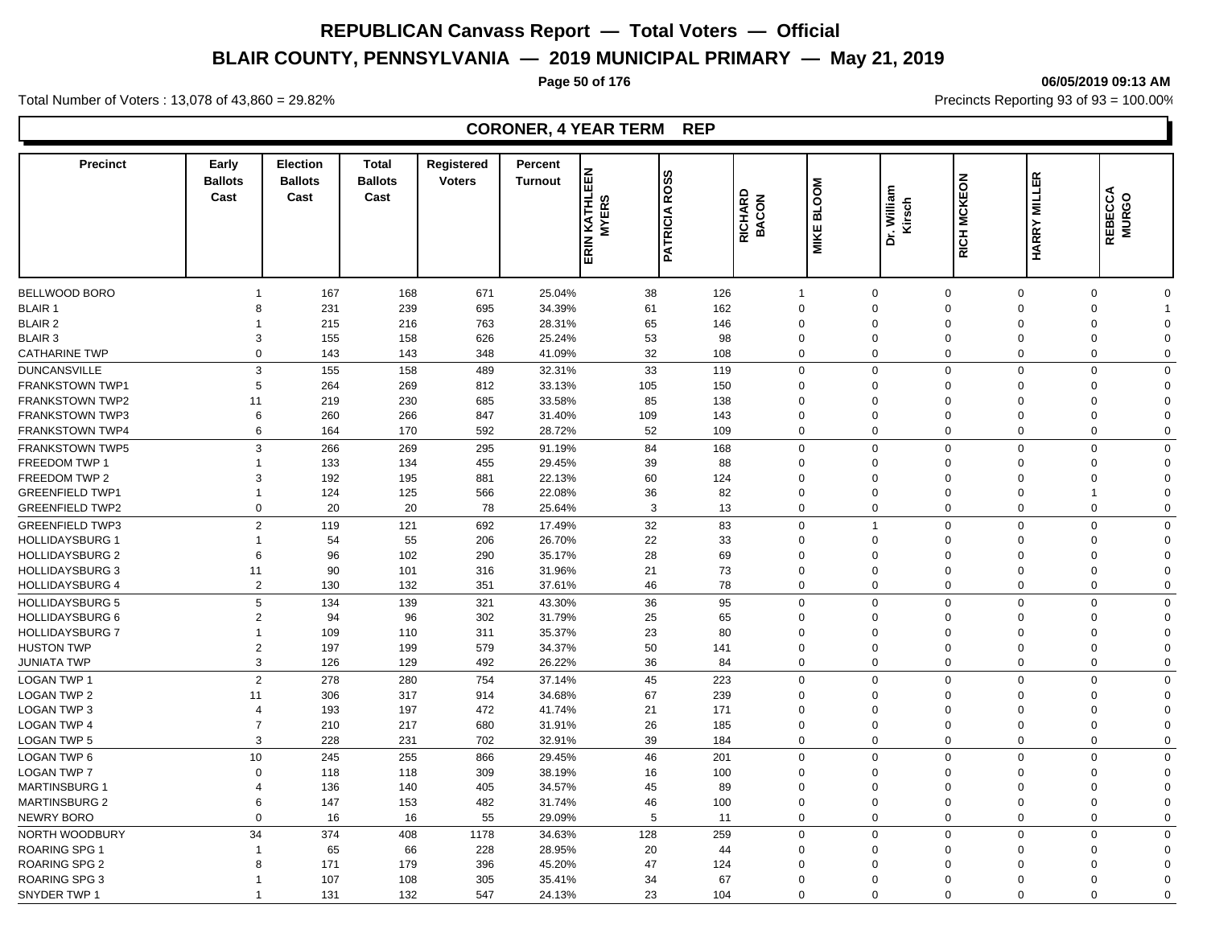# REPUBLICAN Canvass Report — Total Voters — Official

## BLAIR COUNTY, PENNSYLVANIA — 2019 MUNICIPAL PRIMARY — May 21, 2019

06/05/2019 09:13 AM

Total Number of Voters : 13,078 of 43,860 = 29.82%

Precincts Reporting 93 of 93 = 100.00%

### CORONER, 4 YEAR TERM REP

| Precinct | Early Ballots Cast | Election Ballots Cast | Total Ballots Cast | Registered Voters | Percent Turnout | ERIN KATHLEEN MYERS | PATRICIA ROSS | RICHARD BACON | MIKE BLOOM | Dr. William Kirsch | RICH MCKEON | HARRY MILLER | REBECCA MURGO |
|---|---|---|---|---|---|---|---|---|---|---|---|---|---|
| BELLWOOD BORO | 1 | 167 | 168 | 671 | 25.04% | 38 | 126 | 1 | 0 | 0 | 0 | 0 | 0 |
| BLAIR 1 | 8 | 231 | 239 | 695 | 34.39% | 61 | 162 | 0 | 0 | 0 | 0 | 0 | 1 |
| BLAIR 2 | 1 | 215 | 216 | 763 | 28.31% | 65 | 146 | 0 | 0 | 0 | 0 | 0 | 0 |
| BLAIR 3 | 3 | 155 | 158 | 626 | 25.24% | 53 | 98 | 0 | 0 | 0 | 0 | 0 | 0 |
| CATHARINE TWP | 0 | 143 | 143 | 348 | 41.09% | 32 | 108 | 0 | 0 | 0 | 0 | 0 | 0 |
| DUNCANSVILLE | 3 | 155 | 158 | 489 | 32.31% | 33 | 119 | 0 | 0 | 0 | 0 | 0 | 0 |
| FRANKSTOWN TWP1 | 5 | 264 | 269 | 812 | 33.13% | 105 | 150 | 0 | 0 | 0 | 0 | 0 | 0 |
| FRANKSTOWN TWP2 | 11 | 219 | 230 | 685 | 33.58% | 85 | 138 | 0 | 0 | 0 | 0 | 0 | 0 |
| FRANKSTOWN TWP3 | 6 | 260 | 266 | 847 | 31.40% | 109 | 143 | 0 | 0 | 0 | 0 | 0 | 0 |
| FRANKSTOWN TWP4 | 6 | 164 | 170 | 592 | 28.72% | 52 | 109 | 0 | 0 | 0 | 0 | 0 | 0 |
| FRANKSTOWN TWP5 | 3 | 266 | 269 | 295 | 91.19% | 84 | 168 | 0 | 0 | 0 | 0 | 0 | 0 |
| FREEDOM TWP 1 | 1 | 133 | 134 | 455 | 29.45% | 39 | 88 | 0 | 0 | 0 | 0 | 0 | 0 |
| FREEDOM TWP 2 | 3 | 192 | 195 | 881 | 22.13% | 60 | 124 | 0 | 0 | 0 | 0 | 0 | 0 |
| GREENFIELD TWP1 | 1 | 124 | 125 | 566 | 22.08% | 36 | 82 | 0 | 0 | 0 | 0 | 1 | 0 |
| GREENFIELD TWP2 | 0 | 20 | 20 | 78 | 25.64% | 3 | 13 | 0 | 0 | 0 | 0 | 0 | 0 |
| GREENFIELD TWP3 | 2 | 119 | 121 | 692 | 17.49% | 32 | 83 | 0 | 1 | 0 | 0 | 0 | 0 |
| HOLLIDAYSBURG 1 | 1 | 54 | 55 | 206 | 26.70% | 22 | 33 | 0 | 0 | 0 | 0 | 0 | 0 |
| HOLLIDAYSBURG 2 | 6 | 96 | 102 | 290 | 35.17% | 28 | 69 | 0 | 0 | 0 | 0 | 0 | 0 |
| HOLLIDAYSBURG 3 | 11 | 90 | 101 | 316 | 31.96% | 21 | 73 | 0 | 0 | 0 | 0 | 0 | 0 |
| HOLLIDAYSBURG 4 | 2 | 130 | 132 | 351 | 37.61% | 46 | 78 | 0 | 0 | 0 | 0 | 0 | 0 |
| HOLLIDAYSBURG 5 | 5 | 134 | 139 | 321 | 43.30% | 36 | 95 | 0 | 0 | 0 | 0 | 0 | 0 |
| HOLLIDAYSBURG 6 | 2 | 94 | 96 | 302 | 31.79% | 25 | 65 | 0 | 0 | 0 | 0 | 0 | 0 |
| HOLLIDAYSBURG 7 | 1 | 109 | 110 | 311 | 35.37% | 23 | 80 | 0 | 0 | 0 | 0 | 0 | 0 |
| HUSTON TWP | 2 | 197 | 199 | 579 | 34.37% | 50 | 141 | 0 | 0 | 0 | 0 | 0 | 0 |
| JUNIATA TWP | 3 | 126 | 129 | 492 | 26.22% | 36 | 84 | 0 | 0 | 0 | 0 | 0 | 0 |
| LOGAN TWP 1 | 2 | 278 | 280 | 754 | 37.14% | 45 | 223 | 0 | 0 | 0 | 0 | 0 | 0 |
| LOGAN TWP 2 | 11 | 306 | 317 | 914 | 34.68% | 67 | 239 | 0 | 0 | 0 | 0 | 0 | 0 |
| LOGAN TWP 3 | 4 | 193 | 197 | 472 | 41.74% | 21 | 171 | 0 | 0 | 0 | 0 | 0 | 0 |
| LOGAN TWP 4 | 7 | 210 | 217 | 680 | 31.91% | 26 | 185 | 0 | 0 | 0 | 0 | 0 | 0 |
| LOGAN TWP 5 | 3 | 228 | 231 | 702 | 32.91% | 39 | 184 | 0 | 0 | 0 | 0 | 0 | 0 |
| LOGAN TWP 6 | 10 | 245 | 255 | 866 | 29.45% | 46 | 201 | 0 | 0 | 0 | 0 | 0 | 0 |
| LOGAN TWP 7 | 0 | 118 | 118 | 309 | 38.19% | 16 | 100 | 0 | 0 | 0 | 0 | 0 | 0 |
| MARTINSBURG 1 | 4 | 136 | 140 | 405 | 34.57% | 45 | 89 | 0 | 0 | 0 | 0 | 0 | 0 |
| MARTINSBURG 2 | 6 | 147 | 153 | 482 | 31.74% | 46 | 100 | 0 | 0 | 0 | 0 | 0 | 0 |
| NEWRY BORO | 0 | 16 | 16 | 55 | 29.09% | 5 | 11 | 0 | 0 | 0 | 0 | 0 | 0 |
| NORTH WOODBURY | 34 | 374 | 408 | 1178 | 34.63% | 128 | 259 | 0 | 0 | 0 | 0 | 0 | 0 |
| ROARING SPG 1 | 1 | 65 | 66 | 228 | 28.95% | 20 | 44 | 0 | 0 | 0 | 0 | 0 | 0 |
| ROARING SPG 2 | 8 | 171 | 179 | 396 | 45.20% | 47 | 124 | 0 | 0 | 0 | 0 | 0 | 0 |
| ROARING SPG 3 | 1 | 107 | 108 | 305 | 35.41% | 34 | 67 | 0 | 0 | 0 | 0 | 0 | 0 |
| SNYDER TWP 1 | 1 | 131 | 132 | 547 | 24.13% | 23 | 104 | 0 | 0 | 0 | 0 | 0 | 0 |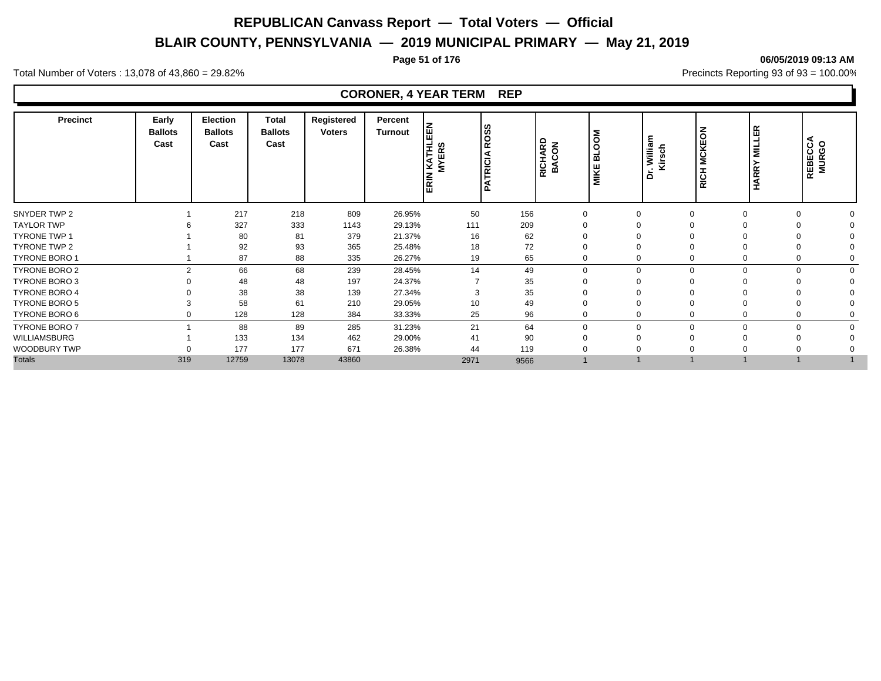# REPUBLICAN Canvass Report — Total Voters — Official

## BLAIR COUNTY, PENNSYLVANIA — 2019 MUNICIPAL PRIMARY — May 21, 2019

**06/05/2019 09:13 AM**

Total Number of Voters : 13,078 of 43,860 = 29.82%

Precincts Reporting 93 of 93 = 100.00%

### CORONER, 4 YEAR TERM REP

| Precinct | Early Ballots Cast | Election Ballots Cast | Total Ballots Cast | Registered Voters | Percent Turnout | ERIN KATHLEEN MYERS | PATRICIA ROSS | RICHARD BACON | MIKE BLOOM | Dr. William Kirsch | RICH MCKEON | HARRY MILLER | REBECCA MURGO |
|---|---|---|---|---|---|---|---|---|---|---|---|---|---|
| SNYDER TWP 2 | 1 | 217 | 218 | 809 | 26.95% | 50 | 156 | 0 | 0 | 0 | 0 | 0 | 0 |
| TAYLOR TWP | 6 | 327 | 333 | 1143 | 29.13% | 111 | 209 | 0 | 0 | 0 | 0 | 0 | 0 |
| TYRONE TWP 1 | 1 | 80 | 81 | 379 | 21.37% | 16 | 62 | 0 | 0 | 0 | 0 | 0 | 0 |
| TYRONE TWP 2 | 1 | 92 | 93 | 365 | 25.48% | 18 | 72 | 0 | 0 | 0 | 0 | 0 | 0 |
| TYRONE BORO 1 | 1 | 87 | 88 | 335 | 26.27% | 19 | 65 | 0 | 0 | 0 | 0 | 0 | 0 |
| TYRONE BORO 2 | 2 | 66 | 68 | 239 | 28.45% | 14 | 49 | 0 | 0 | 0 | 0 | 0 | 0 |
| TYRONE BORO 3 | 0 | 48 | 48 | 197 | 24.37% | 7 | 35 | 0 | 0 | 0 | 0 | 0 | 0 |
| TYRONE BORO 4 | 0 | 38 | 38 | 139 | 27.34% | 3 | 35 | 0 | 0 | 0 | 0 | 0 | 0 |
| TYRONE BORO 5 | 3 | 58 | 61 | 210 | 29.05% | 10 | 49 | 0 | 0 | 0 | 0 | 0 | 0 |
| TYRONE BORO 6 | 0 | 128 | 128 | 384 | 33.33% | 25 | 96 | 0 | 0 | 0 | 0 | 0 | 0 |
| TYRONE BORO 7 | 1 | 88 | 89 | 285 | 31.23% | 21 | 64 | 0 | 0 | 0 | 0 | 0 | 0 |
| WILLIAMSBURG | 1 | 133 | 134 | 462 | 29.00% | 41 | 90 | 0 | 0 | 0 | 0 | 0 | 0 |
| WOODBURY TWP | 0 | 177 | 177 | 671 | 26.38% | 44 | 119 | 0 | 0 | 0 | 0 | 0 | 0 |
| Totals | 319 | 12759 | 13078 | 43860 | | 2971 | 9566 | 1 | 1 | 1 | 1 | 1 | 1 |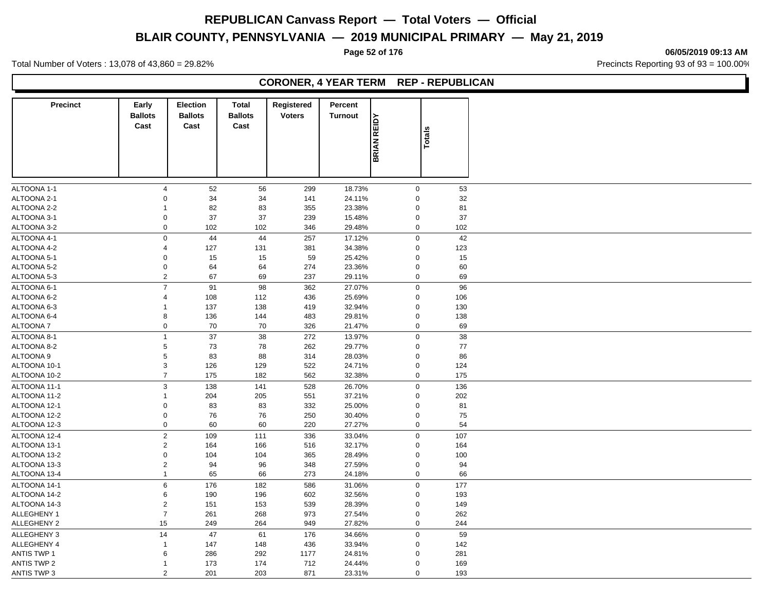# REPUBLICAN Canvass Report — Total Voters — Official

## BLAIR COUNTY, PENNSYLVANIA — 2019 MUNICIPAL PRIMARY — May 21, 2019

Total Number of Voters : 13,078 of 43,860 = 29.82%

Precincts Reporting 93 of 93 = 100.00%

### CORONER, 4 YEAR TERM REP - REPUBLICAN

| Precinct | Early Ballots Cast | Election Ballots Cast | Total Ballots Cast | Registered Voters | Percent Turnout | BRIAN REIDY | Totals |
|---|---|---|---|---|---|---|---|
| ALTOONA 1-1 | 4 | 52 | 56 | 299 | 18.73% | 0 | 53 |
| ALTOONA 2-1 | 0 | 34 | 34 | 141 | 24.11% | 0 | 32 |
| ALTOONA 2-2 | 1 | 82 | 83 | 355 | 23.38% | 0 | 81 |
| ALTOONA 3-1 | 0 | 37 | 37 | 239 | 15.48% | 0 | 37 |
| ALTOONA 3-2 | 0 | 102 | 102 | 346 | 29.48% | 0 | 102 |
| ALTOONA 4-1 | 0 | 44 | 44 | 257 | 17.12% | 0 | 42 |
| ALTOONA 4-2 | 4 | 127 | 131 | 381 | 34.38% | 0 | 123 |
| ALTOONA 5-1 | 0 | 15 | 15 | 59 | 25.42% | 0 | 15 |
| ALTOONA 5-2 | 0 | 64 | 64 | 274 | 23.36% | 0 | 60 |
| ALTOONA 5-3 | 2 | 67 | 69 | 237 | 29.11% | 0 | 69 |
| ALTOONA 6-1 | 7 | 91 | 98 | 362 | 27.07% | 0 | 96 |
| ALTOONA 6-2 | 4 | 108 | 112 | 436 | 25.69% | 0 | 106 |
| ALTOONA 6-3 | 1 | 137 | 138 | 419 | 32.94% | 0 | 130 |
| ALTOONA 6-4 | 8 | 136 | 144 | 483 | 29.81% | 0 | 138 |
| ALTOONA 7 | 0 | 70 | 70 | 326 | 21.47% | 0 | 69 |
| ALTOONA 8-1 | 1 | 37 | 38 | 272 | 13.97% | 0 | 38 |
| ALTOONA 8-2 | 5 | 73 | 78 | 262 | 29.77% | 0 | 77 |
| ALTOONA 9 | 5 | 83 | 88 | 314 | 28.03% | 0 | 86 |
| ALTOONA 10-1 | 3 | 126 | 129 | 522 | 24.71% | 0 | 124 |
| ALTOONA 10-2 | 7 | 175 | 182 | 562 | 32.38% | 0 | 175 |
| ALTOONA 11-1 | 3 | 138 | 141 | 528 | 26.70% | 0 | 136 |
| ALTOONA 11-2 | 1 | 204 | 205 | 551 | 37.21% | 0 | 202 |
| ALTOONA 12-1 | 0 | 83 | 83 | 332 | 25.00% | 0 | 81 |
| ALTOONA 12-2 | 0 | 76 | 76 | 250 | 30.40% | 0 | 75 |
| ALTOONA 12-3 | 0 | 60 | 60 | 220 | 27.27% | 0 | 54 |
| ALTOONA 12-4 | 2 | 109 | 111 | 336 | 33.04% | 0 | 107 |
| ALTOONA 13-1 | 2 | 164 | 166 | 516 | 32.17% | 0 | 164 |
| ALTOONA 13-2 | 0 | 104 | 104 | 365 | 28.49% | 0 | 100 |
| ALTOONA 13-3 | 2 | 94 | 96 | 348 | 27.59% | 0 | 94 |
| ALTOONA 13-4 | 1 | 65 | 66 | 273 | 24.18% | 0 | 66 |
| ALTOONA 14-1 | 6 | 176 | 182 | 586 | 31.06% | 0 | 177 |
| ALTOONA 14-2 | 6 | 190 | 196 | 602 | 32.56% | 0 | 193 |
| ALTOONA 14-3 | 2 | 151 | 153 | 539 | 28.39% | 0 | 149 |
| ALLEGHENY 1 | 7 | 261 | 268 | 973 | 27.54% | 0 | 262 |
| ALLEGHENY 2 | 15 | 249 | 264 | 949 | 27.82% | 0 | 244 |
| ALLEGHENY 3 | 14 | 47 | 61 | 176 | 34.66% | 0 | 59 |
| ALLEGHENY 4 | 1 | 147 | 148 | 436 | 33.94% | 0 | 142 |
| ANTIS TWP 1 | 6 | 286 | 292 | 1177 | 24.81% | 0 | 281 |
| ANTIS TWP 2 | 1 | 173 | 174 | 712 | 24.44% | 0 | 169 |
| ANTIS TWP 3 | 2 | 201 | 203 | 871 | 23.31% | 0 | 193 |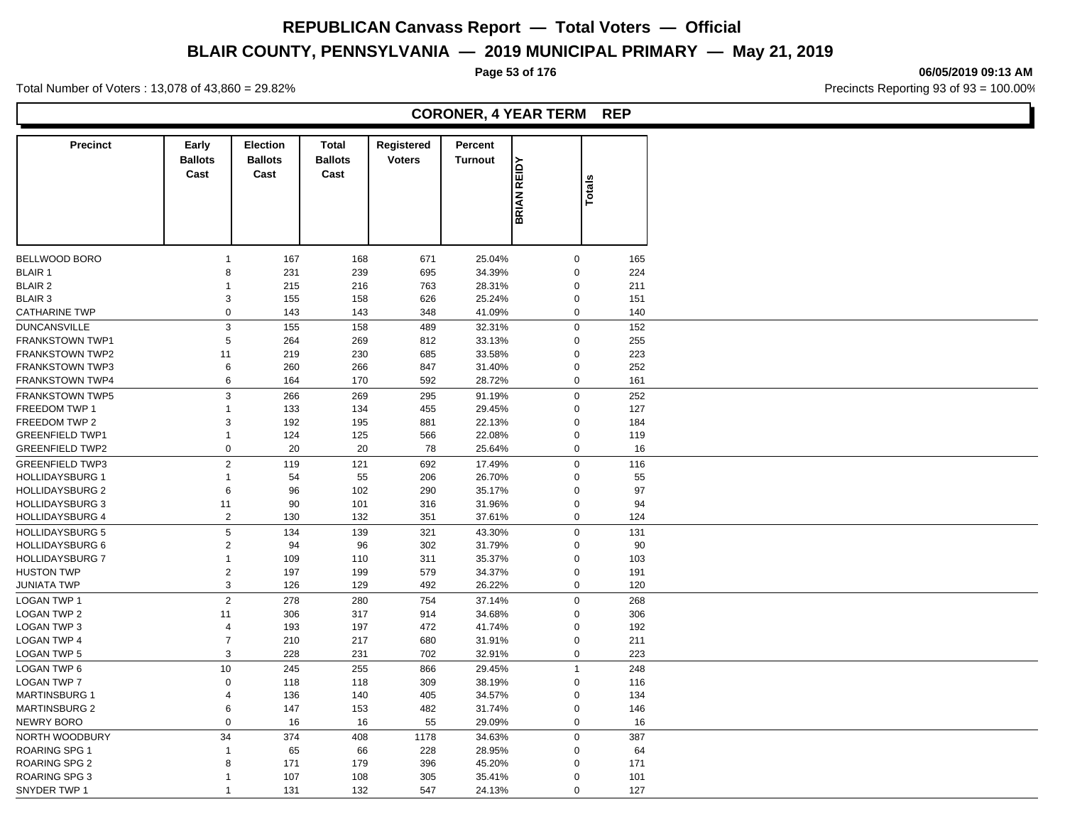# REPUBLICAN Canvass Report — Total Voters — Official

## BLAIR COUNTY, PENNSYLVANIA — 2019 MUNICIPAL PRIMARY — May 21, 2019

06/05/2019 09:13 AM

Total Number of Voters : 13,078 of 43,860 = 29.82%

Precincts Reporting 93 of 93 = 100.00%

### CORONER, 4 YEAR TERM REP

| Precinct | Early Ballots Cast | Election Ballots Cast | Total Ballots Cast | Registered Voters | Percent Turnout | BRIAN REIDY | Totals |
|---|---|---|---|---|---|---|---|
| BELLWOOD BORO | 1 | 167 | 168 | 671 | 25.04% | 0 | 165 |
| BLAIR 1 | 8 | 231 | 239 | 695 | 34.39% | 0 | 224 |
| BLAIR 2 | 1 | 215 | 216 | 763 | 28.31% | 0 | 211 |
| BLAIR 3 | 3 | 155 | 158 | 626 | 25.24% | 0 | 151 |
| CATHARINE TWP | 0 | 143 | 143 | 348 | 41.09% | 0 | 140 |
| DUNCANSVILLE | 3 | 155 | 158 | 489 | 32.31% | 0 | 152 |
| FRANKSTOWN TWP1 | 5 | 264 | 269 | 812 | 33.13% | 0 | 255 |
| FRANKSTOWN TWP2 | 11 | 219 | 230 | 685 | 33.58% | 0 | 223 |
| FRANKSTOWN TWP3 | 6 | 260 | 266 | 847 | 31.40% | 0 | 252 |
| FRANKSTOWN TWP4 | 6 | 164 | 170 | 592 | 28.72% | 0 | 161 |
| FRANKSTOWN TWP5 | 3 | 266 | 269 | 295 | 91.19% | 0 | 252 |
| FREEDOM TWP 1 | 1 | 133 | 134 | 455 | 29.45% | 0 | 127 |
| FREEDOM TWP 2 | 3 | 192 | 195 | 881 | 22.13% | 0 | 184 |
| GREENFIELD TWP1 | 1 | 124 | 125 | 566 | 22.08% | 0 | 119 |
| GREENFIELD TWP2 | 0 | 20 | 20 | 78 | 25.64% | 0 | 16 |
| GREENFIELD TWP3 | 2 | 119 | 121 | 692 | 17.49% | 0 | 116 |
| HOLLIDAYSBURG 1 | 1 | 54 | 55 | 206 | 26.70% | 0 | 55 |
| HOLLIDAYSBURG 2 | 6 | 96 | 102 | 290 | 35.17% | 0 | 97 |
| HOLLIDAYSBURG 3 | 11 | 90 | 101 | 316 | 31.96% | 0 | 94 |
| HOLLIDAYSBURG 4 | 2 | 130 | 132 | 351 | 37.61% | 0 | 124 |
| HOLLIDAYSBURG 5 | 5 | 134 | 139 | 321 | 43.30% | 0 | 131 |
| HOLLIDAYSBURG 6 | 2 | 94 | 96 | 302 | 31.79% | 0 | 90 |
| HOLLIDAYSBURG 7 | 1 | 109 | 110 | 311 | 35.37% | 0 | 103 |
| HUSTON TWP | 2 | 197 | 199 | 579 | 34.37% | 0 | 191 |
| JUNIATA TWP | 3 | 126 | 129 | 492 | 26.22% | 0 | 120 |
| LOGAN TWP 1 | 2 | 278 | 280 | 754 | 37.14% | 0 | 268 |
| LOGAN TWP 2 | 11 | 306 | 317 | 914 | 34.68% | 0 | 306 |
| LOGAN TWP 3 | 4 | 193 | 197 | 472 | 41.74% | 0 | 192 |
| LOGAN TWP 4 | 7 | 210 | 217 | 680 | 31.91% | 0 | 211 |
| LOGAN TWP 5 | 3 | 228 | 231 | 702 | 32.91% | 0 | 223 |
| LOGAN TWP 6 | 10 | 245 | 255 | 866 | 29.45% | 1 | 248 |
| LOGAN TWP 7 | 0 | 118 | 118 | 309 | 38.19% | 0 | 116 |
| MARTINSBURG 1 | 4 | 136 | 140 | 405 | 34.57% | 0 | 134 |
| MARTINSBURG 2 | 6 | 147 | 153 | 482 | 31.74% | 0 | 146 |
| NEWRY BORO | 0 | 16 | 16 | 55 | 29.09% | 0 | 16 |
| NORTH WOODBURY | 34 | 374 | 408 | 1178 | 34.63% | 0 | 387 |
| ROARING SPG 1 | 1 | 65 | 66 | 228 | 28.95% | 0 | 64 |
| ROARING SPG 2 | 8 | 171 | 179 | 396 | 45.20% | 0 | 171 |
| ROARING SPG 3 | 1 | 107 | 108 | 305 | 35.41% | 0 | 101 |
| SNYDER TWP 1 | 1 | 131 | 132 | 547 | 24.13% | 0 | 127 |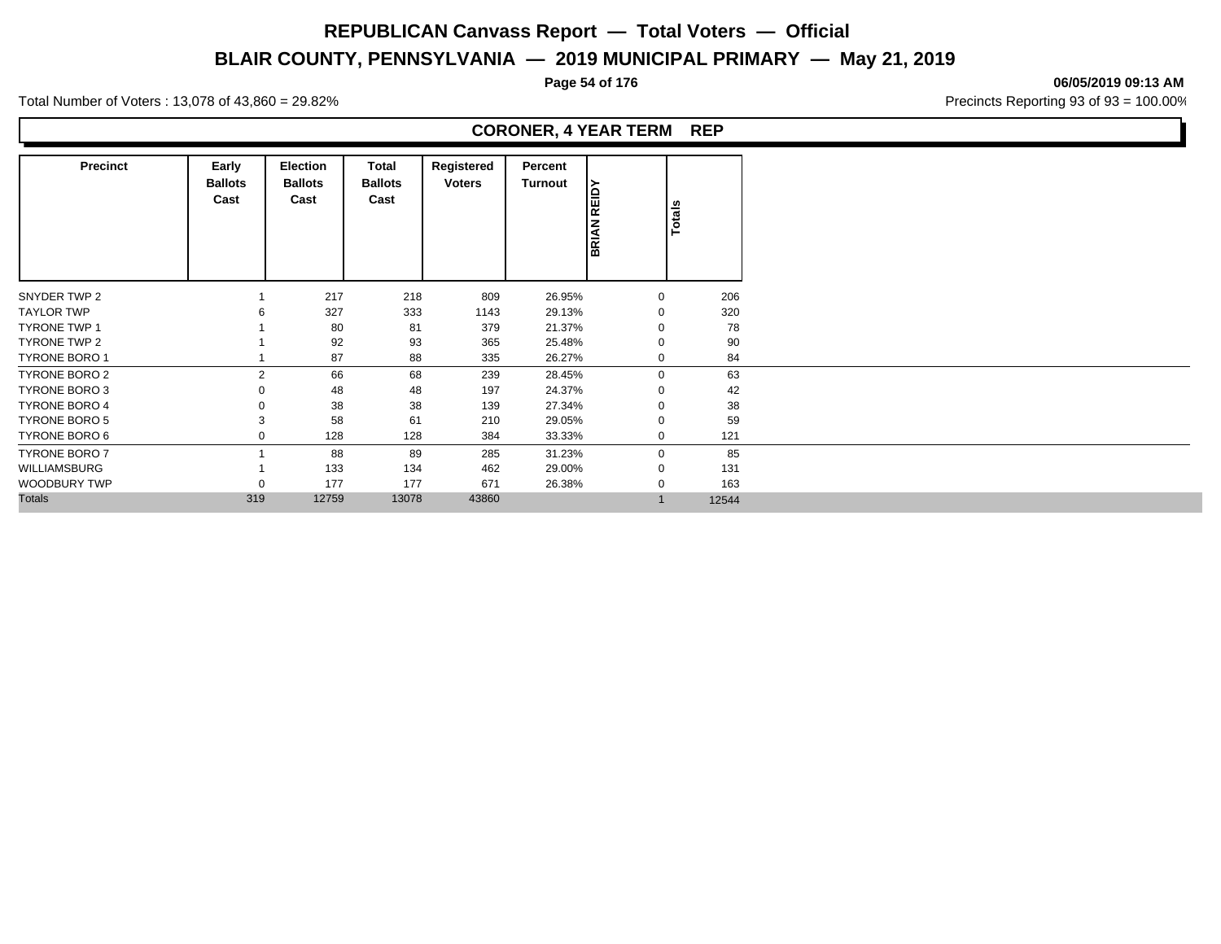# REPUBLICAN Canvass Report — Total Voters — Official

## BLAIR COUNTY, PENNSYLVANIA — 2019 MUNICIPAL PRIMARY — May 21, 2019

**06/05/2019 09:13 AM**

Total Number of Voters : 13,078 of 43,860 = 29.82%

Precincts Reporting 93 of 93 = 100.00%

### CORONER, 4 YEAR TERM REP

| Precinct | Early Ballots Cast | Election Ballots Cast | Total Ballots Cast | Registered Voters | Percent Turnout | BRIAN REIDY | Totals |
|---|---|---|---|---|---|---|---|
| SNYDER TWP 2 | 1 | 217 | 218 | 809 | 26.95% | 0 | 206 |
| TAYLOR TWP | 6 | 327 | 333 | 1143 | 29.13% | 0 | 320 |
| TYRONE TWP 1 | 1 | 80 | 81 | 379 | 21.37% | 0 | 78 |
| TYRONE TWP 2 | 1 | 92 | 93 | 365 | 25.48% | 0 | 90 |
| TYRONE BORO 1 | 1 | 87 | 88 | 335 | 26.27% | 0 | 84 |
| TYRONE BORO 2 | 2 | 66 | 68 | 239 | 28.45% | 0 | 63 |
| TYRONE BORO 3 | 0 | 48 | 48 | 197 | 24.37% | 0 | 42 |
| TYRONE BORO 4 | 0 | 38 | 38 | 139 | 27.34% | 0 | 38 |
| TYRONE BORO 5 | 3 | 58 | 61 | 210 | 29.05% | 0 | 59 |
| TYRONE BORO 6 | 0 | 128 | 128 | 384 | 33.33% | 0 | 121 |
| TYRONE BORO 7 | 1 | 88 | 89 | 285 | 31.23% | 0 | 85 |
| WILLIAMSBURG | 1 | 133 | 134 | 462 | 29.00% | 0 | 131 |
| WOODBURY TWP | 0 | 177 | 177 | 671 | 26.38% | 0 | 163 |
| Totals | 319 | 12759 | 13078 | 43860 | | 1 | 12544 |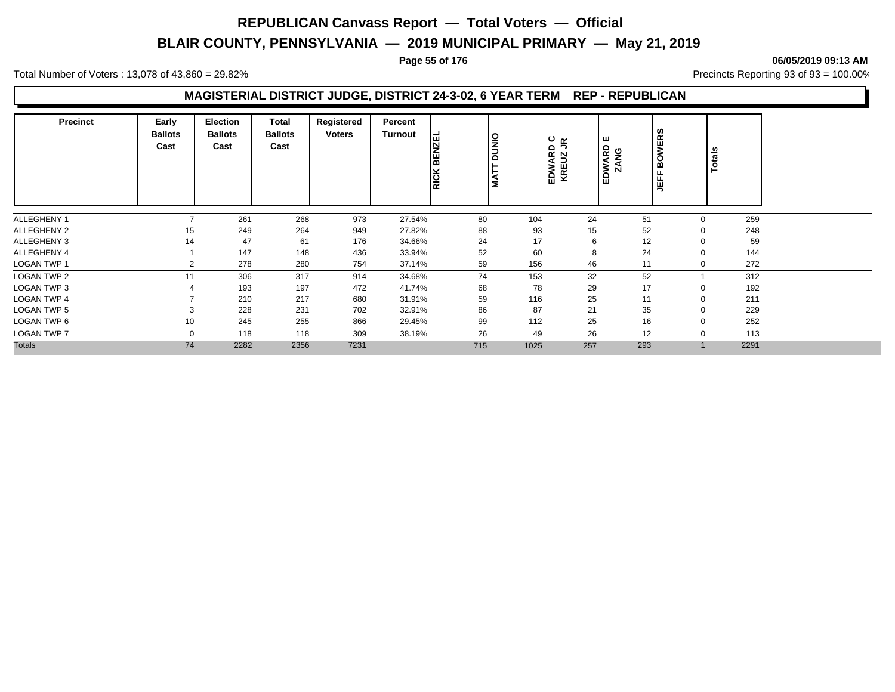# REPUBLICAN Canvass Report — Total Voters — Official

## BLAIR COUNTY, PENNSYLVANIA — 2019 MUNICIPAL PRIMARY — May 21, 2019

06/05/2019 09:13 AM

Total Number of Voters : 13,078 of 43,860 = 29.82%

Precincts Reporting 93 of 93 = 100.00%

### MAGISTERIAL DISTRICT JUDGE, DISTRICT 24-3-02, 6 YEAR TERM REP - REPUBLICAN

| Precinct | Early Ballots Cast | Election Ballots Cast | Total Ballots Cast | Registered Voters | Percent Turnout | RICK BENZEL | MATT DUNIO | EDWARD C KREUZ JR | EDWARD E ZANG | JEFF BOWERS | Totals |
|---|---|---|---|---|---|---|---|---|---|---|---|
| ALLEGHENY 1 | 7 | 261 | 268 | 973 | 27.54% | 80 | 104 | 24 | 51 | 0 | 259 |
| ALLEGHENY 2 | 15 | 249 | 264 | 949 | 27.82% | 88 | 93 | 15 | 52 | 0 | 248 |
| ALLEGHENY 3 | 14 | 47 | 61 | 176 | 34.66% | 24 | 17 | 6 | 12 | 0 | 59 |
| ALLEGHENY 4 | 1 | 147 | 148 | 436 | 33.94% | 52 | 60 | 8 | 24 | 0 | 144 |
| LOGAN TWP 1 | 2 | 278 | 280 | 754 | 37.14% | 59 | 156 | 46 | 11 | 0 | 272 |
| LOGAN TWP 2 | 11 | 306 | 317 | 914 | 34.68% | 74 | 153 | 32 | 52 | 1 | 312 |
| LOGAN TWP 3 | 4 | 193 | 197 | 472 | 41.74% | 68 | 78 | 29 | 17 | 0 | 192 |
| LOGAN TWP 4 | 7 | 210 | 217 | 680 | 31.91% | 59 | 116 | 25 | 11 | 0 | 211 |
| LOGAN TWP 5 | 3 | 228 | 231 | 702 | 32.91% | 86 | 87 | 21 | 35 | 0 | 229 |
| LOGAN TWP 6 | 10 | 245 | 255 | 866 | 29.45% | 99 | 112 | 25 | 16 | 0 | 252 |
| LOGAN TWP 7 | 0 | 118 | 118 | 309 | 38.19% | 26 | 49 | 26 | 12 | 0 | 113 |
| Totals | 74 | 2282 | 2356 | 7231 | | 715 | 1025 | 257 | 293 | 1 | 2291 |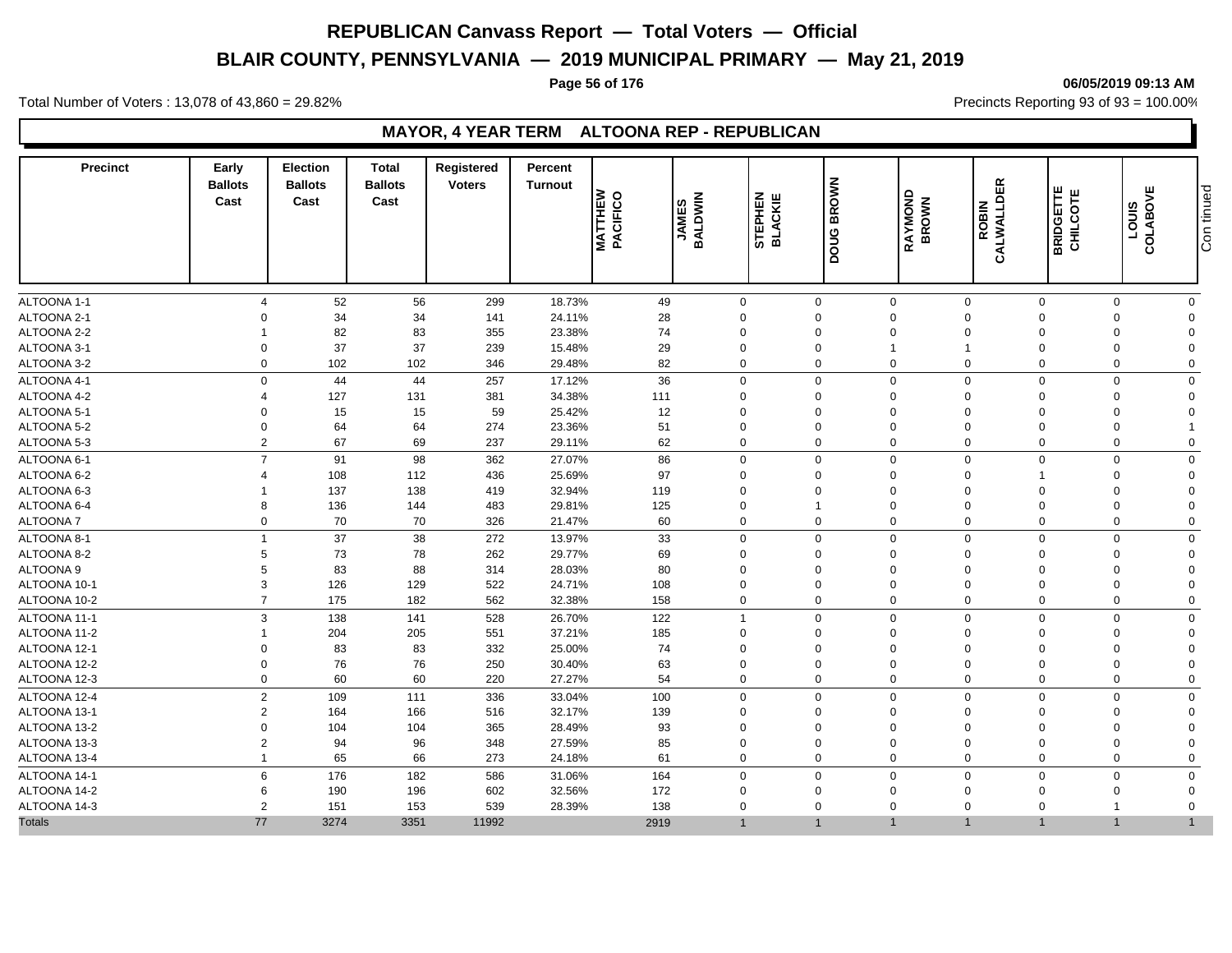# REPUBLICAN Canvass Report — Total Voters — Official

## BLAIR COUNTY, PENNSYLVANIA — 2019 MUNICIPAL PRIMARY — May 21, 2019

06/05/2019 09:13 AM

Total Number of Voters : 13,078 of 43,860 = 29.82%

Precincts Reporting 93 of 93 = 100.00%

### MAYOR, 4 YEAR TERM ALTOONA REP - REPUBLICAN

| Precinct | Early Ballots Cast | Election Ballots Cast | Total Ballots Cast | Registered Voters | Percent Turnout | MATTHEW PACIFICO | JAMES BALDWIN | STEPHEN BLACKIE | DOUG BROWN | RAYMOND BROWN | ROBIN CALWALLDER | BRIDGETTE CHILCOTE | LOUIS COLABOVE |
|---|---|---|---|---|---|---|---|---|---|---|---|---|---|
| ALTOONA 1-1 | 4 | 52 | 56 | 299 | 18.73% | 49 | 0 | 0 | 0 | 0 | 0 | 0 | 0 |
| ALTOONA 2-1 | 0 | 34 | 34 | 141 | 24.11% | 28 | 0 | 0 | 0 | 0 | 0 | 0 | 0 |
| ALTOONA 2-2 | 1 | 82 | 83 | 355 | 23.38% | 74 | 0 | 0 | 0 | 0 | 0 | 0 | 0 |
| ALTOONA 3-1 | 0 | 37 | 37 | 239 | 15.48% | 29 | 0 | 0 | 1 | 1 | 0 | 0 | 0 |
| ALTOONA 3-2 | 0 | 102 | 102 | 346 | 29.48% | 82 | 0 | 0 | 0 | 0 | 0 | 0 | 0 |
| ALTOONA 4-1 | 0 | 44 | 44 | 257 | 17.12% | 36 | 0 | 0 | 0 | 0 | 0 | 0 | 0 |
| ALTOONA 4-2 | 4 | 127 | 131 | 381 | 34.38% | 111 | 0 | 0 | 0 | 0 | 0 | 0 | 0 |
| ALTOONA 5-1 | 0 | 15 | 15 | 59 | 25.42% | 12 | 0 | 0 | 0 | 0 | 0 | 0 | 0 |
| ALTOONA 5-2 | 0 | 64 | 64 | 274 | 23.36% | 51 | 0 | 0 | 0 | 0 | 0 | 0 | 1 |
| ALTOONA 5-3 | 2 | 67 | 69 | 237 | 29.11% | 62 | 0 | 0 | 0 | 0 | 0 | 0 | 0 |
| ALTOONA 6-1 | 7 | 91 | 98 | 362 | 27.07% | 86 | 0 | 0 | 0 | 0 | 0 | 0 | 0 |
| ALTOONA 6-2 | 4 | 108 | 112 | 436 | 25.69% | 97 | 0 | 0 | 0 | 0 | 1 | 0 | 0 |
| ALTOONA 6-3 | 1 | 137 | 138 | 419 | 32.94% | 119 | 0 | 0 | 0 | 0 | 0 | 0 | 0 |
| ALTOONA 6-4 | 8 | 136 | 144 | 483 | 29.81% | 125 | 0 | 1 | 0 | 0 | 0 | 0 | 0 |
| ALTOONA 7 | 0 | 70 | 70 | 326 | 21.47% | 60 | 0 | 0 | 0 | 0 | 0 | 0 | 0 |
| ALTOONA 8-1 | 1 | 37 | 38 | 272 | 13.97% | 33 | 0 | 0 | 0 | 0 | 0 | 0 | 0 |
| ALTOONA 8-2 | 5 | 73 | 78 | 262 | 29.77% | 69 | 0 | 0 | 0 | 0 | 0 | 0 | 0 |
| ALTOONA 9 | 5 | 83 | 88 | 314 | 28.03% | 80 | 0 | 0 | 0 | 0 | 0 | 0 | 0 |
| ALTOONA 10-1 | 3 | 126 | 129 | 522 | 24.71% | 108 | 0 | 0 | 0 | 0 | 0 | 0 | 0 |
| ALTOONA 10-2 | 7 | 175 | 182 | 562 | 32.38% | 158 | 0 | 0 | 0 | 0 | 0 | 0 | 0 |
| ALTOONA 11-1 | 3 | 138 | 141 | 528 | 26.70% | 122 | 1 | 0 | 0 | 0 | 0 | 0 | 0 |
| ALTOONA 11-2 | 1 | 204 | 205 | 551 | 37.21% | 185 | 0 | 0 | 0 | 0 | 0 | 0 | 0 |
| ALTOONA 12-1 | 0 | 83 | 83 | 332 | 25.00% | 74 | 0 | 0 | 0 | 0 | 0 | 0 | 0 |
| ALTOONA 12-2 | 0 | 76 | 76 | 250 | 30.40% | 63 | 0 | 0 | 0 | 0 | 0 | 0 | 0 |
| ALTOONA 12-3 | 0 | 60 | 60 | 220 | 27.27% | 54 | 0 | 0 | 0 | 0 | 0 | 0 | 0 |
| ALTOONA 12-4 | 2 | 109 | 111 | 336 | 33.04% | 100 | 0 | 0 | 0 | 0 | 0 | 0 | 0 |
| ALTOONA 13-1 | 2 | 164 | 166 | 516 | 32.17% | 139 | 0 | 0 | 0 | 0 | 0 | 0 | 0 |
| ALTOONA 13-2 | 0 | 104 | 104 | 365 | 28.49% | 93 | 0 | 0 | 0 | 0 | 0 | 0 | 0 |
| ALTOONA 13-3 | 2 | 94 | 96 | 348 | 27.59% | 85 | 0 | 0 | 0 | 0 | 0 | 0 | 0 |
| ALTOONA 13-4 | 1 | 65 | 66 | 273 | 24.18% | 61 | 0 | 0 | 0 | 0 | 0 | 0 | 0 |
| ALTOONA 14-1 | 6 | 176 | 182 | 586 | 31.06% | 164 | 0 | 0 | 0 | 0 | 0 | 0 | 0 |
| ALTOONA 14-2 | 6 | 190 | 196 | 602 | 32.56% | 172 | 0 | 0 | 0 | 0 | 0 | 0 | 0 |
| ALTOONA 14-3 | 2 | 151 | 153 | 539 | 28.39% | 138 | 0 | 0 | 0 | 0 | 0 | 1 | 0 |
| Totals | 77 | 3274 | 3351 | 11992 | | 2919 | 1 | 1 | 1 | 1 | 1 | 1 | 1 |

Continued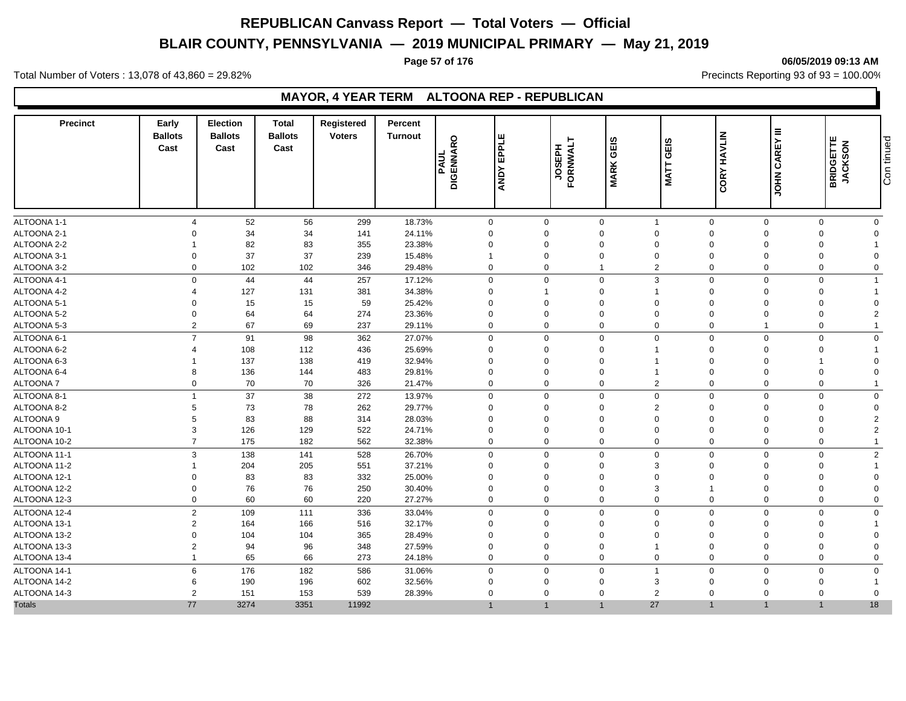# REPUBLICAN Canvass Report — Total Voters — Official

## BLAIR COUNTY, PENNSYLVANIA — 2019 MUNICIPAL PRIMARY — May 21, 2019

06/05/2019 09:13 AM

Total Number of Voters : 13,078 of 43,860 = 29.82%

Precincts Reporting 93 of 93 = 100.00%

### MAYOR, 4 YEAR TERM ALTOONA REP - REPUBLICAN

| Precinct | Early Ballots Cast | Election Ballots Cast | Total Ballots Cast | Registered Voters | Percent Turnout | PAUL DIGENNARO | ANDY EPPLE | JOSEPH FORNWALT | MARK GEIS | MATT GEIS | CORY HAVLIN | JOHN CAREY III | BRIDGETTE JACKSON | Continued |
|---|---|---|---|---|---|---|---|---|---|---|---|---|---|---|
| ALTOONA 1-1 | 4 | 52 | 56 | 299 | 18.73% | 0 | 0 | 0 | 1 | 0 | 0 | 0 | 0 | |
| ALTOONA 2-1 | 0 | 34 | 34 | 141 | 24.11% | 0 | 0 | 0 | 0 | 0 | 0 | 0 | 0 | |
| ALTOONA 2-2 | 1 | 82 | 83 | 355 | 23.38% | 0 | 0 | 0 | 0 | 0 | 0 | 0 | 1 | |
| ALTOONA 3-1 | 0 | 37 | 37 | 239 | 15.48% | 1 | 0 | 0 | 0 | 0 | 0 | 0 | 0 | |
| ALTOONA 3-2 | 0 | 102 | 102 | 346 | 29.48% | 0 | 0 | 1 | 2 | 0 | 0 | 0 | 0 | |
| ALTOONA 4-1 | 0 | 44 | 44 | 257 | 17.12% | 0 | 0 | 0 | 3 | 0 | 0 | 0 | 1 | |
| ALTOONA 4-2 | 4 | 127 | 131 | 381 | 34.38% | 0 | 1 | 0 | 1 | 0 | 0 | 0 | 1 | |
| ALTOONA 5-1 | 0 | 15 | 15 | 59 | 25.42% | 0 | 0 | 0 | 0 | 0 | 0 | 0 | 0 | |
| ALTOONA 5-2 | 0 | 64 | 64 | 274 | 23.36% | 0 | 0 | 0 | 0 | 0 | 0 | 0 | 2 | |
| ALTOONA 5-3 | 2 | 67 | 69 | 237 | 29.11% | 0 | 0 | 0 | 0 | 0 | 1 | 0 | 1 | |
| ALTOONA 6-1 | 7 | 91 | 98 | 362 | 27.07% | 0 | 0 | 0 | 0 | 0 | 0 | 0 | 0 | |
| ALTOONA 6-2 | 4 | 108 | 112 | 436 | 25.69% | 0 | 0 | 0 | 1 | 0 | 0 | 0 | 1 | |
| ALTOONA 6-3 | 1 | 137 | 138 | 419 | 32.94% | 0 | 0 | 0 | 1 | 0 | 0 | 1 | 0 | |
| ALTOONA 6-4 | 8 | 136 | 144 | 483 | 29.81% | 0 | 0 | 0 | 1 | 0 | 0 | 0 | 0 | |
| ALTOONA 7 | 0 | 70 | 70 | 326 | 21.47% | 0 | 0 | 0 | 2 | 0 | 0 | 0 | 1 | |
| ALTOONA 8-1 | 1 | 37 | 38 | 272 | 13.97% | 0 | 0 | 0 | 0 | 0 | 0 | 0 | 0 | |
| ALTOONA 8-2 | 5 | 73 | 78 | 262 | 29.77% | 0 | 0 | 0 | 2 | 0 | 0 | 0 | 0 | |
| ALTOONA 9 | 5 | 83 | 88 | 314 | 28.03% | 0 | 0 | 0 | 0 | 0 | 0 | 0 | 2 | |
| ALTOONA 10-1 | 3 | 126 | 129 | 522 | 24.71% | 0 | 0 | 0 | 0 | 0 | 0 | 0 | 2 | |
| ALTOONA 10-2 | 7 | 175 | 182 | 562 | 32.38% | 0 | 0 | 0 | 0 | 0 | 0 | 0 | 1 | |
| ALTOONA 11-1 | 3 | 138 | 141 | 528 | 26.70% | 0 | 0 | 0 | 0 | 0 | 0 | 0 | 2 | |
| ALTOONA 11-2 | 1 | 204 | 205 | 551 | 37.21% | 0 | 0 | 0 | 3 | 0 | 0 | 0 | 1 | |
| ALTOONA 12-1 | 0 | 83 | 83 | 332 | 25.00% | 0 | 0 | 0 | 0 | 0 | 0 | 0 | 0 | |
| ALTOONA 12-2 | 0 | 76 | 76 | 250 | 30.40% | 0 | 0 | 0 | 3 | 1 | 0 | 0 | 0 | |
| ALTOONA 12-3 | 0 | 60 | 60 | 220 | 27.27% | 0 | 0 | 0 | 0 | 0 | 0 | 0 | 0 | |
| ALTOONA 12-4 | 2 | 109 | 111 | 336 | 33.04% | 0 | 0 | 0 | 0 | 0 | 0 | 0 | 0 | |
| ALTOONA 13-1 | 2 | 164 | 166 | 516 | 32.17% | 0 | 0 | 0 | 0 | 0 | 0 | 0 | 1 | |
| ALTOONA 13-2 | 0 | 104 | 104 | 365 | 28.49% | 0 | 0 | 0 | 0 | 0 | 0 | 0 | 0 | |
| ALTOONA 13-3 | 2 | 94 | 96 | 348 | 27.59% | 0 | 0 | 0 | 1 | 0 | 0 | 0 | 0 | |
| ALTOONA 13-4 | 1 | 65 | 66 | 273 | 24.18% | 0 | 0 | 0 | 0 | 0 | 0 | 0 | 0 | |
| ALTOONA 14-1 | 6 | 176 | 182 | 586 | 31.06% | 0 | 0 | 0 | 1 | 0 | 0 | 0 | 0 | |
| ALTOONA 14-2 | 6 | 190 | 196 | 602 | 32.56% | 0 | 0 | 0 | 3 | 0 | 0 | 0 | 1 | |
| ALTOONA 14-3 | 2 | 151 | 153 | 539 | 28.39% | 0 | 0 | 0 | 2 | 0 | 0 | 0 | 0 | |
| Totals | 77 | 3274 | 3351 | 11992 | | 1 | 1 | 1 | 27 | 1 | 1 | 1 | 18 | |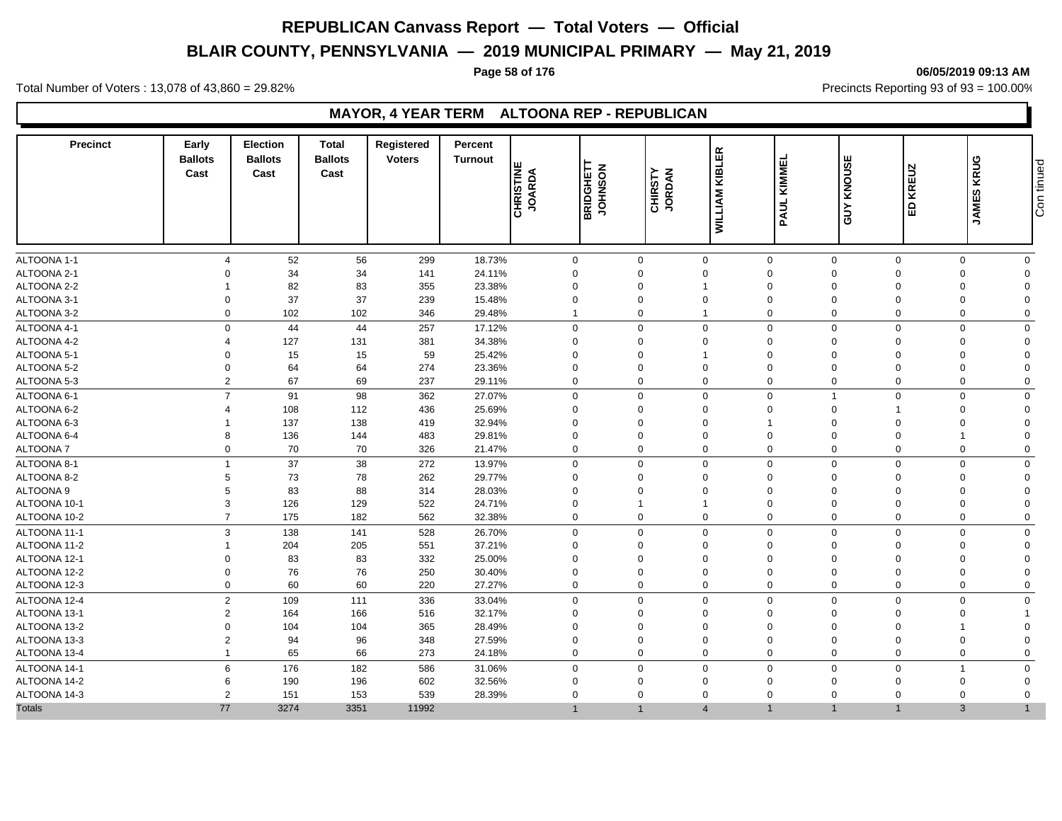# REPUBLICAN Canvass Report — Total Voters — Official

## BLAIR COUNTY, PENNSYLVANIA — 2019 MUNICIPAL PRIMARY — May 21, 2019

06/05/2019 09:13 AM

Total Number of Voters : 13,078 of 43,860 = 29.82%

Precincts Reporting 93 of 93 = 100.00%

### MAYOR, 4 YEAR TERM ALTOONA REP - REPUBLICAN

| Precinct | Early Ballots Cast | Election Ballots Cast | Total Ballots Cast | Registered Voters | Percent Turnout | CHRISTINE JOARDA | BRIDGHETT JOHNSON | CHIRSTY JORDAN | WILLIAM KIBLER | PAUL KIMMEL | GUY KNOUSE | ED KREUZ | JAMES KRUG | Continued |
|---|---|---|---|---|---|---|---|---|---|---|---|---|---|---|
| ALTOONA 1-1 | 4 | 52 | 56 | 299 | 18.73% | 0 | 0 | 0 | 0 | 0 | 0 | 0 | 0 | |
| ALTOONA 2-1 | 0 | 34 | 34 | 141 | 24.11% | 0 | 0 | 0 | 0 | 0 | 0 | 0 | 0 | |
| ALTOONA 2-2 | 1 | 82 | 83 | 355 | 23.38% | 0 | 0 | 1 | 0 | 0 | 0 | 0 | 0 | |
| ALTOONA 3-1 | 0 | 37 | 37 | 239 | 15.48% | 0 | 0 | 0 | 0 | 0 | 0 | 0 | 0 | |
| ALTOONA 3-2 | 0 | 102 | 102 | 346 | 29.48% | 1 | 0 | 1 | 0 | 0 | 0 | 0 | 0 | |
| ALTOONA 4-1 | 0 | 44 | 44 | 257 | 17.12% | 0 | 0 | 0 | 0 | 0 | 0 | 0 | 0 | |
| ALTOONA 4-2 | 4 | 127 | 131 | 381 | 34.38% | 0 | 0 | 0 | 0 | 0 | 0 | 0 | 0 | |
| ALTOONA 5-1 | 0 | 15 | 15 | 59 | 25.42% | 0 | 0 | 1 | 0 | 0 | 0 | 0 | 0 | |
| ALTOONA 5-2 | 0 | 64 | 64 | 274 | 23.36% | 0 | 0 | 0 | 0 | 0 | 0 | 0 | 0 | |
| ALTOONA 5-3 | 2 | 67 | 69 | 237 | 29.11% | 0 | 0 | 0 | 0 | 0 | 0 | 0 | 0 | |
| ALTOONA 6-1 | 7 | 91 | 98 | 362 | 27.07% | 0 | 0 | 0 | 0 | 1 | 0 | 0 | 0 | |
| ALTOONA 6-2 | 4 | 108 | 112 | 436 | 25.69% | 0 | 0 | 0 | 0 | 0 | 1 | 0 | 0 | |
| ALTOONA 6-3 | 1 | 137 | 138 | 419 | 32.94% | 0 | 0 | 0 | 1 | 0 | 0 | 0 | 0 | |
| ALTOONA 6-4 | 8 | 136 | 144 | 483 | 29.81% | 0 | 0 | 0 | 0 | 0 | 0 | 1 | 0 | |
| ALTOONA 7 | 0 | 70 | 70 | 326 | 21.47% | 0 | 0 | 0 | 0 | 0 | 0 | 0 | 0 | |
| ALTOONA 8-1 | 1 | 37 | 38 | 272 | 13.97% | 0 | 0 | 0 | 0 | 0 | 0 | 0 | 0 | |
| ALTOONA 8-2 | 5 | 73 | 78 | 262 | 29.77% | 0 | 0 | 0 | 0 | 0 | 0 | 0 | 0 | |
| ALTOONA 9 | 5 | 83 | 88 | 314 | 28.03% | 0 | 0 | 0 | 0 | 0 | 0 | 0 | 0 | |
| ALTOONA 10-1 | 3 | 126 | 129 | 522 | 24.71% | 0 | 1 | 1 | 0 | 0 | 0 | 0 | 0 | |
| ALTOONA 10-2 | 7 | 175 | 182 | 562 | 32.38% | 0 | 0 | 0 | 0 | 0 | 0 | 0 | 0 | |
| ALTOONA 11-1 | 3 | 138 | 141 | 528 | 26.70% | 0 | 0 | 0 | 0 | 0 | 0 | 0 | 0 | |
| ALTOONA 11-2 | 1 | 204 | 205 | 551 | 37.21% | 0 | 0 | 0 | 0 | 0 | 0 | 0 | 0 | |
| ALTOONA 12-1 | 0 | 83 | 83 | 332 | 25.00% | 0 | 0 | 0 | 0 | 0 | 0 | 0 | 0 | |
| ALTOONA 12-2 | 0 | 76 | 76 | 250 | 30.40% | 0 | 0 | 0 | 0 | 0 | 0 | 0 | 0 | |
| ALTOONA 12-3 | 0 | 60 | 60 | 220 | 27.27% | 0 | 0 | 0 | 0 | 0 | 0 | 0 | 0 | |
| ALTOONA 12-4 | 2 | 109 | 111 | 336 | 33.04% | 0 | 0 | 0 | 0 | 0 | 0 | 0 | 0 | |
| ALTOONA 13-1 | 2 | 164 | 166 | 516 | 32.17% | 0 | 0 | 0 | 0 | 0 | 0 | 0 | 1 | |
| ALTOONA 13-2 | 0 | 104 | 104 | 365 | 28.49% | 0 | 0 | 0 | 0 | 0 | 0 | 1 | 0 | |
| ALTOONA 13-3 | 2 | 94 | 96 | 348 | 27.59% | 0 | 0 | 0 | 0 | 0 | 0 | 0 | 0 | |
| ALTOONA 13-4 | 1 | 65 | 66 | 273 | 24.18% | 0 | 0 | 0 | 0 | 0 | 0 | 0 | 0 | |
| ALTOONA 14-1 | 6 | 176 | 182 | 586 | 31.06% | 0 | 0 | 0 | 0 | 0 | 0 | 1 | 0 | |
| ALTOONA 14-2 | 6 | 190 | 196 | 602 | 32.56% | 0 | 0 | 0 | 0 | 0 | 0 | 0 | 0 | |
| ALTOONA 14-3 | 2 | 151 | 153 | 539 | 28.39% | 0 | 0 | 0 | 0 | 0 | 0 | 0 | 0 | |
| Totals | 77 | 3274 | 3351 | 11992 | | 1 | 1 | 4 | 1 | 1 | 1 | 3 | 1 | |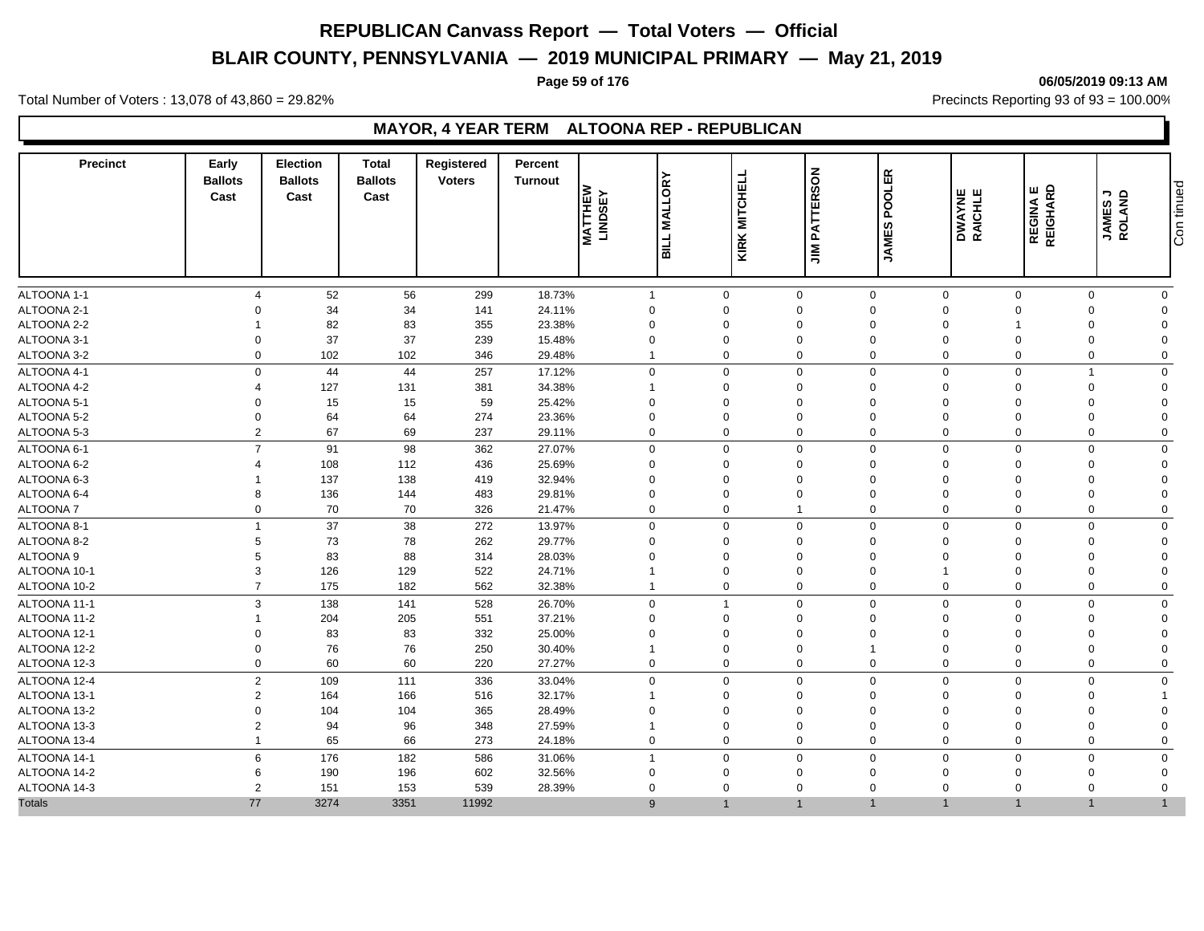# REPUBLICAN Canvass Report — Total Voters — Official

## BLAIR COUNTY, PENNSYLVANIA — 2019 MUNICIPAL PRIMARY — May 21, 2019

06/05/2019 09:13 AM

Total Number of Voters : 13,078 of 43,860 = 29.82%

Precincts Reporting 93 of 93 = 100.00%

### MAYOR, 4 YEAR TERM ALTOONA REP - REPUBLICAN

| Precinct | Early Ballots Cast | Election Ballots Cast | Total Ballots Cast | Registered Voters | Percent Turnout | MATTHEW LINDSEY | BILL MALLORY | KIRK MITCHELL | JIM PATTERSON | JAMES POOLER | DWAYNE RAICHLE | REGINA E REIGHARD | JAMES J ROLAND |
|---|---|---|---|---|---|---|---|---|---|---|---|---|---|
| ALTOONA 1-1 | 4 | 52 | 56 | 299 | 18.73% | 1 | 0 | 0 | 0 | 0 | 0 | 0 | 0 |
| ALTOONA 2-1 | 0 | 34 | 34 | 141 | 24.11% | 0 | 0 | 0 | 0 | 0 | 0 | 0 | 0 |
| ALTOONA 2-2 | 1 | 82 | 83 | 355 | 23.38% | 0 | 0 | 0 | 0 | 0 | 1 | 0 | 0 |
| ALTOONA 3-1 | 0 | 37 | 37 | 239 | 15.48% | 0 | 0 | 0 | 0 | 0 | 0 | 0 | 0 |
| ALTOONA 3-2 | 0 | 102 | 102 | 346 | 29.48% | 1 | 0 | 0 | 0 | 0 | 0 | 0 | 0 |
| ALTOONA 4-1 | 0 | 44 | 44 | 257 | 17.12% | 0 | 0 | 0 | 0 | 0 | 0 | 1 | 0 |
| ALTOONA 4-2 | 4 | 127 | 131 | 381 | 34.38% | 1 | 0 | 0 | 0 | 0 | 0 | 0 | 0 |
| ALTOONA 5-1 | 0 | 15 | 15 | 59 | 25.42% | 0 | 0 | 0 | 0 | 0 | 0 | 0 | 0 |
| ALTOONA 5-2 | 0 | 64 | 64 | 274 | 23.36% | 0 | 0 | 0 | 0 | 0 | 0 | 0 | 0 |
| ALTOONA 5-3 | 2 | 67 | 69 | 237 | 29.11% | 0 | 0 | 0 | 0 | 0 | 0 | 0 | 0 |
| ALTOONA 6-1 | 7 | 91 | 98 | 362 | 27.07% | 0 | 0 | 0 | 0 | 0 | 0 | 0 | 0 |
| ALTOONA 6-2 | 4 | 108 | 112 | 436 | 25.69% | 0 | 0 | 0 | 0 | 0 | 0 | 0 | 0 |
| ALTOONA 6-3 | 1 | 137 | 138 | 419 | 32.94% | 0 | 0 | 0 | 0 | 0 | 0 | 0 | 0 |
| ALTOONA 6-4 | 8 | 136 | 144 | 483 | 29.81% | 0 | 0 | 0 | 0 | 0 | 0 | 0 | 0 |
| ALTOONA 7 | 0 | 70 | 70 | 326 | 21.47% | 0 | 0 | 1 | 0 | 0 | 0 | 0 | 0 |
| ALTOONA 8-1 | 1 | 37 | 38 | 272 | 13.97% | 0 | 0 | 0 | 0 | 0 | 0 | 0 | 0 |
| ALTOONA 8-2 | 5 | 73 | 78 | 262 | 29.77% | 0 | 0 | 0 | 0 | 0 | 0 | 0 | 0 |
| ALTOONA 9 | 5 | 83 | 88 | 314 | 28.03% | 0 | 0 | 0 | 0 | 0 | 0 | 0 | 0 |
| ALTOONA 10-1 | 3 | 126 | 129 | 522 | 24.71% | 1 | 0 | 0 | 0 | 1 | 0 | 0 | 0 |
| ALTOONA 10-2 | 7 | 175 | 182 | 562 | 32.38% | 1 | 0 | 0 | 0 | 0 | 0 | 0 | 0 |
| ALTOONA 11-1 | 3 | 138 | 141 | 528 | 26.70% | 0 | 1 | 0 | 0 | 0 | 0 | 0 | 0 |
| ALTOONA 11-2 | 1 | 204 | 205 | 551 | 37.21% | 0 | 0 | 0 | 0 | 0 | 0 | 0 | 0 |
| ALTOONA 12-1 | 0 | 83 | 83 | 332 | 25.00% | 0 | 0 | 0 | 0 | 0 | 0 | 0 | 0 |
| ALTOONA 12-2 | 0 | 76 | 76 | 250 | 30.40% | 1 | 0 | 0 | 1 | 0 | 0 | 0 | 0 |
| ALTOONA 12-3 | 0 | 60 | 60 | 220 | 27.27% | 0 | 0 | 0 | 0 | 0 | 0 | 0 | 0 |
| ALTOONA 12-4 | 2 | 109 | 111 | 336 | 33.04% | 0 | 0 | 0 | 0 | 0 | 0 | 0 | 0 |
| ALTOONA 13-1 | 2 | 164 | 166 | 516 | 32.17% | 1 | 0 | 0 | 0 | 0 | 0 | 0 | 1 |
| ALTOONA 13-2 | 0 | 104 | 104 | 365 | 28.49% | 0 | 0 | 0 | 0 | 0 | 0 | 0 | 0 |
| ALTOONA 13-3 | 2 | 94 | 96 | 348 | 27.59% | 1 | 0 | 0 | 0 | 0 | 0 | 0 | 0 |
| ALTOONA 13-4 | 1 | 65 | 66 | 273 | 24.18% | 0 | 0 | 0 | 0 | 0 | 0 | 0 | 0 |
| ALTOONA 14-1 | 6 | 176 | 182 | 586 | 31.06% | 1 | 0 | 0 | 0 | 0 | 0 | 0 | 0 |
| ALTOONA 14-2 | 6 | 190 | 196 | 602 | 32.56% | 0 | 0 | 0 | 0 | 0 | 0 | 0 | 0 |
| ALTOONA 14-3 | 2 | 151 | 153 | 539 | 28.39% | 0 | 0 | 0 | 0 | 0 | 0 | 0 | 0 |
| Totals | 77 | 3274 | 3351 | 11992 | | 9 | 1 | 1 | 1 | 1 | 1 | 1 | 1 |

Continued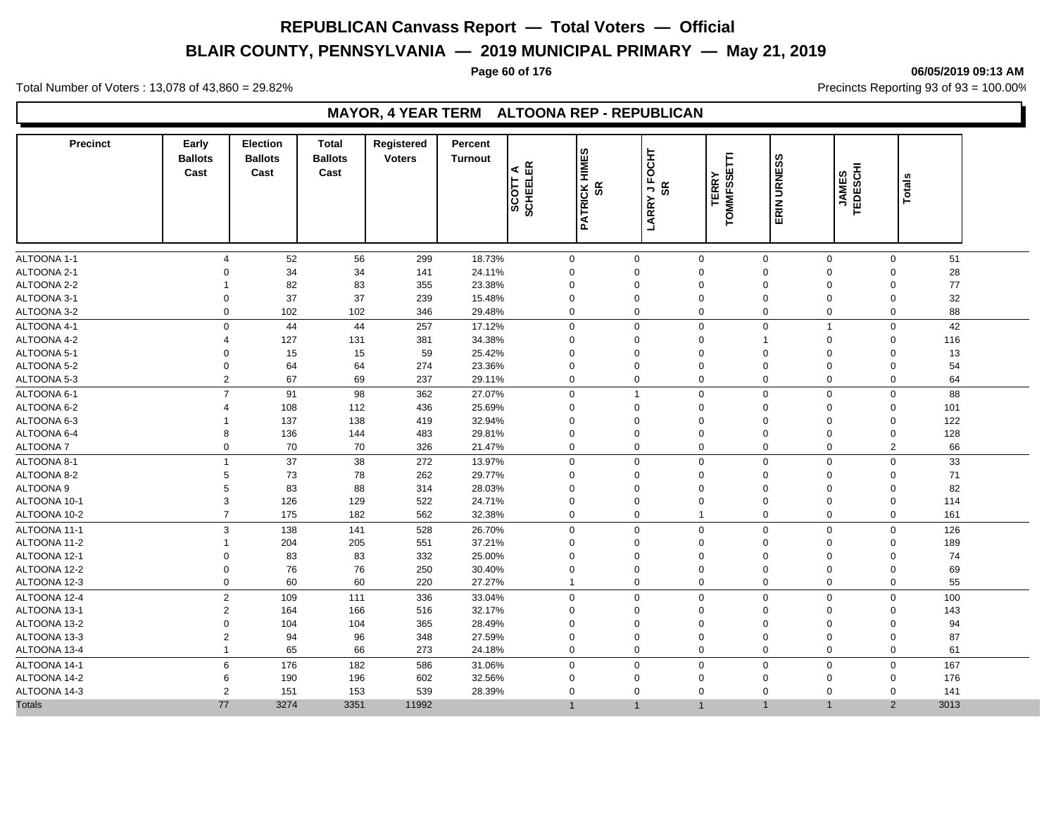# REPUBLICAN Canvass Report — Total Voters — Official

## BLAIR COUNTY, PENNSYLVANIA — 2019 MUNICIPAL PRIMARY — May 21, 2019

06/05/2019 09:13 AM

Total Number of Voters : 13,078 of 43,860 = 29.82%

Precincts Reporting 93 of 93 = 100.00%

### MAYOR, 4 YEAR TERM ALTOONA REP - REPUBLICAN

| Precinct | Early Ballots Cast | Election Ballots Cast | Total Ballots Cast | Registered Voters | Percent Turnout | SCOTT A SCHEELER | PATRICK HIMES SR | LARRY J FOCHT SR | TERRY TOMMFSSETTI | ERIN URNESS | JAMES TEDESCHI | Totals |
|---|---|---|---|---|---|---|---|---|---|---|---|---|
| ALTOONA 1-1 | 4 | 52 | 56 | 299 | 18.73% | 0 | 0 | 0 | 0 | 0 | 0 | 51 |
| ALTOONA 2-1 | 0 | 34 | 34 | 141 | 24.11% | 0 | 0 | 0 | 0 | 0 | 0 | 28 |
| ALTOONA 2-2 | 1 | 82 | 83 | 355 | 23.38% | 0 | 0 | 0 | 0 | 0 | 0 | 77 |
| ALTOONA 3-1 | 0 | 37 | 37 | 239 | 15.48% | 0 | 0 | 0 | 0 | 0 | 0 | 32 |
| ALTOONA 3-2 | 0 | 102 | 102 | 346 | 29.48% | 0 | 0 | 0 | 0 | 0 | 0 | 88 |
| ALTOONA 4-1 | 0 | 44 | 44 | 257 | 17.12% | 0 | 0 | 0 | 0 | 1 | 0 | 42 |
| ALTOONA 4-2 | 4 | 127 | 131 | 381 | 34.38% | 0 | 0 | 0 | 1 | 0 | 0 | 116 |
| ALTOONA 5-1 | 0 | 15 | 15 | 59 | 25.42% | 0 | 0 | 0 | 0 | 0 | 0 | 13 |
| ALTOONA 5-2 | 0 | 64 | 64 | 274 | 23.36% | 0 | 0 | 0 | 0 | 0 | 0 | 54 |
| ALTOONA 5-3 | 2 | 67 | 69 | 237 | 29.11% | 0 | 0 | 0 | 0 | 0 | 0 | 64 |
| ALTOONA 6-1 | 7 | 91 | 98 | 362 | 27.07% | 0 | 1 | 0 | 0 | 0 | 0 | 88 |
| ALTOONA 6-2 | 4 | 108 | 112 | 436 | 25.69% | 0 | 0 | 0 | 0 | 0 | 0 | 101 |
| ALTOONA 6-3 | 1 | 137 | 138 | 419 | 32.94% | 0 | 0 | 0 | 0 | 0 | 0 | 122 |
| ALTOONA 6-4 | 8 | 136 | 144 | 483 | 29.81% | 0 | 0 | 0 | 0 | 0 | 0 | 128 |
| ALTOONA 7 | 0 | 70 | 70 | 326 | 21.47% | 0 | 0 | 0 | 0 | 0 | 2 | 66 |
| ALTOONA 8-1 | 1 | 37 | 38 | 272 | 13.97% | 0 | 0 | 0 | 0 | 0 | 0 | 33 |
| ALTOONA 8-2 | 5 | 73 | 78 | 262 | 29.77% | 0 | 0 | 0 | 0 | 0 | 0 | 71 |
| ALTOONA 9 | 5 | 83 | 88 | 314 | 28.03% | 0 | 0 | 0 | 0 | 0 | 0 | 82 |
| ALTOONA 10-1 | 3 | 126 | 129 | 522 | 24.71% | 0 | 0 | 0 | 0 | 0 | 0 | 114 |
| ALTOONA 10-2 | 7 | 175 | 182 | 562 | 32.38% | 0 | 0 | 1 | 0 | 0 | 0 | 161 |
| ALTOONA 11-1 | 3 | 138 | 141 | 528 | 26.70% | 0 | 0 | 0 | 0 | 0 | 0 | 126 |
| ALTOONA 11-2 | 1 | 204 | 205 | 551 | 37.21% | 0 | 0 | 0 | 0 | 0 | 0 | 189 |
| ALTOONA 12-1 | 0 | 83 | 83 | 332 | 25.00% | 0 | 0 | 0 | 0 | 0 | 0 | 74 |
| ALTOONA 12-2 | 0 | 76 | 76 | 250 | 30.40% | 0 | 0 | 0 | 0 | 0 | 0 | 69 |
| ALTOONA 12-3 | 0 | 60 | 60 | 220 | 27.27% | 1 | 0 | 0 | 0 | 0 | 0 | 55 |
| ALTOONA 12-4 | 2 | 109 | 111 | 336 | 33.04% | 0 | 0 | 0 | 0 | 0 | 0 | 100 |
| ALTOONA 13-1 | 2 | 164 | 166 | 516 | 32.17% | 0 | 0 | 0 | 0 | 0 | 0 | 143 |
| ALTOONA 13-2 | 0 | 104 | 104 | 365 | 28.49% | 0 | 0 | 0 | 0 | 0 | 0 | 94 |
| ALTOONA 13-3 | 2 | 94 | 96 | 348 | 27.59% | 0 | 0 | 0 | 0 | 0 | 0 | 87 |
| ALTOONA 13-4 | 1 | 65 | 66 | 273 | 24.18% | 0 | 0 | 0 | 0 | 0 | 0 | 61 |
| ALTOONA 14-1 | 6 | 176 | 182 | 586 | 31.06% | 0 | 0 | 0 | 0 | 0 | 0 | 167 |
| ALTOONA 14-2 | 6 | 190 | 196 | 602 | 32.56% | 0 | 0 | 0 | 0 | 0 | 0 | 176 |
| ALTOONA 14-3 | 2 | 151 | 153 | 539 | 28.39% | 0 | 0 | 0 | 0 | 0 | 0 | 141 |
| Totals | 77 | 3274 | 3351 | 11992 | | 1 | 1 | 1 | 1 | 1 | 2 | 3013 |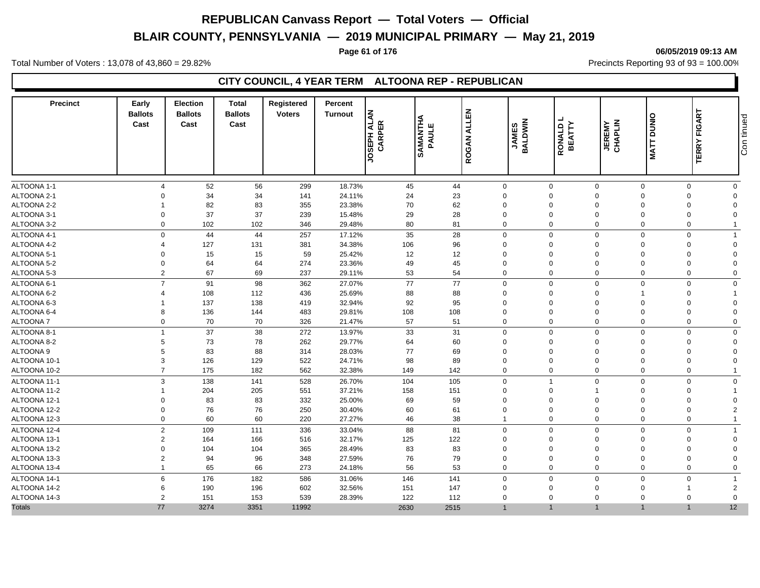# REPUBLICAN Canvass Report — Total Voters — Official

## BLAIR COUNTY, PENNSYLVANIA — 2019 MUNICIPAL PRIMARY — May 21, 2019

06/05/2019 09:13 AM

Total Number of Voters : 13,078 of 43,860 = 29.82%

Precincts Reporting 93 of 93 = 100.00%

### CITY COUNCIL, 4 YEAR TERM ALTOONA REP - REPUBLICAN

| Precinct | Early Ballots Cast | Election Ballots Cast | Total Ballots Cast | Registered Voters | Percent Turnout | JOSEPH ALAN CARPER | SAMANTHA PAULE | ROGAN ALLEN | JAMES BALDWIN | RONALD L BEATTY | JEREMY CHAPLIN | MATT DUNIO | TERRY FIGART | Continued |
|---|---|---|---|---|---|---|---|---|---|---|---|---|---|---|
| ALTOONA 1-1 | 4 | 52 | 56 | 299 | 18.73% | 45 | 44 | 0 | 0 | 0 | 0 | 0 | 0 | |
| ALTOONA 2-1 | 0 | 34 | 34 | 141 | 24.11% | 24 | 23 | 0 | 0 | 0 | 0 | 0 | 0 | |
| ALTOONA 2-2 | 1 | 82 | 83 | 355 | 23.38% | 70 | 62 | 0 | 0 | 0 | 0 | 0 | 0 | |
| ALTOONA 3-1 | 0 | 37 | 37 | 239 | 15.48% | 29 | 28 | 0 | 0 | 0 | 0 | 0 | 0 | |
| ALTOONA 3-2 | 0 | 102 | 102 | 346 | 29.48% | 80 | 81 | 0 | 0 | 0 | 0 | 0 | 1 | |
| ALTOONA 4-1 | 0 | 44 | 44 | 257 | 17.12% | 35 | 28 | 0 | 0 | 0 | 0 | 0 | 1 | |
| ALTOONA 4-2 | 4 | 127 | 131 | 381 | 34.38% | 106 | 96 | 0 | 0 | 0 | 0 | 0 | 0 | |
| ALTOONA 5-1 | 0 | 15 | 15 | 59 | 25.42% | 12 | 12 | 0 | 0 | 0 | 0 | 0 | 0 | |
| ALTOONA 5-2 | 0 | 64 | 64 | 274 | 23.36% | 49 | 45 | 0 | 0 | 0 | 0 | 0 | 0 | |
| ALTOONA 5-3 | 2 | 67 | 69 | 237 | 29.11% | 53 | 54 | 0 | 0 | 0 | 0 | 0 | 0 | |
| ALTOONA 6-1 | 7 | 91 | 98 | 362 | 27.07% | 77 | 77 | 0 | 0 | 0 | 0 | 0 | 0 | |
| ALTOONA 6-2 | 4 | 108 | 112 | 436 | 25.69% | 88 | 88 | 0 | 0 | 0 | 1 | 0 | 1 | |
| ALTOONA 6-3 | 1 | 137 | 138 | 419 | 32.94% | 92 | 95 | 0 | 0 | 0 | 0 | 0 | 0 | |
| ALTOONA 6-4 | 8 | 136 | 144 | 483 | 29.81% | 108 | 108 | 0 | 0 | 0 | 0 | 0 | 0 | |
| ALTOONA 7 | 0 | 70 | 70 | 326 | 21.47% | 57 | 51 | 0 | 0 | 0 | 0 | 0 | 0 | |
| ALTOONA 8-1 | 1 | 37 | 38 | 272 | 13.97% | 33 | 31 | 0 | 0 | 0 | 0 | 0 | 0 | |
| ALTOONA 8-2 | 5 | 73 | 78 | 262 | 29.77% | 64 | 60 | 0 | 0 | 0 | 0 | 0 | 0 | |
| ALTOONA 9 | 5 | 83 | 88 | 314 | 28.03% | 77 | 69 | 0 | 0 | 0 | 0 | 0 | 0 | |
| ALTOONA 10-1 | 3 | 126 | 129 | 522 | 24.71% | 98 | 89 | 0 | 0 | 0 | 0 | 0 | 0 | |
| ALTOONA 10-2 | 7 | 175 | 182 | 562 | 32.38% | 149 | 142 | 0 | 0 | 0 | 0 | 0 | 1 | |
| ALTOONA 11-1 | 3 | 138 | 141 | 528 | 26.70% | 104 | 105 | 0 | 1 | 0 | 0 | 0 | 0 | |
| ALTOONA 11-2 | 1 | 204 | 205 | 551 | 37.21% | 158 | 151 | 0 | 0 | 1 | 0 | 0 | 1 | |
| ALTOONA 12-1 | 0 | 83 | 83 | 332 | 25.00% | 69 | 59 | 0 | 0 | 0 | 0 | 0 | 0 | |
| ALTOONA 12-2 | 0 | 76 | 76 | 250 | 30.40% | 60 | 61 | 0 | 0 | 0 | 0 | 0 | 2 | |
| ALTOONA 12-3 | 0 | 60 | 60 | 220 | 27.27% | 46 | 38 | 1 | 0 | 0 | 0 | 0 | 1 | |
| ALTOONA 12-4 | 2 | 109 | 111 | 336 | 33.04% | 88 | 81 | 0 | 0 | 0 | 0 | 0 | 1 | |
| ALTOONA 13-1 | 2 | 164 | 166 | 516 | 32.17% | 125 | 122 | 0 | 0 | 0 | 0 | 0 | 0 | |
| ALTOONA 13-2 | 0 | 104 | 104 | 365 | 28.49% | 83 | 83 | 0 | 0 | 0 | 0 | 0 | 0 | |
| ALTOONA 13-3 | 2 | 94 | 96 | 348 | 27.59% | 76 | 79 | 0 | 0 | 0 | 0 | 0 | 0 | |
| ALTOONA 13-4 | 1 | 65 | 66 | 273 | 24.18% | 56 | 53 | 0 | 0 | 0 | 0 | 0 | 0 | |
| ALTOONA 14-1 | 6 | 176 | 182 | 586 | 31.06% | 146 | 141 | 0 | 0 | 0 | 0 | 0 | 1 | |
| ALTOONA 14-2 | 6 | 190 | 196 | 602 | 32.56% | 151 | 147 | 0 | 0 | 0 | 0 | 1 | 2 | |
| ALTOONA 14-3 | 2 | 151 | 153 | 539 | 28.39% | 122 | 112 | 0 | 0 | 0 | 0 | 0 | 0 | |
| Totals | 77 | 3274 | 3351 | 11992 | | 2630 | 2515 | 1 | 1 | 1 | 1 | 1 | 12 | |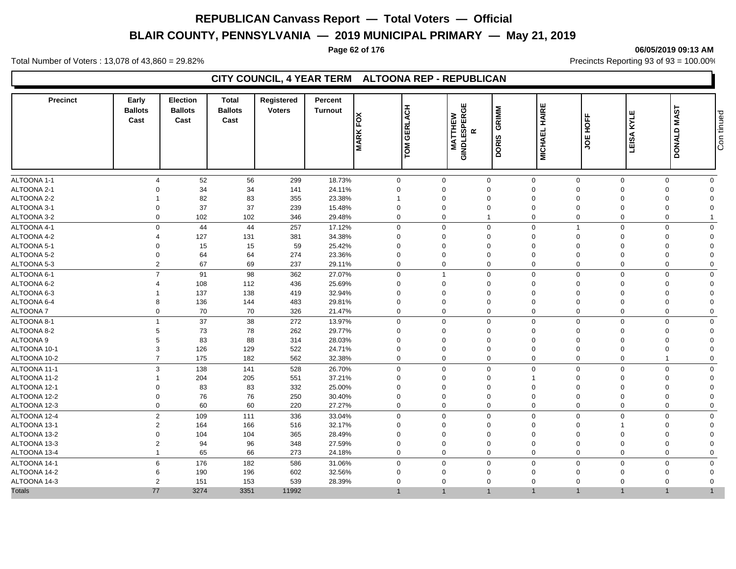# REPUBLICAN Canvass Report — Total Voters — Official

## BLAIR COUNTY, PENNSYLVANIA — 2019 MUNICIPAL PRIMARY — May 21, 2019

06/05/2019 09:13 AM

Total Number of Voters : 13,078 of 43,860 = 29.82%

Precincts Reporting 93 of 93 = 100.00%

### CITY COUNCIL, 4 YEAR TERM ALTOONA REP - REPUBLICAN

| Precinct | Early Ballots Cast | Election Ballots Cast | Total Ballots Cast | Registered Voters | Percent Turnout | MARK FOX | TOM GERLACH | MATTHEW GINDLESPERGER | DORIS GRIMM | MICHAEL HAIRE | JOE HOFF | LEISA KYLE | DONALD MAST |
|---|---|---|---|---|---|---|---|---|---|---|---|---|---|
| ALTOONA 1-1 | 4 | 52 | 56 | 299 | 18.73% | 0 | 0 | 0 | 0 | 0 | 0 | 0 | 0 |
| ALTOONA 2-1 | 0 | 34 | 34 | 141 | 24.11% | 0 | 0 | 0 | 0 | 0 | 0 | 0 | 0 |
| ALTOONA 2-2 | 1 | 82 | 83 | 355 | 23.38% | 1 | 0 | 0 | 0 | 0 | 0 | 0 | 0 |
| ALTOONA 3-1 | 0 | 37 | 37 | 239 | 15.48% | 0 | 0 | 0 | 0 | 0 | 0 | 0 | 0 |
| ALTOONA 3-2 | 0 | 102 | 102 | 346 | 29.48% | 0 | 0 | 1 | 0 | 0 | 0 | 0 | 1 |
| ALTOONA 4-1 | 0 | 44 | 44 | 257 | 17.12% | 0 | 0 | 0 | 0 | 1 | 0 | 0 | 0 |
| ALTOONA 4-2 | 4 | 127 | 131 | 381 | 34.38% | 0 | 0 | 0 | 0 | 0 | 0 | 0 | 0 |
| ALTOONA 5-1 | 0 | 15 | 15 | 59 | 25.42% | 0 | 0 | 0 | 0 | 0 | 0 | 0 | 0 |
| ALTOONA 5-2 | 0 | 64 | 64 | 274 | 23.36% | 0 | 0 | 0 | 0 | 0 | 0 | 0 | 0 |
| ALTOONA 5-3 | 2 | 67 | 69 | 237 | 29.11% | 0 | 0 | 0 | 0 | 0 | 0 | 0 | 0 |
| ALTOONA 6-1 | 7 | 91 | 98 | 362 | 27.07% | 0 | 1 | 0 | 0 | 0 | 0 | 0 | 0 |
| ALTOONA 6-2 | 4 | 108 | 112 | 436 | 25.69% | 0 | 0 | 0 | 0 | 0 | 0 | 0 | 0 |
| ALTOONA 6-3 | 1 | 137 | 138 | 419 | 32.94% | 0 | 0 | 0 | 0 | 0 | 0 | 0 | 0 |
| ALTOONA 6-4 | 8 | 136 | 144 | 483 | 29.81% | 0 | 0 | 0 | 0 | 0 | 0 | 0 | 0 |
| ALTOONA 7 | 0 | 70 | 70 | 326 | 21.47% | 0 | 0 | 0 | 0 | 0 | 0 | 0 | 0 |
| ALTOONA 8-1 | 1 | 37 | 38 | 272 | 13.97% | 0 | 0 | 0 | 0 | 0 | 0 | 0 | 0 |
| ALTOONA 8-2 | 5 | 73 | 78 | 262 | 29.77% | 0 | 0 | 0 | 0 | 0 | 0 | 0 | 0 |
| ALTOONA 9 | 5 | 83 | 88 | 314 | 28.03% | 0 | 0 | 0 | 0 | 0 | 0 | 0 | 0 |
| ALTOONA 10-1 | 3 | 126 | 129 | 522 | 24.71% | 0 | 0 | 0 | 0 | 0 | 0 | 0 | 0 |
| ALTOONA 10-2 | 7 | 175 | 182 | 562 | 32.38% | 0 | 0 | 0 | 0 | 0 | 0 | 1 | 0 |
| ALTOONA 11-1 | 3 | 138 | 141 | 528 | 26.70% | 0 | 0 | 0 | 0 | 0 | 0 | 0 | 0 |
| ALTOONA 11-2 | 1 | 204 | 205 | 551 | 37.21% | 0 | 0 | 0 | 1 | 0 | 0 | 0 | 0 |
| ALTOONA 12-1 | 0 | 83 | 83 | 332 | 25.00% | 0 | 0 | 0 | 0 | 0 | 0 | 0 | 0 |
| ALTOONA 12-2 | 0 | 76 | 76 | 250 | 30.40% | 0 | 0 | 0 | 0 | 0 | 0 | 0 | 0 |
| ALTOONA 12-3 | 0 | 60 | 60 | 220 | 27.27% | 0 | 0 | 0 | 0 | 0 | 0 | 0 | 0 |
| ALTOONA 12-4 | 2 | 109 | 111 | 336 | 33.04% | 0 | 0 | 0 | 0 | 0 | 0 | 0 | 0 |
| ALTOONA 13-1 | 2 | 164 | 166 | 516 | 32.17% | 0 | 0 | 0 | 0 | 0 | 1 | 0 | 0 |
| ALTOONA 13-2 | 0 | 104 | 104 | 365 | 28.49% | 0 | 0 | 0 | 0 | 0 | 0 | 0 | 0 |
| ALTOONA 13-3 | 2 | 94 | 96 | 348 | 27.59% | 0 | 0 | 0 | 0 | 0 | 0 | 0 | 0 |
| ALTOONA 13-4 | 1 | 65 | 66 | 273 | 24.18% | 0 | 0 | 0 | 0 | 0 | 0 | 0 | 0 |
| ALTOONA 14-1 | 6 | 176 | 182 | 586 | 31.06% | 0 | 0 | 0 | 0 | 0 | 0 | 0 | 0 |
| ALTOONA 14-2 | 6 | 190 | 196 | 602 | 32.56% | 0 | 0 | 0 | 0 | 0 | 0 | 0 | 0 |
| ALTOONA 14-3 | 2 | 151 | 153 | 539 | 28.39% | 0 | 0 | 0 | 0 | 0 | 0 | 0 | 0 |
| Totals | 77 | 3274 | 3351 | 11992 | | 1 | 1 | 1 | 1 | 1 | 1 | 1 | 1 |

Continued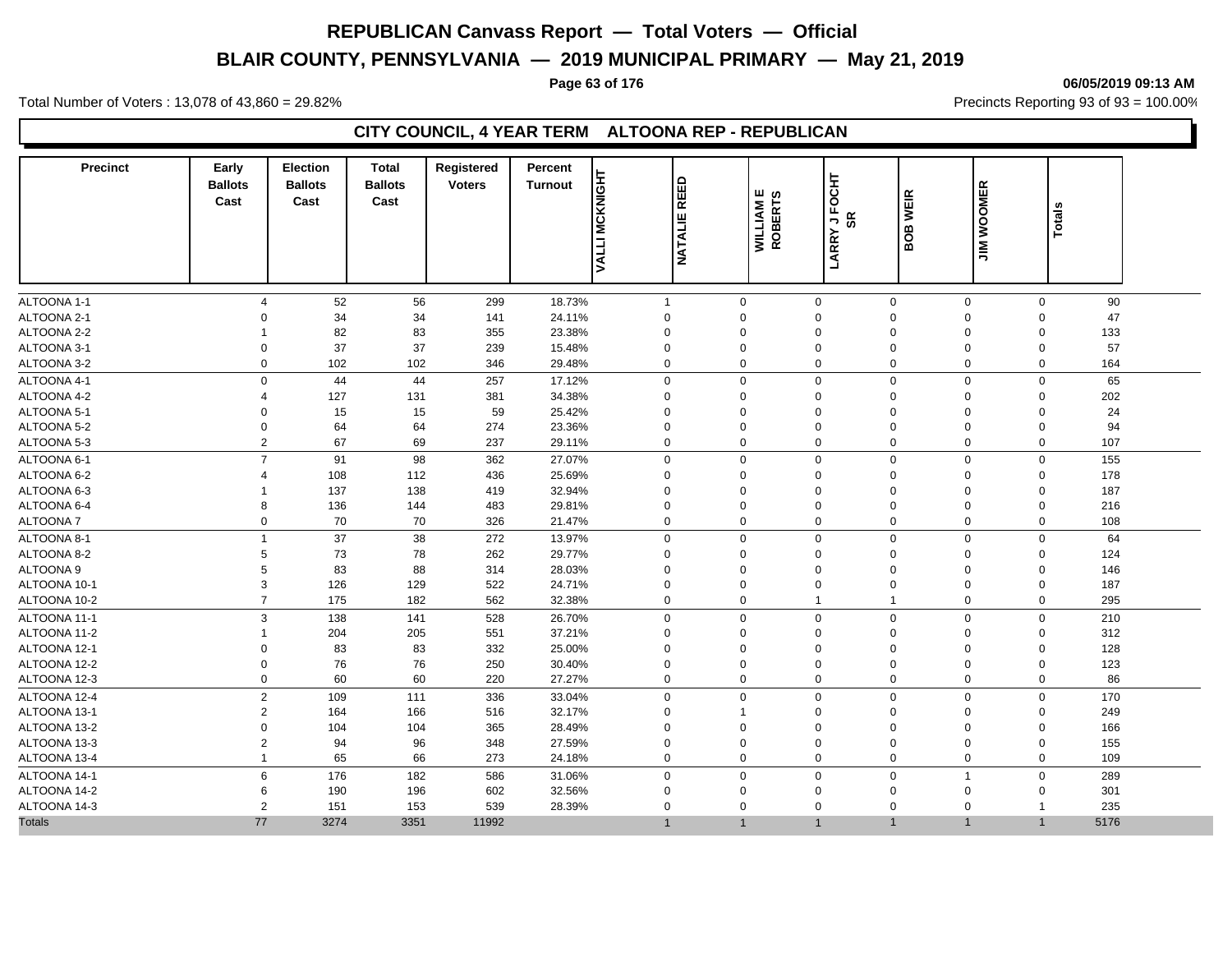## CITY COUNCIL, 4 YEAR TERM ALTOONA REP - REPUBLICAN

| Precinct | Early Ballots Cast | Election Ballots Cast | Total Ballots Cast | Registered Voters | Percent Turnout | VALLI MCKNIGHT | NATALIE REED | WILLIAM E ROBERTS | LARRY J FOCHT SR | BOB WEIR | JIM WOOMER | Totals |
|---|---|---|---|---|---|---|---|---|---|---|---|---|
| ALTOONA 1-1 | 4 | 52 | 56 | 299 | 18.73% | 1 | 0 | 0 | 0 | 0 | 0 | 90 |
| ALTOONA 2-1 | 0 | 34 | 34 | 141 | 24.11% | 0 | 0 | 0 | 0 | 0 | 0 | 47 |
| ALTOONA 2-2 | 1 | 82 | 83 | 355 | 23.38% | 0 | 0 | 0 | 0 | 0 | 0 | 133 |
| ALTOONA 3-1 | 0 | 37 | 37 | 239 | 15.48% | 0 | 0 | 0 | 0 | 0 | 0 | 57 |
| ALTOONA 3-2 | 0 | 102 | 102 | 346 | 29.48% | 0 | 0 | 0 | 0 | 0 | 0 | 164 |
| ALTOONA 4-1 | 0 | 44 | 44 | 257 | 17.12% | 0 | 0 | 0 | 0 | 0 | 0 | 65 |
| ALTOONA 4-2 | 4 | 127 | 131 | 381 | 34.38% | 0 | 0 | 0 | 0 | 0 | 0 | 202 |
| ALTOONA 5-1 | 0 | 15 | 15 | 59 | 25.42% | 0 | 0 | 0 | 0 | 0 | 0 | 24 |
| ALTOONA 5-2 | 0 | 64 | 64 | 274 | 23.36% | 0 | 0 | 0 | 0 | 0 | 0 | 94 |
| ALTOONA 5-3 | 2 | 67 | 69 | 237 | 29.11% | 0 | 0 | 0 | 0 | 0 | 0 | 107 |
| ALTOONA 6-1 | 7 | 91 | 98 | 362 | 27.07% | 0 | 0 | 0 | 0 | 0 | 0 | 155 |
| ALTOONA 6-2 | 4 | 108 | 112 | 436 | 25.69% | 0 | 0 | 0 | 0 | 0 | 0 | 178 |
| ALTOONA 6-3 | 1 | 137 | 138 | 419 | 32.94% | 0 | 0 | 0 | 0 | 0 | 0 | 187 |
| ALTOONA 6-4 | 8 | 136 | 144 | 483 | 29.81% | 0 | 0 | 0 | 0 | 0 | 0 | 216 |
| ALTOONA 7 | 0 | 70 | 70 | 326 | 21.47% | 0 | 0 | 0 | 0 | 0 | 0 | 108 |
| ALTOONA 8-1 | 1 | 37 | 38 | 272 | 13.97% | 0 | 0 | 0 | 0 | 0 | 0 | 64 |
| ALTOONA 8-2 | 5 | 73 | 78 | 262 | 29.77% | 0 | 0 | 0 | 0 | 0 | 0 | 124 |
| ALTOONA 9 | 5 | 83 | 88 | 314 | 28.03% | 0 | 0 | 0 | 0 | 0 | 0 | 146 |
| ALTOONA 10-1 | 3 | 126 | 129 | 522 | 24.71% | 0 | 0 | 0 | 0 | 0 | 0 | 187 |
| ALTOONA 10-2 | 7 | 175 | 182 | 562 | 32.38% | 0 | 0 | 1 | 1 | 0 | 0 | 295 |
| ALTOONA 11-1 | 3 | 138 | 141 | 528 | 26.70% | 0 | 0 | 0 | 0 | 0 | 0 | 210 |
| ALTOONA 11-2 | 1 | 204 | 205 | 551 | 37.21% | 0 | 0 | 0 | 0 | 0 | 0 | 312 |
| ALTOONA 12-1 | 0 | 83 | 83 | 332 | 25.00% | 0 | 0 | 0 | 0 | 0 | 0 | 128 |
| ALTOONA 12-2 | 0 | 76 | 76 | 250 | 30.40% | 0 | 0 | 0 | 0 | 0 | 0 | 123 |
| ALTOONA 12-3 | 0 | 60 | 60 | 220 | 27.27% | 0 | 0 | 0 | 0 | 0 | 0 | 86 |
| ALTOONA 12-4 | 2 | 109 | 111 | 336 | 33.04% | 0 | 0 | 0 | 0 | 0 | 0 | 170 |
| ALTOONA 13-1 | 2 | 164 | 166 | 516 | 32.17% | 0 | 1 | 0 | 0 | 0 | 0 | 249 |
| ALTOONA 13-2 | 0 | 104 | 104 | 365 | 28.49% | 0 | 0 | 0 | 0 | 0 | 0 | 166 |
| ALTOONA 13-3 | 2 | 94 | 96 | 348 | 27.59% | 0 | 0 | 0 | 0 | 0 | 0 | 155 |
| ALTOONA 13-4 | 1 | 65 | 66 | 273 | 24.18% | 0 | 0 | 0 | 0 | 0 | 0 | 109 |
| ALTOONA 14-1 | 6 | 176 | 182 | 586 | 31.06% | 0 | 0 | 0 | 0 | 1 | 0 | 289 |
| ALTOONA 14-2 | 6 | 190 | 196 | 602 | 32.56% | 0 | 0 | 0 | 0 | 0 | 0 | 301 |
| ALTOONA 14-3 | 2 | 151 | 153 | 539 | 28.39% | 0 | 0 | 0 | 0 | 0 | 1 | 235 |
| Totals | 77 | 3274 | 3351 | 11992 | | 1 | 1 | 1 | 1 | 1 | 1 | 5176 |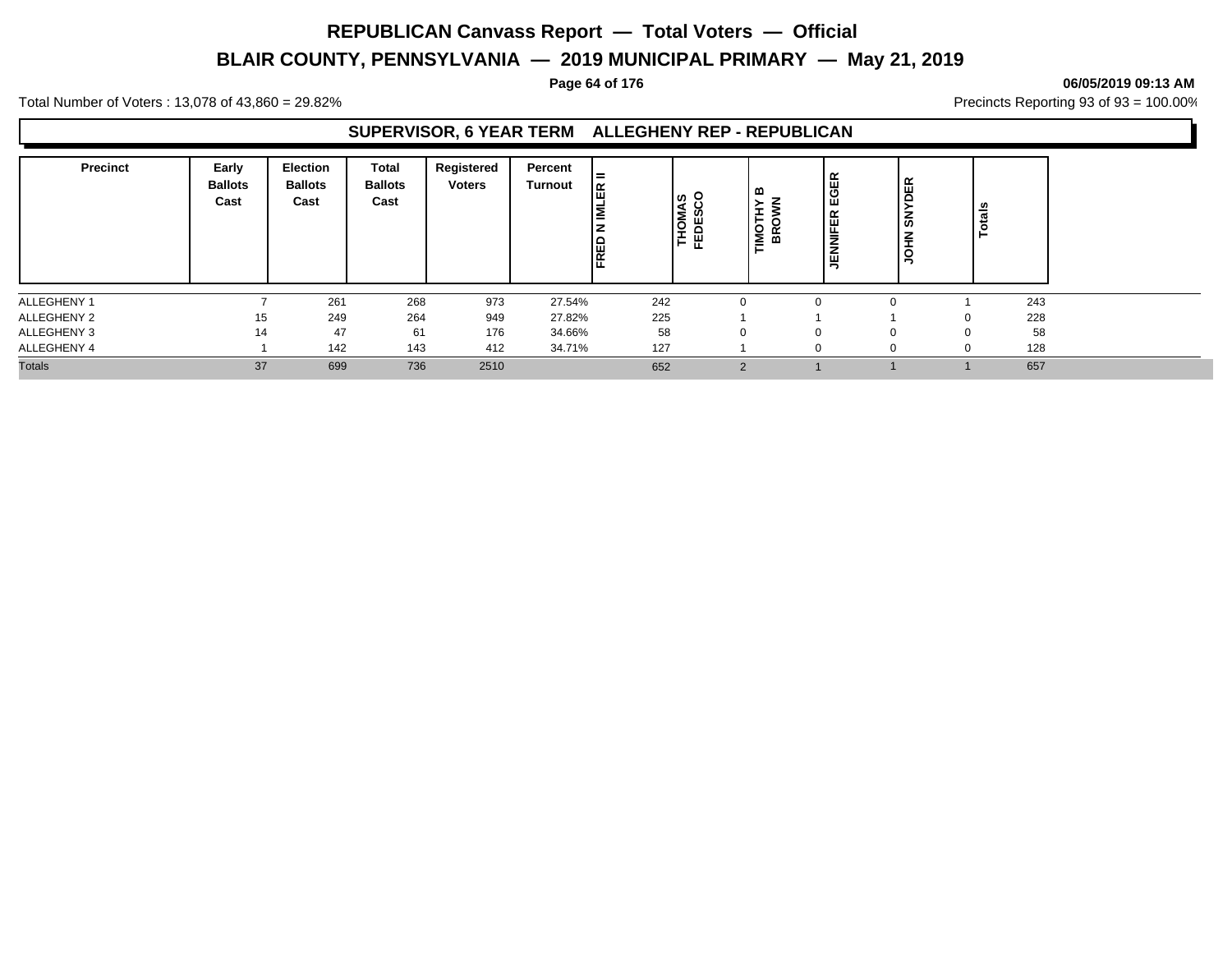# REPUBLICAN Canvass Report — Total Voters — Official

## BLAIR COUNTY, PENNSYLVANIA — 2019 MUNICIPAL PRIMARY — May 21, 2019

**06/05/2019 09:13 AM**

Total Number of Voters : 13,078 of 43,860 = 29.82%

Precincts Reporting 93 of 93 = 100.00%

### SUPERVISOR, 6 YEAR TERM ALLEGHENY REP - REPUBLICAN

| Precinct | Early Ballots Cast | Election Ballots Cast | Total Ballots Cast | Registered Voters | Percent Turnout | FRED N IMLER II | THOMAS FEDESCO | TIMOTHY B BROWN | JENNIFER EGER | JOHN SNYDER | Totals |
|---|---|---|---|---|---|---|---|---|---|---|---|
| ALLEGHENY 1 | 7 | 261 | 268 | 973 | 27.54% | 242 | 0 | 0 | 0 | 1 | 243 |
| ALLEGHENY 2 | 15 | 249 | 264 | 949 | 27.82% | 225 | 1 | 1 | 1 | 0 | 228 |
| ALLEGHENY 3 | 14 | 47 | 61 | 176 | 34.66% | 58 | 0 | 0 | 0 | 0 | 58 |
| ALLEGHENY 4 | 1 | 142 | 143 | 412 | 34.71% | 127 | 1 | 0 | 0 | 0 | 128 |
| Totals | 37 | 699 | 736 | 2510 | | 652 | 2 | 1 | 1 | 1 | 657 |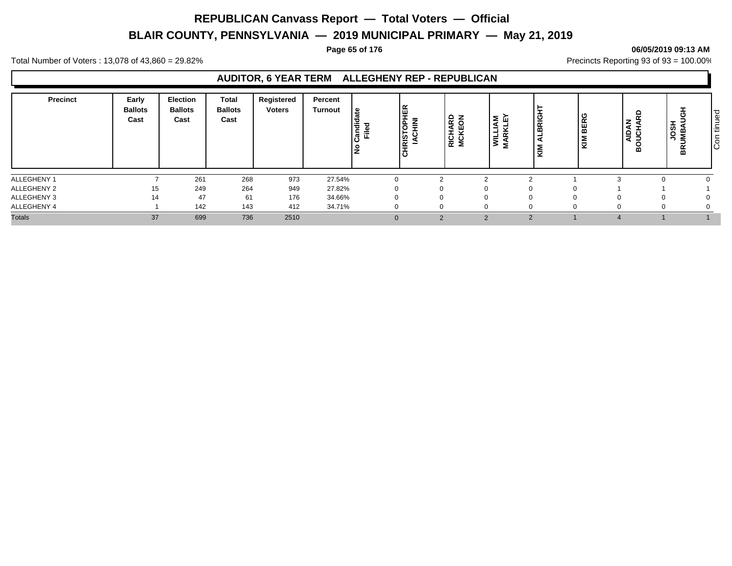# REPUBLICAN Canvass Report — Total Voters — Official

## BLAIR COUNTY, PENNSYLVANIA — 2019 MUNICIPAL PRIMARY — May 21, 2019

**06/05/2019 09:13 AM**

Total Number of Voters : 13,078 of 43,860 = 29.82%

Precincts Reporting 93 of 93 = 100.00%

### AUDITOR, 6 YEAR TERM ALLEGHENY REP - REPUBLICAN

| Precinct | Early Ballots Cast | Election Ballots Cast | Total Ballots Cast | Registered Voters | Percent Turnout | No Candidate Filed | CHRISTOPHER IACHINI | RICHARD MCKEON | WILLIAM MARKLEY | KIM ALBRIGHT | KIM BERG | AIDAN BOUCHARD | JOSH BRUMBAUGH |
|---|---|---|---|---|---|---|---|---|---|---|---|---|---|
| ALLEGHENY 1 | 7 | 261 | 268 | 973 | 27.54% | 0 | 2 | 2 | 2 | 1 | 3 | 0 | 0 |
| ALLEGHENY 2 | 15 | 249 | 264 | 949 | 27.82% | 0 | 0 | 0 | 0 | 0 | 1 | 1 | 1 |
| ALLEGHENY 3 | 14 | 47 | 61 | 176 | 34.66% | 0 | 0 | 0 | 0 | 0 | 0 | 0 | 0 |
| ALLEGHENY 4 | 1 | 142 | 143 | 412 | 34.71% | 0 | 0 | 0 | 0 | 0 | 0 | 0 | 0 |
| Totals | 37 | 699 | 736 | 2510 | | 0 | 2 | 2 | 2 | 1 | 4 | 1 | 1 |

Continued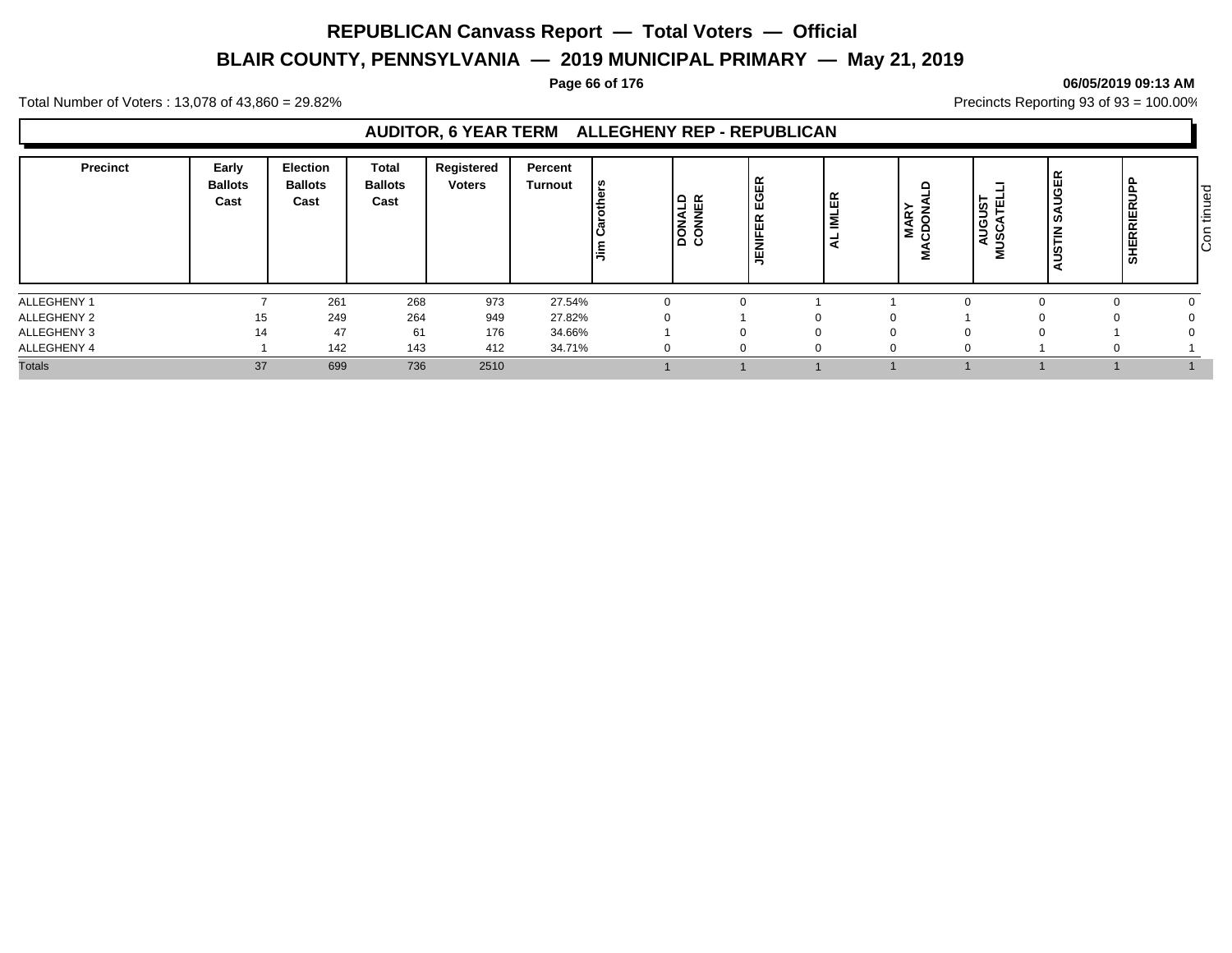# REPUBLICAN Canvass Report — Total Voters — Official

## BLAIR COUNTY, PENNSYLVANIA — 2019 MUNICIPAL PRIMARY — May 21, 2019

**06/05/2019 09:13 AM**

Total Number of Voters : 13,078 of 43,860 = 29.82%

Precincts Reporting 93 of 93 = 100.00%

### AUDITOR, 6 YEAR TERM ALLEGHENY REP - REPUBLICAN

| Precinct | Early Ballots Cast | Election Ballots Cast | Total Ballots Cast | Registered Voters | Percent Turnout | Jim Carothers | DONALD CONNER | JENIFER EGER | AL IMLER | MARY MACDONALD | AUGUST MUSCATELLI | AUSTIN SAUGER | SHERRIERUPP |
|---|---|---|---|---|---|---|---|---|---|---|---|---|---|
| ALLEGHENY 1 | 7 | 261 | 268 | 973 | 27.54% | 0 | 0 | 1 | 1 | 0 | 0 | 0 | 0 |
| ALLEGHENY 2 | 15 | 249 | 264 | 949 | 27.82% | 0 | 1 | 0 | 0 | 1 | 0 | 0 | 0 |
| ALLEGHENY 3 | 14 | 47 | 61 | 176 | 34.66% | 1 | 0 | 0 | 0 | 0 | 0 | 1 | 0 |
| ALLEGHENY 4 | 1 | 142 | 143 | 412 | 34.71% | 0 | 0 | 0 | 0 | 0 | 1 | 0 | 1 |
| Totals | 37 | 699 | 736 | 2510 | | 1 | 1 | 1 | 1 | 1 | 1 | 1 | 1 |

Continued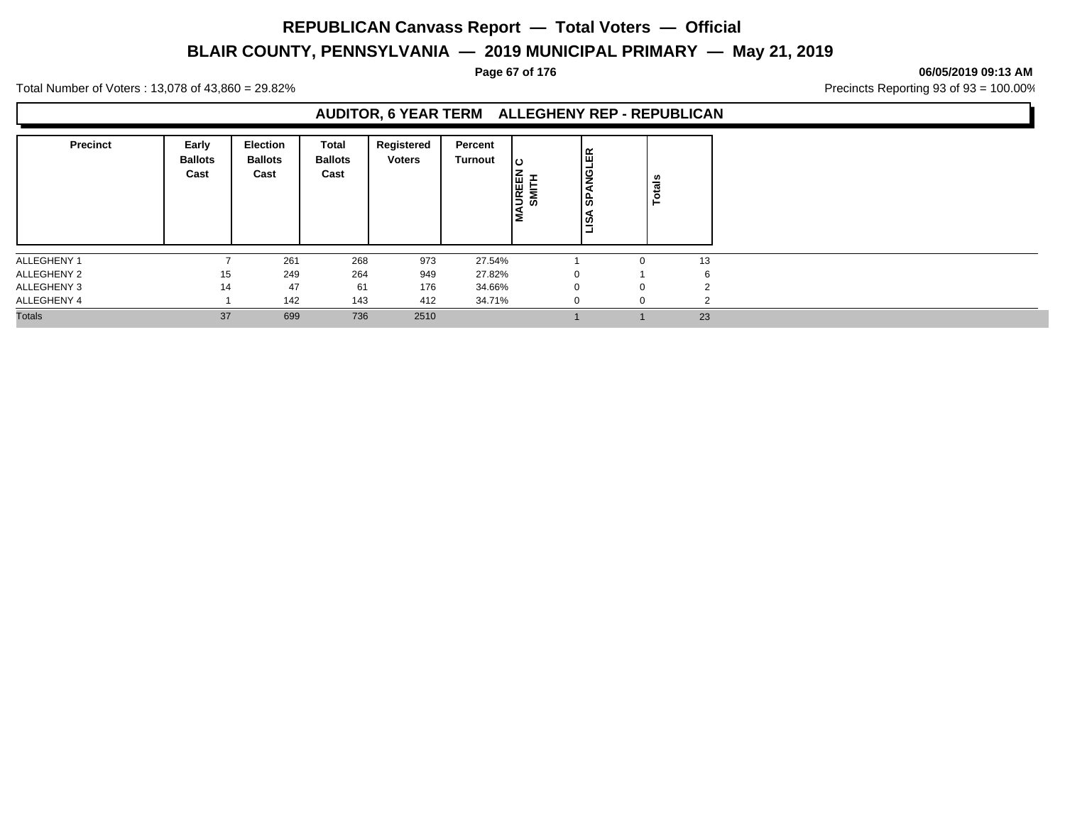# REPUBLICAN Canvass Report — Total Voters — Official

## BLAIR COUNTY, PENNSYLVANIA — 2019 MUNICIPAL PRIMARY — May 21, 2019

06/05/2019 09:13 AM

Total Number of Voters : 13,078 of 43,860 = 29.82%

Precincts Reporting 93 of 93 = 100.00%

### AUDITOR, 6 YEAR TERM ALLEGHENY REP - REPUBLICAN

| Precinct | Early Ballots Cast | Election Ballots Cast | Total Ballots Cast | Registered Voters | Percent Turnout | MAUREEN C SMITH | LISA SPANGLER | Totals |
|---|---|---|---|---|---|---|---|---|
| ALLEGHENY 1 | 7 | 261 | 268 | 973 | 27.54% | 1 | 0 | 13 |
| ALLEGHENY 2 | 15 | 249 | 264 | 949 | 27.82% | 0 | 1 | 6 |
| ALLEGHENY 3 | 14 | 47 | 61 | 176 | 34.66% | 0 | 0 | 2 |
| ALLEGHENY 4 | 1 | 142 | 143 | 412 | 34.71% | 0 | 0 | 2 |
| Totals | 37 | 699 | 736 | 2510 | | 1 | 1 | 23 |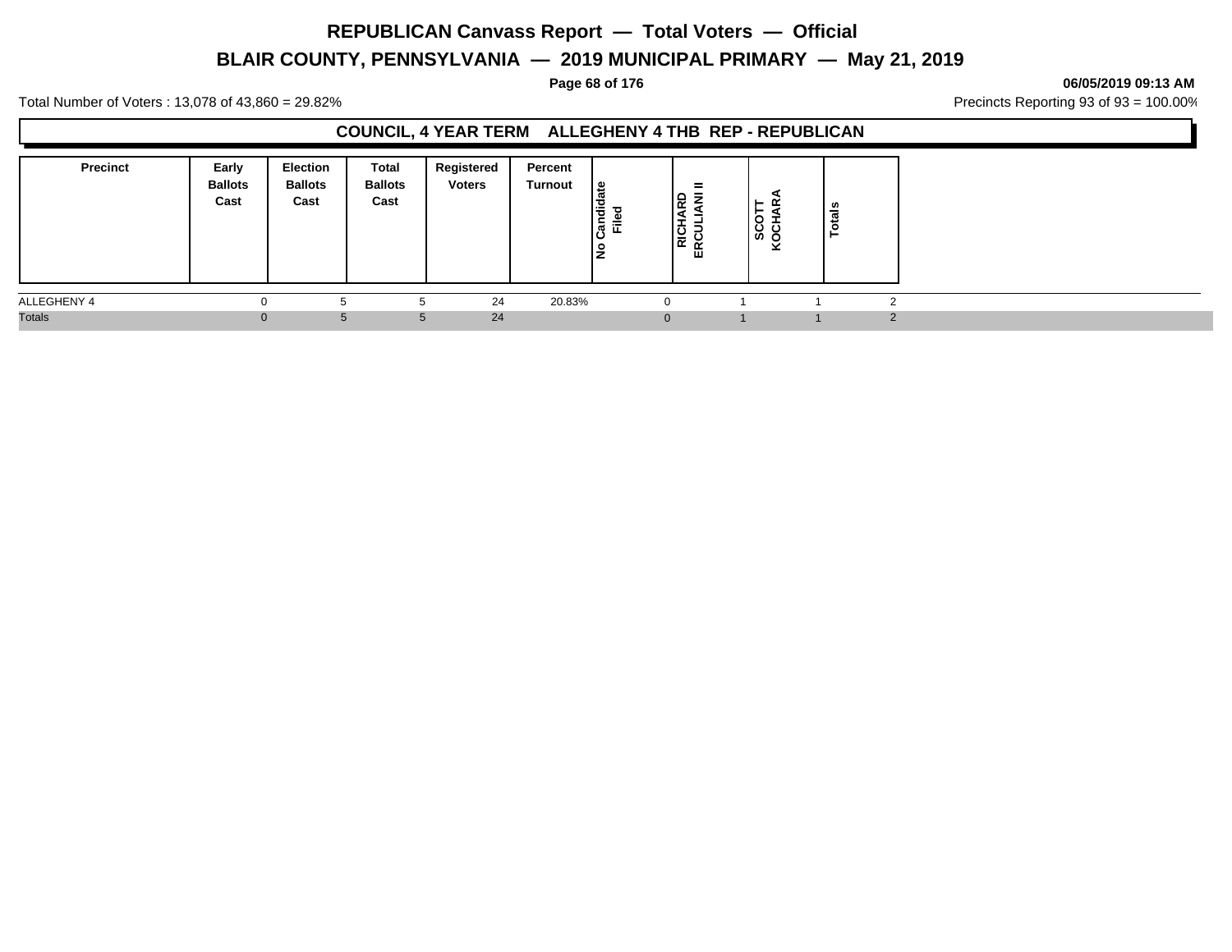# REPUBLICAN Canvass Report — Total Voters — Official

## BLAIR COUNTY, PENNSYLVANIA — 2019 MUNICIPAL PRIMARY — May 21, 2019

06/05/2019 09:13 AM

Total Number of Voters : 13,078 of 43,860 = 29.82%

Precincts Reporting 93 of 93 = 100.00%

### COUNCIL, 4 YEAR TERM ALLEGHENY 4 THB REP - REPUBLICAN

| Precinct | Early Ballots Cast | Election Ballots Cast | Total Ballots Cast | Registered Voters | Percent Turnout | No Candidate Filed | RICHARD ERCULIANI II | SCOTT KOCHARA | Totals |
|---|---|---|---|---|---|---|---|---|---|
| ALLEGHENY 4 | 0 | 5 | 5 | 24 | 20.83% | 0 | 1 | 1 | 2 |
| Totals | 0 | 5 | 5 | 24 | | 0 | 1 | 1 | 2 |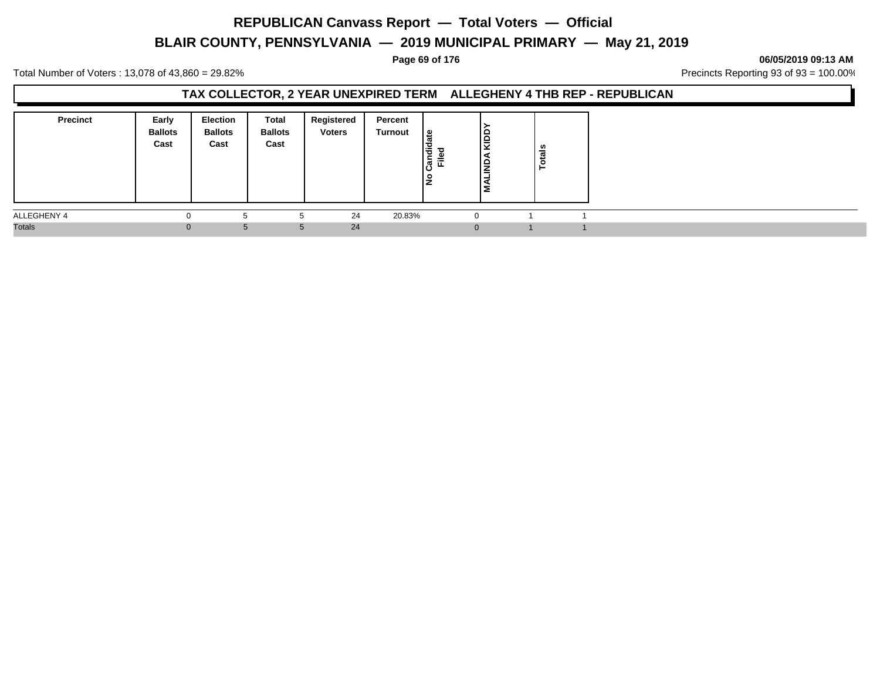# REPUBLICAN Canvass Report — Total Voters — Official

## BLAIR COUNTY, PENNSYLVANIA — 2019 MUNICIPAL PRIMARY — May 21, 2019

06/05/2019 09:13 AM

Total Number of Voters : 13,078 of 43,860 = 29.82%

Precincts Reporting 93 of 93 = 100.00%

### TAX COLLECTOR, 2 YEAR UNEXPIRED TERM ALLEGHENY 4 THB REP - REPUBLICAN

| Precinct | Early Ballots Cast | Election Ballots Cast | Total Ballots Cast | Registered Voters | Percent Turnout | No Candidate Filed | MALINDA KIDDY | Totals |
|---|---|---|---|---|---|---|---|---|
| ALLEGHENY 4 | 0 | 5 | 5 | 24 | 20.83% | 0 | 1 | 1 |
| Totals | 0 | 5 | 5 | 24 | | 0 | 1 | 1 |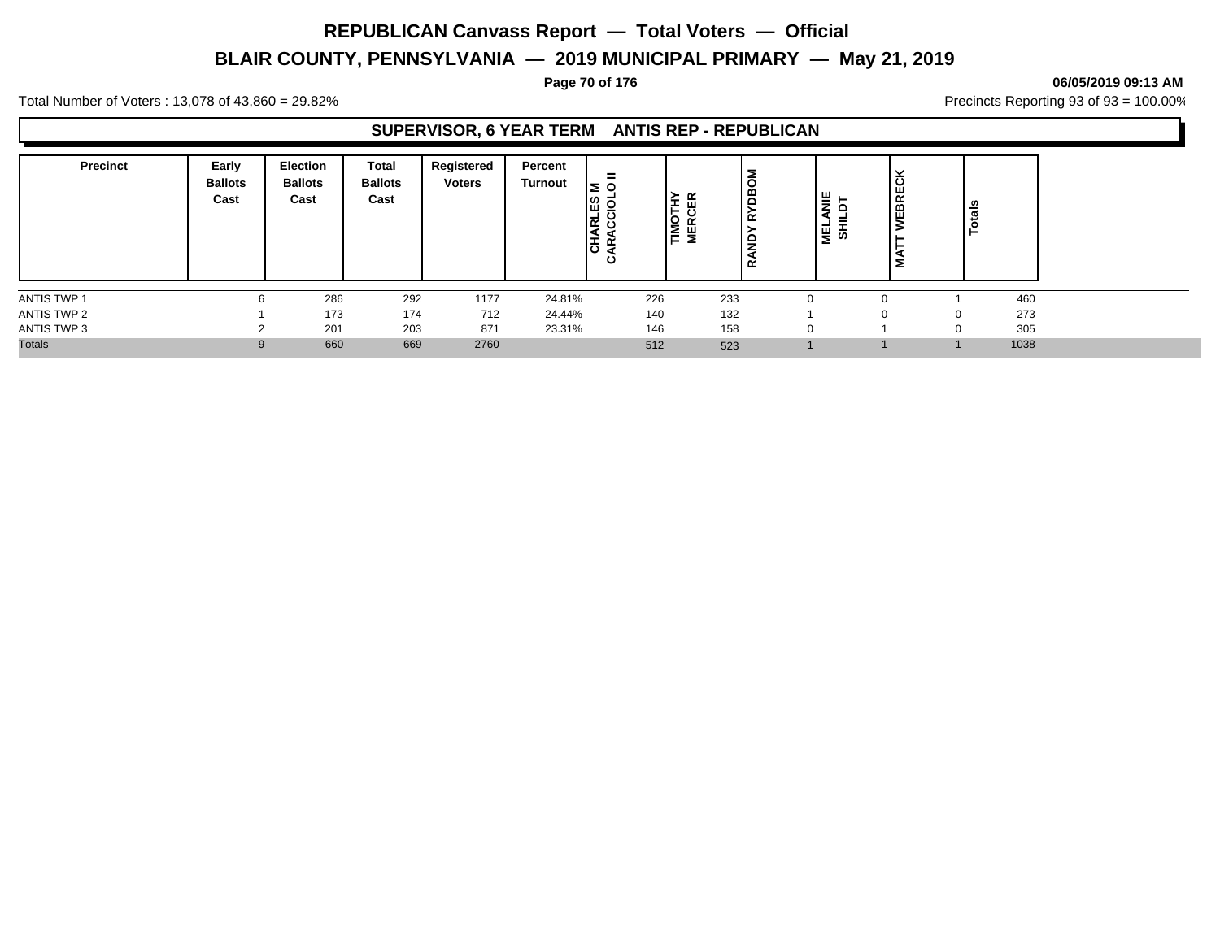# REPUBLICAN Canvass Report — Total Voters — Official

## BLAIR COUNTY, PENNSYLVANIA — 2019 MUNICIPAL PRIMARY — May 21, 2019

**06/05/2019 09:13 AM**

Total Number of Voters : 13,078 of 43,860 = 29.82%

Precincts Reporting 93 of 93 = 100.00%

### SUPERVISOR, 6 YEAR TERM ANTIS REP - REPUBLICAN

| Precinct | Early Ballots Cast | Election Ballots Cast | Total Ballots Cast | Registered Voters | Percent Turnout | CHARLES M CARACCIOLO II | TIMOTHY MERCER | RANDY RYDBOM | MELANIE SHILDT | MATT WEBRECK | Totals |
|---|---|---|---|---|---|---|---|---|---|---|---|
| ANTIS TWP 1 | 6 | 286 | 292 | 1177 | 24.81% | 226 | 233 | 0 | 0 | 1 | 460 |
| ANTIS TWP 2 | 1 | 173 | 174 | 712 | 24.44% | 140 | 132 | 1 | 0 | 0 | 273 |
| ANTIS TWP 3 | 2 | 201 | 203 | 871 | 23.31% | 146 | 158 | 0 | 1 | 0 | 305 |
| Totals | 9 | 660 | 669 | 2760 | | 512 | 523 | 1 | 1 | 1 | 1038 |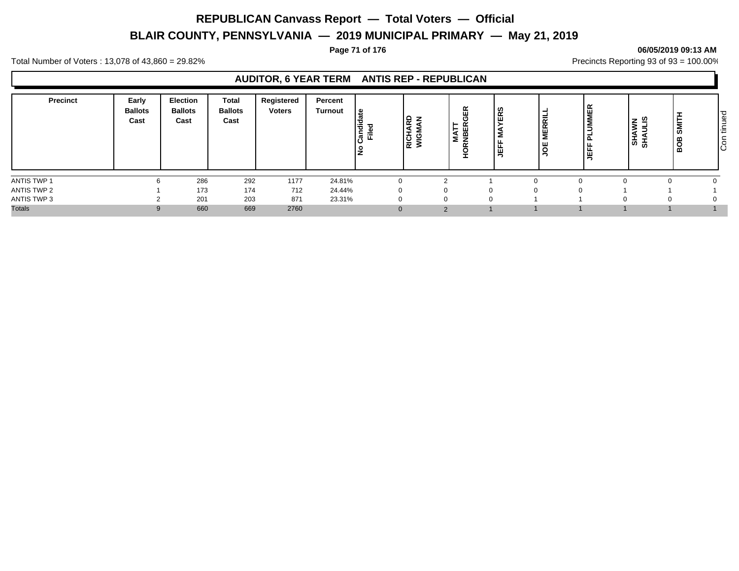# REPUBLICAN Canvass Report — Total Voters — Official

## BLAIR COUNTY, PENNSYLVANIA — 2019 MUNICIPAL PRIMARY — May 21, 2019

06/05/2019 09:13 AM

Total Number of Voters : 13,078 of 43,860 = 29.82%

Precincts Reporting 93 of 93 = 100.00%

### AUDITOR, 6 YEAR TERM ANTIS REP - REPUBLICAN

| Precinct | Early Ballots Cast | Election Ballots Cast | Total Ballots Cast | Registered Voters | Percent Turnout | No Candidate Filed | RICHARD WIGMAN | MATT HORNBERGER | JEFF MAYERS | JOE MERRILL | JEFF PLUMMER | SHAWN SHAULIS | BOB SMITH |
|---|---|---|---|---|---|---|---|---|---|---|---|---|---|
| ANTIS TWP 1 | 6 | 286 | 292 | 1177 | 24.81% | 0 | 2 | 1 | 0 | 0 | 0 | 0 | 0 |
| ANTIS TWP 2 | 1 | 173 | 174 | 712 | 24.44% | 0 | 0 | 0 | 0 | 0 | 1 | 1 | 1 |
| ANTIS TWP 3 | 2 | 201 | 203 | 871 | 23.31% | 0 | 0 | 0 | 1 | 1 | 0 | 0 | 0 |
| Totals | 9 | 660 | 669 | 2760 | | 0 | 2 | 1 | 1 | 1 | 1 | 1 | 1 |

Continued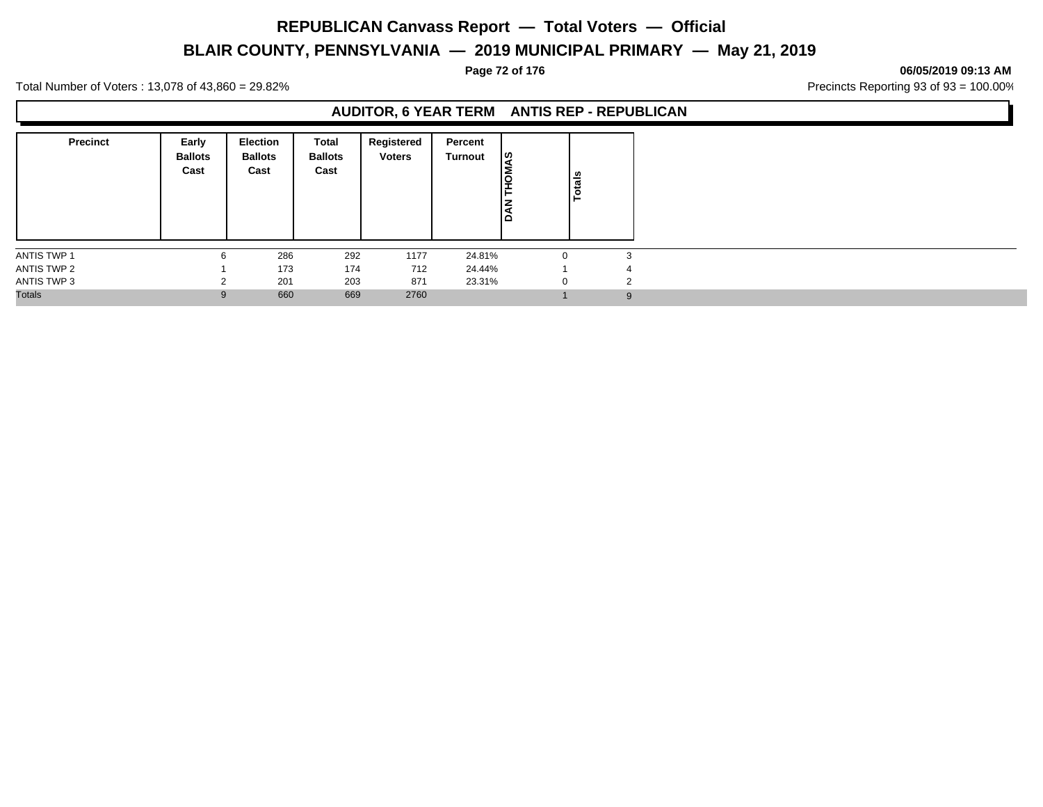# REPUBLICAN Canvass Report — Total Voters — Official

## BLAIR COUNTY, PENNSYLVANIA — 2019 MUNICIPAL PRIMARY — May 21, 2019

06/05/2019 09:13 AM

Total Number of Voters : 13,078 of 43,860 = 29.82%

Precincts Reporting 93 of 93 = 100.00%

### AUDITOR, 6 YEAR TERM ANTIS REP - REPUBLICAN

| Precinct | Early Ballots Cast | Election Ballots Cast | Total Ballots Cast | Registered Voters | Percent Turnout | DAN THOMAS | Totals |
|---|---|---|---|---|---|---|---|
| ANTIS TWP 1 | 6 | 286 | 292 | 1177 | 24.81% | 0 | 3 |
| ANTIS TWP 2 | 1 | 173 | 174 | 712 | 24.44% | 1 | 4 |
| ANTIS TWP 3 | 2 | 201 | 203 | 871 | 23.31% | 0 | 2 |
| Totals | 9 | 660 | 669 | 2760 | | 1 | 9 |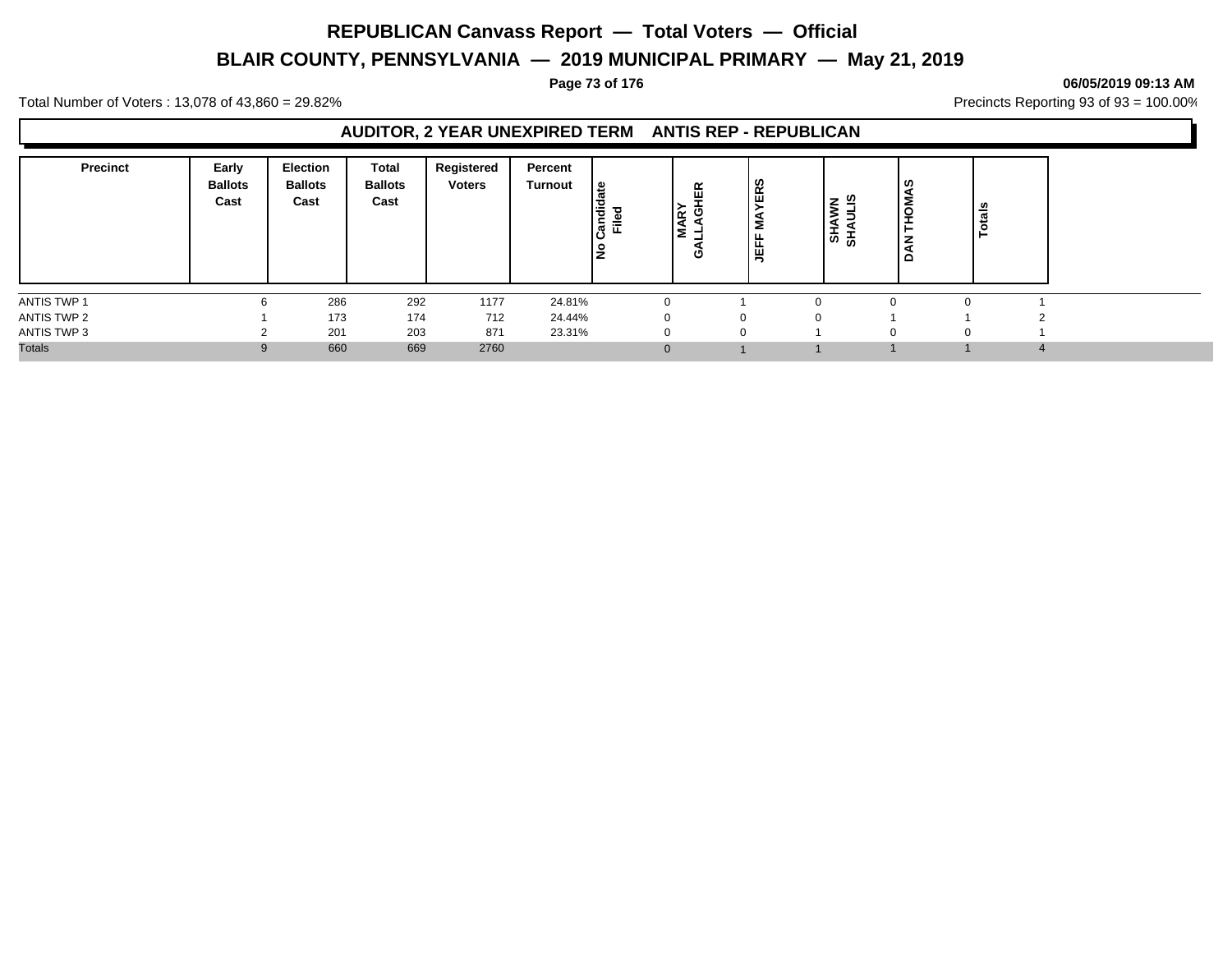# REPUBLICAN Canvass Report — Total Voters — Official

## BLAIR COUNTY, PENNSYLVANIA — 2019 MUNICIPAL PRIMARY — May 21, 2019

**06/05/2019 09:13 AM**

Total Number of Voters : 13,078 of 43,860 = 29.82%

Precincts Reporting 93 of 93 = 100.00%

### AUDITOR, 2 YEAR UNEXPIRED TERM ANTIS REP - REPUBLICAN

| Precinct | Early Ballots Cast | Election Ballots Cast | Total Ballots Cast | Registered Voters | Percent Turnout | No Candidate Filed | MARY GALLAGHER | JEFF MAYERS | SHAWN SHAULIS | DAN THOMAS | Totals |
|---|---|---|---|---|---|---|---|---|---|---|---|
| ANTIS TWP 1 | 6 | 286 | 292 | 1177 | 24.81% | 0 | 1 | 0 | 0 | 0 | 1 |
| ANTIS TWP 2 | 1 | 173 | 174 | 712 | 24.44% | 0 | 0 | 0 | 1 | 1 | 2 |
| ANTIS TWP 3 | 2 | 201 | 203 | 871 | 23.31% | 0 | 0 | 1 | 0 | 0 | 1 |
| Totals | 9 | 660 | 669 | 2760 | | 0 | 1 | 1 | 1 | 1 | 4 |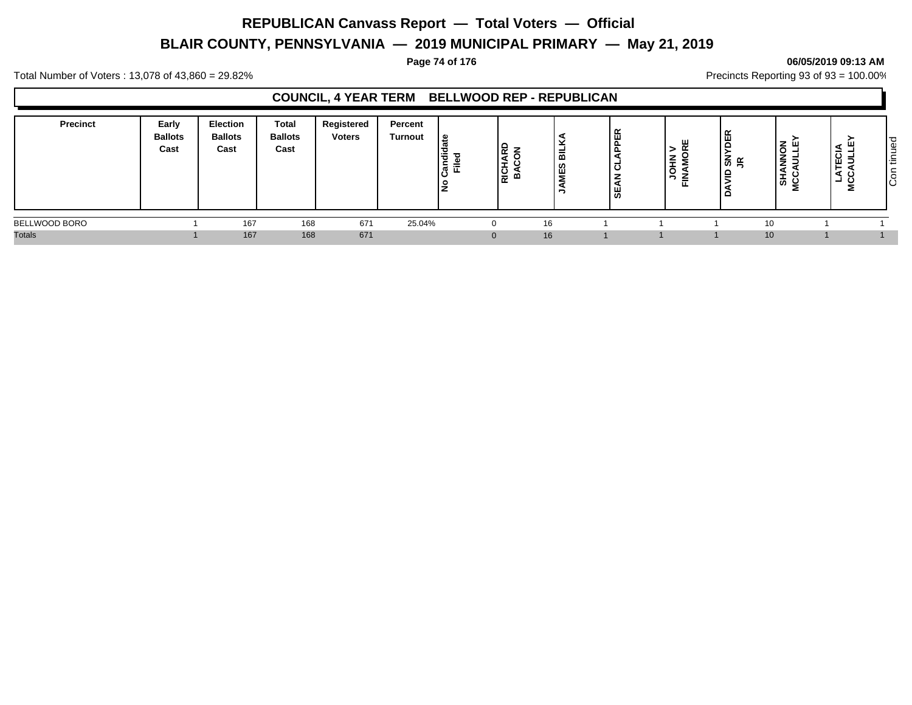# REPUBLICAN Canvass Report — Total Voters — Official

## BLAIR COUNTY, PENNSYLVANIA — 2019 MUNICIPAL PRIMARY — May 21, 2019

06/05/2019 09:13 AM

Total Number of Voters : 13,078 of 43,860 = 29.82%

Precincts Reporting 93 of 93 = 100.00%

### COUNCIL, 4 YEAR TERM BELLWOOD REP - REPUBLICAN

| Precinct | Early Ballots Cast | Election Ballots Cast | Total Ballots Cast | Registered Voters | Percent Turnout | No Candidate Filed | RICHARD BACON | JAMES BILKA | SEAN CLAPPER | JOHN V FINAMORE | DAVID SNYDER JR | SHANNON MCCAULLEY | LATECIA MCCAULLEY | Continued |
|---|---|---|---|---|---|---|---|---|---|---|---|---|---|---|
| BELLWOOD BORO | 1 | 167 | 168 | 671 | 25.04% | 0 | 16 | 1 | 1 | 1 | 10 | 1 | 1 | |
| Totals | 1 | 167 | 168 | 671 | | 0 | 16 | 1 | 1 | 1 | 10 | 1 | 1 | |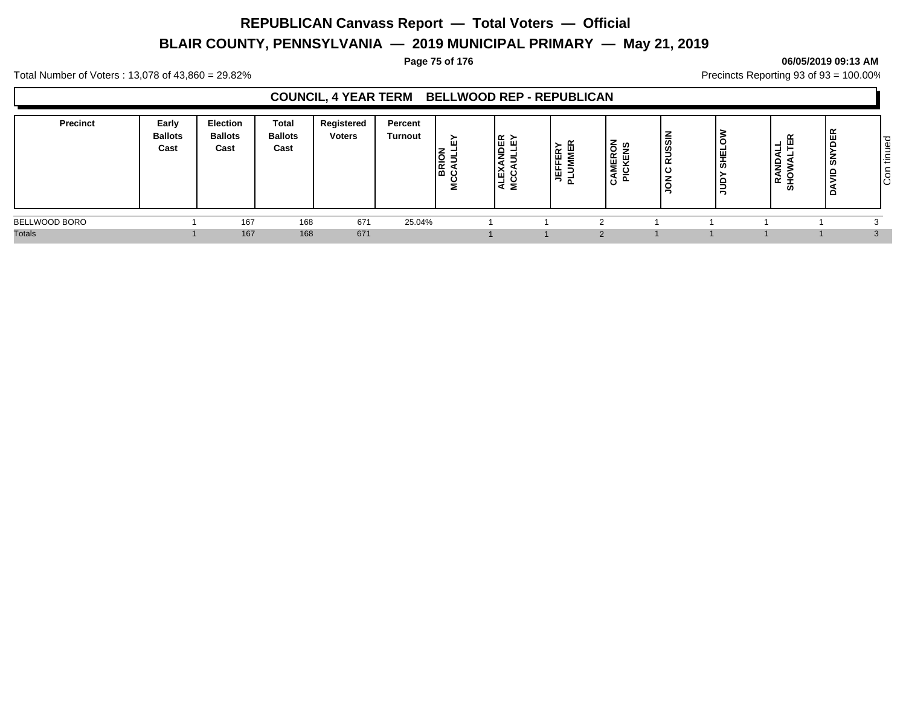# REPUBLICAN Canvass Report — Total Voters — Official

## BLAIR COUNTY, PENNSYLVANIA — 2019 MUNICIPAL PRIMARY — May 21, 2019

**06/05/2019 09:13 AM**

Total Number of Voters : 13,078 of 43,860 = 29.82%

Precincts Reporting 93 of 93 = 100.00%

### COUNCIL, 4 YEAR TERM BELLWOOD REP - REPUBLICAN

| Precinct | Early Ballots Cast | Election Ballots Cast | Total Ballots Cast | Registered Voters | Percent Turnout | BRION MCCAULLEY | ALEXANDER MCCAULLEY | JEFFERY PLUMMER | CAMERON PICKENS | JON C RUSSIN | JUDY SHELOW | RANDALL SHOWALTER | DAVID SNYDER | Continued |
|---|---|---|---|---|---|---|---|---|---|---|---|---|---|---|
| BELLWOOD BORO | 1 | 167 | 168 | 671 | 25.04% | 1 | 1 | 2 | 1 | 1 | 1 | 1 | 3 | |
| Totals | 1 | 167 | 168 | 671 | | 1 | 1 | 2 | 1 | 1 | 1 | 1 | 3 | |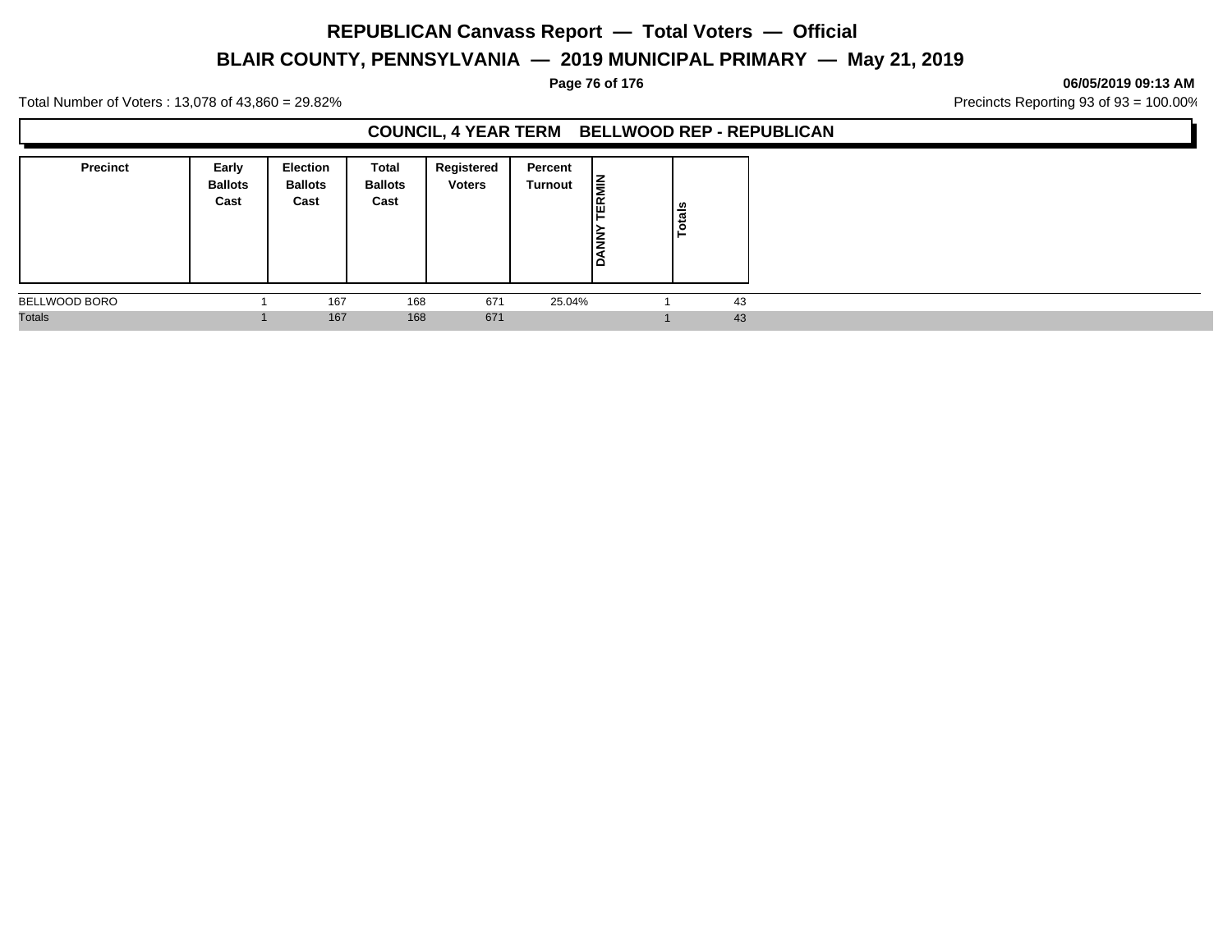# REPUBLICAN Canvass Report — Total Voters — Official

## BLAIR COUNTY, PENNSYLVANIA — 2019 MUNICIPAL PRIMARY — May 21, 2019

**06/05/2019 09:13 AM**

Total Number of Voters : 13,078 of 43,860 = 29.82%

Precincts Reporting 93 of 93 = 100.00%

### COUNCIL, 4 YEAR TERM BELLWOOD REP - REPUBLICAN

| Precinct | Early Ballots Cast | Election Ballots Cast | Total Ballots Cast | Registered Voters | Percent Turnout | DANNY TERMIN | Totals |
|---|---|---|---|---|---|---|---|
| BELLWOOD BORO | 1 | 167 | 168 | 671 | 25.04% | 1 | 43 |
| Totals | 1 | 167 | 168 | 671 | | 1 | 43 |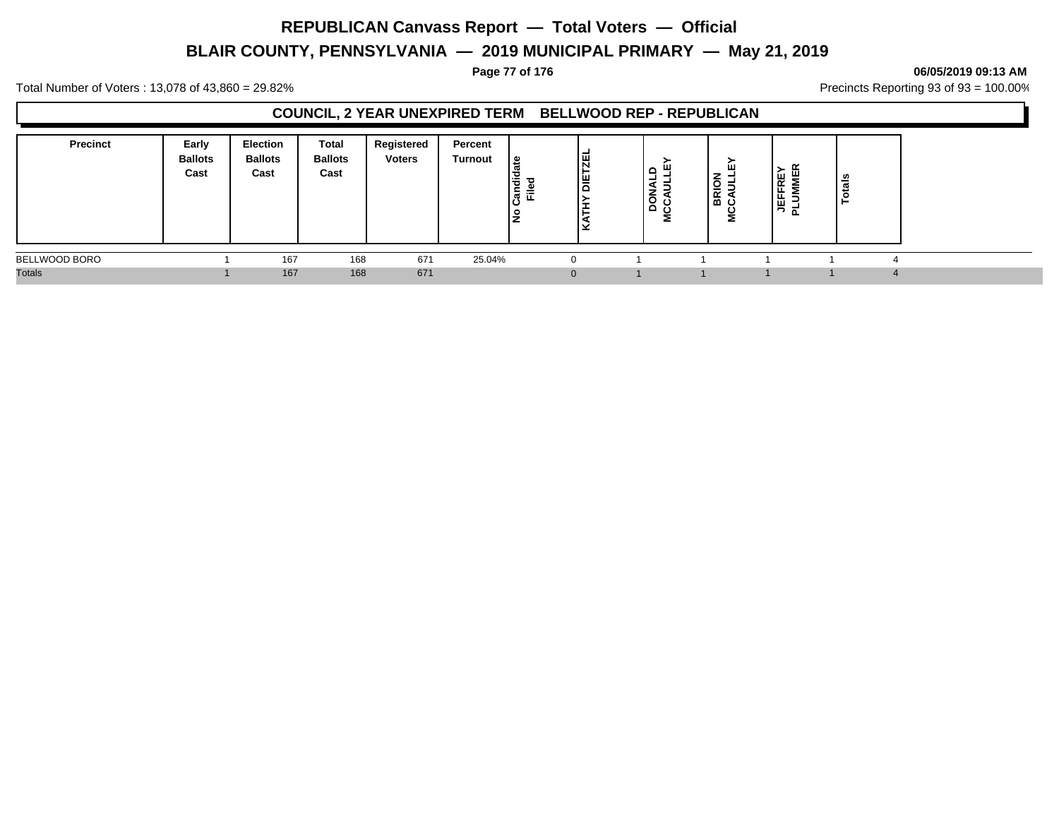# REPUBLICAN Canvass Report — Total Voters — Official

## BLAIR COUNTY, PENNSYLVANIA — 2019 MUNICIPAL PRIMARY — May 21, 2019

06/05/2019 09:13 AM

Total Number of Voters : 13,078 of 43,860 = 29.82%

Precincts Reporting 93 of 93 = 100.00%

### COUNCIL, 2 YEAR UNEXPIRED TERM BELLWOOD REP - REPUBLICAN

| Precinct | Early Ballots Cast | Election Ballots Cast | Total Ballots Cast | Registered Voters | Percent Turnout | No Candidate Filed | KATHY DIETZEL | DONALD MCCAULLEY | BRION MCCAULLEY | JEFFREY PLUMMER | Totals |
|---|---|---|---|---|---|---|---|---|---|---|---|
| BELLWOOD BORO | 1 | 167 | 168 | 671 | 25.04% | 0 | 1 | 1 | 1 | 1 | 4 |
| Totals | 1 | 167 | 168 | 671 | | 0 | 1 | 1 | 1 | 1 | 4 |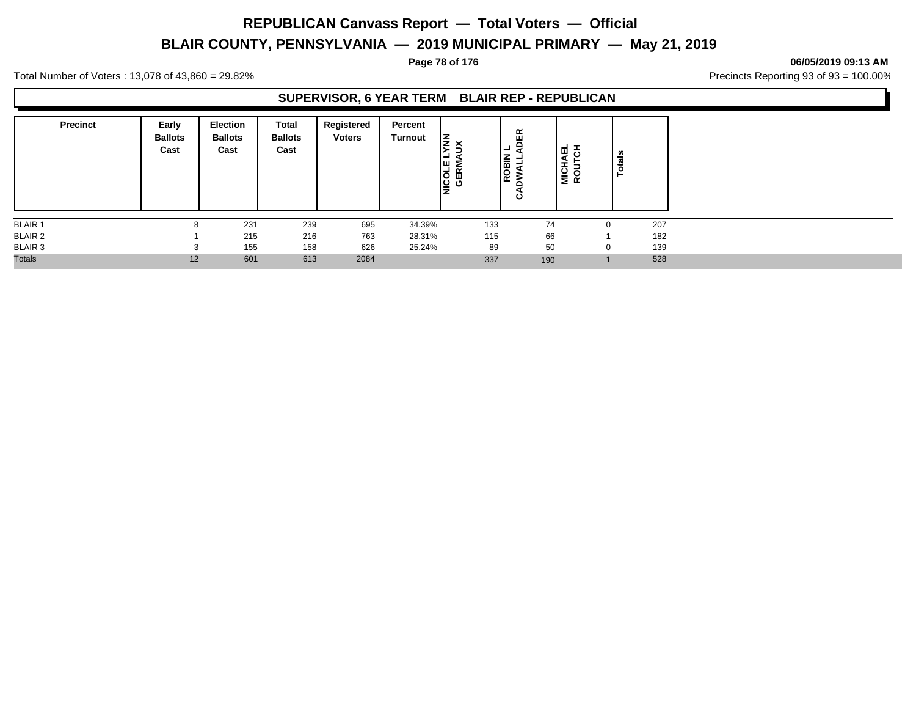# REPUBLICAN Canvass Report — Total Voters — Official

## BLAIR COUNTY, PENNSYLVANIA — 2019 MUNICIPAL PRIMARY — May 21, 2019

06/05/2019 09:13 AM

Total Number of Voters : 13,078 of 43,860 = 29.82%

Precincts Reporting 93 of 93 = 100.00%

### SUPERVISOR, 6 YEAR TERM BLAIR REP - REPUBLICAN

| Precinct | Early Ballots Cast | Election Ballots Cast | Total Ballots Cast | Registered Voters | Percent Turnout | NICOLE LYNN GERMAUX | ROBIN L CADWALLADER | MICHAEL ROUTCH | Totals |
|---|---|---|---|---|---|---|---|---|---|
| BLAIR 1 | 8 | 231 | 239 | 695 | 34.39% | 133 | 74 | 0 | 207 |
| BLAIR 2 | 1 | 215 | 216 | 763 | 28.31% | 115 | 66 | 1 | 182 |
| BLAIR 3 | 3 | 155 | 158 | 626 | 25.24% | 89 | 50 | 0 | 139 |
| Totals | 12 | 601 | 613 | 2084 | | 337 | 190 | 1 | 528 |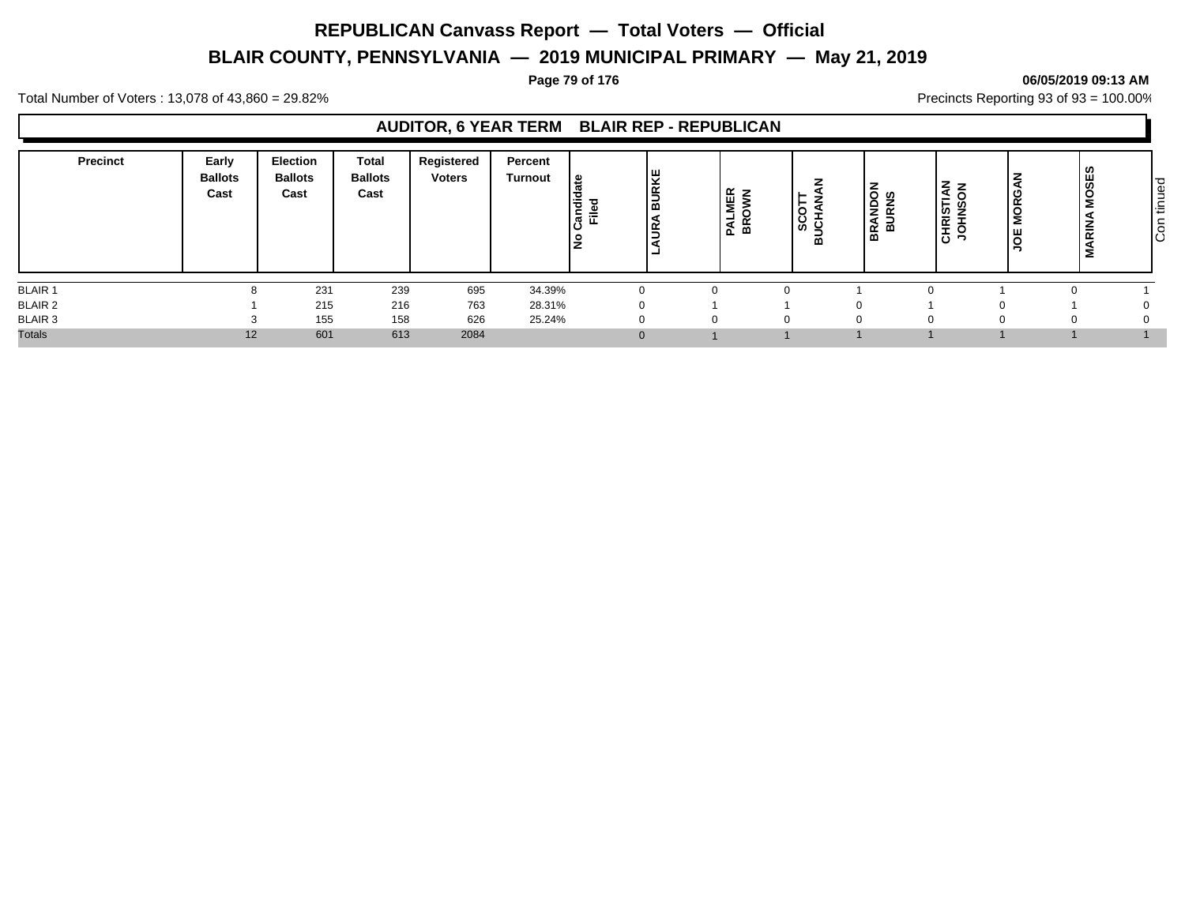# REPUBLICAN Canvass Report — Total Voters — Official

## BLAIR COUNTY, PENNSYLVANIA — 2019 MUNICIPAL PRIMARY — May 21, 2019

Total Number of Voters : 13,078 of 43,860 = 29.82%

Precincts Reporting 93 of 93 = 100.00%

### AUDITOR, 6 YEAR TERM BLAIR REP - REPUBLICAN

| Precinct | Early Ballots Cast | Election Ballots Cast | Total Ballots Cast | Registered Voters | Percent Turnout | No Candidate Filed | LAURA BURKE | PALMER BROWN | SCOTT BUCHANAN | BRANDON BURNS | CHRISTIAN JOHNSON | JOE MORGAN | MARINA MOSES |
|---|---|---|---|---|---|---|---|---|---|---|---|---|---|
| BLAIR 1 | 8 | 231 | 239 | 695 | 34.39% | 0 | 0 | 0 | 1 | 0 | 1 | 0 | 1 |
| BLAIR 2 | 1 | 215 | 216 | 763 | 28.31% | 0 | 1 | 1 | 0 | 1 | 0 | 1 | 0 |
| BLAIR 3 | 3 | 155 | 158 | 626 | 25.24% | 0 | 0 | 0 | 0 | 0 | 0 | 0 | 0 |
| Totals | 12 | 601 | 613 | 2084 | | 0 | 1 | 1 | 1 | 1 | 1 | 1 | 1 |

Continued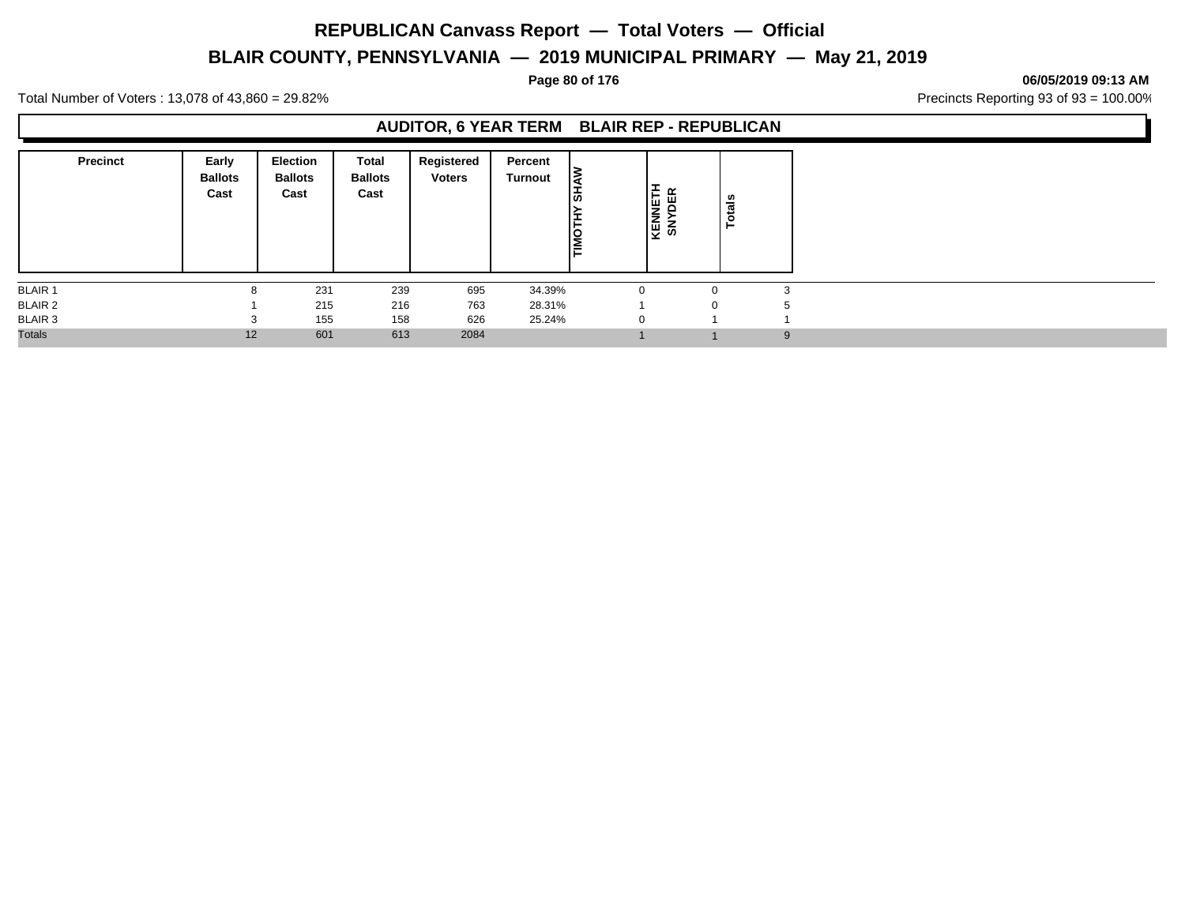# REPUBLICAN Canvass Report — Total Voters — Official

## BLAIR COUNTY, PENNSYLVANIA — 2019 MUNICIPAL PRIMARY — May 21, 2019

06/05/2019 09:13 AM

Total Number of Voters : 13,078 of 43,860 = 29.82%

Precincts Reporting 93 of 93 = 100.00%

### AUDITOR, 6 YEAR TERM BLAIR REP - REPUBLICAN

| Precinct | Early Ballots Cast | Election Ballots Cast | Total Ballots Cast | Registered Voters | Percent Turnout | TIMOTHY SHAW | KENNETH SNYDER | Totals |
|---|---|---|---|---|---|---|---|---|
| BLAIR 1 | 8 | 231 | 239 | 695 | 34.39% | 0 | 0 | 3 |
| BLAIR 2 | 1 | 215 | 216 | 763 | 28.31% | 1 | 0 | 5 |
| BLAIR 3 | 3 | 155 | 158 | 626 | 25.24% | 0 | 1 | 1 |
| Totals | 12 | 601 | 613 | 2084 | | 1 | 1 | 9 |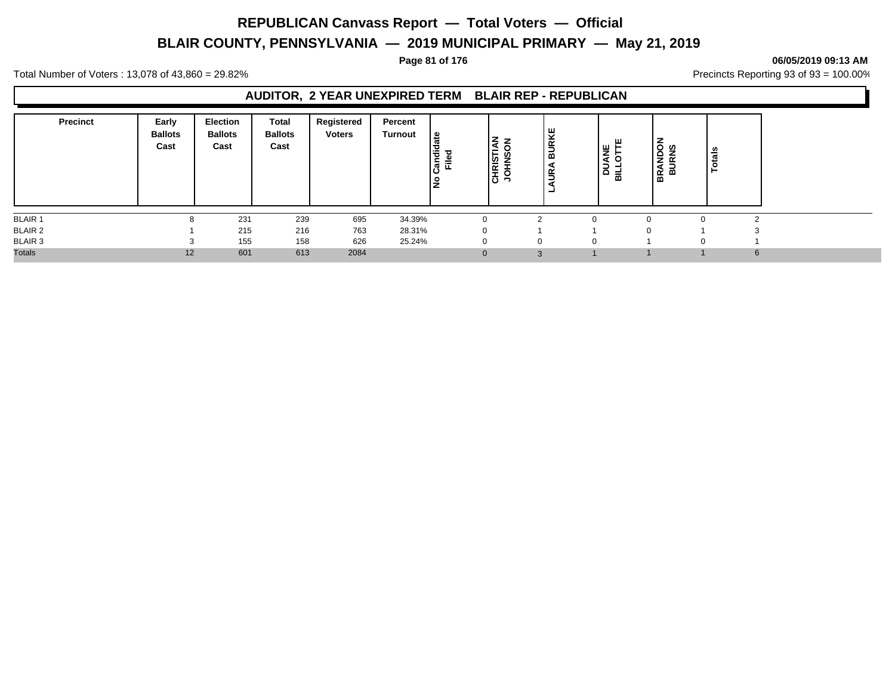# REPUBLICAN Canvass Report — Total Voters — Official

## BLAIR COUNTY, PENNSYLVANIA — 2019 MUNICIPAL PRIMARY — May 21, 2019

06/05/2019 09:13 AM

Total Number of Voters : 13,078 of 43,860 = 29.82%

Precincts Reporting 93 of 93 = 100.00%

### AUDITOR, 2 YEAR UNEXPIRED TERM BLAIR REP - REPUBLICAN

| Precinct | Early Ballots Cast | Election Ballots Cast | Total Ballots Cast | Registered Voters | Percent Turnout | No Candidate Filed | CHRISTIAN JOHNSON | LAURA BURKE | DUANE BILLOTTE | BRANDON BURNS | Totals |
|---|---|---|---|---|---|---|---|---|---|---|---|
| BLAIR 1 | 8 | 231 | 239 | 695 | 34.39% | 0 | 2 | 0 | 0 | 0 | 2 |
| BLAIR 2 | 1 | 215 | 216 | 763 | 28.31% | 0 | 1 | 1 | 0 | 1 | 3 |
| BLAIR 3 | 3 | 155 | 158 | 626 | 25.24% | 0 | 0 | 0 | 1 | 0 | 1 |
| Totals | 12 | 601 | 613 | 2084 | | 0 | 3 | 1 | 1 | 1 | 6 |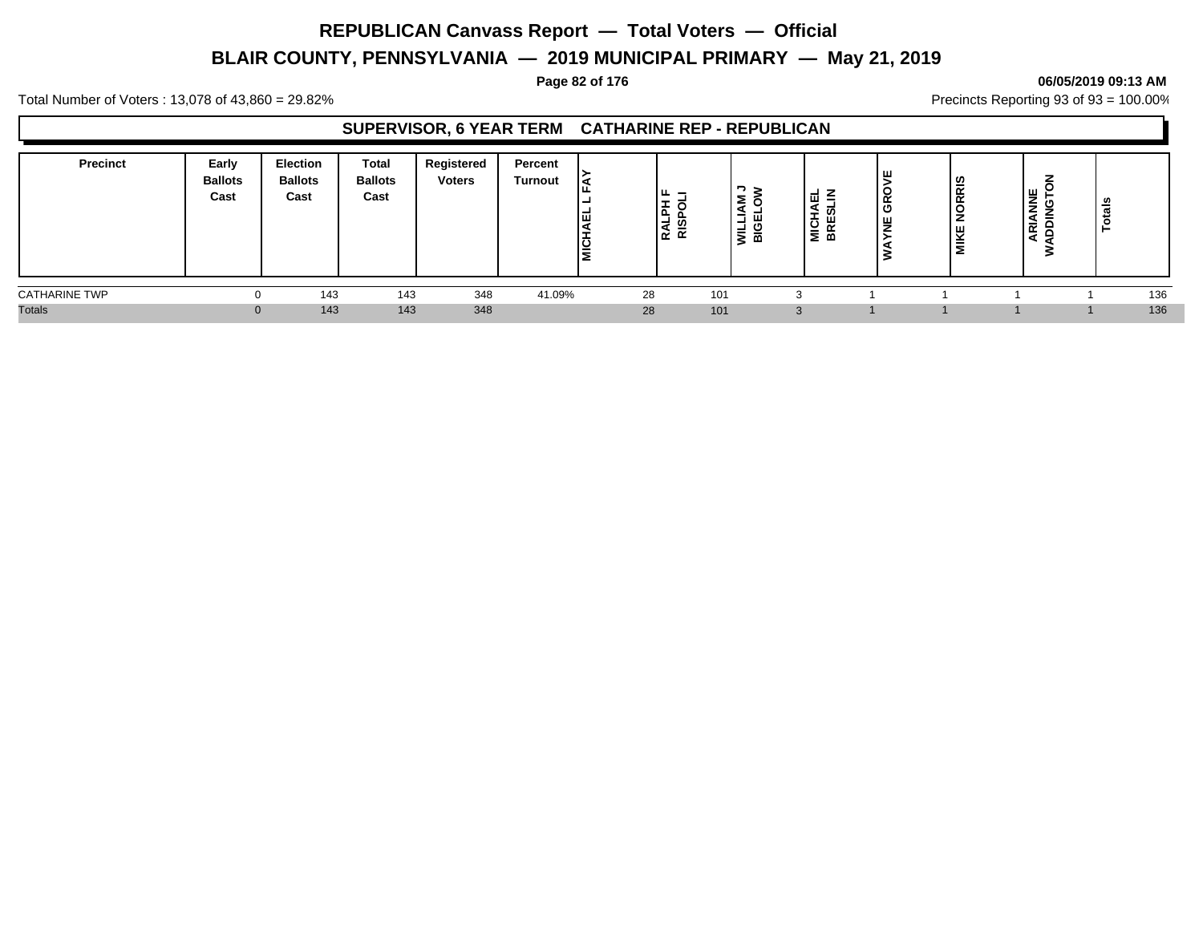# REPUBLICAN Canvass Report — Total Voters — Official

## BLAIR COUNTY, PENNSYLVANIA — 2019 MUNICIPAL PRIMARY — May 21, 2019

**06/05/2019 09:13 AM**

Total Number of Voters : 13,078 of 43,860 = 29.82%

Precincts Reporting 93 of 93 = 100.00%

### SUPERVISOR, 6 YEAR TERM CATHARINE REP - REPUBLICAN

| Precinct | Early Ballots Cast | Election Ballots Cast | Total Ballots Cast | Registered Voters | Percent Turnout | MICHAEL L FAY | RALPH F RISPOLI | WILLIAM J BIGELOW | MICHAEL BRESLIN | WAYNE GROVE | MIKE NORRIS | ARIANNE WADDINGTON | Totals |
|---|---|---|---|---|---|---|---|---|---|---|---|---|---|
| CATHARINE TWP | 0 | 143 | 143 | 348 | 41.09% | 28 | 101 | 3 | 1 | 1 | 1 | 1 | 136 |
| Totals | 0 | 143 | 143 | 348 | | 28 | 101 | 3 | 1 | 1 | 1 | 1 | 136 |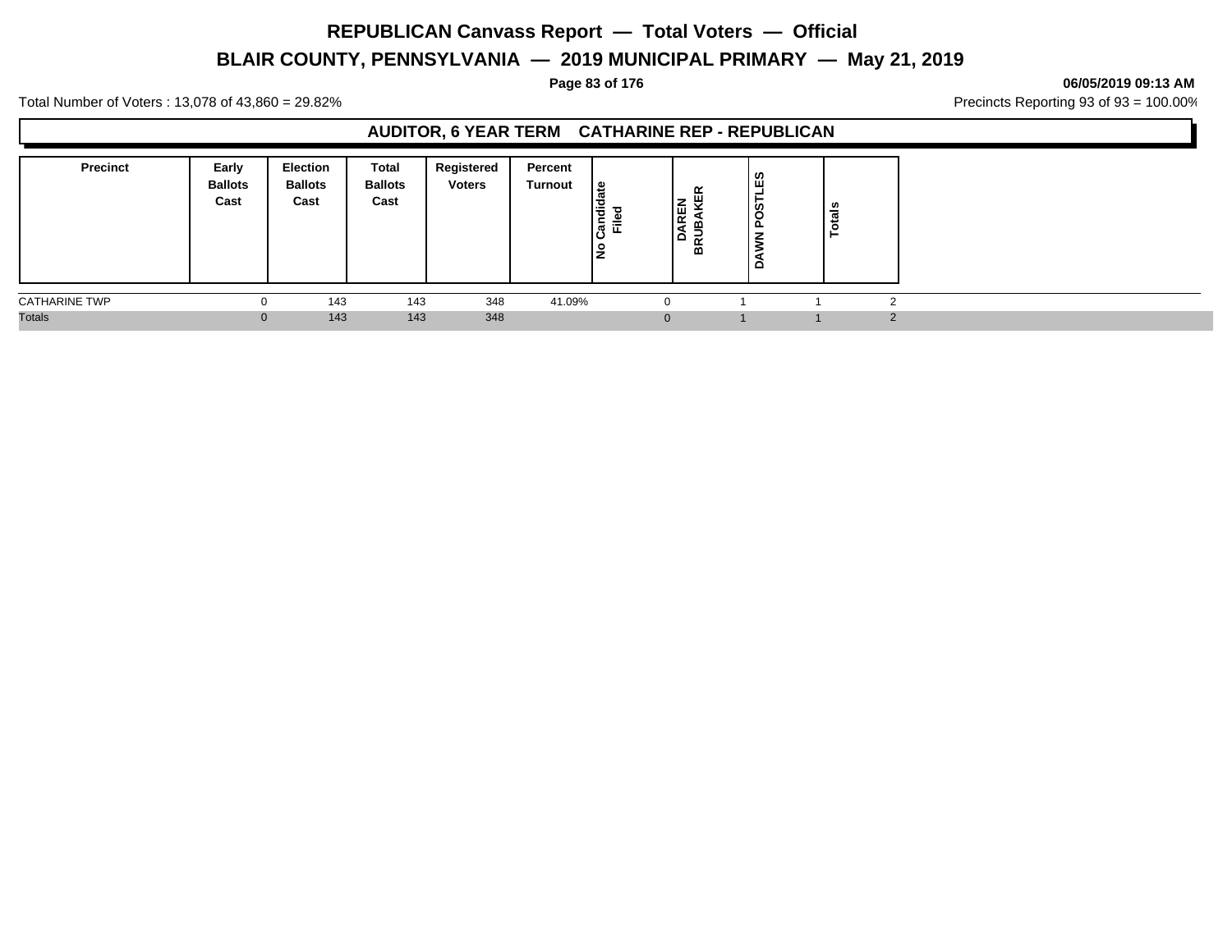# REPUBLICAN Canvass Report — Total Voters — Official

## BLAIR COUNTY, PENNSYLVANIA — 2019 MUNICIPAL PRIMARY — May 21, 2019

**06/05/2019 09:13 AM**

Total Number of Voters : 13,078 of 43,860 = 29.82%

Precincts Reporting 93 of 93 = 100.00%

### AUDITOR, 6 YEAR TERM CATHARINE REP - REPUBLICAN

| Precinct | Early Ballots Cast | Election Ballots Cast | Total Ballots Cast | Registered Voters | Percent Turnout | No Candidate Filed | DAREN BRUBAKER | DAWN POSTLES | Totals |
|---|---|---|---|---|---|---|---|---|---|
| CATHARINE TWP | 0 | 143 | 143 | 348 | 41.09% | 0 | 1 | 1 | 2 |
| Totals | 0 | 143 | 143 | 348 | | 0 | 1 | 1 | 2 |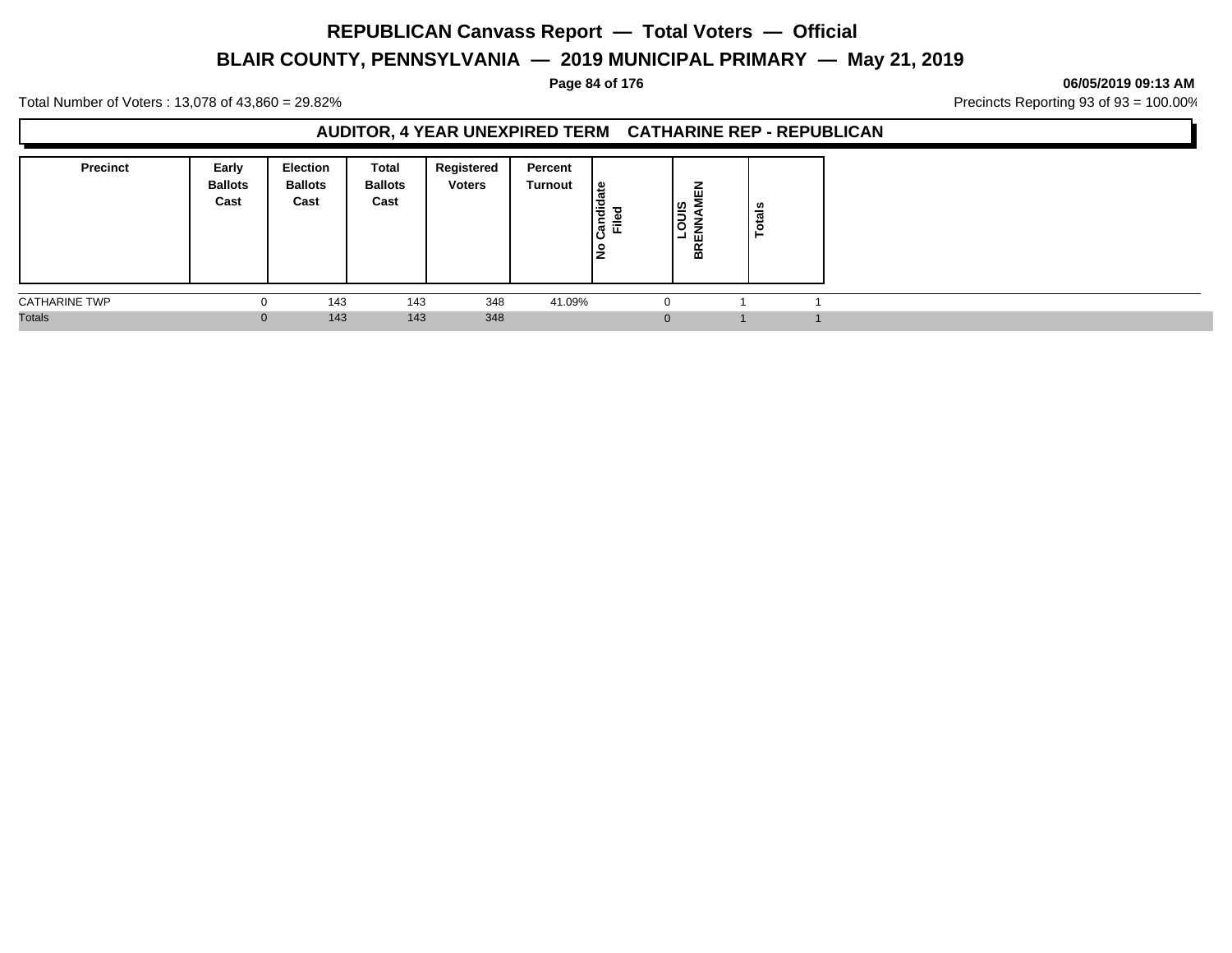# REPUBLICAN Canvass Report — Total Voters — Official

## BLAIR COUNTY, PENNSYLVANIA — 2019 MUNICIPAL PRIMARY — May 21, 2019

**06/05/2019 09:13 AM**

Total Number of Voters : 13,078 of 43,860 = 29.82%

Precincts Reporting 93 of 93 = 100.00%

### AUDITOR, 4 YEAR UNEXPIRED TERM CATHARINE REP - REPUBLICAN

| Precinct | Early Ballots Cast | Election Ballots Cast | Total Ballots Cast | Registered Voters | Percent Turnout | No Candidate Filed | LOUIS BRENNAMEN | Totals |
|---|---|---|---|---|---|---|---|---|
| CATHARINE TWP | 0 | 143 | 143 | 348 | 41.09% | 0 | 1 | 1 |
| Totals | 0 | 143 | 143 | 348 | | 0 | 1 | 1 |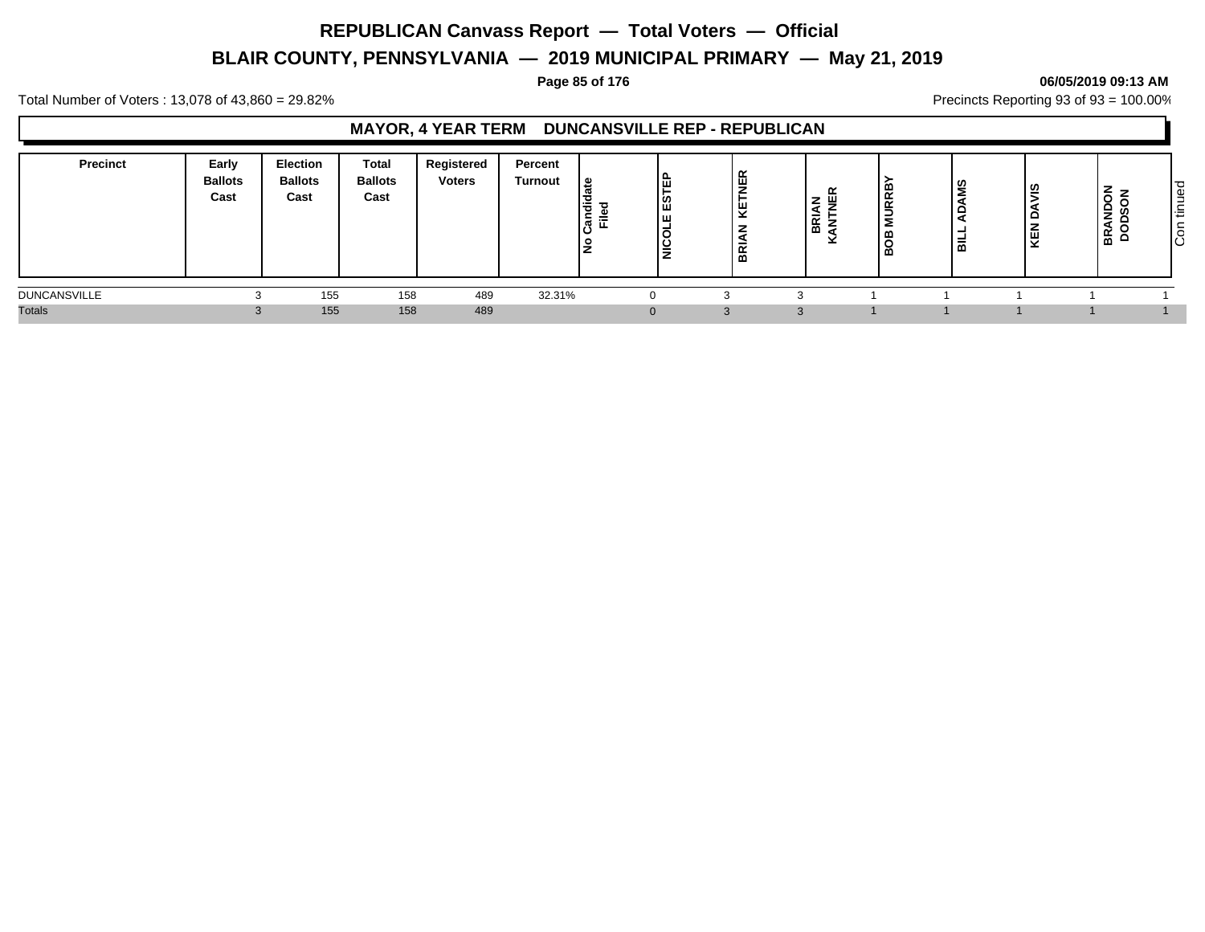# REPUBLICAN Canvass Report — Total Voters — Official

## BLAIR COUNTY, PENNSYLVANIA — 2019 MUNICIPAL PRIMARY — May 21, 2019

Total Number of Voters : 13,078 of 43,860 = 29.82%

Precincts Reporting 93 of 93 = 100.00%

### MAYOR, 4 YEAR TERM DUNCANSVILLE REP - REPUBLICAN

| Precinct | Early Ballots Cast | Election Ballots Cast | Total Ballots Cast | Registered Voters | Percent Turnout | No Candidate Filed | NICOLE ESTEP | BRIAN KETNER | BRIAN KANTNER | BOB MURRBY | BILL ADAMS | KEN DAVIS | BRANDON DODSON | Continued |
|---|---|---|---|---|---|---|---|---|---|---|---|---|---|---|
| DUNCANSVILLE | 3 | 155 | 158 | 489 | 32.31% | 0 | 3 | 3 | 1 | 1 | 1 | 1 | 1 | |
| Totals | 3 | 155 | 158 | 489 | | 0 | 3 | 3 | 1 | 1 | 1 | 1 | 1 | |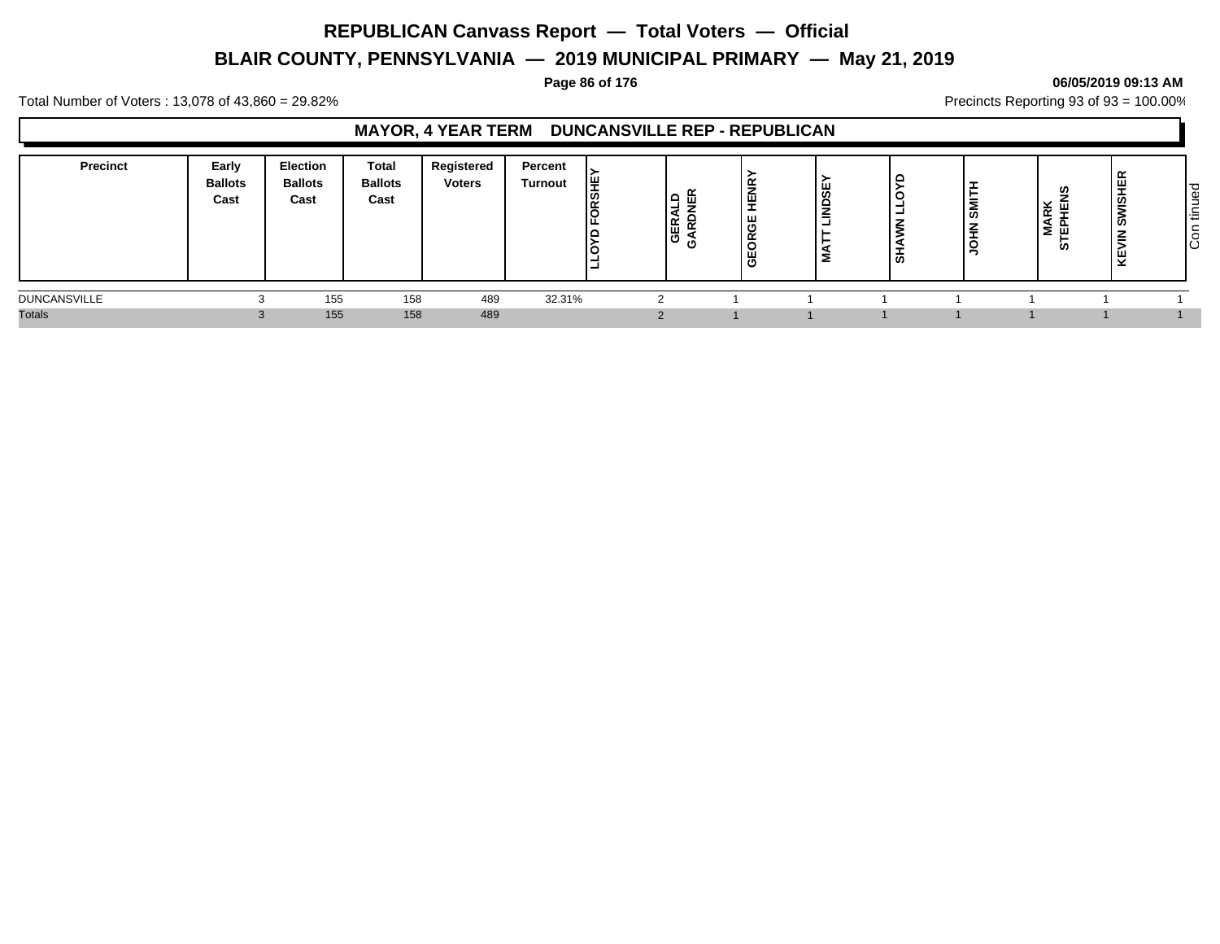# REPUBLICAN Canvass Report — Total Voters — Official

## BLAIR COUNTY, PENNSYLVANIA — 2019 MUNICIPAL PRIMARY — May 21, 2019

06/05/2019 09:13 AM

Total Number of Voters : 13,078 of 43,860 = 29.82%

Precincts Reporting 93 of 93 = 100.00%

### MAYOR, 4 YEAR TERM DUNCANSVILLE REP - REPUBLICAN

| Precinct | Early Ballots Cast | Election Ballots Cast | Total Ballots Cast | Registered Voters | Percent Turnout | LLOYD FORSHEY | GERALD GARDNER | GEORGE HENRY | MATT LINDSEY | SHAWN LLOYD | JOHN SMITH | MARK STEPHENS | KEVIN SWISHER |
|---|---|---|---|---|---|---|---|---|---|---|---|---|---|
| DUNCANSVILLE | 3 | 155 | 158 | 489 | 32.31% | 2 | 1 | 1 | 1 | 1 | 1 | 1 | 1 |
| Totals | 3 | 155 | 158 | 489 | | 2 | 1 | 1 | 1 | 1 | 1 | 1 | 1 |

Continued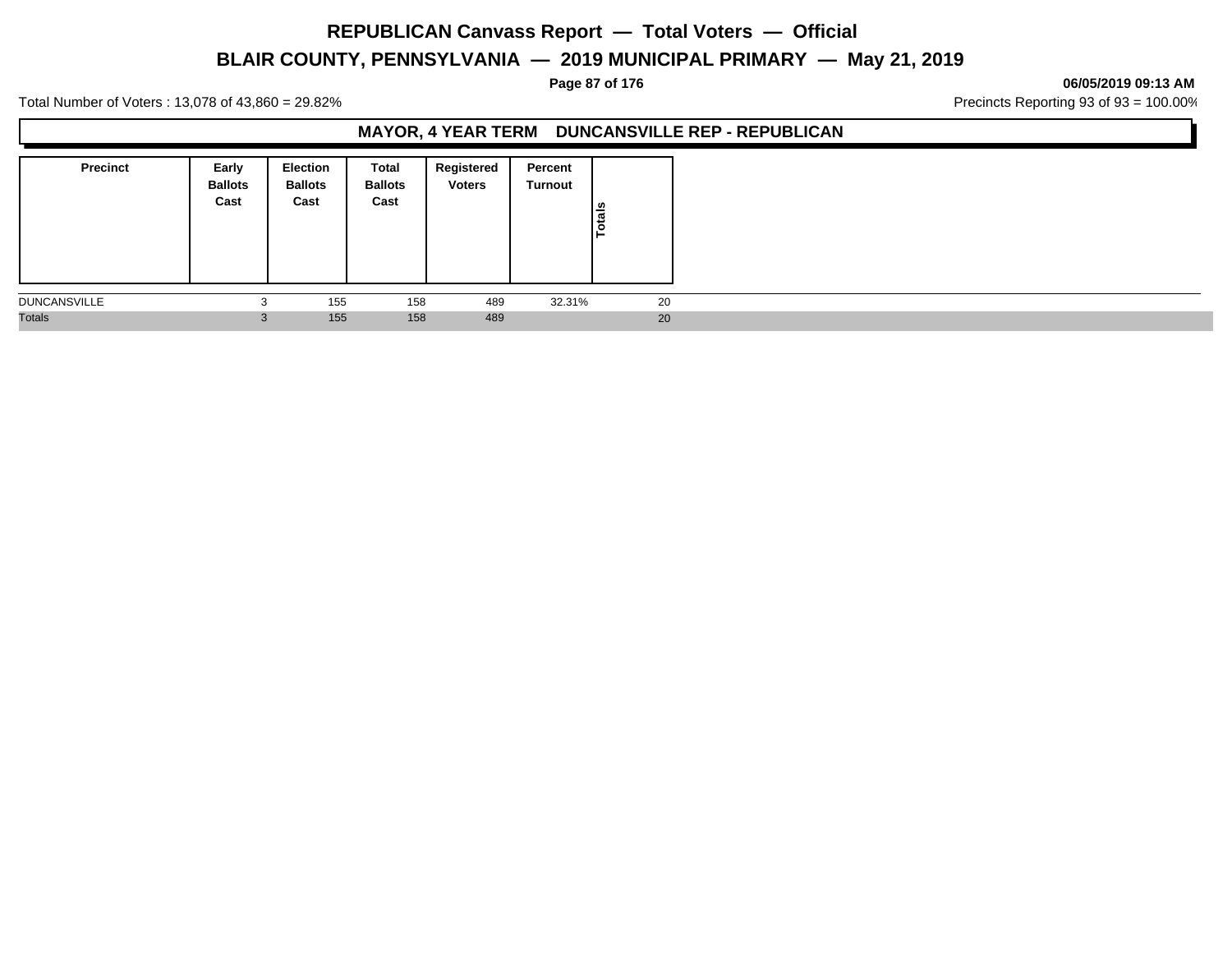# REPUBLICAN Canvass Report — Total Voters — Official

## BLAIR COUNTY, PENNSYLVANIA — 2019 MUNICIPAL PRIMARY — May 21, 2019

06/05/2019 09:13 AM

Total Number of Voters : 13,078 of 43,860 = 29.82%

Precincts Reporting 93 of 93 = 100.00%

### MAYOR, 4 YEAR TERM DUNCANSVILLE REP - REPUBLICAN

| Precinct | Early Ballots Cast | Election Ballots Cast | Total Ballots Cast | Registered Voters | Percent Turnout | Totals |
|---|---|---|---|---|---|---|
| DUNCANSVILLE | 3 | 155 | 158 | 489 | 32.31% | 20 |
| Totals | 3 | 155 | 158 | 489 | | 20 |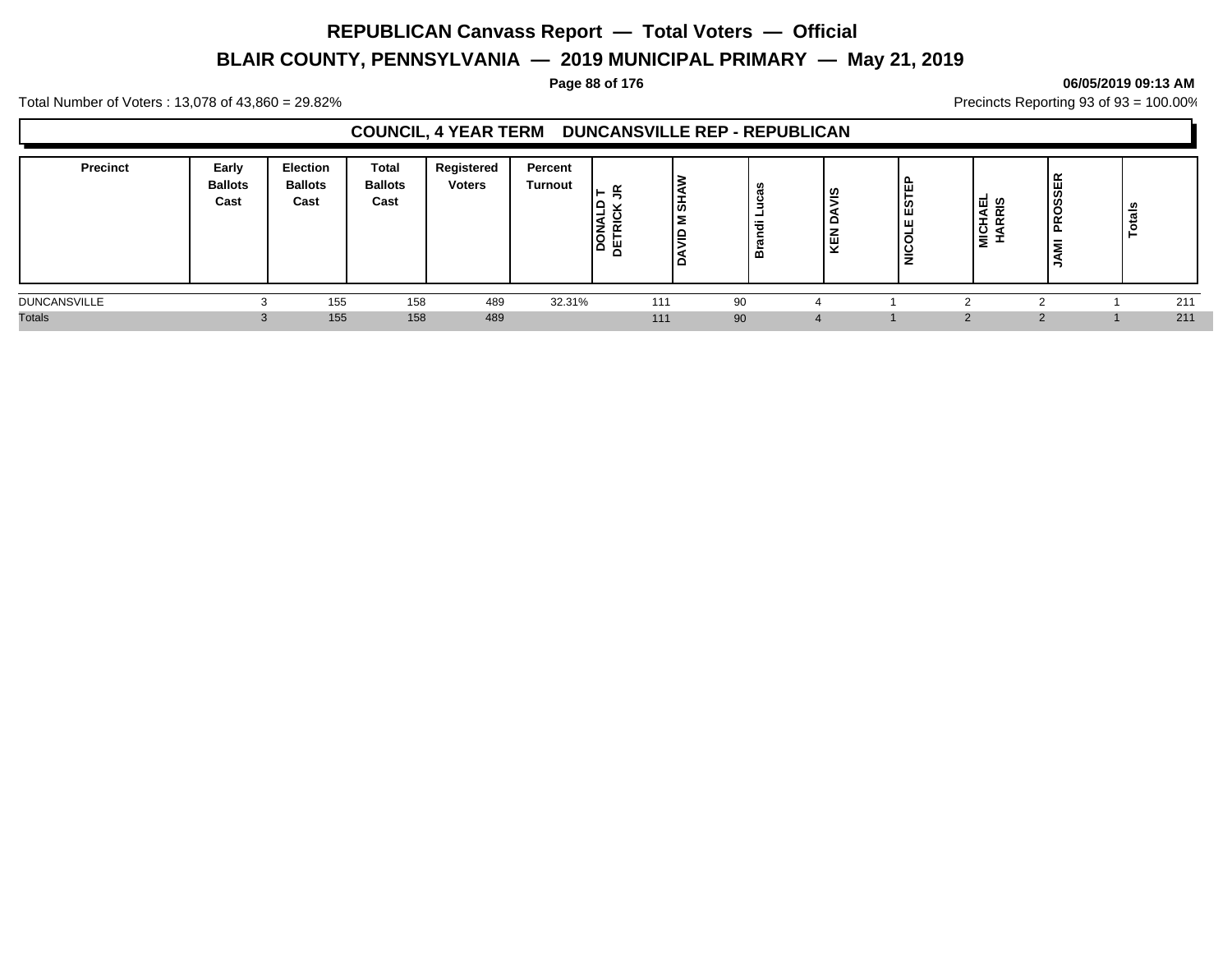# REPUBLICAN Canvass Report — Total Voters — Official

## BLAIR COUNTY, PENNSYLVANIA — 2019 MUNICIPAL PRIMARY — May 21, 2019

Total Number of Voters : 13,078 of 43,860 = 29.82%

Precincts Reporting 93 of 93 = 100.00%

### COUNCIL, 4 YEAR TERM DUNCANSVILLE REP - REPUBLICAN

| Precinct | Early Ballots Cast | Election Ballots Cast | Total Ballots Cast | Registered Voters | Percent Turnout | DONALD T DETRICK JR | DAVID M SHAW | Brandi Lucas | KEN DAVIS | NICOLE ESTEP | MICHAEL HARRIS | JAMI PROSSER | Totals |
|---|---|---|---|---|---|---|---|---|---|---|---|---|---|
| DUNCANSVILLE | 3 | 155 | 158 | 489 | 32.31% | 111 | 90 | 4 | 1 | 2 | 2 | 1 | 211 |
| Totals | 3 | 155 | 158 | 489 | | 111 | 90 | 4 | 1 | 2 | 2 | 1 | 211 |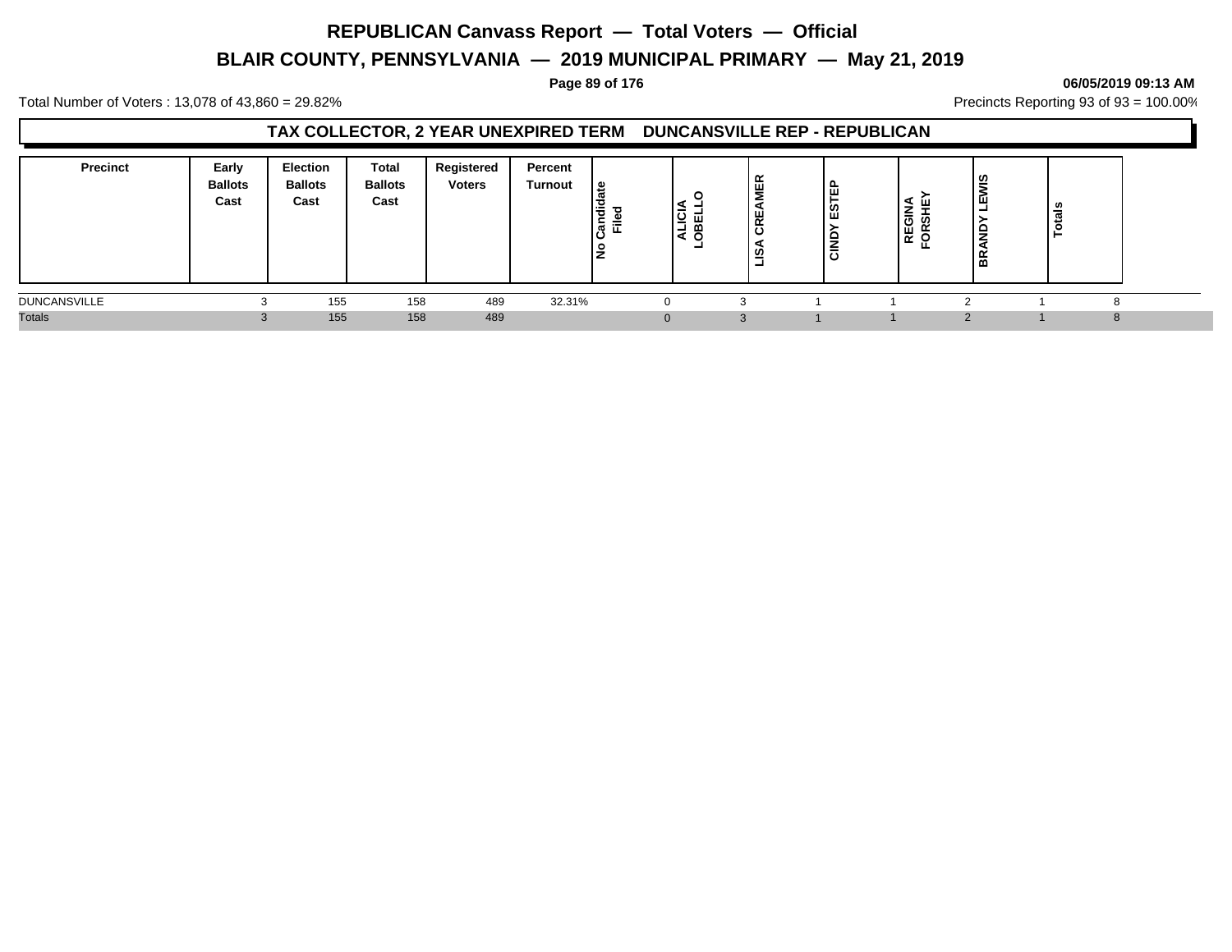# REPUBLICAN Canvass Report — Total Voters — Official

## BLAIR COUNTY, PENNSYLVANIA — 2019 MUNICIPAL PRIMARY — May 21, 2019

06/05/2019 09:13 AM

Total Number of Voters : 13,078 of 43,860 = 29.82%

Precincts Reporting 93 of 93 = 100.00%

### TAX COLLECTOR, 2 YEAR UNEXPIRED TERM DUNCANSVILLE REP - REPUBLICAN

| Precinct | Early Ballots Cast | Election Ballots Cast | Total Ballots Cast | Registered Voters | Percent Turnout | No Candidate Filed | ALICIA LOBELLO | LISA CREAMER | CINDY ESTEP | REGINA FORSHEY | BRANDY LEWIS | Totals |
|---|---|---|---|---|---|---|---|---|---|---|---|---|
| DUNCANSVILLE | 3 | 155 | 158 | 489 | 32.31% | 0 | 3 | 1 | 1 | 2 | 1 | 8 |
| Totals | 3 | 155 | 158 | 489 | | 0 | 3 | 1 | 1 | 2 | 1 | 8 |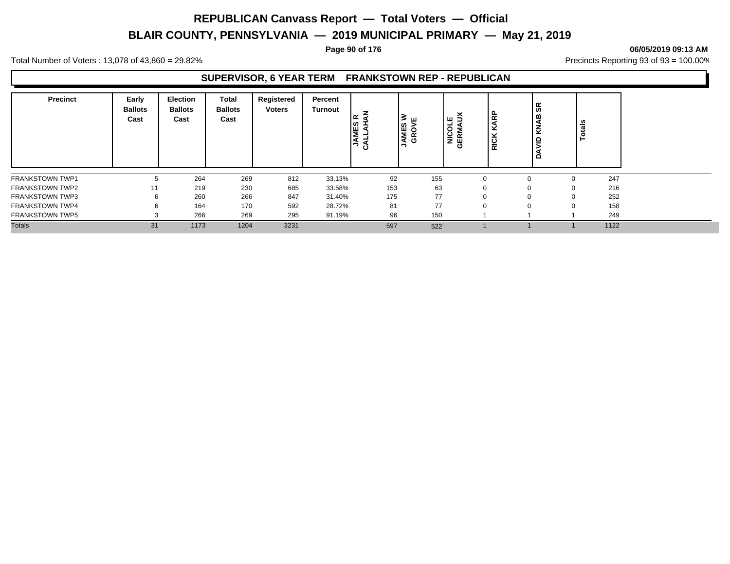# REPUBLICAN Canvass Report — Total Voters — Official

## BLAIR COUNTY, PENNSYLVANIA — 2019 MUNICIPAL PRIMARY — May 21, 2019

**06/05/2019 09:13 AM**

Total Number of Voters : 13,078 of 43,860 = 29.82%

Precincts Reporting 93 of 93 = 100.00%

### SUPERVISOR, 6 YEAR TERM FRANKSTOWN REP - REPUBLICAN

| Precinct | Early Ballots Cast | Election Ballots Cast | Total Ballots Cast | Registered Voters | Percent Turnout | JAMES R CALLAHAN | JAMES W GROVE | NICOLE GERMAUX | RICK KARP | DAVID KNAB SR | Totals |
|---|---|---|---|---|---|---|---|---|---|---|---|
| FRANKSTOWN TWP1 | 5 | 264 | 269 | 812 | 33.13% | 92 | 155 | 0 | 0 | 0 | 247 |
| FRANKSTOWN TWP2 | 11 | 219 | 230 | 685 | 33.58% | 153 | 63 | 0 | 0 | 0 | 216 |
| FRANKSTOWN TWP3 | 6 | 260 | 266 | 847 | 31.40% | 175 | 77 | 0 | 0 | 0 | 252 |
| FRANKSTOWN TWP4 | 6 | 164 | 170 | 592 | 28.72% | 81 | 77 | 0 | 0 | 0 | 158 |
| FRANKSTOWN TWP5 | 3 | 266 | 269 | 295 | 91.19% | 96 | 150 | 1 | 1 | 1 | 249 |
| Totals | 31 | 1173 | 1204 | 3231 | | 597 | 522 | 1 | 1 | 1 | 1122 |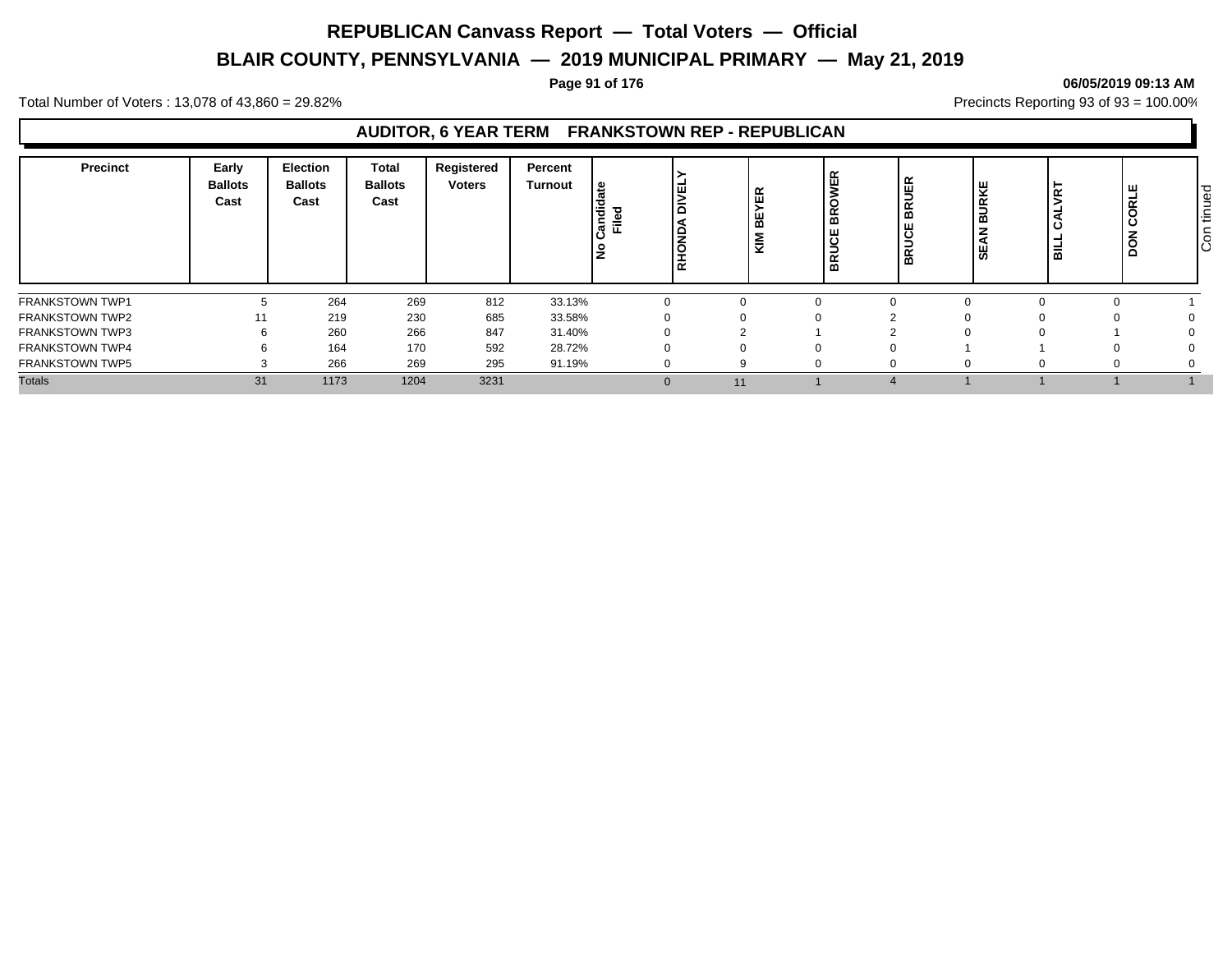# REPUBLICAN Canvass Report — Total Voters — Official

## BLAIR COUNTY, PENNSYLVANIA — 2019 MUNICIPAL PRIMARY — May 21, 2019

06/05/2019 09:13 AM

Total Number of Voters : 13,078 of 43,860 = 29.82%

Precincts Reporting 93 of 93 = 100.00%

### AUDITOR, 6 YEAR TERM FRANKSTOWN REP - REPUBLICAN

| Precinct | Early Ballots Cast | Election Ballots Cast | Total Ballots Cast | Registered Voters | Percent Turnout | No Candidate Filed | RHONDA DIVELY | KIM BEYER | BRUCE BROWER | BRUCE BRUER | SEAN BURKE | BILL CALVRT | DON CORLE | Con tinued |
|---|---|---|---|---|---|---|---|---|---|---|---|---|---|---|
| FRANKSTOWN TWP1 | 5 | 264 | 269 | 812 | 33.13% | 0 | 0 | 0 | 0 | 0 | 0 | 0 | 1 | |
| FRANKSTOWN TWP2 | 11 | 219 | 230 | 685 | 33.58% | 0 | 0 | 0 | 2 | 0 | 0 | 0 | 0 | |
| FRANKSTOWN TWP3 | 6 | 260 | 266 | 847 | 31.40% | 0 | 2 | 1 | 2 | 0 | 0 | 1 | 0 | |
| FRANKSTOWN TWP4 | 6 | 164 | 170 | 592 | 28.72% | 0 | 0 | 0 | 0 | 1 | 1 | 0 | 0 | |
| FRANKSTOWN TWP5 | 3 | 266 | 269 | 295 | 91.19% | 0 | 9 | 0 | 0 | 0 | 0 | 0 | 0 | |
| Totals | 31 | 1173 | 1204 | 3231 | | 0 | 11 | 1 | 4 | 1 | 1 | 1 | 1 | |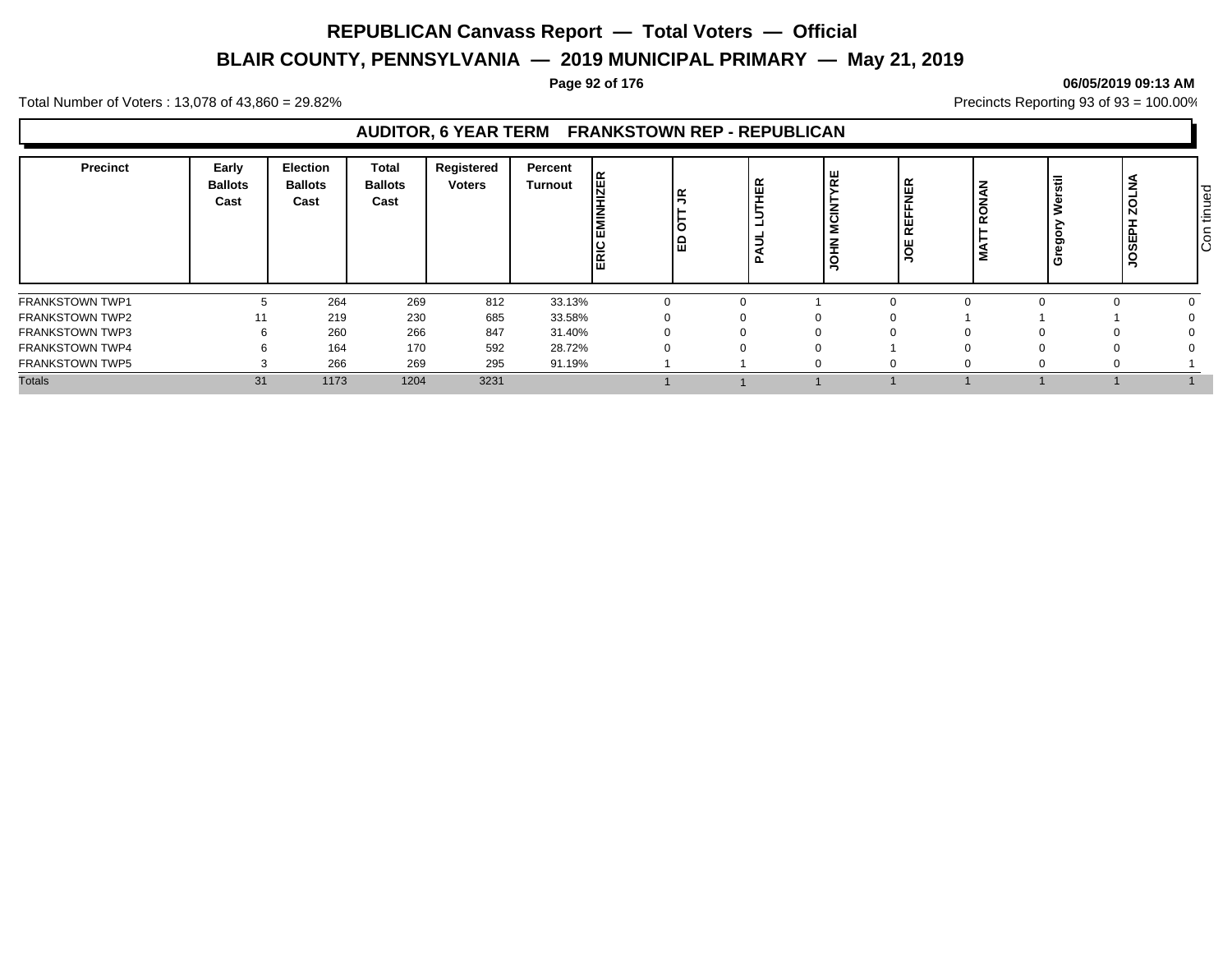# REPUBLICAN Canvass Report — Total Voters — Official

## BLAIR COUNTY, PENNSYLVANIA — 2019 MUNICIPAL PRIMARY — May 21, 2019

Total Number of Voters : 13,078 of 43,860 = 29.82%

Precincts Reporting 93 of 93 = 100.00%

### AUDITOR, 6 YEAR TERM FRANKSTOWN REP - REPUBLICAN

| Precinct | Early Ballots Cast | Election Ballots Cast | Total Ballots Cast | Registered Voters | Percent Turnout | ERIC EMINHIZER | ED OTT JR | PAUL LUTHER | JOHN MCINTYRE | JOE REFFNER | MATT RONAN | Gregory Werstil | JOSEPH ZOLNA |
|---|---|---|---|---|---|---|---|---|---|---|---|---|---|
| FRANKSTOWN TWP1 | 5 | 264 | 269 | 812 | 33.13% | 0 | 0 | 1 | 0 | 0 | 0 | 0 | 0 |
| FRANKSTOWN TWP2 | 11 | 219 | 230 | 685 | 33.58% | 0 | 0 | 0 | 0 | 1 | 1 | 1 | 0 |
| FRANKSTOWN TWP3 | 6 | 260 | 266 | 847 | 31.40% | 0 | 0 | 0 | 0 | 0 | 0 | 0 | 0 |
| FRANKSTOWN TWP4 | 6 | 164 | 170 | 592 | 28.72% | 0 | 0 | 0 | 1 | 0 | 0 | 0 | 0 |
| FRANKSTOWN TWP5 | 3 | 266 | 269 | 295 | 91.19% | 1 | 1 | 0 | 0 | 0 | 0 | 0 | 1 |
| Totals | 31 | 1173 | 1204 | 3231 | | 1 | 1 | 1 | 1 | 1 | 1 | 1 | 1 |

Continued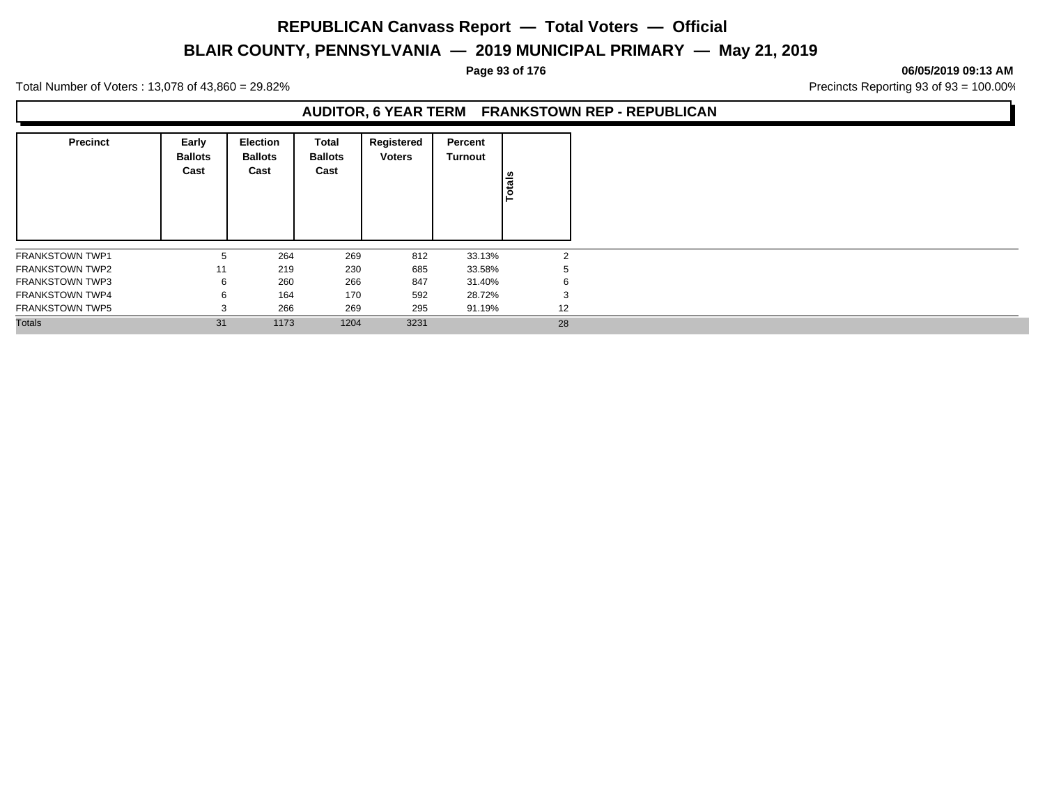# REPUBLICAN Canvass Report — Total Voters — Official

## BLAIR COUNTY, PENNSYLVANIA — 2019 MUNICIPAL PRIMARY — May 21, 2019

**06/05/2019 09:13 AM**

Total Number of Voters : 13,078 of 43,860 = 29.82%

Precincts Reporting 93 of 93 = 100.00%

### AUDITOR, 6 YEAR TERM FRANKSTOWN REP - REPUBLICAN

| Precinct | Early Ballots Cast | Election Ballots Cast | Total Ballots Cast | Registered Voters | Percent Turnout | Totals |
|---|---|---|---|---|---|---|
| FRANKSTOWN TWP1 | 5 | 264 | 269 | 812 | 33.13% | 2 |
| FRANKSTOWN TWP2 | 11 | 219 | 230 | 685 | 33.58% | 5 |
| FRANKSTOWN TWP3 | 6 | 260 | 266 | 847 | 31.40% | 6 |
| FRANKSTOWN TWP4 | 6 | 164 | 170 | 592 | 28.72% | 3 |
| FRANKSTOWN TWP5 | 3 | 266 | 269 | 295 | 91.19% | 12 |
| Totals | 31 | 1173 | 1204 | 3231 | | 28 |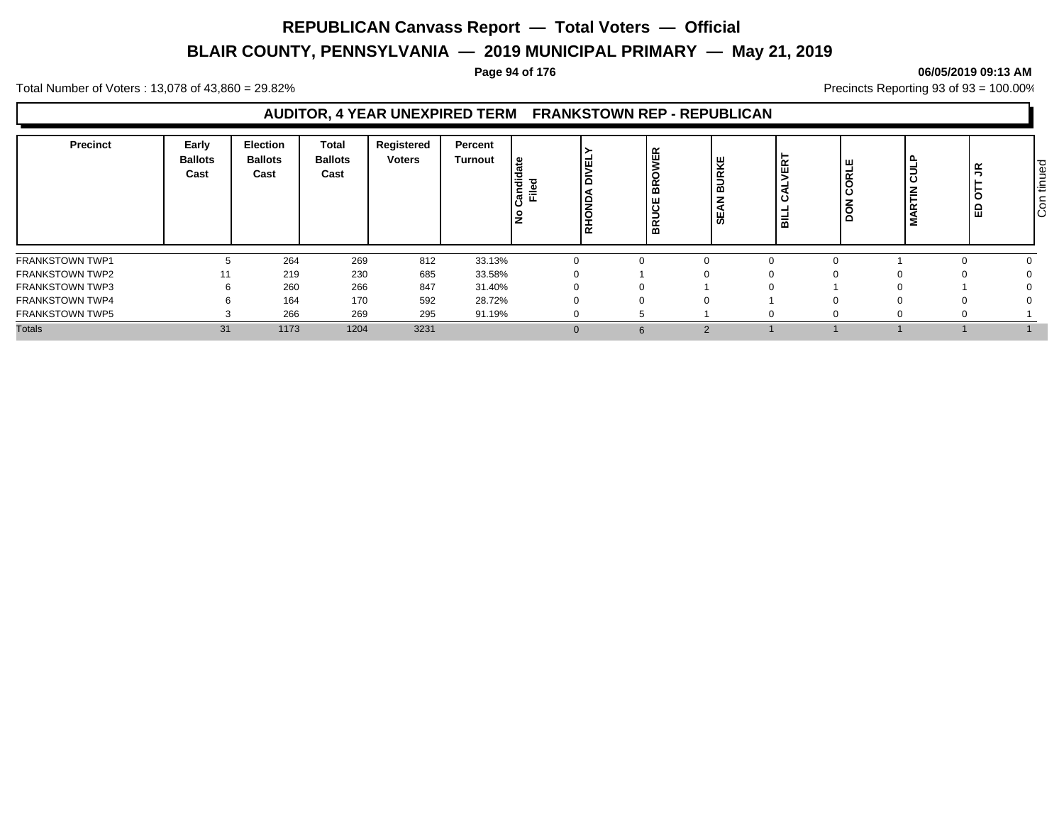## AUDITOR, 4 YEAR UNEXPIRED TERM FRANKSTOWN REP - REPUBLICAN

| Precinct | Early Ballots Cast | Election Ballots Cast | Total Ballots Cast | Registered Voters | Percent Turnout | No Candidate Filed | RHONDA DIVELY | BRUCE BROWER | SEAN BURKE | BILL CALVERT | DON CORLE | MARTIN CULP | ED OTT JR |
|---|---|---|---|---|---|---|---|---|---|---|---|---|---|
| FRANKSTOWN TWP1 | 5 | 264 | 269 | 812 | 33.13% | 0 | 0 | 0 | 0 | 0 | 1 | 0 | 0 |
| FRANKSTOWN TWP2 | 11 | 219 | 230 | 685 | 33.58% | 0 | 1 | 0 | 0 | 0 | 0 | 0 | 0 |
| FRANKSTOWN TWP3 | 6 | 260 | 266 | 847 | 31.40% | 0 | 0 | 1 | 0 | 1 | 0 | 1 | 0 |
| FRANKSTOWN TWP4 | 6 | 164 | 170 | 592 | 28.72% | 0 | 0 | 0 | 1 | 0 | 0 | 0 | 0 |
| FRANKSTOWN TWP5 | 3 | 266 | 269 | 295 | 91.19% | 0 | 5 | 1 | 0 | 0 | 0 | 0 | 1 |
| Totals | 31 | 1173 | 1204 | 3231 | | 0 | 6 | 2 | 1 | 1 | 1 | 1 | 1 |

Continued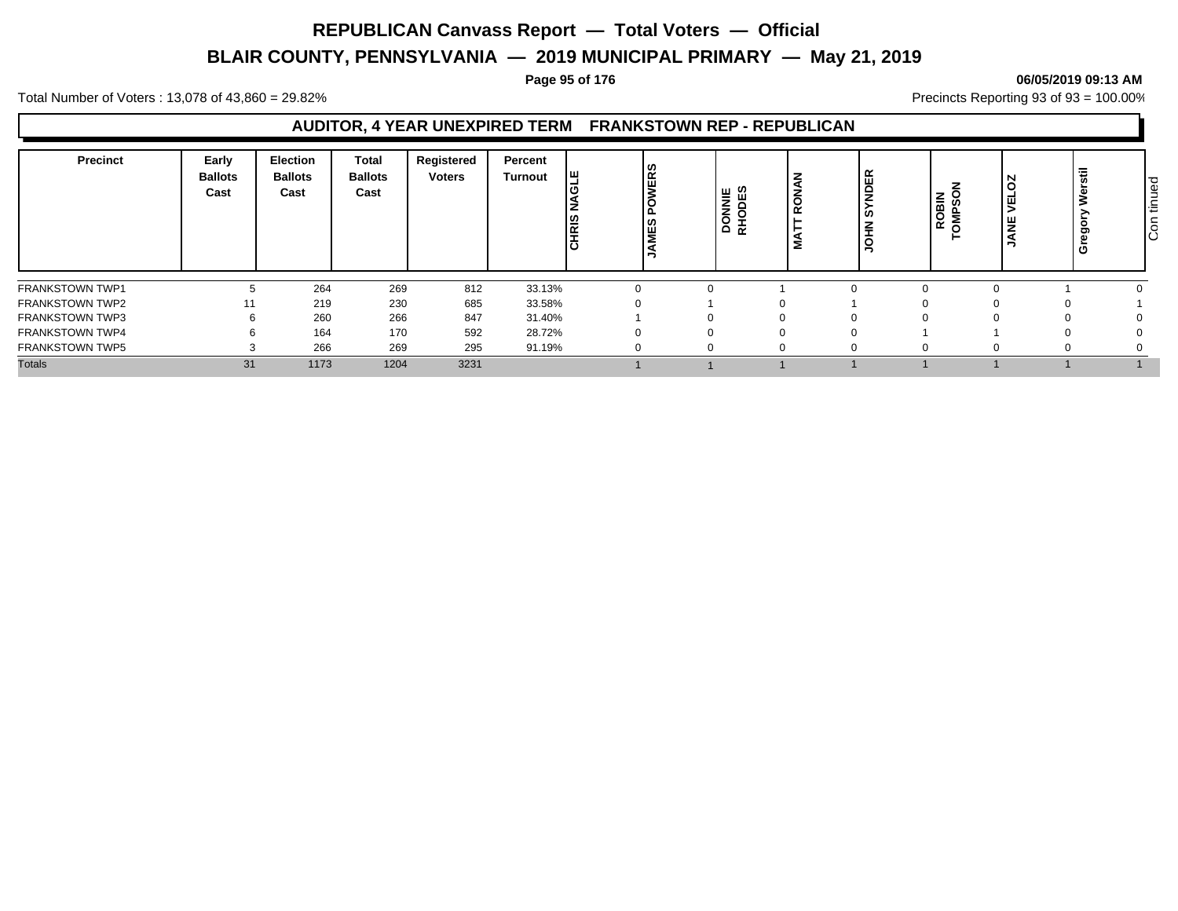# REPUBLICAN Canvass Report — Total Voters — Official

## BLAIR COUNTY, PENNSYLVANIA — 2019 MUNICIPAL PRIMARY — May 21, 2019

**06/05/2019 09:13 AM**

Total Number of Voters : 13,078 of 43,860 = 29.82%

Precincts Reporting 93 of 93 = 100.00%

### AUDITOR, 4 YEAR UNEXPIRED TERM FRANKSTOWN REP - REPUBLICAN

| Precinct | Early Ballots Cast | Election Ballots Cast | Total Ballots Cast | Registered Voters | Percent Turnout | CHRIS NAGLE | JAMES POWERS | DONNIE RHODES | MATT RONAN | JOHN SYNDER | ROBIN TOMPSON | JANE VELOZ | Gregory Werstil |
|---|---|---|---|---|---|---|---|---|---|---|---|---|---|
| FRANKSTOWN TWP1 | 5 | 264 | 269 | 812 | 33.13% | 0 | 0 | 1 | 0 | 0 | 0 | 1 | 0 |
| FRANKSTOWN TWP2 | 11 | 219 | 230 | 685 | 33.58% | 0 | 1 | 0 | 1 | 0 | 0 | 0 | 1 |
| FRANKSTOWN TWP3 | 6 | 260 | 266 | 847 | 31.40% | 1 | 0 | 0 | 0 | 0 | 0 | 0 | 0 |
| FRANKSTOWN TWP4 | 6 | 164 | 170 | 592 | 28.72% | 0 | 0 | 0 | 0 | 1 | 1 | 0 | 0 |
| FRANKSTOWN TWP5 | 3 | 266 | 269 | 295 | 91.19% | 0 | 0 | 0 | 0 | 0 | 0 | 0 | 0 |
| Totals | 31 | 1173 | 1204 | 3231 | | 1 | 1 | 1 | 1 | 1 | 1 | 1 | 1 |

Continued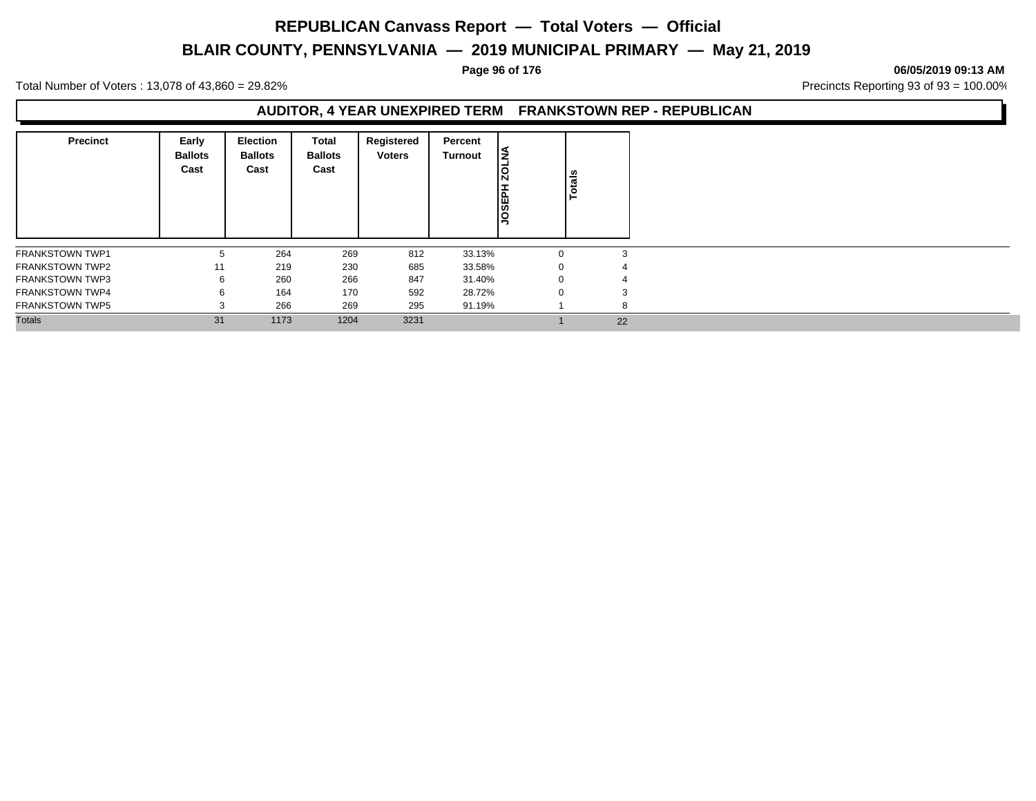# REPUBLICAN Canvass Report — Total Voters — Official

## BLAIR COUNTY, PENNSYLVANIA — 2019 MUNICIPAL PRIMARY — May 21, 2019

06/05/2019 09:13 AM

Total Number of Voters : 13,078 of 43,860 = 29.82%

Precincts Reporting 93 of 93 = 100.00%

### AUDITOR, 4 YEAR UNEXPIRED TERM FRANKSTOWN REP - REPUBLICAN

| Precinct | Early Ballots Cast | Election Ballots Cast | Total Ballots Cast | Registered Voters | Percent Turnout | JOSEPH ZOLNA | Totals |
|---|---|---|---|---|---|---|---|
| FRANKSTOWN TWP1 | 5 | 264 | 269 | 812 | 33.13% | 0 | 3 |
| FRANKSTOWN TWP2 | 11 | 219 | 230 | 685 | 33.58% | 0 | 4 |
| FRANKSTOWN TWP3 | 6 | 260 | 266 | 847 | 31.40% | 0 | 4 |
| FRANKSTOWN TWP4 | 6 | 164 | 170 | 592 | 28.72% | 0 | 3 |
| FRANKSTOWN TWP5 | 3 | 266 | 269 | 295 | 91.19% | 1 | 8 |
| Totals | 31 | 1173 | 1204 | 3231 | | 1 | 22 |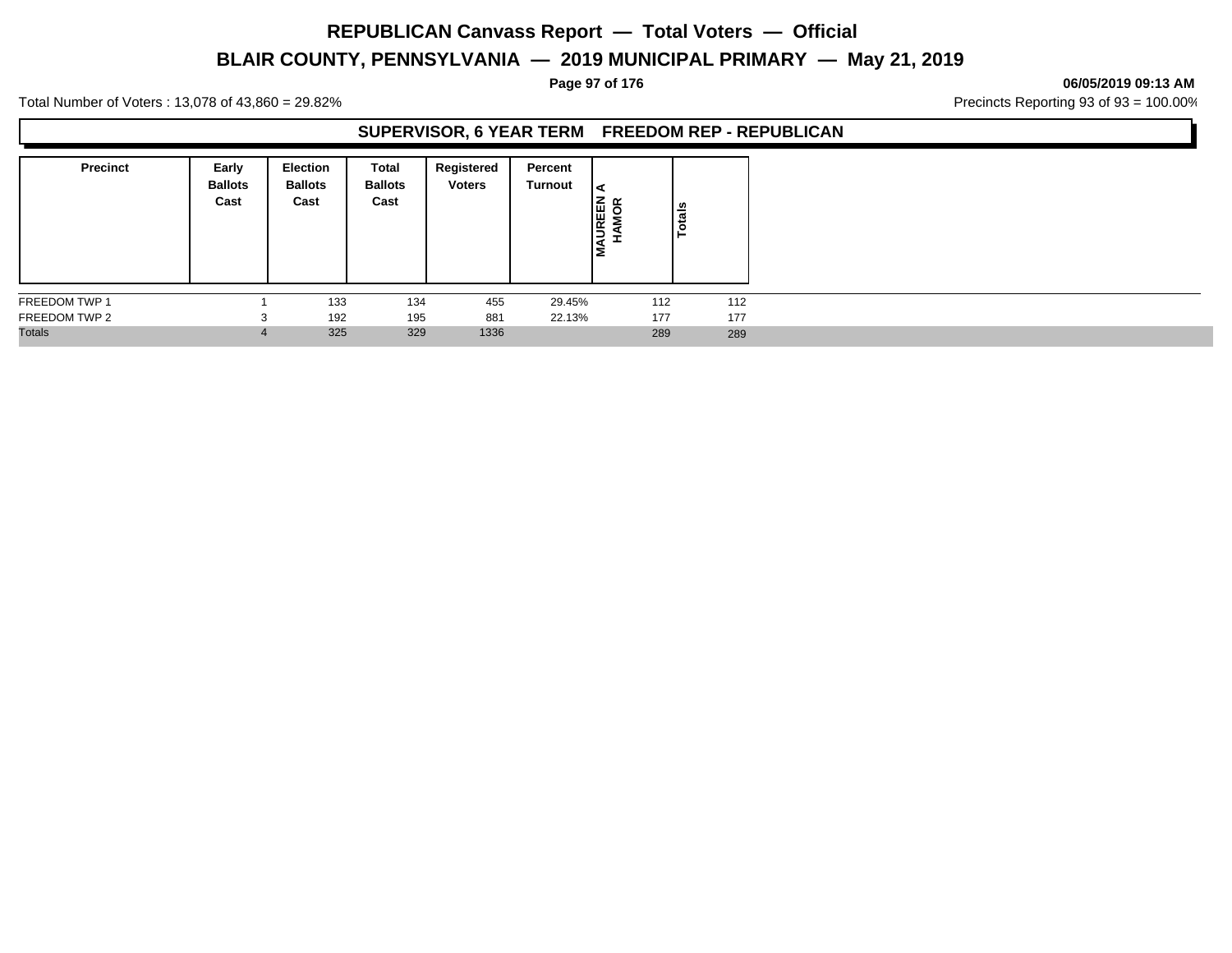# REPUBLICAN Canvass Report — Total Voters — Official

## BLAIR COUNTY, PENNSYLVANIA — 2019 MUNICIPAL PRIMARY — May 21, 2019

06/05/2019 09:13 AM

Total Number of Voters : 13,078 of 43,860 = 29.82%

Precincts Reporting 93 of 93 = 100.00%

### SUPERVISOR, 6 YEAR TERM FREEDOM REP - REPUBLICAN

| Precinct | Early Ballots Cast | Election Ballots Cast | Total Ballots Cast | Registered Voters | Percent Turnout | MAUREEN A HAMOR | Totals |
|---|---|---|---|---|---|---|---|
| FREEDOM TWP 1 | 1 | 133 | 134 | 455 | 29.45% | 112 | 112 |
| FREEDOM TWP 2 | 3 | 192 | 195 | 881 | 22.13% | 177 | 177 |
| Totals | 4 | 325 | 329 | 1336 | | 289 | 289 |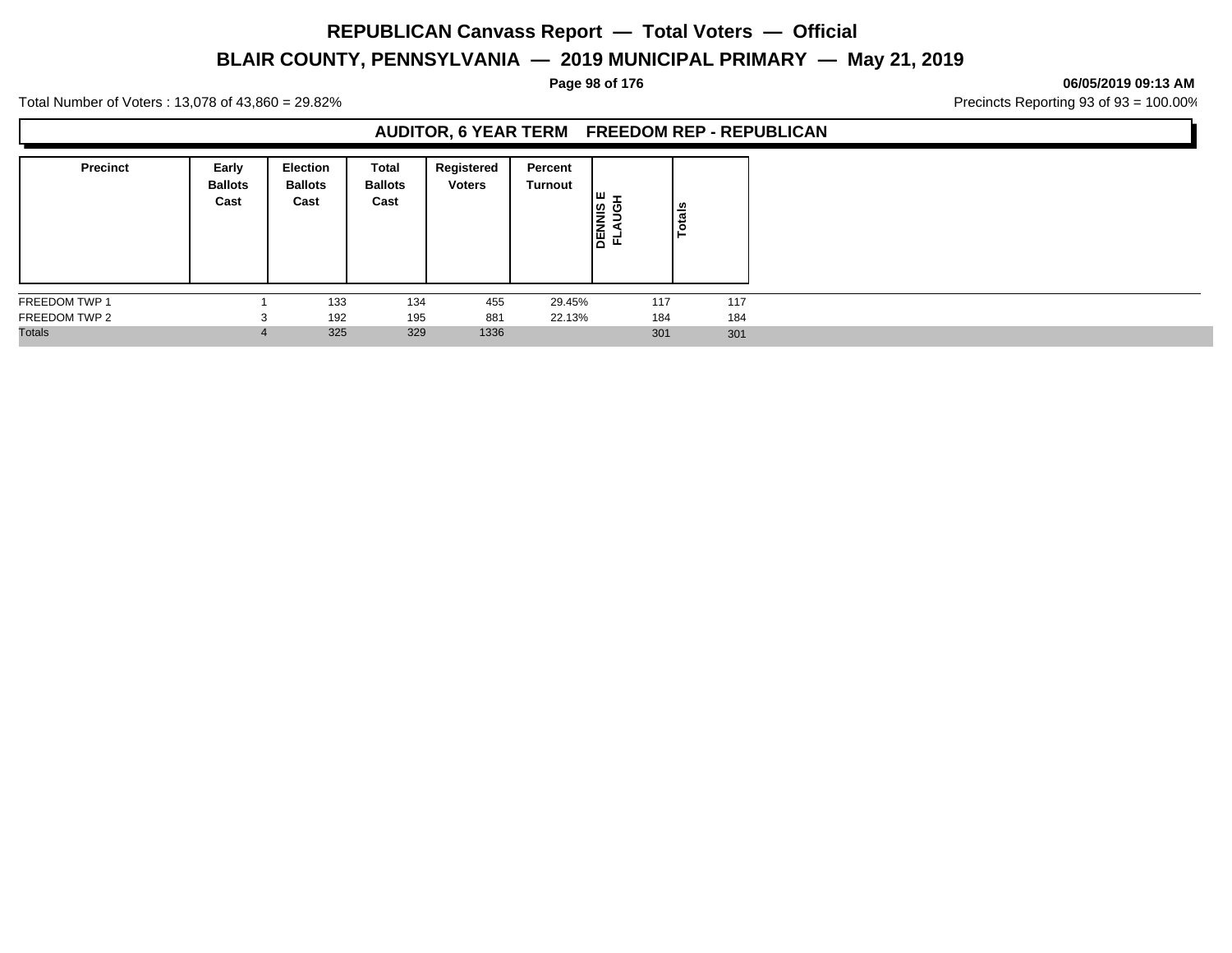# REPUBLICAN Canvass Report — Total Voters — Official

## BLAIR COUNTY, PENNSYLVANIA — 2019 MUNICIPAL PRIMARY — May 21, 2019

06/05/2019 09:13 AM

Total Number of Voters : 13,078 of 43,860 = 29.82%

Precincts Reporting 93 of 93 = 100.00%

### AUDITOR, 6 YEAR TERM FREEDOM REP - REPUBLICAN

| Precinct | Early Ballots Cast | Election Ballots Cast | Total Ballots Cast | Registered Voters | Percent Turnout | DENNIS E FLAUGH | Totals |
|---|---|---|---|---|---|---|---|
| FREEDOM TWP 1 | 1 | 133 | 134 | 455 | 29.45% | 117 | 117 |
| FREEDOM TWP 2 | 3 | 192 | 195 | 881 | 22.13% | 184 | 184 |
| Totals | 4 | 325 | 329 | 1336 | | 301 | 301 |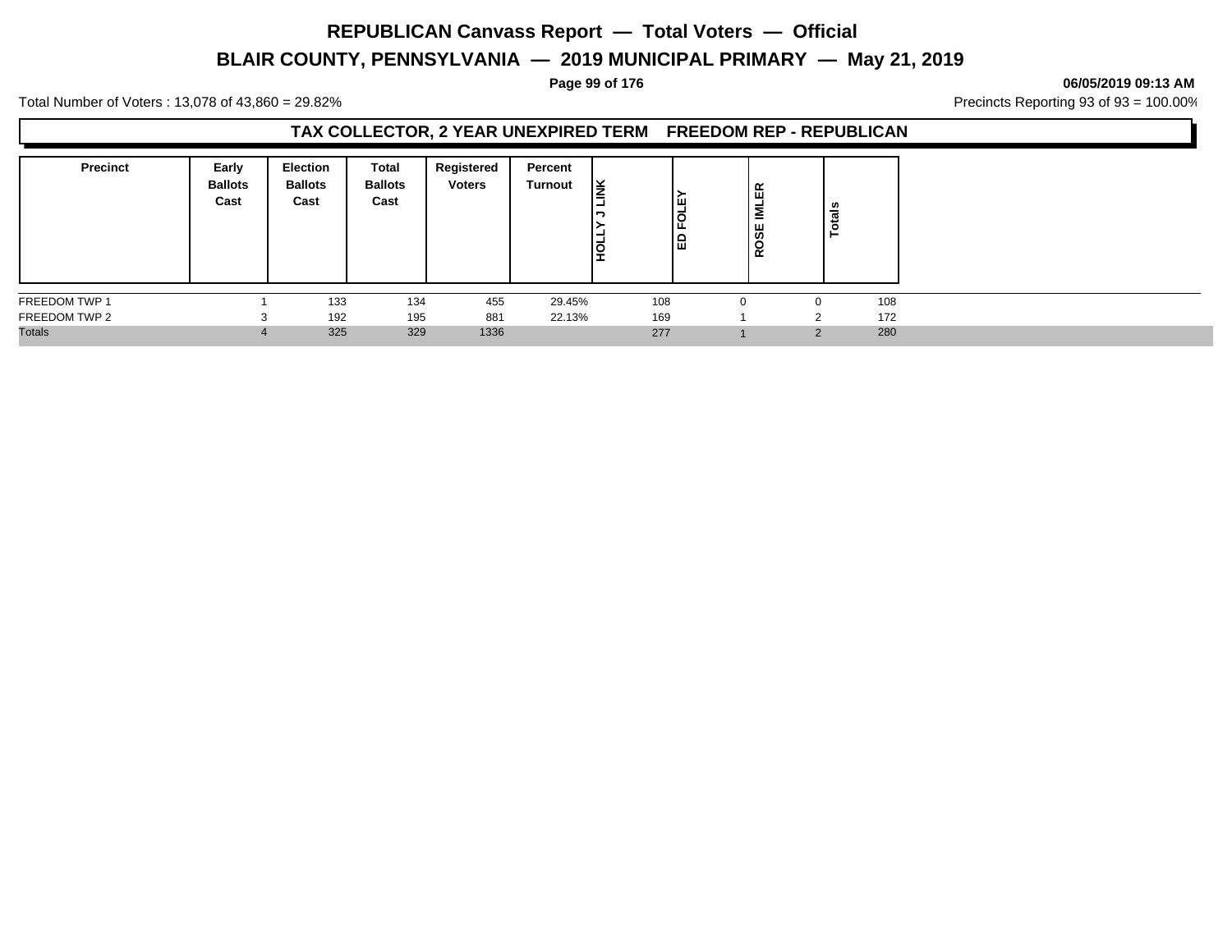# REPUBLICAN Canvass Report — Total Voters — Official

## BLAIR COUNTY, PENNSYLVANIA — 2019 MUNICIPAL PRIMARY — May 21, 2019

**06/05/2019 09:13 AM**

Total Number of Voters : 13,078 of 43,860 = 29.82%

Precincts Reporting 93 of 93 = 100.00%

### TAX COLLECTOR, 2 YEAR UNEXPIRED TERM FREEDOM REP - REPUBLICAN

| Precinct | Early Ballots Cast | Election Ballots Cast | Total Ballots Cast | Registered Voters | Percent Turnout | HOLLY J LINK | ED FOLEY | ROSE IMLER | Totals |
|---|---|---|---|---|---|---|---|---|---|
| FREEDOM TWP 1 | 1 | 133 | 134 | 455 | 29.45% | 108 | 0 | 0 | 108 |
| FREEDOM TWP 2 | 3 | 192 | 195 | 881 | 22.13% | 169 | 1 | 2 | 172 |
| Totals | 4 | 325 | 329 | 1336 | | 277 | 1 | 2 | 280 |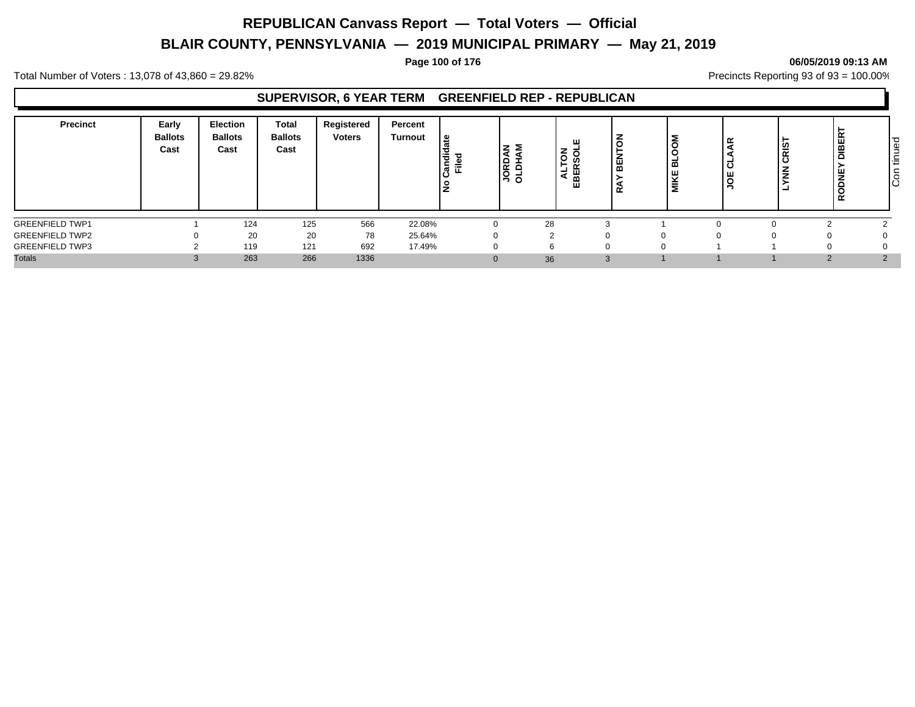# REPUBLICAN Canvass Report — Total Voters — Official

## BLAIR COUNTY, PENNSYLVANIA — 2019 MUNICIPAL PRIMARY — May 21, 2019

Total Number of Voters : 13,078 of 43,860 = 29.82%

Precincts Reporting 93 of 93 = 100.00%

### SUPERVISOR, 6 YEAR TERM GREENFIELD REP - REPUBLICAN

| Precinct | Early Ballots Cast | Election Ballots Cast | Total Ballots Cast | Registered Voters | Percent Turnout | No Candidate Filed | JORDAN OLDHAM | ALTON EBERSOLE | RAY BENTON | MIKE BLOOM | JOE CLAAR | LYNN CRIST | RODNEY DIBERT | Continued |
|---|---|---|---|---|---|---|---|---|---|---|---|---|---|---|
| GREENFIELD TWP1 | 1 | 124 | 125 | 566 | 22.08% | 0 | 28 | 3 | 1 | 0 | 0 | 2 | 2 | |
| GREENFIELD TWP2 | 0 | 20 | 20 | 78 | 25.64% | 0 | 2 | 0 | 0 | 0 | 0 | 0 | 0 | |
| GREENFIELD TWP3 | 2 | 119 | 121 | 692 | 17.49% | 0 | 6 | 0 | 0 | 1 | 1 | 0 | 0 | |
| Totals | 3 | 263 | 266 | 1336 | | 0 | 36 | 3 | 1 | 1 | 1 | 2 | 2 | |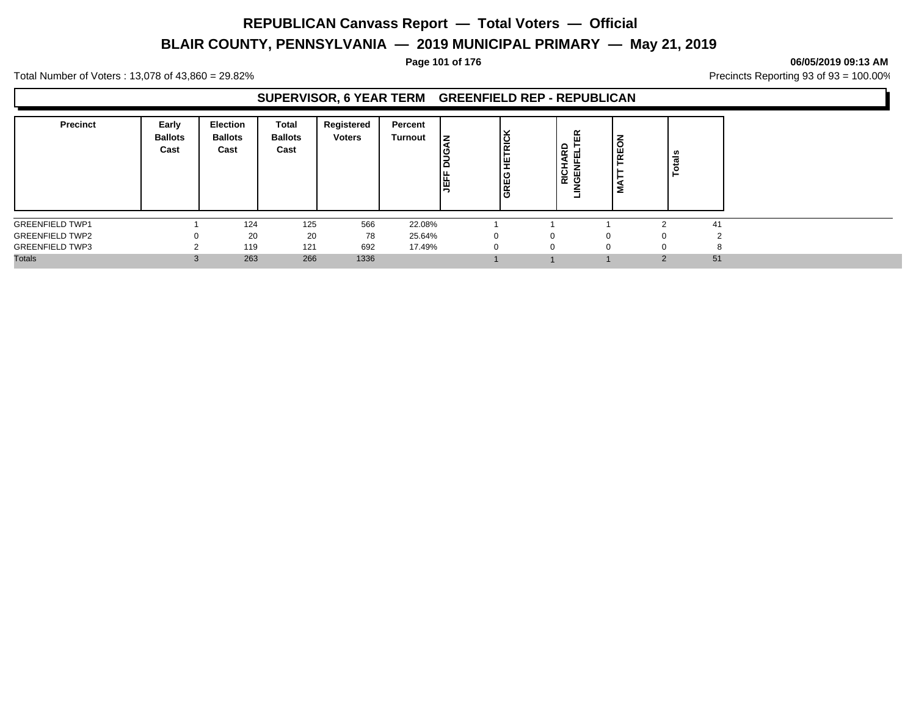# REPUBLICAN Canvass Report — Total Voters — Official

## BLAIR COUNTY, PENNSYLVANIA — 2019 MUNICIPAL PRIMARY — May 21, 2019

**06/05/2019 09:13 AM**

Total Number of Voters : 13,078 of 43,860 = 29.82%

Precincts Reporting 93 of 93 = 100.00%

### SUPERVISOR, 6 YEAR TERM GREENFIELD REP - REPUBLICAN

| Precinct | Early Ballots Cast | Election Ballots Cast | Total Ballots Cast | Registered Voters | Percent Turnout | JEFF DUGAN | GREG HETRICK | RICHARD LINGENFELTER | MATT TREON | Totals |
|---|---|---|---|---|---|---|---|---|---|---|
| GREENFIELD TWP1 | 1 | 124 | 125 | 566 | 22.08% | 1 | 1 | 1 | 2 | 41 |
| GREENFIELD TWP2 | 0 | 20 | 20 | 78 | 25.64% | 0 | 0 | 0 | 0 | 2 |
| GREENFIELD TWP3 | 2 | 119 | 121 | 692 | 17.49% | 0 | 0 | 0 | 0 | 8 |
| Totals | 3 | 263 | 266 | 1336 | | 1 | 1 | 1 | 2 | 51 |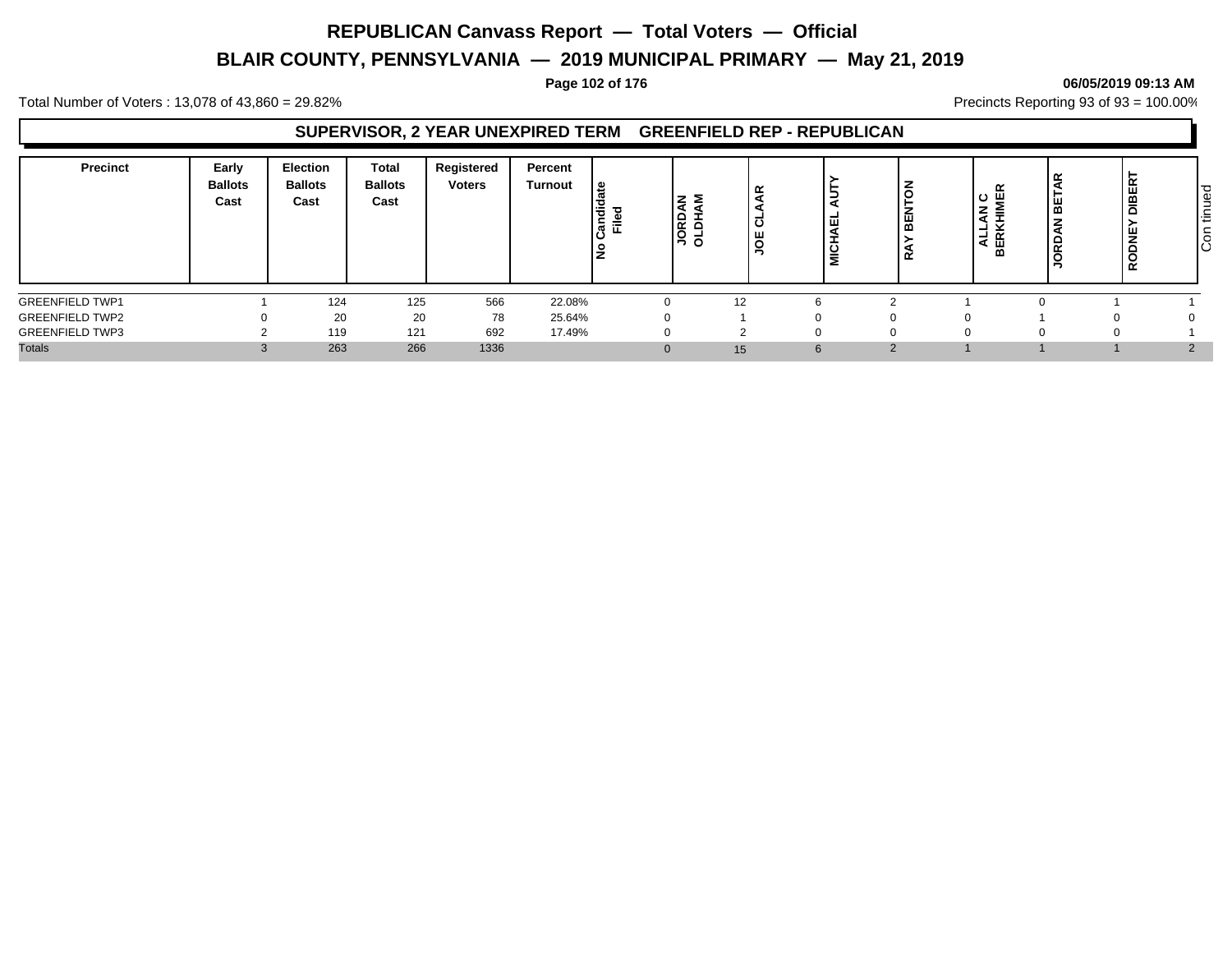Total Number of Voters : 13,078 of 43,860 = 29.82%

Precincts Reporting 93 of 93 = 100.00%

## SUPERVISOR, 2 YEAR UNEXPIRED TERM GREENFIELD REP - REPUBLICAN

| Precinct | Early Ballots Cast | Election Ballots Cast | Total Ballots Cast | Registered Voters | Percent Turnout | No Candidate Filed | JORDAN OLDHAM | JOE CLAAR | MICHAEL AUTY | RAY BENTON | ALLAN C BERKHIMER | JORDAN BETAR | RODNEY DIBERT |
|---|---|---|---|---|---|---|---|---|---|---|---|---|---|
| GREENFIELD TWP1 | 1 | 124 | 125 | 566 | 22.08% | 0 | 12 | 6 | 2 | 1 | 0 | 1 | 1 |
| GREENFIELD TWP2 | 0 | 20 | 20 | 78 | 25.64% | 0 | 1 | 0 | 0 | 0 | 1 | 0 | 0 |
| GREENFIELD TWP3 | 2 | 119 | 121 | 692 | 17.49% | 0 | 2 | 0 | 0 | 0 | 0 | 0 | 1 |
| Totals | 3 | 263 | 266 | 1336 | | 0 | 15 | 6 | 2 | 1 | 1 | 1 | 2 |

Continued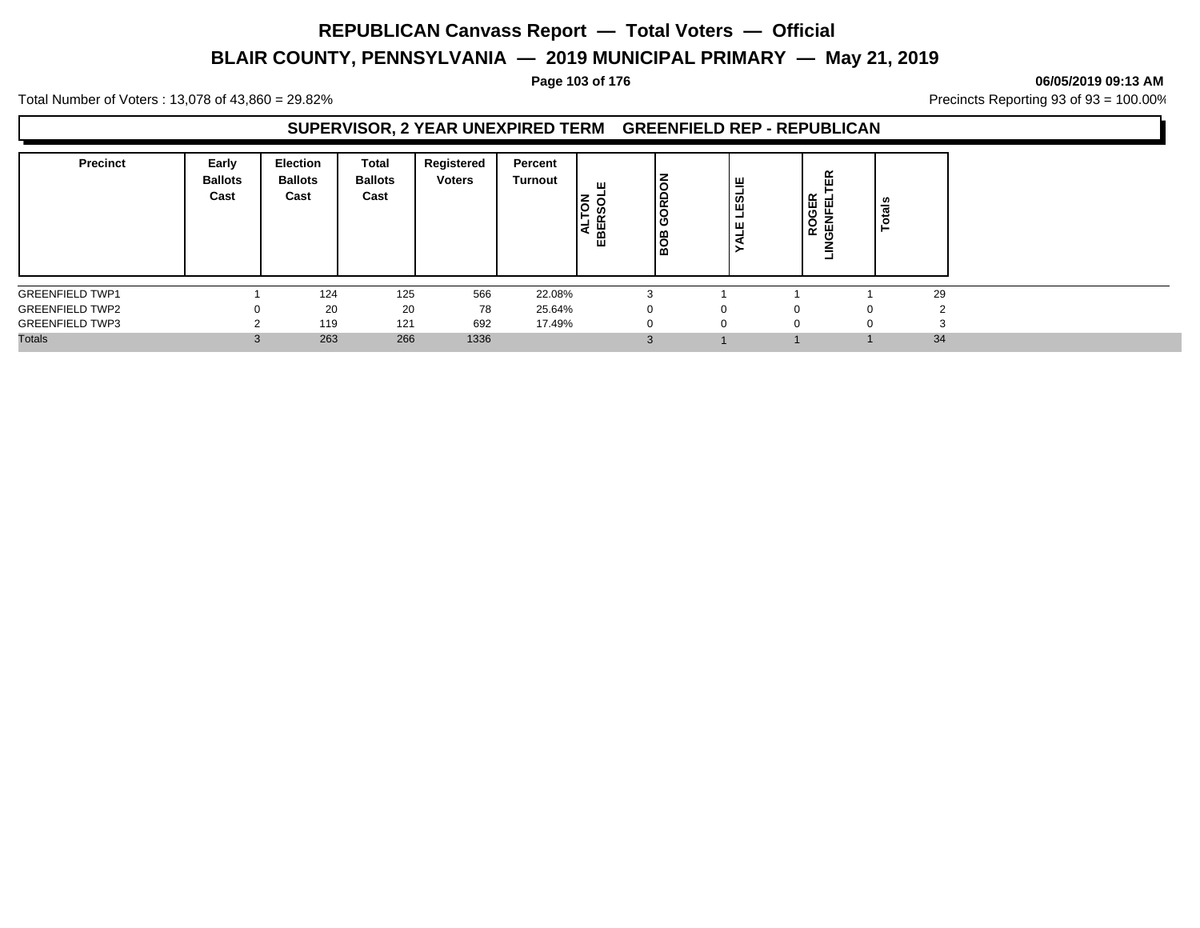# REPUBLICAN Canvass Report — Total Voters — Official

## BLAIR COUNTY, PENNSYLVANIA — 2019 MUNICIPAL PRIMARY — May 21, 2019

06/05/2019 09:13 AM

Total Number of Voters : 13,078 of 43,860 = 29.82%

Precincts Reporting 93 of 93 = 100.00%

### SUPERVISOR, 2 YEAR UNEXPIRED TERM GREENFIELD REP - REPUBLICAN

| Precinct | Early Ballots Cast | Election Ballots Cast | Total Ballots Cast | Registered Voters | Percent Turnout | ALTON EBERSOLE | BOB GORDON | YALE LESLIE | ROGER LINGENFELTER | Totals |
|---|---|---|---|---|---|---|---|---|---|---|
| GREENFIELD TWP1 | 1 | 124 | 125 | 566 | 22.08% | 3 | 1 | 1 | 1 | 29 |
| GREENFIELD TWP2 | 0 | 20 | 20 | 78 | 25.64% | 0 | 0 | 0 | 0 | 2 |
| GREENFIELD TWP3 | 2 | 119 | 121 | 692 | 17.49% | 0 | 0 | 0 | 0 | 3 |
| Totals | 3 | 263 | 266 | 1336 | | 3 | 1 | 1 | 1 | 34 |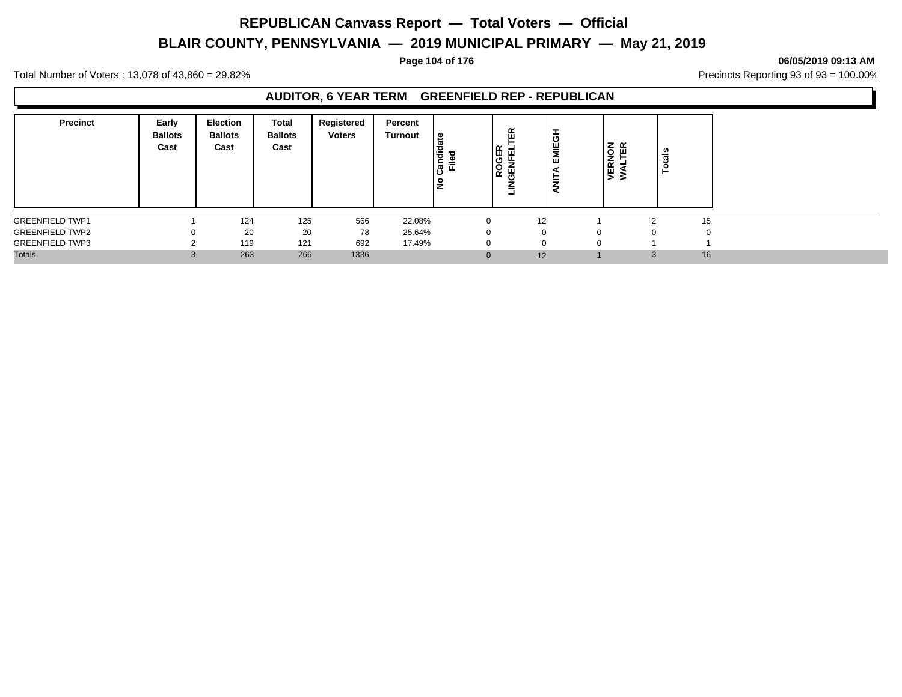# REPUBLICAN Canvass Report — Total Voters — Official

## BLAIR COUNTY, PENNSYLVANIA — 2019 MUNICIPAL PRIMARY — May 21, 2019

06/05/2019 09:13 AM

Total Number of Voters : 13,078 of 43,860 = 29.82%

Precincts Reporting 93 of 93 = 100.00%

### AUDITOR, 6 YEAR TERM GREENFIELD REP - REPUBLICAN

| Precinct | Early Ballots Cast | Election Ballots Cast | Total Ballots Cast | Registered Voters | Percent Turnout | No Candidate Filed | ROGER LINGENFELTER | ANITA EMIEGH | VERNON WALTER | Totals |
|---|---|---|---|---|---|---|---|---|---|---|
| GREENFIELD TWP1 | 1 | 124 | 125 | 566 | 22.08% | 0 | 12 | 1 | 2 | 15 |
| GREENFIELD TWP2 | 0 | 20 | 20 | 78 | 25.64% | 0 | 0 | 0 | 0 | 0 |
| GREENFIELD TWP3 | 2 | 119 | 121 | 692 | 17.49% | 0 | 0 | 0 | 1 | 1 |
| Totals | 3 | 263 | 266 | 1336 | | 0 | 12 | 1 | 3 | 16 |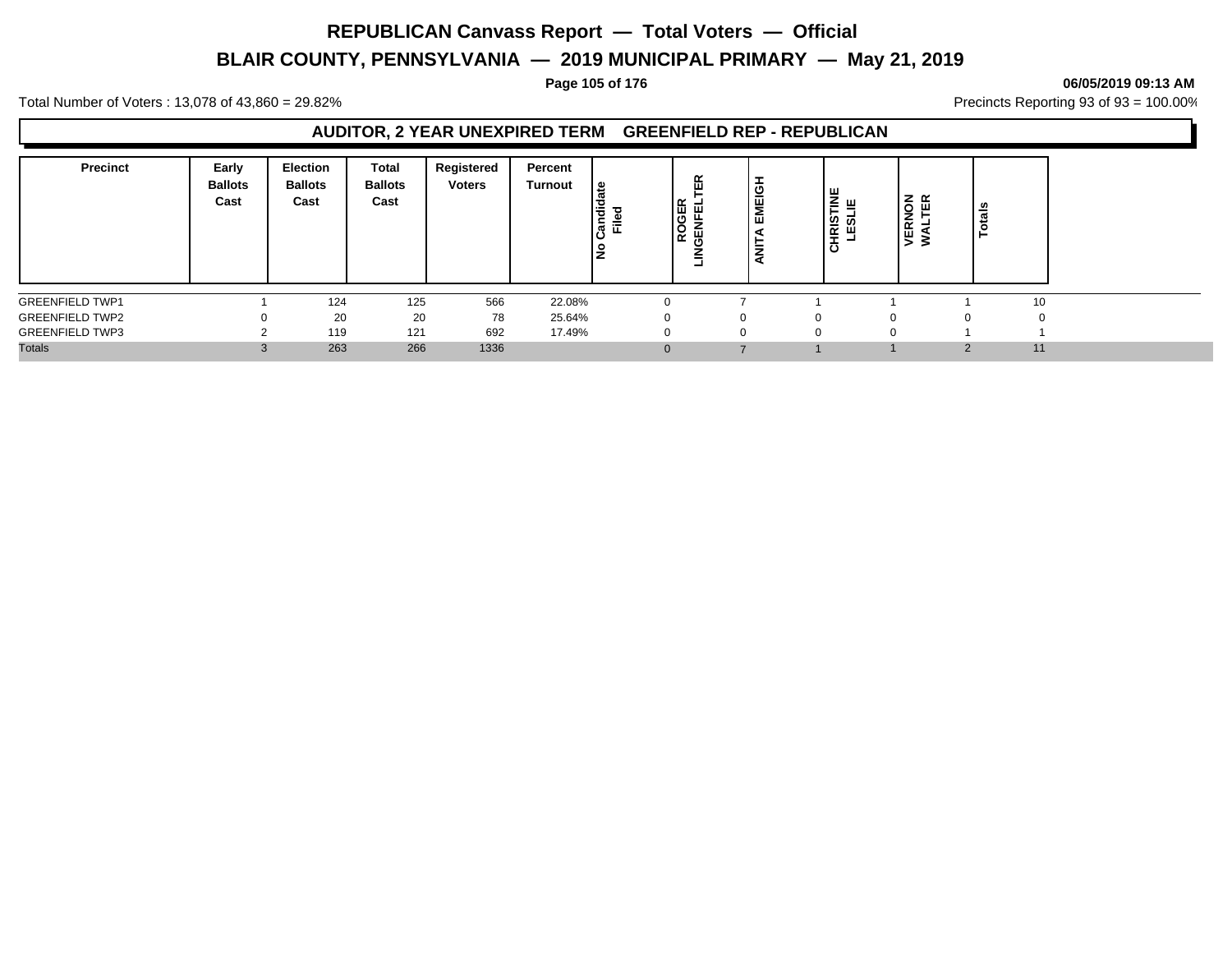# REPUBLICAN Canvass Report — Total Voters — Official

## BLAIR COUNTY, PENNSYLVANIA — 2019 MUNICIPAL PRIMARY — May 21, 2019

06/05/2019 09:13 AM

Total Number of Voters : 13,078 of 43,860 = 29.82%

Precincts Reporting 93 of 93 = 100.00%

### AUDITOR, 2 YEAR UNEXPIRED TERM GREENFIELD REP - REPUBLICAN

| Precinct | Early Ballots Cast | Election Ballots Cast | Total Ballots Cast | Registered Voters | Percent Turnout | No Candidate Filed | ROGER LINGENFELTER | ANITA EMEIGH | CHRISTINE LESLIE | VERNON WALTER | Totals |
|---|---|---|---|---|---|---|---|---|---|---|---|
| GREENFIELD TWP1 | 1 | 124 | 125 | 566 | 22.08% | 0 | 7 | 1 | 1 | 1 | 10 |
| GREENFIELD TWP2 | 0 | 20 | 20 | 78 | 25.64% | 0 | 0 | 0 | 0 | 0 | 0 |
| GREENFIELD TWP3 | 2 | 119 | 121 | 692 | 17.49% | 0 | 0 | 0 | 0 | 1 | 1 |
| Totals | 3 | 263 | 266 | 1336 | | 0 | 7 | 1 | 1 | 2 | 11 |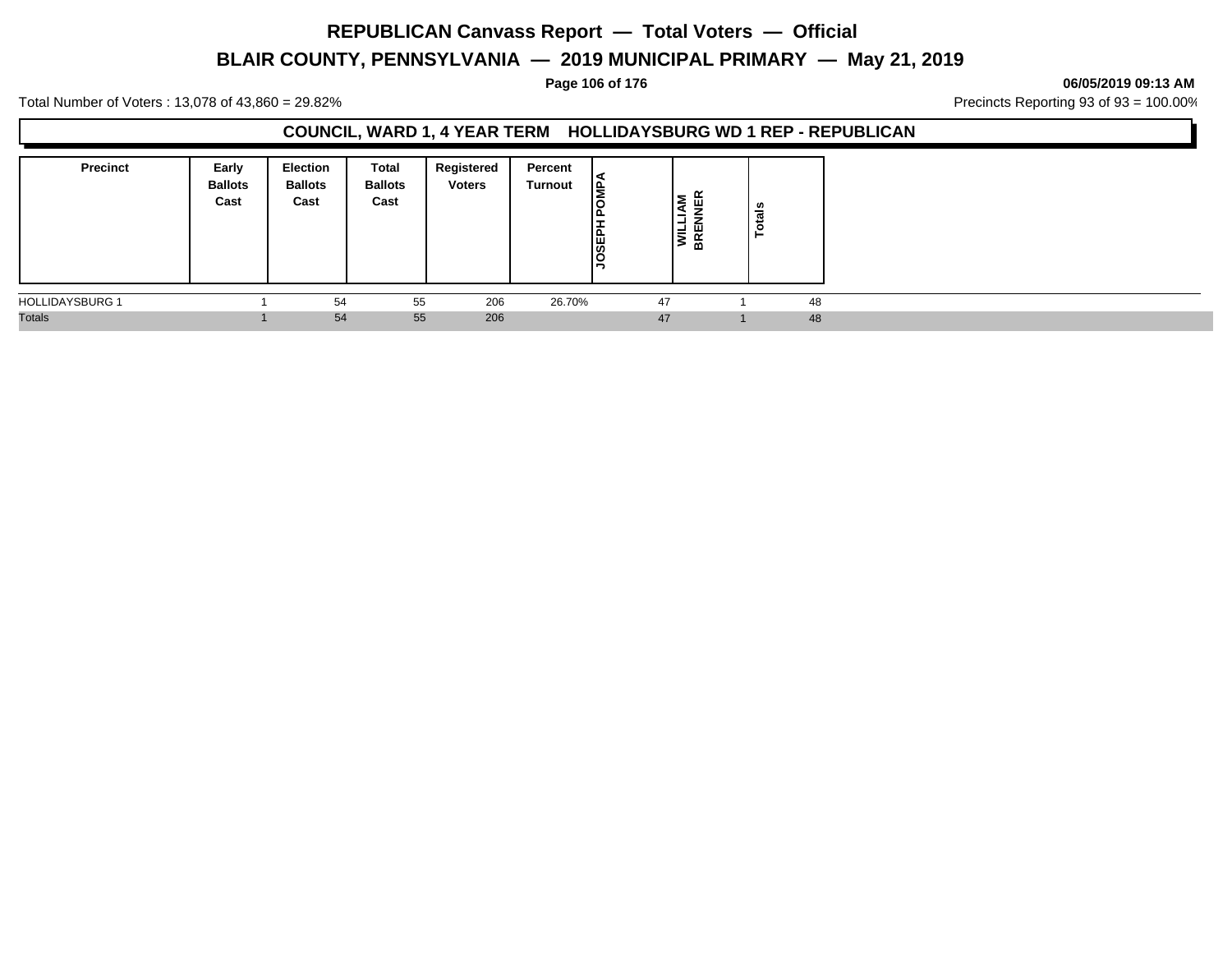# REPUBLICAN Canvass Report — Total Voters — Official

## BLAIR COUNTY, PENNSYLVANIA — 2019 MUNICIPAL PRIMARY — May 21, 2019

06/05/2019 09:13 AM

Total Number of Voters : 13,078 of 43,860 = 29.82%

Precincts Reporting 93 of 93 = 100.00%

### COUNCIL, WARD 1, 4 YEAR TERM HOLLIDAYSBURG WD 1 REP - REPUBLICAN

| Precinct | Early Ballots Cast | Election Ballots Cast | Total Ballots Cast | Registered Voters | Percent Turnout | JOSEPH POMPA | WILLIAM BRENNER | Totals |
|---|---|---|---|---|---|---|---|---|
| HOLLIDAYSBURG 1 | 1 | 54 | 55 | 206 | 26.70% | 47 | 1 | 48 |
| Totals | 1 | 54 | 55 | 206 | | 47 | 1 | 48 |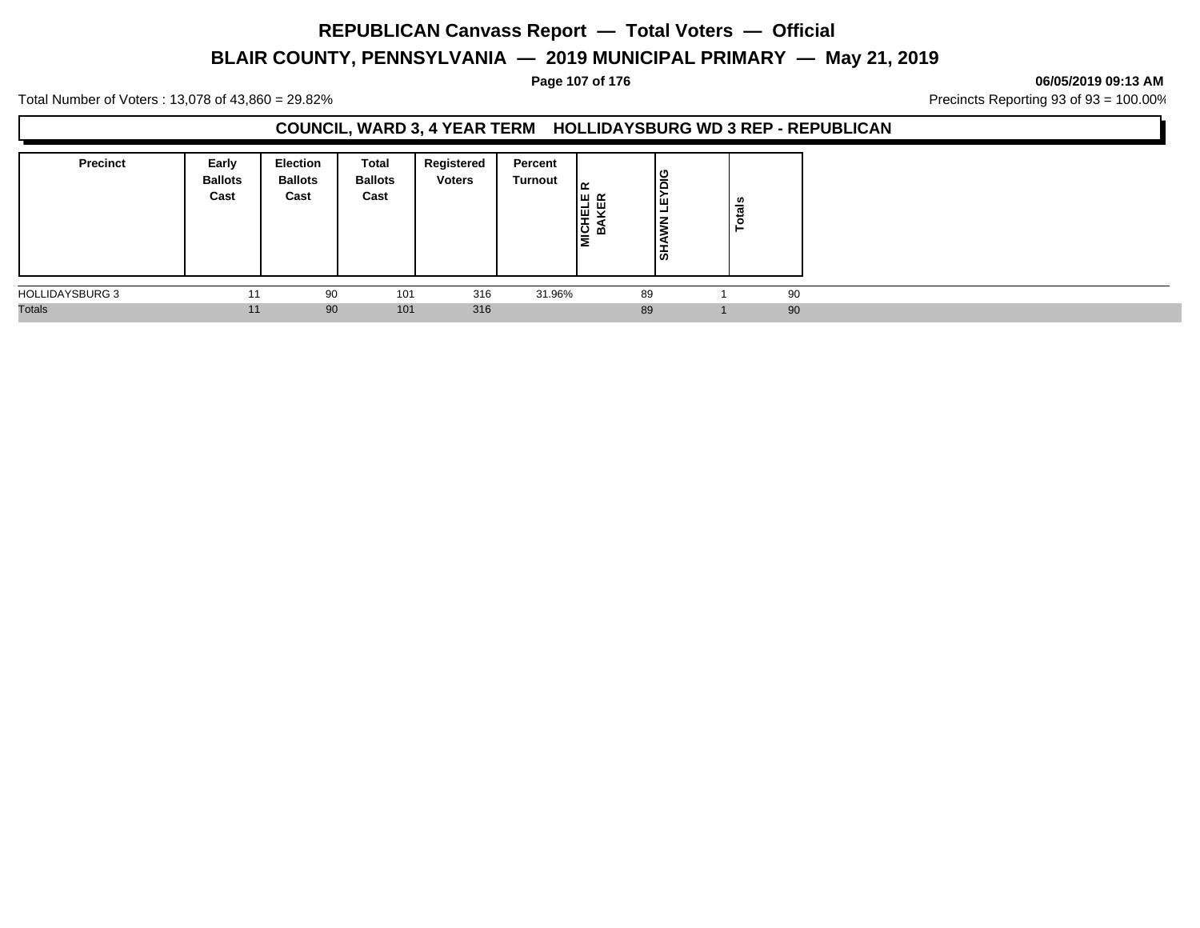# REPUBLICAN Canvass Report — Total Voters — Official

## BLAIR COUNTY, PENNSYLVANIA — 2019 MUNICIPAL PRIMARY — May 21, 2019

06/05/2019 09:13 AM

Total Number of Voters : 13,078 of 43,860 = 29.82%

Precincts Reporting 93 of 93 = 100.00%

### COUNCIL, WARD 3, 4 YEAR TERM HOLLIDAYSBURG WD 3 REP - REPUBLICAN

| Precinct | Early Ballots Cast | Election Ballots Cast | Total Ballots Cast | Registered Voters | Percent Turnout | MICHELE R BAKER | SHAWN LEYDIG | Totals |
|---|---|---|---|---|---|---|---|---|
| HOLLIDAYSBURG 3 | 11 | 90 | 101 | 316 | 31.96% | 89 | 1 | 90 |
| Totals | 11 | 90 | 101 | 316 | | 89 | 1 | 90 |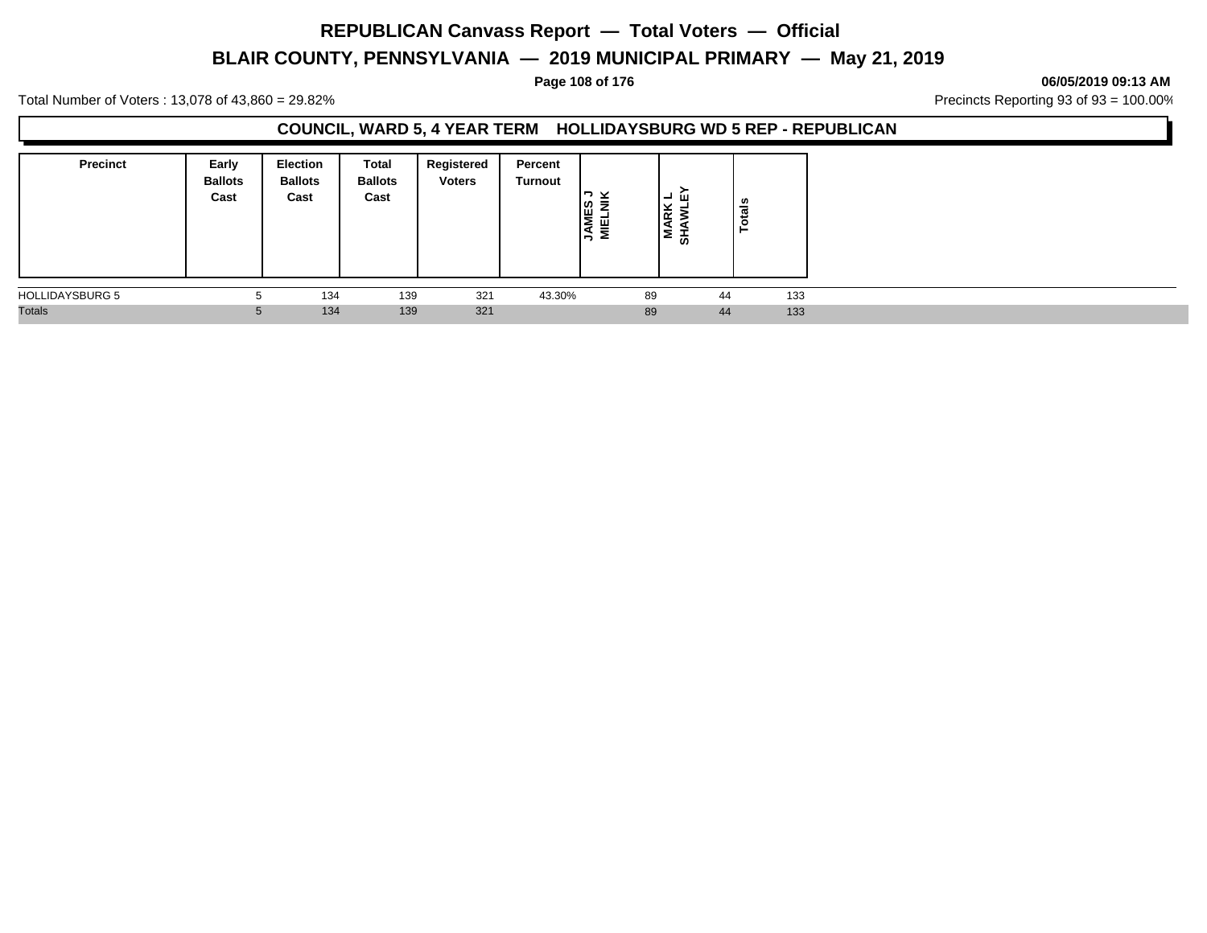# REPUBLICAN Canvass Report — Total Voters — Official

## BLAIR COUNTY, PENNSYLVANIA — 2019 MUNICIPAL PRIMARY — May 21, 2019

06/05/2019 09:13 AM

Total Number of Voters : 13,078 of 43,860 = 29.82%

Precincts Reporting 93 of 93 = 100.00%

### COUNCIL, WARD 5, 4 YEAR TERM HOLLIDAYSBURG WD 5 REP - REPUBLICAN

| Precinct | Early Ballots Cast | Election Ballots Cast | Total Ballots Cast | Registered Voters | Percent Turnout | JAMES J MIELNIK | MARK L SHAWLEY | Totals |
|---|---|---|---|---|---|---|---|---|
| HOLLIDAYSBURG 5 | 5 | 134 | 139 | 321 | 43.30% | 89 | 44 | 133 |
| Totals | 5 | 134 | 139 | 321 | | 89 | 44 | 133 |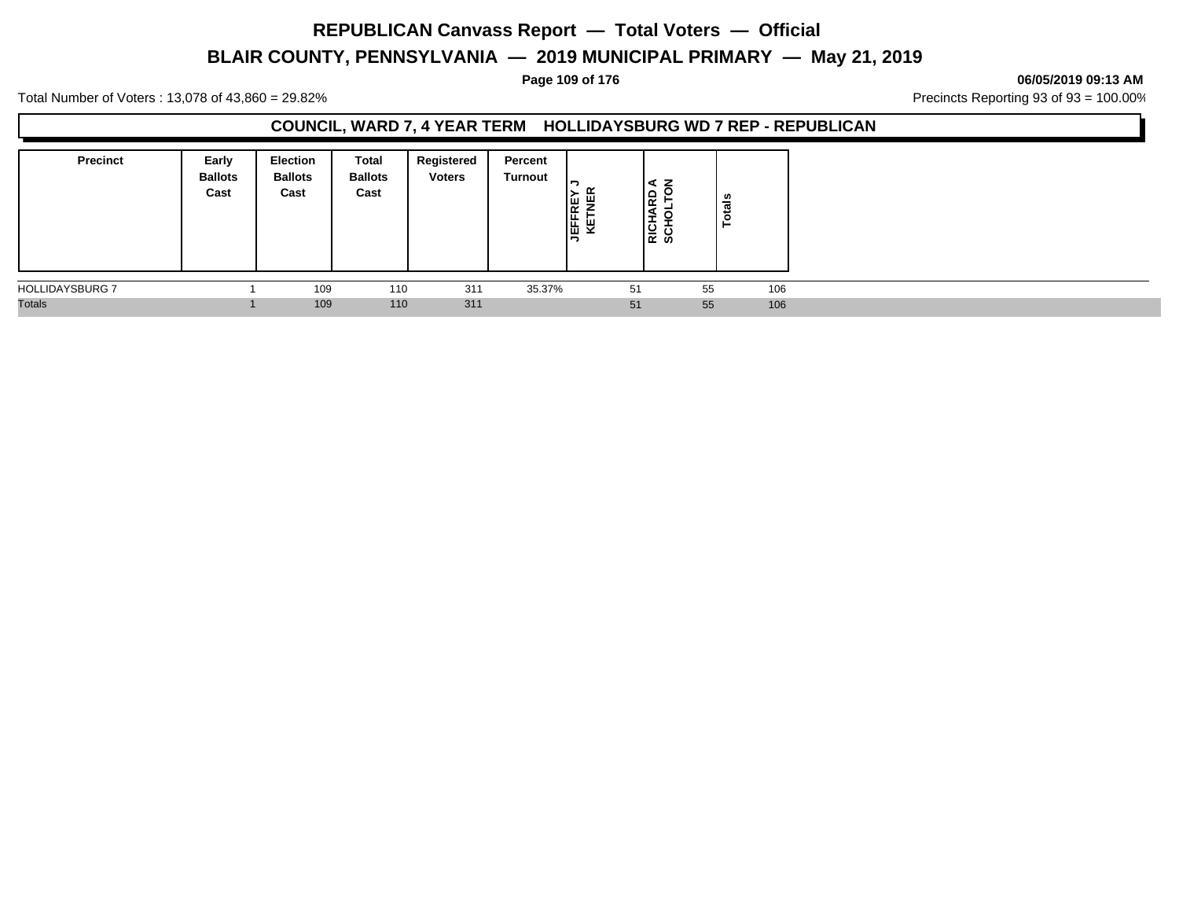# REPUBLICAN Canvass Report — Total Voters — Official

## BLAIR COUNTY, PENNSYLVANIA — 2019 MUNICIPAL PRIMARY — May 21, 2019

06/05/2019 09:13 AM

Total Number of Voters : 13,078 of 43,860 = 29.82%

Precincts Reporting 93 of 93 = 100.00%

### COUNCIL, WARD 7, 4 YEAR TERM HOLLIDAYSBURG WD 7 REP - REPUBLICAN

| Precinct | Early Ballots Cast | Election Ballots Cast | Total Ballots Cast | Registered Voters | Percent Turnout | JEFFREY J KETNER | RICHARD A SCHOLTON | Totals |
|---|---|---|---|---|---|---|---|---|
| HOLLIDAYSBURG 7 | 1 | 109 | 110 | 311 | 35.37% | 51 | 55 | 106 |
| Totals | 1 | 109 | 110 | 311 | | 51 | 55 | 106 |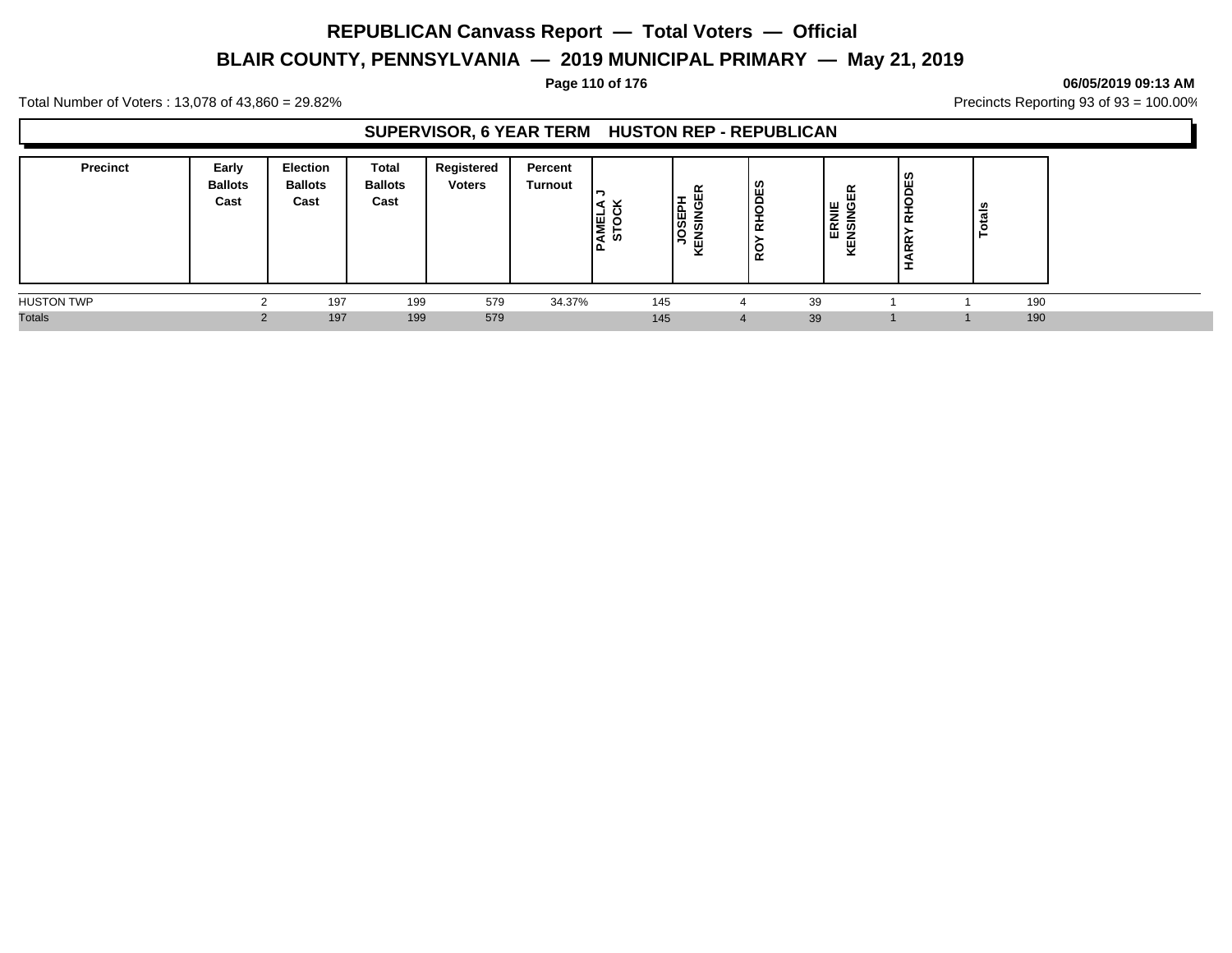# REPUBLICAN Canvass Report — Total Voters — Official

## BLAIR COUNTY, PENNSYLVANIA — 2019 MUNICIPAL PRIMARY — May 21, 2019

**06/05/2019 09:13 AM**

Total Number of Voters : 13,078 of 43,860 = 29.82%

Precincts Reporting 93 of 93 = 100.00%

### SUPERVISOR, 6 YEAR TERM HUSTON REP - REPUBLICAN

| Precinct | Early Ballots Cast | Election Ballots Cast | Total Ballots Cast | Registered Voters | Percent Turnout | PAMELA J STOCK | JOSEPH KENSINGER | ROY RHODES | ERNIE KENSINGER | HARRY RHODES | Totals |
|---|---|---|---|---|---|---|---|---|---|---|---|
| HUSTON TWP | 2 | 197 | 199 | 579 | 34.37% | 145 | 4 | 39 | 1 | 1 | 190 |
| Totals | 2 | 197 | 199 | 579 | | 145 | 4 | 39 | 1 | 1 | 190 |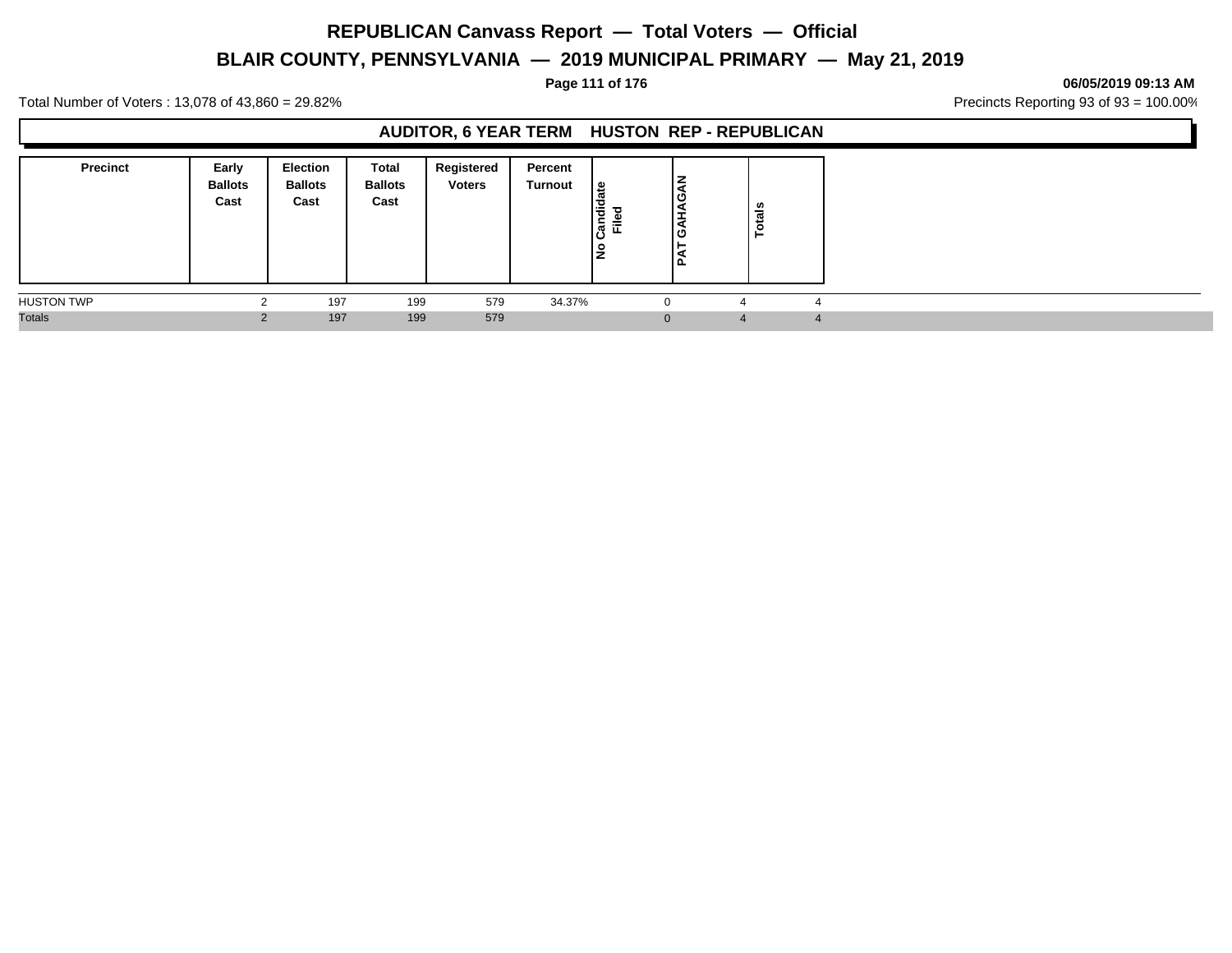# REPUBLICAN Canvass Report — Total Voters — Official

## BLAIR COUNTY, PENNSYLVANIA — 2019 MUNICIPAL PRIMARY — May 21, 2019

06/05/2019 09:13 AM

Total Number of Voters : 13,078 of 43,860 = 29.82%

Precincts Reporting 93 of 93 = 100.00%

### AUDITOR, 6 YEAR TERM HUSTON REP - REPUBLICAN

| Precinct | Early Ballots Cast | Election Ballots Cast | Total Ballots Cast | Registered Voters | Percent Turnout | No Candidate Filed | PAT GAHAGAN | Totals |
|---|---|---|---|---|---|---|---|---|
| HUSTON TWP | 2 | 197 | 199 | 579 | 34.37% | 0 | 4 | 4 |
| Totals | 2 | 197 | 199 | 579 | | 0 | 4 | 4 |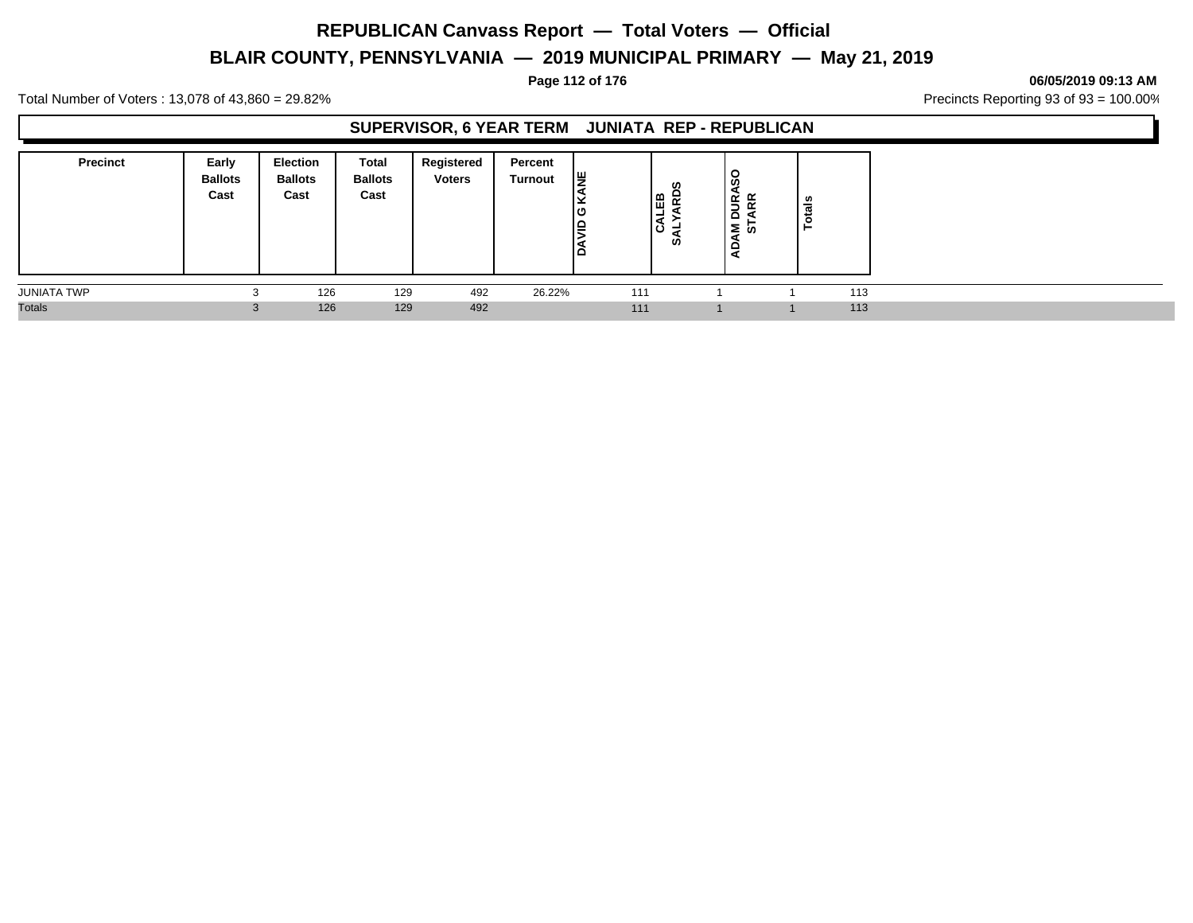# REPUBLICAN Canvass Report — Total Voters — Official

## BLAIR COUNTY, PENNSYLVANIA — 2019 MUNICIPAL PRIMARY — May 21, 2019

06/05/2019 09:13 AM

Total Number of Voters : 13,078 of 43,860 = 29.82%

Precincts Reporting 93 of 93 = 100.00%

### SUPERVISOR, 6 YEAR TERM JUNIATA REP - REPUBLICAN

| Precinct | Early Ballots Cast | Election Ballots Cast | Total Ballots Cast | Registered Voters | Percent Turnout | DAVID G KANE | CALEB SALYARDS | ADAM DURASO STARR | Totals |
|---|---|---|---|---|---|---|---|---|---|
| JUNIATA TWP | 3 | 126 | 129 | 492 | 26.22% | 111 | 1 | 1 | 113 |
| Totals | 3 | 126 | 129 | 492 | | 111 | 1 | 1 | 113 |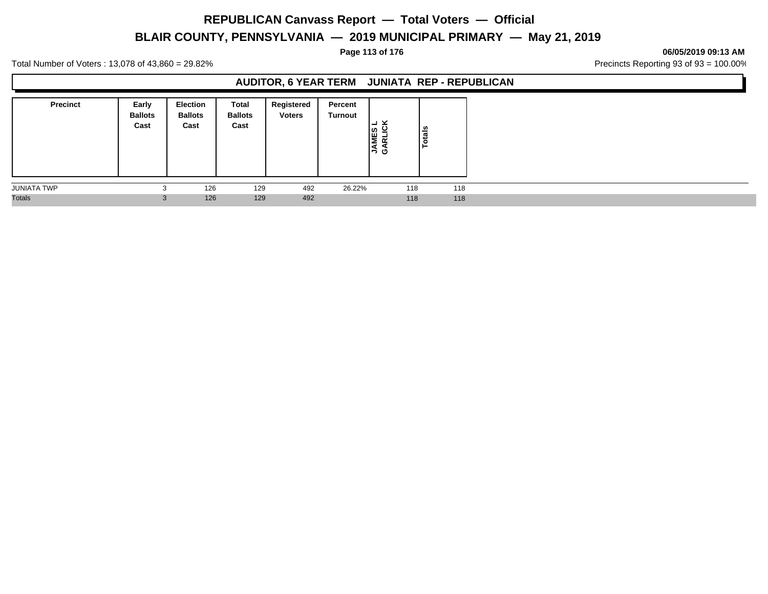# REPUBLICAN Canvass Report — Total Voters — Official

## BLAIR COUNTY, PENNSYLVANIA — 2019 MUNICIPAL PRIMARY — May 21, 2019

06/05/2019 09:13 AM

Total Number of Voters : 13,078 of 43,860 = 29.82%

Precincts Reporting 93 of 93 = 100.00%

### AUDITOR, 6 YEAR TERM JUNIATA REP - REPUBLICAN

| Precinct | Early Ballots Cast | Election Ballots Cast | Total Ballots Cast | Registered Voters | Percent Turnout | JAMES L GARLICK | Totals |
|---|---|---|---|---|---|---|---|
| JUNIATA TWP | 3 | 126 | 129 | 492 | 26.22% | 118 | 118 |
| Totals | 3 | 126 | 129 | 492 | | 118 | 118 |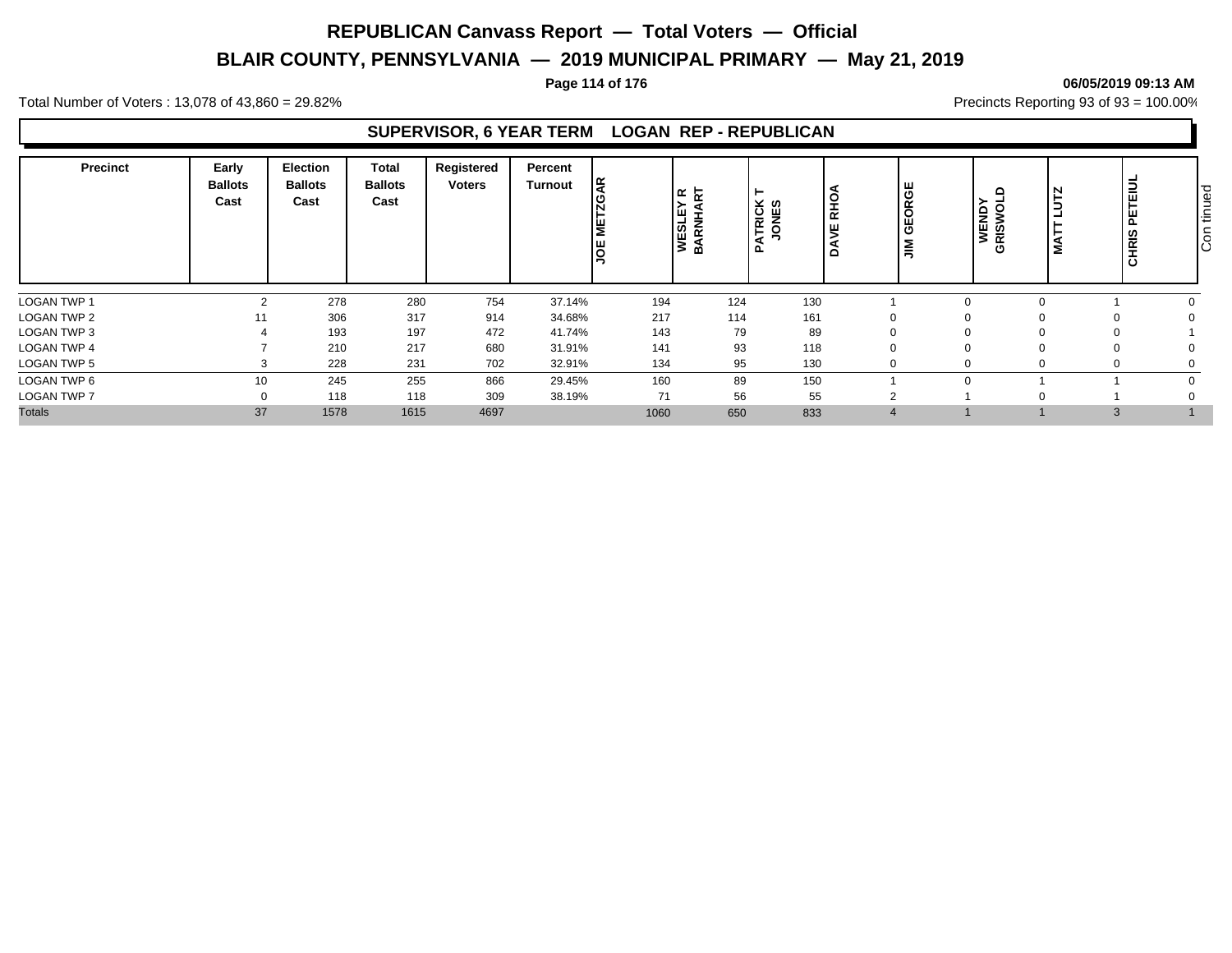# REPUBLICAN Canvass Report — Total Voters — Official

## BLAIR COUNTY, PENNSYLVANIA — 2019 MUNICIPAL PRIMARY — May 21, 2019

**06/05/2019 09:13 AM**

Total Number of Voters : 13,078 of 43,860 = 29.82%

Precincts Reporting 93 of 93 = 100.00%

### SUPERVISOR, 6 YEAR TERM LOGAN REP - REPUBLICAN

| Precinct | Early Ballots Cast | Election Ballots Cast | Total Ballots Cast | Registered Voters | Percent Turnout | JOE METZGAR | WESLEY R BARNHART | PATRICK T JONES | DAVE RHOA | JIM GEORGE | WENDY GRISWOLD | MATT LUTZ | CHRIS PETEIUL |
|---|---|---|---|---|---|---|---|---|---|---|---|---|---|
| LOGAN TWP 1 | 2 | 278 | 280 | 754 | 37.14% | 194 | 124 | 130 | 1 | 0 | 0 | 1 | 0 |
| LOGAN TWP 2 | 11 | 306 | 317 | 914 | 34.68% | 217 | 114 | 161 | 0 | 0 | 0 | 0 | 0 |
| LOGAN TWP 3 | 4 | 193 | 197 | 472 | 41.74% | 143 | 79 | 89 | 0 | 0 | 0 | 0 | 1 |
| LOGAN TWP 4 | 7 | 210 | 217 | 680 | 31.91% | 141 | 93 | 118 | 0 | 0 | 0 | 0 | 0 |
| LOGAN TWP 5 | 3 | 228 | 231 | 702 | 32.91% | 134 | 95 | 130 | 0 | 0 | 0 | 0 | 0 |
| LOGAN TWP 6 | 10 | 245 | 255 | 866 | 29.45% | 160 | 89 | 150 | 1 | 0 | 1 | 1 | 0 |
| LOGAN TWP 7 | 0 | 118 | 118 | 309 | 38.19% | 71 | 56 | 55 | 2 | 1 | 0 | 1 | 0 |
| Totals | 37 | 1578 | 1615 | 4697 | | 1060 | 650 | 833 | 4 | 1 | 1 | 3 | 1 |

Continued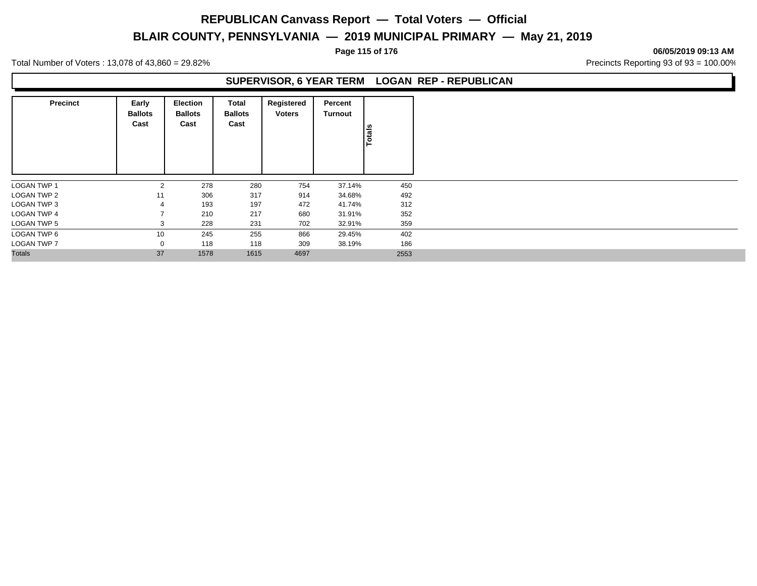# REPUBLICAN Canvass Report — Total Voters — Official

## BLAIR COUNTY, PENNSYLVANIA — 2019 MUNICIPAL PRIMARY — May 21, 2019

**06/05/2019 09:13 AM**

Total Number of Voters : 13,078 of 43,860 = 29.82%

Precincts Reporting 93 of 93 = 100.00%

### SUPERVISOR, 6 YEAR TERM LOGAN REP - REPUBLICAN

| Precinct | Early Ballots Cast | Election Ballots Cast | Total Ballots Cast | Registered Voters | Percent Turnout | Totals |
|---|---|---|---|---|---|---|
| LOGAN TWP 1 | 2 | 278 | 280 | 754 | 37.14% | 450 |
| LOGAN TWP 2 | 11 | 306 | 317 | 914 | 34.68% | 492 |
| LOGAN TWP 3 | 4 | 193 | 197 | 472 | 41.74% | 312 |
| LOGAN TWP 4 | 7 | 210 | 217 | 680 | 31.91% | 352 |
| LOGAN TWP 5 | 3 | 228 | 231 | 702 | 32.91% | 359 |
| LOGAN TWP 6 | 10 | 245 | 255 | 866 | 29.45% | 402 |
| LOGAN TWP 7 | 0 | 118 | 118 | 309 | 38.19% | 186 |
| Totals | 37 | 1578 | 1615 | 4697 | | 2553 |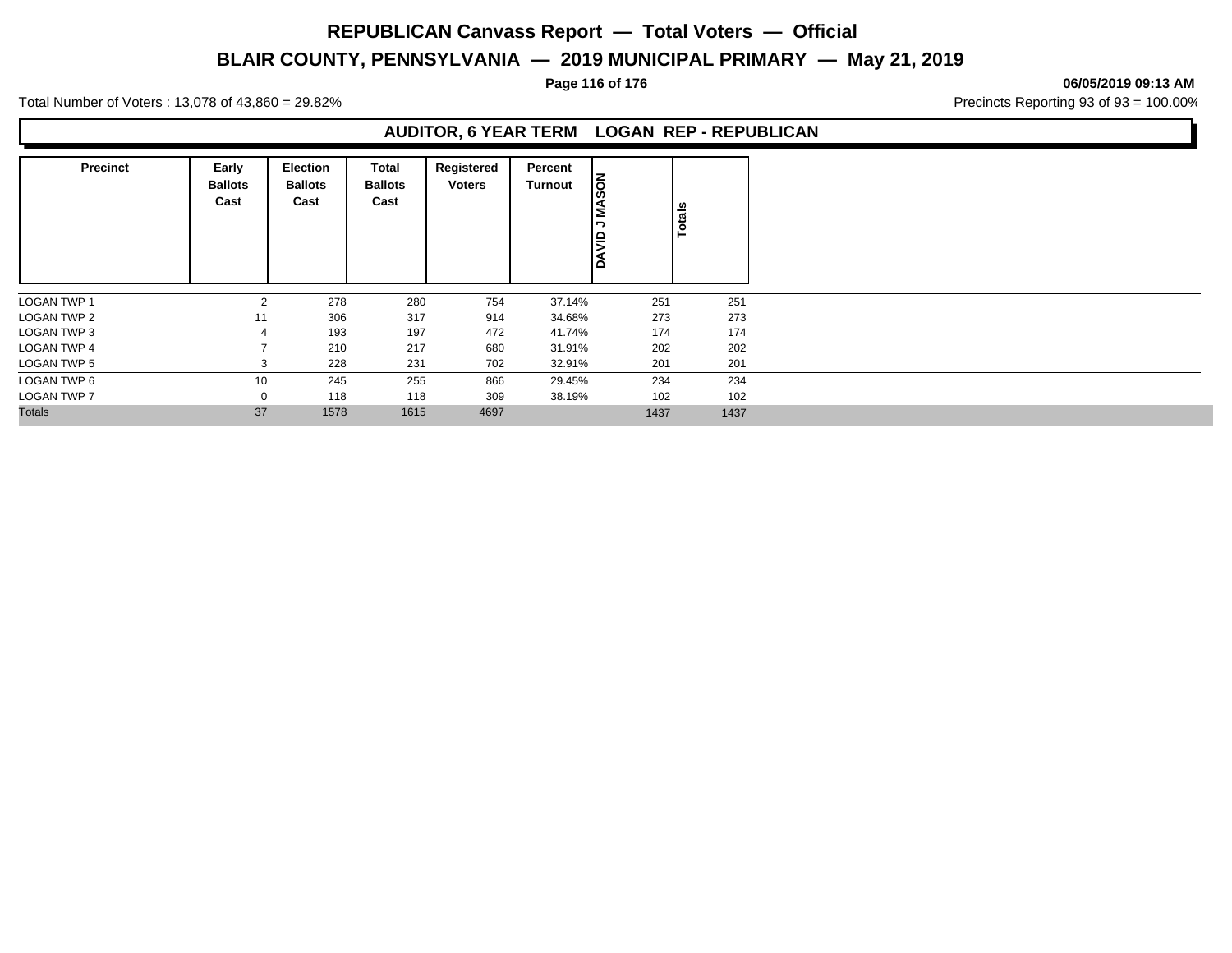# REPUBLICAN Canvass Report — Total Voters — Official

## BLAIR COUNTY, PENNSYLVANIA — 2019 MUNICIPAL PRIMARY — May 21, 2019

06/05/2019 09:13 AM

Total Number of Voters : 13,078 of 43,860 = 29.82%

Precincts Reporting 93 of 93 = 100.00%

### AUDITOR, 6 YEAR TERM LOGAN REP - REPUBLICAN

| Precinct | Early Ballots Cast | Election Ballots Cast | Total Ballots Cast | Registered Voters | Percent Turnout | DAVID J MASON | Totals |
|---|---|---|---|---|---|---|---|
| LOGAN TWP 1 | 2 | 278 | 280 | 754 | 37.14% | 251 | 251 |
| LOGAN TWP 2 | 11 | 306 | 317 | 914 | 34.68% | 273 | 273 |
| LOGAN TWP 3 | 4 | 193 | 197 | 472 | 41.74% | 174 | 174 |
| LOGAN TWP 4 | 7 | 210 | 217 | 680 | 31.91% | 202 | 202 |
| LOGAN TWP 5 | 3 | 228 | 231 | 702 | 32.91% | 201 | 201 |
| LOGAN TWP 6 | 10 | 245 | 255 | 866 | 29.45% | 234 | 234 |
| LOGAN TWP 7 | 0 | 118 | 118 | 309 | 38.19% | 102 | 102 |
| Totals | 37 | 1578 | 1615 | 4697 | | 1437 | 1437 |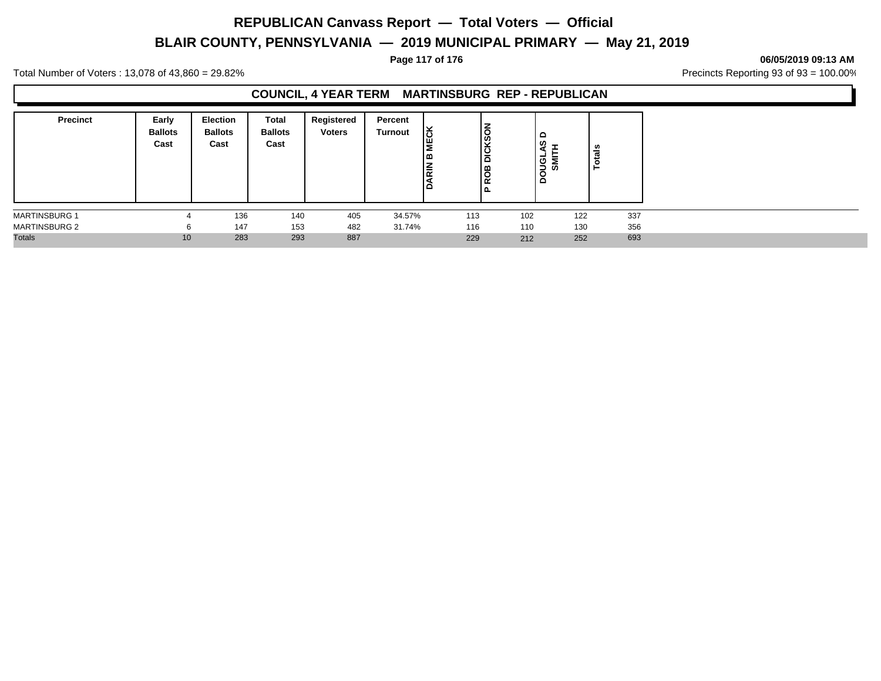# REPUBLICAN Canvass Report — Total Voters — Official

## BLAIR COUNTY, PENNSYLVANIA — 2019 MUNICIPAL PRIMARY — May 21, 2019

06/05/2019 09:13 AM

Total Number of Voters : 13,078 of 43,860 = 29.82%

Precincts Reporting 93 of 93 = 100.00%

### COUNCIL, 4 YEAR TERM MARTINSBURG REP - REPUBLICAN

| Precinct | Early Ballots Cast | Election Ballots Cast | Total Ballots Cast | Registered Voters | Percent Turnout | DARIN B MECK | P ROB DICKSON | DOUGLAS D SMITH | Totals |
|---|---|---|---|---|---|---|---|---|---|
| MARTINSBURG 1 | 4 | 136 | 140 | 405 | 34.57% | 113 | 102 | 122 | 337 |
| MARTINSBURG 2 | 6 | 147 | 153 | 482 | 31.74% | 116 | 110 | 130 | 356 |
| Totals | 10 | 283 | 293 | 887 | | 229 | 212 | 252 | 693 |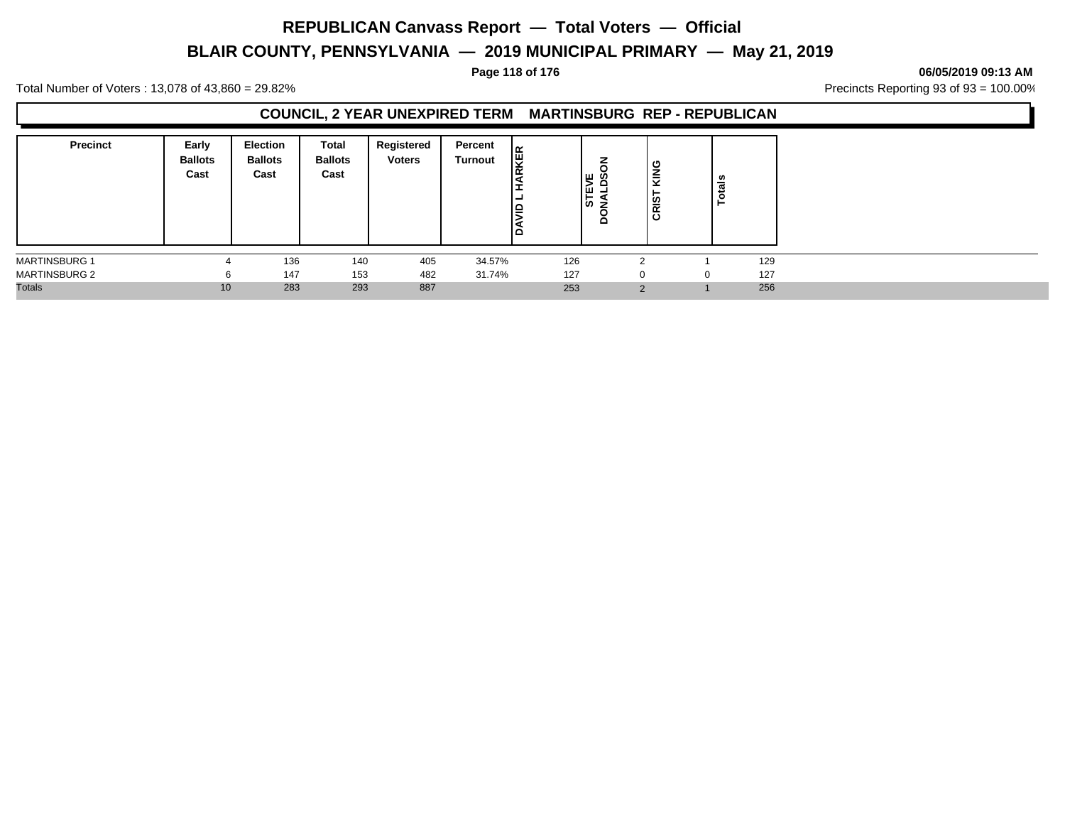# REPUBLICAN Canvass Report — Total Voters — Official

## BLAIR COUNTY, PENNSYLVANIA — 2019 MUNICIPAL PRIMARY — May 21, 2019

**06/05/2019 09:13 AM**

Total Number of Voters : 13,078 of 43,860 = 29.82%

Precincts Reporting 93 of 93 = 100.00%

### COUNCIL, 2 YEAR UNEXPIRED TERM MARTINSBURG REP - REPUBLICAN

| Precinct | Early Ballots Cast | Election Ballots Cast | Total Ballots Cast | Registered Voters | Percent Turnout | DAVID L HARKER | STEVE DONALDSON | CRIST KING | Totals |
|---|---|---|---|---|---|---|---|---|---|
| MARTINSBURG 1 | 4 | 136 | 140 | 405 | 34.57% | 126 | 2 | 1 | 129 |
| MARTINSBURG 2 | 6 | 147 | 153 | 482 | 31.74% | 127 | 0 | 0 | 127 |
| Totals | 10 | 283 | 293 | 887 | | 253 | 2 | 1 | 256 |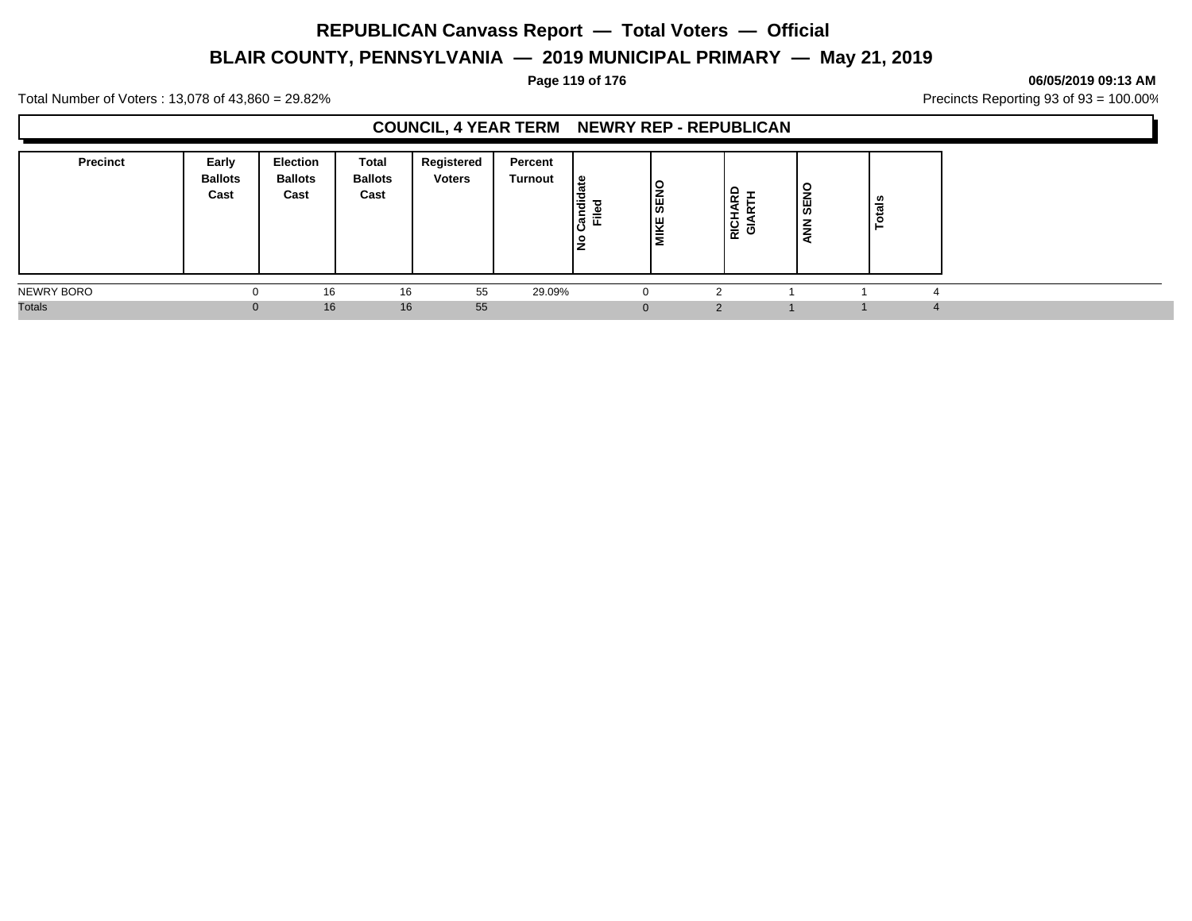# REPUBLICAN Canvass Report — Total Voters — Official

## BLAIR COUNTY, PENNSYLVANIA — 2019 MUNICIPAL PRIMARY — May 21, 2019

Total Number of Voters : 13,078 of 43,860 = 29.82%

Precincts Reporting 93 of 93 = 100.00%

### COUNCIL, 4 YEAR TERM NEWRY REP - REPUBLICAN

| Precinct | Early Ballots Cast | Election Ballots Cast | Total Ballots Cast | Registered Voters | Percent Turnout | No Candidate Filed | MIKE SENO | RICHARD GIARTH | ANN SENO | Totals |
|---|---|---|---|---|---|---|---|---|---|---|
| NEWRY BORO | 0 | 16 | 16 | 55 | 29.09% | 0 | 2 | 1 | 1 | 4 |
| Totals | 0 | 16 | 16 | 55 | | 0 | 2 | 1 | 1 | 4 |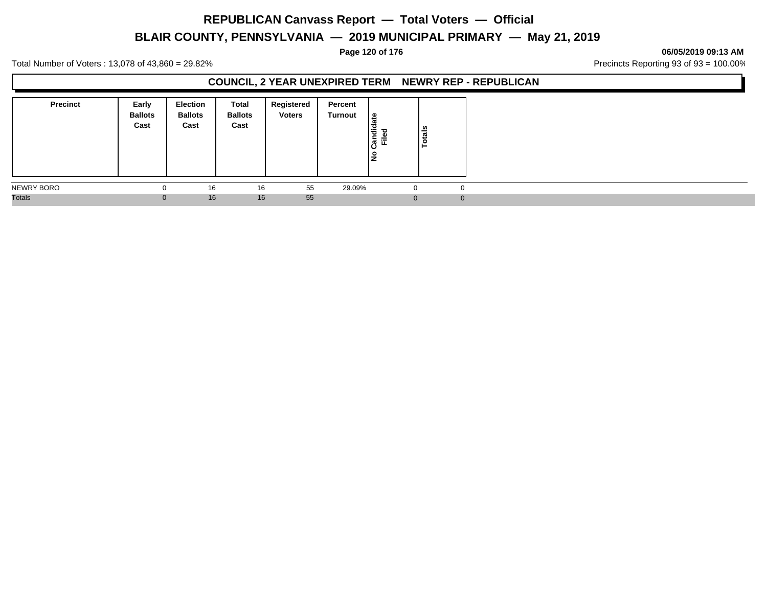# REPUBLICAN Canvass Report — Total Voters — Official

## BLAIR COUNTY, PENNSYLVANIA — 2019 MUNICIPAL PRIMARY — May 21, 2019

06/05/2019 09:13 AM

Total Number of Voters : 13,078 of 43,860 = 29.82%

Precincts Reporting 93 of 93 = 100.00%

### COUNCIL, 2 YEAR UNEXPIRED TERM NEWRY REP - REPUBLICAN

| Precinct | Early Ballots Cast | Election Ballots Cast | Total Ballots Cast | Registered Voters | Percent Turnout | No Candidate Filed | Totals |
|---|---|---|---|---|---|---|---|
| NEWRY BORO | 0 | 16 | 16 | 55 | 29.09% | 0 | 0 |
| Totals | 0 | 16 | 16 | 55 | | 0 | 0 |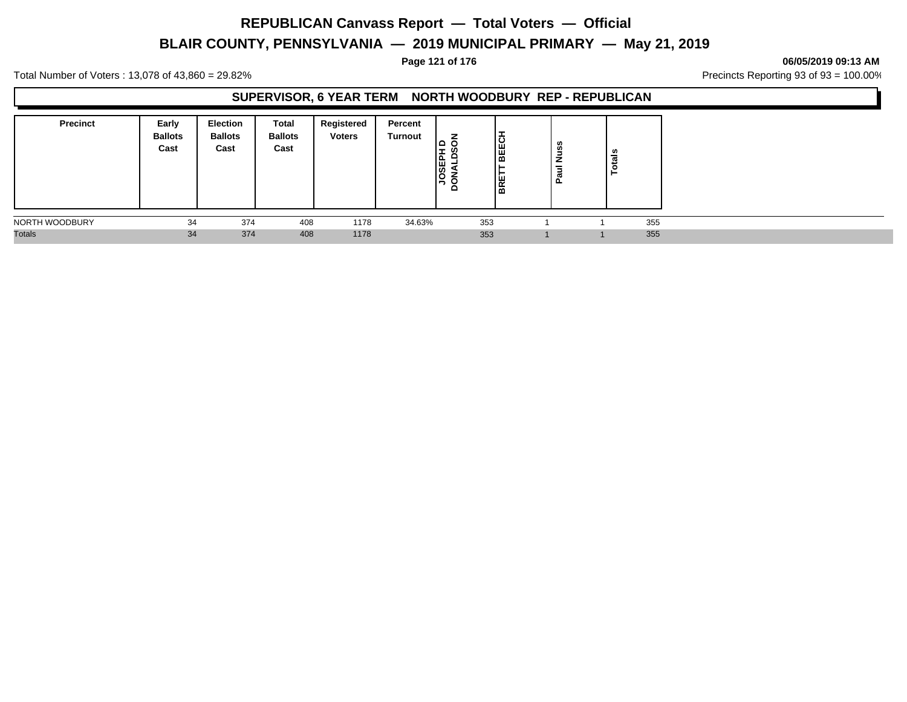# REPUBLICAN Canvass Report — Total Voters — Official

## BLAIR COUNTY, PENNSYLVANIA — 2019 MUNICIPAL PRIMARY — May 21, 2019

**06/05/2019 09:13 AM**

Total Number of Voters : 13,078 of 43,860 = 29.82%

Precincts Reporting 93 of 93 = 100.00%

### SUPERVISOR, 6 YEAR TERM NORTH WOODBURY REP - REPUBLICAN

| Precinct | Early Ballots Cast | Election Ballots Cast | Total Ballots Cast | Registered Voters | Percent Turnout | JOSEPH D DONALDSON | BRETT BEECH | Paul Nuss | Totals |
|---|---|---|---|---|---|---|---|---|---|
| NORTH WOODBURY | 34 | 374 | 408 | 1178 | 34.63% | 353 | 1 | 1 | 355 |
| Totals | 34 | 374 | 408 | 1178 | | 353 | 1 | 1 | 355 |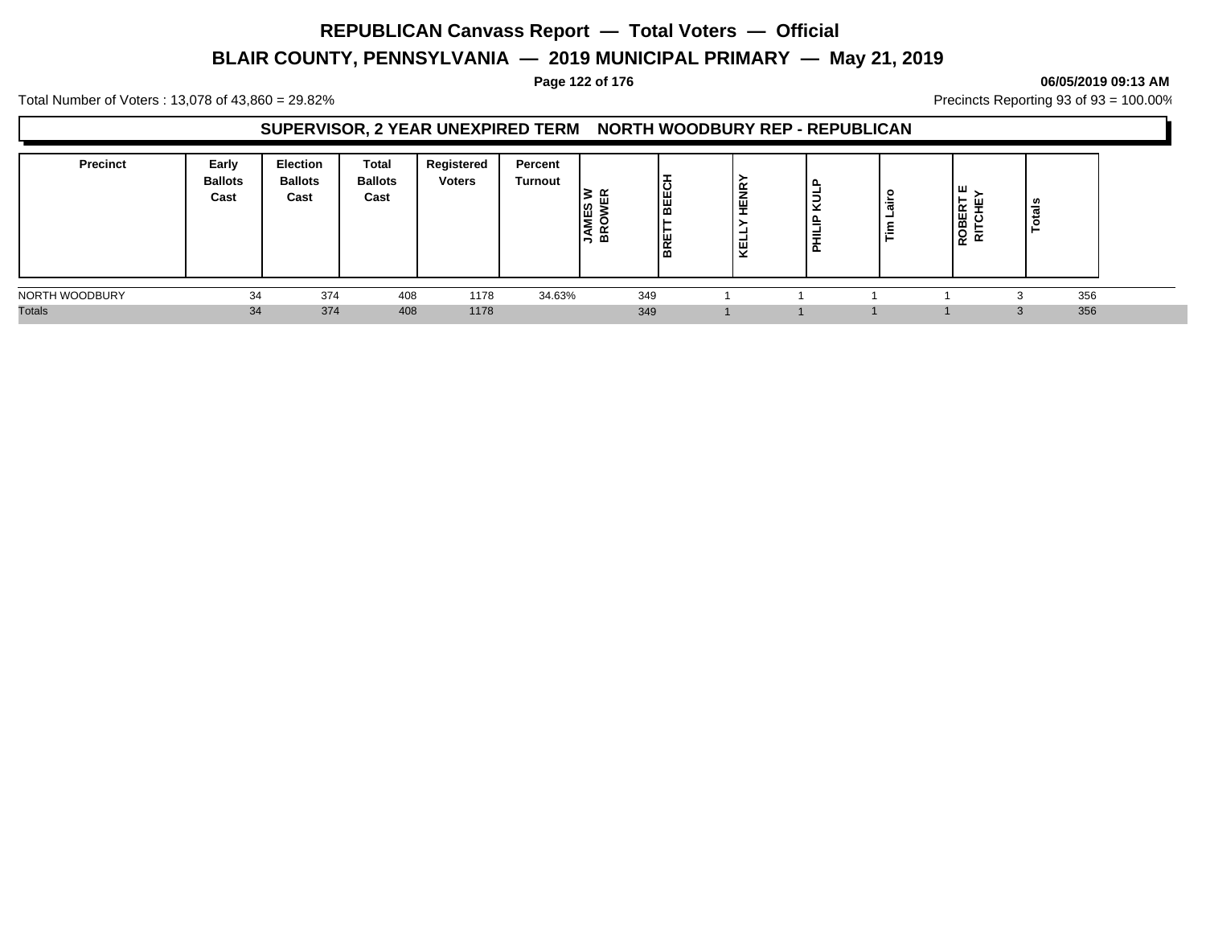# REPUBLICAN Canvass Report — Total Voters — Official

## BLAIR COUNTY, PENNSYLVANIA — 2019 MUNICIPAL PRIMARY — May 21, 2019

**06/05/2019 09:13 AM**

Total Number of Voters : 13,078 of 43,860 = 29.82%

Precincts Reporting 93 of 93 = 100.00%

### SUPERVISOR, 2 YEAR UNEXPIRED TERM NORTH WOODBURY REP - REPUBLICAN

| Precinct | Early Ballots Cast | Election Ballots Cast | Total Ballots Cast | Registered Voters | Percent Turnout | JAMES W BROWER | BRETT BEECH | KELLY HENRY | PHILIP KULP | Tim Lairo | ROBERT E RITCHEY | Totals |
|---|---|---|---|---|---|---|---|---|---|---|---|---|
| NORTH WOODBURY | 34 | 374 | 408 | 1178 | 34.63% | 349 | 1 | 1 | 1 | 1 | 3 | 356 |
| Totals | 34 | 374 | 408 | 1178 | | 349 | 1 | 1 | 1 | 1 | 3 | 356 |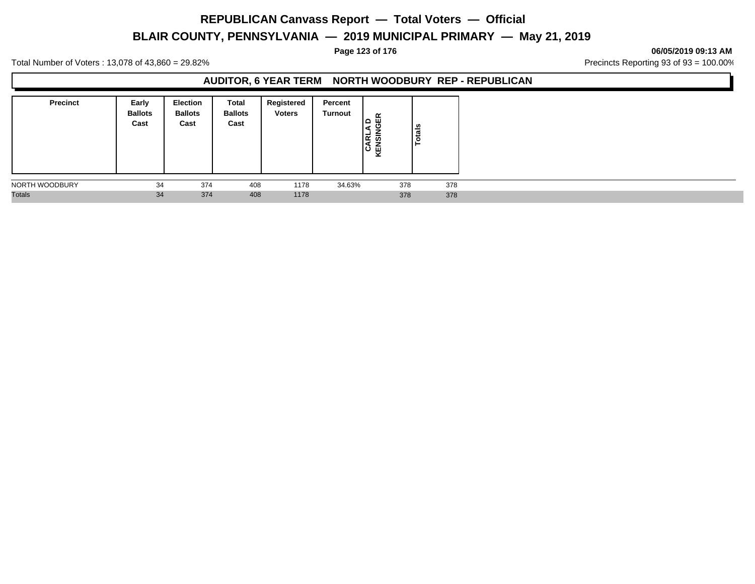# REPUBLICAN Canvass Report — Total Voters — Official

## BLAIR COUNTY, PENNSYLVANIA — 2019 MUNICIPAL PRIMARY — May 21, 2019

**06/05/2019 09:13 AM**

Total Number of Voters : 13,078 of 43,860 = 29.82%

Precincts Reporting 93 of 93 = 100.00%

### AUDITOR, 6 YEAR TERM NORTH WOODBURY REP - REPUBLICAN

| Precinct | Early Ballots Cast | Election Ballots Cast | Total Ballots Cast | Registered Voters | Percent Turnout | CARLA D KENSINGER | Totals |
|---|---|---|---|---|---|---|---|
| NORTH WOODBURY | 34 | 374 | 408 | 1178 | 34.63% | 378 | 378 |
| Totals | 34 | 374 | 408 | 1178 | | 378 | 378 |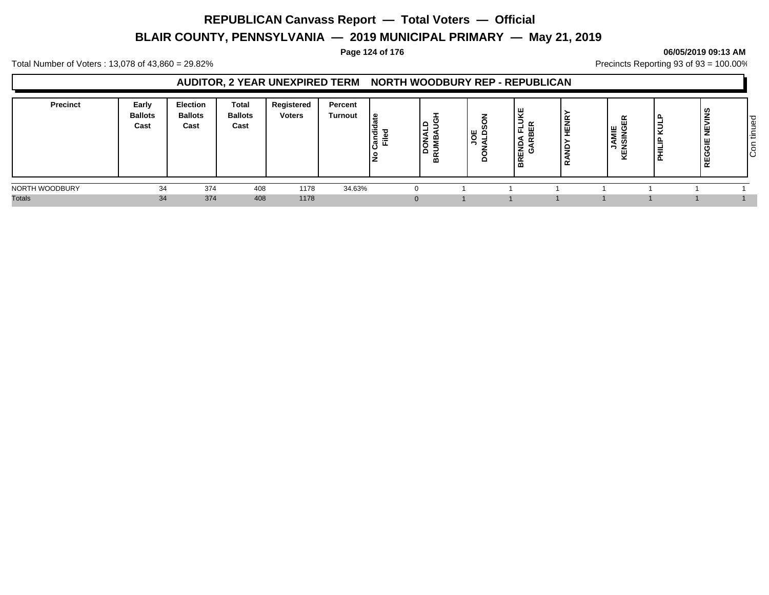# REPUBLICAN Canvass Report — Total Voters — Official

## BLAIR COUNTY, PENNSYLVANIA — 2019 MUNICIPAL PRIMARY — May 21, 2019

06/05/2019 09:13 AM

Total Number of Voters : 13,078 of 43,860 = 29.82%

Precincts Reporting 93 of 93 = 100.00%

### AUDITOR, 2 YEAR UNEXPIRED TERM NORTH WOODBURY REP - REPUBLICAN

| Precinct | Early Ballots Cast | Election Ballots Cast | Total Ballots Cast | Registered Voters | Percent Turnout | No Candidate Filed | DONALD BRUMBAUGH | JOE DONALDSON | BRENDA FLUKE GARBER | RANDY HENRY | JAMIE KENSINGER | PHILIP KULP | REGGIE NEVINS | Continued |
|---|---|---|---|---|---|---|---|---|---|---|---|---|---|---|
| NORTH WOODBURY | 34 | 374 | 408 | 1178 | 34.63% | 0 | 1 | 1 | 1 | 1 | 1 | 1 | 1 | |
| Totals | 34 | 374 | 408 | 1178 | | 0 | 1 | 1 | 1 | 1 | 1 | 1 | 1 | |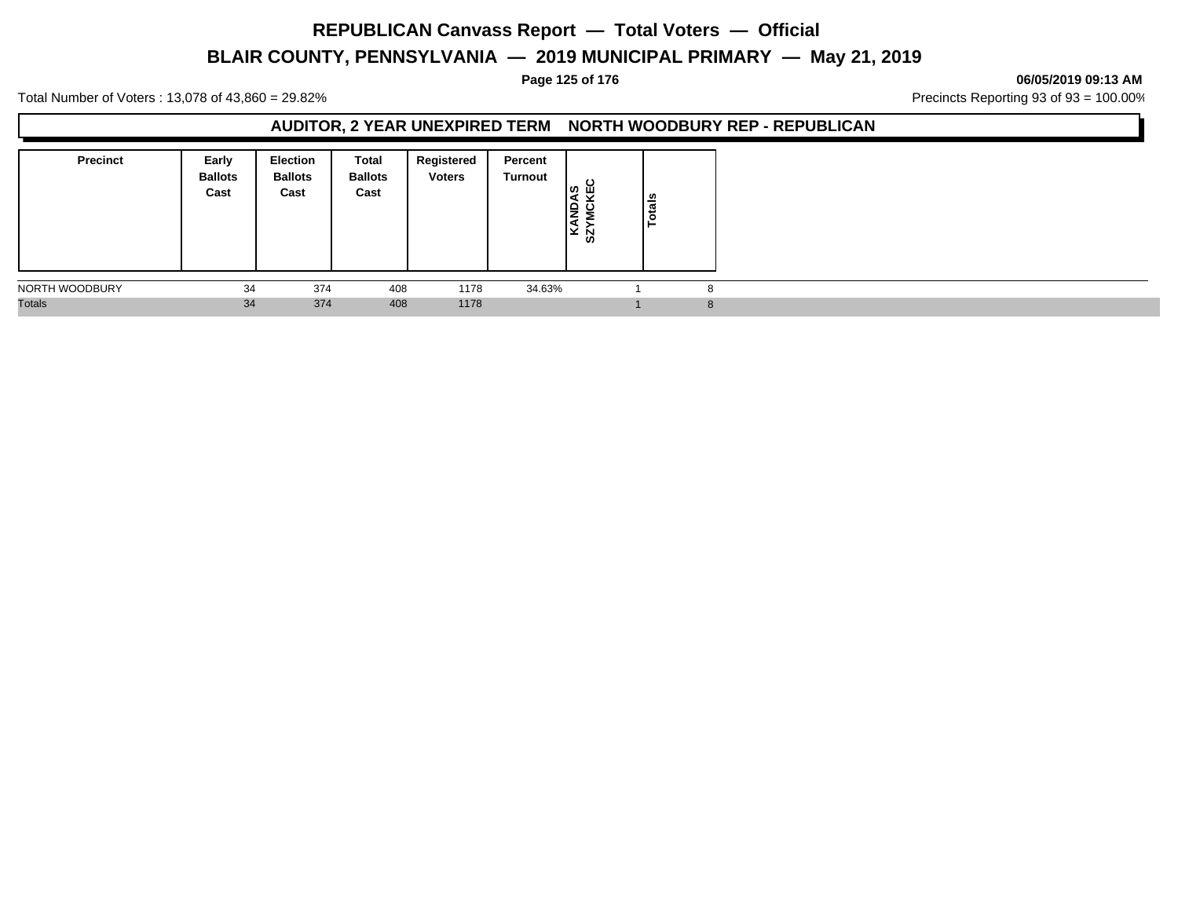# REPUBLICAN Canvass Report — Total Voters — Official

## BLAIR COUNTY, PENNSYLVANIA — 2019 MUNICIPAL PRIMARY — May 21, 2019

06/05/2019 09:13 AM

Total Number of Voters : 13,078 of 43,860 = 29.82%

Precincts Reporting 93 of 93 = 100.00%

### AUDITOR, 2 YEAR UNEXPIRED TERM NORTH WOODBURY REP - REPUBLICAN

| Precinct | Early Ballots Cast | Election Ballots Cast | Total Ballots Cast | Registered Voters | Percent Turnout | KANDAS SZYMCKEC | Totals |
|---|---|---|---|---|---|---|---|
| NORTH WOODBURY | 34 | 374 | 408 | 1178 | 34.63% | 1 | 8 |
| Totals | 34 | 374 | 408 | 1178 | | 1 | 8 |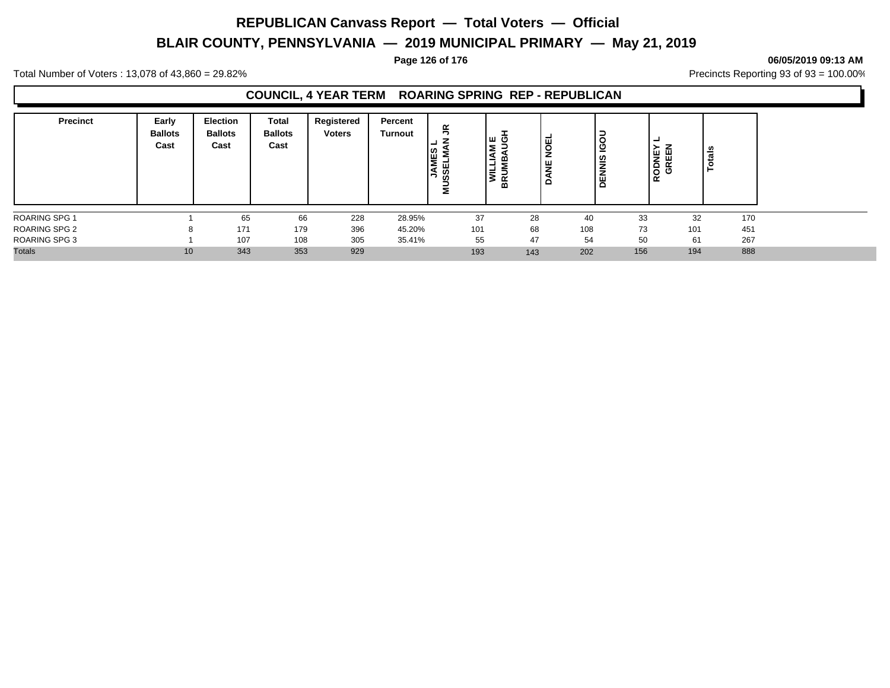# REPUBLICAN Canvass Report — Total Voters — Official

## BLAIR COUNTY, PENNSYLVANIA — 2019 MUNICIPAL PRIMARY — May 21, 2019

06/05/2019 09:13 AM

Total Number of Voters : 13,078 of 43,860 = 29.82%

Precincts Reporting 93 of 93 = 100.00%

### COUNCIL, 4 YEAR TERM ROARING SPRING REP - REPUBLICAN

| Precinct | Early Ballots Cast | Election Ballots Cast | Total Ballots Cast | Registered Voters | Percent Turnout | JAMES L MUSSELMAN JR | WILLIAM E BRUMBAUGH | DANE NOEL | DENNIS IGOU | RODNEY L GREEN | Totals |
|---|---|---|---|---|---|---|---|---|---|---|---|
| ROARING SPG 1 | 1 | 65 | 66 | 228 | 28.95% | 37 | 28 | 40 | 33 | 32 | 170 |
| ROARING SPG 2 | 8 | 171 | 179 | 396 | 45.20% | 101 | 68 | 108 | 73 | 101 | 451 |
| ROARING SPG 3 | 1 | 107 | 108 | 305 | 35.41% | 55 | 47 | 54 | 50 | 61 | 267 |
| Totals | 10 | 343 | 353 | 929 | | 193 | 143 | 202 | 156 | 194 | 888 |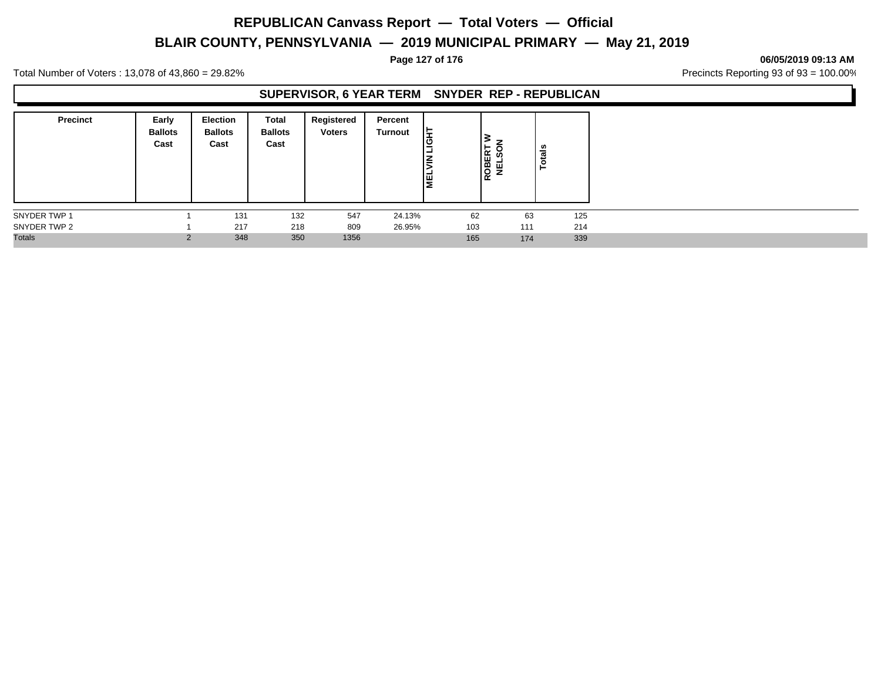# REPUBLICAN Canvass Report — Total Voters — Official

## BLAIR COUNTY, PENNSYLVANIA — 2019 MUNICIPAL PRIMARY — May 21, 2019

**06/05/2019 09:13 AM**

Total Number of Voters : 13,078 of 43,860 = 29.82%

Precincts Reporting 93 of 93 = 100.00%

### SUPERVISOR, 6 YEAR TERM SNYDER REP - REPUBLICAN

| Precinct | Early Ballots Cast | Election Ballots Cast | Total Ballots Cast | Registered Voters | Percent Turnout | MELVIN LIGHT | ROBERT W NELSON | Totals |
|---|---|---|---|---|---|---|---|---|
| SNYDER TWP 1 | 1 | 131 | 132 | 547 | 24.13% | 62 | 63 | 125 |
| SNYDER TWP 2 | 1 | 217 | 218 | 809 | 26.95% | 103 | 111 | 214 |
| Totals | 2 | 348 | 350 | 1356 | | 165 | 174 | 339 |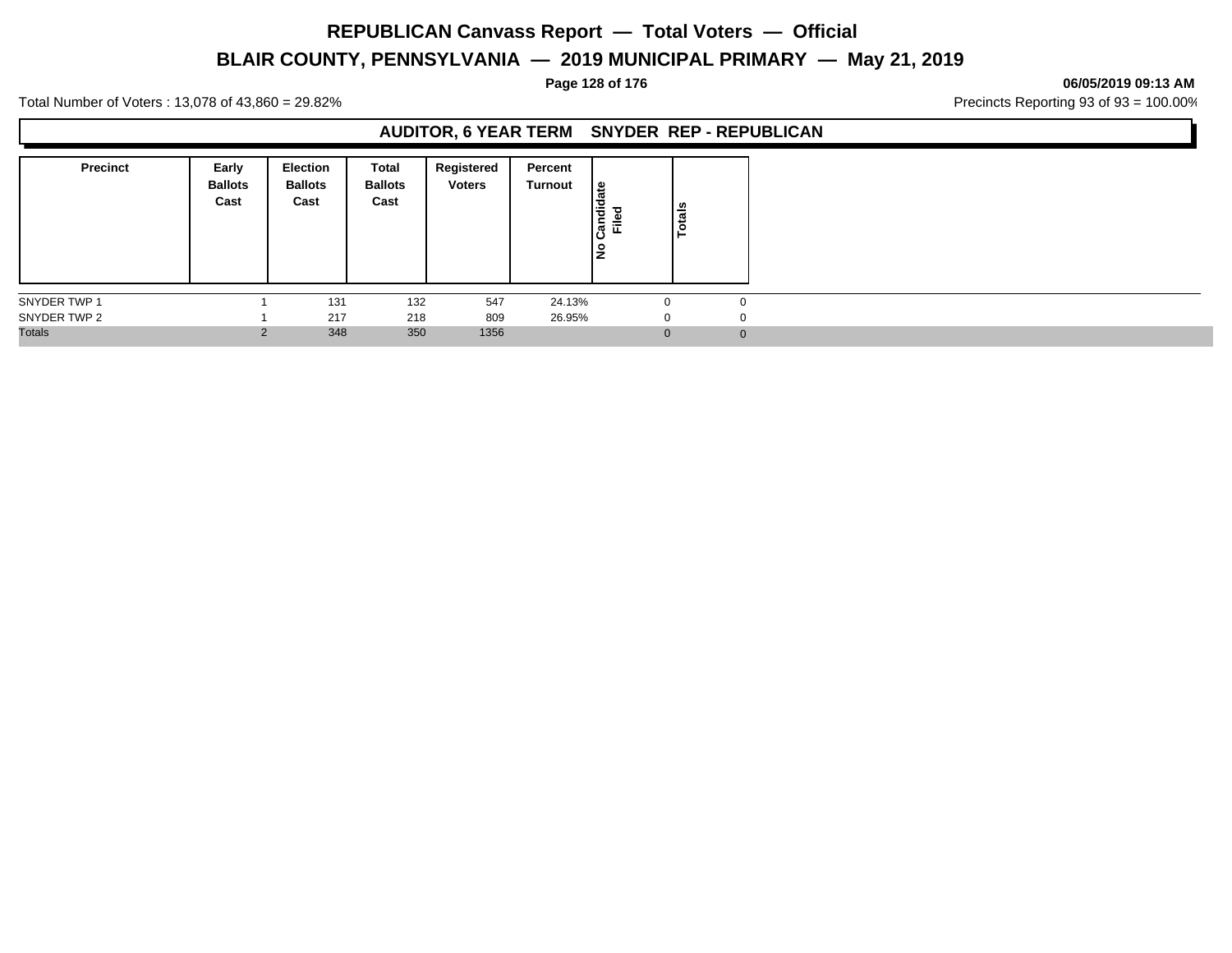# REPUBLICAN Canvass Report — Total Voters — Official

## BLAIR COUNTY, PENNSYLVANIA — 2019 MUNICIPAL PRIMARY — May 21, 2019

06/05/2019 09:13 AM

Total Number of Voters : 13,078 of 43,860 = 29.82%

Precincts Reporting 93 of 93 = 100.00%

### AUDITOR, 6 YEAR TERM SNYDER REP - REPUBLICAN

| Precinct | Early Ballots Cast | Election Ballots Cast | Total Ballots Cast | Registered Voters | Percent Turnout | No Candidate Filed | Totals |
|---|---|---|---|---|---|---|---|
| SNYDER TWP 1 | 1 | 131 | 132 | 547 | 24.13% | 0 | 0 |
| SNYDER TWP 2 | 1 | 217 | 218 | 809 | 26.95% | 0 | 0 |
| Totals | 2 | 348 | 350 | 1356 | | 0 | 0 |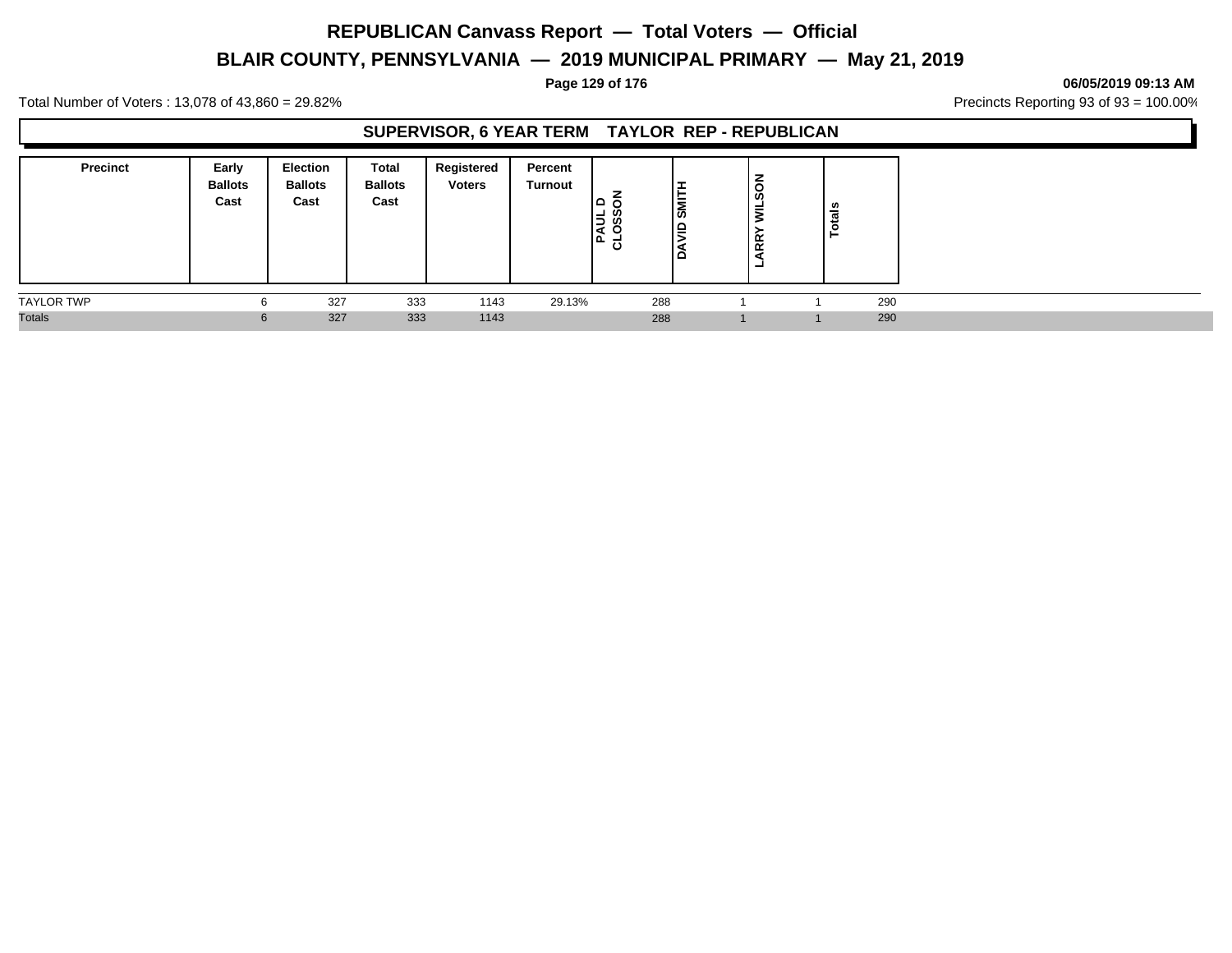# REPUBLICAN Canvass Report — Total Voters — Official

## BLAIR COUNTY, PENNSYLVANIA — 2019 MUNICIPAL PRIMARY — May 21, 2019

**06/05/2019 09:13 AM**

Total Number of Voters : 13,078 of 43,860 = 29.82%

Precincts Reporting 93 of 93 = 100.00%

### SUPERVISOR, 6 YEAR TERM TAYLOR REP - REPUBLICAN

| Precinct | Early Ballots Cast | Election Ballots Cast | Total Ballots Cast | Registered Voters | Percent Turnout | PAUL D CLOSSON | DAVID SMITH | LARRY WILSON | Totals |
|---|---|---|---|---|---|---|---|---|---|
| TAYLOR TWP | 6 | 327 | 333 | 1143 | 29.13% | 288 | 1 | 1 | 290 |
| Totals | 6 | 327 | 333 | 1143 | | 288 | 1 | 1 | 290 |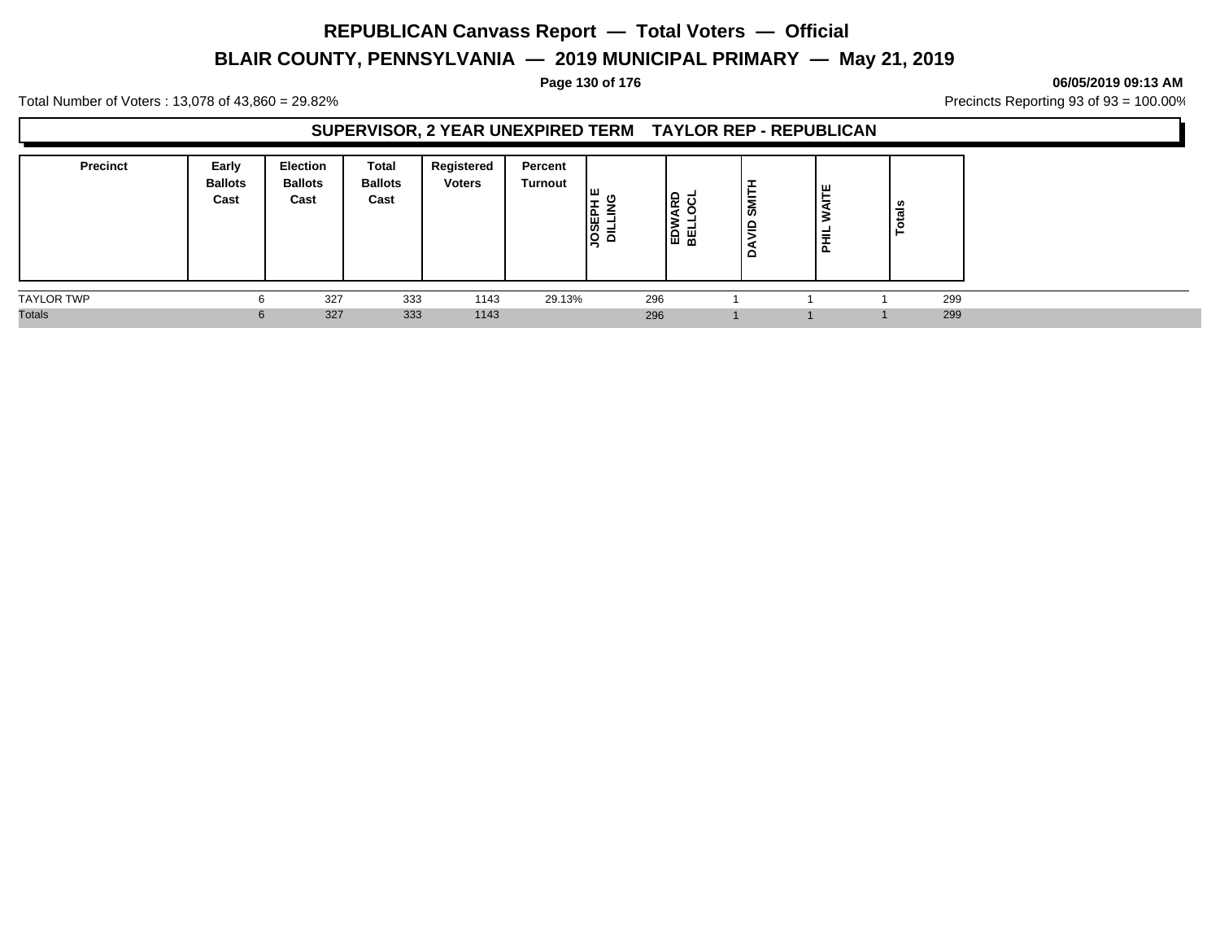# REPUBLICAN Canvass Report — Total Voters — Official

## BLAIR COUNTY, PENNSYLVANIA — 2019 MUNICIPAL PRIMARY — May 21, 2019

06/05/2019 09:13 AM

Total Number of Voters : 13,078 of 43,860 = 29.82%

Precincts Reporting 93 of 93 = 100.00%

### SUPERVISOR, 2 YEAR UNEXPIRED TERM TAYLOR REP - REPUBLICAN

| Precinct | Early Ballots Cast | Election Ballots Cast | Total Ballots Cast | Registered Voters | Percent Turnout | JOSEPH E DILLING | EDWARD BELLOCL | DAVID SMITH | PHIL WAITE | Totals |
|---|---|---|---|---|---|---|---|---|---|---|
| TAYLOR TWP | 6 | 327 | 333 | 1143 | 29.13% | 296 | 1 | 1 | 1 | 299 |
| Totals | 6 | 327 | 333 | 1143 | | 296 | 1 | 1 | 1 | 299 |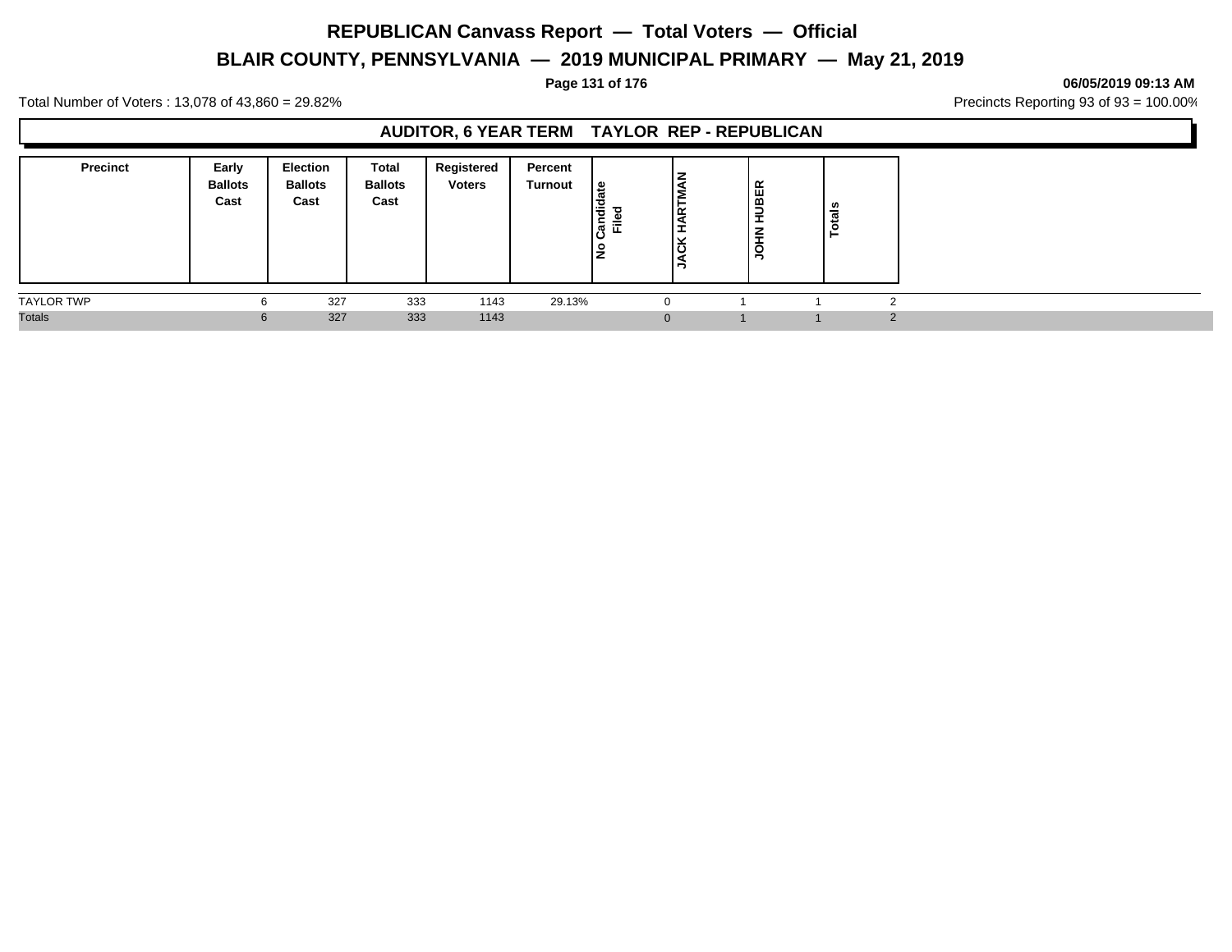# REPUBLICAN Canvass Report — Total Voters — Official

## BLAIR COUNTY, PENNSYLVANIA — 2019 MUNICIPAL PRIMARY — May 21, 2019

06/05/2019 09:13 AM

Total Number of Voters : 13,078 of 43,860 = 29.82%

Precincts Reporting 93 of 93 = 100.00%

### AUDITOR, 6 YEAR TERM TAYLOR REP - REPUBLICAN

| Precinct | Early Ballots Cast | Election Ballots Cast | Total Ballots Cast | Registered Voters | Percent Turnout | No Candidate Filed | JACK HARTMAN | JOHN HUBER | Totals |
|---|---|---|---|---|---|---|---|---|---|
| TAYLOR TWP | 6 | 327 | 333 | 1143 | 29.13% | 0 | 1 | 1 | 2 |
| Totals | 6 | 327 | 333 | 1143 | | 0 | 1 | 1 | 2 |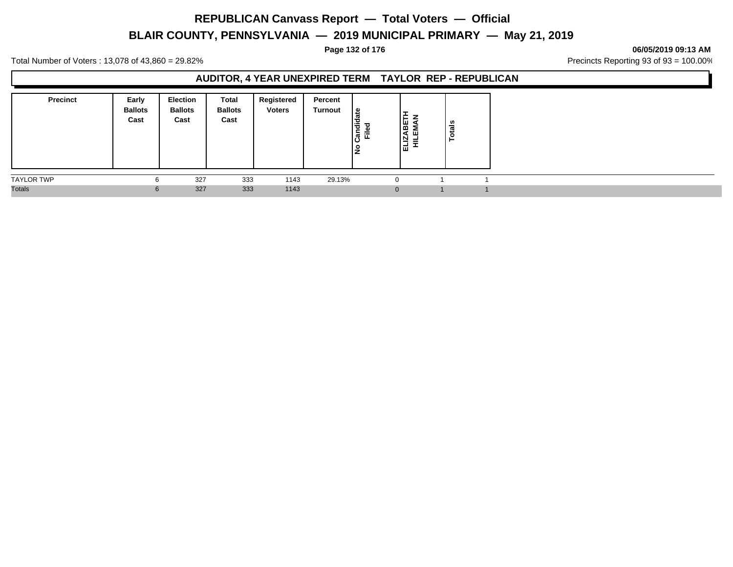# REPUBLICAN Canvass Report — Total Voters — Official

## BLAIR COUNTY, PENNSYLVANIA — 2019 MUNICIPAL PRIMARY — May 21, 2019

06/05/2019 09:13 AM

Total Number of Voters : 13,078 of 43,860 = 29.82%

Precincts Reporting 93 of 93 = 100.00%

### AUDITOR, 4 YEAR UNEXPIRED TERM TAYLOR REP - REPUBLICAN

| Precinct | Early Ballots Cast | Election Ballots Cast | Total Ballots Cast | Registered Voters | Percent Turnout | No Candidate Filed | ELIZABETH HILEMAN | Totals |
|---|---|---|---|---|---|---|---|---|
| TAYLOR TWP | 6 | 327 | 333 | 1143 | 29.13% | 0 | 1 | 1 |
| Totals | 6 | 327 | 333 | 1143 | | 0 | 1 | 1 |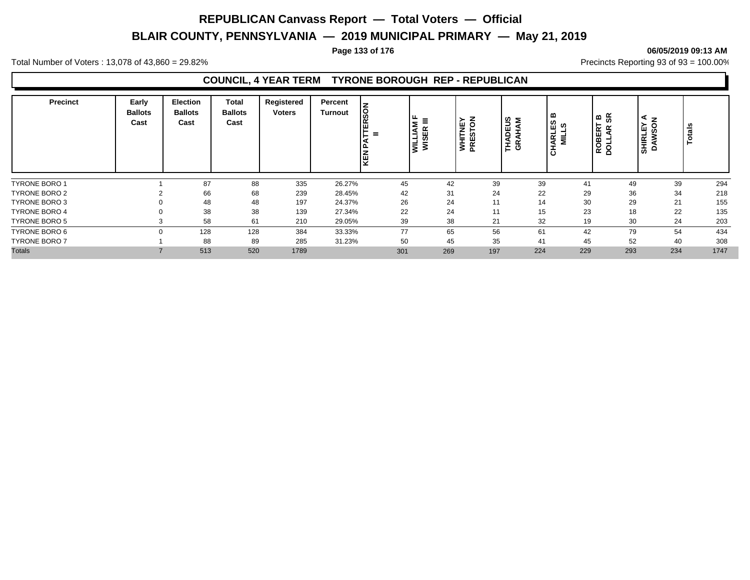# REPUBLICAN Canvass Report — Total Voters — Official

## BLAIR COUNTY, PENNSYLVANIA — 2019 MUNICIPAL PRIMARY — May 21, 2019

Total Number of Voters : 13,078 of 43,860 = 29.82%

06/05/2019 09:13 AM

Precincts Reporting 93 of 93 = 100.00%

### COUNCIL, 4 YEAR TERM TYRONE BOROUGH REP - REPUBLICAN

| Precinct | Early Ballots Cast | Election Ballots Cast | Total Ballots Cast | Registered Voters | Percent Turnout | KEN PATTERSON II | WILLIAM F WISER III | WHITNEY PRESTON | THADEUS GRAHAM | CHARLES B MILLS | ROBERT B DOLLAR SR | SHIRLEY A DAWSON | Totals |
|---|---|---|---|---|---|---|---|---|---|---|---|---|---|
| TYRONE BORO 1 | 1 | 87 | 88 | 335 | 26.27% | 45 | 42 | 39 | 39 | 41 | 49 | 39 | 294 |
| TYRONE BORO 2 | 2 | 66 | 68 | 239 | 28.45% | 42 | 31 | 24 | 22 | 29 | 36 | 34 | 218 |
| TYRONE BORO 3 | 0 | 48 | 48 | 197 | 24.37% | 26 | 24 | 11 | 14 | 30 | 29 | 21 | 155 |
| TYRONE BORO 4 | 0 | 38 | 38 | 139 | 27.34% | 22 | 24 | 11 | 15 | 23 | 18 | 22 | 135 |
| TYRONE BORO 5 | 3 | 58 | 61 | 210 | 29.05% | 39 | 38 | 21 | 32 | 19 | 30 | 24 | 203 |
| TYRONE BORO 6 | 0 | 128 | 128 | 384 | 33.33% | 77 | 65 | 56 | 61 | 42 | 79 | 54 | 434 |
| TYRONE BORO 7 | 1 | 88 | 89 | 285 | 31.23% | 50 | 45 | 35 | 41 | 45 | 52 | 40 | 308 |
| Totals | 7 | 513 | 520 | 1789 | | 301 | 269 | 197 | 224 | 229 | 293 | 234 | 1747 |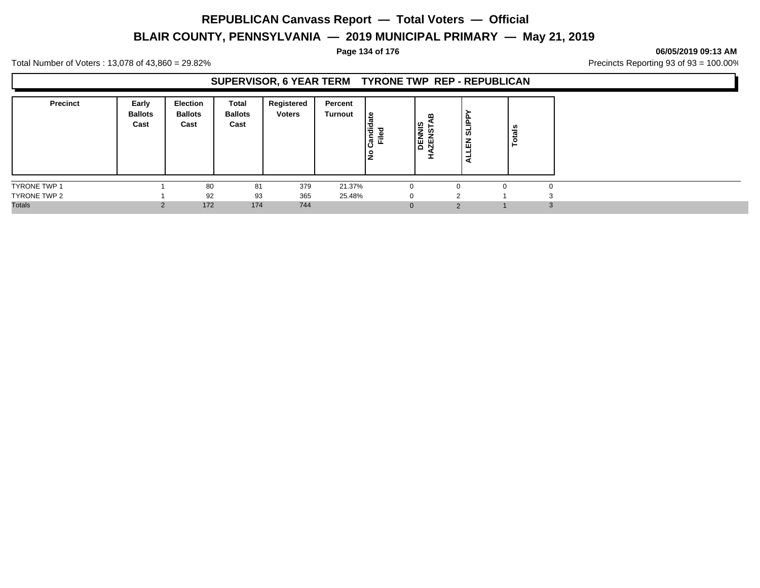# REPUBLICAN Canvass Report — Total Voters — Official

## BLAIR COUNTY, PENNSYLVANIA — 2019 MUNICIPAL PRIMARY — May 21, 2019

06/05/2019 09:13 AM

Total Number of Voters : 13,078 of 43,860 = 29.82%

Precincts Reporting 93 of 93 = 100.00%

### SUPERVISOR, 6 YEAR TERM TYRONE TWP REP - REPUBLICAN

| Precinct | Early Ballots Cast | Election Ballots Cast | Total Ballots Cast | Registered Voters | Percent Turnout | No Candidate Filed | DENNIS HAZENSTAB | ALLEN SLIPPY | Totals |
|---|---|---|---|---|---|---|---|---|---|
| TYRONE TWP 1 | 1 | 80 | 81 | 379 | 21.37% | 0 | 0 | 0 | 0 |
| TYRONE TWP 2 | 1 | 92 | 93 | 365 | 25.48% | 0 | 2 | 1 | 3 |
| Totals | 2 | 172 | 174 | 744 | | 0 | 2 | 1 | 3 |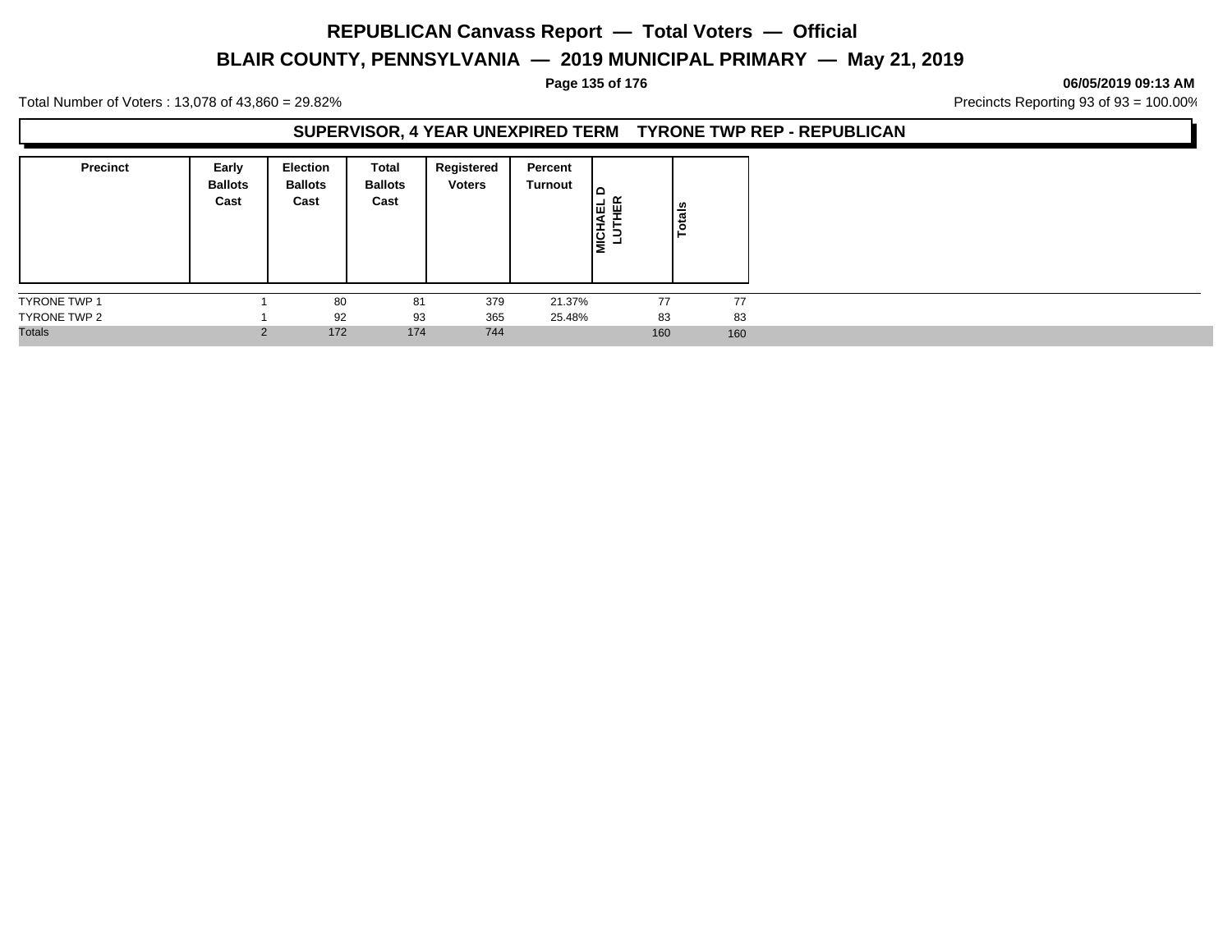# REPUBLICAN Canvass Report — Total Voters — Official

## BLAIR COUNTY, PENNSYLVANIA — 2019 MUNICIPAL PRIMARY — May 21, 2019

Total Number of Voters : 13,078 of 43,860 = 29.82%

Precincts Reporting 93 of 93 = 100.00%

### SUPERVISOR, 4 YEAR UNEXPIRED TERM TYRONE TWP REP - REPUBLICAN

| Precinct | Early Ballots Cast | Election Ballots Cast | Total Ballots Cast | Registered Voters | Percent Turnout | MICHAEL D LUTHER | Totals |
|---|---|---|---|---|---|---|---|
| TYRONE TWP 1 | 1 | 80 | 81 | 379 | 21.37% | 77 | 77 |
| TYRONE TWP 2 | 1 | 92 | 93 | 365 | 25.48% | 83 | 83 |
| Totals | 2 | 172 | 174 | 744 | | 160 | 160 |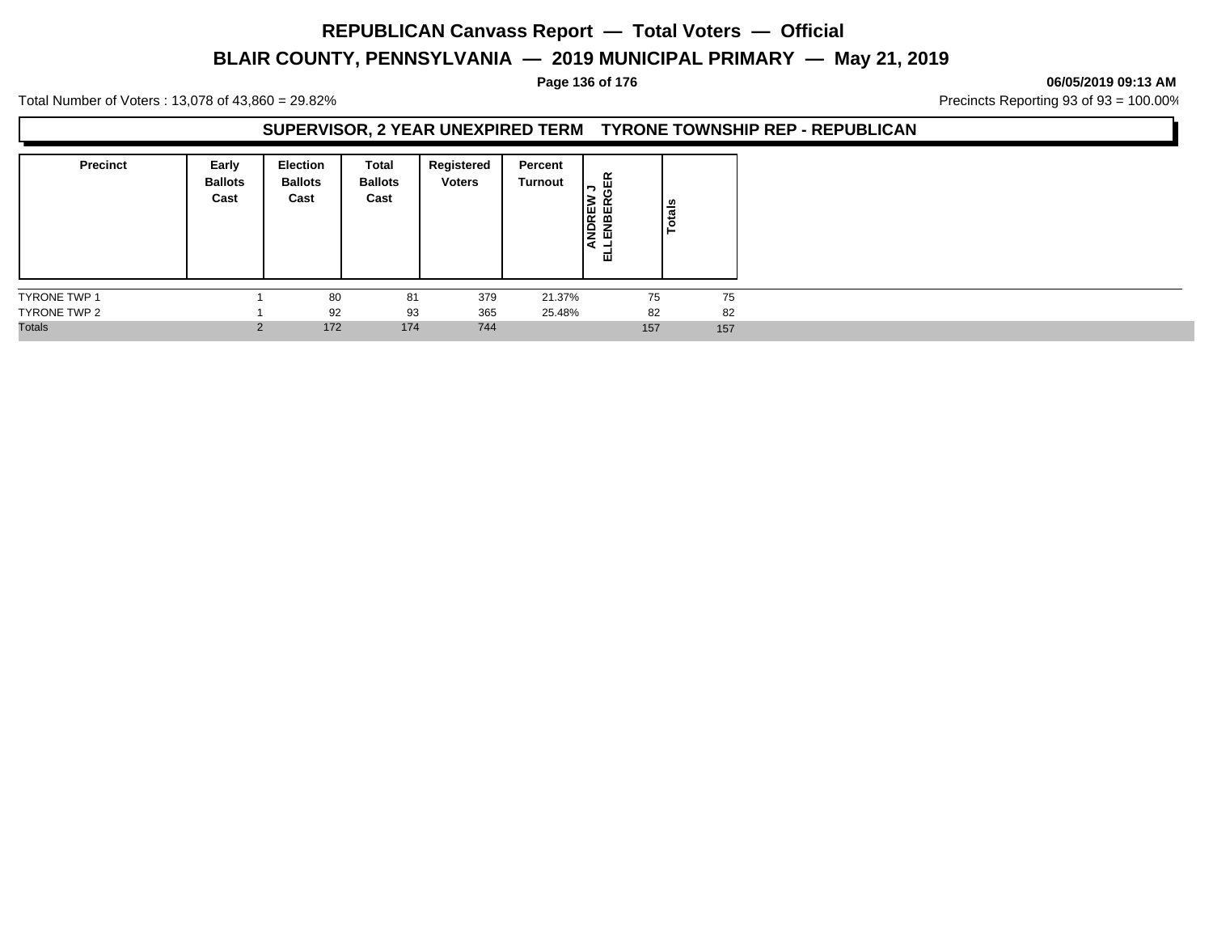# REPUBLICAN Canvass Report — Total Voters — Official

## BLAIR COUNTY, PENNSYLVANIA — 2019 MUNICIPAL PRIMARY — May 21, 2019

**06/05/2019 09:13 AM**

Total Number of Voters : 13,078 of 43,860 = 29.82%

Precincts Reporting 93 of 93 = 100.00%

### SUPERVISOR, 2 YEAR UNEXPIRED TERM TYRONE TOWNSHIP REP - REPUBLICAN

| Precinct | Early Ballots Cast | Election Ballots Cast | Total Ballots Cast | Registered Voters | Percent Turnout | ANDREW J ELLENBERGER | Totals |
|---|---|---|---|---|---|---|---|
| TYRONE TWP 1 | 1 | 80 | 81 | 379 | 21.37% | 75 | 75 |
| TYRONE TWP 2 | 1 | 92 | 93 | 365 | 25.48% | 82 | 82 |
| Totals | 2 | 172 | 174 | 744 | | 157 | 157 |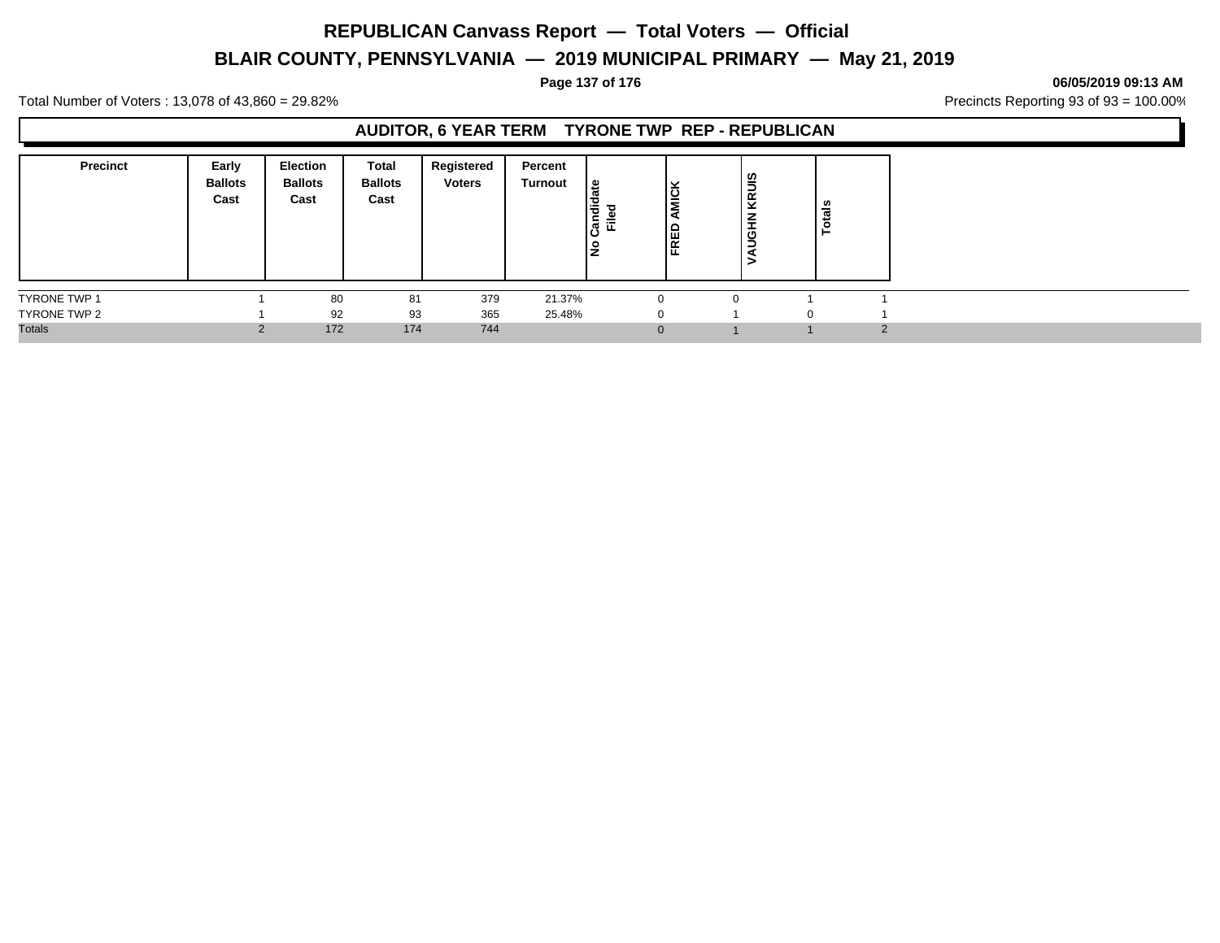# REPUBLICAN Canvass Report — Total Voters — Official

## BLAIR COUNTY, PENNSYLVANIA — 2019 MUNICIPAL PRIMARY — May 21, 2019

06/05/2019 09:13 AM

Total Number of Voters : 13,078 of 43,860 = 29.82%

Precincts Reporting 93 of 93 = 100.00%

### AUDITOR, 6 YEAR TERM TYRONE TWP REP - REPUBLICAN

| Precinct | Early Ballots Cast | Election Ballots Cast | Total Ballots Cast | Registered Voters | Percent Turnout | No Candidate Filed | FRED AMICK | VAUGHN KRUIS | Totals |
|---|---|---|---|---|---|---|---|---|---|
| TYRONE TWP 1 | 1 | 80 | 81 | 379 | 21.37% | 0 | 0 | 1 | 1 |
| TYRONE TWP 2 | 1 | 92 | 93 | 365 | 25.48% | 0 | 1 | 0 | 1 |
| Totals | 2 | 172 | 174 | 744 | | 0 | 1 | 1 | 2 |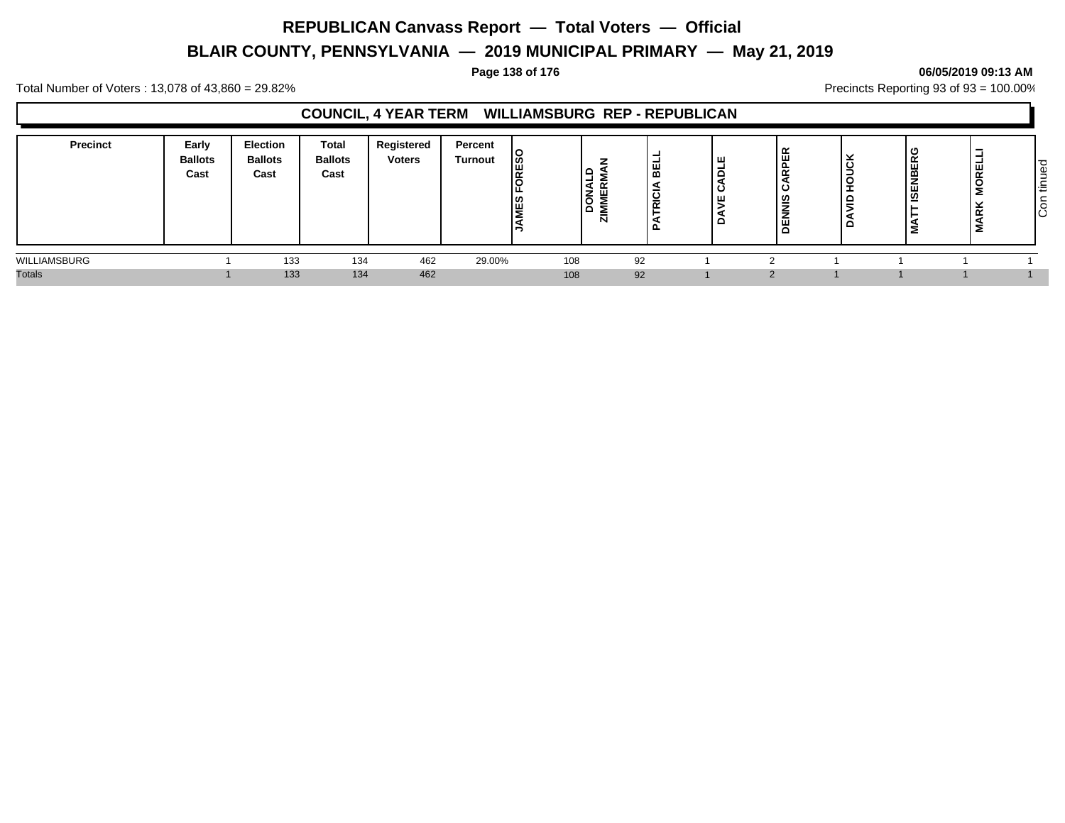# REPUBLICAN Canvass Report — Total Voters — Official

## BLAIR COUNTY, PENNSYLVANIA — 2019 MUNICIPAL PRIMARY — May 21, 2019

06/05/2019 09:13 AM

Total Number of Voters : 13,078 of 43,860 = 29.82%

Precincts Reporting 93 of 93 = 100.00%

### COUNCIL, 4 YEAR TERM WILLIAMSBURG REP - REPUBLICAN

| Precinct | Early Ballots Cast | Election Ballots Cast | Total Ballots Cast | Registered Voters | Percent Turnout | JAMES FORESO | DONALD ZIMMERMAN | PATRICIA BELL | DAVE CADLE | DENNIS CARPER | DAVID HOUCK | MATT ISENBERG | MARK MORELLI | Continued |
|---|---|---|---|---|---|---|---|---|---|---|---|---|---|---|
| WILLIAMSBURG | 1 | 133 | 134 | 462 | 29.00% | 108 | 92 | 1 | 2 | 1 | 1 | 1 | 1 | |
| Totals | 1 | 133 | 134 | 462 | | 108 | 92 | 1 | 2 | 1 | 1 | 1 | 1 | |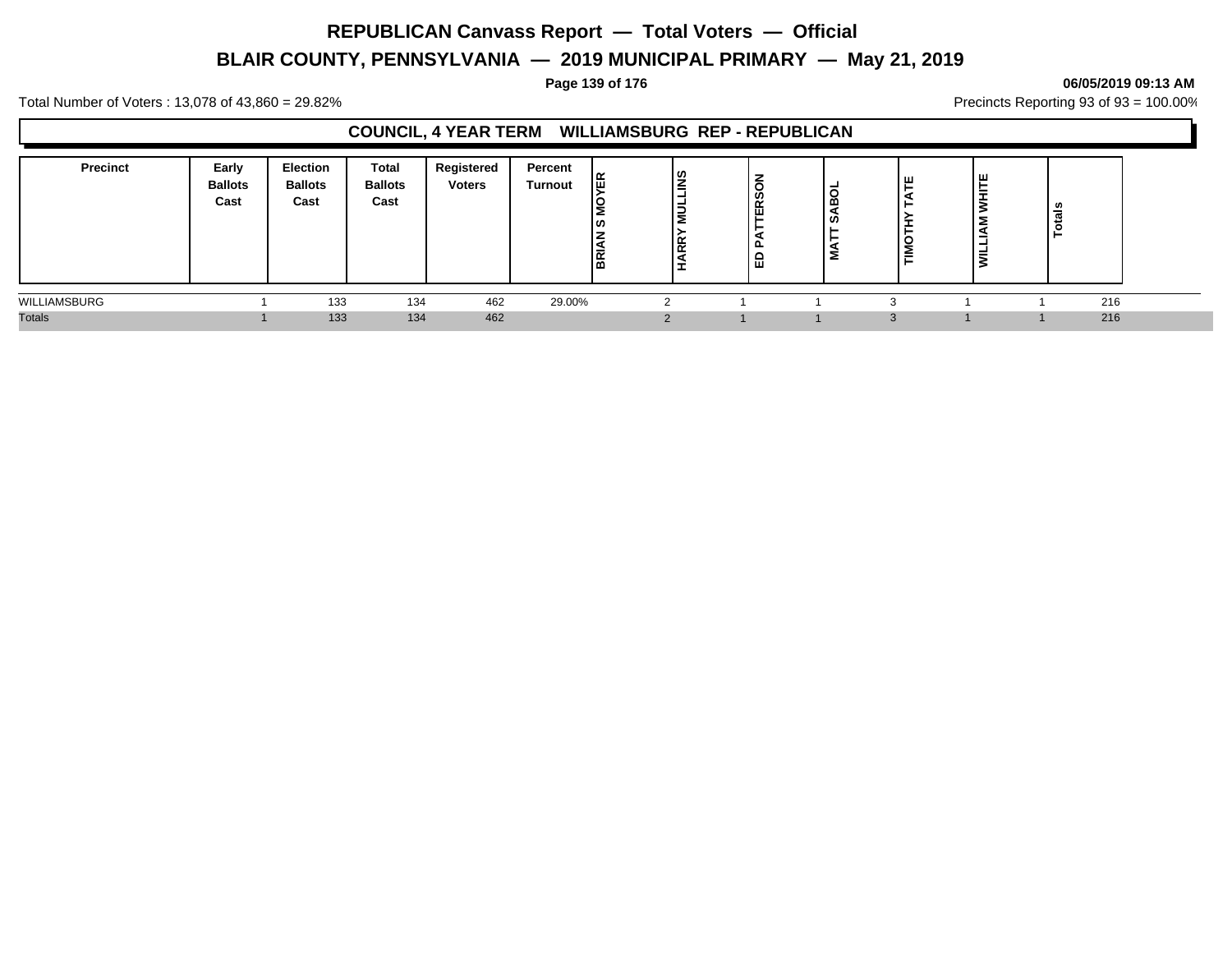# REPUBLICAN Canvass Report — Total Voters — Official

## BLAIR COUNTY, PENNSYLVANIA — 2019 MUNICIPAL PRIMARY — May 21, 2019

06/05/2019 09:13 AM

Total Number of Voters : 13,078 of 43,860 = 29.82%

Precincts Reporting 93 of 93 = 100.00%

### COUNCIL, 4 YEAR TERM WILLIAMSBURG REP - REPUBLICAN

| Precinct | Early Ballots Cast | Election Ballots Cast | Total Ballots Cast | Registered Voters | Percent Turnout | BRIAN S MOYER | HARRY MULLINS | ED PATTERSON | MATT SABOL | TIMOTHY TATE | WILLIAM WHITE | Totals |
|---|---|---|---|---|---|---|---|---|---|---|---|---|
| WILLIAMSBURG | 1 | 133 | 134 | 462 | 29.00% | 2 | 1 | 1 | 3 | 1 | 1 | 216 |
| Totals | 1 | 133 | 134 | 462 | | 2 | 1 | 1 | 3 | 1 | 1 | 216 |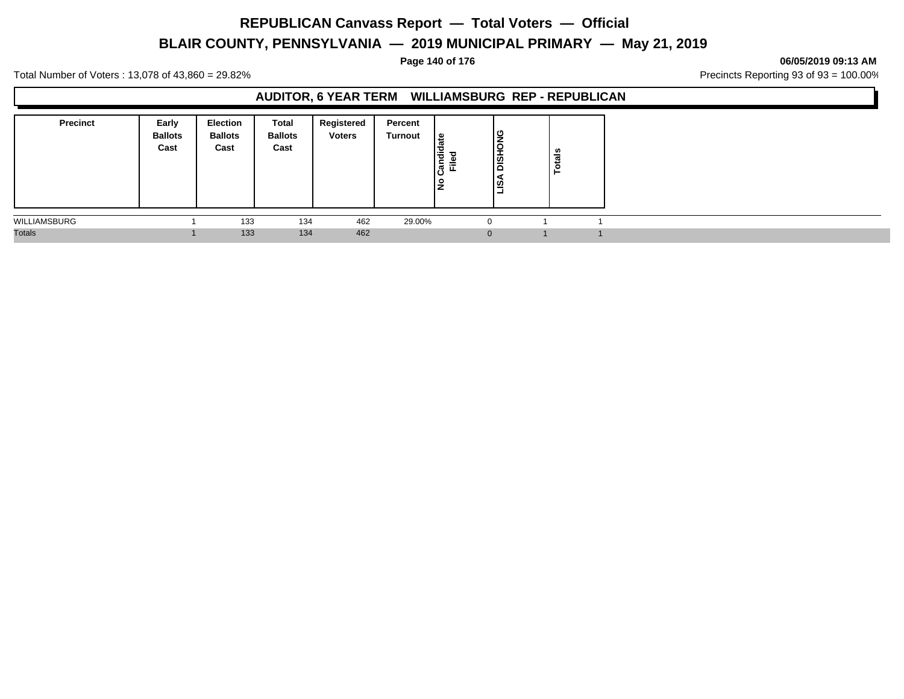# REPUBLICAN Canvass Report — Total Voters — Official

## BLAIR COUNTY, PENNSYLVANIA — 2019 MUNICIPAL PRIMARY — May 21, 2019

06/05/2019 09:13 AM

Total Number of Voters : 13,078 of 43,860 = 29.82%

Precincts Reporting 93 of 93 = 100.00%

### AUDITOR, 6 YEAR TERM WILLIAMSBURG REP - REPUBLICAN

| Precinct | Early Ballots Cast | Election Ballots Cast | Total Ballots Cast | Registered Voters | Percent Turnout | No Candidate Filed | LISA DISHONG | Totals |
|---|---|---|---|---|---|---|---|---|
| WILLIAMSBURG | 1 | 133 | 134 | 462 | 29.00% | 0 | 1 | 1 |
| Totals | 1 | 133 | 134 | 462 | | 0 | 1 | 1 |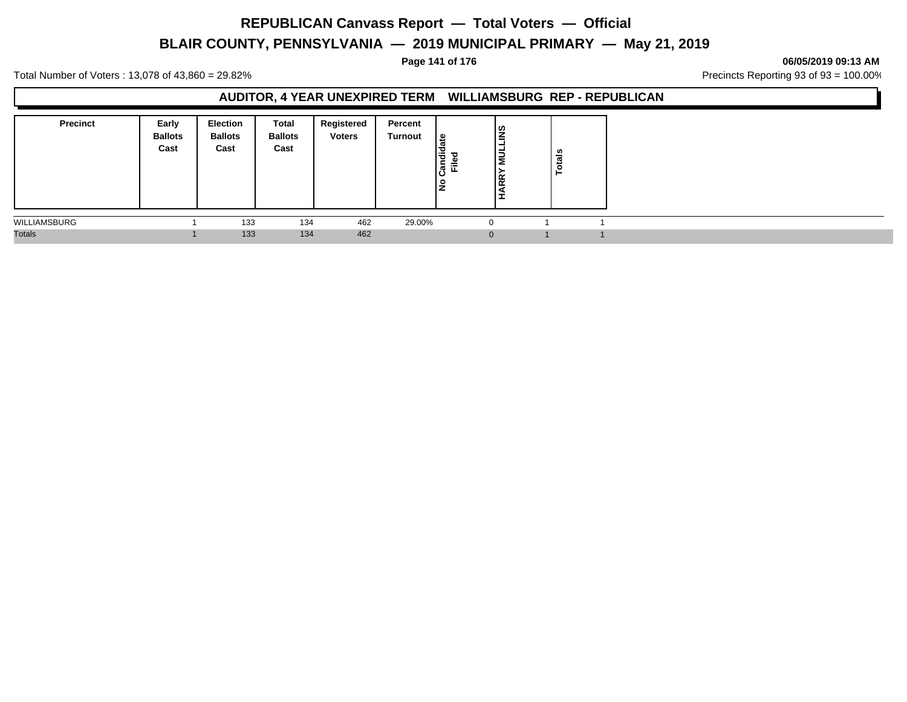# REPUBLICAN Canvass Report — Total Voters — Official

## BLAIR COUNTY, PENNSYLVANIA — 2019 MUNICIPAL PRIMARY — May 21, 2019

06/05/2019 09:13 AM

Total Number of Voters : 13,078 of 43,860 = 29.82%

Precincts Reporting 93 of 93 = 100.00%

### AUDITOR, 4 YEAR UNEXPIRED TERM WILLIAMSBURG REP - REPUBLICAN

| Precinct | Early Ballots Cast | Election Ballots Cast | Total Ballots Cast | Registered Voters | Percent Turnout | No Candidate Filed | HARRY MULLINS | Totals |
|---|---|---|---|---|---|---|---|---|
| WILLIAMSBURG | 1 | 133 | 134 | 462 | 29.00% | 0 | 1 | 1 |
| Totals | 1 | 133 | 134 | 462 | | 0 | 1 | 1 |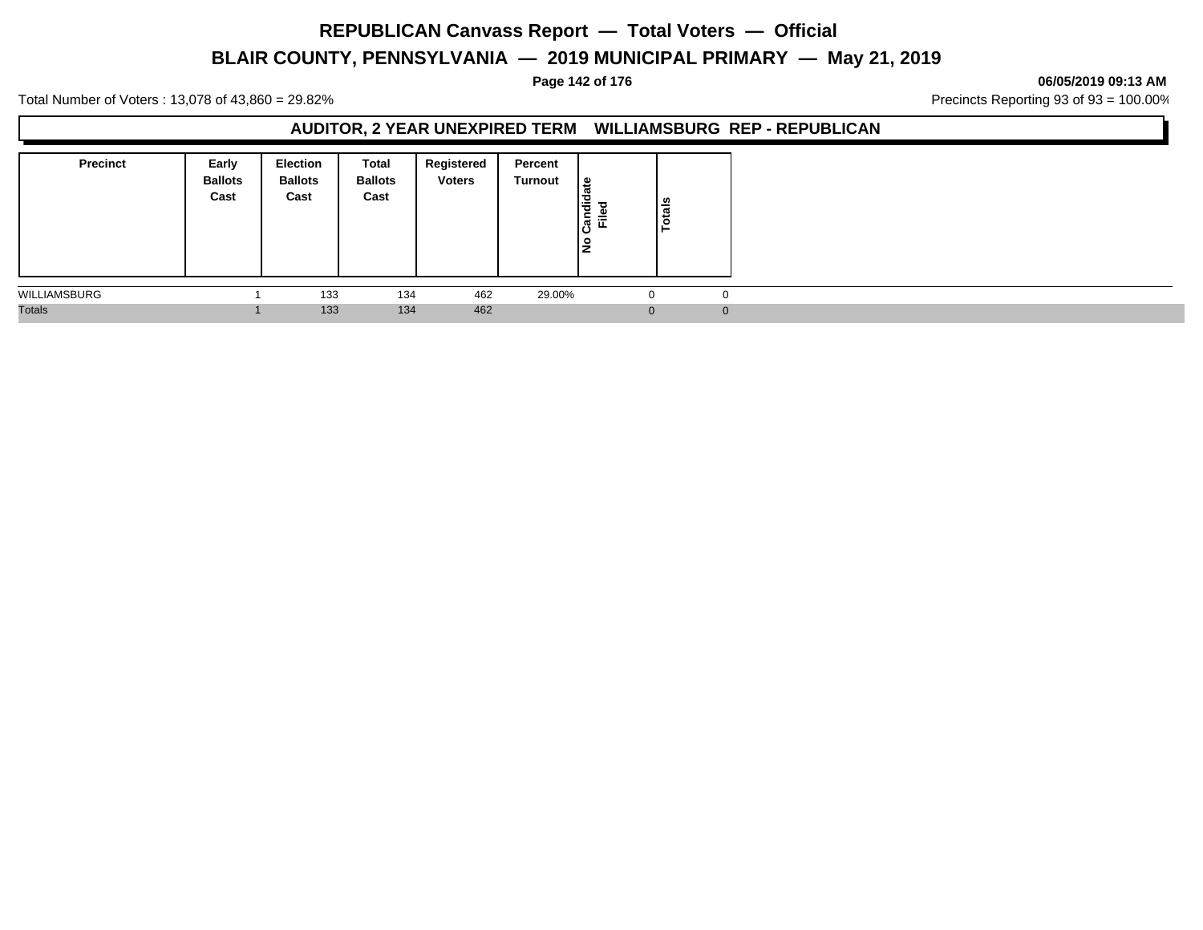# REPUBLICAN Canvass Report — Total Voters — Official

## BLAIR COUNTY, PENNSYLVANIA — 2019 MUNICIPAL PRIMARY — May 21, 2019

06/05/2019 09:13 AM

Total Number of Voters : 13,078 of 43,860 = 29.82%

Precincts Reporting 93 of 93 = 100.00%

### AUDITOR, 2 YEAR UNEXPIRED TERM WILLIAMSBURG REP - REPUBLICAN

| Precinct | Early Ballots Cast | Election Ballots Cast | Total Ballots Cast | Registered Voters | Percent Turnout | No Candidate Filed | Totals |
|---|---|---|---|---|---|---|---|
| WILLIAMSBURG | 1 | 133 | 134 | 462 | 29.00% | 0 | 0 |
| Totals | 1 | 133 | 134 | 462 | | 0 | 0 |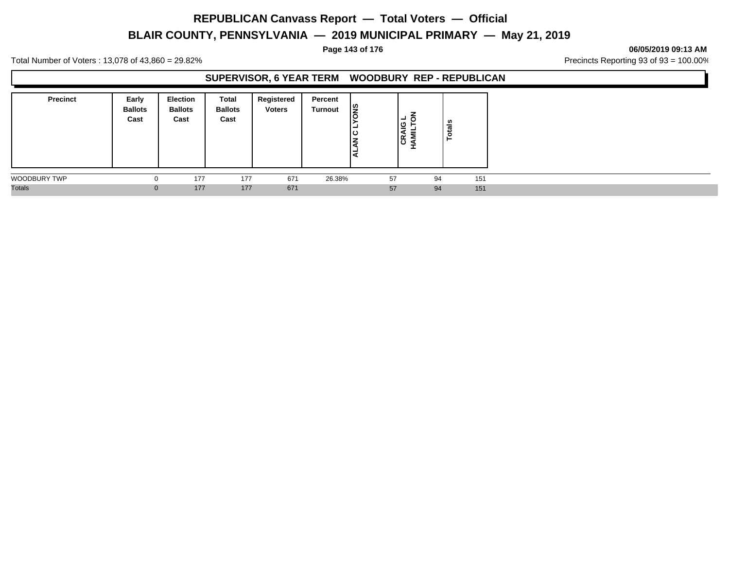# REPUBLICAN Canvass Report — Total Voters — Official

## BLAIR COUNTY, PENNSYLVANIA — 2019 MUNICIPAL PRIMARY — May 21, 2019

**06/05/2019 09:13 AM**

Total Number of Voters : 13,078 of 43,860 = 29.82%

Precincts Reporting 93 of 93 = 100.00%

### SUPERVISOR, 6 YEAR TERM WOODBURY REP - REPUBLICAN

| Precinct | Early Ballots Cast | Election Ballots Cast | Total Ballots Cast | Registered Voters | Percent Turnout | ALAN C LYONS | CRAIG L HAMILTON | Totals |
|---|---|---|---|---|---|---|---|---|
| WOODBURY TWP | 0 | 177 | 177 | 671 | 26.38% | 57 | 94 | 151 |
| Totals | 0 | 177 | 177 | 671 | | 57 | 94 | 151 |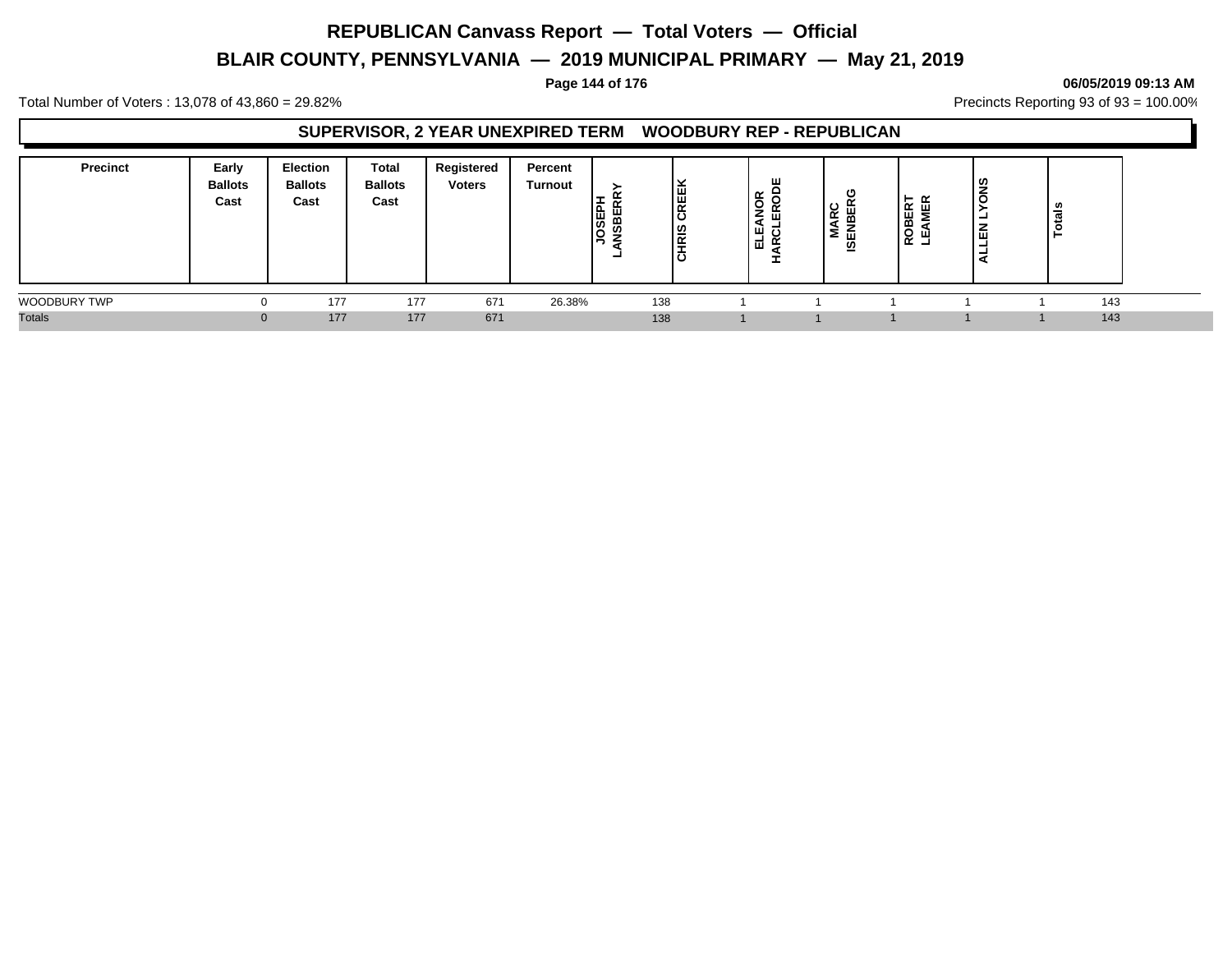# REPUBLICAN Canvass Report — Total Voters — Official

## BLAIR COUNTY, PENNSYLVANIA — 2019 MUNICIPAL PRIMARY — May 21, 2019

**06/05/2019 09:13 AM**

Total Number of Voters : 13,078 of 43,860 = 29.82%

Precincts Reporting 93 of 93 = 100.00%

### SUPERVISOR, 2 YEAR UNEXPIRED TERM WOODBURY REP - REPUBLICAN

| Precinct | Early Ballots Cast | Election Ballots Cast | Total Ballots Cast | Registered Voters | Percent Turnout | JOSEPH LANSBERRY | CHRIS CREEK | ELEANOR HARCLERODE | MARC ISENBERG | ROBERT LEAMER | ALLEN LYONS | Totals |
|---|---|---|---|---|---|---|---|---|---|---|---|---|
| WOODBURY TWP | 0 | 177 | 177 | 671 | 26.38% | 138 | 1 | 1 | 1 | 1 | 1 | 143 |
| Totals | 0 | 177 | 177 | 671 | | 138 | 1 | 1 | 1 | 1 | 1 | 143 |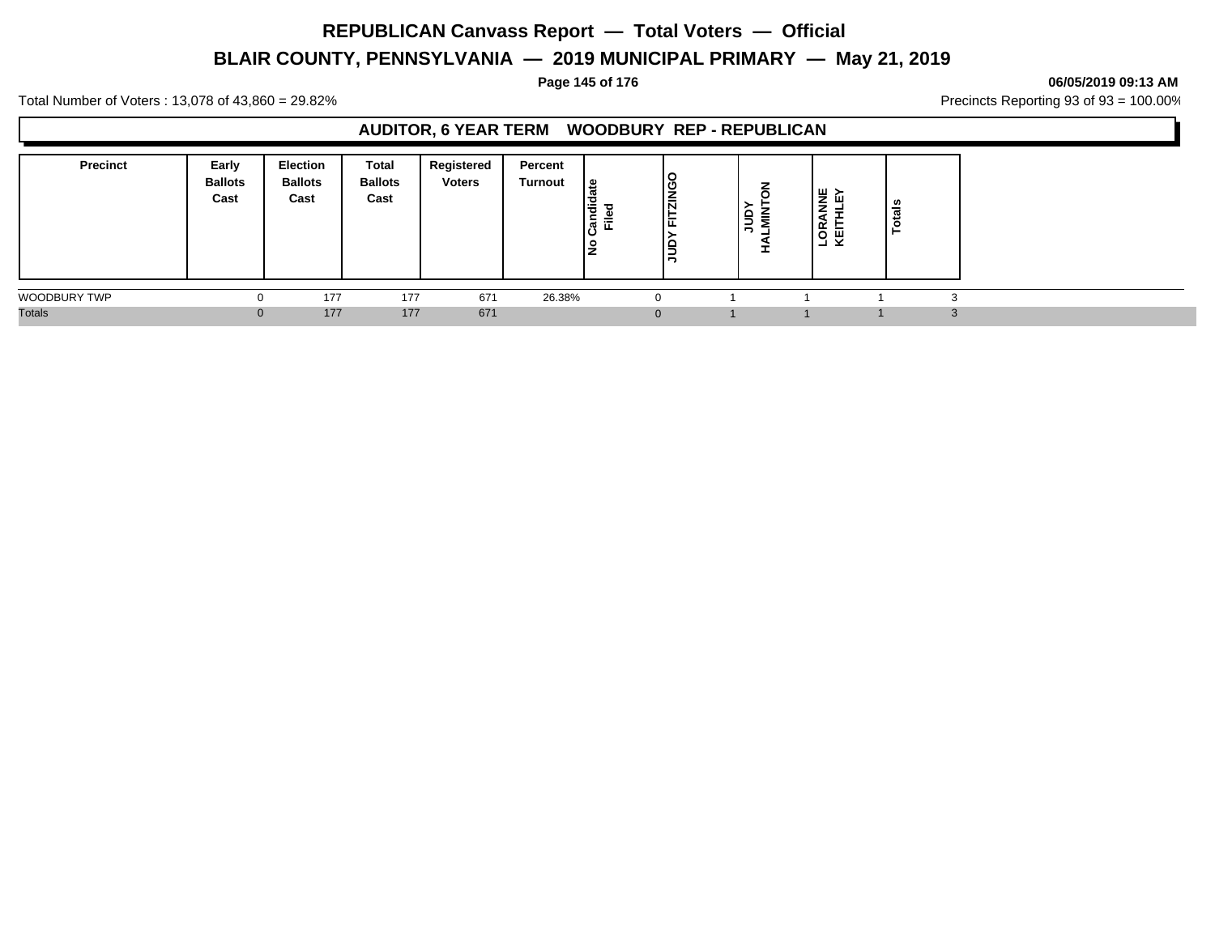# REPUBLICAN Canvass Report — Total Voters — Official

## BLAIR COUNTY, PENNSYLVANIA — 2019 MUNICIPAL PRIMARY — May 21, 2019

**06/05/2019 09:13 AM**

Total Number of Voters : 13,078 of 43,860 = 29.82%

Precincts Reporting 93 of 93 = 100.00%

### AUDITOR, 6 YEAR TERM WOODBURY REP - REPUBLICAN

| Precinct | Early Ballots Cast | Election Ballots Cast | Total Ballots Cast | Registered Voters | Percent Turnout | No Candidate Filed | JUDY FITZINGO | JUDY HALMINTON | LORANNE KEITHLEY | Totals |
|---|---|---|---|---|---|---|---|---|---|---|
| WOODBURY TWP | 0 | 177 | 177 | 671 | 26.38% | 0 | 1 | 1 | 1 | 3 |
| Totals | 0 | 177 | 177 | 671 | | 0 | 1 | 1 | 1 | 3 |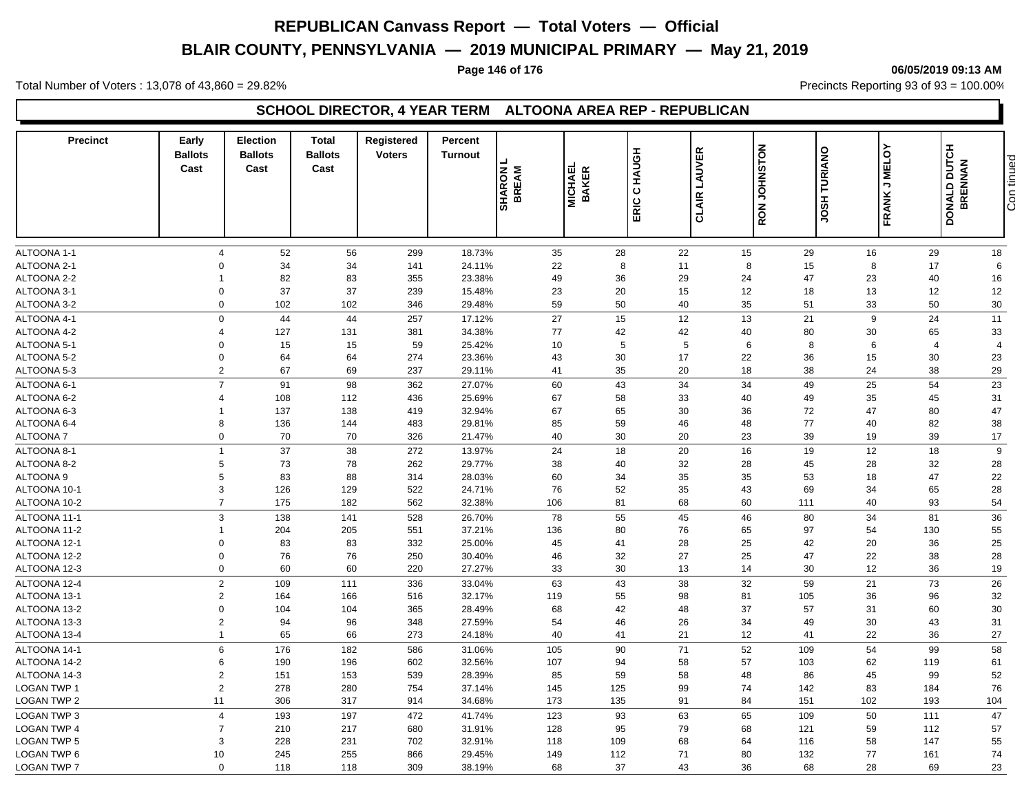# REPUBLICAN Canvass Report — Total Voters — Official

## BLAIR COUNTY, PENNSYLVANIA — 2019 MUNICIPAL PRIMARY — May 21, 2019

06/05/2019 09:13 AM

Total Number of Voters : 13,078 of 43,860 = 29.82%

Precincts Reporting 93 of 93 = 100.00%

### SCHOOL DIRECTOR, 4 YEAR TERM ALTOONA AREA REP - REPUBLICAN

| Precinct | Early Ballots Cast | Election Ballots Cast | Total Ballots Cast | Registered Voters | Percent Turnout | SHARON L BREAM | MICHAEL BAKER | ERIC C HAUGH | CLAIR LAUVER | RON JOHNSTON | JOSH TURIANO | FRANK J MELOY | DONALD DUTCH BRENNAN |
|---|---|---|---|---|---|---|---|---|---|---|---|---|---|
| ALTOONA 1-1 | 4 | 52 | 56 | 299 | 18.73% | 35 | 28 | 22 | 15 | 29 | 16 | 29 | 18 |
| ALTOONA 2-1 | 0 | 34 | 34 | 141 | 24.11% | 22 | 8 | 11 | 8 | 15 | 8 | 17 | 6 |
| ALTOONA 2-2 | 1 | 82 | 83 | 355 | 23.38% | 49 | 36 | 29 | 24 | 47 | 23 | 40 | 16 |
| ALTOONA 3-1 | 0 | 37 | 37 | 239 | 15.48% | 23 | 20 | 15 | 12 | 18 | 13 | 12 | 12 |
| ALTOONA 3-2 | 0 | 102 | 102 | 346 | 29.48% | 59 | 50 | 40 | 35 | 51 | 33 | 50 | 30 |
| ALTOONA 4-1 | 0 | 44 | 44 | 257 | 17.12% | 27 | 15 | 12 | 13 | 21 | 9 | 24 | 11 |
| ALTOONA 4-2 | 4 | 127 | 131 | 381 | 34.38% | 77 | 42 | 42 | 40 | 80 | 30 | 65 | 33 |
| ALTOONA 5-1 | 0 | 15 | 15 | 59 | 25.42% | 10 | 5 | 5 | 6 | 8 | 6 | 4 | 4 |
| ALTOONA 5-2 | 0 | 64 | 64 | 274 | 23.36% | 43 | 30 | 17 | 22 | 36 | 15 | 30 | 23 |
| ALTOONA 5-3 | 2 | 67 | 69 | 237 | 29.11% | 41 | 35 | 20 | 18 | 38 | 24 | 38 | 29 |
| ALTOONA 6-1 | 7 | 91 | 98 | 362 | 27.07% | 60 | 43 | 34 | 34 | 49 | 25 | 54 | 23 |
| ALTOONA 6-2 | 4 | 108 | 112 | 436 | 25.69% | 67 | 58 | 33 | 40 | 49 | 35 | 45 | 31 |
| ALTOONA 6-3 | 1 | 137 | 138 | 419 | 32.94% | 67 | 65 | 30 | 36 | 72 | 47 | 80 | 47 |
| ALTOONA 6-4 | 8 | 136 | 144 | 483 | 29.81% | 85 | 59 | 46 | 48 | 77 | 40 | 82 | 38 |
| ALTOONA 7 | 0 | 70 | 70 | 326 | 21.47% | 40 | 30 | 20 | 23 | 39 | 19 | 39 | 17 |
| ALTOONA 8-1 | 1 | 37 | 38 | 272 | 13.97% | 24 | 18 | 20 | 16 | 19 | 12 | 18 | 9 |
| ALTOONA 8-2 | 5 | 73 | 78 | 262 | 29.77% | 38 | 40 | 32 | 28 | 45 | 28 | 32 | 28 |
| ALTOONA 9 | 5 | 83 | 88 | 314 | 28.03% | 60 | 34 | 35 | 35 | 53 | 18 | 47 | 22 |
| ALTOONA 10-1 | 3 | 126 | 129 | 522 | 24.71% | 76 | 52 | 35 | 43 | 69 | 34 | 65 | 28 |
| ALTOONA 10-2 | 7 | 175 | 182 | 562 | 32.38% | 106 | 81 | 68 | 60 | 111 | 40 | 93 | 54 |
| ALTOONA 11-1 | 3 | 138 | 141 | 528 | 26.70% | 78 | 55 | 45 | 46 | 80 | 34 | 81 | 36 |
| ALTOONA 11-2 | 1 | 204 | 205 | 551 | 37.21% | 136 | 80 | 76 | 65 | 97 | 54 | 130 | 55 |
| ALTOONA 12-1 | 0 | 83 | 83 | 332 | 25.00% | 45 | 41 | 28 | 25 | 42 | 20 | 36 | 25 |
| ALTOONA 12-2 | 0 | 76 | 76 | 250 | 30.40% | 46 | 32 | 27 | 25 | 47 | 22 | 38 | 28 |
| ALTOONA 12-3 | 0 | 60 | 60 | 220 | 27.27% | 33 | 30 | 13 | 14 | 30 | 12 | 36 | 19 |
| ALTOONA 12-4 | 2 | 109 | 111 | 336 | 33.04% | 63 | 43 | 38 | 32 | 59 | 21 | 73 | 26 |
| ALTOONA 13-1 | 2 | 164 | 166 | 516 | 32.17% | 119 | 55 | 98 | 81 | 105 | 36 | 96 | 32 |
| ALTOONA 13-2 | 0 | 104 | 104 | 365 | 28.49% | 68 | 42 | 48 | 37 | 57 | 31 | 60 | 30 |
| ALTOONA 13-3 | 2 | 94 | 96 | 348 | 27.59% | 54 | 46 | 26 | 34 | 49 | 30 | 43 | 31 |
| ALTOONA 13-4 | 1 | 65 | 66 | 273 | 24.18% | 40 | 41 | 21 | 12 | 41 | 22 | 36 | 27 |
| ALTOONA 14-1 | 6 | 176 | 182 | 586 | 31.06% | 105 | 90 | 71 | 52 | 109 | 54 | 99 | 58 |
| ALTOONA 14-2 | 6 | 190 | 196 | 602 | 32.56% | 107 | 94 | 58 | 57 | 103 | 62 | 119 | 61 |
| ALTOONA 14-3 | 2 | 151 | 153 | 539 | 28.39% | 85 | 59 | 58 | 48 | 86 | 45 | 99 | 52 |
| LOGAN TWP 1 | 2 | 278 | 280 | 754 | 37.14% | 145 | 125 | 99 | 74 | 142 | 83 | 184 | 76 |
| LOGAN TWP 2 | 11 | 306 | 317 | 914 | 34.68% | 173 | 135 | 91 | 84 | 151 | 102 | 193 | 104 |
| LOGAN TWP 3 | 4 | 193 | 197 | 472 | 41.74% | 123 | 93 | 63 | 65 | 109 | 50 | 111 | 47 |
| LOGAN TWP 4 | 7 | 210 | 217 | 680 | 31.91% | 128 | 95 | 79 | 68 | 121 | 59 | 112 | 57 |
| LOGAN TWP 5 | 3 | 228 | 231 | 702 | 32.91% | 118 | 109 | 68 | 64 | 116 | 58 | 147 | 55 |
| LOGAN TWP 6 | 10 | 245 | 255 | 866 | 29.45% | 149 | 112 | 71 | 80 | 132 | 77 | 161 | 74 |
| LOGAN TWP 7 | 0 | 118 | 118 | 309 | 38.19% | 68 | 37 | 43 | 36 | 68 | 28 | 69 | 23 |

Continued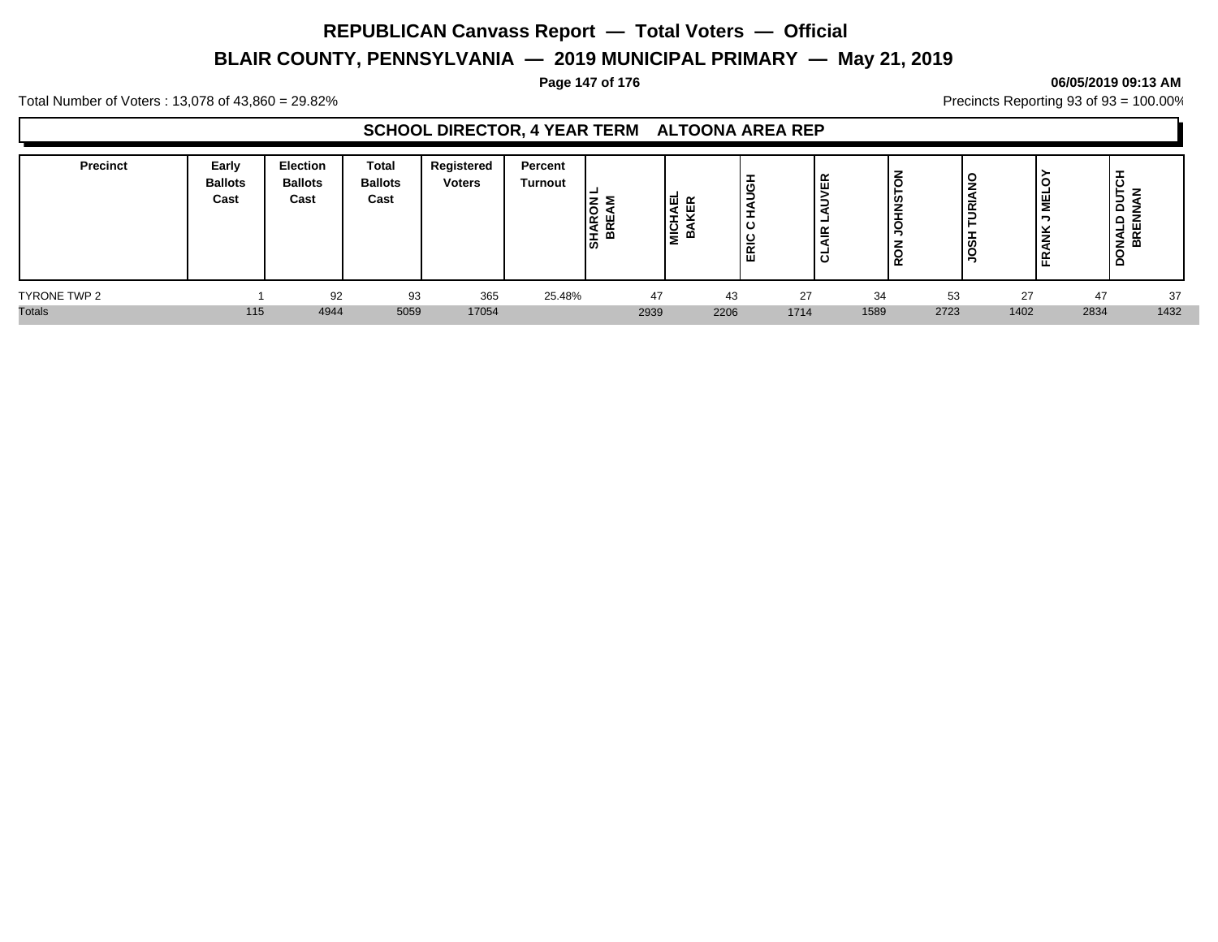# REPUBLICAN Canvass Report — Total Voters — Official

## BLAIR COUNTY, PENNSYLVANIA — 2019 MUNICIPAL PRIMARY — May 21, 2019

06/05/2019 09:13 AM

Total Number of Voters : 13,078 of 43,860 = 29.82%

Precincts Reporting 93 of 93 = 100.00%

### SCHOOL DIRECTOR, 4 YEAR TERM ALTOONA AREA REP

| Precinct | Early Ballots Cast | Election Ballots Cast | Total Ballots Cast | Registered Voters | Percent Turnout | SHARON L BREAM | MICHAEL BAKER | ERIC C HAUGH | CLAIR LAUVER | RON JOHNSTON | JOSH TURIANO | FRANK J MELOY | DONALD DUTCH BRENNAN |
|---|---|---|---|---|---|---|---|---|---|---|---|---|---|
| TYRONE TWP 2 | 1 | 92 | 93 | 365 | 25.48% | 47 | 43 | 27 | 34 | 53 | 27 | 47 | 37 |
| Totals | 115 | 4944 | 5059 | 17054 | | 2939 | 2206 | 1714 | 1589 | 2723 | 1402 | 2834 | 1432 |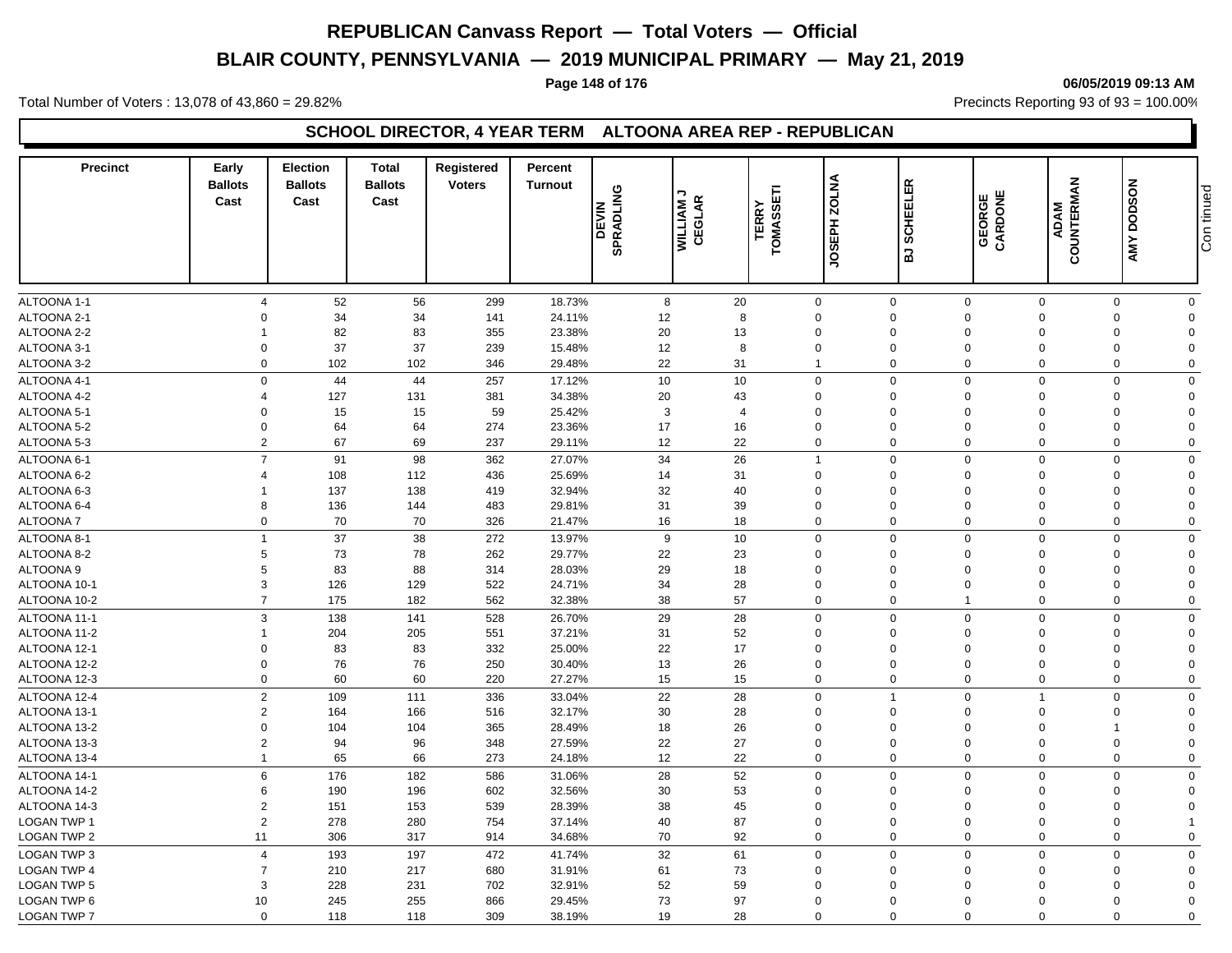# REPUBLICAN Canvass Report — Total Voters — Official

## BLAIR COUNTY, PENNSYLVANIA — 2019 MUNICIPAL PRIMARY — May 21, 2019

06/05/2019 09:13 AM

Total Number of Voters : 13,078 of 43,860 = 29.82%

Precincts Reporting 93 of 93 = 100.00%

### SCHOOL DIRECTOR, 4 YEAR TERM ALTOONA AREA REP - REPUBLICAN

| Precinct | Early Ballots Cast | Election Ballots Cast | Total Ballots Cast | Registered Voters | Percent Turnout | DEVIN SPRADLING | WILLIAM J CEGLAR | TERRY TOMASSETI | JOSEPH ZOLNA | BJ SCHEELER | GEORGE CARDONE | ADAM COUNTERMAN | AMY DODSON | Continued |
|---|---|---|---|---|---|---|---|---|---|---|---|---|---|---|
| ALTOONA 1-1 | 4 | 52 | 56 | 299 | 18.73% | 8 | 20 | 0 | 0 | 0 | 0 | 0 | 0 | |
| ALTOONA 2-1 | 0 | 34 | 34 | 141 | 24.11% | 12 | 8 | 0 | 0 | 0 | 0 | 0 | 0 | |
| ALTOONA 2-2 | 1 | 82 | 83 | 355 | 23.38% | 20 | 13 | 0 | 0 | 0 | 0 | 0 | 0 | |
| ALTOONA 3-1 | 0 | 37 | 37 | 239 | 15.48% | 12 | 8 | 0 | 0 | 0 | 0 | 0 | 0 | |
| ALTOONA 3-2 | 0 | 102 | 102 | 346 | 29.48% | 22 | 31 | 1 | 0 | 0 | 0 | 0 | 0 | |
| ALTOONA 4-1 | 0 | 44 | 44 | 257 | 17.12% | 10 | 10 | 0 | 0 | 0 | 0 | 0 | 0 | |
| ALTOONA 4-2 | 4 | 127 | 131 | 381 | 34.38% | 20 | 43 | 0 | 0 | 0 | 0 | 0 | 0 | |
| ALTOONA 5-1 | 0 | 15 | 15 | 59 | 25.42% | 3 | 4 | 0 | 0 | 0 | 0 | 0 | 0 | |
| ALTOONA 5-2 | 0 | 64 | 64 | 274 | 23.36% | 17 | 16 | 0 | 0 | 0 | 0 | 0 | 0 | |
| ALTOONA 5-3 | 2 | 67 | 69 | 237 | 29.11% | 12 | 22 | 0 | 0 | 0 | 0 | 0 | 0 | |
| ALTOONA 6-1 | 7 | 91 | 98 | 362 | 27.07% | 34 | 26 | 1 | 0 | 0 | 0 | 0 | 0 | |
| ALTOONA 6-2 | 4 | 108 | 112 | 436 | 25.69% | 14 | 31 | 0 | 0 | 0 | 0 | 0 | 0 | |
| ALTOONA 6-3 | 1 | 137 | 138 | 419 | 32.94% | 32 | 40 | 0 | 0 | 0 | 0 | 0 | 0 | |
| ALTOONA 6-4 | 8 | 136 | 144 | 483 | 29.81% | 31 | 39 | 0 | 0 | 0 | 0 | 0 | 0 | |
| ALTOONA 7 | 0 | 70 | 70 | 326 | 21.47% | 16 | 18 | 0 | 0 | 0 | 0 | 0 | 0 | |
| ALTOONA 8-1 | 1 | 37 | 38 | 272 | 13.97% | 9 | 10 | 0 | 0 | 0 | 0 | 0 | 0 | |
| ALTOONA 8-2 | 5 | 73 | 78 | 262 | 29.77% | 22 | 23 | 0 | 0 | 0 | 0 | 0 | 0 | |
| ALTOONA 9 | 5 | 83 | 88 | 314 | 28.03% | 29 | 18 | 0 | 0 | 0 | 0 | 0 | 0 | |
| ALTOONA 10-1 | 3 | 126 | 129 | 522 | 24.71% | 34 | 28 | 0 | 0 | 0 | 0 | 0 | 0 | |
| ALTOONA 10-2 | 7 | 175 | 182 | 562 | 32.38% | 38 | 57 | 0 | 0 | 1 | 0 | 0 | 0 | |
| ALTOONA 11-1 | 3 | 138 | 141 | 528 | 26.70% | 29 | 28 | 0 | 0 | 0 | 0 | 0 | 0 | |
| ALTOONA 11-2 | 1 | 204 | 205 | 551 | 37.21% | 31 | 52 | 0 | 0 | 0 | 0 | 0 | 0 | |
| ALTOONA 12-1 | 0 | 83 | 83 | 332 | 25.00% | 22 | 17 | 0 | 0 | 0 | 0 | 0 | 0 | |
| ALTOONA 12-2 | 0 | 76 | 76 | 250 | 30.40% | 13 | 26 | 0 | 0 | 0 | 0 | 0 | 0 | |
| ALTOONA 12-3 | 0 | 60 | 60 | 220 | 27.27% | 15 | 15 | 0 | 0 | 0 | 0 | 0 | 0 | |
| ALTOONA 12-4 | 2 | 109 | 111 | 336 | 33.04% | 22 | 28 | 0 | 1 | 0 | 1 | 0 | 0 | |
| ALTOONA 13-1 | 2 | 164 | 166 | 516 | 32.17% | 30 | 28 | 0 | 0 | 0 | 0 | 0 | 0 | |
| ALTOONA 13-2 | 0 | 104 | 104 | 365 | 28.49% | 18 | 26 | 0 | 0 | 0 | 0 | 1 | 0 | |
| ALTOONA 13-3 | 2 | 94 | 96 | 348 | 27.59% | 22 | 27 | 0 | 0 | 0 | 0 | 0 | 0 | |
| ALTOONA 13-4 | 1 | 65 | 66 | 273 | 24.18% | 12 | 22 | 0 | 0 | 0 | 0 | 0 | 0 | |
| ALTOONA 14-1 | 6 | 176 | 182 | 586 | 31.06% | 28 | 52 | 0 | 0 | 0 | 0 | 0 | 0 | |
| ALTOONA 14-2 | 6 | 190 | 196 | 602 | 32.56% | 30 | 53 | 0 | 0 | 0 | 0 | 0 | 0 | |
| ALTOONA 14-3 | 2 | 151 | 153 | 539 | 28.39% | 38 | 45 | 0 | 0 | 0 | 0 | 0 | 0 | |
| LOGAN TWP 1 | 2 | 278 | 280 | 754 | 37.14% | 40 | 87 | 0 | 0 | 0 | 0 | 0 | 1 | |
| LOGAN TWP 2 | 11 | 306 | 317 | 914 | 34.68% | 70 | 92 | 0 | 0 | 0 | 0 | 0 | 0 | |
| LOGAN TWP 3 | 4 | 193 | 197 | 472 | 41.74% | 32 | 61 | 0 | 0 | 0 | 0 | 0 | 0 | |
| LOGAN TWP 4 | 7 | 210 | 217 | 680 | 31.91% | 61 | 73 | 0 | 0 | 0 | 0 | 0 | 0 | |
| LOGAN TWP 5 | 3 | 228 | 231 | 702 | 32.91% | 52 | 59 | 0 | 0 | 0 | 0 | 0 | 0 | |
| LOGAN TWP 6 | 10 | 245 | 255 | 866 | 29.45% | 73 | 97 | 0 | 0 | 0 | 0 | 0 | 0 | |
| LOGAN TWP 7 | 0 | 118 | 118 | 309 | 38.19% | 19 | 28 | 0 | 0 | 0 | 0 | 0 | 0 | |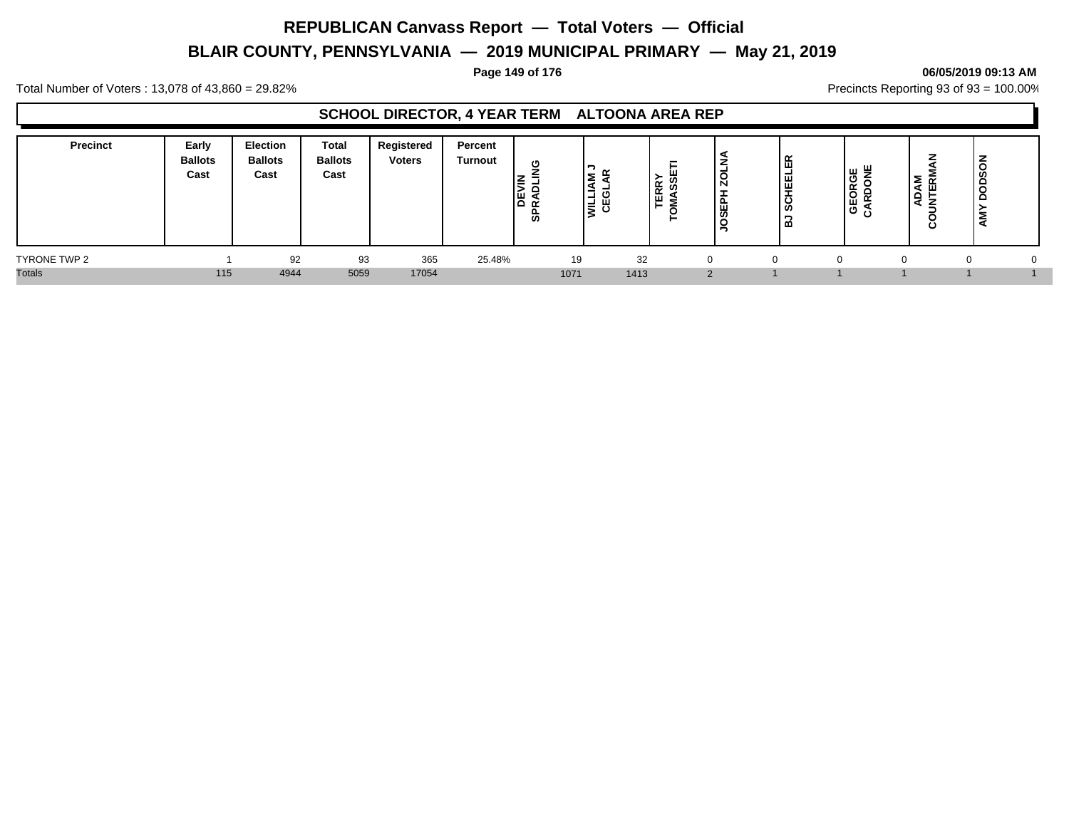# REPUBLICAN Canvass Report — Total Voters — Official

## BLAIR COUNTY, PENNSYLVANIA — 2019 MUNICIPAL PRIMARY — May 21, 2019

06/05/2019 09:13 AM

Total Number of Voters : 13,078 of 43,860 = 29.82%

Precincts Reporting 93 of 93 = 100.00%

### SCHOOL DIRECTOR, 4 YEAR TERM ALTOONA AREA REP

| Precinct | Early Ballots Cast | Election Ballots Cast | Total Ballots Cast | Registered Voters | Percent Turnout | DEVIN SPRADLING | WILLIAM J CEGLAR | TERRY TOMASSETI | JOSEPH ZOLNA | BJ SCHEELER | GEORGE CARDONE | ADAM COUNTERMAN | AMY DODSON |
|---|---|---|---|---|---|---|---|---|---|---|---|---|---|
| TYRONE TWP 2 | 1 | 92 | 93 | 365 | 25.48% | 19 | 32 | 0 | 0 | 0 | 0 | 0 | 0 |
| Totals | 115 | 4944 | 5059 | 17054 | | 1071 | 1413 | 2 | 1 | 1 | 1 | 1 | 1 |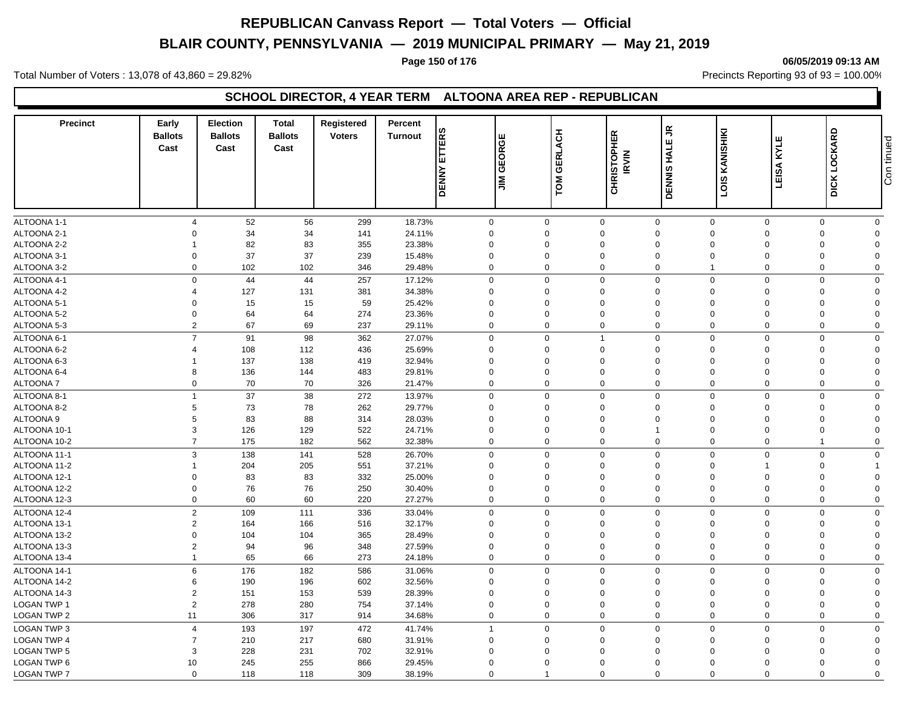# REPUBLICAN Canvass Report — Total Voters — Official

## BLAIR COUNTY, PENNSYLVANIA — 2019 MUNICIPAL PRIMARY — May 21, 2019

06/05/2019 09:13 AM

Total Number of Voters : 13,078 of 43,860 = 29.82%

Precincts Reporting 93 of 93 = 100.00%

### SCHOOL DIRECTOR, 4 YEAR TERM ALTOONA AREA REP - REPUBLICAN

| Precinct | Early Ballots Cast | Election Ballots Cast | Total Ballots Cast | Registered Voters | Percent Turnout | DENNY ETTERS | JIM GEORGE | TOM GERLACH | CHRISTOPHER IRVIN | DENNIS HALE JR | LOIS KANISHIKI | LEISA KYLE | DICK LOCKARD |
|---|---|---|---|---|---|---|---|---|---|---|---|---|---|
| ALTOONA 1-1 | 4 | 52 | 56 | 299 | 18.73% | 0 | 0 | 0 | 0 | 0 | 0 | 0 | 0 |
| ALTOONA 2-1 | 0 | 34 | 34 | 141 | 24.11% | 0 | 0 | 0 | 0 | 0 | 0 | 0 | 0 |
| ALTOONA 2-2 | 1 | 82 | 83 | 355 | 23.38% | 0 | 0 | 0 | 0 | 0 | 0 | 0 | 0 |
| ALTOONA 3-1 | 0 | 37 | 37 | 239 | 15.48% | 0 | 0 | 0 | 0 | 0 | 0 | 0 | 0 |
| ALTOONA 3-2 | 0 | 102 | 102 | 346 | 29.48% | 0 | 0 | 0 | 0 | 1 | 0 | 0 | 0 |
| ALTOONA 4-1 | 0 | 44 | 44 | 257 | 17.12% | 0 | 0 | 0 | 0 | 0 | 0 | 0 | 0 |
| ALTOONA 4-2 | 4 | 127 | 131 | 381 | 34.38% | 0 | 0 | 0 | 0 | 0 | 0 | 0 | 0 |
| ALTOONA 5-1 | 0 | 15 | 15 | 59 | 25.42% | 0 | 0 | 0 | 0 | 0 | 0 | 0 | 0 |
| ALTOONA 5-2 | 0 | 64 | 64 | 274 | 23.36% | 0 | 0 | 0 | 0 | 0 | 0 | 0 | 0 |
| ALTOONA 5-3 | 2 | 67 | 69 | 237 | 29.11% | 0 | 0 | 0 | 0 | 0 | 0 | 0 | 0 |
| ALTOONA 6-1 | 7 | 91 | 98 | 362 | 27.07% | 0 | 0 | 1 | 0 | 0 | 0 | 0 | 0 |
| ALTOONA 6-2 | 4 | 108 | 112 | 436 | 25.69% | 0 | 0 | 0 | 0 | 0 | 0 | 0 | 0 |
| ALTOONA 6-3 | 1 | 137 | 138 | 419 | 32.94% | 0 | 0 | 0 | 0 | 0 | 0 | 0 | 0 |
| ALTOONA 6-4 | 8 | 136 | 144 | 483 | 29.81% | 0 | 0 | 0 | 0 | 0 | 0 | 0 | 0 |
| ALTOONA 7 | 0 | 70 | 70 | 326 | 21.47% | 0 | 0 | 0 | 0 | 0 | 0 | 0 | 0 |
| ALTOONA 8-1 | 1 | 37 | 38 | 272 | 13.97% | 0 | 0 | 0 | 0 | 0 | 0 | 0 | 0 |
| ALTOONA 8-2 | 5 | 73 | 78 | 262 | 29.77% | 0 | 0 | 0 | 0 | 0 | 0 | 0 | 0 |
| ALTOONA 9 | 5 | 83 | 88 | 314 | 28.03% | 0 | 0 | 0 | 0 | 0 | 0 | 0 | 0 |
| ALTOONA 10-1 | 3 | 126 | 129 | 522 | 24.71% | 0 | 0 | 0 | 1 | 0 | 0 | 0 | 0 |
| ALTOONA 10-2 | 7 | 175 | 182 | 562 | 32.38% | 0 | 0 | 0 | 0 | 0 | 0 | 1 | 0 |
| ALTOONA 11-1 | 3 | 138 | 141 | 528 | 26.70% | 0 | 0 | 0 | 0 | 0 | 0 | 0 | 0 |
| ALTOONA 11-2 | 1 | 204 | 205 | 551 | 37.21% | 0 | 0 | 0 | 0 | 0 | 1 | 0 | 1 |
| ALTOONA 12-1 | 0 | 83 | 83 | 332 | 25.00% | 0 | 0 | 0 | 0 | 0 | 0 | 0 | 0 |
| ALTOONA 12-2 | 0 | 76 | 76 | 250 | 30.40% | 0 | 0 | 0 | 0 | 0 | 0 | 0 | 0 |
| ALTOONA 12-3 | 0 | 60 | 60 | 220 | 27.27% | 0 | 0 | 0 | 0 | 0 | 0 | 0 | 0 |
| ALTOONA 12-4 | 2 | 109 | 111 | 336 | 33.04% | 0 | 0 | 0 | 0 | 0 | 0 | 0 | 0 |
| ALTOONA 13-1 | 2 | 164 | 166 | 516 | 32.17% | 0 | 0 | 0 | 0 | 0 | 0 | 0 | 0 |
| ALTOONA 13-2 | 0 | 104 | 104 | 365 | 28.49% | 0 | 0 | 0 | 0 | 0 | 0 | 0 | 0 |
| ALTOONA 13-3 | 2 | 94 | 96 | 348 | 27.59% | 0 | 0 | 0 | 0 | 0 | 0 | 0 | 0 |
| ALTOONA 13-4 | 1 | 65 | 66 | 273 | 24.18% | 0 | 0 | 0 | 0 | 0 | 0 | 0 | 0 |
| ALTOONA 14-1 | 6 | 176 | 182 | 586 | 31.06% | 0 | 0 | 0 | 0 | 0 | 0 | 0 | 0 |
| ALTOONA 14-2 | 6 | 190 | 196 | 602 | 32.56% | 0 | 0 | 0 | 0 | 0 | 0 | 0 | 0 |
| ALTOONA 14-3 | 2 | 151 | 153 | 539 | 28.39% | 0 | 0 | 0 | 0 | 0 | 0 | 0 | 0 |
| LOGAN TWP 1 | 2 | 278 | 280 | 754 | 37.14% | 0 | 0 | 0 | 0 | 0 | 0 | 0 | 0 |
| LOGAN TWP 2 | 11 | 306 | 317 | 914 | 34.68% | 0 | 0 | 0 | 0 | 0 | 0 | 0 | 0 |
| LOGAN TWP 3 | 4 | 193 | 197 | 472 | 41.74% | 1 | 0 | 0 | 0 | 0 | 0 | 0 | 0 |
| LOGAN TWP 4 | 7 | 210 | 217 | 680 | 31.91% | 0 | 0 | 0 | 0 | 0 | 0 | 0 | 0 |
| LOGAN TWP 5 | 3 | 228 | 231 | 702 | 32.91% | 0 | 0 | 0 | 0 | 0 | 0 | 0 | 0 |
| LOGAN TWP 6 | 10 | 245 | 255 | 866 | 29.45% | 0 | 0 | 0 | 0 | 0 | 0 | 0 | 0 |
| LOGAN TWP 7 | 0 | 118 | 118 | 309 | 38.19% | 0 | 1 | 0 | 0 | 0 | 0 | 0 | 0 |

Continued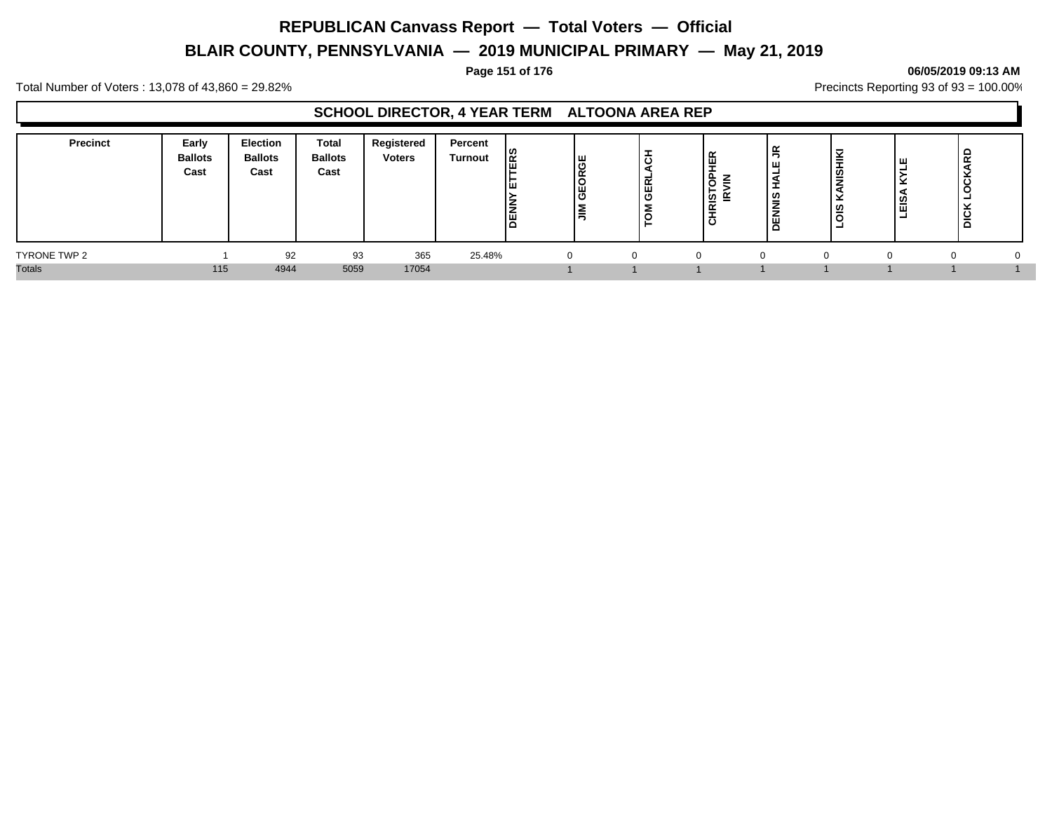# REPUBLICAN Canvass Report — Total Voters — Official

## BLAIR COUNTY, PENNSYLVANIA — 2019 MUNICIPAL PRIMARY — May 21, 2019

**06/05/2019 09:13 AM**

Total Number of Voters : 13,078 of 43,860 = 29.82%

Precincts Reporting 93 of 93 = 100.00%

### SCHOOL DIRECTOR, 4 YEAR TERM ALTOONA AREA REP

| Precinct | Early Ballots Cast | Election Ballots Cast | Total Ballots Cast | Registered Voters | Percent Turnout | DENNY ETTERS | JIM GEORGE | TOM GERLACH | CHRISTOPHER IRVIN | DENNIS HALE JR | LOIS KANISHIKI | LEISA KYLE | DICK LOCKARD |
|---|---|---|---|---|---|---|---|---|---|---|---|---|---|
| TYRONE TWP 2 | 1 | 92 | 93 | 365 | 25.48% | 0 | 0 | 0 | 0 | 0 | 0 | 0 | 0 |
| Totals | 115 | 4944 | 5059 | 17054 | | 1 | 1 | 1 | 1 | 1 | 1 | 1 | 1 |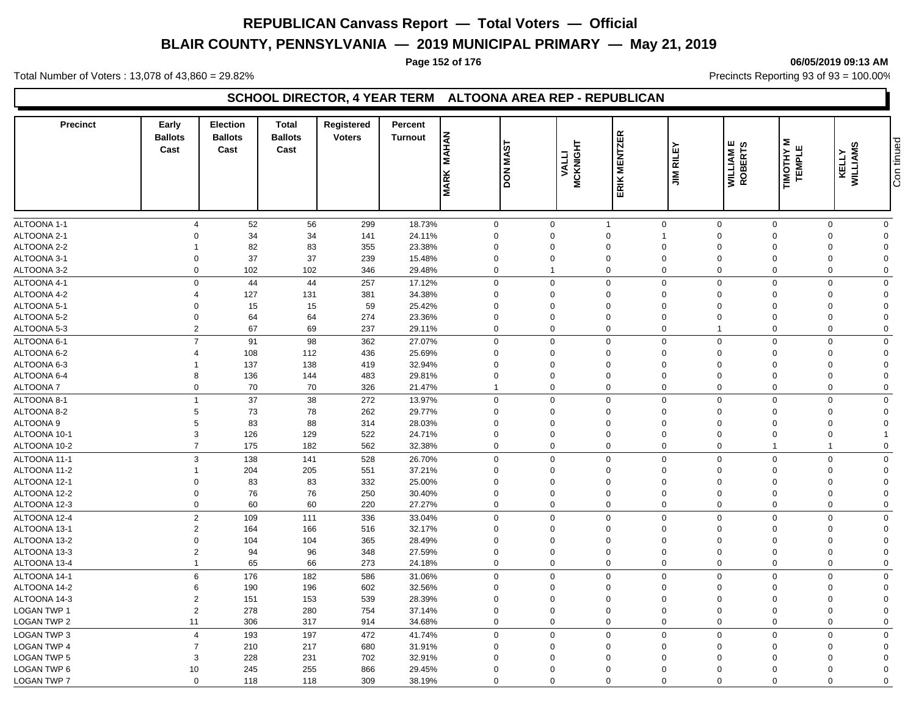# REPUBLICAN Canvass Report — Total Voters — Official

## BLAIR COUNTY, PENNSYLVANIA — 2019 MUNICIPAL PRIMARY — May 21, 2019

Total Number of Voters : 13,078 of 43,860 = 29.82%

Precincts Reporting 93 of 93 = 100.00%

### SCHOOL DIRECTOR, 4 YEAR TERM ALTOONA AREA REP - REPUBLICAN

| Precinct | Early Ballots Cast | Election Ballots Cast | Total Ballots Cast | Registered Voters | Percent Turnout | MARK MAHAN | DON MAST | VALLI MCKNIGHT | ERIK MENTZER | JIM RILEY | WILLIAM E ROBERTS | TIMOTHY M TEMPLE | KELLY WILLIAMS |
|---|---|---|---|---|---|---|---|---|---|---|---|---|---|
| ALTOONA 1-1 | 4 | 52 | 56 | 299 | 18.73% | 0 | 0 | 1 | 0 | 0 | 0 | 0 | 0 |
| ALTOONA 2-1 | 0 | 34 | 34 | 141 | 24.11% | 0 | 0 | 0 | 1 | 0 | 0 | 0 | 0 |
| ALTOONA 2-2 | 1 | 82 | 83 | 355 | 23.38% | 0 | 0 | 0 | 0 | 0 | 0 | 0 | 0 |
| ALTOONA 3-1 | 0 | 37 | 37 | 239 | 15.48% | 0 | 0 | 0 | 0 | 0 | 0 | 0 | 0 |
| ALTOONA 3-2 | 0 | 102 | 102 | 346 | 29.48% | 0 | 1 | 0 | 0 | 0 | 0 | 0 | 0 |
| ALTOONA 4-1 | 0 | 44 | 44 | 257 | 17.12% | 0 | 0 | 0 | 0 | 0 | 0 | 0 | 0 |
| ALTOONA 4-2 | 4 | 127 | 131 | 381 | 34.38% | 0 | 0 | 0 | 0 | 0 | 0 | 0 | 0 |
| ALTOONA 5-1 | 0 | 15 | 15 | 59 | 25.42% | 0 | 0 | 0 | 0 | 0 | 0 | 0 | 0 |
| ALTOONA 5-2 | 0 | 64 | 64 | 274 | 23.36% | 0 | 0 | 0 | 0 | 0 | 0 | 0 | 0 |
| ALTOONA 5-3 | 2 | 67 | 69 | 237 | 29.11% | 0 | 0 | 0 | 0 | 1 | 0 | 0 | 0 |
| ALTOONA 6-1 | 7 | 91 | 98 | 362 | 27.07% | 0 | 0 | 0 | 0 | 0 | 0 | 0 | 0 |
| ALTOONA 6-2 | 4 | 108 | 112 | 436 | 25.69% | 0 | 0 | 0 | 0 | 0 | 0 | 0 | 0 |
| ALTOONA 6-3 | 1 | 137 | 138 | 419 | 32.94% | 0 | 0 | 0 | 0 | 0 | 0 | 0 | 0 |
| ALTOONA 6-4 | 8 | 136 | 144 | 483 | 29.81% | 0 | 0 | 0 | 0 | 0 | 0 | 0 | 0 |
| ALTOONA 7 | 0 | 70 | 70 | 326 | 21.47% | 1 | 0 | 0 | 0 | 0 | 0 | 0 | 0 |
| ALTOONA 8-1 | 1 | 37 | 38 | 272 | 13.97% | 0 | 0 | 0 | 0 | 0 | 0 | 0 | 0 |
| ALTOONA 8-2 | 5 | 73 | 78 | 262 | 29.77% | 0 | 0 | 0 | 0 | 0 | 0 | 0 | 0 |
| ALTOONA 9 | 5 | 83 | 88 | 314 | 28.03% | 0 | 0 | 0 | 0 | 0 | 0 | 0 | 0 |
| ALTOONA 10-1 | 3 | 126 | 129 | 522 | 24.71% | 0 | 0 | 0 | 0 | 0 | 0 | 0 | 1 |
| ALTOONA 10-2 | 7 | 175 | 182 | 562 | 32.38% | 0 | 0 | 0 | 0 | 0 | 1 | 1 | 0 |
| ALTOONA 11-1 | 3 | 138 | 141 | 528 | 26.70% | 0 | 0 | 0 | 0 | 0 | 0 | 0 | 0 |
| ALTOONA 11-2 | 1 | 204 | 205 | 551 | 37.21% | 0 | 0 | 0 | 0 | 0 | 0 | 0 | 0 |
| ALTOONA 12-1 | 0 | 83 | 83 | 332 | 25.00% | 0 | 0 | 0 | 0 | 0 | 0 | 0 | 0 |
| ALTOONA 12-2 | 0 | 76 | 76 | 250 | 30.40% | 0 | 0 | 0 | 0 | 0 | 0 | 0 | 0 |
| ALTOONA 12-3 | 0 | 60 | 60 | 220 | 27.27% | 0 | 0 | 0 | 0 | 0 | 0 | 0 | 0 |
| ALTOONA 12-4 | 2 | 109 | 111 | 336 | 33.04% | 0 | 0 | 0 | 0 | 0 | 0 | 0 | 0 |
| ALTOONA 13-1 | 2 | 164 | 166 | 516 | 32.17% | 0 | 0 | 0 | 0 | 0 | 0 | 0 | 0 |
| ALTOONA 13-2 | 0 | 104 | 104 | 365 | 28.49% | 0 | 0 | 0 | 0 | 0 | 0 | 0 | 0 |
| ALTOONA 13-3 | 2 | 94 | 96 | 348 | 27.59% | 0 | 0 | 0 | 0 | 0 | 0 | 0 | 0 |
| ALTOONA 13-4 | 1 | 65 | 66 | 273 | 24.18% | 0 | 0 | 0 | 0 | 0 | 0 | 0 | 0 |
| ALTOONA 14-1 | 6 | 176 | 182 | 586 | 31.06% | 0 | 0 | 0 | 0 | 0 | 0 | 0 | 0 |
| ALTOONA 14-2 | 6 | 190 | 196 | 602 | 32.56% | 0 | 0 | 0 | 0 | 0 | 0 | 0 | 0 |
| ALTOONA 14-3 | 2 | 151 | 153 | 539 | 28.39% | 0 | 0 | 0 | 0 | 0 | 0 | 0 | 0 |
| LOGAN TWP 1 | 2 | 278 | 280 | 754 | 37.14% | 0 | 0 | 0 | 0 | 0 | 0 | 0 | 0 |
| LOGAN TWP 2 | 11 | 306 | 317 | 914 | 34.68% | 0 | 0 | 0 | 0 | 0 | 0 | 0 | 0 |
| LOGAN TWP 3 | 4 | 193 | 197 | 472 | 41.74% | 0 | 0 | 0 | 0 | 0 | 0 | 0 | 0 |
| LOGAN TWP 4 | 7 | 210 | 217 | 680 | 31.91% | 0 | 0 | 0 | 0 | 0 | 0 | 0 | 0 |
| LOGAN TWP 5 | 3 | 228 | 231 | 702 | 32.91% | 0 | 0 | 0 | 0 | 0 | 0 | 0 | 0 |
| LOGAN TWP 6 | 10 | 245 | 255 | 866 | 29.45% | 0 | 0 | 0 | 0 | 0 | 0 | 0 | 0 |
| LOGAN TWP 7 | 0 | 118 | 118 | 309 | 38.19% | 0 | 0 | 0 | 0 | 0 | 0 | 0 | 0 |

Continued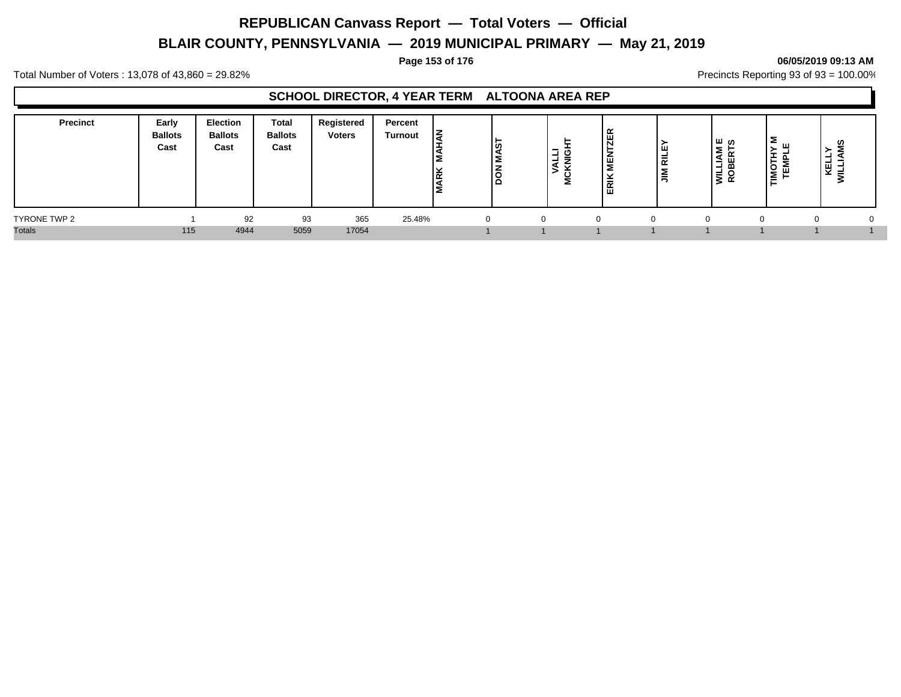# REPUBLICAN Canvass Report — Total Voters — Official

## BLAIR COUNTY, PENNSYLVANIA — 2019 MUNICIPAL PRIMARY — May 21, 2019

06/05/2019 09:13 AM

Total Number of Voters : 13,078 of 43,860 = 29.82%

Precincts Reporting 93 of 93 = 100.00%

### SCHOOL DIRECTOR, 4 YEAR TERM ALTOONA AREA REP

| Precinct | Early Ballots Cast | Election Ballots Cast | Total Ballots Cast | Registered Voters | Percent Turnout | MARK MAHAN | DON MAST | VALLI MCKNIGHT | ERIK MENTZER | JIM RILEY | WILLIAM E ROBERTS | TIMOTHY M TEMPLE | KELLY WILLIAMS |
|---|---|---|---|---|---|---|---|---|---|---|---|---|---|
| TYRONE TWP 2 | 1 | 92 | 93 | 365 | 25.48% | 0 | 0 | 0 | 0 | 0 | 0 | 0 | 0 |
| Totals | 115 | 4944 | 5059 | 17054 | | 1 | 1 | 1 | 1 | 1 | 1 | 1 | 1 |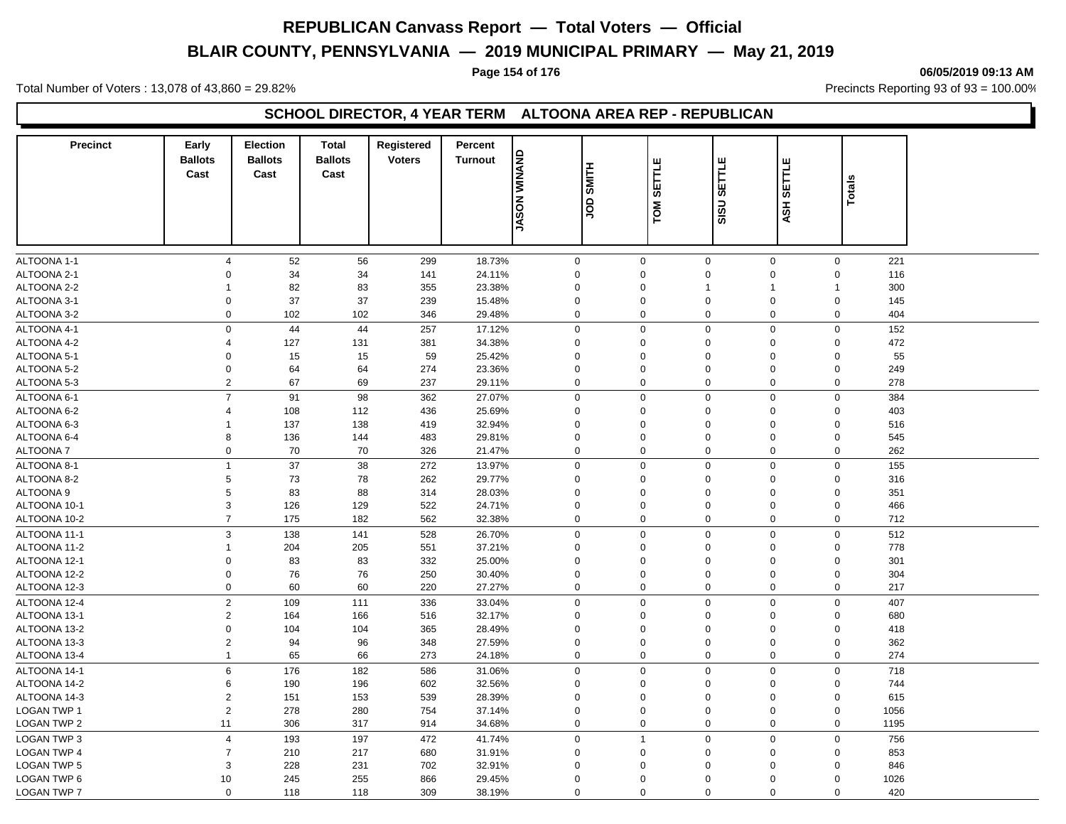# REPUBLICAN Canvass Report — Total Voters — Official

## BLAIR COUNTY, PENNSYLVANIA — 2019 MUNICIPAL PRIMARY — May 21, 2019

06/05/2019 09:13 AM

Total Number of Voters : 13,078 of 43,860 = 29.82%

Precincts Reporting 93 of 93 = 100.00%

### SCHOOL DIRECTOR, 4 YEAR TERM ALTOONA AREA REP - REPUBLICAN

| Precinct | Early Ballots Cast | Election Ballots Cast | Total Ballots Cast | Registered Voters | Percent Turnout | JASON WINAND | JOD SMITH | TOM SETTLE | SISU SETTLE | ASH SETTLE | Totals |
|---|---|---|---|---|---|---|---|---|---|---|---|
| ALTOONA 1-1 | 4 | 52 | 56 | 299 | 18.73% | 0 | 0 | 0 | 0 | 0 | 221 |
| ALTOONA 2-1 | 0 | 34 | 34 | 141 | 24.11% | 0 | 0 | 0 | 0 | 0 | 116 |
| ALTOONA 2-2 | 1 | 82 | 83 | 355 | 23.38% | 0 | 0 | 1 | 1 | 1 | 300 |
| ALTOONA 3-1 | 0 | 37 | 37 | 239 | 15.48% | 0 | 0 | 0 | 0 | 0 | 145 |
| ALTOONA 3-2 | 0 | 102 | 102 | 346 | 29.48% | 0 | 0 | 0 | 0 | 0 | 404 |
| ALTOONA 4-1 | 0 | 44 | 44 | 257 | 17.12% | 0 | 0 | 0 | 0 | 0 | 152 |
| ALTOONA 4-2 | 4 | 127 | 131 | 381 | 34.38% | 0 | 0 | 0 | 0 | 0 | 472 |
| ALTOONA 5-1 | 0 | 15 | 15 | 59 | 25.42% | 0 | 0 | 0 | 0 | 0 | 55 |
| ALTOONA 5-2 | 0 | 64 | 64 | 274 | 23.36% | 0 | 0 | 0 | 0 | 0 | 249 |
| ALTOONA 5-3 | 2 | 67 | 69 | 237 | 29.11% | 0 | 0 | 0 | 0 | 0 | 278 |
| ALTOONA 6-1 | 7 | 91 | 98 | 362 | 27.07% | 0 | 0 | 0 | 0 | 0 | 384 |
| ALTOONA 6-2 | 4 | 108 | 112 | 436 | 25.69% | 0 | 0 | 0 | 0 | 0 | 403 |
| ALTOONA 6-3 | 1 | 137 | 138 | 419 | 32.94% | 0 | 0 | 0 | 0 | 0 | 516 |
| ALTOONA 6-4 | 8 | 136 | 144 | 483 | 29.81% | 0 | 0 | 0 | 0 | 0 | 545 |
| ALTOONA 7 | 0 | 70 | 70 | 326 | 21.47% | 0 | 0 | 0 | 0 | 0 | 262 |
| ALTOONA 8-1 | 1 | 37 | 38 | 272 | 13.97% | 0 | 0 | 0 | 0 | 0 | 155 |
| ALTOONA 8-2 | 5 | 73 | 78 | 262 | 29.77% | 0 | 0 | 0 | 0 | 0 | 316 |
| ALTOONA 9 | 5 | 83 | 88 | 314 | 28.03% | 0 | 0 | 0 | 0 | 0 | 351 |
| ALTOONA 10-1 | 3 | 126 | 129 | 522 | 24.71% | 0 | 0 | 0 | 0 | 0 | 466 |
| ALTOONA 10-2 | 7 | 175 | 182 | 562 | 32.38% | 0 | 0 | 0 | 0 | 0 | 712 |
| ALTOONA 11-1 | 3 | 138 | 141 | 528 | 26.70% | 0 | 0 | 0 | 0 | 0 | 512 |
| ALTOONA 11-2 | 1 | 204 | 205 | 551 | 37.21% | 0 | 0 | 0 | 0 | 0 | 778 |
| ALTOONA 12-1 | 0 | 83 | 83 | 332 | 25.00% | 0 | 0 | 0 | 0 | 0 | 301 |
| ALTOONA 12-2 | 0 | 76 | 76 | 250 | 30.40% | 0 | 0 | 0 | 0 | 0 | 304 |
| ALTOONA 12-3 | 0 | 60 | 60 | 220 | 27.27% | 0 | 0 | 0 | 0 | 0 | 217 |
| ALTOONA 12-4 | 2 | 109 | 111 | 336 | 33.04% | 0 | 0 | 0 | 0 | 0 | 407 |
| ALTOONA 13-1 | 2 | 164 | 166 | 516 | 32.17% | 0 | 0 | 0 | 0 | 0 | 680 |
| ALTOONA 13-2 | 0 | 104 | 104 | 365 | 28.49% | 0 | 0 | 0 | 0 | 0 | 418 |
| ALTOONA 13-3 | 2 | 94 | 96 | 348 | 27.59% | 0 | 0 | 0 | 0 | 0 | 362 |
| ALTOONA 13-4 | 1 | 65 | 66 | 273 | 24.18% | 0 | 0 | 0 | 0 | 0 | 274 |
| ALTOONA 14-1 | 6 | 176 | 182 | 586 | 31.06% | 0 | 0 | 0 | 0 | 0 | 718 |
| ALTOONA 14-2 | 6 | 190 | 196 | 602 | 32.56% | 0 | 0 | 0 | 0 | 0 | 744 |
| ALTOONA 14-3 | 2 | 151 | 153 | 539 | 28.39% | 0 | 0 | 0 | 0 | 0 | 615 |
| LOGAN TWP 1 | 2 | 278 | 280 | 754 | 37.14% | 0 | 0 | 0 | 0 | 0 | 1056 |
| LOGAN TWP 2 | 11 | 306 | 317 | 914 | 34.68% | 0 | 0 | 0 | 0 | 0 | 1195 |
| LOGAN TWP 3 | 4 | 193 | 197 | 472 | 41.74% | 0 | 1 | 0 | 0 | 0 | 756 |
| LOGAN TWP 4 | 7 | 210 | 217 | 680 | 31.91% | 0 | 0 | 0 | 0 | 0 | 853 |
| LOGAN TWP 5 | 3 | 228 | 231 | 702 | 32.91% | 0 | 0 | 0 | 0 | 0 | 846 |
| LOGAN TWP 6 | 10 | 245 | 255 | 866 | 29.45% | 0 | 0 | 0 | 0 | 0 | 1026 |
| LOGAN TWP 7 | 0 | 118 | 118 | 309 | 38.19% | 0 | 0 | 0 | 0 | 0 | 420 |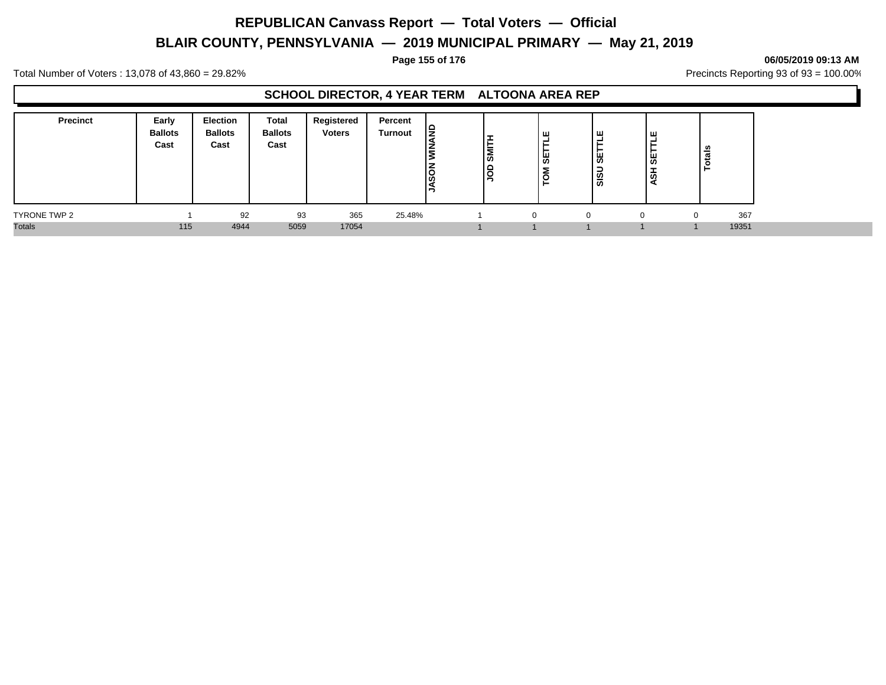# REPUBLICAN Canvass Report — Total Voters — Official

## BLAIR COUNTY, PENNSYLVANIA — 2019 MUNICIPAL PRIMARY — May 21, 2019

**06/05/2019 09:13 AM**

Total Number of Voters : 13,078 of 43,860 = 29.82%

Precincts Reporting 93 of 93 = 100.00%

### SCHOOL DIRECTOR, 4 YEAR TERM ALTOONA AREA REP

| Precinct | Early Ballots Cast | Election Ballots Cast | Total Ballots Cast | Registered Voters | Percent Turnout | JASON WINAND | JOD SMITH | TOM SETTLE | SISU SETTLE | ASH SETTLE | Totals |
|---|---|---|---|---|---|---|---|---|---|---|---|
| TYRONE TWP 2 | 1 | 92 | 93 | 365 | 25.48% | 1 | 0 | 0 | 0 | 0 | 367 |
| Totals | 115 | 4944 | 5059 | 17054 | | 1 | 1 | 1 | 1 | 1 | 19351 |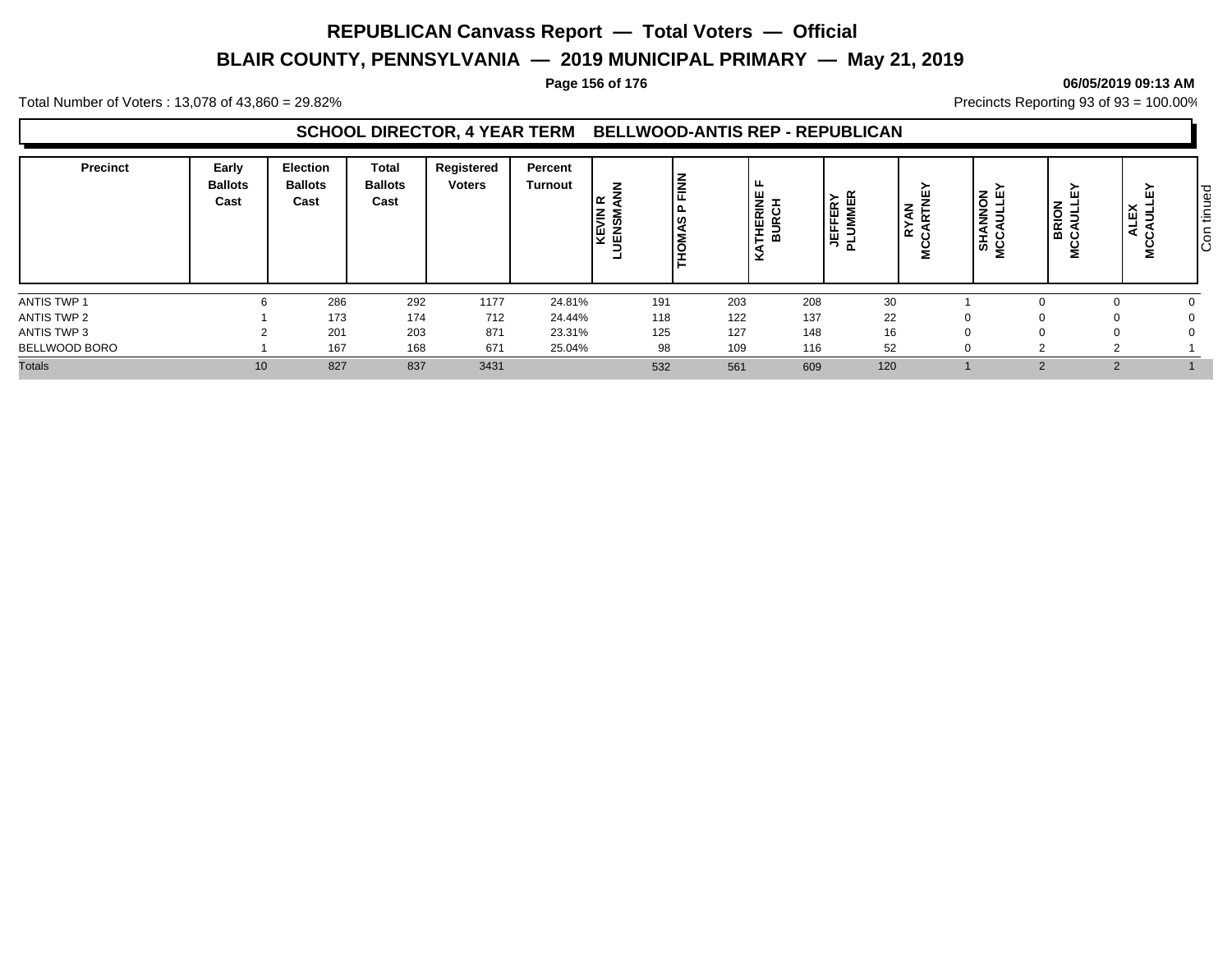# REPUBLICAN Canvass Report — Total Voters — Official

## BLAIR COUNTY, PENNSYLVANIA — 2019 MUNICIPAL PRIMARY — May 21, 2019

**06/05/2019 09:13 AM**

Total Number of Voters : 13,078 of 43,860 = 29.82%

Precincts Reporting 93 of 93 = 100.00%

### SCHOOL DIRECTOR, 4 YEAR TERM BELLWOOD-ANTIS REP - REPUBLICAN

| Precinct | Early Ballots Cast | Election Ballots Cast | Total Ballots Cast | Registered Voters | Percent Turnout | KEVIN R LUENSMANN | THOMAS P FINN | KATHERINE F BURCH | JEFFERY PLUMMER | RYAN MCCARTNEY | SHANNON MCCAULLEY | BRION MCCAULLEY | ALEX MCCAULLEY |
|---|---|---|---|---|---|---|---|---|---|---|---|---|---|
| ANTIS TWP 1 | 6 | 286 | 292 | 1177 | 24.81% | 191 | 203 | 208 | 30 | 1 | 0 | 0 | 0 |
| ANTIS TWP 2 | 1 | 173 | 174 | 712 | 24.44% | 118 | 122 | 137 | 22 | 0 | 0 | 0 | 0 |
| ANTIS TWP 3 | 2 | 201 | 203 | 871 | 23.31% | 125 | 127 | 148 | 16 | 0 | 0 | 0 | 0 |
| BELLWOOD BORO | 1 | 167 | 168 | 671 | 25.04% | 98 | 109 | 116 | 52 | 0 | 2 | 2 | 1 |
| Totals | 10 | 827 | 837 | 3431 | | 532 | 561 | 609 | 120 | 1 | 2 | 2 | 1 |

Continued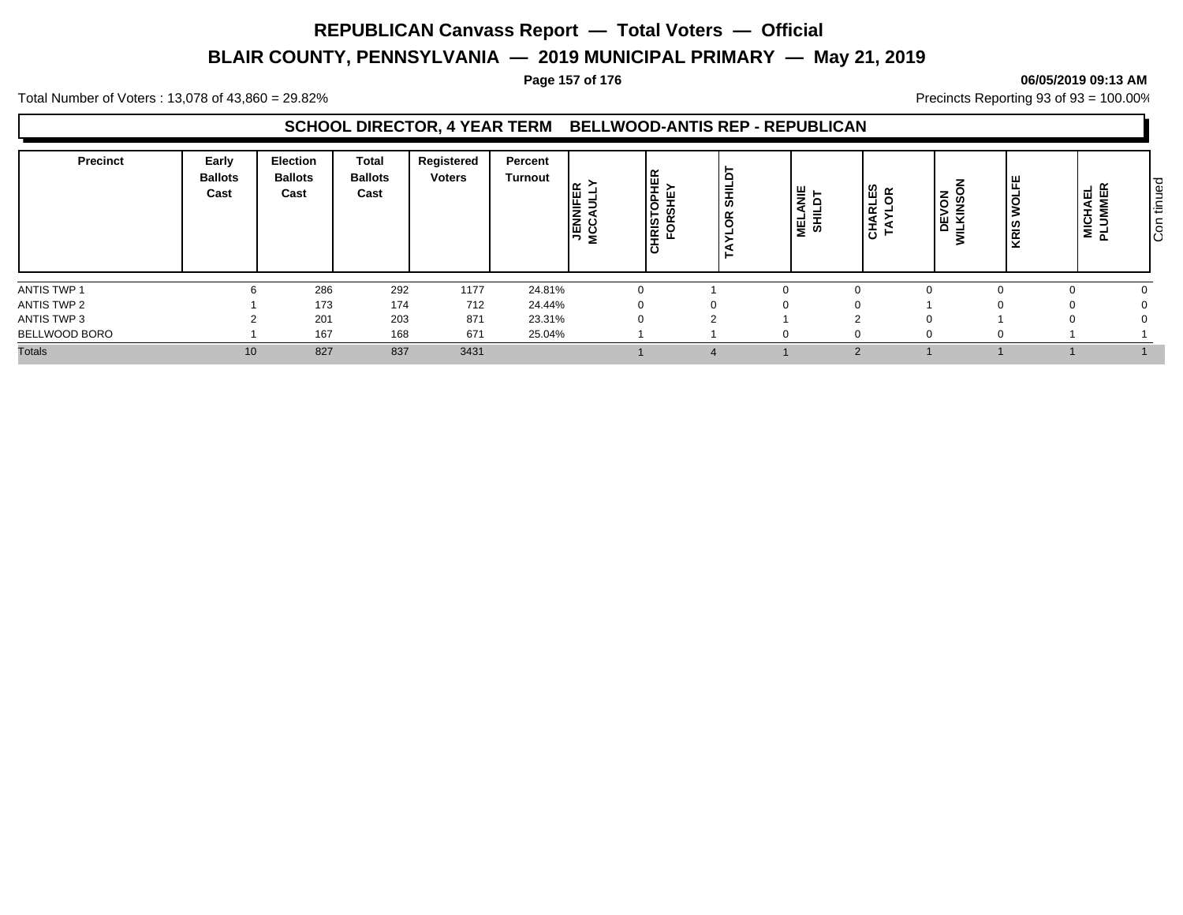# REPUBLICAN Canvass Report — Total Voters — Official

## BLAIR COUNTY, PENNSYLVANIA — 2019 MUNICIPAL PRIMARY — May 21, 2019

**06/05/2019 09:13 AM**

Total Number of Voters : 13,078 of 43,860 = 29.82%

Precincts Reporting 93 of 93 = 100.00%

### SCHOOL DIRECTOR, 4 YEAR TERM BELLWOOD-ANTIS REP - REPUBLICAN

| Precinct | Early Ballots Cast | Election Ballots Cast | Total Ballots Cast | Registered Voters | Percent Turnout | JENNIFER MCCAULLY | CHRISTOPHER FORSHEY | TAYLOR SHILDT | MELANIE SHILDT | CHARLES TAYLOR | DEVON WILKINSON | KRIS WOLFE | MICHAEL PLUMMER |
|---|---|---|---|---|---|---|---|---|---|---|---|---|---|
| ANTIS TWP 1 | 6 | 286 | 292 | 1177 | 24.81% | 0 | 1 | 0 | 0 | 0 | 0 | 0 | 0 |
| ANTIS TWP 2 | 1 | 173 | 174 | 712 | 24.44% | 0 | 0 | 0 | 0 | 1 | 0 | 0 | 0 |
| ANTIS TWP 3 | 2 | 201 | 203 | 871 | 23.31% | 0 | 2 | 1 | 2 | 0 | 1 | 0 | 0 |
| BELLWOOD BORO | 1 | 167 | 168 | 671 | 25.04% | 1 | 1 | 0 | 0 | 0 | 0 | 1 | 1 |
| Totals | 10 | 827 | 837 | 3431 | | 1 | 4 | 1 | 2 | 1 | 1 | 1 | 1 |

Continued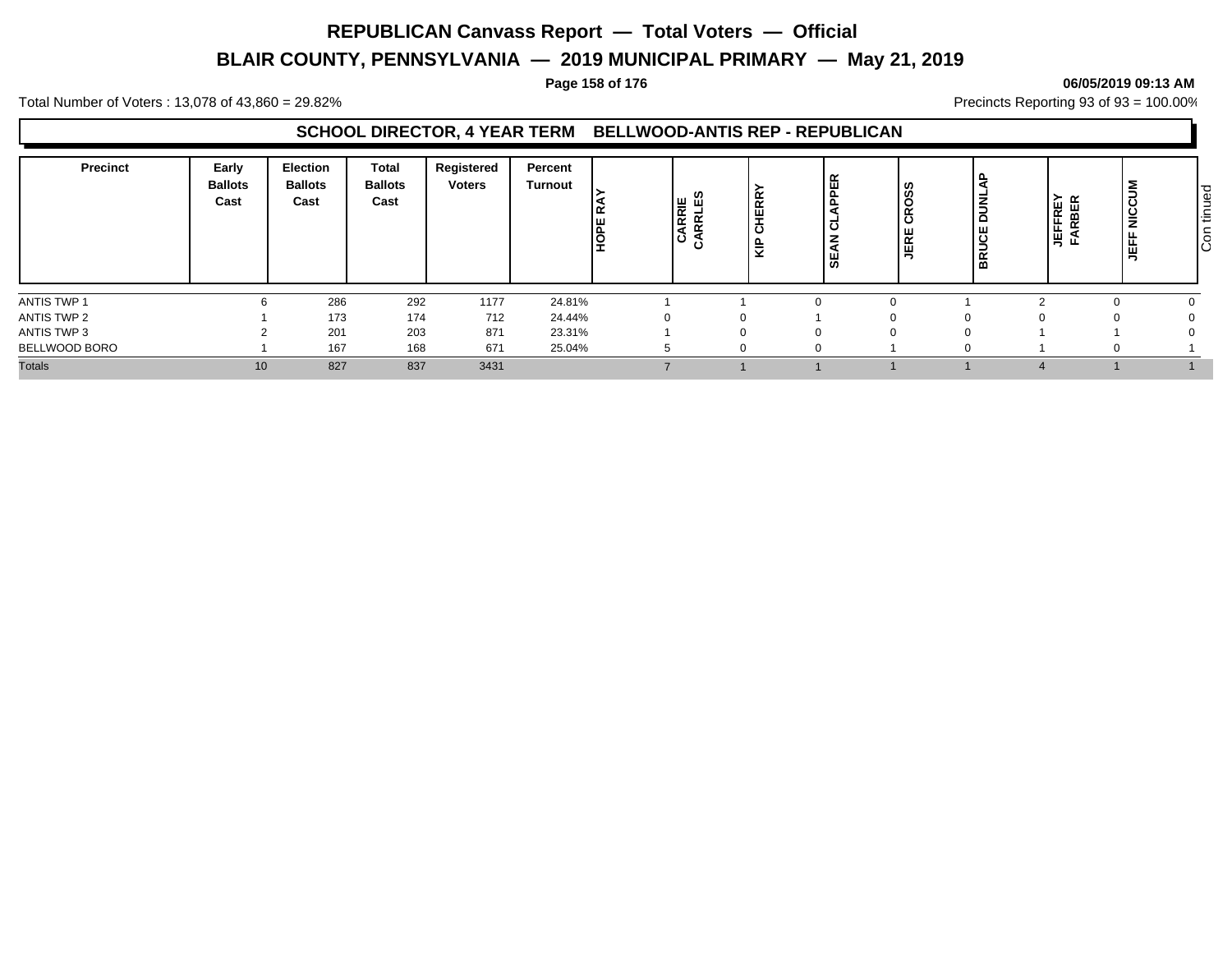# REPUBLICAN Canvass Report — Total Voters — Official

## BLAIR COUNTY, PENNSYLVANIA — 2019 MUNICIPAL PRIMARY — May 21, 2019

**06/05/2019 09:13 AM**

Total Number of Voters : 13,078 of 43,860 = 29.82%

Precincts Reporting 93 of 93 = 100.00%

### SCHOOL DIRECTOR, 4 YEAR TERM BELLWOOD-ANTIS REP - REPUBLICAN

| Precinct | Early Ballots Cast | Election Ballots Cast | Total Ballots Cast | Registered Voters | Percent Turnout | HOPE RAY | CARRIE CARRLES | KIP CHERRY | SEAN CLAPPER | JERE CROSS | BRUCE DUNLAP | JEFFREY FARBER | JEFF NICCUM |
|---|---|---|---|---|---|---|---|---|---|---|---|---|---|
| ANTIS TWP 1 | 6 | 286 | 292 | 1177 | 24.81% | 1 | 1 | 0 | 0 | 1 | 2 | 0 | 0 |
| ANTIS TWP 2 | 1 | 173 | 174 | 712 | 24.44% | 0 | 0 | 1 | 0 | 0 | 0 | 0 | 0 |
| ANTIS TWP 3 | 2 | 201 | 203 | 871 | 23.31% | 1 | 0 | 0 | 0 | 0 | 1 | 1 | 0 |
| BELLWOOD BORO | 1 | 167 | 168 | 671 | 25.04% | 5 | 0 | 0 | 1 | 0 | 1 | 0 | 1 |
| Totals | 10 | 827 | 837 | 3431 | | 7 | 1 | 1 | 1 | 1 | 4 | 1 | 1 |

Continued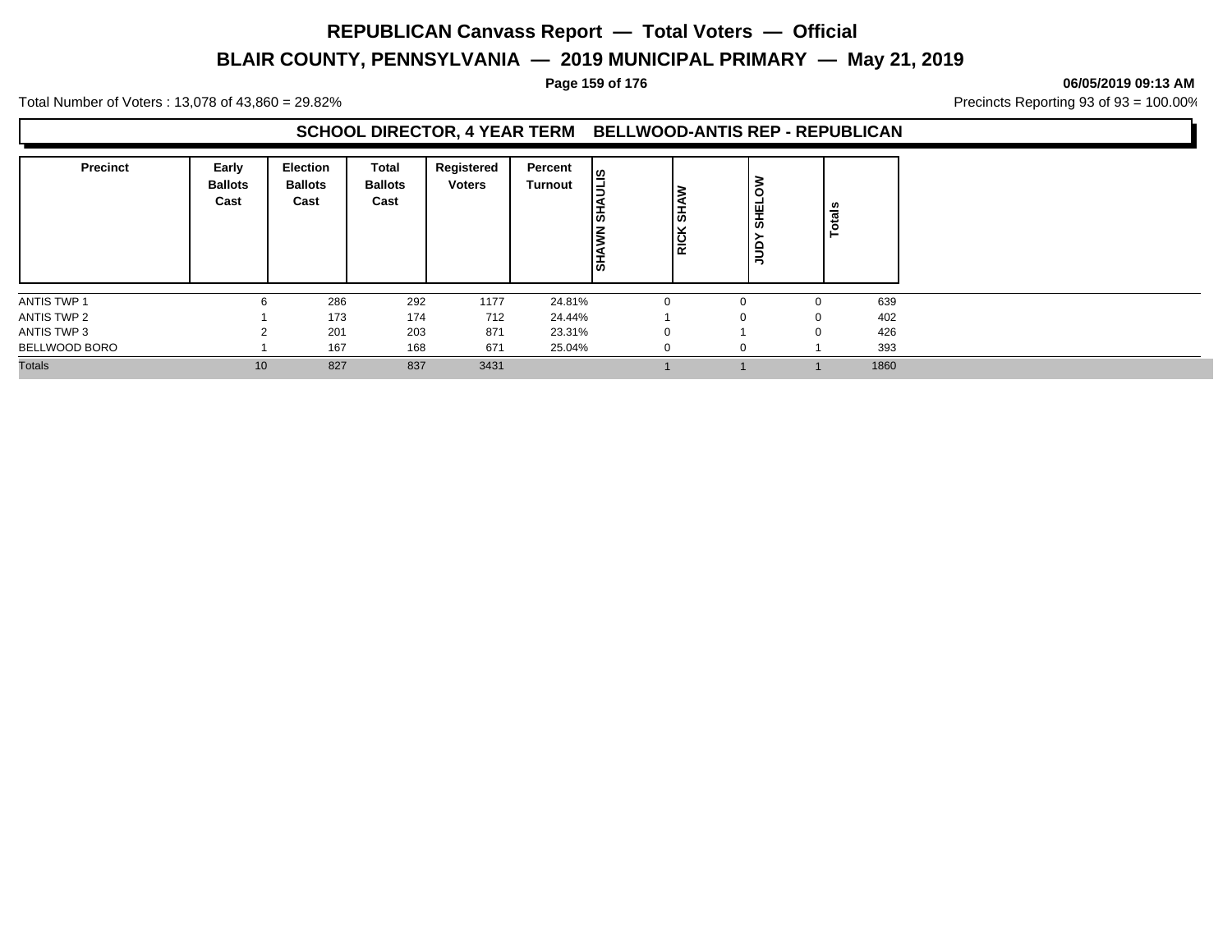# REPUBLICAN Canvass Report — Total Voters — Official

## BLAIR COUNTY, PENNSYLVANIA — 2019 MUNICIPAL PRIMARY — May 21, 2019

06/05/2019 09:13 AM

Total Number of Voters : 13,078 of 43,860 = 29.82%

Precincts Reporting 93 of 93 = 100.00%

### SCHOOL DIRECTOR, 4 YEAR TERM BELLWOOD-ANTIS REP - REPUBLICAN

| Precinct | Early Ballots Cast | Election Ballots Cast | Total Ballots Cast | Registered Voters | Percent Turnout | SHAWN SHAULIS | RICK SHAW | JUDY SHELOW | Totals |
|---|---|---|---|---|---|---|---|---|---|
| ANTIS TWP 1 | 6 | 286 | 292 | 1177 | 24.81% | 0 | 0 | 0 | 639 |
| ANTIS TWP 2 | 1 | 173 | 174 | 712 | 24.44% | 1 | 0 | 0 | 402 |
| ANTIS TWP 3 | 2 | 201 | 203 | 871 | 23.31% | 0 | 1 | 0 | 426 |
| BELLWOOD BORO | 1 | 167 | 168 | 671 | 25.04% | 0 | 0 | 1 | 393 |
| Totals | 10 | 827 | 837 | 3431 | | 1 | 1 | 1 | 1860 |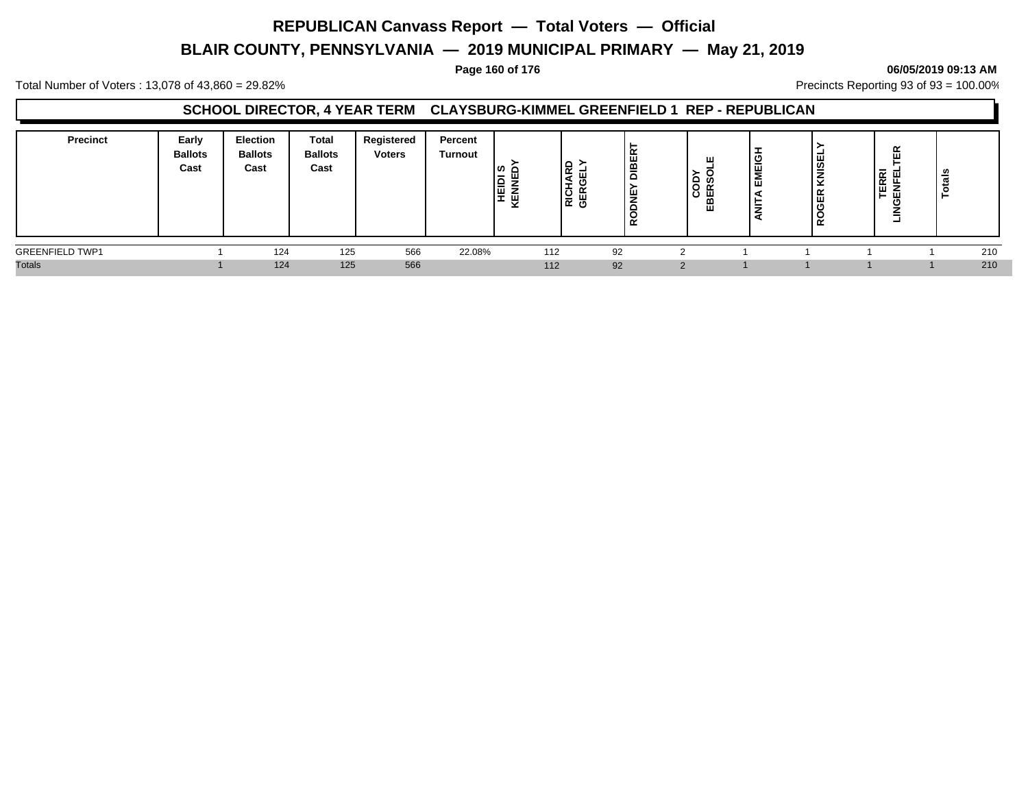# REPUBLICAN Canvass Report — Total Voters — Official

## BLAIR COUNTY, PENNSYLVANIA — 2019 MUNICIPAL PRIMARY — May 21, 2019

06/05/2019 09:13 AM

Total Number of Voters : 13,078 of 43,860 = 29.82%

Precincts Reporting 93 of 93 = 100.00%

### SCHOOL DIRECTOR, 4 YEAR TERM CLAYSBURG-KIMMEL GREENFIELD 1 REP - REPUBLICAN

| Precinct | Early Ballots Cast | Election Ballots Cast | Total Ballots Cast | Registered Voters | Percent Turnout | HEIDI S KENNEDY | RICHARD GERGELY | RODNEY DIBERT | CODY EBERSOLE | ANITA EMEIGH | ROGER KNISELY | TERRI LINGENFELTER | Totals |
|---|---|---|---|---|---|---|---|---|---|---|---|---|---|
| GREENFIELD TWP1 | 1 | 124 | 125 | 566 | 22.08% | 112 | 92 | 2 | 1 | 1 | 1 | 1 | 210 |
| Totals | 1 | 124 | 125 | 566 | | 112 | 92 | 2 | 1 | 1 | 1 | 1 | 210 |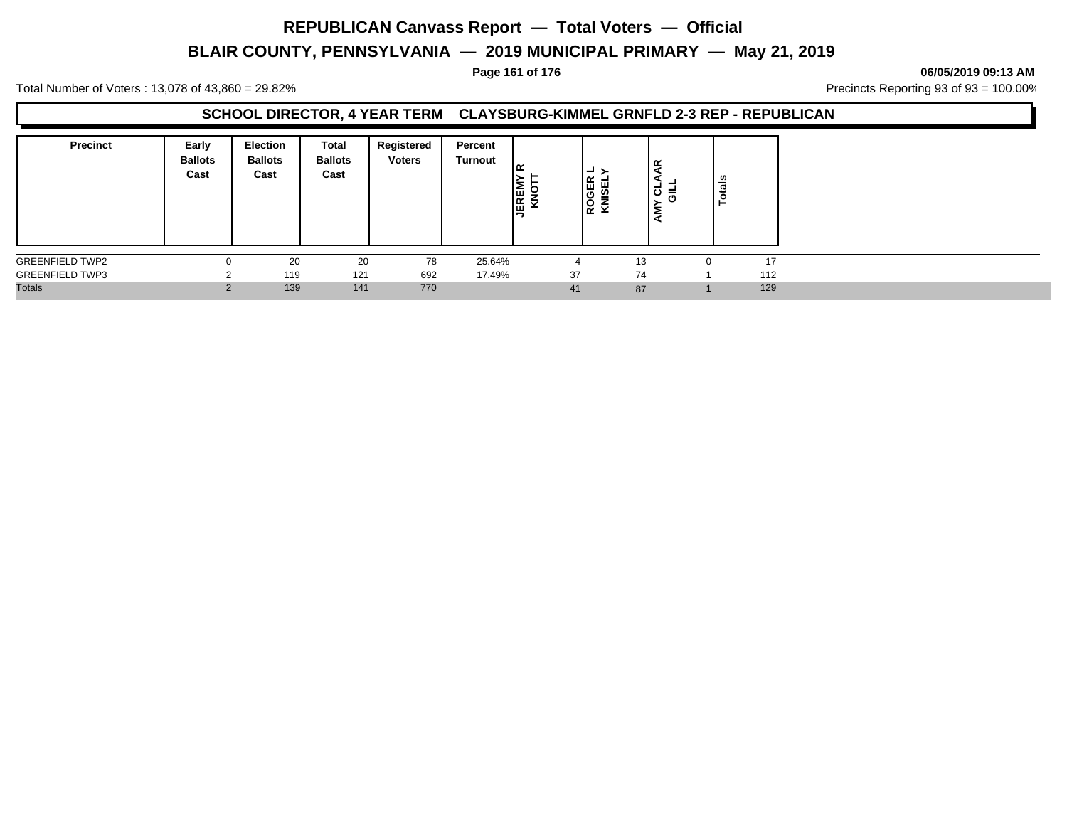# REPUBLICAN Canvass Report — Total Voters — Official

## BLAIR COUNTY, PENNSYLVANIA — 2019 MUNICIPAL PRIMARY — May 21, 2019

06/05/2019 09:13 AM

Total Number of Voters : 13,078 of 43,860 = 29.82%

Precincts Reporting 93 of 93 = 100.00%

### SCHOOL DIRECTOR, 4 YEAR TERM CLAYSBURG-KIMMEL GRNFLD 2-3 REP - REPUBLICAN

| Precinct | Early Ballots Cast | Election Ballots Cast | Total Ballots Cast | Registered Voters | Percent Turnout | JEREMY R KNOTT | ROGER L KNISELY | AMY CLAAR GILL | Totals |
|---|---|---|---|---|---|---|---|---|---|
| GREENFIELD TWP2 | 0 | 20 | 20 | 78 | 25.64% | 4 | 13 | 0 | 17 |
| GREENFIELD TWP3 | 2 | 119 | 121 | 692 | 17.49% | 37 | 74 | 1 | 112 |
| Totals | 2 | 139 | 141 | 770 | | 41 | 87 | 1 | 129 |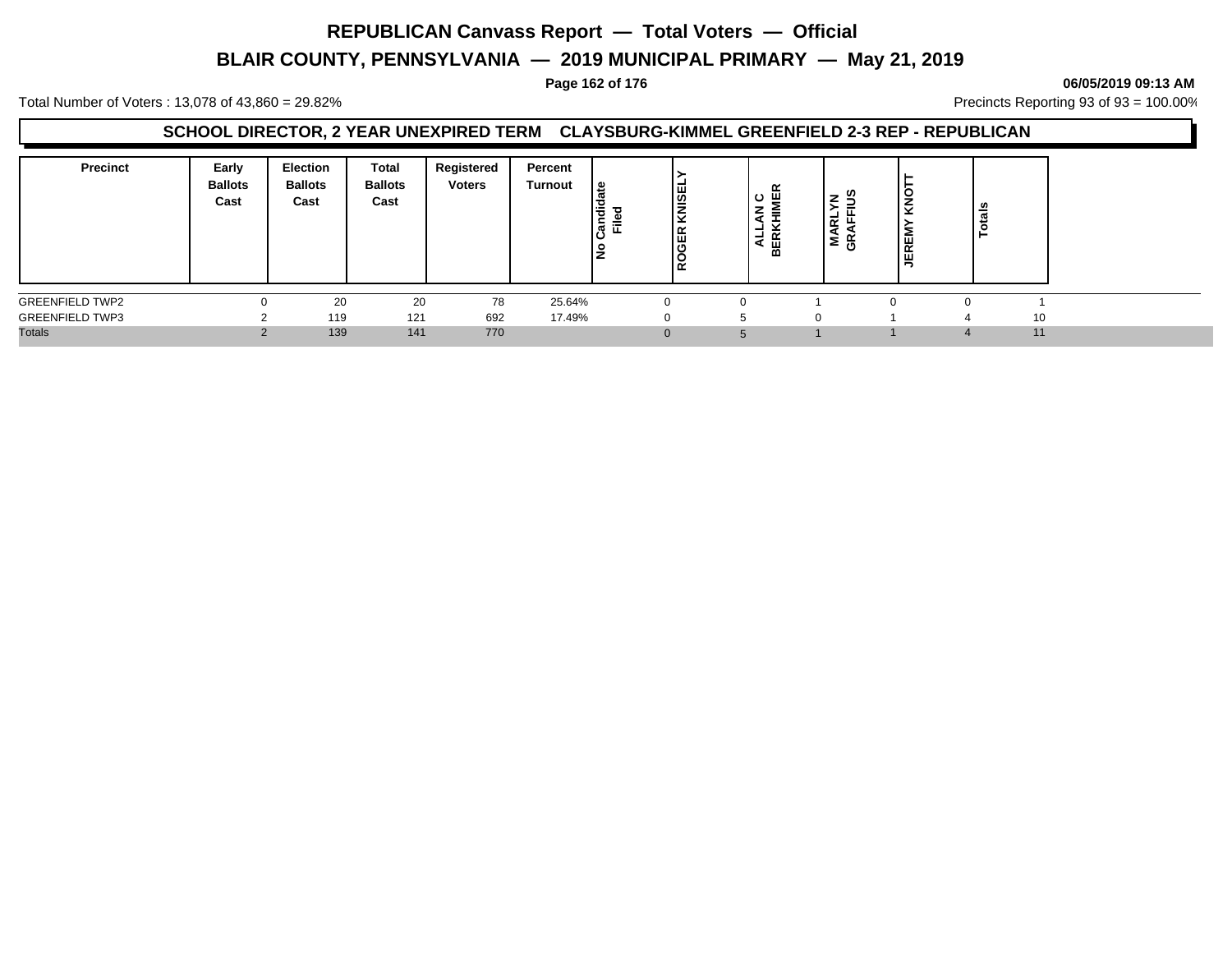# REPUBLICAN Canvass Report — Total Voters — Official

## BLAIR COUNTY, PENNSYLVANIA — 2019 MUNICIPAL PRIMARY — May 21, 2019

06/05/2019 09:13 AM

Total Number of Voters : 13,078 of 43,860 = 29.82%

Precincts Reporting 93 of 93 = 100.00%

### SCHOOL DIRECTOR, 2 YEAR UNEXPIRED TERM CLAYSBURG-KIMMEL GREENFIELD 2-3 REP - REPUBLICAN

| Precinct | Early Ballots Cast | Election Ballots Cast | Total Ballots Cast | Registered Voters | Percent Turnout | No Candidate Filed | ROGER KNISELY | ALLAN C BERKHIMER | MARLYN GRAFFIUS | JEREMY KNOTT | Totals |
|---|---|---|---|---|---|---|---|---|---|---|---|
| GREENFIELD TWP2 | 0 | 20 | 20 | 78 | 25.64% | 0 | 0 | 1 | 0 | 0 | 1 |
| GREENFIELD TWP3 | 2 | 119 | 121 | 692 | 17.49% | 0 | 5 | 0 | 1 | 4 | 10 |
| Totals | 2 | 139 | 141 | 770 | | 0 | 5 | 1 | 1 | 4 | 11 |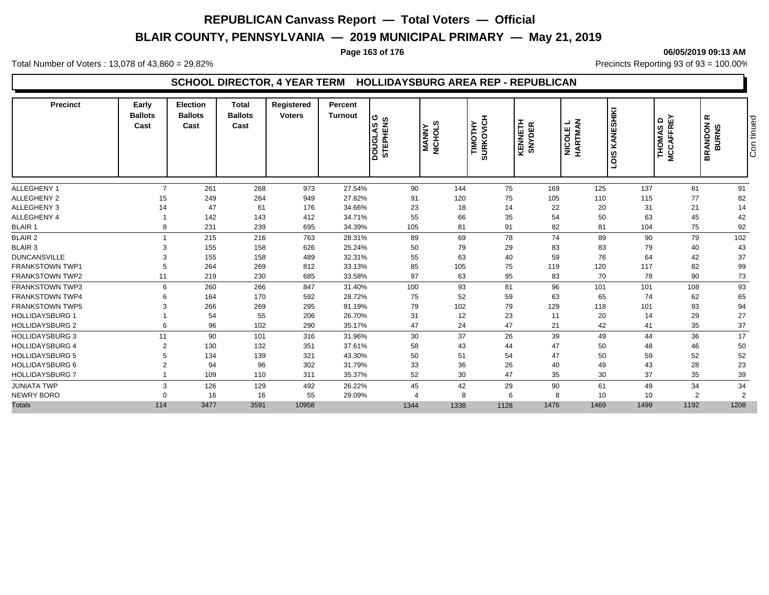# REPUBLICAN Canvass Report — Total Voters — Official

## BLAIR COUNTY, PENNSYLVANIA — 2019 MUNICIPAL PRIMARY — May 21, 2019

Total Number of Voters : 13,078 of 43,860 = 29.82%

Precincts Reporting 93 of 93 = 100.00%

### SCHOOL DIRECTOR, 4 YEAR TERM HOLLIDAYSBURG AREA REP - REPUBLICAN

| Precinct | Early Ballots Cast | Election Ballots Cast | Total Ballots Cast | Registered Voters | Percent Turnout | DOUGLAS G STEPHENS | MANNY NICHOLS | TIMOTHY SURKOVICH | KENNETH SNYDER | NICOLE L HARTMAN | LOIS KANESHIKI | THOMAS D MCCAFFREY | BRANDON R BURNS |
|---|---|---|---|---|---|---|---|---|---|---|---|---|---|
| ALLEGHENY 1 | 7 | 261 | 268 | 973 | 27.54% | 90 | 144 | 75 | 169 | 125 | 137 | 81 | 91 |
| ALLEGHENY 2 | 15 | 249 | 264 | 949 | 27.82% | 91 | 120 | 75 | 105 | 110 | 115 | 77 | 82 |
| ALLEGHENY 3 | 14 | 47 | 61 | 176 | 34.66% | 23 | 18 | 14 | 22 | 20 | 31 | 21 | 14 |
| ALLEGHENY 4 | 1 | 142 | 143 | 412 | 34.71% | 55 | 66 | 35 | 54 | 50 | 63 | 45 | 42 |
| BLAIR 1 | 8 | 231 | 239 | 695 | 34.39% | 105 | 81 | 91 | 82 | 81 | 104 | 75 | 92 |
| BLAIR 2 | 1 | 215 | 216 | 763 | 28.31% | 89 | 69 | 78 | 74 | 89 | 90 | 79 | 102 |
| BLAIR 3 | 3 | 155 | 158 | 626 | 25.24% | 50 | 79 | 29 | 83 | 83 | 79 | 40 | 43 |
| DUNCANSVILLE | 3 | 155 | 158 | 489 | 32.31% | 55 | 63 | 40 | 59 | 76 | 64 | 42 | 37 |
| FRANKSTOWN TWP1 | 5 | 264 | 269 | 812 | 33.13% | 85 | 105 | 75 | 119 | 120 | 117 | 82 | 99 |
| FRANKSTOWN TWP2 | 11 | 219 | 230 | 685 | 33.58% | 97 | 63 | 95 | 83 | 70 | 78 | 90 | 73 |
| FRANKSTOWN TWP3 | 6 | 260 | 266 | 847 | 31.40% | 100 | 93 | 81 | 96 | 101 | 101 | 108 | 93 |
| FRANKSTOWN TWP4 | 6 | 164 | 170 | 592 | 28.72% | 75 | 52 | 59 | 63 | 65 | 74 | 62 | 65 |
| FRANKSTOWN TWP5 | 3 | 266 | 269 | 295 | 91.19% | 79 | 102 | 79 | 129 | 118 | 101 | 93 | 94 |
| HOLLIDAYSBURG 1 | 1 | 54 | 55 | 206 | 26.70% | 31 | 12 | 23 | 11 | 20 | 14 | 29 | 27 |
| HOLLIDAYSBURG 2 | 6 | 96 | 102 | 290 | 35.17% | 47 | 24 | 47 | 21 | 42 | 41 | 35 | 37 |
| HOLLIDAYSBURG 3 | 11 | 90 | 101 | 316 | 31.96% | 30 | 37 | 26 | 39 | 49 | 44 | 36 | 17 |
| HOLLIDAYSBURG 4 | 2 | 130 | 132 | 351 | 37.61% | 58 | 43 | 44 | 47 | 50 | 48 | 46 | 50 |
| HOLLIDAYSBURG 5 | 5 | 134 | 139 | 321 | 43.30% | 50 | 51 | 54 | 47 | 50 | 59 | 52 | 52 |
| HOLLIDAYSBURG 6 | 2 | 94 | 96 | 302 | 31.79% | 33 | 36 | 26 | 40 | 49 | 43 | 28 | 23 |
| HOLLIDAYSBURG 7 | 1 | 109 | 110 | 311 | 35.37% | 52 | 30 | 47 | 35 | 30 | 37 | 35 | 39 |
| JUNIATA TWP | 3 | 126 | 129 | 492 | 26.22% | 45 | 42 | 29 | 90 | 61 | 49 | 34 | 34 |
| NEWRY BORO | 0 | 16 | 16 | 55 | 29.09% | 4 | 8 | 6 | 8 | 10 | 10 | 2 | 2 |
| Totals | 114 | 3477 | 3591 | 10958 | | 1344 | 1338 | 1128 | 1476 | 1469 | 1499 | 1192 | 1208 |

Continued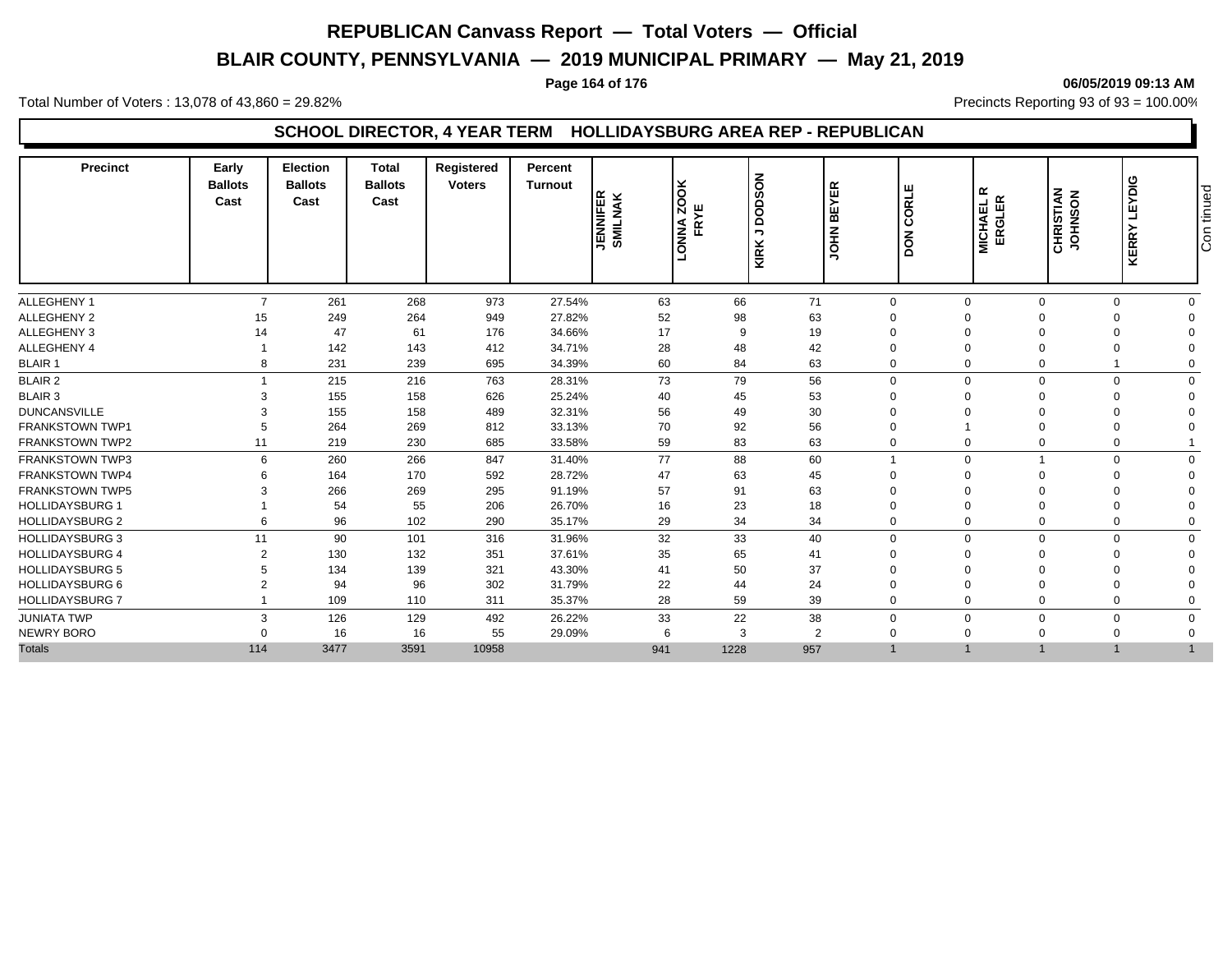# REPUBLICAN Canvass Report — Total Voters — Official

## BLAIR COUNTY, PENNSYLVANIA — 2019 MUNICIPAL PRIMARY — May 21, 2019

06/05/2019 09:13 AM

Total Number of Voters : 13,078 of 43,860 = 29.82%

Precincts Reporting 93 of 93 = 100.00%

### SCHOOL DIRECTOR, 4 YEAR TERM HOLLIDAYSBURG AREA REP - REPUBLICAN

| Precinct | Early Ballots Cast | Election Ballots Cast | Total Ballots Cast | Registered Voters | Percent Turnout | JENNIFER SMILNAK | LONNA ZOOK FRYE | KIRK J DODSON | JOHN BEYER | DON CORLE | MICHAEL R ERGLER | CHRISTIAN JOHNSON | KERRY LEYDIG | Continued |
|---|---|---|---|---|---|---|---|---|---|---|---|---|---|---|
| ALLEGHENY 1 | 7 | 261 | 268 | 973 | 27.54% | 63 | 66 | 71 | 0 | 0 | 0 | 0 | 0 | |
| ALLEGHENY 2 | 15 | 249 | 264 | 949 | 27.82% | 52 | 98 | 63 | 0 | 0 | 0 | 0 | 0 | |
| ALLEGHENY 3 | 14 | 47 | 61 | 176 | 34.66% | 17 | 9 | 19 | 0 | 0 | 0 | 0 | 0 | |
| ALLEGHENY 4 | 1 | 142 | 143 | 412 | 34.71% | 28 | 48 | 42 | 0 | 0 | 0 | 0 | 0 | |
| BLAIR 1 | 8 | 231 | 239 | 695 | 34.39% | 60 | 84 | 63 | 0 | 0 | 0 | 1 | 0 | |
| BLAIR 2 | 1 | 215 | 216 | 763 | 28.31% | 73 | 79 | 56 | 0 | 0 | 0 | 0 | 0 | |
| BLAIR 3 | 3 | 155 | 158 | 626 | 25.24% | 40 | 45 | 53 | 0 | 0 | 0 | 0 | 0 | |
| DUNCANSVILLE | 3 | 155 | 158 | 489 | 32.31% | 56 | 49 | 30 | 0 | 0 | 0 | 0 | 0 | |
| FRANKSTOWN TWP1 | 5 | 264 | 269 | 812 | 33.13% | 70 | 92 | 56 | 0 | 1 | 0 | 0 | 0 | |
| FRANKSTOWN TWP2 | 11 | 219 | 230 | 685 | 33.58% | 59 | 83 | 63 | 0 | 0 | 0 | 0 | 1 | |
| FRANKSTOWN TWP3 | 6 | 260 | 266 | 847 | 31.40% | 77 | 88 | 60 | 1 | 0 | 1 | 0 | 0 | |
| FRANKSTOWN TWP4 | 6 | 164 | 170 | 592 | 28.72% | 47 | 63 | 45 | 0 | 0 | 0 | 0 | 0 | |
| FRANKSTOWN TWP5 | 3 | 266 | 269 | 295 | 91.19% | 57 | 91 | 63 | 0 | 0 | 0 | 0 | 0 | |
| HOLLIDAYSBURG 1 | 1 | 54 | 55 | 206 | 26.70% | 16 | 23 | 18 | 0 | 0 | 0 | 0 | 0 | |
| HOLLIDAYSBURG 2 | 6 | 96 | 102 | 290 | 35.17% | 29 | 34 | 34 | 0 | 0 | 0 | 0 | 0 | |
| HOLLIDAYSBURG 3 | 11 | 90 | 101 | 316 | 31.96% | 32 | 33 | 40 | 0 | 0 | 0 | 0 | 0 | |
| HOLLIDAYSBURG 4 | 2 | 130 | 132 | 351 | 37.61% | 35 | 65 | 41 | 0 | 0 | 0 | 0 | 0 | |
| HOLLIDAYSBURG 5 | 5 | 134 | 139 | 321 | 43.30% | 41 | 50 | 37 | 0 | 0 | 0 | 0 | 0 | |
| HOLLIDAYSBURG 6 | 2 | 94 | 96 | 302 | 31.79% | 22 | 44 | 24 | 0 | 0 | 0 | 0 | 0 | |
| HOLLIDAYSBURG 7 | 1 | 109 | 110 | 311 | 35.37% | 28 | 59 | 39 | 0 | 0 | 0 | 0 | 0 | |
| JUNIATA TWP | 3 | 126 | 129 | 492 | 26.22% | 33 | 22 | 38 | 0 | 0 | 0 | 0 | 0 | |
| NEWRY BORO | 0 | 16 | 16 | 55 | 29.09% | 6 | 3 | 2 | 0 | 0 | 0 | 0 | 0 | |
| Totals | 114 | 3477 | 3591 | 10958 | | 941 | 1228 | 957 | 1 | 1 | 1 | 1 | 1 | |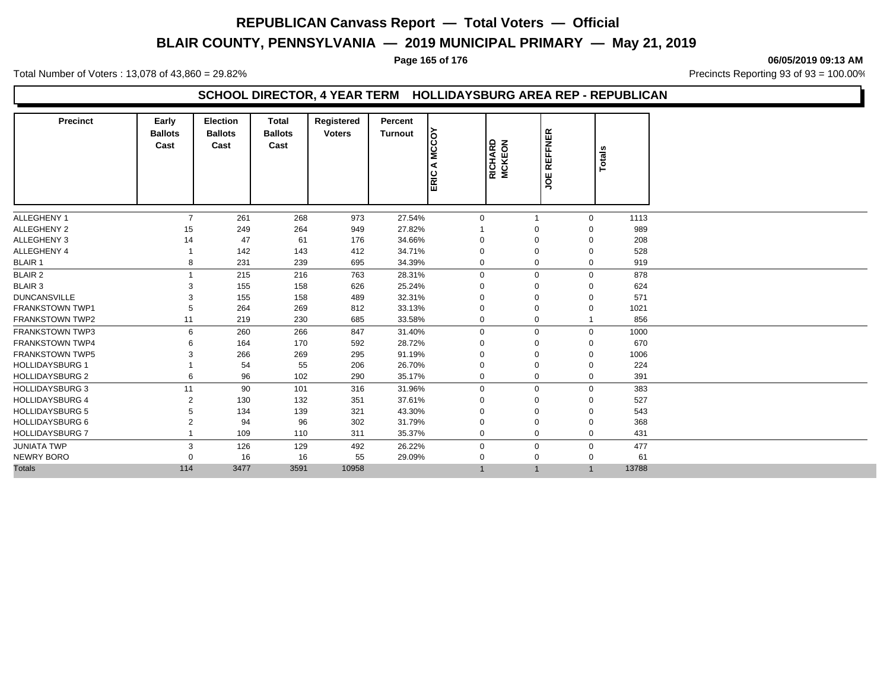# REPUBLICAN Canvass Report — Total Voters — Official

## BLAIR COUNTY, PENNSYLVANIA — 2019 MUNICIPAL PRIMARY — May 21, 2019

Total Number of Voters : 13,078 of 43,860 = 29.82%

Precincts Reporting 93 of 93 = 100.00%

### SCHOOL DIRECTOR, 4 YEAR TERM HOLLIDAYSBURG AREA REP - REPUBLICAN

| Precinct | Early Ballots Cast | Election Ballots Cast | Total Ballots Cast | Registered Voters | Percent Turnout | ERIC A MCCOY | RICHARD MCKEON | JOE REFFNER | Totals |
|---|---|---|---|---|---|---|---|---|---|
| ALLEGHENY 1 | 7 | 261 | 268 | 973 | 27.54% | 0 | 1 | 0 | 1113 |
| ALLEGHENY 2 | 15 | 249 | 264 | 949 | 27.82% | 1 | 0 | 0 | 989 |
| ALLEGHENY 3 | 14 | 47 | 61 | 176 | 34.66% | 0 | 0 | 0 | 208 |
| ALLEGHENY 4 | 1 | 142 | 143 | 412 | 34.71% | 0 | 0 | 0 | 528 |
| BLAIR 1 | 8 | 231 | 239 | 695 | 34.39% | 0 | 0 | 0 | 919 |
| BLAIR 2 | 1 | 215 | 216 | 763 | 28.31% | 0 | 0 | 0 | 878 |
| BLAIR 3 | 3 | 155 | 158 | 626 | 25.24% | 0 | 0 | 0 | 624 |
| DUNCANSVILLE | 3 | 155 | 158 | 489 | 32.31% | 0 | 0 | 0 | 571 |
| FRANKSTOWN TWP1 | 5 | 264 | 269 | 812 | 33.13% | 0 | 0 | 0 | 1021 |
| FRANKSTOWN TWP2 | 11 | 219 | 230 | 685 | 33.58% | 0 | 0 | 1 | 856 |
| FRANKSTOWN TWP3 | 6 | 260 | 266 | 847 | 31.40% | 0 | 0 | 0 | 1000 |
| FRANKSTOWN TWP4 | 6 | 164 | 170 | 592 | 28.72% | 0 | 0 | 0 | 670 |
| FRANKSTOWN TWP5 | 3 | 266 | 269 | 295 | 91.19% | 0 | 0 | 0 | 1006 |
| HOLLIDAYSBURG 1 | 1 | 54 | 55 | 206 | 26.70% | 0 | 0 | 0 | 224 |
| HOLLIDAYSBURG 2 | 6 | 96 | 102 | 290 | 35.17% | 0 | 0 | 0 | 391 |
| HOLLIDAYSBURG 3 | 11 | 90 | 101 | 316 | 31.96% | 0 | 0 | 0 | 383 |
| HOLLIDAYSBURG 4 | 2 | 130 | 132 | 351 | 37.61% | 0 | 0 | 0 | 527 |
| HOLLIDAYSBURG 5 | 5 | 134 | 139 | 321 | 43.30% | 0 | 0 | 0 | 543 |
| HOLLIDAYSBURG 6 | 2 | 94 | 96 | 302 | 31.79% | 0 | 0 | 0 | 368 |
| HOLLIDAYSBURG 7 | 1 | 109 | 110 | 311 | 35.37% | 0 | 0 | 0 | 431 |
| JUNIATA TWP | 3 | 126 | 129 | 492 | 26.22% | 0 | 0 | 0 | 477 |
| NEWRY BORO | 0 | 16 | 16 | 55 | 29.09% | 0 | 0 | 0 | 61 |
| Totals | 114 | 3477 | 3591 | 10958 | | 1 | 1 | 1 | 13788 |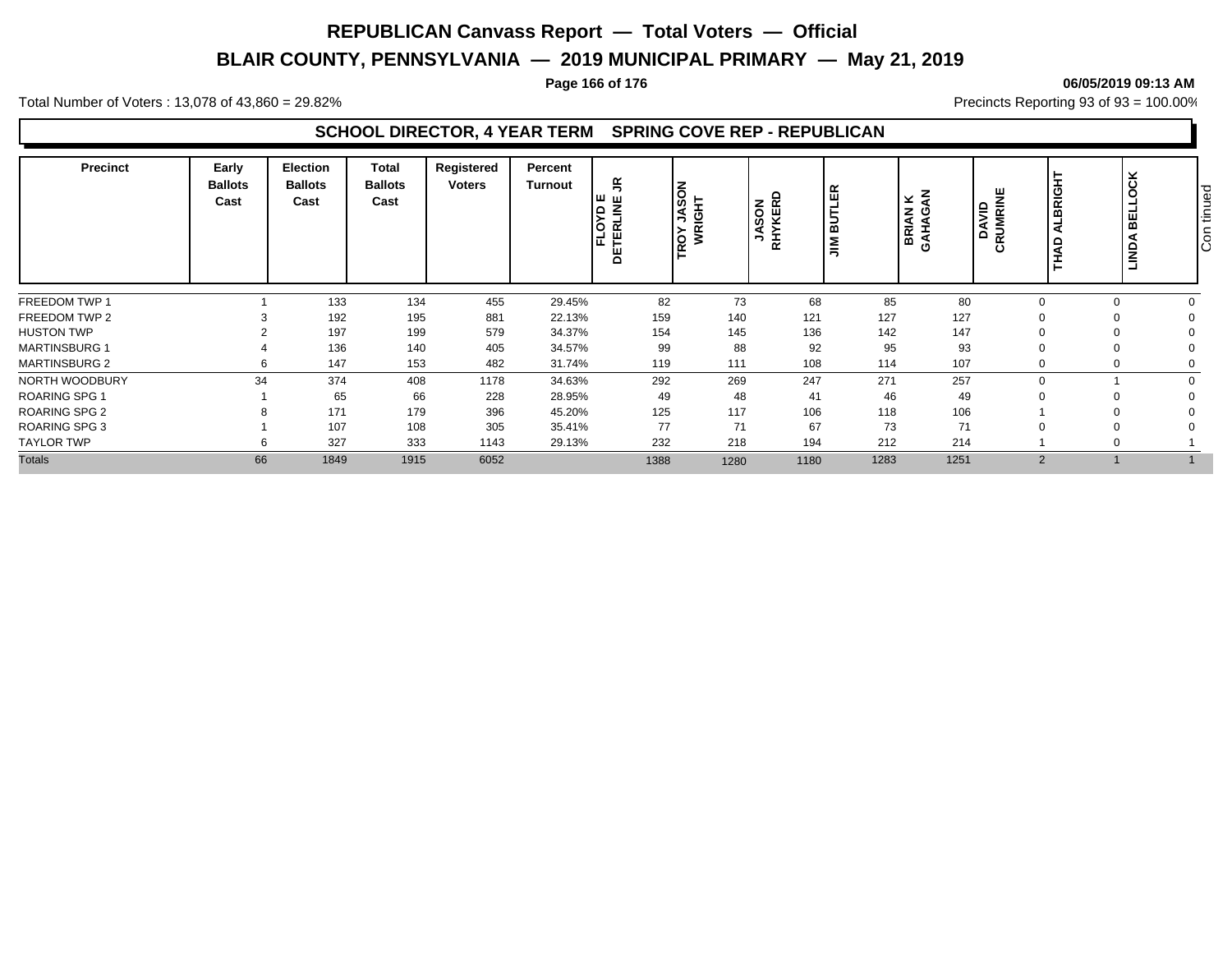# REPUBLICAN Canvass Report — Total Voters — Official

## BLAIR COUNTY, PENNSYLVANIA — 2019 MUNICIPAL PRIMARY — May 21, 2019

**06/05/2019 09:13 AM**

Total Number of Voters : 13,078 of 43,860 = 29.82%

Precincts Reporting 93 of 93 = 100.00%

### SCHOOL DIRECTOR, 4 YEAR TERM SPRING COVE REP - REPUBLICAN

| Precinct | Early Ballots Cast | Election Ballots Cast | Total Ballots Cast | Registered Voters | Percent Turnout | FLOYD E DETERLINE JR | TROY JASON WRIGHT | JASON RHYKERD | JIM BUTLER | BRIAN K GAHAGAN | DAVID CRUMRINE | THAD ALBRIGHT | LINDA BELLOCK | Continued |
|---|---|---|---|---|---|---|---|---|---|---|---|---|---|---|
| FREEDOM TWP 1 | 1 | 133 | 134 | 455 | 29.45% | 82 | 73 | 68 | 85 | 80 | 0 | 0 | 0 | |
| FREEDOM TWP 2 | 3 | 192 | 195 | 881 | 22.13% | 159 | 140 | 121 | 127 | 127 | 0 | 0 | 0 | |
| HUSTON TWP | 2 | 197 | 199 | 579 | 34.37% | 154 | 145 | 136 | 142 | 147 | 0 | 0 | 0 | |
| MARTINSBURG 1 | 4 | 136 | 140 | 405 | 34.57% | 99 | 88 | 92 | 95 | 93 | 0 | 0 | 0 | |
| MARTINSBURG 2 | 6 | 147 | 153 | 482 | 31.74% | 119 | 111 | 108 | 114 | 107 | 0 | 0 | 0 | |
| NORTH WOODBURY | 34 | 374 | 408 | 1178 | 34.63% | 292 | 269 | 247 | 271 | 257 | 0 | 1 | 0 | |
| ROARING SPG 1 | 1 | 65 | 66 | 228 | 28.95% | 49 | 48 | 41 | 46 | 49 | 0 | 0 | 0 | |
| ROARING SPG 2 | 8 | 171 | 179 | 396 | 45.20% | 125 | 117 | 106 | 118 | 106 | 1 | 0 | 0 | |
| ROARING SPG 3 | 1 | 107 | 108 | 305 | 35.41% | 77 | 71 | 67 | 73 | 71 | 0 | 0 | 0 | |
| TAYLOR TWP | 6 | 327 | 333 | 1143 | 29.13% | 232 | 218 | 194 | 212 | 214 | 1 | 0 | 1 | |
| Totals | 66 | 1849 | 1915 | 6052 | | 1388 | 1280 | 1180 | 1283 | 1251 | 2 | 1 | 1 | |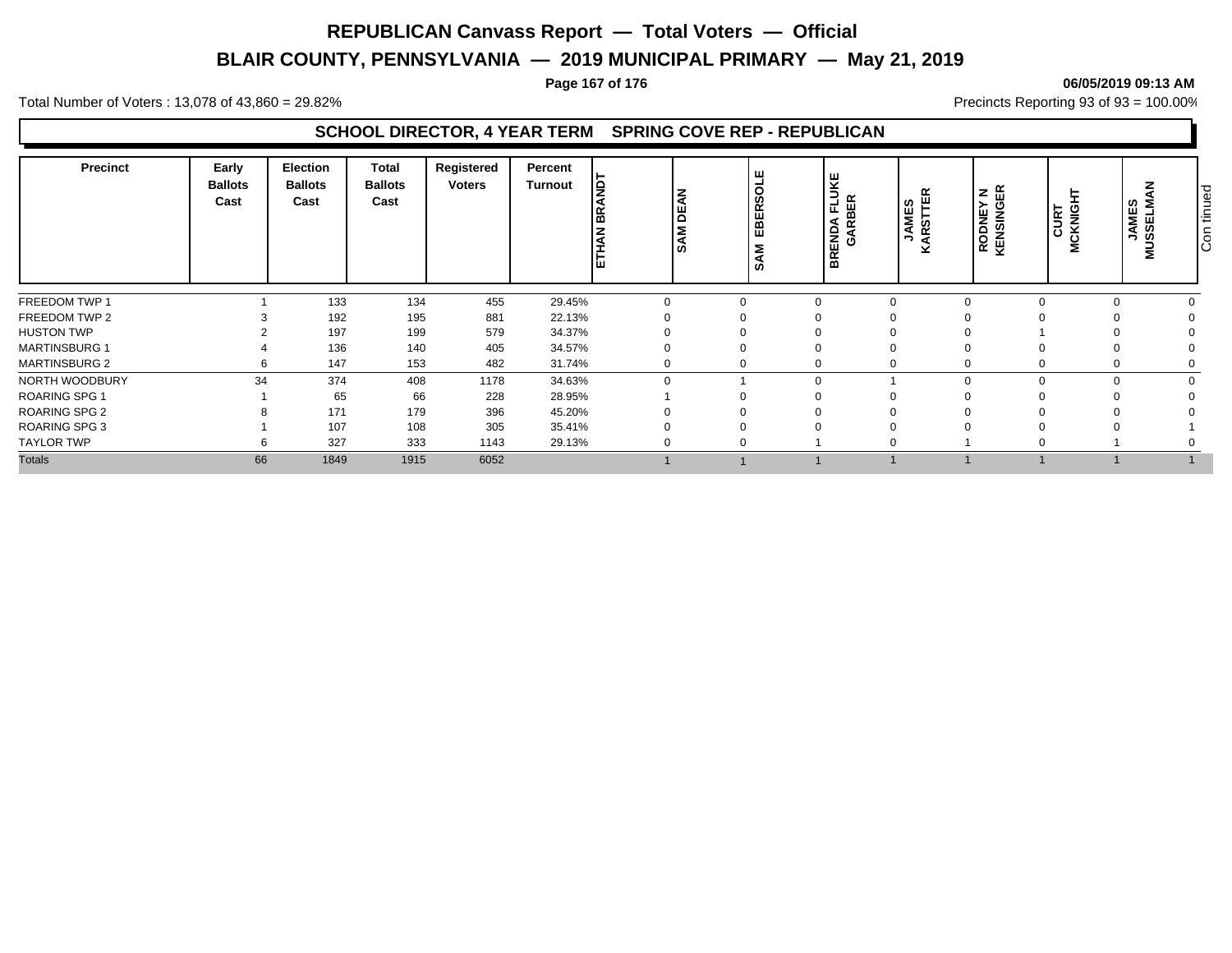# REPUBLICAN Canvass Report — Total Voters — Official

## BLAIR COUNTY, PENNSYLVANIA — 2019 MUNICIPAL PRIMARY — May 21, 2019

06/05/2019 09:13 AM

Total Number of Voters : 13,078 of 43,860 = 29.82%

Precincts Reporting 93 of 93 = 100.00%

### SCHOOL DIRECTOR, 4 YEAR TERM SPRING COVE REP - REPUBLICAN

| Precinct | Early Ballots Cast | Election Ballots Cast | Total Ballots Cast | Registered Voters | Percent Turnout | ETHAN BRANDT | SAM DEAN | SAM EBERSOLE | BRENDA FLUKE GARBER | JAMES KARSTTER | RODNEY N KENSINGER | CURT MCKNIGHT | JAMES MUSSELMAN |
|---|---|---|---|---|---|---|---|---|---|---|---|---|---|
| FREEDOM TWP 1 | 1 | 133 | 134 | 455 | 29.45% | 0 | 0 | 0 | 0 | 0 | 0 | 0 | 0 |
| FREEDOM TWP 2 | 3 | 192 | 195 | 881 | 22.13% | 0 | 0 | 0 | 0 | 0 | 0 | 0 | 0 |
| HUSTON TWP | 2 | 197 | 199 | 579 | 34.37% | 0 | 0 | 0 | 0 | 0 | 1 | 0 | 0 |
| MARTINSBURG 1 | 4 | 136 | 140 | 405 | 34.57% | 0 | 0 | 0 | 0 | 0 | 0 | 0 | 0 |
| MARTINSBURG 2 | 6 | 147 | 153 | 482 | 31.74% | 0 | 0 | 0 | 0 | 0 | 0 | 0 | 0 |
| NORTH WOODBURY | 34 | 374 | 408 | 1178 | 34.63% | 0 | 1 | 0 | 1 | 0 | 0 | 0 | 0 |
| ROARING SPG 1 | 1 | 65 | 66 | 228 | 28.95% | 1 | 0 | 0 | 0 | 0 | 0 | 0 | 0 |
| ROARING SPG 2 | 8 | 171 | 179 | 396 | 45.20% | 0 | 0 | 0 | 0 | 0 | 0 | 0 | 0 |
| ROARING SPG 3 | 1 | 107 | 108 | 305 | 35.41% | 0 | 0 | 0 | 0 | 0 | 0 | 0 | 1 |
| TAYLOR TWP | 6 | 327 | 333 | 1143 | 29.13% | 0 | 0 | 1 | 0 | 1 | 0 | 1 | 0 |
| Totals | 66 | 1849 | 1915 | 6052 | | 1 | 1 | 1 | 1 | 1 | 1 | 1 | 1 |

Continued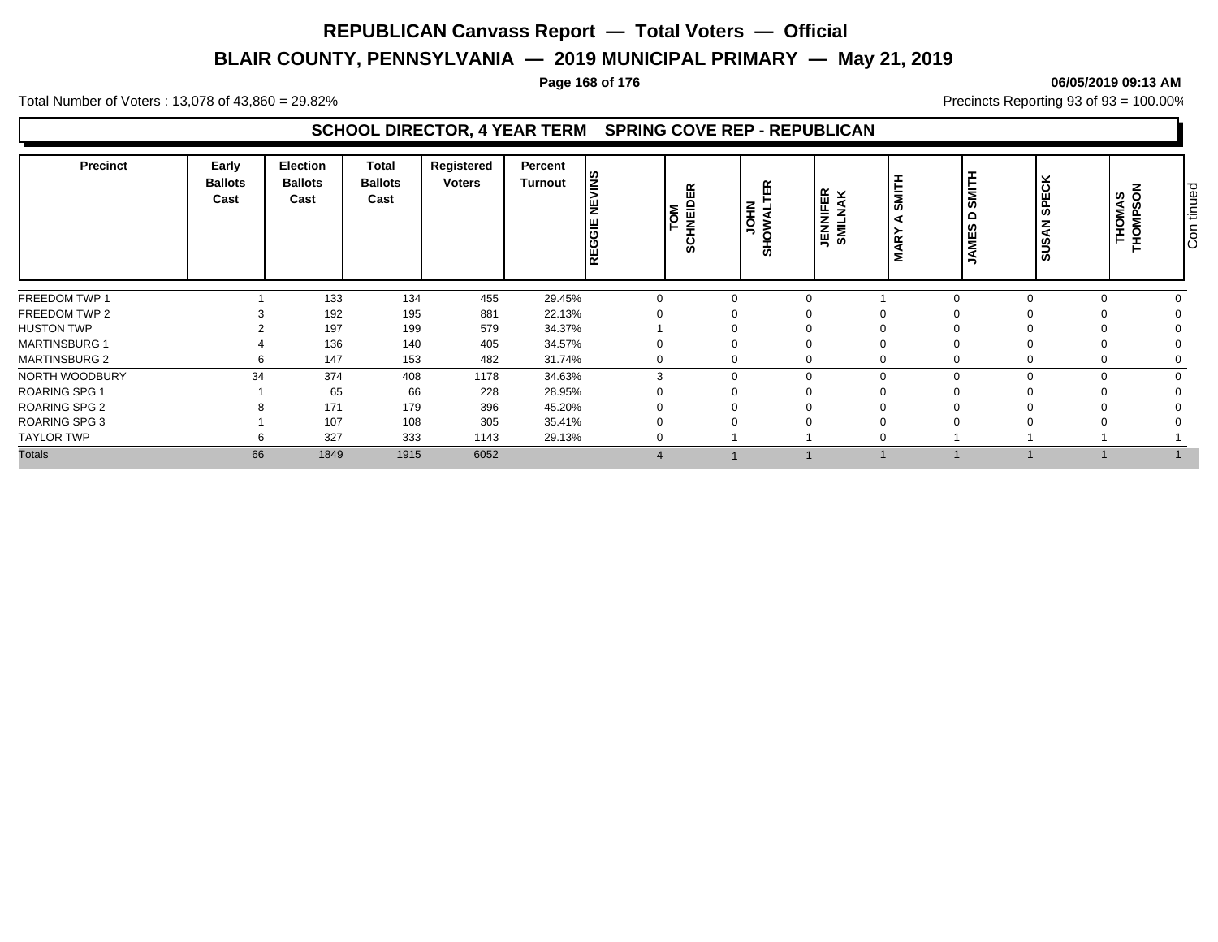# REPUBLICAN Canvass Report — Total Voters — Official

## BLAIR COUNTY, PENNSYLVANIA — 2019 MUNICIPAL PRIMARY — May 21, 2019

Total Number of Voters : 13,078 of 43,860 = 29.82%

Precincts Reporting 93 of 93 = 100.00%

### SCHOOL DIRECTOR, 4 YEAR TERM SPRING COVE REP - REPUBLICAN

| Precinct | Early Ballots Cast | Election Ballots Cast | Total Ballots Cast | Registered Voters | Percent Turnout | REGGIE NEVINS | TOM SCHNEIDER | JOHN SHOWALTER | JENNIFER SMILNAK | MARY A SMITH | JAMES D SMITH | SUSAN SPECK | THOMAS THOMPSON |
|---|---|---|---|---|---|---|---|---|---|---|---|---|---|
| FREEDOM TWP 1 | 1 | 133 | 134 | 455 | 29.45% | 0 | 0 | 0 | 1 | 0 | 0 | 0 | 0 |
| FREEDOM TWP 2 | 3 | 192 | 195 | 881 | 22.13% | 0 | 0 | 0 | 0 | 0 | 0 | 0 | 0 |
| HUSTON TWP | 2 | 197 | 199 | 579 | 34.37% | 1 | 0 | 0 | 0 | 0 | 0 | 0 | 0 |
| MARTINSBURG 1 | 4 | 136 | 140 | 405 | 34.57% | 0 | 0 | 0 | 0 | 0 | 0 | 0 | 0 |
| MARTINSBURG 2 | 6 | 147 | 153 | 482 | 31.74% | 0 | 0 | 0 | 0 | 0 | 0 | 0 | 0 |
| NORTH WOODBURY | 34 | 374 | 408 | 1178 | 34.63% | 3 | 0 | 0 | 0 | 0 | 0 | 0 | 0 |
| ROARING SPG 1 | 1 | 65 | 66 | 228 | 28.95% | 0 | 0 | 0 | 0 | 0 | 0 | 0 | 0 |
| ROARING SPG 2 | 8 | 171 | 179 | 396 | 45.20% | 0 | 0 | 0 | 0 | 0 | 0 | 0 | 0 |
| ROARING SPG 3 | 1 | 107 | 108 | 305 | 35.41% | 0 | 0 | 0 | 0 | 0 | 0 | 0 | 0 |
| TAYLOR TWP | 6 | 327 | 333 | 1143 | 29.13% | 0 | 1 | 1 | 0 | 1 | 1 | 1 | 1 |
| Totals | 66 | 1849 | 1915 | 6052 | | 4 | 1 | 1 | 1 | 1 | 1 | 1 | 1 |

Continued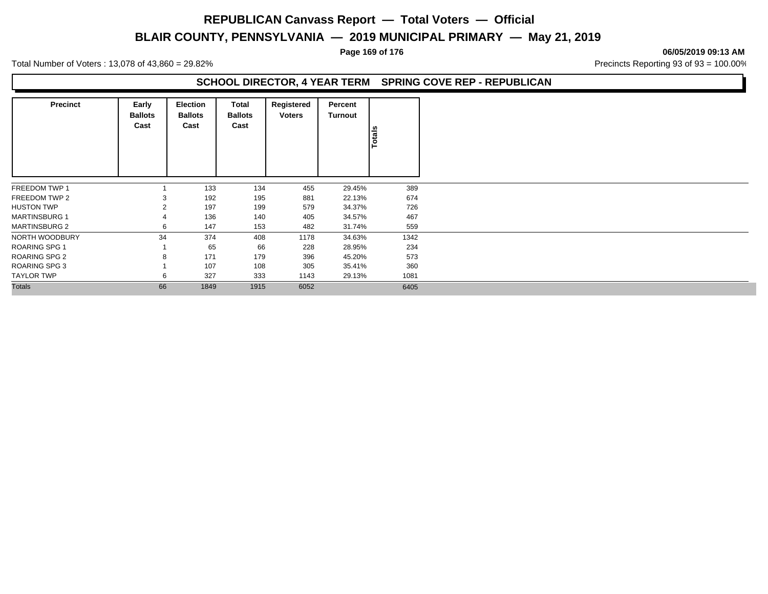# REPUBLICAN Canvass Report — Total Voters — Official

## BLAIR COUNTY, PENNSYLVANIA — 2019 MUNICIPAL PRIMARY — May 21, 2019

Total Number of Voters : 13,078 of 43,860 = 29.82%

Precincts Reporting 93 of 93 = 100.00%

### SCHOOL DIRECTOR, 4 YEAR TERM SPRING COVE REP - REPUBLICAN

| Precinct | Early Ballots Cast | Election Ballots Cast | Total Ballots Cast | Registered Voters | Percent Turnout | Totals |
|---|---|---|---|---|---|---|
| FREEDOM TWP 1 | 1 | 133 | 134 | 455 | 29.45% | 389 |
| FREEDOM TWP 2 | 3 | 192 | 195 | 881 | 22.13% | 674 |
| HUSTON TWP | 2 | 197 | 199 | 579 | 34.37% | 726 |
| MARTINSBURG 1 | 4 | 136 | 140 | 405 | 34.57% | 467 |
| MARTINSBURG 2 | 6 | 147 | 153 | 482 | 31.74% | 559 |
| NORTH WOODBURY | 34 | 374 | 408 | 1178 | 34.63% | 1342 |
| ROARING SPG 1 | 1 | 65 | 66 | 228 | 28.95% | 234 |
| ROARING SPG 2 | 8 | 171 | 179 | 396 | 45.20% | 573 |
| ROARING SPG 3 | 1 | 107 | 108 | 305 | 35.41% | 360 |
| TAYLOR TWP | 6 | 327 | 333 | 1143 | 29.13% | 1081 |
| Totals | 66 | 1849 | 1915 | 6052 | | 6405 |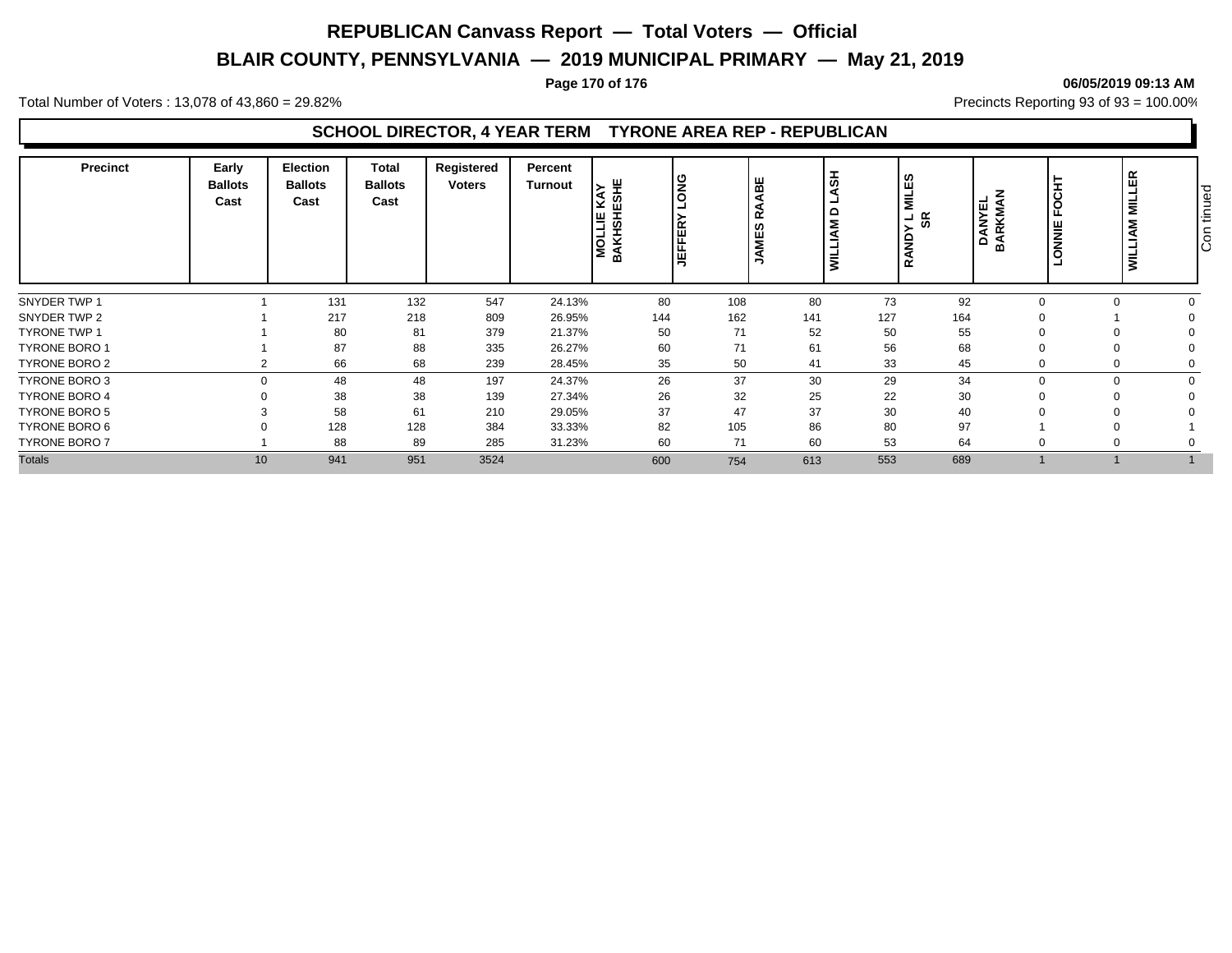# REPUBLICAN Canvass Report — Total Voters — Official

## BLAIR COUNTY, PENNSYLVANIA — 2019 MUNICIPAL PRIMARY — May 21, 2019

**06/05/2019 09:13 AM**

Total Number of Voters : 13,078 of 43,860 = 29.82%

Precincts Reporting 93 of 93 = 100.00%

### SCHOOL DIRECTOR, 4 YEAR TERM TYRONE AREA REP - REPUBLICAN

| Precinct | Early Ballots Cast | Election Ballots Cast | Total Ballots Cast | Registered Voters | Percent Turnout | MOLLIE KAY BAKHSHESHE | JEFFERY LONG | JAMES RAABE | WILLIAM D LASH | RANDY L MILES SR | DANYEL BARKMAN | LONNIE FOCHT | WILLIAM MILLER |
|---|---|---|---|---|---|---|---|---|---|---|---|---|---|
| SNYDER TWP 1 | 1 | 131 | 132 | 547 | 24.13% | 80 | 108 | 80 | 73 | 92 | 0 | 0 | 0 |
| SNYDER TWP 2 | 1 | 217 | 218 | 809 | 26.95% | 144 | 162 | 141 | 127 | 164 | 0 | 1 | 0 |
| TYRONE TWP 1 | 1 | 80 | 81 | 379 | 21.37% | 50 | 71 | 52 | 50 | 55 | 0 | 0 | 0 |
| TYRONE BORO 1 | 1 | 87 | 88 | 335 | 26.27% | 60 | 71 | 61 | 56 | 68 | 0 | 0 | 0 |
| TYRONE BORO 2 | 2 | 66 | 68 | 239 | 28.45% | 35 | 50 | 41 | 33 | 45 | 0 | 0 | 0 |
| TYRONE BORO 3 | 0 | 48 | 48 | 197 | 24.37% | 26 | 37 | 30 | 29 | 34 | 0 | 0 | 0 |
| TYRONE BORO 4 | 0 | 38 | 38 | 139 | 27.34% | 26 | 32 | 25 | 22 | 30 | 0 | 0 | 0 |
| TYRONE BORO 5 | 3 | 58 | 61 | 210 | 29.05% | 37 | 47 | 37 | 30 | 40 | 0 | 0 | 0 |
| TYRONE BORO 6 | 0 | 128 | 128 | 384 | 33.33% | 82 | 105 | 86 | 80 | 97 | 1 | 0 | 1 |
| TYRONE BORO 7 | 1 | 88 | 89 | 285 | 31.23% | 60 | 71 | 60 | 53 | 64 | 0 | 0 | 0 |
| Totals | 10 | 941 | 951 | 3524 | | 600 | 754 | 613 | 553 | 689 | 1 | 1 | 1 |

Continued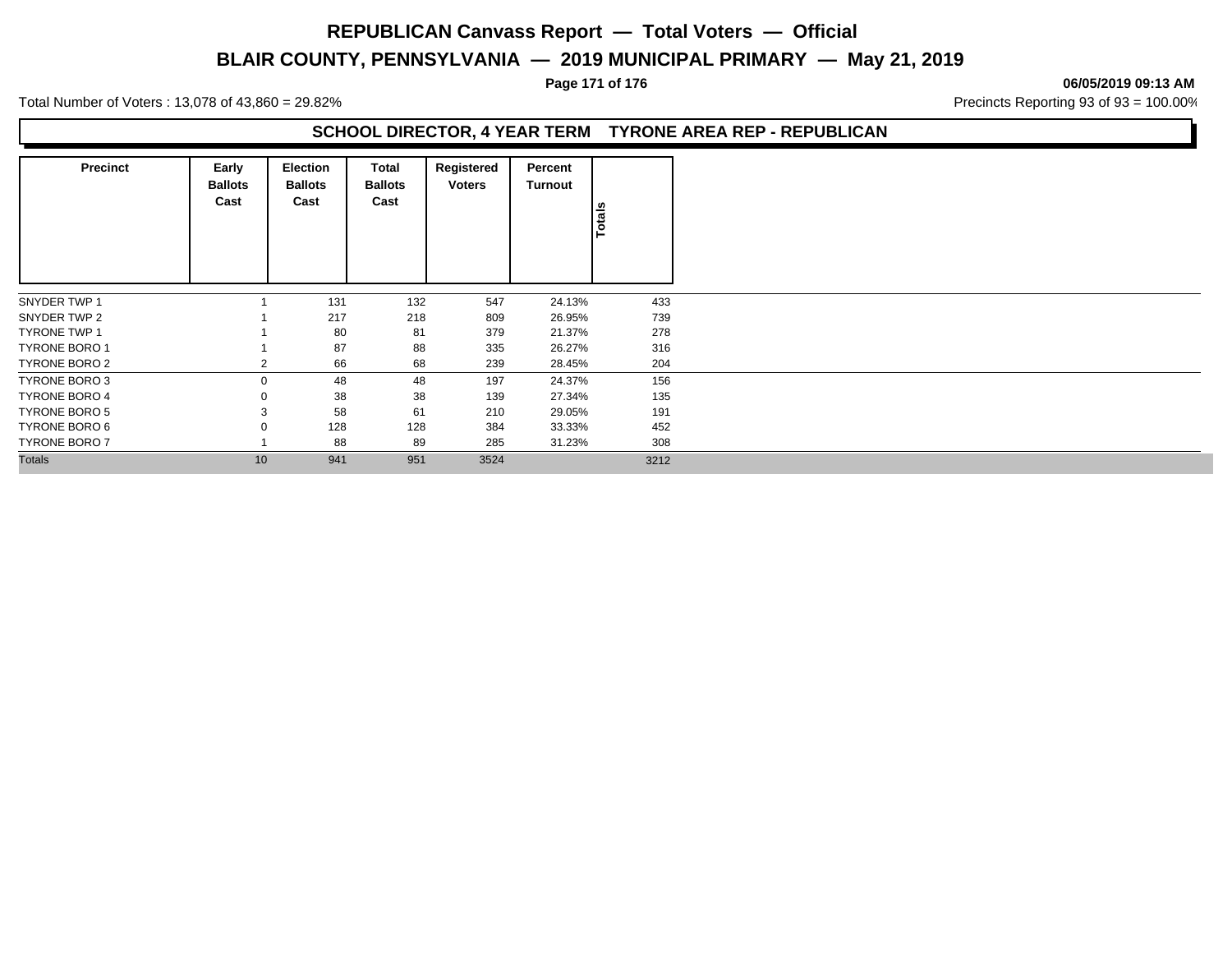# REPUBLICAN Canvass Report — Total Voters — Official

## BLAIR COUNTY, PENNSYLVANIA — 2019 MUNICIPAL PRIMARY — May 21, 2019

06/05/2019 09:13 AM

Total Number of Voters : 13,078 of 43,860 = 29.82%

Precincts Reporting 93 of 93 = 100.00%

### SCHOOL DIRECTOR, 4 YEAR TERM TYRONE AREA REP - REPUBLICAN

| Precinct | Early Ballots Cast | Election Ballots Cast | Total Ballots Cast | Registered Voters | Percent Turnout | Totals |
|---|---|---|---|---|---|---|
| SNYDER TWP 1 | 1 | 131 | 132 | 547 | 24.13% | 433 |
| SNYDER TWP 2 | 1 | 217 | 218 | 809 | 26.95% | 739 |
| TYRONE TWP 1 | 1 | 80 | 81 | 379 | 21.37% | 278 |
| TYRONE BORO 1 | 1 | 87 | 88 | 335 | 26.27% | 316 |
| TYRONE BORO 2 | 2 | 66 | 68 | 239 | 28.45% | 204 |
| TYRONE BORO 3 | 0 | 48 | 48 | 197 | 24.37% | 156 |
| TYRONE BORO 4 | 0 | 38 | 38 | 139 | 27.34% | 135 |
| TYRONE BORO 5 | 3 | 58 | 61 | 210 | 29.05% | 191 |
| TYRONE BORO 6 | 0 | 128 | 128 | 384 | 33.33% | 452 |
| TYRONE BORO 7 | 1 | 88 | 89 | 285 | 31.23% | 308 |
| Totals | 10 | 941 | 951 | 3524 | | 3212 |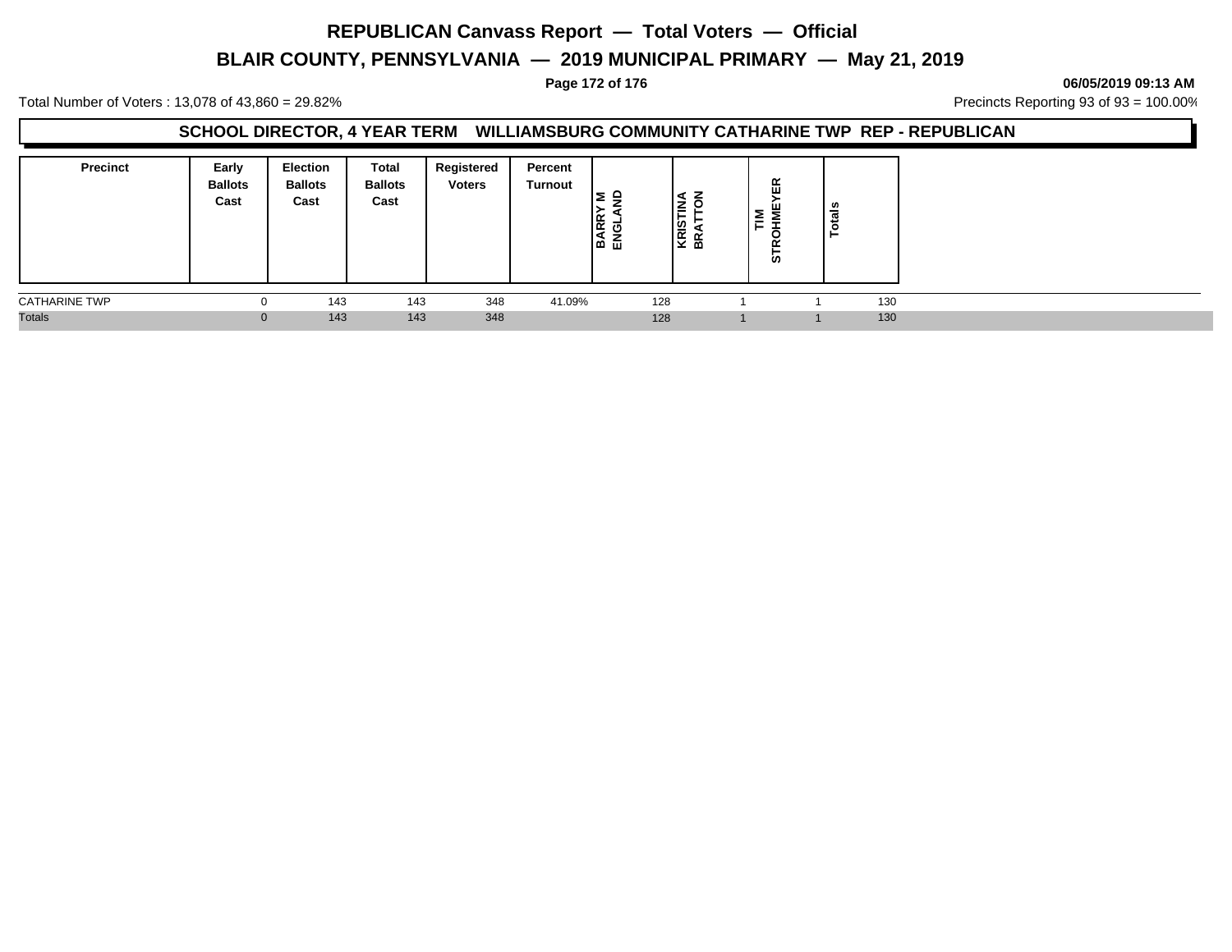# REPUBLICAN Canvass Report — Total Voters — Official

## BLAIR COUNTY, PENNSYLVANIA — 2019 MUNICIPAL PRIMARY — May 21, 2019

**06/05/2019 09:13 AM**

Total Number of Voters : 13,078 of 43,860 = 29.82%

Precincts Reporting 93 of 93 = 100.00%

### SCHOOL DIRECTOR, 4 YEAR TERM WILLIAMSBURG COMMUNITY CATHARINE TWP REP - REPUBLICAN

| Precinct | Early Ballots Cast | Election Ballots Cast | Total Ballots Cast | Registered Voters | Percent Turnout | BARRY M ENGLAND | KRISTINA BRATTON | TIM STROHMEYER | Totals |
|---|---|---|---|---|---|---|---|---|---|
| CATHARINE TWP | 0 | 143 | 143 | 348 | 41.09% | 128 | 1 | 1 | 130 |
| Totals | 0 | 143 | 143 | 348 | | 128 | 1 | 1 | 130 |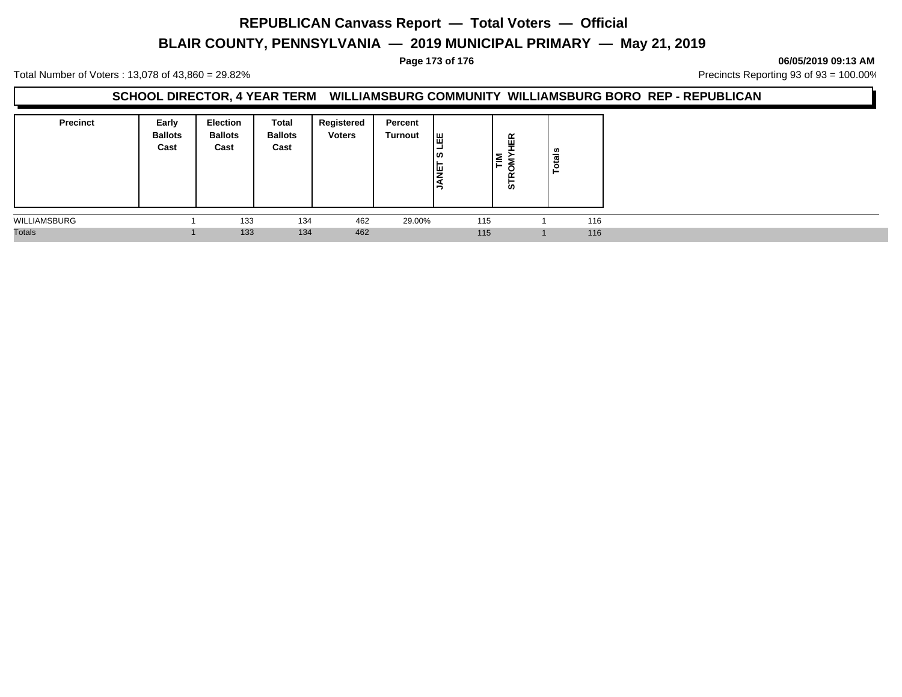# REPUBLICAN Canvass Report — Total Voters — Official

## BLAIR COUNTY, PENNSYLVANIA — 2019 MUNICIPAL PRIMARY — May 21, 2019

06/05/2019 09:13 AM

Total Number of Voters : 13,078 of 43,860 = 29.82%

Precincts Reporting 93 of 93 = 100.00%

### SCHOOL DIRECTOR, 4 YEAR TERM WILLIAMSBURG COMMUNITY WILLIAMSBURG BORO REP - REPUBLICAN

| Precinct | Early Ballots Cast | Election Ballots Cast | Total Ballots Cast | Registered Voters | Percent Turnout | JANET S LEE | TIM STROMYHER | Totals |
|---|---|---|---|---|---|---|---|---|
| WILLIAMSBURG | 1 | 133 | 134 | 462 | 29.00% | 115 | 1 | 116 |
| Totals | 1 | 133 | 134 | 462 | | 115 | 1 | 116 |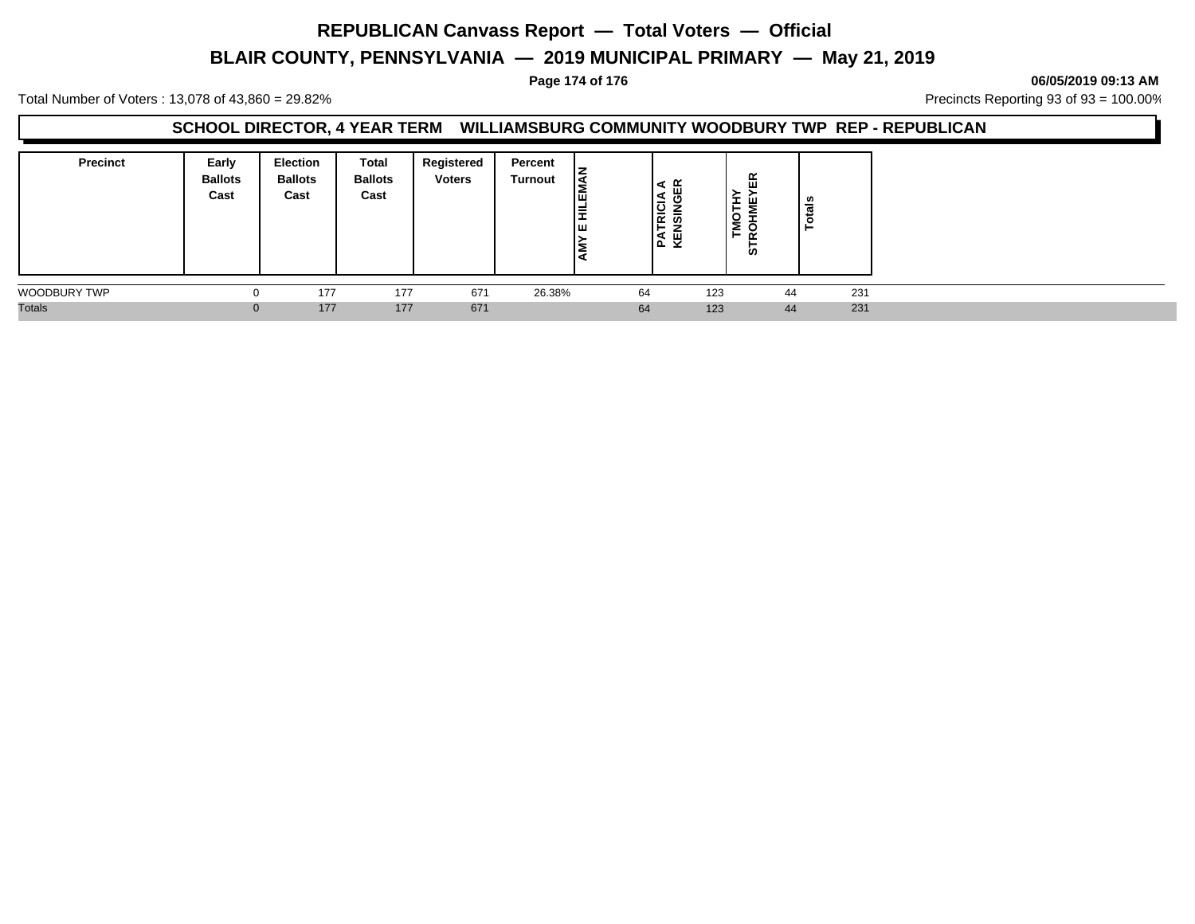# REPUBLICAN Canvass Report — Total Voters — Official

## BLAIR COUNTY, PENNSYLVANIA — 2019 MUNICIPAL PRIMARY — May 21, 2019

**06/05/2019 09:13 AM**

Total Number of Voters : 13,078 of 43,860 = 29.82%

Precincts Reporting 93 of 93 = 100.00%

### SCHOOL DIRECTOR, 4 YEAR TERM WILLIAMSBURG COMMUNITY WOODBURY TWP REP - REPUBLICAN

| Precinct | Early Ballots Cast | Election Ballots Cast | Total Ballots Cast | Registered Voters | Percent Turnout | AMY E HILEMAN | PATRICIA A KENSINGER | TMOTHY STROHMEYER | Totals |
|---|---|---|---|---|---|---|---|---|---|
| WOODBURY TWP | 0 | 177 | 177 | 671 | 26.38% | 64 | 123 | 44 | 231 |
| Totals | 0 | 177 | 177 | 671 | | 64 | 123 | 44 | 231 |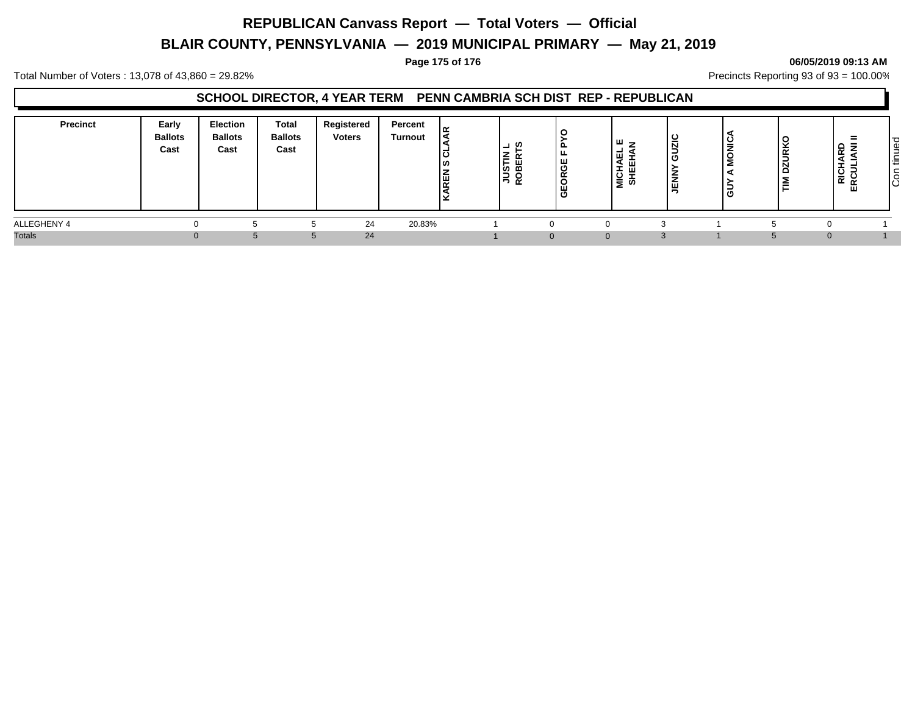# REPUBLICAN Canvass Report — Total Voters — Official

## BLAIR COUNTY, PENNSYLVANIA — 2019 MUNICIPAL PRIMARY — May 21, 2019

**06/05/2019 09:13 AM**

Total Number of Voters : 13,078 of 43,860 = 29.82%

Precincts Reporting 93 of 93 = 100.00%

### SCHOOL DIRECTOR, 4 YEAR TERM PENN CAMBRIA SCH DIST REP - REPUBLICAN

| Precinct | Early Ballots Cast | Election Ballots Cast | Total Ballots Cast | Registered Voters | Percent Turnout | KAREN S CLAAR | JUSTIN L ROBERTS | GEORGE F PYO | MICHAEL E SHEEHAN | JENNY GUZIC | GUY A MONICA | TIM DZURKO | RICHARD ERCULIANI II |
|---|---|---|---|---|---|---|---|---|---|---|---|---|---|
| ALLEGHENY 4 | 0 | 5 | 5 | 24 | 20.83% | 1 | 0 | 0 | 3 | 1 | 5 | 0 | 1 |
| Totals | 0 | 5 | 5 | 24 | | 1 | 0 | 0 | 3 | 1 | 5 | 0 | 1 |

Continued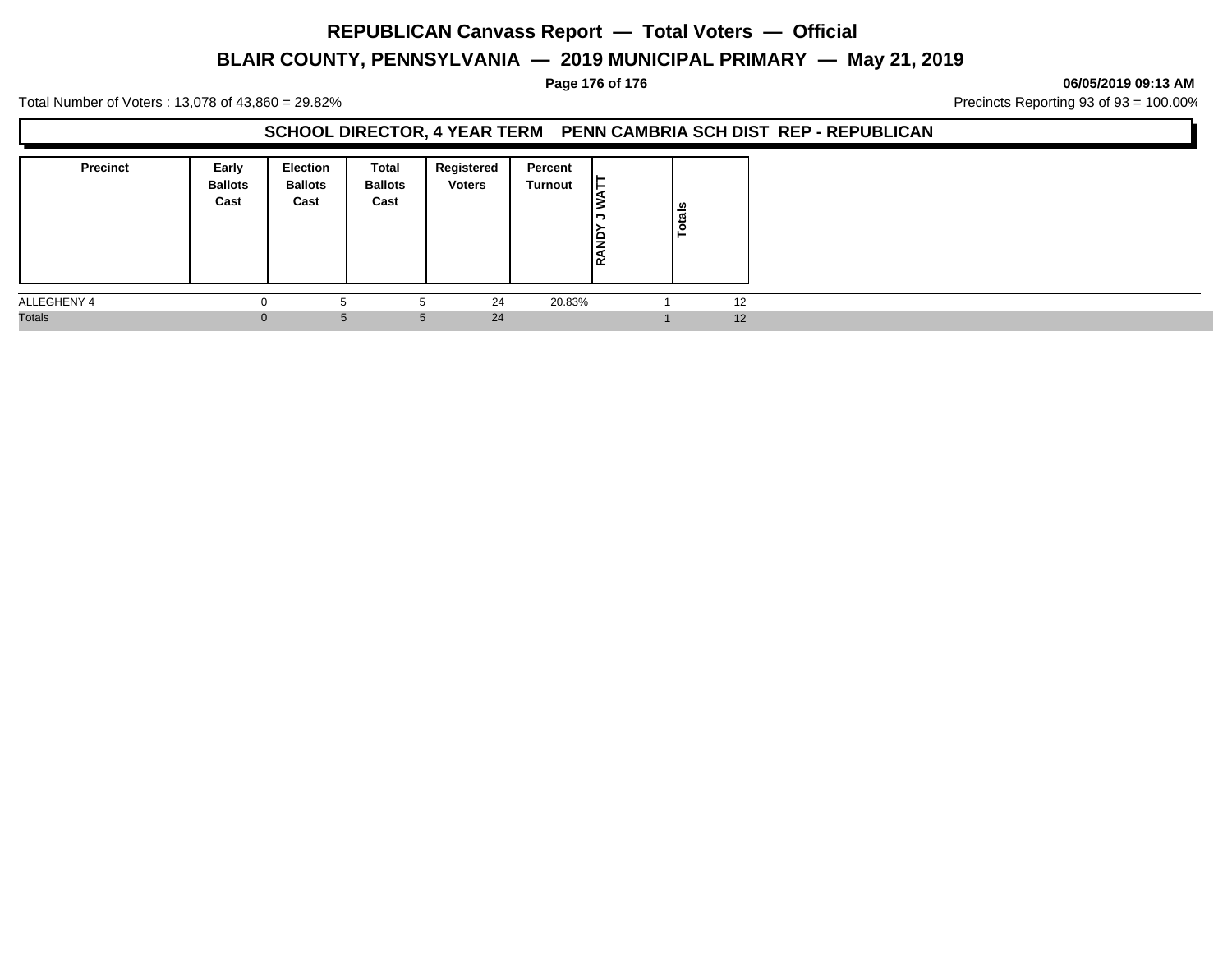# REPUBLICAN Canvass Report — Total Voters — Official

## BLAIR COUNTY, PENNSYLVANIA — 2019 MUNICIPAL PRIMARY — May 21, 2019

**06/05/2019 09:13 AM**

Total Number of Voters : 13,078 of 43,860 = 29.82%

Precincts Reporting 93 of 93 = 100.00%

### SCHOOL DIRECTOR, 4 YEAR TERM PENN CAMBRIA SCH DIST REP - REPUBLICAN

| Precinct | Early Ballots Cast | Election Ballots Cast | Total Ballots Cast | Registered Voters | Percent Turnout | RANDY J WATT | Totals |
|---|---|---|---|---|---|---|---|
| ALLEGHENY 4 | 0 | 5 | 5 | 24 | 20.83% | 1 | 12 |
| Totals | 0 | 5 | 5 | 24 | | 1 | 12 |